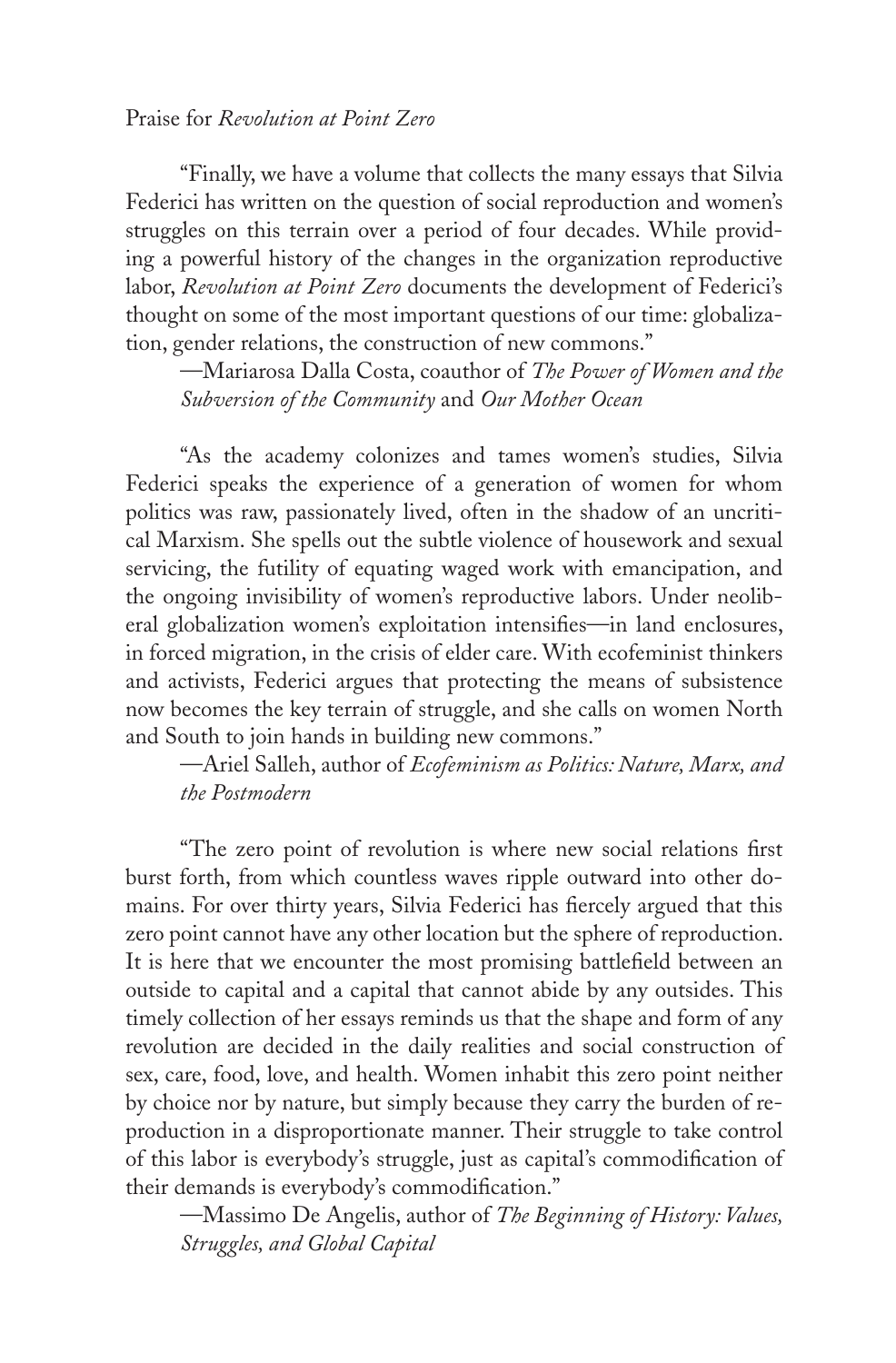Praise for *Revolution at Point Zero*

"Finally, we have a volume that collects the many essays that Silvia Federici has written on the question of social reproduction and women's struggles on this terrain over a period of four decades. While providing a powerful history of the changes in the organization reproductive labor, *Revolution at Point Zero* documents the development of Federici's thought on some of the most important questions of our time: globalization, gender relations, the construction of new commons."

—Mariarosa Dalla Costa, coauthor of *The Power of Women and the Subversion of the Community* and *Our Mother Ocean*

"As the academy colonizes and tames women's studies, Silvia Federici speaks the experience of a generation of women for whom politics was raw, passionately lived, often in the shadow of an uncritical Marxism. She spells out the subtle violence of housework and sexual servicing, the futility of equating waged work with emancipation, and the ongoing invisibility of women's reproductive labors. Under neoliberal globalization women's exploitation intensifies—in land enclosures, in forced migration, in the crisis of elder care. With ecofeminist thinkers and activists, Federici argues that protecting the means of subsistence now becomes the key terrain of struggle, and she calls on women North and South to join hands in building new commons."

—Ariel Salleh, author of *Ecofeminism as Politics: Nature, Marx, and the Postmodern*

"The zero point of revolution is where new social relations first burst forth, from which countless waves ripple outward into other domains. For over thirty years, Silvia Federici has fiercely argued that this zero point cannot have any other location but the sphere of reproduction. It is here that we encounter the most promising battlefield between an outside to capital and a capital that cannot abide by any outsides. This timely collection of her essays reminds us that the shape and form of any revolution are decided in the daily realities and social construction of sex, care, food, love, and health. Women inhabit this zero point neither by choice nor by nature, but simply because they carry the burden of reproduction in a disproportionate manner. Their struggle to take control of this labor is everybody's struggle, just as capital's commodification of their demands is everybody's commodification."

—Massimo De Angelis, author of *The Beginning of History: Values, Struggles, and Global Capital*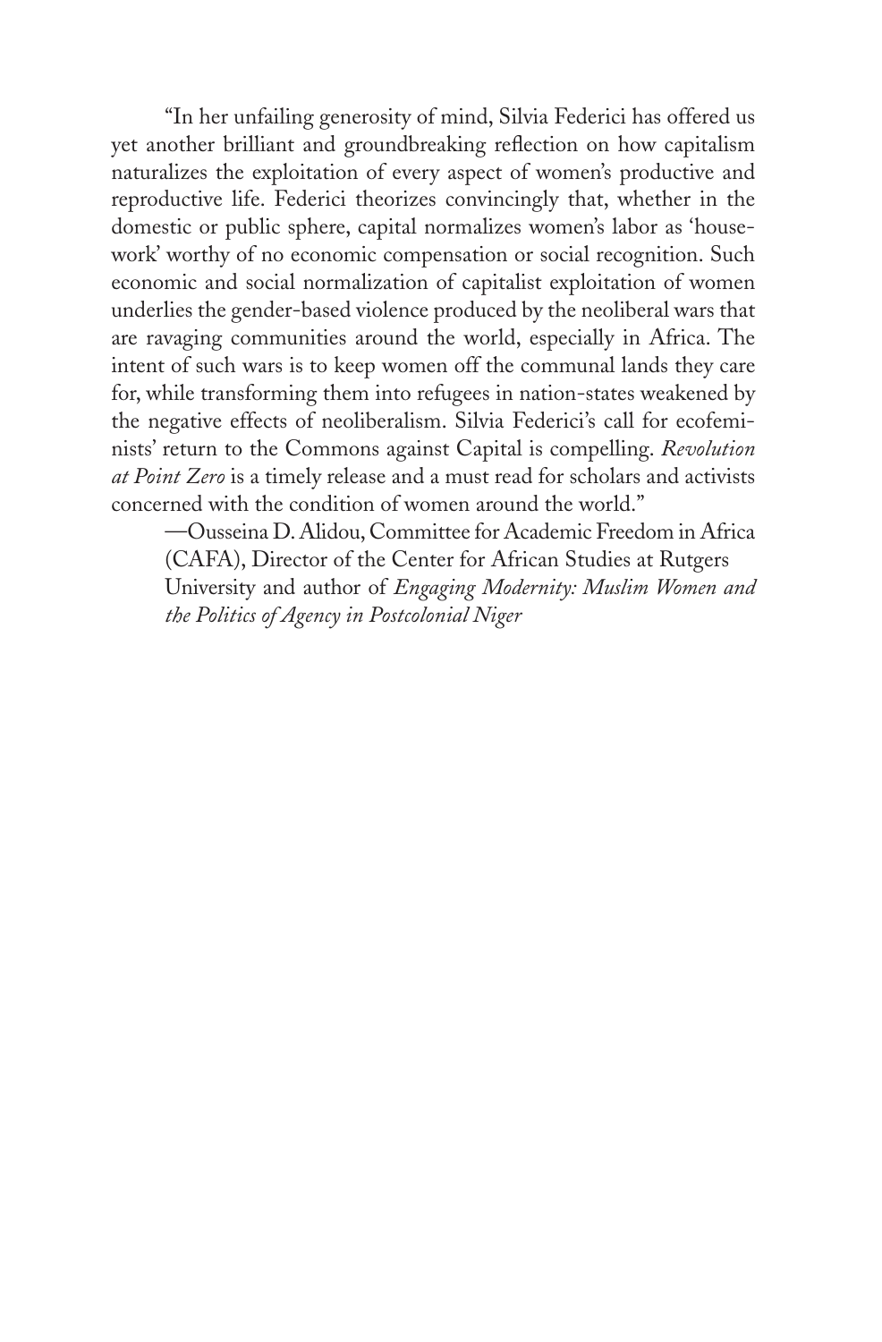"In her unfailing generosity of mind, Silvia Federici has offered us yet another brilliant and groundbreaking reflection on how capitalism naturalizes the exploitation of every aspect of women's productive and reproductive life. Federici theorizes convincingly that, whether in the domestic or public sphere, capital normalizes women's labor as 'housework' worthy of no economic compensation or social recognition. Such economic and social normalization of capitalist exploitation of women underlies the gender-based violence produced by the neoliberal wars that are ravaging communities around the world, especially in Africa. The intent of such wars is to keep women off the communal lands they care for, while transforming them into refugees in nation-states weakened by the negative effects of neoliberalism. Silvia Federici's call for ecofeminists' return to the Commons against Capital is compelling. *Revolution at Point Zero* is a timely release and a must read for scholars and activists concerned with the condition of women around the world."

—Ousseina D. Alidou, Committee for Academic Freedom in Africa (CAFA), Director of the Center for African Studies at Rutgers University and author of *Engaging Modernity: Muslim Women and the Politics of Agency in Postcolonial Niger*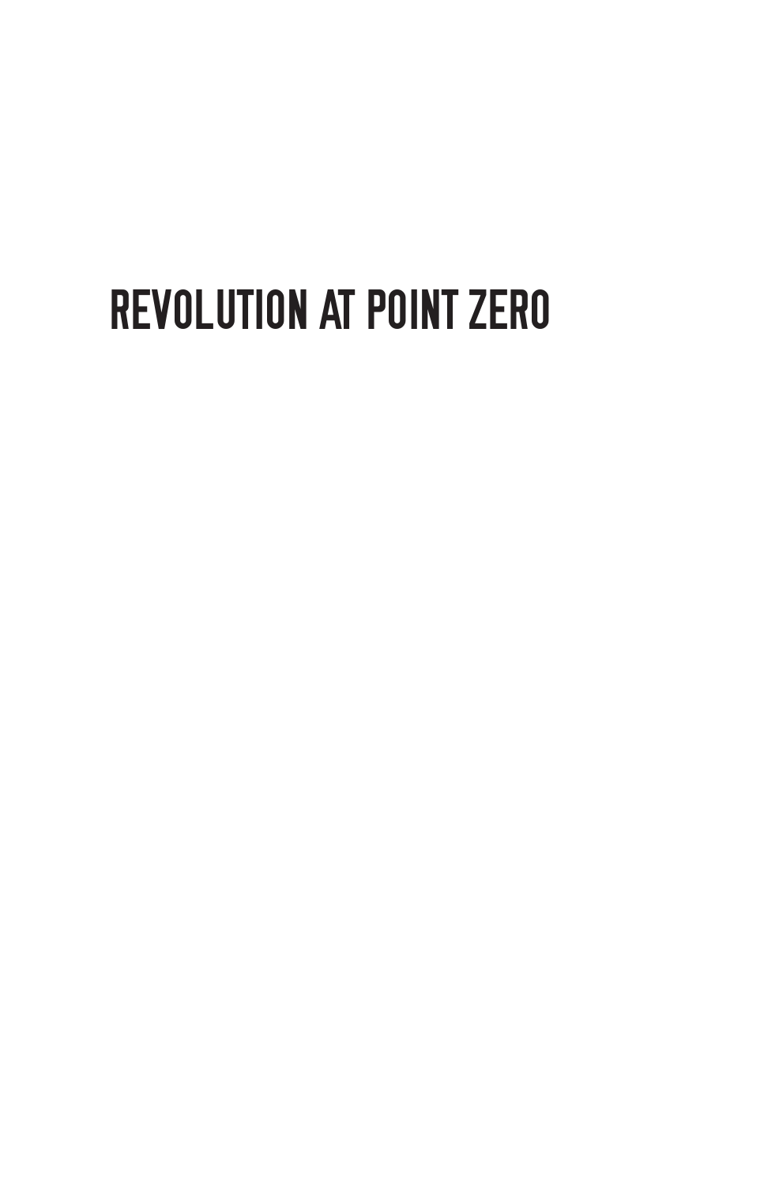# REVOLUTION AT POINT ZERO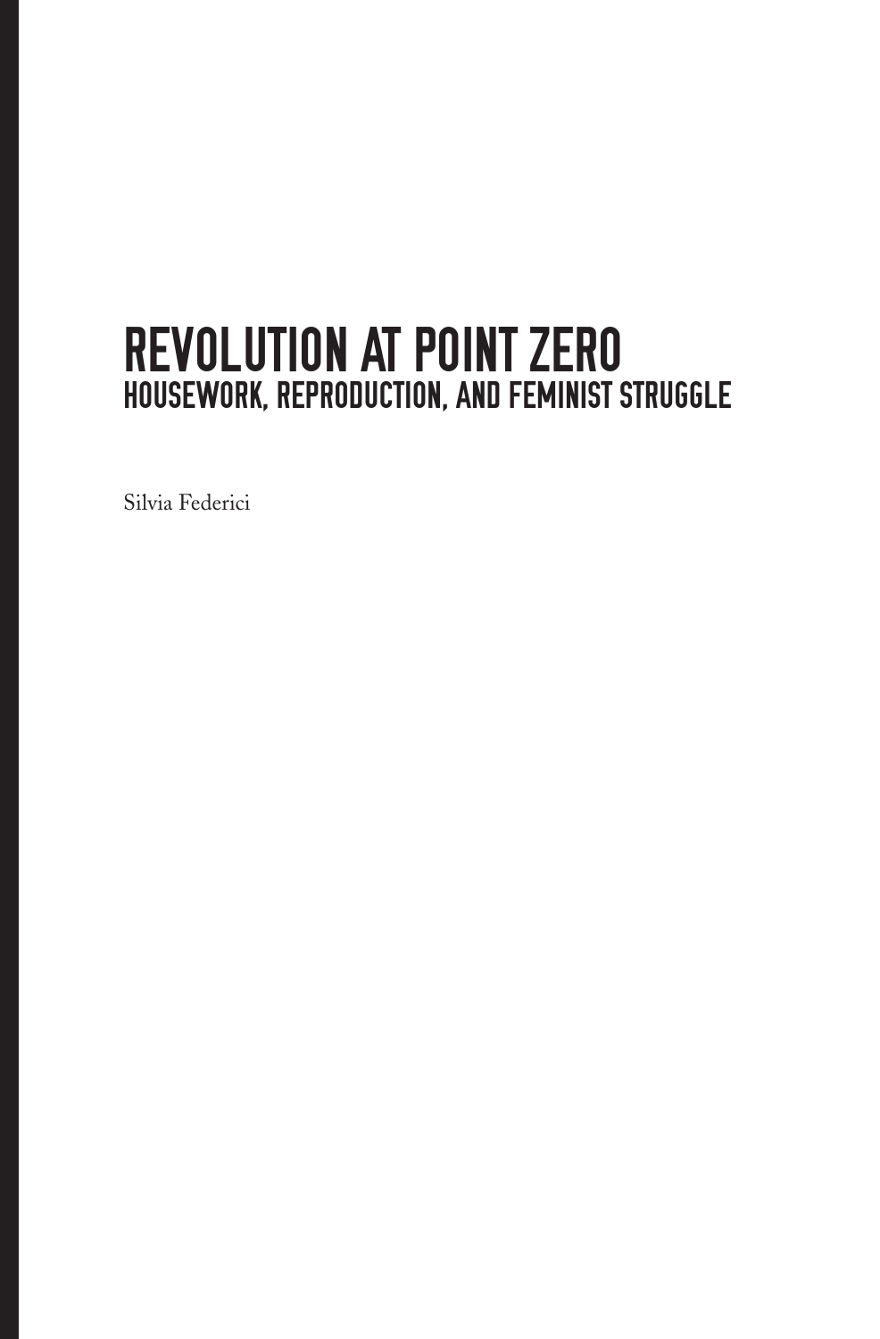# REVOLUTION AT POINT ZERO

## HOUSEWORK, REPRODUCTION, AND FEMINIST STRUGGLE

Silvia Federici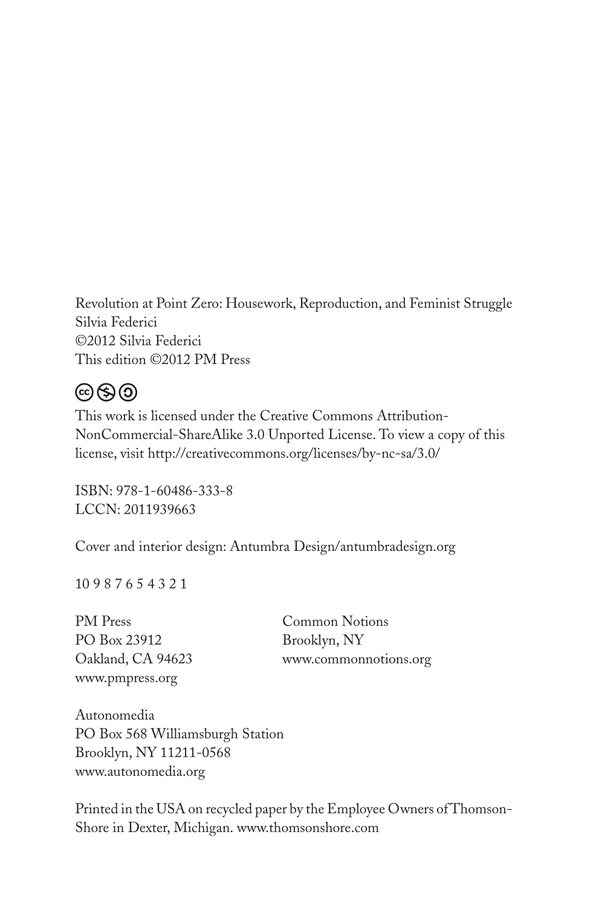Revolution at Point Zero: Housework, Reproduction, and Feminist Struggle
Silvia Federici
©2012 Silvia Federici
This edition ©2012 PM Press

This work is licensed under the Creative Commons Attribution-NonCommercial-ShareAlike 3.0 Unported License. To view a copy of this license, visit http://creativecommons.org/licenses/by-nc-sa/3.0/

ISBN: 978-1-60486-333-8
LCCN: 2011939663

Cover and interior design: Antumbra Design/antumbradesign.org

10 9 8 7 6 5 4 3 2 1

PM Press
PO Box 23912
Oakland, CA 94623
www.pmpress.org

Common Notions
Brooklyn, NY
www.commonnotions.org

Autonomedia
PO Box 568 Williamsburgh Station
Brooklyn, NY 11211-0568
www.autonomedia.org

Printed in the USA on recycled paper by the Employee Owners of Thomson-Shore in Dexter, Michigan. www.thomsonshore.com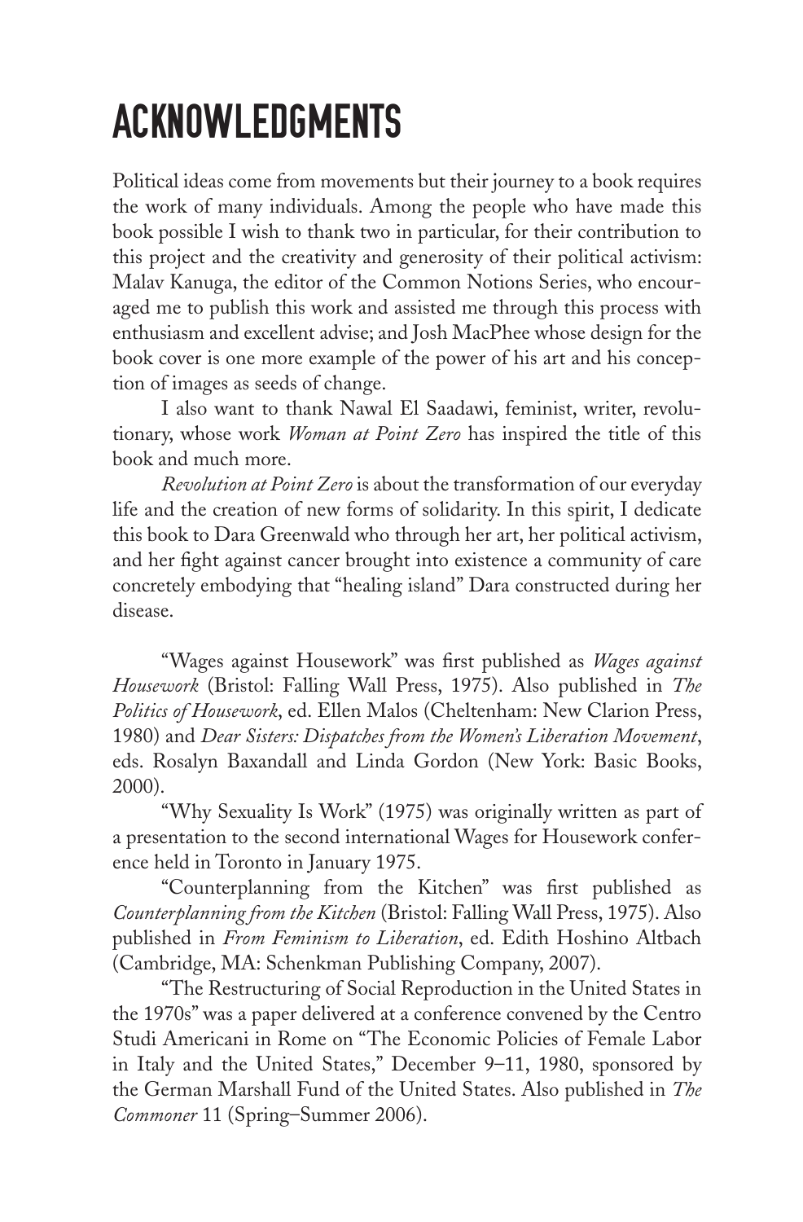# ACKNOWLEDGMENTS

Political ideas come from movements but their journey to a book requires the work of many individuals. Among the people who have made this book possible I wish to thank two in particular, for their contribution to this project and the creativity and generosity of their political activism: Malav Kanuga, the editor of the Common Notions Series, who encouraged me to publish this work and assisted me through this process with enthusiasm and excellent advise; and Josh MacPhee whose design for the book cover is one more example of the power of his art and his conception of images as seeds of change.

I also want to thank Nawal El Saadawi, feminist, writer, revolutionary, whose work *Woman at Point Zero* has inspired the title of this book and much more.

*Revolution at Point Zero* is about the transformation of our everyday life and the creation of new forms of solidarity. In this spirit, I dedicate this book to Dara Greenwald who through her art, her political activism, and her fight against cancer brought into existence a community of care concretely embodying that "healing island" Dara constructed during her disease.

"Wages against Housework" was first published as *Wages against Housework* (Bristol: Falling Wall Press, 1975). Also published in *The Politics of Housework*, ed. Ellen Malos (Cheltenham: New Clarion Press, 1980) and *Dear Sisters: Dispatches from the Women's Liberation Movement*, eds. Rosalyn Baxandall and Linda Gordon (New York: Basic Books, 2000).

"Why Sexuality Is Work" (1975) was originally written as part of a presentation to the second international Wages for Housework conference held in Toronto in January 1975.

"Counterplanning from the Kitchen" was first published as *Counterplanning from the Kitchen* (Bristol: Falling Wall Press, 1975). Also published in *From Feminism to Liberation*, ed. Edith Hoshino Altbach (Cambridge, MA: Schenkman Publishing Company, 2007).

"The Restructuring of Social Reproduction in the United States in the 1970s" was a paper delivered at a conference convened by the Centro Studi Americani in Rome on "The Economic Policies of Female Labor in Italy and the United States," December 9–11, 1980, sponsored by the German Marshall Fund of the United States. Also published in *The Commoner* 11 (Spring–Summer 2006).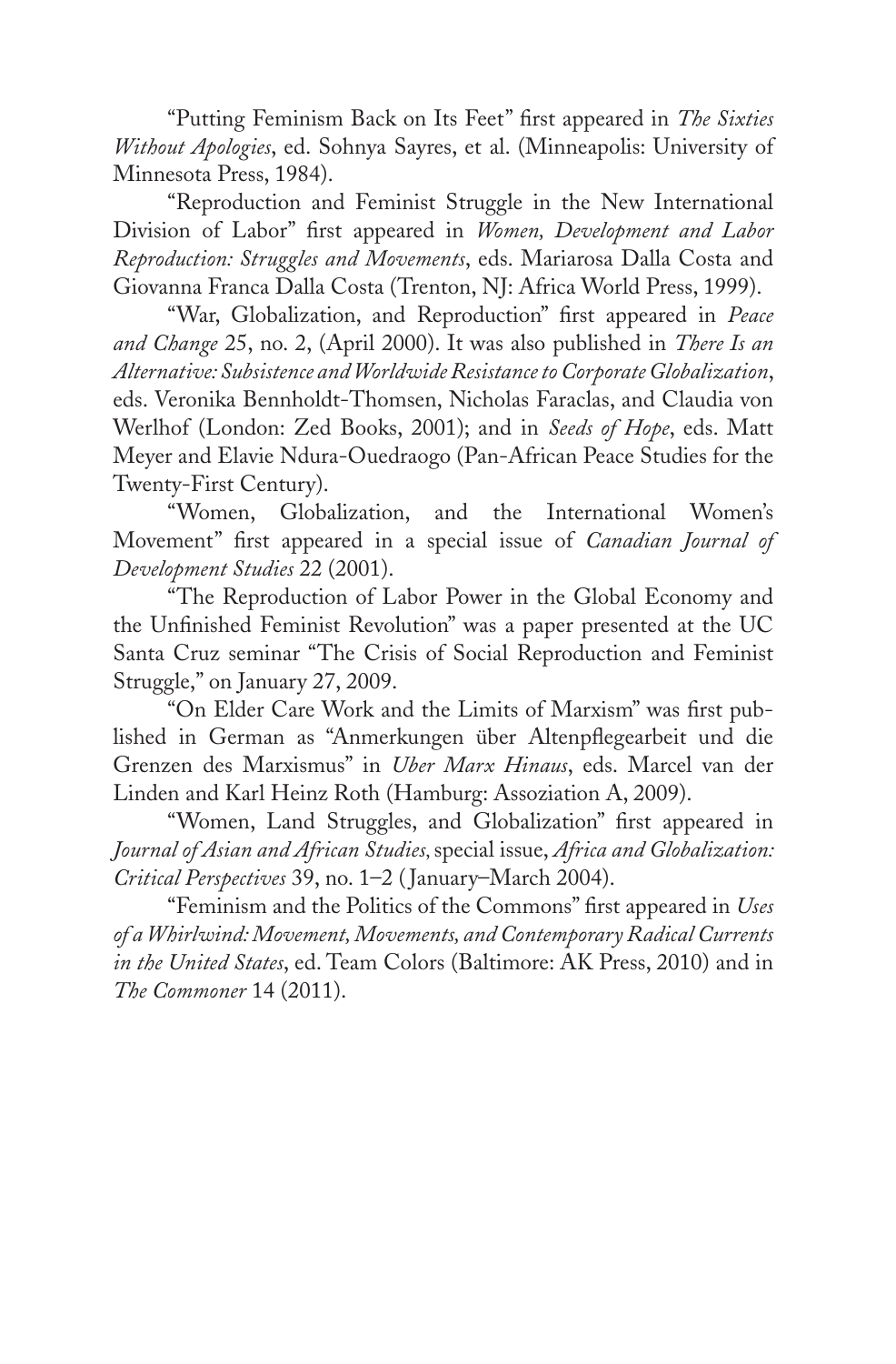"Putting Feminism Back on Its Feet" first appeared in *The Sixties Without Apologies*, ed. Sohnya Sayres, et al. (Minneapolis: University of Minnesota Press, 1984).

"Reproduction and Feminist Struggle in the New International Division of Labor" first appeared in *Women, Development and Labor Reproduction: Struggles and Movements*, eds. Mariarosa Dalla Costa and Giovanna Franca Dalla Costa (Trenton, NJ: Africa World Press, 1999).

"War, Globalization, and Reproduction" first appeared in *Peace and Change* 25, no. 2, (April 2000). It was also published in *There Is an Alternative: Subsistence and Worldwide Resistance to Corporate Globalization*, eds. Veronika Bennholdt-Thomsen, Nicholas Faraclas, and Claudia von Werlhof (London: Zed Books, 2001); and in *Seeds of Hope*, eds. Matt Meyer and Elavie Ndura-Ouedraogo (Pan-African Peace Studies for the Twenty-First Century).

"Women, Globalization, and the International Women's Movement" first appeared in a special issue of *Canadian Journal of Development Studies* 22 (2001).

"The Reproduction of Labor Power in the Global Economy and the Unfinished Feminist Revolution" was a paper presented at the UC Santa Cruz seminar "The Crisis of Social Reproduction and Feminist Struggle," on January 27, 2009.

"On Elder Care Work and the Limits of Marxism" was first published in German as "Anmerkungen über Altenpflegearbeit und die Grenzen des Marxismus" in *Uber Marx Hinaus*, eds. Marcel van der Linden and Karl Heinz Roth (Hamburg: Assoziation A, 2009).

"Women, Land Struggles, and Globalization" first appeared in *Journal of Asian and African Studies,* special issue, *Africa and Globalization: Critical Perspectives* 39, no. 1–2 (January–March 2004).

"Feminism and the Politics of the Commons" first appeared in *Uses of a Whirlwind: Movement, Movements, and Contemporary Radical Currents in the United States*, ed. Team Colors (Baltimore: AK Press, 2010) and in *The Commoner* 14 (2011).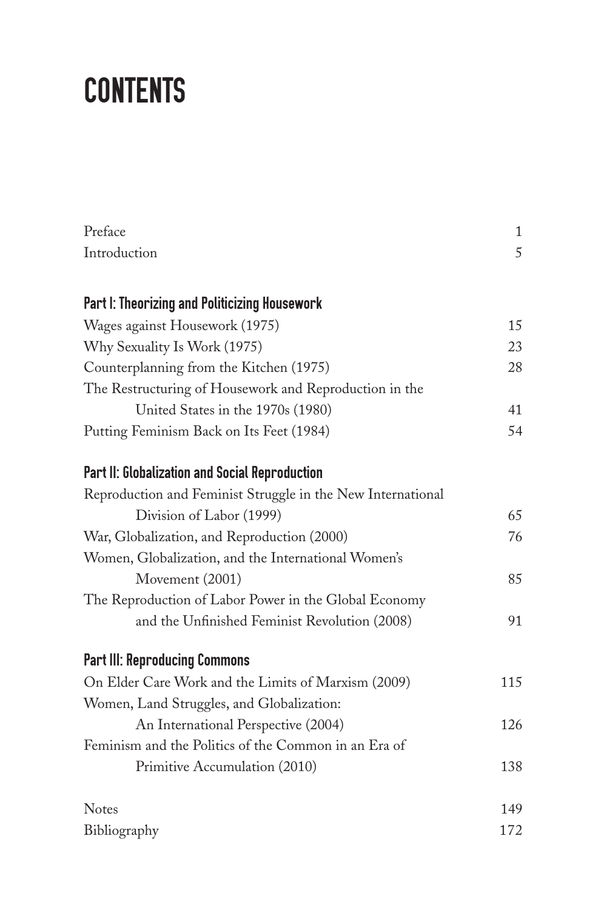# CONTENTS

Preface 1

Introduction 5

## Part I: Theorizing and Politicizing Housework

Wages against Housework (1975) 15

Why Sexuality Is Work (1975) 23

Counterplanning from the Kitchen (1975) 28

The Restructuring of Housework and Reproduction in the United States in the 1970s (1980) 41

Putting Feminism Back on Its Feet (1984) 54

## Part II: Globalization and Social Reproduction

Reproduction and Feminist Struggle in the New International Division of Labor (1999) 65

War, Globalization, and Reproduction (2000) 76

Women, Globalization, and the International Women's Movement (2001) 85

The Reproduction of Labor Power in the Global Economy and the Unfinished Feminist Revolution (2008) 91

## Part III: Reproducing Commons

On Elder Care Work and the Limits of Marxism (2009) 115

Women, Land Struggles, and Globalization: An International Perspective (2004) 126

Feminism and the Politics of the Common in an Era of Primitive Accumulation (2010) 138

Notes 149

Bibliography 172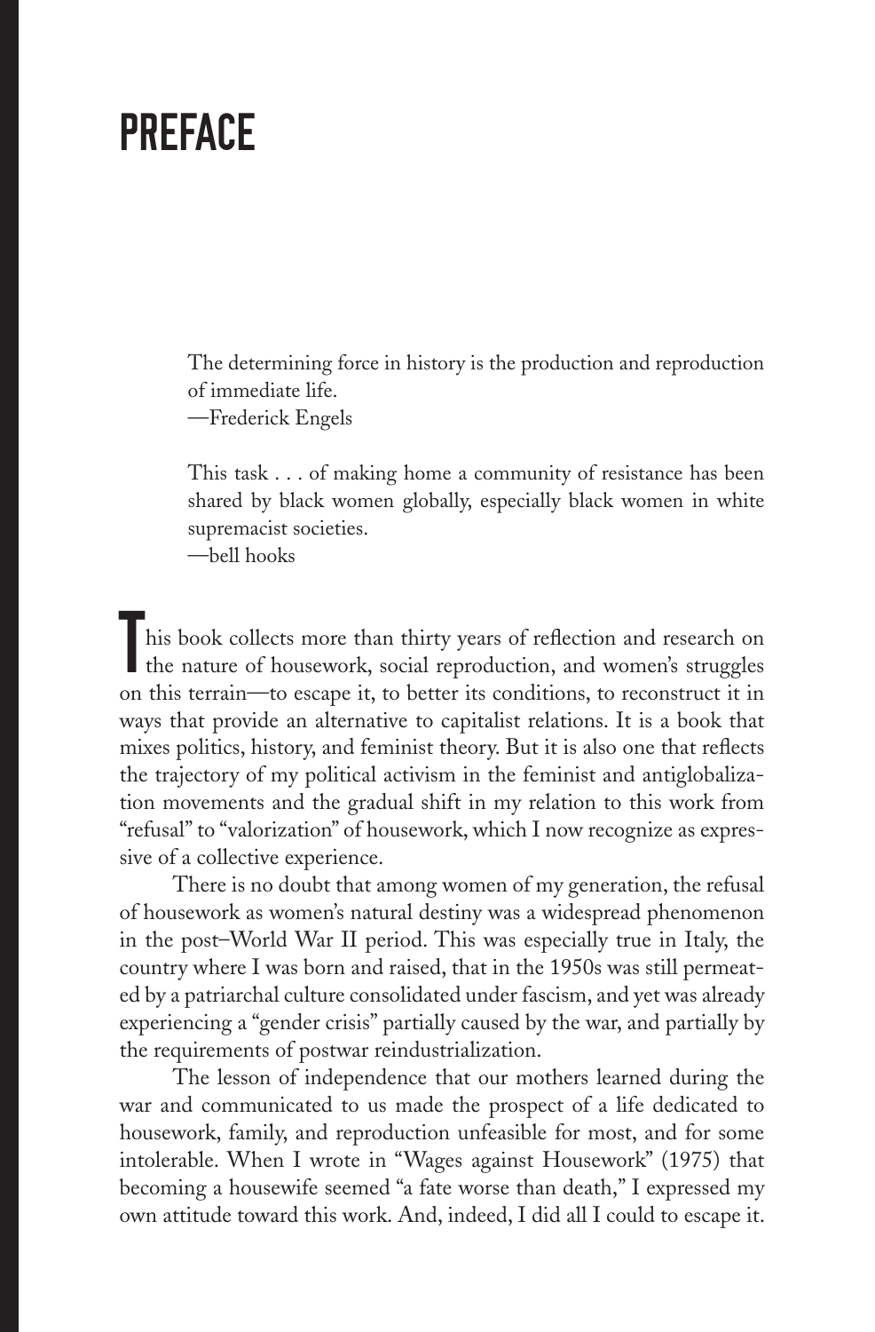# PREFACE

> The determining force in history is the production and reproduction of immediate life.
> —Frederick Engels

> This task . . . of making home a community of resistance has been shared by black women globally, especially black women in white supremacist societies.
> —bell hooks

This book collects more than thirty years of reflection and research on the nature of housework, social reproduction, and women's struggles on this terrain—to escape it, to better its conditions, to reconstruct it in ways that provide an alternative to capitalist relations. It is a book that mixes politics, history, and feminist theory. But it is also one that reflects the trajectory of my political activism in the feminist and antiglobalization movements and the gradual shift in my relation to this work from "refusal" to "valorization" of housework, which I now recognize as expressive of a collective experience.

There is no doubt that among women of my generation, the refusal of housework as women's natural destiny was a widespread phenomenon in the post–World War II period. This was especially true in Italy, the country where I was born and raised, that in the 1950s was still permeated by a patriarchal culture consolidated under fascism, and yet was already experiencing a "gender crisis" partially caused by the war, and partially by the requirements of postwar reindustrialization.

The lesson of independence that our mothers learned during the war and communicated to us made the prospect of a life dedicated to housework, family, and reproduction unfeasible for most, and for some intolerable. When I wrote in "Wages against Housework" (1975) that becoming a housewife seemed "a fate worse than death," I expressed my own attitude toward this work. And, indeed, I did all I could to escape it.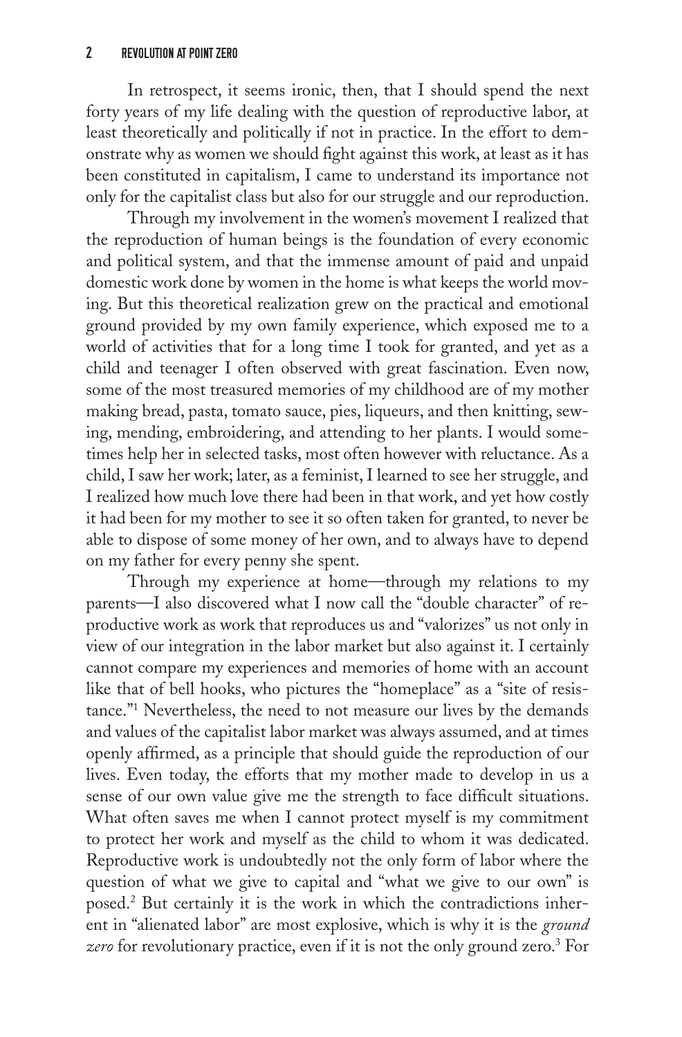In retrospect, it seems ironic, then, that I should spend the next forty years of my life dealing with the question of reproductive labor, at least theoretically and politically if not in practice. In the effort to demonstrate why as women we should fight against this work, at least as it has been constituted in capitalism, I came to understand its importance not only for the capitalist class but also for our struggle and our reproduction.

Through my involvement in the women's movement I realized that the reproduction of human beings is the foundation of every economic and political system, and that the immense amount of paid and unpaid domestic work done by women in the home is what keeps the world moving. But this theoretical realization grew on the practical and emotional ground provided by my own family experience, which exposed me to a world of activities that for a long time I took for granted, and yet as a child and teenager I often observed with great fascination. Even now, some of the most treasured memories of my childhood are of my mother making bread, pasta, tomato sauce, pies, liqueurs, and then knitting, sewing, mending, embroidering, and attending to her plants. I would sometimes help her in selected tasks, most often however with reluctance. As a child, I saw her work; later, as a feminist, I learned to see her struggle, and I realized how much love there had been in that work, and yet how costly it had been for my mother to see it so often taken for granted, to never be able to dispose of some money of her own, and to always have to depend on my father for every penny she spent.

Through my experience at home—through my relations to my parents—I also discovered what I now call the "double character" of reproductive work as work that reproduces us and "valorizes" us not only in view of our integration in the labor market but also against it. I certainly cannot compare my experiences and memories of home with an account like that of bell hooks, who pictures the "homeplace" as a "site of resistance."[1] Nevertheless, the need to not measure our lives by the demands and values of the capitalist labor market was always assumed, and at times openly affirmed, as a principle that should guide the reproduction of our lives. Even today, the efforts that my mother made to develop in us a sense of our own value give me the strength to face difficult situations. What often saves me when I cannot protect myself is my commitment to protect her work and myself as the child to whom it was dedicated. Reproductive work is undoubtedly not the only form of labor where the question of what we give to capital and "what we give to our own" is posed.[2] But certainly it is the work in which the contradictions inherent in "alienated labor" are most explosive, which is why it is the *ground zero* for revolutionary practice, even if it is not the only ground zero.[3] For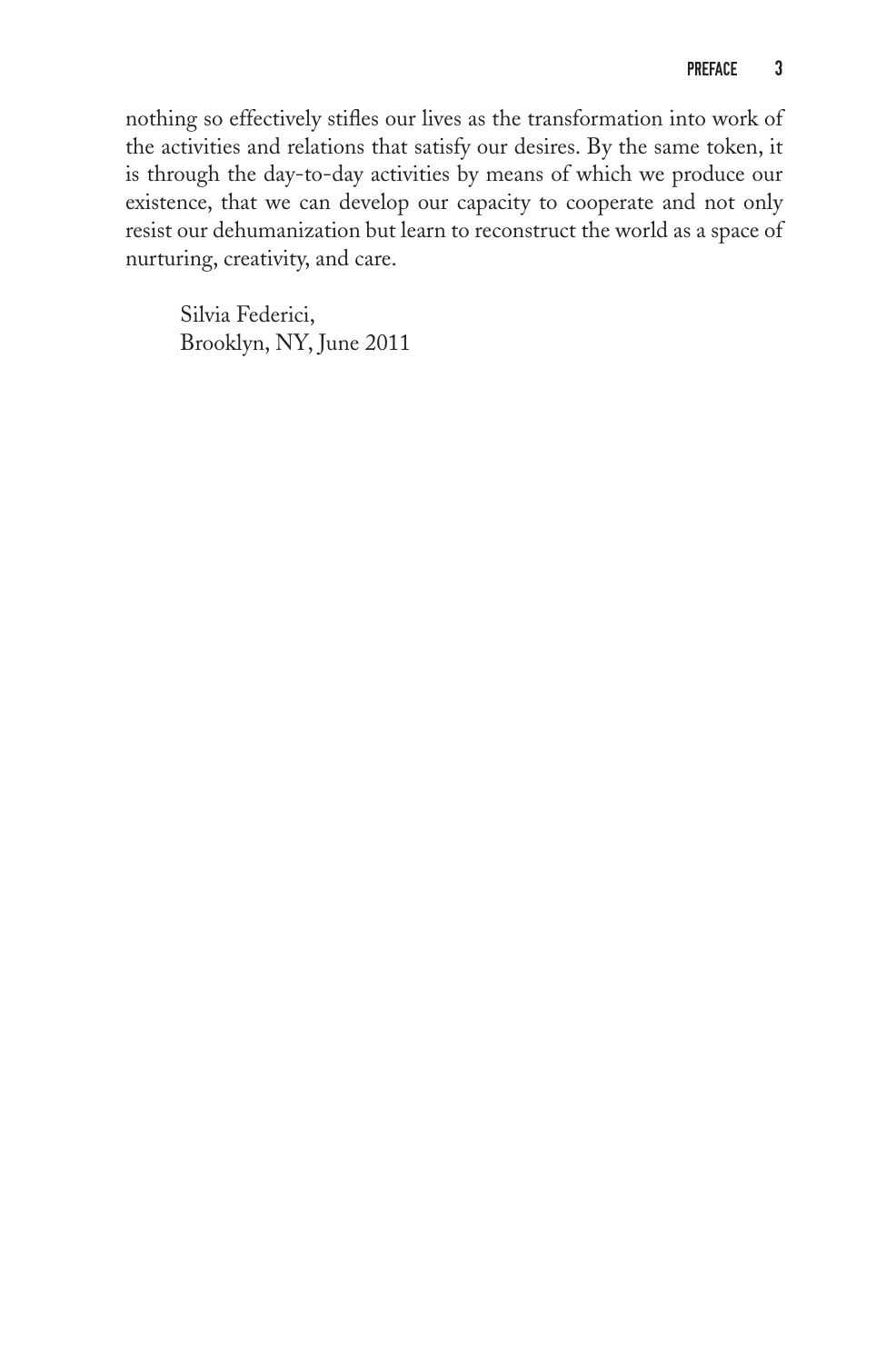nothing so effectively stifles our lives as the transformation into work of the activities and relations that satisfy our desires. By the same token, it is through the day-to-day activities by means of which we produce our existence, that we can develop our capacity to cooperate and not only resist our dehumanization but learn to reconstruct the world as a space of nurturing, creativity, and care.

Silvia Federici,
Brooklyn, NY, June 2011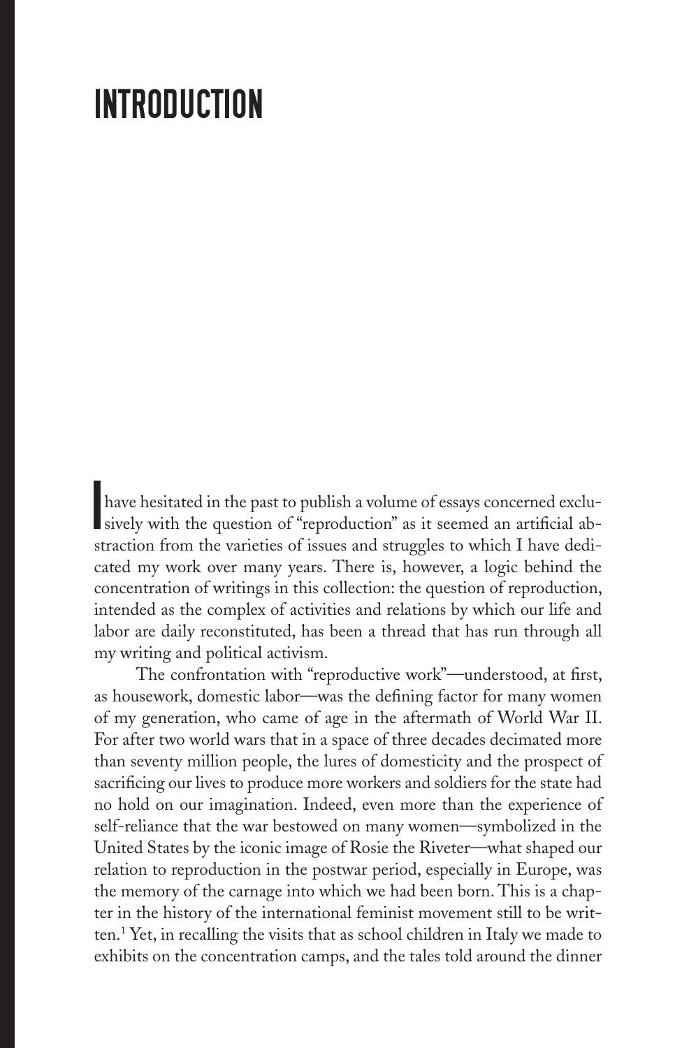# INTRODUCTION

I have hesitated in the past to publish a volume of essays concerned exclusively with the question of "reproduction" as it seemed an artificial abstraction from the varieties of issues and struggles to which I have dedicated my work over many years. There is, however, a logic behind the concentration of writings in this collection: the question of reproduction, intended as the complex of activities and relations by which our life and labor are daily reconstituted, has been a thread that has run through all my writing and political activism.

The confrontation with "reproductive work"—understood, at first, as housework, domestic labor—was the defining factor for many women of my generation, who came of age in the aftermath of World War II. For after two world wars that in a space of three decades decimated more than seventy million people, the lures of domesticity and the prospect of sacrificing our lives to produce more workers and soldiers for the state had no hold on our imagination. Indeed, even more than the experience of self-reliance that the war bestowed on many women—symbolized in the United States by the iconic image of Rosie the Riveter—what shaped our relation to reproduction in the postwar period, especially in Europe, was the memory of the carnage into which we had been born. This is a chapter in the history of the international feminist movement still to be written.[1] Yet, in recalling the visits that as school children in Italy we made to exhibits on the concentration camps, and the tales told around the dinner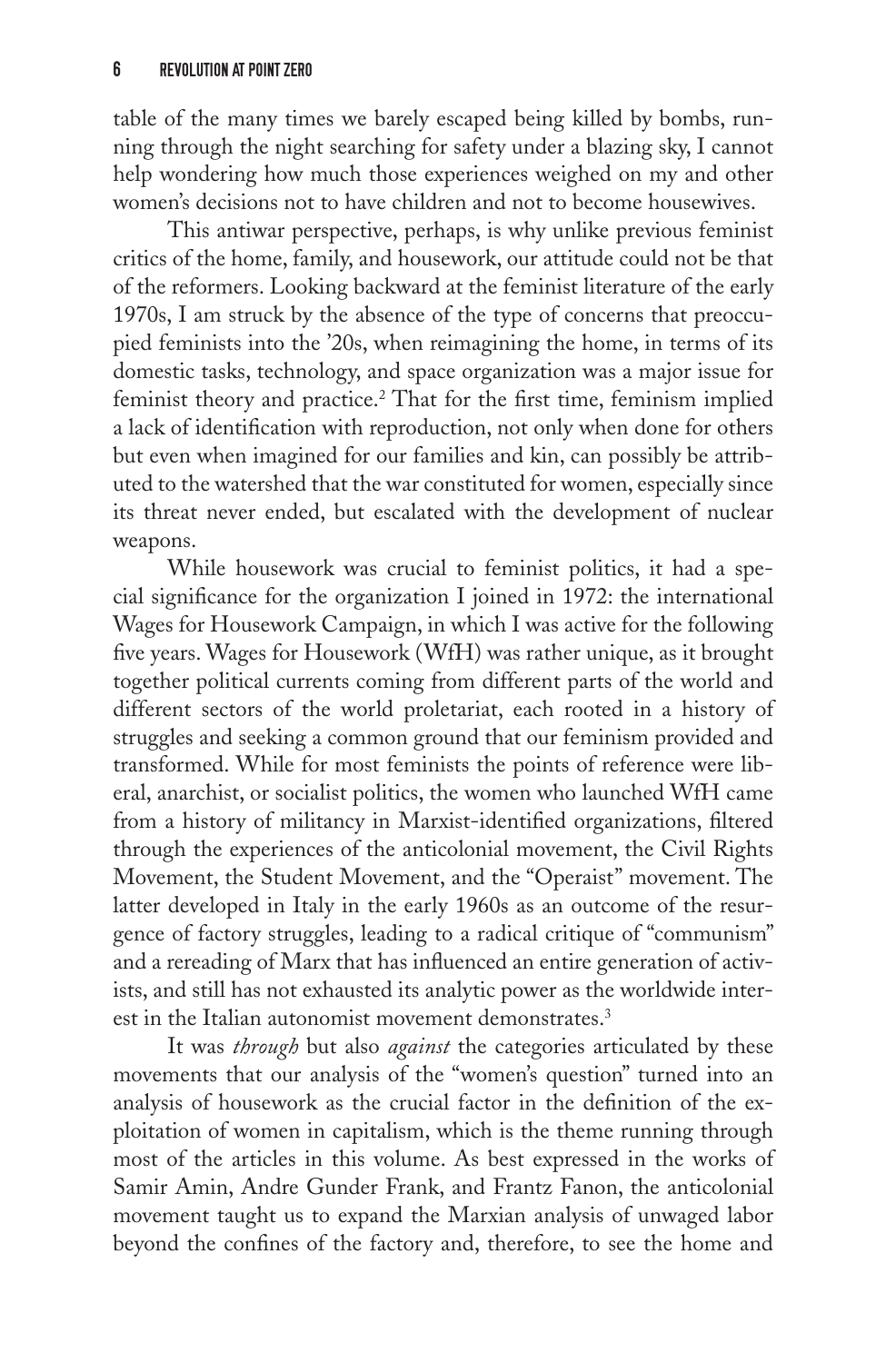table of the many times we barely escaped being killed by bombs, running through the night searching for safety under a blazing sky, I cannot help wondering how much those experiences weighed on my and other women's decisions not to have children and not to become housewives.

This antiwar perspective, perhaps, is why unlike previous feminist critics of the home, family, and housework, our attitude could not be that of the reformers. Looking backward at the feminist literature of the early 1970s, I am struck by the absence of the type of concerns that preoccupied feminists into the '20s, when reimagining the home, in terms of its domestic tasks, technology, and space organization was a major issue for feminist theory and practice.[2] That for the first time, feminism implied a lack of identification with reproduction, not only when done for others but even when imagined for our families and kin, can possibly be attributed to the watershed that the war constituted for women, especially since its threat never ended, but escalated with the development of nuclear weapons.

While housework was crucial to feminist politics, it had a special significance for the organization I joined in 1972: the international Wages for Housework Campaign, in which I was active for the following five years. Wages for Housework (WfH) was rather unique, as it brought together political currents coming from different parts of the world and different sectors of the world proletariat, each rooted in a history of struggles and seeking a common ground that our feminism provided and transformed. While for most feminists the points of reference were liberal, anarchist, or socialist politics, the women who launched WfH came from a history of militancy in Marxist-identified organizations, filtered through the experiences of the anticolonial movement, the Civil Rights Movement, the Student Movement, and the "Operaist" movement. The latter developed in Italy in the early 1960s as an outcome of the resurgence of factory struggles, leading to a radical critique of "communism" and a rereading of Marx that has influenced an entire generation of activists, and still has not exhausted its analytic power as the worldwide interest in the Italian autonomist movement demonstrates.[3]

It was *through* but also *against* the categories articulated by these movements that our analysis of the "women's question" turned into an analysis of housework as the crucial factor in the definition of the exploitation of women in capitalism, which is the theme running through most of the articles in this volume. As best expressed in the works of Samir Amin, Andre Gunder Frank, and Frantz Fanon, the anticolonial movement taught us to expand the Marxian analysis of unwaged labor beyond the confines of the factory and, therefore, to see the home and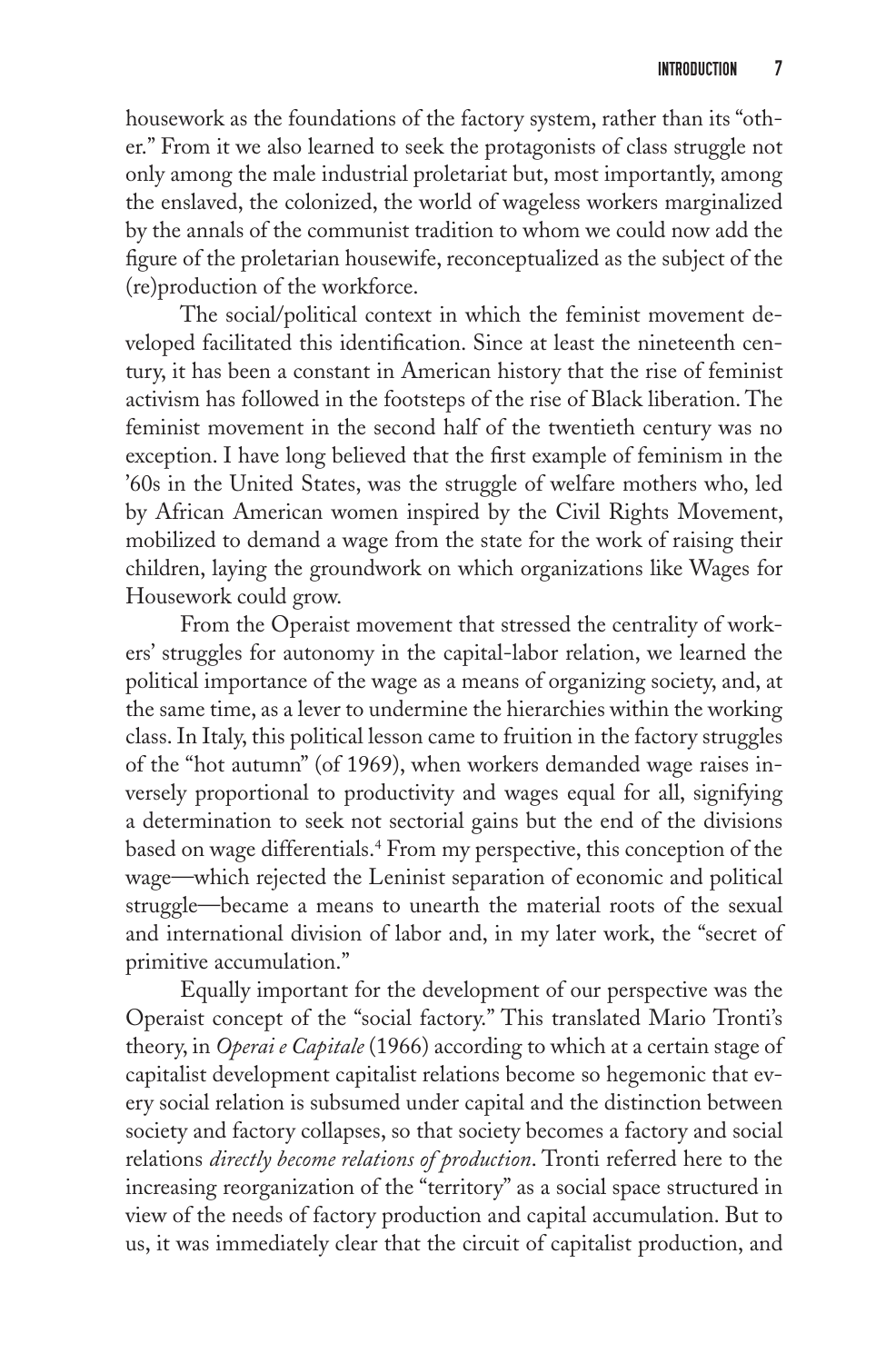housework as the foundations of the factory system, rather than its "other." From it we also learned to seek the protagonists of class struggle not only among the male industrial proletariat but, most importantly, among the enslaved, the colonized, the world of wageless workers marginalized by the annals of the communist tradition to whom we could now add the figure of the proletarian housewife, reconceptualized as the subject of the (re)production of the workforce.

The social/political context in which the feminist movement developed facilitated this identification. Since at least the nineteenth century, it has been a constant in American history that the rise of feminist activism has followed in the footsteps of the rise of Black liberation. The feminist movement in the second half of the twentieth century was no exception. I have long believed that the first example of feminism in the '60s in the United States, was the struggle of welfare mothers who, led by African American women inspired by the Civil Rights Movement, mobilized to demand a wage from the state for the work of raising their children, laying the groundwork on which organizations like Wages for Housework could grow.

From the Operaist movement that stressed the centrality of workers' struggles for autonomy in the capital-labor relation, we learned the political importance of the wage as a means of organizing society, and, at the same time, as a lever to undermine the hierarchies within the working class. In Italy, this political lesson came to fruition in the factory struggles of the "hot autumn" (of 1969), when workers demanded wage raises inversely proportional to productivity and wages equal for all, signifying a determination to seek not sectorial gains but the end of the divisions based on wage differentials.[4] From my perspective, this conception of the wage—which rejected the Leninist separation of economic and political struggle—became a means to unearth the material roots of the sexual and international division of labor and, in my later work, the "secret of primitive accumulation."

Equally important for the development of our perspective was the Operaist concept of the "social factory." This translated Mario Tronti's theory, in *Operai e Capitale* (1966) according to which at a certain stage of capitalist development capitalist relations become so hegemonic that every social relation is subsumed under capital and the distinction between society and factory collapses, so that society becomes a factory and social relations *directly become relations of production*. Tronti referred here to the increasing reorganization of the "territory" as a social space structured in view of the needs of factory production and capital accumulation. But to us, it was immediately clear that the circuit of capitalist production, and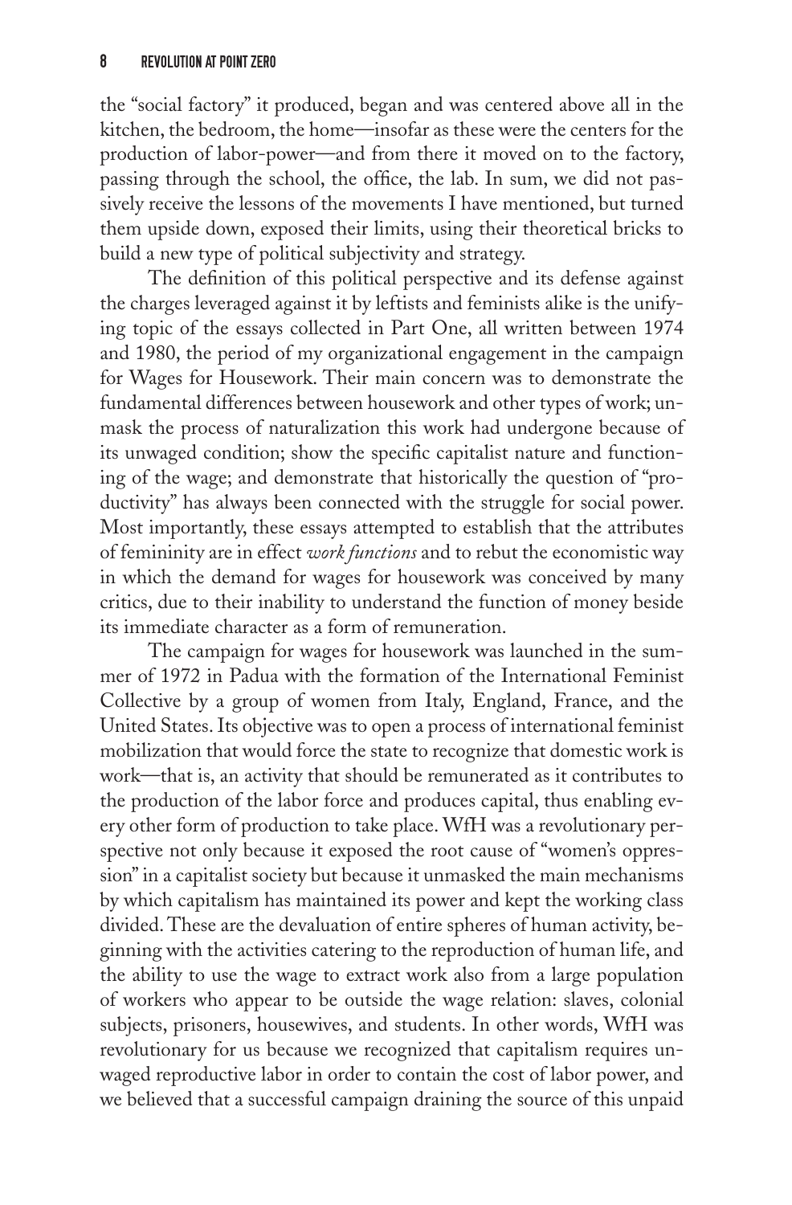the "social factory" it produced, began and was centered above all in the kitchen, the bedroom, the home—insofar as these were the centers for the production of labor-power—and from there it moved on to the factory, passing through the school, the office, the lab. In sum, we did not passively receive the lessons of the movements I have mentioned, but turned them upside down, exposed their limits, using their theoretical bricks to build a new type of political subjectivity and strategy.

The definition of this political perspective and its defense against the charges leveraged against it by leftists and feminists alike is the unifying topic of the essays collected in Part One, all written between 1974 and 1980, the period of my organizational engagement in the campaign for Wages for Housework. Their main concern was to demonstrate the fundamental differences between housework and other types of work; unmask the process of naturalization this work had undergone because of its unwaged condition; show the specific capitalist nature and functioning of the wage; and demonstrate that historically the question of "productivity" has always been connected with the struggle for social power. Most importantly, these essays attempted to establish that the attributes of femininity are in effect *work functions* and to rebut the economistic way in which the demand for wages for housework was conceived by many critics, due to their inability to understand the function of money beside its immediate character as a form of remuneration.

The campaign for wages for housework was launched in the summer of 1972 in Padua with the formation of the International Feminist Collective by a group of women from Italy, England, France, and the United States. Its objective was to open a process of international feminist mobilization that would force the state to recognize that domestic work is work—that is, an activity that should be remunerated as it contributes to the production of the labor force and produces capital, thus enabling every other form of production to take place. WfH was a revolutionary perspective not only because it exposed the root cause of "women's oppression" in a capitalist society but because it unmasked the main mechanisms by which capitalism has maintained its power and kept the working class divided. These are the devaluation of entire spheres of human activity, beginning with the activities catering to the reproduction of human life, and the ability to use the wage to extract work also from a large population of workers who appear to be outside the wage relation: slaves, colonial subjects, prisoners, housewives, and students. In other words, WfH was revolutionary for us because we recognized that capitalism requires unwaged reproductive labor in order to contain the cost of labor power, and we believed that a successful campaign draining the source of this unpaid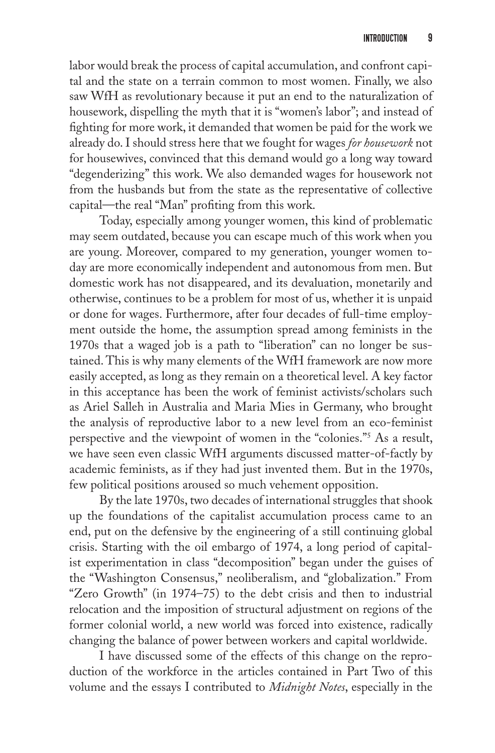labor would break the process of capital accumulation, and confront capital and the state on a terrain common to most women. Finally, we also saw WfH as revolutionary because it put an end to the naturalization of housework, dispelling the myth that it is "women's labor"; and instead of fighting for more work, it demanded that women be paid for the work we already do. I should stress here that we fought for wages *for housework* not for housewives, convinced that this demand would go a long way toward "degenderizing" this work. We also demanded wages for housework not from the husbands but from the state as the representative of collective capital—the real "Man" profiting from this work.

Today, especially among younger women, this kind of problematic may seem outdated, because you can escape much of this work when you are young. Moreover, compared to my generation, younger women today are more economically independent and autonomous from men. But domestic work has not disappeared, and its devaluation, monetarily and otherwise, continues to be a problem for most of us, whether it is unpaid or done for wages. Furthermore, after four decades of full-time employment outside the home, the assumption spread among feminists in the 1970s that a waged job is a path to "liberation" can no longer be sustained. This is why many elements of the WfH framework are now more easily accepted, as long as they remain on a theoretical level. A key factor in this acceptance has been the work of feminist activists/scholars such as Ariel Salleh in Australia and Maria Mies in Germany, who brought the analysis of reproductive labor to a new level from an eco-feminist perspective and the viewpoint of women in the "colonies."[5] As a result, we have seen even classic WfH arguments discussed matter-of-factly by academic feminists, as if they had just invented them. But in the 1970s, few political positions aroused so much vehement opposition.

By the late 1970s, two decades of international struggles that shook up the foundations of the capitalist accumulation process came to an end, put on the defensive by the engineering of a still continuing global crisis. Starting with the oil embargo of 1974, a long period of capitalist experimentation in class "decomposition" began under the guises of the "Washington Consensus," neoliberalism, and "globalization." From "Zero Growth" (in 1974–75) to the debt crisis and then to industrial relocation and the imposition of structural adjustment on regions of the former colonial world, a new world was forced into existence, radically changing the balance of power between workers and capital worldwide.

I have discussed some of the effects of this change on the reproduction of the workforce in the articles contained in Part Two of this volume and the essays I contributed to *Midnight Notes*, especially in the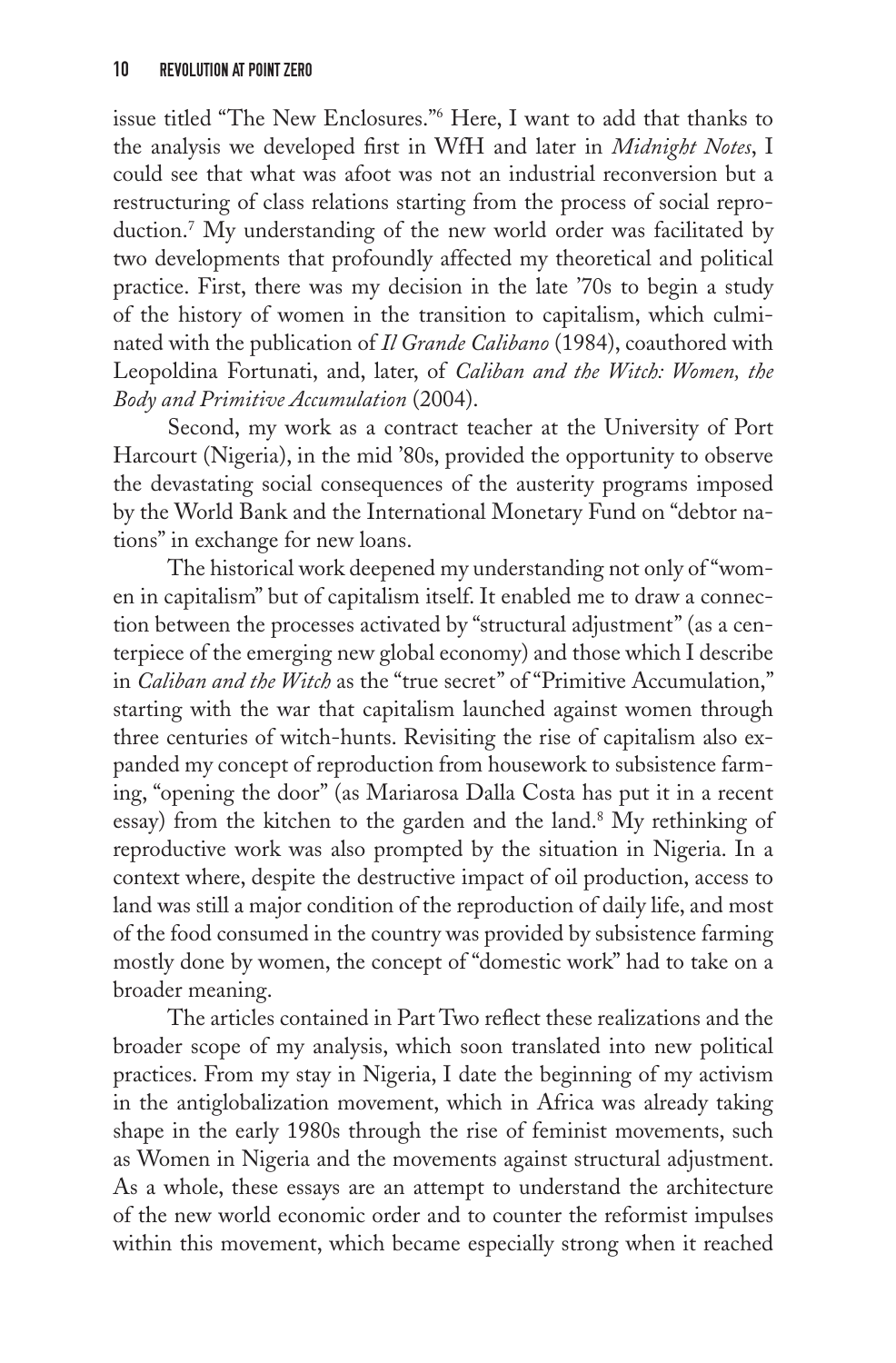issue titled "The New Enclosures."[6] Here, I want to add that thanks to the analysis we developed first in WfH and later in *Midnight Notes*, I could see that what was afoot was not an industrial reconversion but a restructuring of class relations starting from the process of social reproduction.[7] My understanding of the new world order was facilitated by two developments that profoundly affected my theoretical and political practice. First, there was my decision in the late '70s to begin a study of the history of women in the transition to capitalism, which culminated with the publication of *Il Grande Calibano* (1984), coauthored with Leopoldina Fortunati, and, later, of *Caliban and the Witch: Women, the Body and Primitive Accumulation* (2004).

Second, my work as a contract teacher at the University of Port Harcourt (Nigeria), in the mid '80s, provided the opportunity to observe the devastating social consequences of the austerity programs imposed by the World Bank and the International Monetary Fund on "debtor nations" in exchange for new loans.

The historical work deepened my understanding not only of "women in capitalism" but of capitalism itself. It enabled me to draw a connection between the processes activated by "structural adjustment" (as a centerpiece of the emerging new global economy) and those which I describe in *Caliban and the Witch* as the "true secret" of "Primitive Accumulation," starting with the war that capitalism launched against women through three centuries of witch-hunts. Revisiting the rise of capitalism also expanded my concept of reproduction from housework to subsistence farming, "opening the door" (as Mariarosa Dalla Costa has put it in a recent essay) from the kitchen to the garden and the land.[8] My rethinking of reproductive work was also prompted by the situation in Nigeria. In a context where, despite the destructive impact of oil production, access to land was still a major condition of the reproduction of daily life, and most of the food consumed in the country was provided by subsistence farming mostly done by women, the concept of "domestic work" had to take on a broader meaning.

The articles contained in Part Two reflect these realizations and the broader scope of my analysis, which soon translated into new political practices. From my stay in Nigeria, I date the beginning of my activism in the antiglobalization movement, which in Africa was already taking shape in the early 1980s through the rise of feminist movements, such as Women in Nigeria and the movements against structural adjustment. As a whole, these essays are an attempt to understand the architecture of the new world economic order and to counter the reformist impulses within this movement, which became especially strong when it reached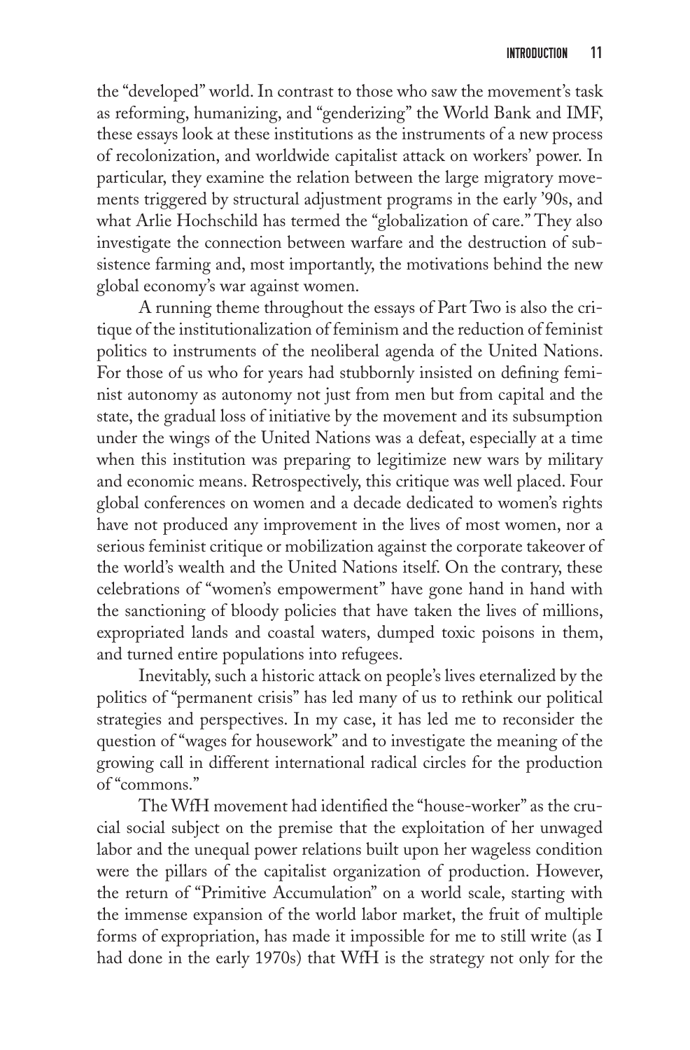the "developed" world. In contrast to those who saw the movement's task as reforming, humanizing, and "genderizing" the World Bank and IMF, these essays look at these institutions as the instruments of a new process of recolonization, and worldwide capitalist attack on workers' power. In particular, they examine the relation between the large migratory movements triggered by structural adjustment programs in the early '90s, and what Arlie Hochschild has termed the "globalization of care." They also investigate the connection between warfare and the destruction of subsistence farming and, most importantly, the motivations behind the new global economy's war against women.

A running theme throughout the essays of Part Two is also the critique of the institutionalization of feminism and the reduction of feminist politics to instruments of the neoliberal agenda of the United Nations. For those of us who for years had stubbornly insisted on defining feminist autonomy as autonomy not just from men but from capital and the state, the gradual loss of initiative by the movement and its subsumption under the wings of the United Nations was a defeat, especially at a time when this institution was preparing to legitimize new wars by military and economic means. Retrospectively, this critique was well placed. Four global conferences on women and a decade dedicated to women's rights have not produced any improvement in the lives of most women, nor a serious feminist critique or mobilization against the corporate takeover of the world's wealth and the United Nations itself. On the contrary, these celebrations of "women's empowerment" have gone hand in hand with the sanctioning of bloody policies that have taken the lives of millions, expropriated lands and coastal waters, dumped toxic poisons in them, and turned entire populations into refugees.

Inevitably, such a historic attack on people's lives eternalized by the politics of "permanent crisis" has led many of us to rethink our political strategies and perspectives. In my case, it has led me to reconsider the question of "wages for housework" and to investigate the meaning of the growing call in different international radical circles for the production of "commons."

The WfH movement had identified the "house-worker" as the crucial social subject on the premise that the exploitation of her unwaged labor and the unequal power relations built upon her wageless condition were the pillars of the capitalist organization of production. However, the return of "Primitive Accumulation" on a world scale, starting with the immense expansion of the world labor market, the fruit of multiple forms of expropriation, has made it impossible for me to still write (as I had done in the early 1970s) that WfH is the strategy not only for the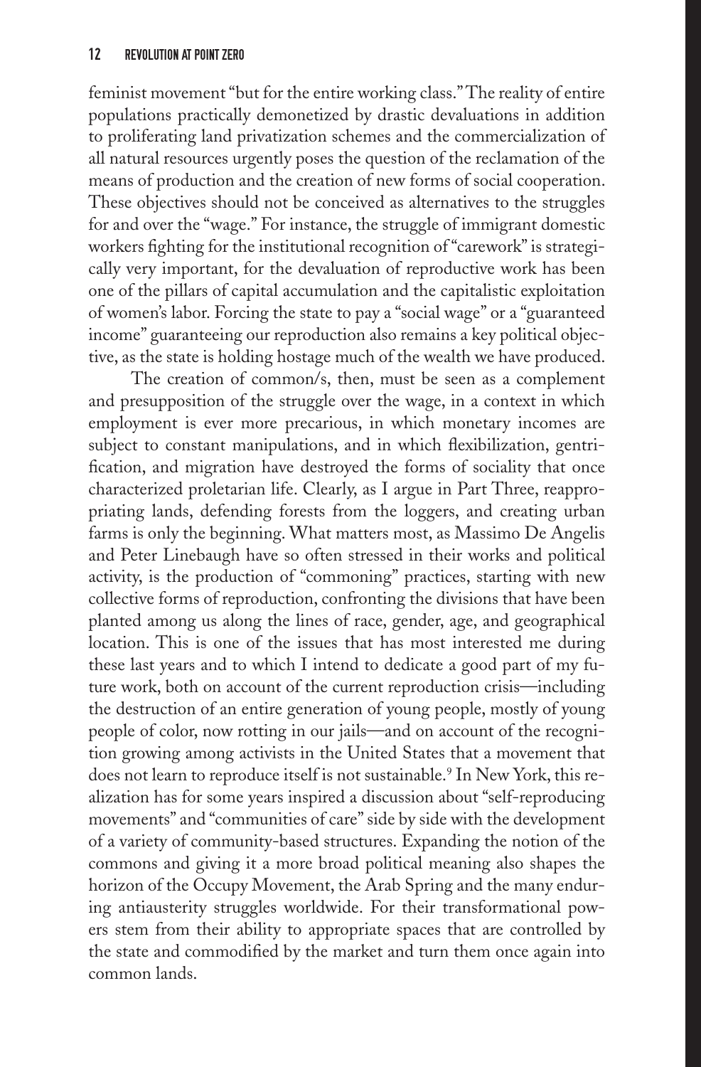feminist movement "but for the entire working class." The reality of entire populations practically demonetized by drastic devaluations in addition to proliferating land privatization schemes and the commercialization of all natural resources urgently poses the question of the reclamation of the means of production and the creation of new forms of social cooperation. These objectives should not be conceived as alternatives to the struggles for and over the "wage." For instance, the struggle of immigrant domestic workers fighting for the institutional recognition of "carework" is strategically very important, for the devaluation of reproductive work has been one of the pillars of capital accumulation and the capitalistic exploitation of women's labor. Forcing the state to pay a "social wage" or a "guaranteed income" guaranteeing our reproduction also remains a key political objective, as the state is holding hostage much of the wealth we have produced.

The creation of common/s, then, must be seen as a complement and presupposition of the struggle over the wage, in a context in which employment is ever more precarious, in which monetary incomes are subject to constant manipulations, and in which flexibilization, gentrification, and migration have destroyed the forms of sociality that once characterized proletarian life. Clearly, as I argue in Part Three, reappropriating lands, defending forests from the loggers, and creating urban farms is only the beginning. What matters most, as Massimo De Angelis and Peter Linebaugh have so often stressed in their works and political activity, is the production of "commoning" practices, starting with new collective forms of reproduction, confronting the divisions that have been planted among us along the lines of race, gender, age, and geographical location. This is one of the issues that has most interested me during these last years and to which I intend to dedicate a good part of my future work, both on account of the current reproduction crisis—including the destruction of an entire generation of young people, mostly of young people of color, now rotting in our jails—and on account of the recognition growing among activists in the United States that a movement that does not learn to reproduce itself is not sustainable.[9] In New York, this realization has for some years inspired a discussion about "self-reproducing movements" and "communities of care" side by side with the development of a variety of community-based structures. Expanding the notion of the commons and giving it a more broad political meaning also shapes the horizon of the Occupy Movement, the Arab Spring and the many enduring antiausterity struggles worldwide. For their transformational powers stem from their ability to appropriate spaces that are controlled by the state and commodified by the market and turn them once again into common lands.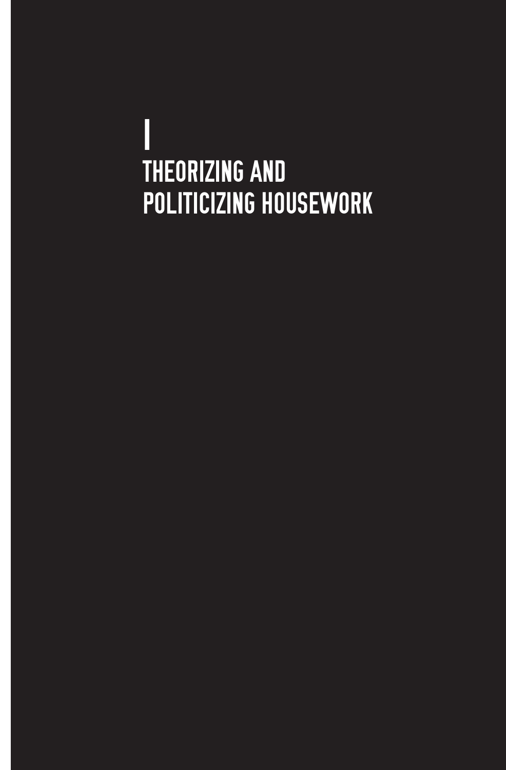# I
# THEORIZING AND POLITICIZING HOUSEWORK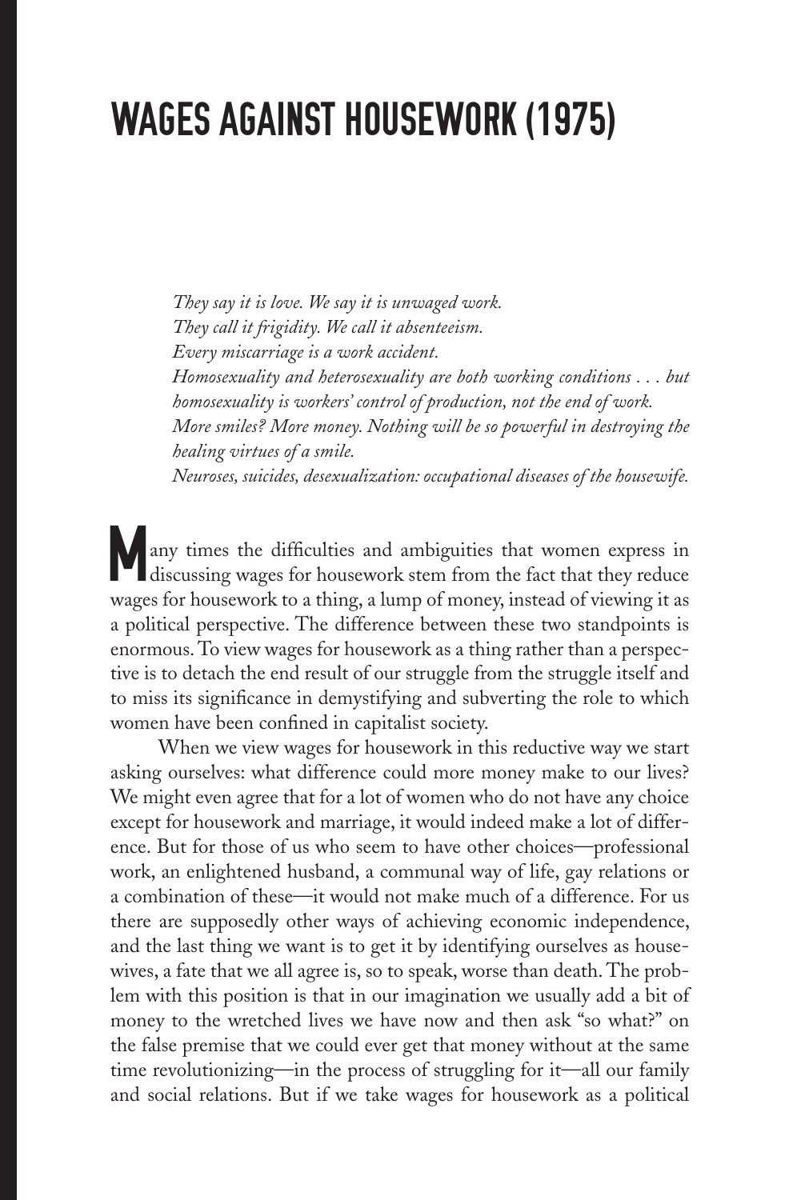# WAGES AGAINST HOUSEWORK (1975)

*They say it is love. We say it is unwaged work.*
*They call it frigidity. We call it absenteeism.*
*Every miscarriage is a work accident.*
*Homosexuality and heterosexuality are both working conditions . . . but homosexuality is workers' control of production, not the end of work.*
*More smiles? More money. Nothing will be so powerful in destroying the healing virtues of a smile.*
*Neuroses, suicides, desexualization: occupational diseases of the housewife.*

Many times the difficulties and ambiguities that women express in discussing wages for housework stem from the fact that they reduce wages for housework to a thing, a lump of money, instead of viewing it as a political perspective. The difference between these two standpoints is enormous. To view wages for housework as a thing rather than a perspective is to detach the end result of our struggle from the struggle itself and to miss its significance in demystifying and subverting the role to which women have been confined in capitalist society.

When we view wages for housework in this reductive way we start asking ourselves: what difference could more money make to our lives? We might even agree that for a lot of women who do not have any choice except for housework and marriage, it would indeed make a lot of difference. But for those of us who seem to have other choices—professional work, an enlightened husband, a communal way of life, gay relations or a combination of these—it would not make much of a difference. For us there are supposedly other ways of achieving economic independence, and the last thing we want is to get it by identifying ourselves as housewives, a fate that we all agree is, so to speak, worse than death. The problem with this position is that in our imagination we usually add a bit of money to the wretched lives we have now and then ask "so what?" on the false premise that we could ever get that money without at the same time revolutionizing—in the process of struggling for it—all our family and social relations. But if we take wages for housework as a political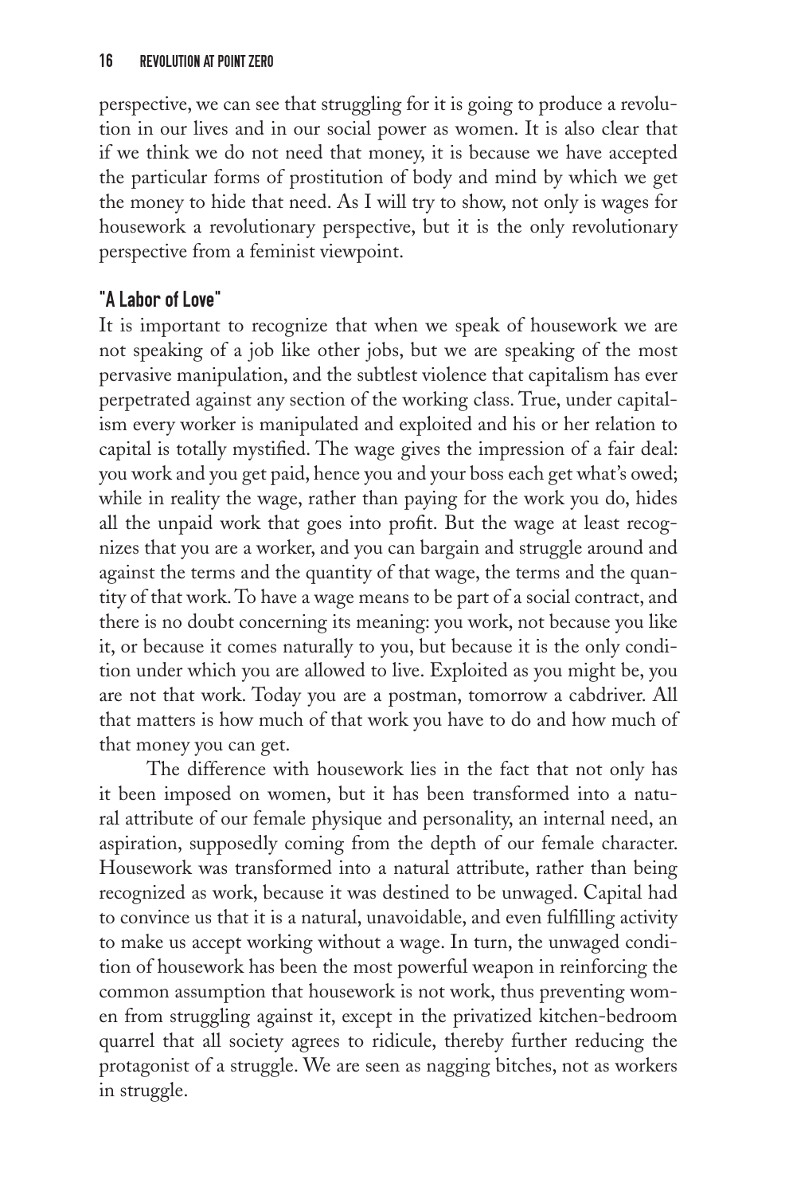perspective, we can see that struggling for it is going to produce a revolution in our lives and in our social power as women. It is also clear that if we think we do not need that money, it is because we have accepted the particular forms of prostitution of body and mind by which we get the money to hide that need. As I will try to show, not only is wages for housework a revolutionary perspective, but it is the only revolutionary perspective from a feminist viewpoint.

## "A Labor of Love"

It is important to recognize that when we speak of housework we are not speaking of a job like other jobs, but we are speaking of the most pervasive manipulation, and the subtlest violence that capitalism has ever perpetrated against any section of the working class. True, under capitalism every worker is manipulated and exploited and his or her relation to capital is totally mystified. The wage gives the impression of a fair deal: you work and you get paid, hence you and your boss each get what's owed; while in reality the wage, rather than paying for the work you do, hides all the unpaid work that goes into profit. But the wage at least recognizes that you are a worker, and you can bargain and struggle around and against the terms and the quantity of that wage, the terms and the quantity of that work. To have a wage means to be part of a social contract, and there is no doubt concerning its meaning: you work, not because you like it, or because it comes naturally to you, but because it is the only condition under which you are allowed to live. Exploited as you might be, you are not that work. Today you are a postman, tomorrow a cabdriver. All that matters is how much of that work you have to do and how much of that money you can get.

The difference with housework lies in the fact that not only has it been imposed on women, but it has been transformed into a natural attribute of our female physique and personality, an internal need, an aspiration, supposedly coming from the depth of our female character. Housework was transformed into a natural attribute, rather than being recognized as work, because it was destined to be unwaged. Capital had to convince us that it is a natural, unavoidable, and even fulfilling activity to make us accept working without a wage. In turn, the unwaged condition of housework has been the most powerful weapon in reinforcing the common assumption that housework is not work, thus preventing women from struggling against it, except in the privatized kitchen-bedroom quarrel that all society agrees to ridicule, thereby further reducing the protagonist of a struggle. We are seen as nagging bitches, not as workers in struggle.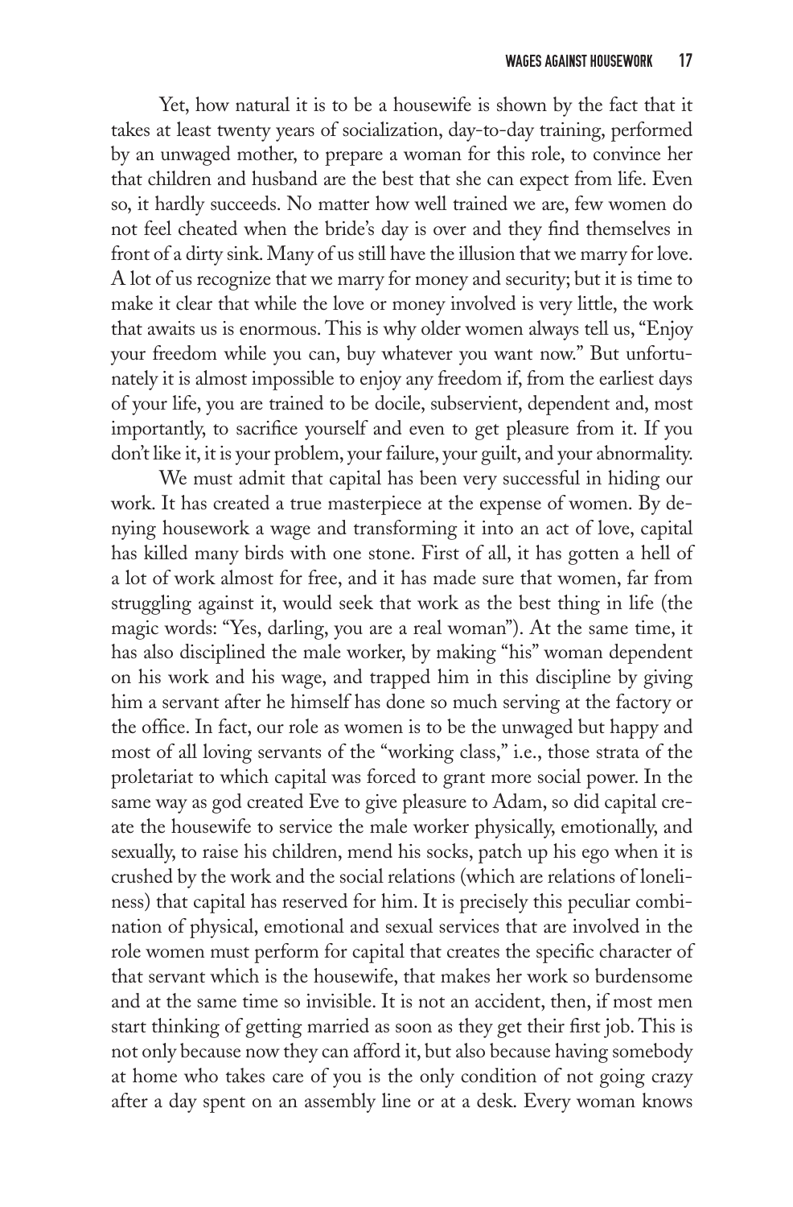Yet, how natural it is to be a housewife is shown by the fact that it takes at least twenty years of socialization, day-to-day training, performed by an unwaged mother, to prepare a woman for this role, to convince her that children and husband are the best that she can expect from life. Even so, it hardly succeeds. No matter how well trained we are, few women do not feel cheated when the bride's day is over and they find themselves in front of a dirty sink. Many of us still have the illusion that we marry for love. A lot of us recognize that we marry for money and security; but it is time to make it clear that while the love or money involved is very little, the work that awaits us is enormous. This is why older women always tell us, "Enjoy your freedom while you can, buy whatever you want now." But unfortunately it is almost impossible to enjoy any freedom if, from the earliest days of your life, you are trained to be docile, subservient, dependent and, most importantly, to sacrifice yourself and even to get pleasure from it. If you don't like it, it is your problem, your failure, your guilt, and your abnormality.

We must admit that capital has been very successful in hiding our work. It has created a true masterpiece at the expense of women. By denying housework a wage and transforming it into an act of love, capital has killed many birds with one stone. First of all, it has gotten a hell of a lot of work almost for free, and it has made sure that women, far from struggling against it, would seek that work as the best thing in life (the magic words: "Yes, darling, you are a real woman"). At the same time, it has also disciplined the male worker, by making "his" woman dependent on his work and his wage, and trapped him in this discipline by giving him a servant after he himself has done so much serving at the factory or the office. In fact, our role as women is to be the unwaged but happy and most of all loving servants of the "working class," i.e., those strata of the proletariat to which capital was forced to grant more social power. In the same way as god created Eve to give pleasure to Adam, so did capital create the housewife to service the male worker physically, emotionally, and sexually, to raise his children, mend his socks, patch up his ego when it is crushed by the work and the social relations (which are relations of loneliness) that capital has reserved for him. It is precisely this peculiar combination of physical, emotional and sexual services that are involved in the role women must perform for capital that creates the specific character of that servant which is the housewife, that makes her work so burdensome and at the same time so invisible. It is not an accident, then, if most men start thinking of getting married as soon as they get their first job. This is not only because now they can afford it, but also because having somebody at home who takes care of you is the only condition of not going crazy after a day spent on an assembly line or at a desk. Every woman knows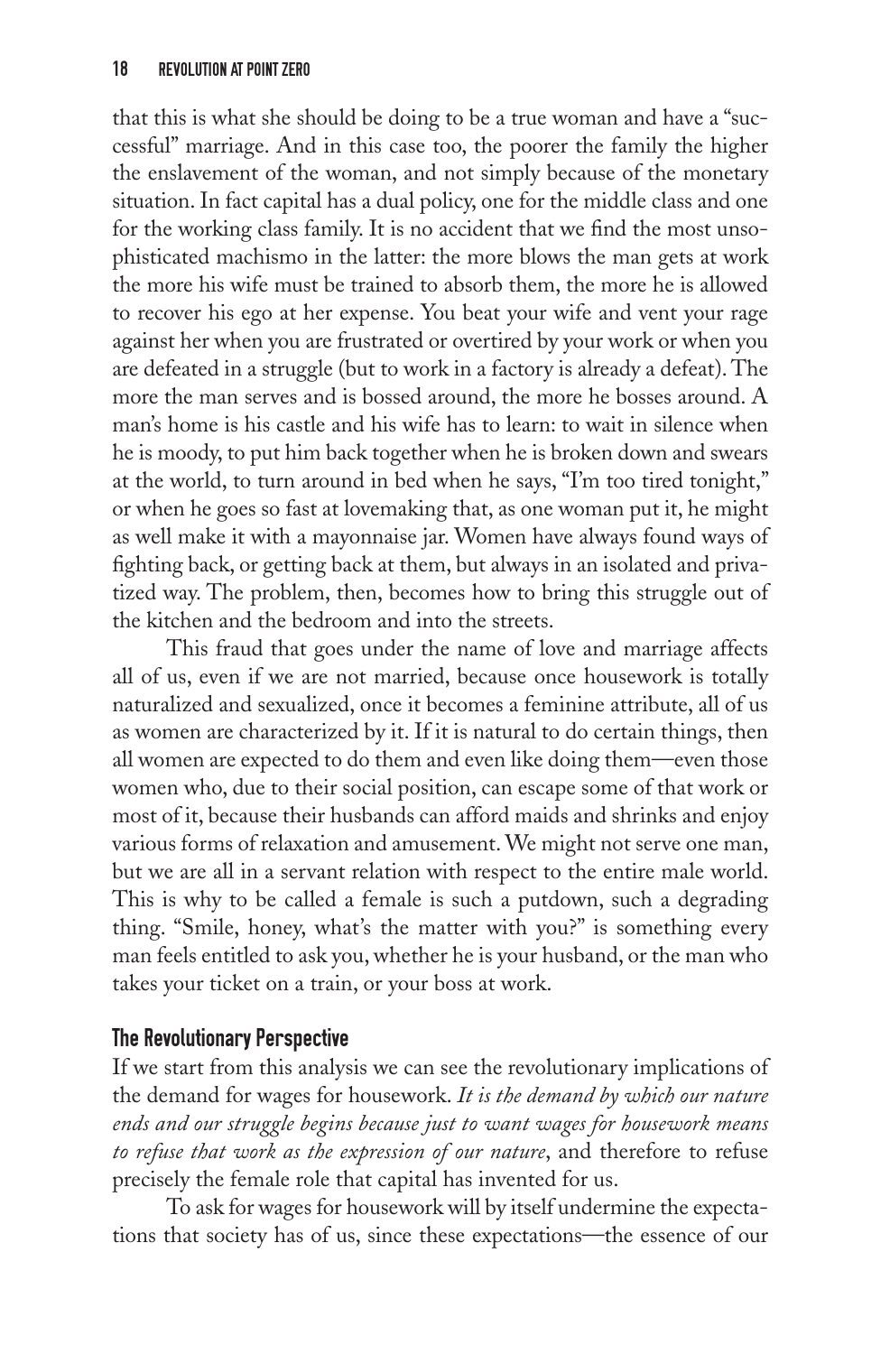that this is what she should be doing to be a true woman and have a "successful" marriage. And in this case too, the poorer the family the higher the enslavement of the woman, and not simply because of the monetary situation. In fact capital has a dual policy, one for the middle class and one for the working class family. It is no accident that we find the most unsophisticated machismo in the latter: the more blows the man gets at work the more his wife must be trained to absorb them, the more he is allowed to recover his ego at her expense. You beat your wife and vent your rage against her when you are frustrated or overtired by your work or when you are defeated in a struggle (but to work in a factory is already a defeat). The more the man serves and is bossed around, the more he bosses around. A man's home is his castle and his wife has to learn: to wait in silence when he is moody, to put him back together when he is broken down and swears at the world, to turn around in bed when he says, "I'm too tired tonight," or when he goes so fast at lovemaking that, as one woman put it, he might as well make it with a mayonnaise jar. Women have always found ways of fighting back, or getting back at them, but always in an isolated and privatized way. The problem, then, becomes how to bring this struggle out of the kitchen and the bedroom and into the streets.

This fraud that goes under the name of love and marriage affects all of us, even if we are not married, because once housework is totally naturalized and sexualized, once it becomes a feminine attribute, all of us as women are characterized by it. If it is natural to do certain things, then all women are expected to do them and even like doing them—even those women who, due to their social position, can escape some of that work or most of it, because their husbands can afford maids and shrinks and enjoy various forms of relaxation and amusement. We might not serve one man, but we are all in a servant relation with respect to the entire male world. This is why to be called a female is such a putdown, such a degrading thing. "Smile, honey, what's the matter with you?" is something every man feels entitled to ask you, whether he is your husband, or the man who takes your ticket on a train, or your boss at work.

### The Revolutionary Perspective

If we start from this analysis we can see the revolutionary implications of the demand for wages for housework. *It is the demand by which our nature ends and our struggle begins because just to want wages for housework means to refuse that work as the expression of our nature*, and therefore to refuse precisely the female role that capital has invented for us.

To ask for wages for housework will by itself undermine the expectations that society has of us, since these expectations—the essence of our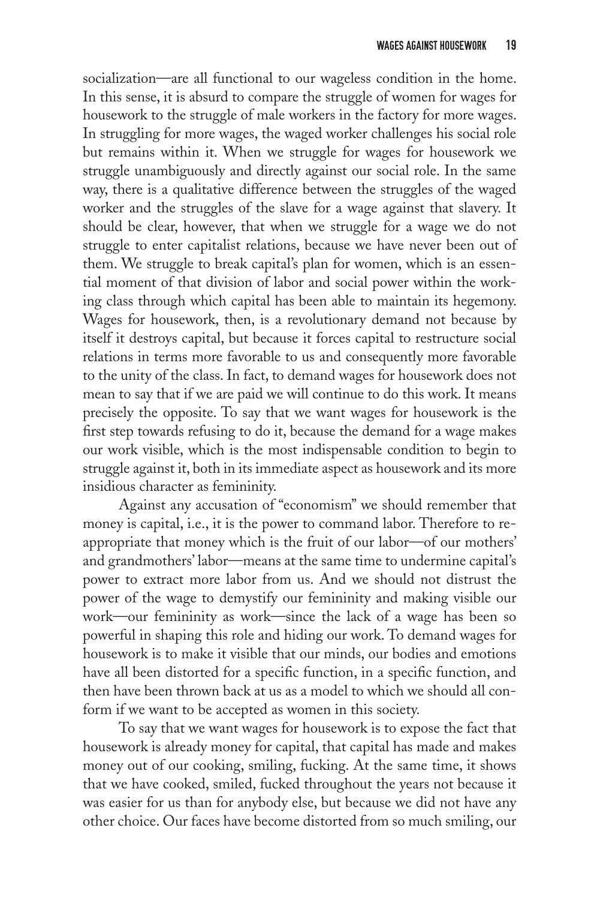socialization—are all functional to our wageless condition in the home. In this sense, it is absurd to compare the struggle of women for wages for housework to the struggle of male workers in the factory for more wages. In struggling for more wages, the waged worker challenges his social role but remains within it. When we struggle for wages for housework we struggle unambiguously and directly against our social role. In the same way, there is a qualitative difference between the struggles of the waged worker and the struggles of the slave for a wage against that slavery. It should be clear, however, that when we struggle for a wage we do not struggle to enter capitalist relations, because we have never been out of them. We struggle to break capital's plan for women, which is an essential moment of that division of labor and social power within the working class through which capital has been able to maintain its hegemony. Wages for housework, then, is a revolutionary demand not because by itself it destroys capital, but because it forces capital to restructure social relations in terms more favorable to us and consequently more favorable to the unity of the class. In fact, to demand wages for housework does not mean to say that if we are paid we will continue to do this work. It means precisely the opposite. To say that we want wages for housework is the first step towards refusing to do it, because the demand for a wage makes our work visible, which is the most indispensable condition to begin to struggle against it, both in its immediate aspect as housework and its more insidious character as femininity.

Against any accusation of "economism" we should remember that money is capital, i.e., it is the power to command labor. Therefore to reappropriate that money which is the fruit of our labor—of our mothers' and grandmothers' labor—means at the same time to undermine capital's power to extract more labor from us. And we should not distrust the power of the wage to demystify our femininity and making visible our work—our femininity as work—since the lack of a wage has been so powerful in shaping this role and hiding our work. To demand wages for housework is to make it visible that our minds, our bodies and emotions have all been distorted for a specific function, in a specific function, and then have been thrown back at us as a model to which we should all conform if we want to be accepted as women in this society.

To say that we want wages for housework is to expose the fact that housework is already money for capital, that capital has made and makes money out of our cooking, smiling, fucking. At the same time, it shows that we have cooked, smiled, fucked throughout the years not because it was easier for us than for anybody else, but because we did not have any other choice. Our faces have become distorted from so much smiling, our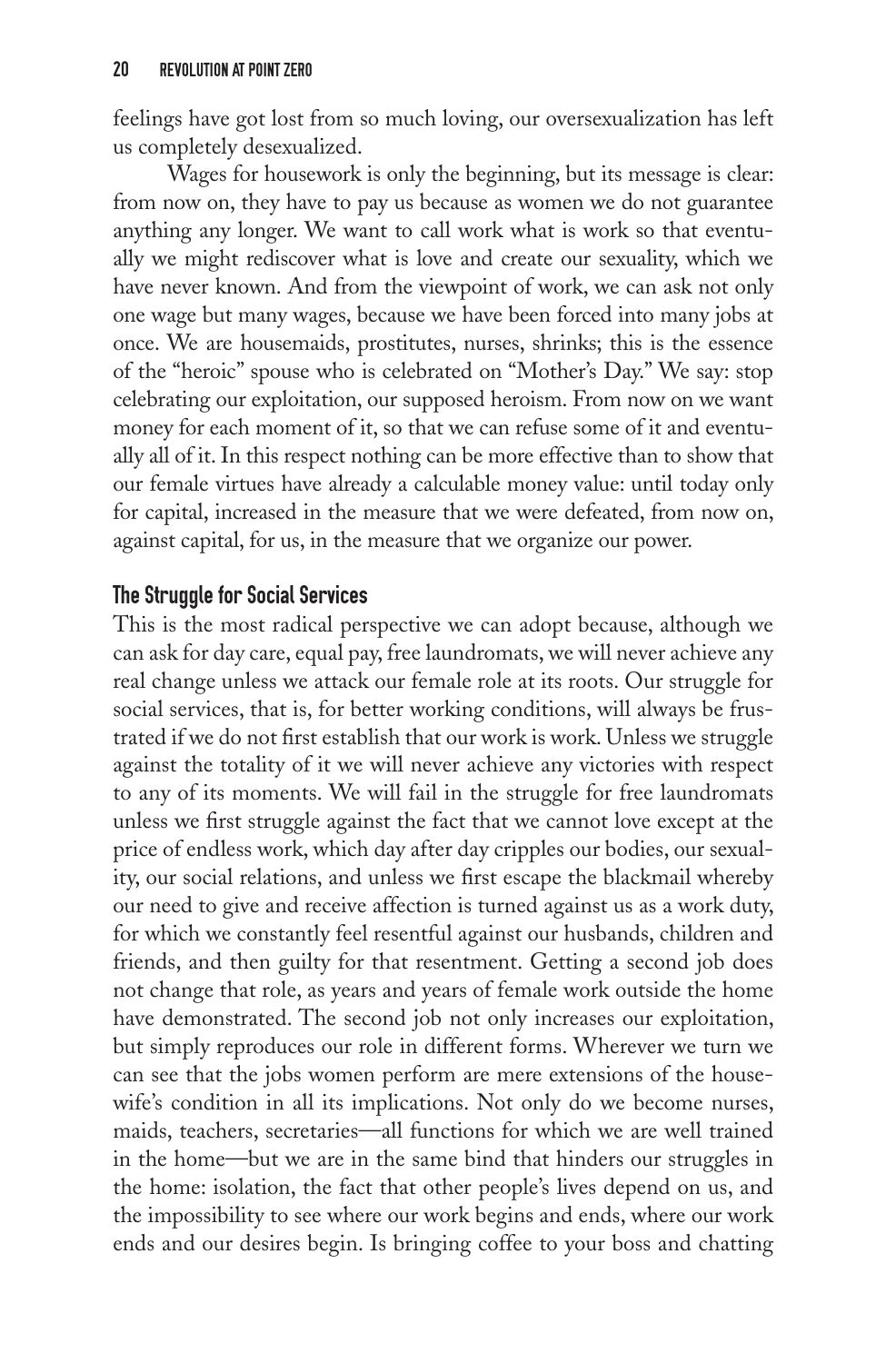feelings have got lost from so much loving, our oversexualization has left us completely desexualized.

Wages for housework is only the beginning, but its message is clear: from now on, they have to pay us because as women we do not guarantee anything any longer. We want to call work what is work so that eventually we might rediscover what is love and create our sexuality, which we have never known. And from the viewpoint of work, we can ask not only one wage but many wages, because we have been forced into many jobs at once. We are housemaids, prostitutes, nurses, shrinks; this is the essence of the "heroic" spouse who is celebrated on "Mother's Day." We say: stop celebrating our exploitation, our supposed heroism. From now on we want money for each moment of it, so that we can refuse some of it and eventually all of it. In this respect nothing can be more effective than to show that our female virtues have already a calculable money value: until today only for capital, increased in the measure that we were defeated, from now on, against capital, for us, in the measure that we organize our power.

## The Struggle for Social Services

This is the most radical perspective we can adopt because, although we can ask for day care, equal pay, free laundromats, we will never achieve any real change unless we attack our female role at its roots. Our struggle for social services, that is, for better working conditions, will always be frustrated if we do not first establish that our work is work. Unless we struggle against the totality of it we will never achieve any victories with respect to any of its moments. We will fail in the struggle for free laundromats unless we first struggle against the fact that we cannot love except at the price of endless work, which day after day cripples our bodies, our sexuality, our social relations, and unless we first escape the blackmail whereby our need to give and receive affection is turned against us as a work duty, for which we constantly feel resentful against our husbands, children and friends, and then guilty for that resentment. Getting a second job does not change that role, as years and years of female work outside the home have demonstrated. The second job not only increases our exploitation, but simply reproduces our role in different forms. Wherever we turn we can see that the jobs women perform are mere extensions of the housewife's condition in all its implications. Not only do we become nurses, maids, teachers, secretaries—all functions for which we are well trained in the home—but we are in the same bind that hinders our struggles in the home: isolation, the fact that other people's lives depend on us, and the impossibility to see where our work begins and ends, where our work ends and our desires begin. Is bringing coffee to your boss and chatting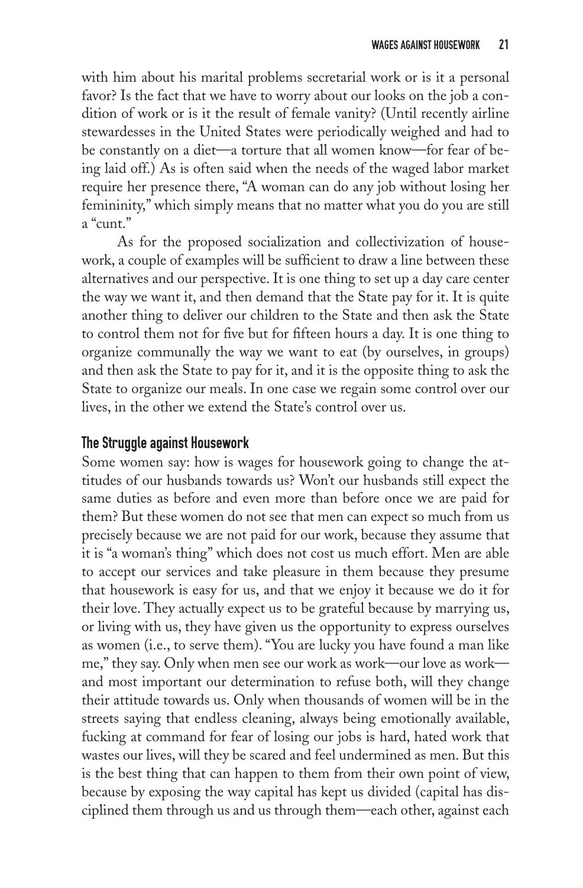with him about his marital problems secretarial work or is it a personal favor? Is the fact that we have to worry about our looks on the job a condition of work or is it the result of female vanity? (Until recently airline stewardesses in the United States were periodically weighed and had to be constantly on a diet—a torture that all women know—for fear of being laid off.) As is often said when the needs of the waged labor market require her presence there, "A woman can do any job without losing her femininity," which simply means that no matter what you do you are still a "cunt."

As for the proposed socialization and collectivization of housework, a couple of examples will be sufficient to draw a line between these alternatives and our perspective. It is one thing to set up a day care center the way we want it, and then demand that the State pay for it. It is quite another thing to deliver our children to the State and then ask the State to control them not for five but for fifteen hours a day. It is one thing to organize communally the way we want to eat (by ourselves, in groups) and then ask the State to pay for it, and it is the opposite thing to ask the State to organize our meals. In one case we regain some control over our lives, in the other we extend the State's control over us.

### The Struggle against Housework

Some women say: how is wages for housework going to change the attitudes of our husbands towards us? Won't our husbands still expect the same duties as before and even more than before once we are paid for them? But these women do not see that men can expect so much from us precisely because we are not paid for our work, because they assume that it is "a woman's thing" which does not cost us much effort. Men are able to accept our services and take pleasure in them because they presume that housework is easy for us, and that we enjoy it because we do it for their love. They actually expect us to be grateful because by marrying us, or living with us, they have given us the opportunity to express ourselves as women (i.e., to serve them). "You are lucky you have found a man like me," they say. Only when men see our work as work—our love as work—and most important our determination to refuse both, will they change their attitude towards us. Only when thousands of women will be in the streets saying that endless cleaning, always being emotionally available, fucking at command for fear of losing our jobs is hard, hated work that wastes our lives, will they be scared and feel undermined as men. But this is the best thing that can happen to them from their own point of view, because by exposing the way capital has kept us divided (capital has disciplined them through us and us through them—each other, against each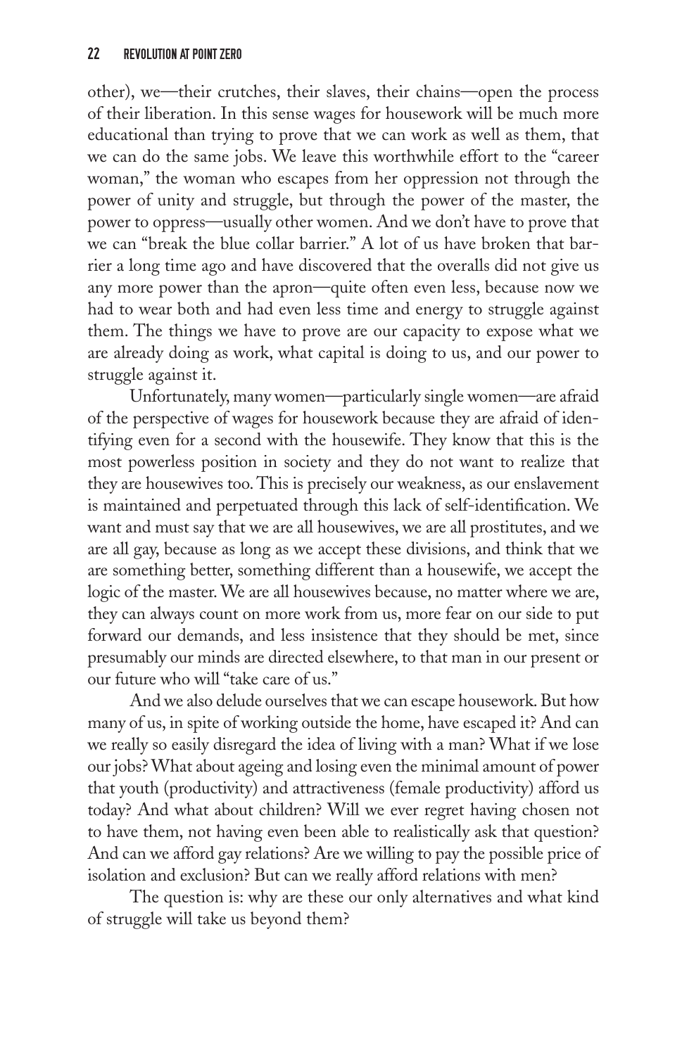other), we—their crutches, their slaves, their chains—open the process of their liberation. In this sense wages for housework will be much more educational than trying to prove that we can work as well as them, that we can do the same jobs. We leave this worthwhile effort to the "career woman," the woman who escapes from her oppression not through the power of unity and struggle, but through the power of the master, the power to oppress—usually other women. And we don't have to prove that we can "break the blue collar barrier." A lot of us have broken that barrier a long time ago and have discovered that the overalls did not give us any more power than the apron—quite often even less, because now we had to wear both and had even less time and energy to struggle against them. The things we have to prove are our capacity to expose what we are already doing as work, what capital is doing to us, and our power to struggle against it.

Unfortunately, many women—particularly single women—are afraid of the perspective of wages for housework because they are afraid of identifying even for a second with the housewife. They know that this is the most powerless position in society and they do not want to realize that they are housewives too. This is precisely our weakness, as our enslavement is maintained and perpetuated through this lack of self-identification. We want and must say that we are all housewives, we are all prostitutes, and we are all gay, because as long as we accept these divisions, and think that we are something better, something different than a housewife, we accept the logic of the master. We are all housewives because, no matter where we are, they can always count on more work from us, more fear on our side to put forward our demands, and less insistence that they should be met, since presumably our minds are directed elsewhere, to that man in our present or our future who will "take care of us."

And we also delude ourselves that we can escape housework. But how many of us, in spite of working outside the home, have escaped it? And can we really so easily disregard the idea of living with a man? What if we lose our jobs? What about ageing and losing even the minimal amount of power that youth (productivity) and attractiveness (female productivity) afford us today? And what about children? Will we ever regret having chosen not to have them, not having even been able to realistically ask that question? And can we afford gay relations? Are we willing to pay the possible price of isolation and exclusion? But can we really afford relations with men?

The question is: why are these our only alternatives and what kind of struggle will take us beyond them?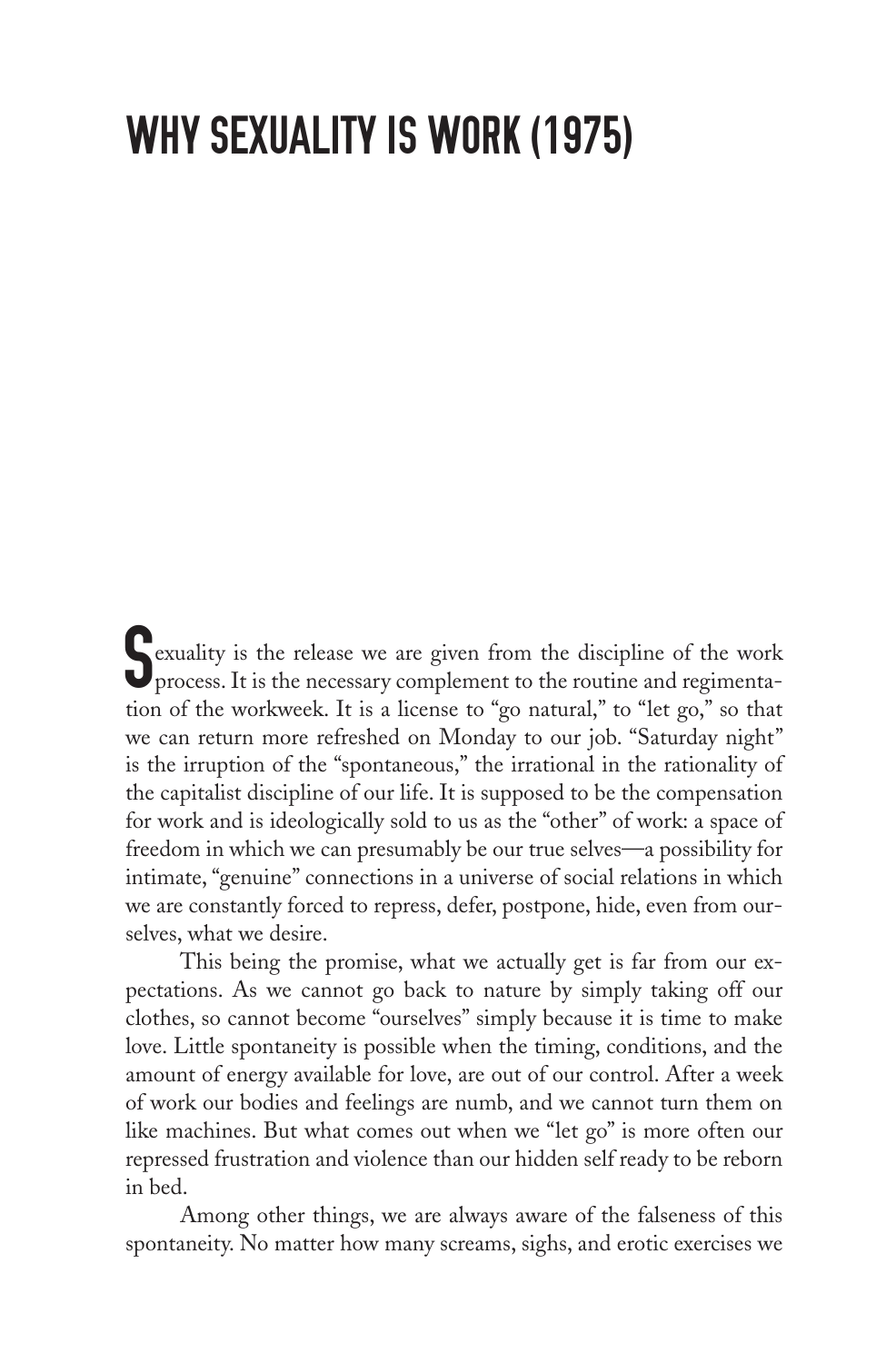# WHY SEXUALITY IS WORK (1975)

Sexuality is the release we are given from the discipline of the work process. It is the necessary complement to the routine and regimentation of the workweek. It is a license to "go natural," to "let go," so that we can return more refreshed on Monday to our job. "Saturday night" is the irruption of the "spontaneous," the irrational in the rationality of the capitalist discipline of our life. It is supposed to be the compensation for work and is ideologically sold to us as the "other" of work: a space of freedom in which we can presumably be our true selves—a possibility for intimate, "genuine" connections in a universe of social relations in which we are constantly forced to repress, defer, postpone, hide, even from ourselves, what we desire.

This being the promise, what we actually get is far from our expectations. As we cannot go back to nature by simply taking off our clothes, so cannot become "ourselves" simply because it is time to make love. Little spontaneity is possible when the timing, conditions, and the amount of energy available for love, are out of our control. After a week of work our bodies and feelings are numb, and we cannot turn them on like machines. But what comes out when we "let go" is more often our repressed frustration and violence than our hidden self ready to be reborn in bed.

Among other things, we are always aware of the falseness of this spontaneity. No matter how many screams, sighs, and erotic exercises we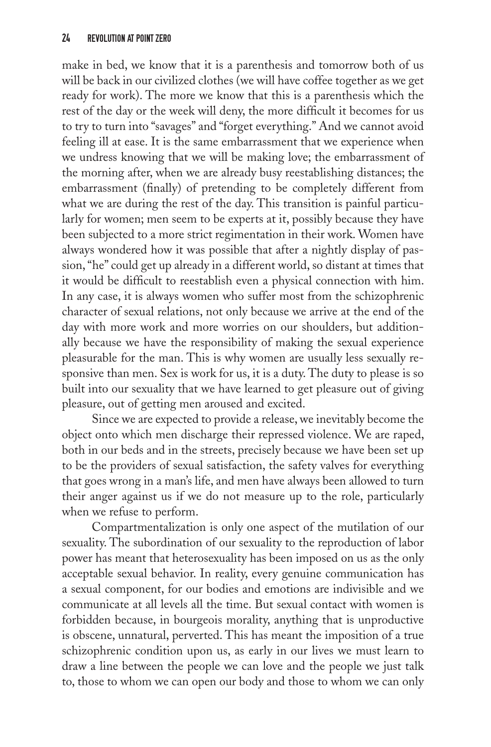make in bed, we know that it is a parenthesis and tomorrow both of us will be back in our civilized clothes (we will have coffee together as we get ready for work). The more we know that this is a parenthesis which the rest of the day or the week will deny, the more difficult it becomes for us to try to turn into "savages" and "forget everything." And we cannot avoid feeling ill at ease. It is the same embarrassment that we experience when we undress knowing that we will be making love; the embarrassment of the morning after, when we are already busy reestablishing distances; the embarrassment (finally) of pretending to be completely different from what we are during the rest of the day. This transition is painful particularly for women; men seem to be experts at it, possibly because they have been subjected to a more strict regimentation in their work. Women have always wondered how it was possible that after a nightly display of passion, "he" could get up already in a different world, so distant at times that it would be difficult to reestablish even a physical connection with him. In any case, it is always women who suffer most from the schizophrenic character of sexual relations, not only because we arrive at the end of the day with more work and more worries on our shoulders, but additionally because we have the responsibility of making the sexual experience pleasurable for the man. This is why women are usually less sexually responsive than men. Sex is work for us, it is a duty. The duty to please is so built into our sexuality that we have learned to get pleasure out of giving pleasure, out of getting men aroused and excited.

Since we are expected to provide a release, we inevitably become the object onto which men discharge their repressed violence. We are raped, both in our beds and in the streets, precisely because we have been set up to be the providers of sexual satisfaction, the safety valves for everything that goes wrong in a man's life, and men have always been allowed to turn their anger against us if we do not measure up to the role, particularly when we refuse to perform.

Compartmentalization is only one aspect of the mutilation of our sexuality. The subordination of our sexuality to the reproduction of labor power has meant that heterosexuality has been imposed on us as the only acceptable sexual behavior. In reality, every genuine communication has a sexual component, for our bodies and emotions are indivisible and we communicate at all levels all the time. But sexual contact with women is forbidden because, in bourgeois morality, anything that is unproductive is obscene, unnatural, perverted. This has meant the imposition of a true schizophrenic condition upon us, as early in our lives we must learn to draw a line between the people we can love and the people we just talk to, those to whom we can open our body and those to whom we can only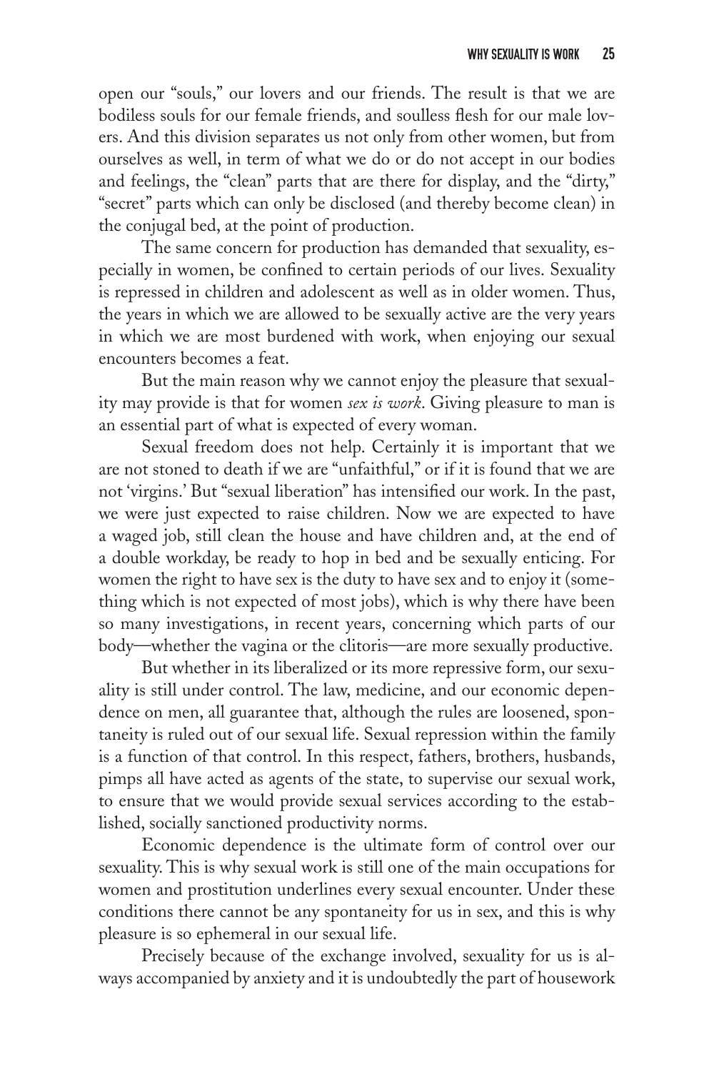open our "souls," our lovers and our friends. The result is that we are bodiless souls for our female friends, and soulless flesh for our male lovers. And this division separates us not only from other women, but from ourselves as well, in term of what we do or do not accept in our bodies and feelings, the "clean" parts that are there for display, and the "dirty," "secret" parts which can only be disclosed (and thereby become clean) in the conjugal bed, at the point of production.

The same concern for production has demanded that sexuality, especially in women, be confined to certain periods of our lives. Sexuality is repressed in children and adolescent as well as in older women. Thus, the years in which we are allowed to be sexually active are the very years in which we are most burdened with work, when enjoying our sexual encounters becomes a feat.

But the main reason why we cannot enjoy the pleasure that sexuality may provide is that for women *sex is work*. Giving pleasure to man is an essential part of what is expected of every woman.

Sexual freedom does not help. Certainly it is important that we are not stoned to death if we are "unfaithful," or if it is found that we are not 'virgins.' But "sexual liberation" has intensified our work. In the past, we were just expected to raise children. Now we are expected to have a waged job, still clean the house and have children and, at the end of a double workday, be ready to hop in bed and be sexually enticing. For women the right to have sex is the duty to have sex and to enjoy it (something which is not expected of most jobs), which is why there have been so many investigations, in recent years, concerning which parts of our body—whether the vagina or the clitoris—are more sexually productive.

But whether in its liberalized or its more repressive form, our sexuality is still under control. The law, medicine, and our economic dependence on men, all guarantee that, although the rules are loosened, spontaneity is ruled out of our sexual life. Sexual repression within the family is a function of that control. In this respect, fathers, brothers, husbands, pimps all have acted as agents of the state, to supervise our sexual work, to ensure that we would provide sexual services according to the established, socially sanctioned productivity norms.

Economic dependence is the ultimate form of control over our sexuality. This is why sexual work is still one of the main occupations for women and prostitution underlines every sexual encounter. Under these conditions there cannot be any spontaneity for us in sex, and this is why pleasure is so ephemeral in our sexual life.

Precisely because of the exchange involved, sexuality for us is always accompanied by anxiety and it is undoubtedly the part of housework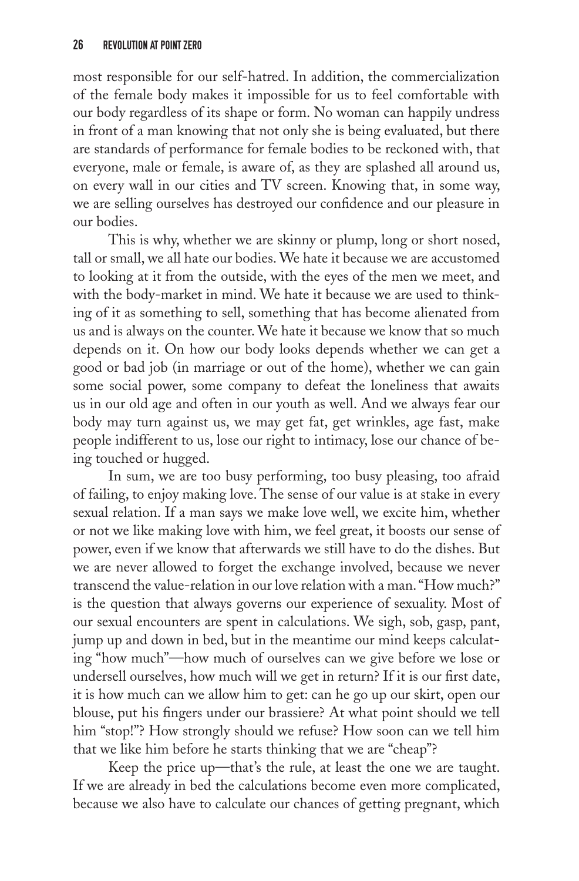most responsible for our self-hatred. In addition, the commercialization of the female body makes it impossible for us to feel comfortable with our body regardless of its shape or form. No woman can happily undress in front of a man knowing that not only she is being evaluated, but there are standards of performance for female bodies to be reckoned with, that everyone, male or female, is aware of, as they are splashed all around us, on every wall in our cities and TV screen. Knowing that, in some way, we are selling ourselves has destroyed our confidence and our pleasure in our bodies.

This is why, whether we are skinny or plump, long or short nosed, tall or small, we all hate our bodies. We hate it because we are accustomed to looking at it from the outside, with the eyes of the men we meet, and with the body-market in mind. We hate it because we are used to thinking of it as something to sell, something that has become alienated from us and is always on the counter. We hate it because we know that so much depends on it. On how our body looks depends whether we can get a good or bad job (in marriage or out of the home), whether we can gain some social power, some company to defeat the loneliness that awaits us in our old age and often in our youth as well. And we always fear our body may turn against us, we may get fat, get wrinkles, age fast, make people indifferent to us, lose our right to intimacy, lose our chance of being touched or hugged.

In sum, we are too busy performing, too busy pleasing, too afraid of failing, to enjoy making love. The sense of our value is at stake in every sexual relation. If a man says we make love well, we excite him, whether or not we like making love with him, we feel great, it boosts our sense of power, even if we know that afterwards we still have to do the dishes. But we are never allowed to forget the exchange involved, because we never transcend the value-relation in our love relation with a man. "How much?" is the question that always governs our experience of sexuality. Most of our sexual encounters are spent in calculations. We sigh, sob, gasp, pant, jump up and down in bed, but in the meantime our mind keeps calculating "how much"—how much of ourselves can we give before we lose or undersell ourselves, how much will we get in return? If it is our first date, it is how much can we allow him to get: can he go up our skirt, open our blouse, put his fingers under our brassiere? At what point should we tell him "stop!"? How strongly should we refuse? How soon can we tell him that we like him before he starts thinking that we are "cheap"?

Keep the price up—that's the rule, at least the one we are taught. If we are already in bed the calculations become even more complicated, because we also have to calculate our chances of getting pregnant, which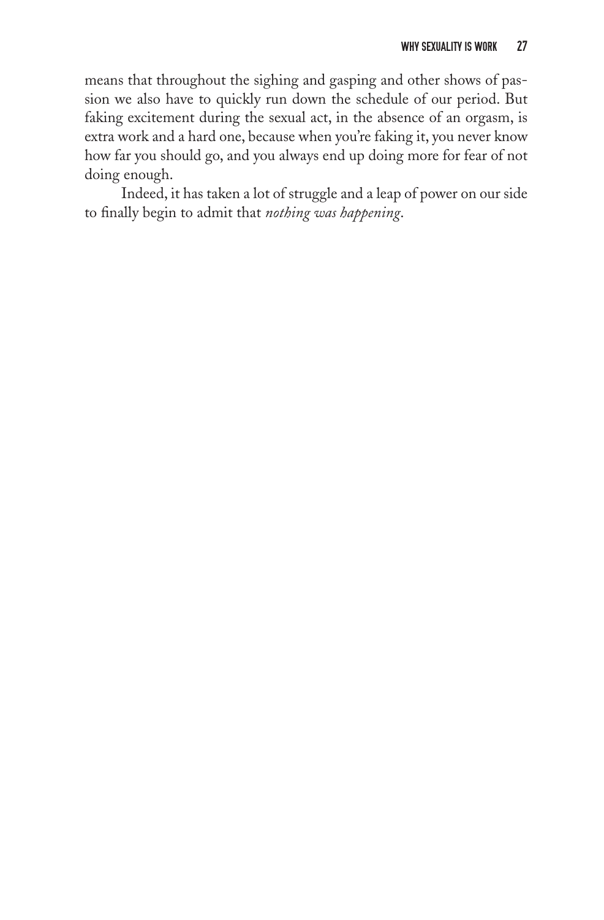means that throughout the sighing and gasping and other shows of passion we also have to quickly run down the schedule of our period. But faking excitement during the sexual act, in the absence of an orgasm, is extra work and a hard one, because when you're faking it, you never know how far you should go, and you always end up doing more for fear of not doing enough.

Indeed, it has taken a lot of struggle and a leap of power on our side to finally begin to admit that *nothing was happening*.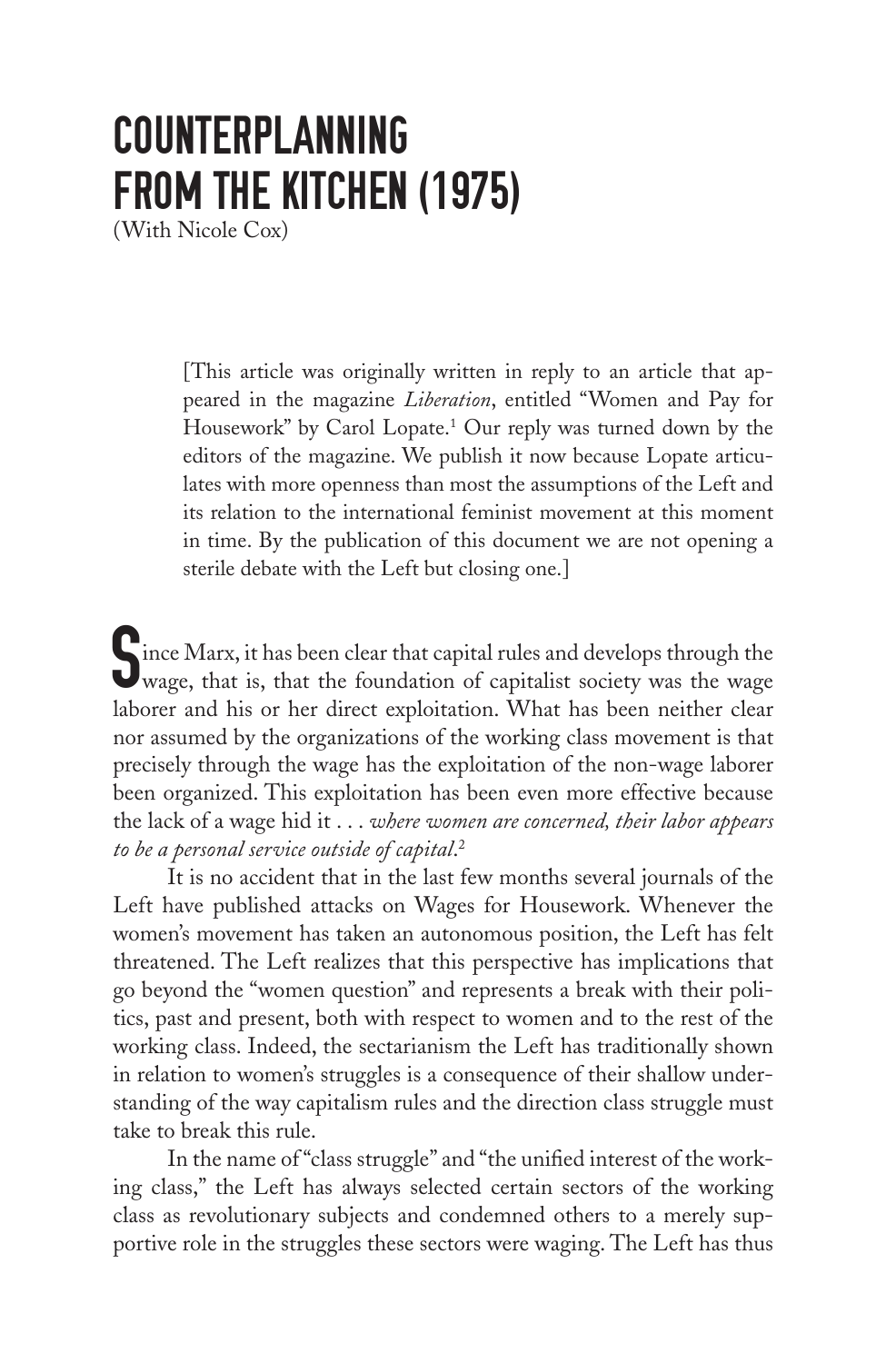# COUNTERPLANNING FROM THE KITCHEN (1975)

(With Nicole Cox)

[This article was originally written in reply to an article that appeared in the magazine *Liberation*, entitled "Women and Pay for Housework" by Carol Lopate.[1] Our reply was turned down by the editors of the magazine. We publish it now because Lopate articulates with more openness than most the assumptions of the Left and its relation to the international feminist movement at this moment in time. By the publication of this document we are not opening a sterile debate with the Left but closing one.]

Since Marx, it has been clear that capital rules and develops through the wage, that is, that the foundation of capitalist society was the wage laborer and his or her direct exploitation. What has been neither clear nor assumed by the organizations of the working class movement is that precisely through the wage has the exploitation of the non-wage laborer been organized. This exploitation has been even more effective because the lack of a wage hid it . . . *where women are concerned, their labor appears to be a personal service outside of capital*.[2]

It is no accident that in the last few months several journals of the Left have published attacks on Wages for Housework. Whenever the women's movement has taken an autonomous position, the Left has felt threatened. The Left realizes that this perspective has implications that go beyond the "women question" and represents a break with their politics, past and present, both with respect to women and to the rest of the working class. Indeed, the sectarianism the Left has traditionally shown in relation to women's struggles is a consequence of their shallow understanding of the way capitalism rules and the direction class struggle must take to break this rule.

In the name of "class struggle" and "the unified interest of the working class," the Left has always selected certain sectors of the working class as revolutionary subjects and condemned others to a merely supportive role in the struggles these sectors were waging. The Left has thus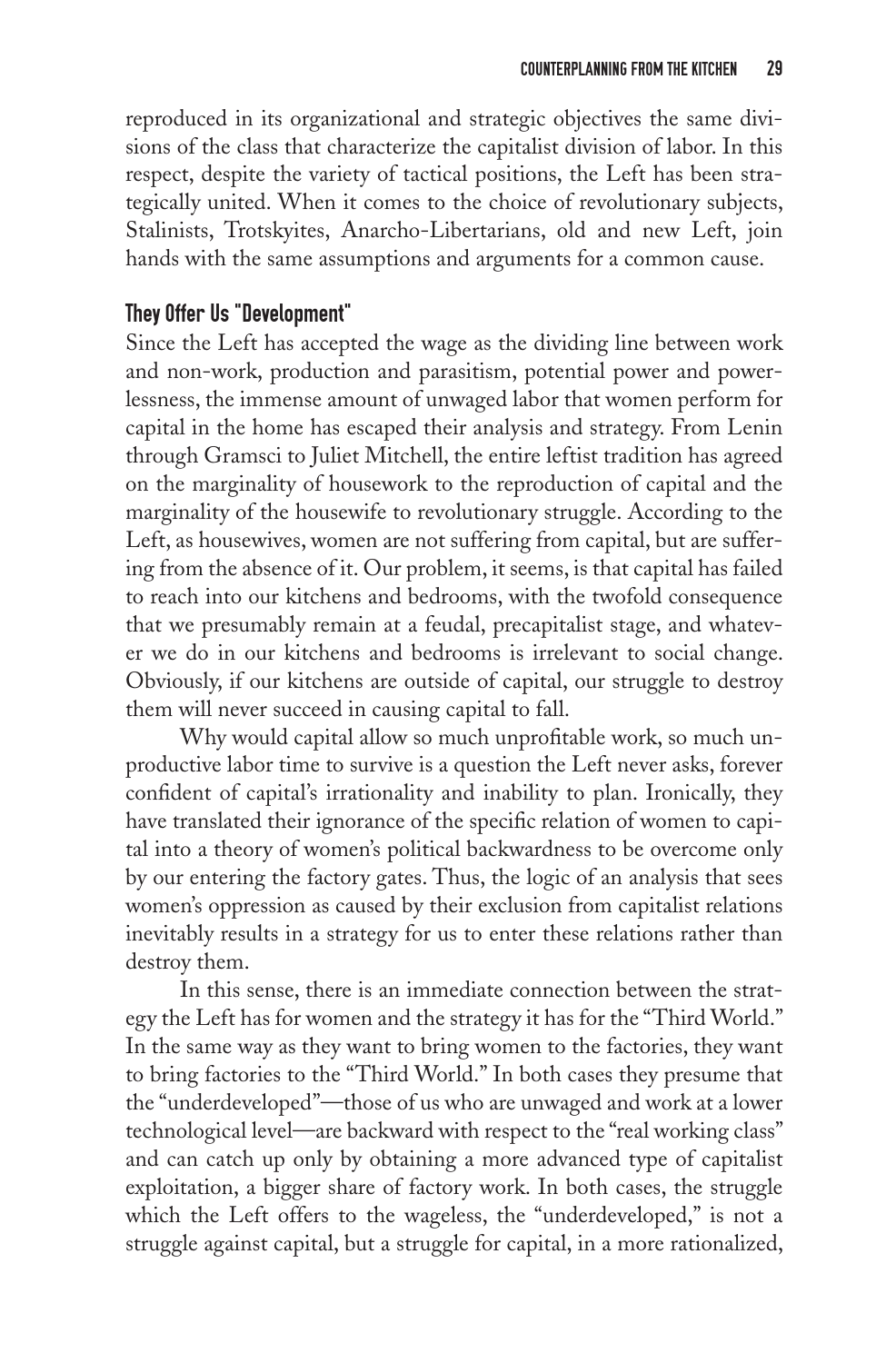reproduced in its organizational and strategic objectives the same divisions of the class that characterize the capitalist division of labor. In this respect, despite the variety of tactical positions, the Left has been strategically united. When it comes to the choice of revolutionary subjects, Stalinists, Trotskyites, Anarcho-Libertarians, old and new Left, join hands with the same assumptions and arguments for a common cause.

### They Offer Us "Development"

Since the Left has accepted the wage as the dividing line between work and non-work, production and parasitism, potential power and powerlessness, the immense amount of unwaged labor that women perform for capital in the home has escaped their analysis and strategy. From Lenin through Gramsci to Juliet Mitchell, the entire leftist tradition has agreed on the marginality of housework to the reproduction of capital and the marginality of the housewife to revolutionary struggle. According to the Left, as housewives, women are not suffering from capital, but are suffering from the absence of it. Our problem, it seems, is that capital has failed to reach into our kitchens and bedrooms, with the twofold consequence that we presumably remain at a feudal, precapitalist stage, and whatever we do in our kitchens and bedrooms is irrelevant to social change. Obviously, if our kitchens are outside of capital, our struggle to destroy them will never succeed in causing capital to fall.

Why would capital allow so much unprofitable work, so much unproductive labor time to survive is a question the Left never asks, forever confident of capital's irrationality and inability to plan. Ironically, they have translated their ignorance of the specific relation of women to capital into a theory of women's political backwardness to be overcome only by our entering the factory gates. Thus, the logic of an analysis that sees women's oppression as caused by their exclusion from capitalist relations inevitably results in a strategy for us to enter these relations rather than destroy them.

In this sense, there is an immediate connection between the strategy the Left has for women and the strategy it has for the "Third World." In the same way as they want to bring women to the factories, they want to bring factories to the "Third World." In both cases they presume that the "underdeveloped"—those of us who are unwaged and work at a lower technological level—are backward with respect to the "real working class" and can catch up only by obtaining a more advanced type of capitalist exploitation, a bigger share of factory work. In both cases, the struggle which the Left offers to the wageless, the "underdeveloped," is not a struggle against capital, but a struggle for capital, in a more rationalized,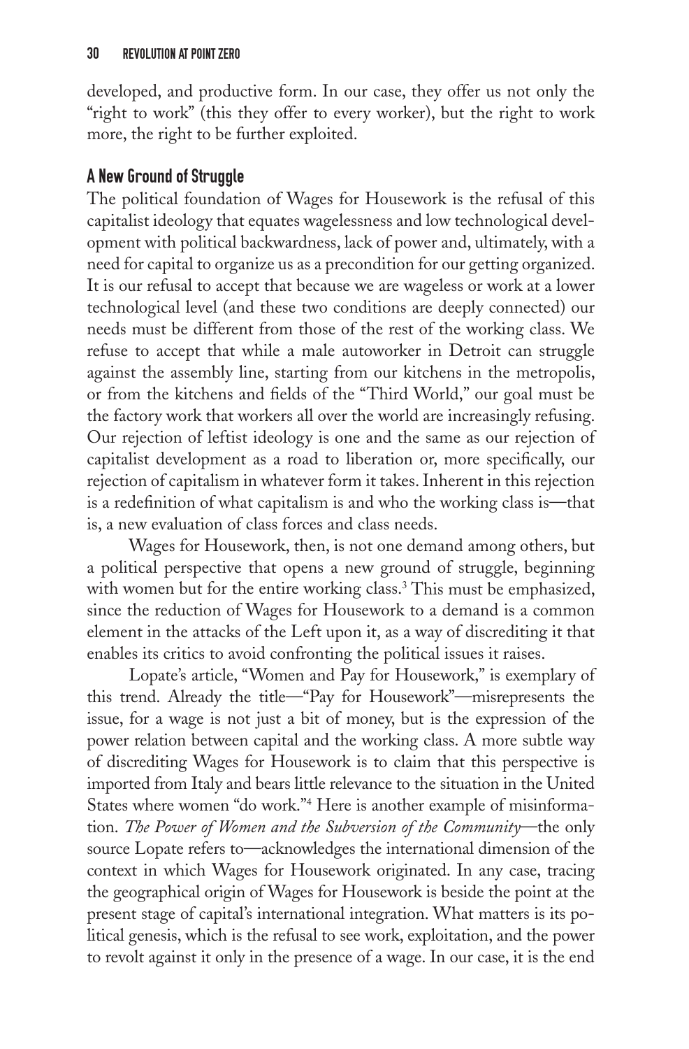developed, and productive form. In our case, they offer us not only the "right to work" (this they offer to every worker), but the right to work more, the right to be further exploited.

## A New Ground of Struggle

The political foundation of Wages for Housework is the refusal of this capitalist ideology that equates wagelessness and low technological development with political backwardness, lack of power and, ultimately, with a need for capital to organize us as a precondition for our getting organized. It is our refusal to accept that because we are wageless or work at a lower technological level (and these two conditions are deeply connected) our needs must be different from those of the rest of the working class. We refuse to accept that while a male autoworker in Detroit can struggle against the assembly line, starting from our kitchens in the metropolis, or from the kitchens and fields of the "Third World," our goal must be the factory work that workers all over the world are increasingly refusing. Our rejection of leftist ideology is one and the same as our rejection of capitalist development as a road to liberation or, more specifically, our rejection of capitalism in whatever form it takes. Inherent in this rejection is a redefinition of what capitalism is and who the working class is—that is, a new evaluation of class forces and class needs.

Wages for Housework, then, is not one demand among others, but a political perspective that opens a new ground of struggle, beginning with women but for the entire working class.[3] This must be emphasized, since the reduction of Wages for Housework to a demand is a common element in the attacks of the Left upon it, as a way of discrediting it that enables its critics to avoid confronting the political issues it raises.

Lopate's article, "Women and Pay for Housework," is exemplary of this trend. Already the title—"Pay for Housework"—misrepresents the issue, for a wage is not just a bit of money, but is the expression of the power relation between capital and the working class. A more subtle way of discrediting Wages for Housework is to claim that this perspective is imported from Italy and bears little relevance to the situation in the United States where women "do work."[4] Here is another example of misinformation. *The Power of Women and the Subversion of the Community*—the only source Lopate refers to—acknowledges the international dimension of the context in which Wages for Housework originated. In any case, tracing the geographical origin of Wages for Housework is beside the point at the present stage of capital's international integration. What matters is its political genesis, which is the refusal to see work, exploitation, and the power to revolt against it only in the presence of a wage. In our case, it is the end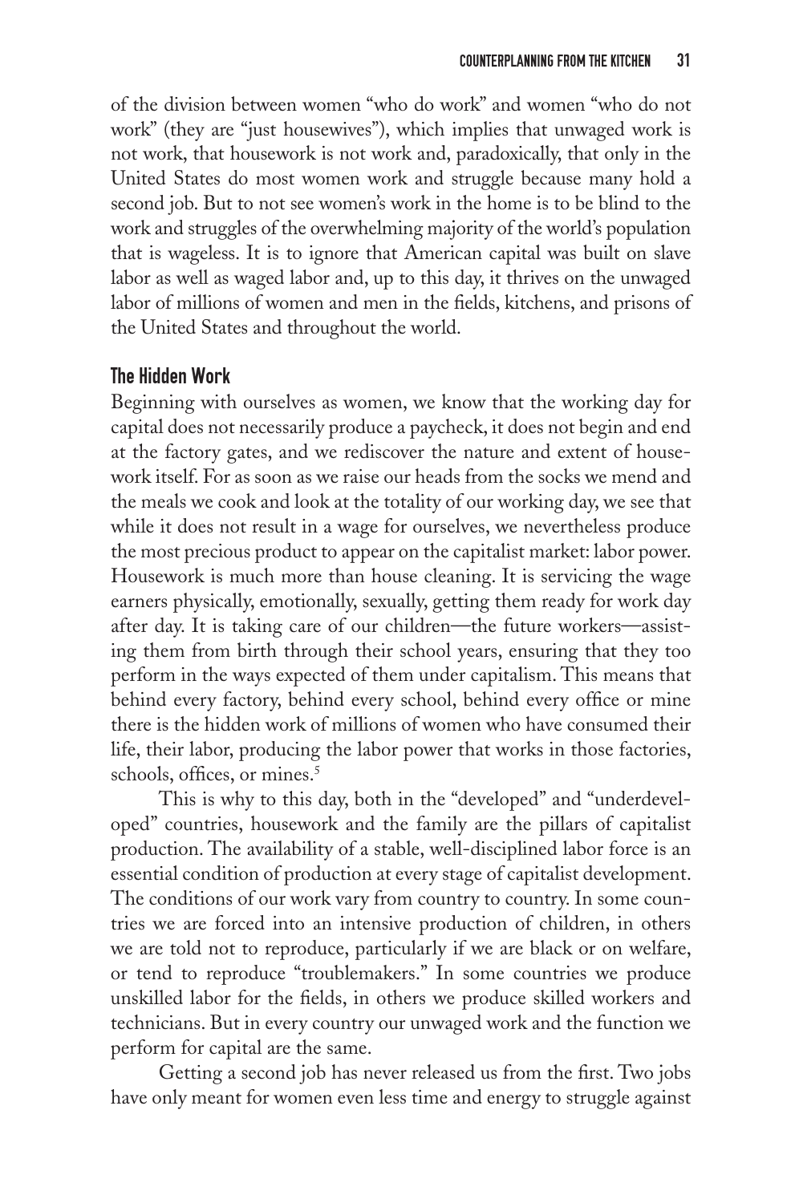of the division between women "who do work" and women "who do not work" (they are "just housewives"), which implies that unwaged work is not work, that housework is not work and, paradoxically, that only in the United States do most women work and struggle because many hold a second job. But to not see women's work in the home is to be blind to the work and struggles of the overwhelming majority of the world's population that is wageless. It is to ignore that American capital was built on slave labor as well as waged labor and, up to this day, it thrives on the unwaged labor of millions of women and men in the fields, kitchens, and prisons of the United States and throughout the world.

## The Hidden Work

Beginning with ourselves as women, we know that the working day for capital does not necessarily produce a paycheck, it does not begin and end at the factory gates, and we rediscover the nature and extent of housework itself. For as soon as we raise our heads from the socks we mend and the meals we cook and look at the totality of our working day, we see that while it does not result in a wage for ourselves, we nevertheless produce the most precious product to appear on the capitalist market: labor power. Housework is much more than house cleaning. It is servicing the wage earners physically, emotionally, sexually, getting them ready for work day after day. It is taking care of our children—the future workers—assisting them from birth through their school years, ensuring that they too perform in the ways expected of them under capitalism. This means that behind every factory, behind every school, behind every office or mine there is the hidden work of millions of women who have consumed their life, their labor, producing the labor power that works in those factories, schools, offices, or mines.[5]

This is why to this day, both in the "developed" and "underdeveloped" countries, housework and the family are the pillars of capitalist production. The availability of a stable, well-disciplined labor force is an essential condition of production at every stage of capitalist development. The conditions of our work vary from country to country. In some countries we are forced into an intensive production of children, in others we are told not to reproduce, particularly if we are black or on welfare, or tend to reproduce "troublemakers." In some countries we produce unskilled labor for the fields, in others we produce skilled workers and technicians. But in every country our unwaged work and the function we perform for capital are the same.

Getting a second job has never released us from the first. Two jobs have only meant for women even less time and energy to struggle against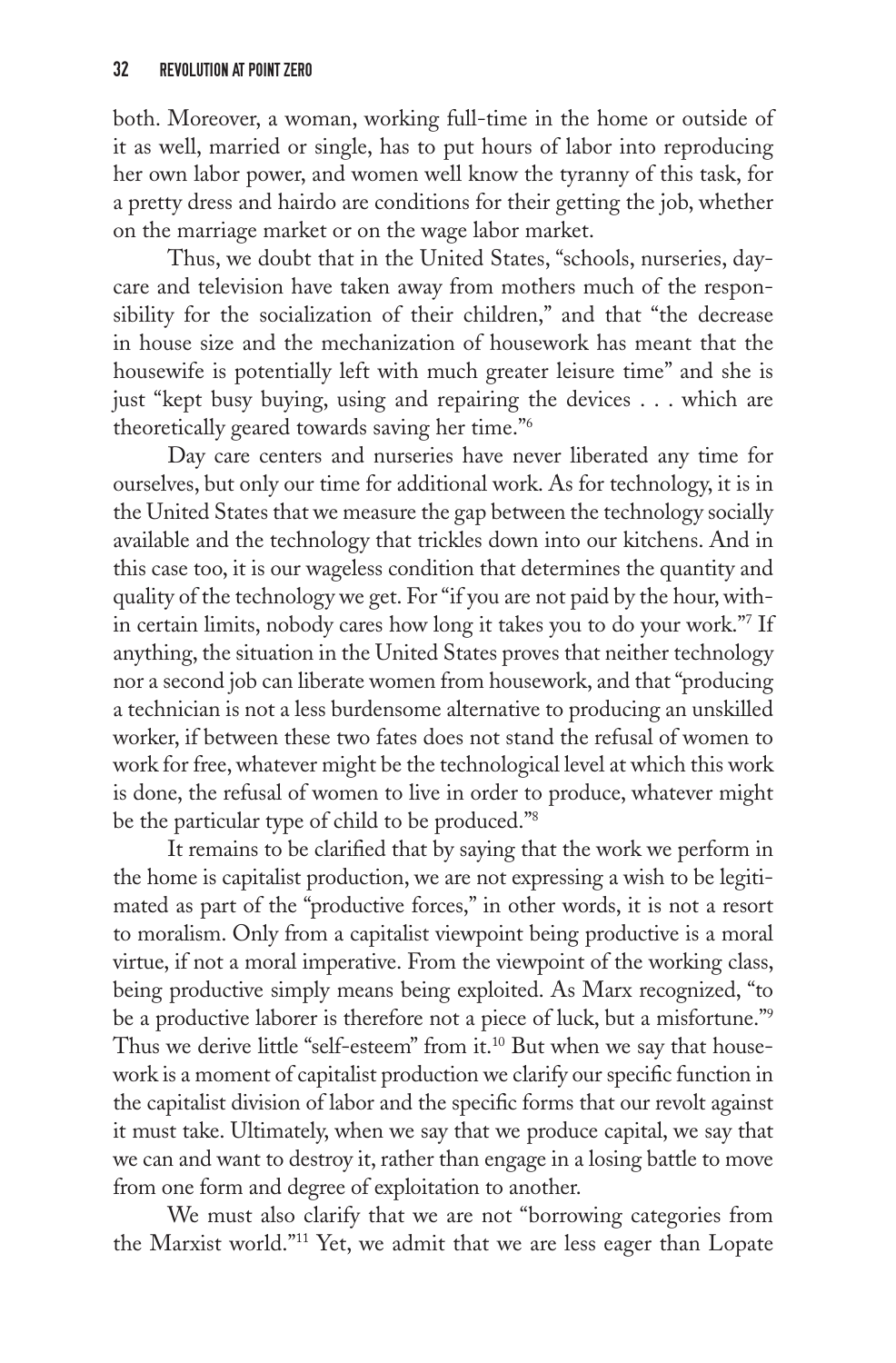both. Moreover, a woman, working full-time in the home or outside of it as well, married or single, has to put hours of labor into reproducing her own labor power, and women well know the tyranny of this task, for a pretty dress and hairdo are conditions for their getting the job, whether on the marriage market or on the wage labor market.

Thus, we doubt that in the United States, "schools, nurseries, day-care and television have taken away from mothers much of the responsibility for the socialization of their children," and that "the decrease in house size and the mechanization of housework has meant that the housewife is potentially left with much greater leisure time" and she is just "kept busy buying, using and repairing the devices . . . which are theoretically geared towards saving her time."[6]

Day care centers and nurseries have never liberated any time for ourselves, but only our time for additional work. As for technology, it is in the United States that we measure the gap between the technology socially available and the technology that trickles down into our kitchens. And in this case too, it is our wageless condition that determines the quantity and quality of the technology we get. For "if you are not paid by the hour, within certain limits, nobody cares how long it takes you to do your work."[7] If anything, the situation in the United States proves that neither technology nor a second job can liberate women from housework, and that "producing a technician is not a less burdensome alternative to producing an unskilled worker, if between these two fates does not stand the refusal of women to work for free, whatever might be the technological level at which this work is done, the refusal of women to live in order to produce, whatever might be the particular type of child to be produced."[8]

It remains to be clarified that by saying that the work we perform in the home is capitalist production, we are not expressing a wish to be legitimated as part of the "productive forces," in other words, it is not a resort to moralism. Only from a capitalist viewpoint being productive is a moral virtue, if not a moral imperative. From the viewpoint of the working class, being productive simply means being exploited. As Marx recognized, "to be a productive laborer is therefore not a piece of luck, but a misfortune."[9] Thus we derive little "self-esteem" from it.[10] But when we say that housework is a moment of capitalist production we clarify our specific function in the capitalist division of labor and the specific forms that our revolt against it must take. Ultimately, when we say that we produce capital, we say that we can and want to destroy it, rather than engage in a losing battle to move from one form and degree of exploitation to another.

We must also clarify that we are not "borrowing categories from the Marxist world."[11] Yet, we admit that we are less eager than Lopate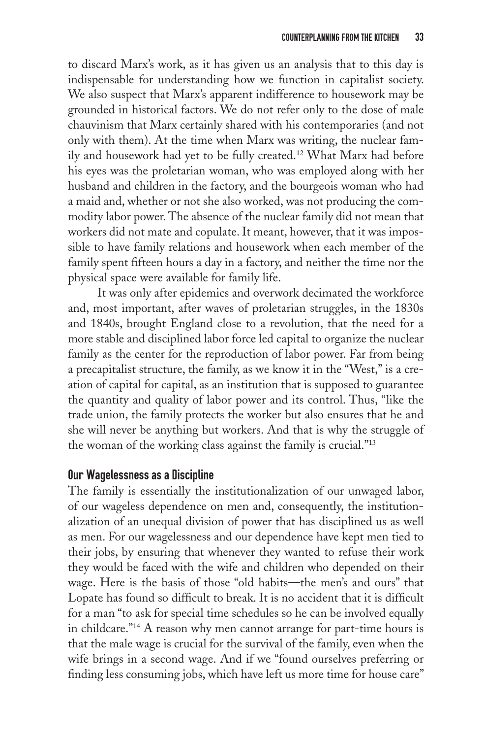to discard Marx's work, as it has given us an analysis that to this day is indispensable for understanding how we function in capitalist society. We also suspect that Marx's apparent indifference to housework may be grounded in historical factors. We do not refer only to the dose of male chauvinism that Marx certainly shared with his contemporaries (and not only with them). At the time when Marx was writing, the nuclear family and housework had yet to be fully created.[12] What Marx had before his eyes was the proletarian woman, who was employed along with her husband and children in the factory, and the bourgeois woman who had a maid and, whether or not she also worked, was not producing the commodity labor power. The absence of the nuclear family did not mean that workers did not mate and copulate. It meant, however, that it was impossible to have family relations and housework when each member of the family spent fifteen hours a day in a factory, and neither the time nor the physical space were available for family life.

It was only after epidemics and overwork decimated the workforce and, most important, after waves of proletarian struggles, in the 1830s and 1840s, brought England close to a revolution, that the need for a more stable and disciplined labor force led capital to organize the nuclear family as the center for the reproduction of labor power. Far from being a precapitalist structure, the family, as we know it in the "West," is a creation of capital for capital, as an institution that is supposed to guarantee the quantity and quality of labor power and its control. Thus, "like the trade union, the family protects the worker but also ensures that he and she will never be anything but workers. And that is why the struggle of the woman of the working class against the family is crucial."[13]

## Our Wagelessness as a Discipline

The family is essentially the institutionalization of our unwaged labor, of our wageless dependence on men and, consequently, the institutionalization of an unequal division of power that has disciplined us as well as men. For our wagelessness and our dependence have kept men tied to their jobs, by ensuring that whenever they wanted to refuse their work they would be faced with the wife and children who depended on their wage. Here is the basis of those "old habits—the men's and ours" that Lopate has found so difficult to break. It is no accident that it is difficult for a man "to ask for special time schedules so he can be involved equally in childcare."[14] A reason why men cannot arrange for part-time hours is that the male wage is crucial for the survival of the family, even when the wife brings in a second wage. And if we "found ourselves preferring or finding less consuming jobs, which have left us more time for house care"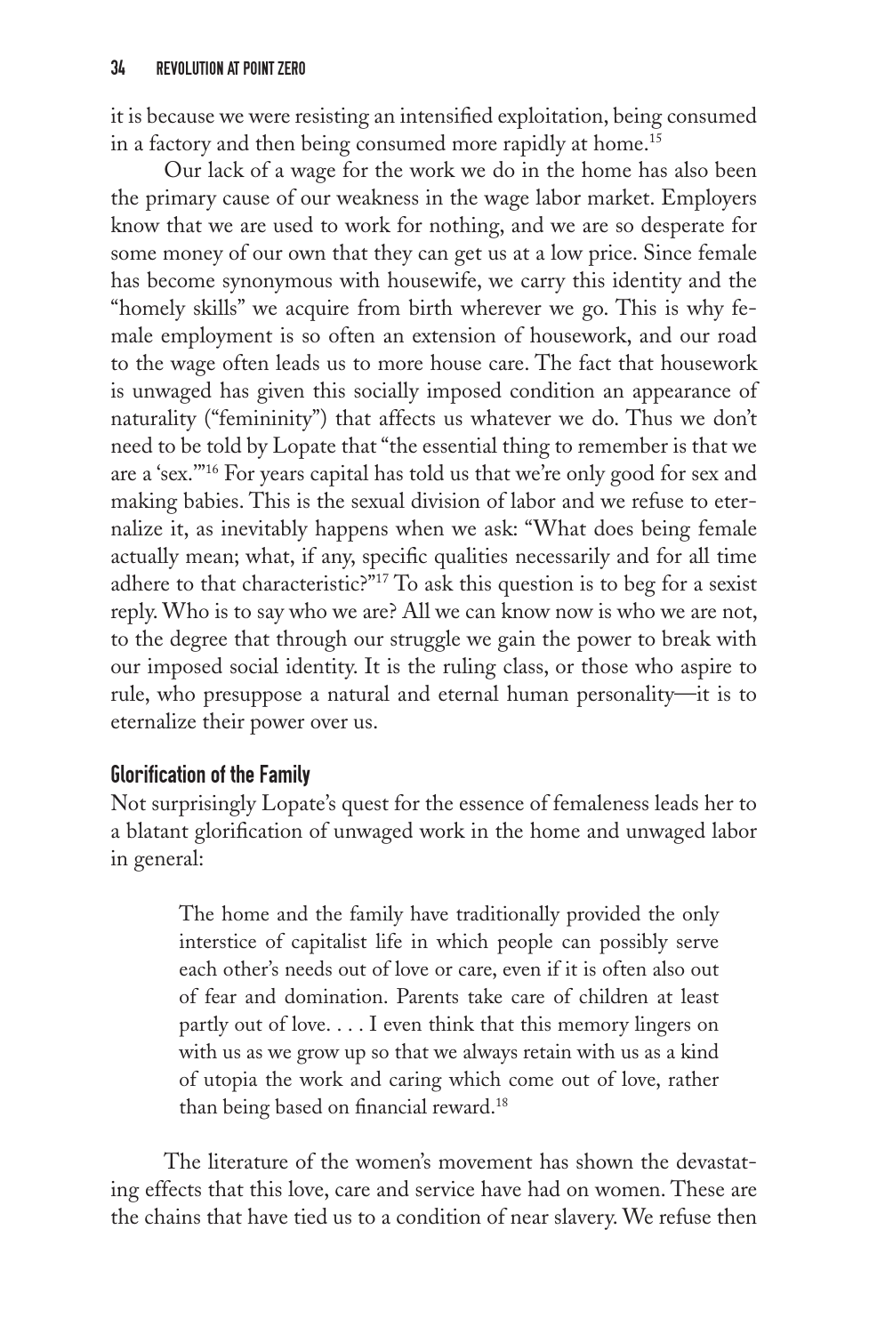it is because we were resisting an intensified exploitation, being consumed in a factory and then being consumed more rapidly at home.[15]

Our lack of a wage for the work we do in the home has also been the primary cause of our weakness in the wage labor market. Employers know that we are used to work for nothing, and we are so desperate for some money of our own that they can get us at a low price. Since female has become synonymous with housewife, we carry this identity and the "homely skills" we acquire from birth wherever we go. This is why female employment is so often an extension of housework, and our road to the wage often leads us to more house care. The fact that housework is unwaged has given this socially imposed condition an appearance of naturality ("femininity") that affects us whatever we do. Thus we don't need to be told by Lopate that "the essential thing to remember is that we are a 'sex.'"[16] For years capital has told us that we're only good for sex and making babies. This is the sexual division of labor and we refuse to eternalize it, as inevitably happens when we ask: "What does being female actually mean; what, if any, specific qualities necessarily and for all time adhere to that characteristic?"[17] To ask this question is to beg for a sexist reply. Who is to say who we are? All we can know now is who we are not, to the degree that through our struggle we gain the power to break with our imposed social identity. It is the ruling class, or those who aspire to rule, who presuppose a natural and eternal human personality—it is to eternalize their power over us.

## Glorification of the Family

Not surprisingly Lopate's quest for the essence of femaleness leads her to a blatant glorification of unwaged work in the home and unwaged labor in general:

> The home and the family have traditionally provided the only interstice of capitalist life in which people can possibly serve each other's needs out of love or care, even if it is often also out of fear and domination. Parents take care of children at least partly out of love. . . . I even think that this memory lingers on with us as we grow up so that we always retain with us as a kind of utopia the work and caring which come out of love, rather than being based on financial reward.[18]

The literature of the women's movement has shown the devastating effects that this love, care and service have had on women. These are the chains that have tied us to a condition of near slavery. We refuse then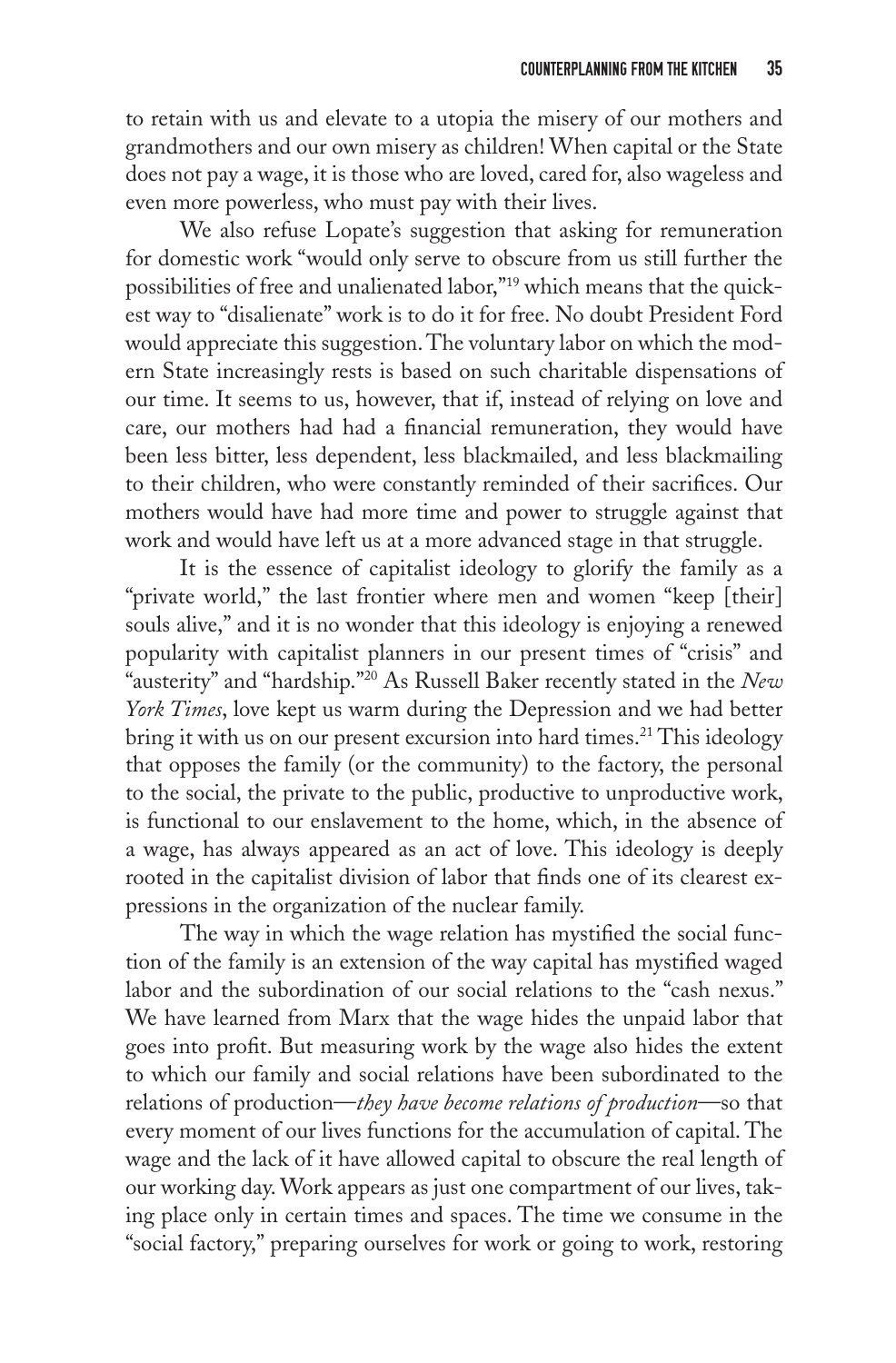to retain with us and elevate to a utopia the misery of our mothers and grandmothers and our own misery as children! When capital or the State does not pay a wage, it is those who are loved, cared for, also wageless and even more powerless, who must pay with their lives.

We also refuse Lopate's suggestion that asking for remuneration for domestic work "would only serve to obscure from us still further the possibilities of free and unalienated labor,"[19] which means that the quickest way to "disalienate" work is to do it for free. No doubt President Ford would appreciate this suggestion. The voluntary labor on which the modern State increasingly rests is based on such charitable dispensations of our time. It seems to us, however, that if, instead of relying on love and care, our mothers had had a financial remuneration, they would have been less bitter, less dependent, less blackmailed, and less blackmailing to their children, who were constantly reminded of their sacrifices. Our mothers would have had more time and power to struggle against that work and would have left us at a more advanced stage in that struggle.

It is the essence of capitalist ideology to glorify the family as a "private world," the last frontier where men and women "keep [their] souls alive," and it is no wonder that this ideology is enjoying a renewed popularity with capitalist planners in our present times of "crisis" and "austerity" and "hardship."[20] As Russell Baker recently stated in the *New York Times*, love kept us warm during the Depression and we had better bring it with us on our present excursion into hard times.[21] This ideology that opposes the family (or the community) to the factory, the personal to the social, the private to the public, productive to unproductive work, is functional to our enslavement to the home, which, in the absence of a wage, has always appeared as an act of love. This ideology is deeply rooted in the capitalist division of labor that finds one of its clearest expressions in the organization of the nuclear family.

The way in which the wage relation has mystified the social function of the family is an extension of the way capital has mystified waged labor and the subordination of our social relations to the "cash nexus." We have learned from Marx that the wage hides the unpaid labor that goes into profit. But measuring work by the wage also hides the extent to which our family and social relations have been subordinated to the relations of production—*they have become relations of production*—so that every moment of our lives functions for the accumulation of capital. The wage and the lack of it have allowed capital to obscure the real length of our working day. Work appears as just one compartment of our lives, taking place only in certain times and spaces. The time we consume in the "social factory," preparing ourselves for work or going to work, restoring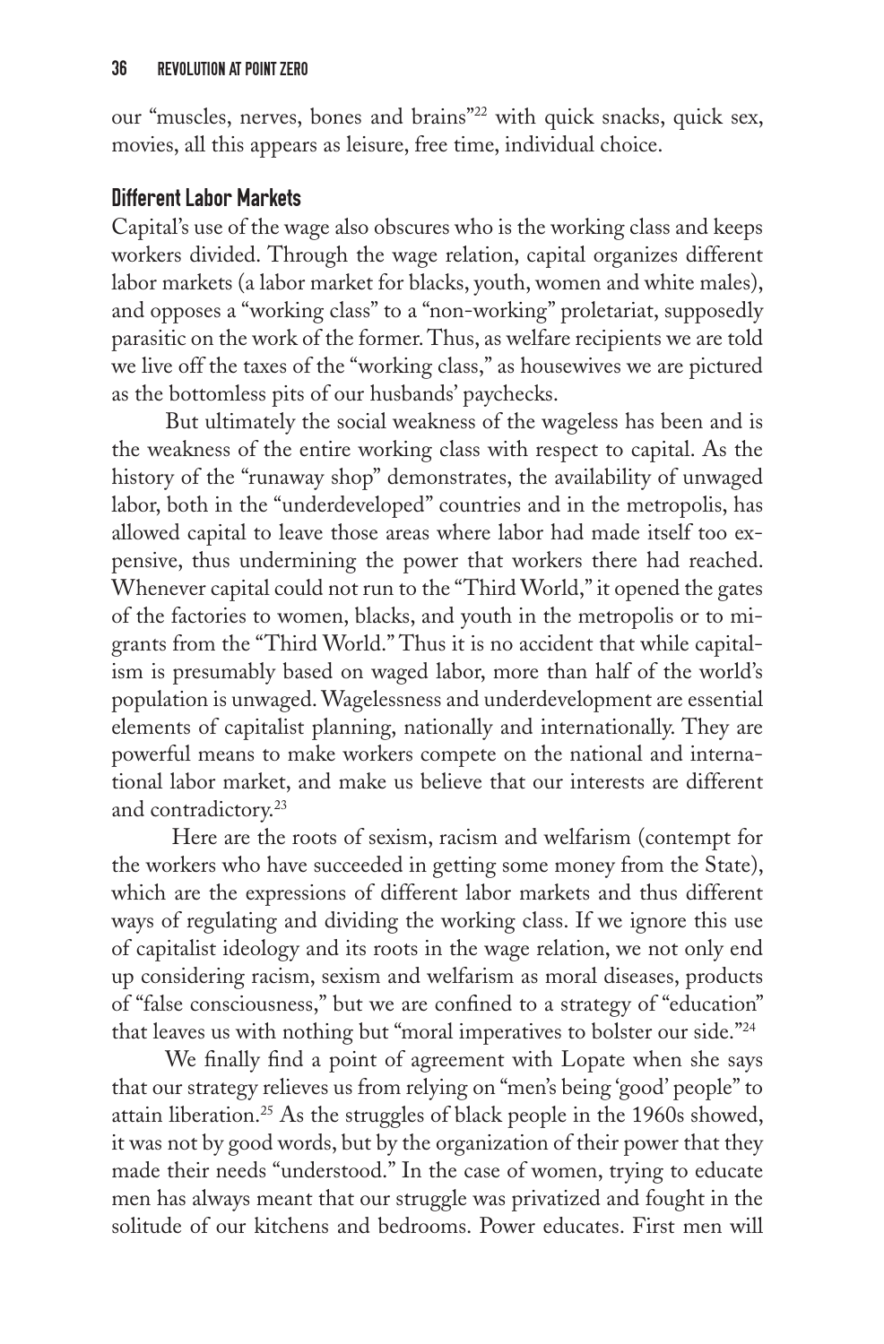our "muscles, nerves, bones and brains"[22] with quick snacks, quick sex, movies, all this appears as leisure, free time, individual choice.

## Different Labor Markets

Capital's use of the wage also obscures who is the working class and keeps workers divided. Through the wage relation, capital organizes different labor markets (a labor market for blacks, youth, women and white males), and opposes a "working class" to a "non-working" proletariat, supposedly parasitic on the work of the former. Thus, as welfare recipients we are told we live off the taxes of the "working class," as housewives we are pictured as the bottomless pits of our husbands' paychecks.

But ultimately the social weakness of the wageless has been and is the weakness of the entire working class with respect to capital. As the history of the "runaway shop" demonstrates, the availability of unwaged labor, both in the "underdeveloped" countries and in the metropolis, has allowed capital to leave those areas where labor had made itself too expensive, thus undermining the power that workers there had reached. Whenever capital could not run to the "Third World," it opened the gates of the factories to women, blacks, and youth in the metropolis or to migrants from the "Third World." Thus it is no accident that while capitalism is presumably based on waged labor, more than half of the world's population is unwaged. Wagelessness and underdevelopment are essential elements of capitalist planning, nationally and internationally. They are powerful means to make workers compete on the national and international labor market, and make us believe that our interests are different and contradictory.[23]

Here are the roots of sexism, racism and welfarism (contempt for the workers who have succeeded in getting some money from the State), which are the expressions of different labor markets and thus different ways of regulating and dividing the working class. If we ignore this use of capitalist ideology and its roots in the wage relation, we not only end up considering racism, sexism and welfarism as moral diseases, products of "false consciousness," but we are confined to a strategy of "education" that leaves us with nothing but "moral imperatives to bolster our side."[24]

We finally find a point of agreement with Lopate when she says that our strategy relieves us from relying on "men's being 'good' people" to attain liberation.[25] As the struggles of black people in the 1960s showed, it was not by good words, but by the organization of their power that they made their needs "understood." In the case of women, trying to educate men has always meant that our struggle was privatized and fought in the solitude of our kitchens and bedrooms. Power educates. First men will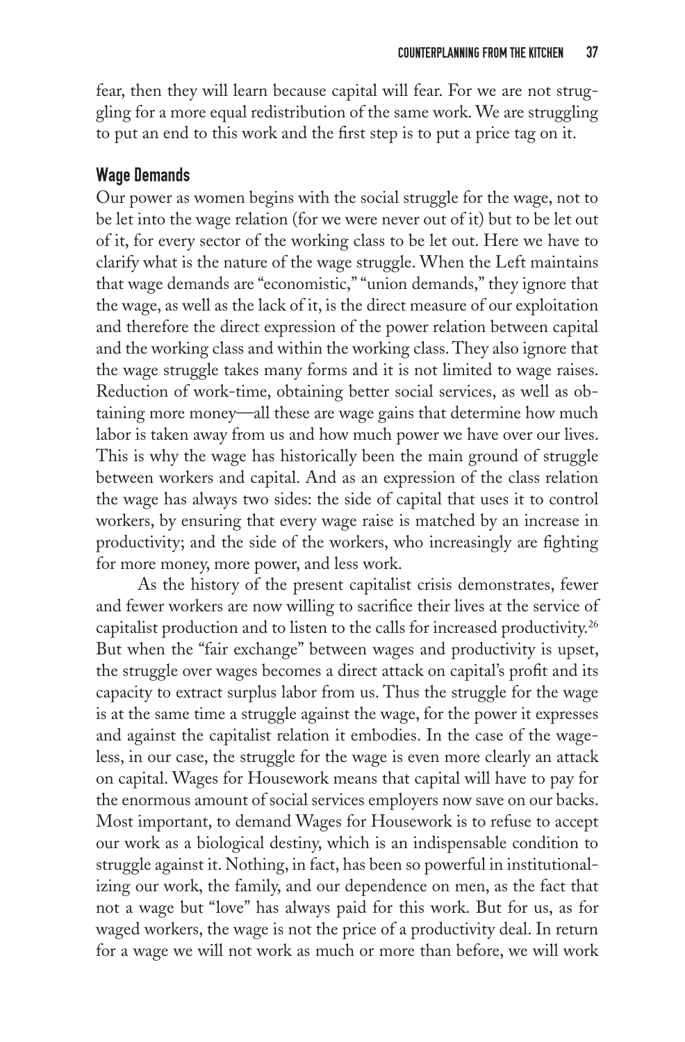fear, then they will learn because capital will fear. For we are not struggling for a more equal redistribution of the same work. We are struggling to put an end to this work and the first step is to put a price tag on it.

## Wage Demands

Our power as women begins with the social struggle for the wage, not to be let into the wage relation (for we were never out of it) but to be let out of it, for every sector of the working class to be let out. Here we have to clarify what is the nature of the wage struggle. When the Left maintains that wage demands are "economistic," "union demands," they ignore that the wage, as well as the lack of it, is the direct measure of our exploitation and therefore the direct expression of the power relation between capital and the working class and within the working class. They also ignore that the wage struggle takes many forms and it is not limited to wage raises. Reduction of work-time, obtaining better social services, as well as obtaining more money—all these are wage gains that determine how much labor is taken away from us and how much power we have over our lives. This is why the wage has historically been the main ground of struggle between workers and capital. And as an expression of the class relation the wage has always two sides: the side of capital that uses it to control workers, by ensuring that every wage raise is matched by an increase in productivity; and the side of the workers, who increasingly are fighting for more money, more power, and less work.

As the history of the present capitalist crisis demonstrates, fewer and fewer workers are now willing to sacrifice their lives at the service of capitalist production and to listen to the calls for increased productivity.[26] But when the "fair exchange" between wages and productivity is upset, the struggle over wages becomes a direct attack on capital's profit and its capacity to extract surplus labor from us. Thus the struggle for the wage is at the same time a struggle against the wage, for the power it expresses and against the capitalist relation it embodies. In the case of the wageless, in our case, the struggle for the wage is even more clearly an attack on capital. Wages for Housework means that capital will have to pay for the enormous amount of social services employers now save on our backs. Most important, to demand Wages for Housework is to refuse to accept our work as a biological destiny, which is an indispensable condition to struggle against it. Nothing, in fact, has been so powerful in institutionalizing our work, the family, and our dependence on men, as the fact that not a wage but "love" has always paid for this work. But for us, as for waged workers, the wage is not the price of a productivity deal. In return for a wage we will not work as much or more than before, we will work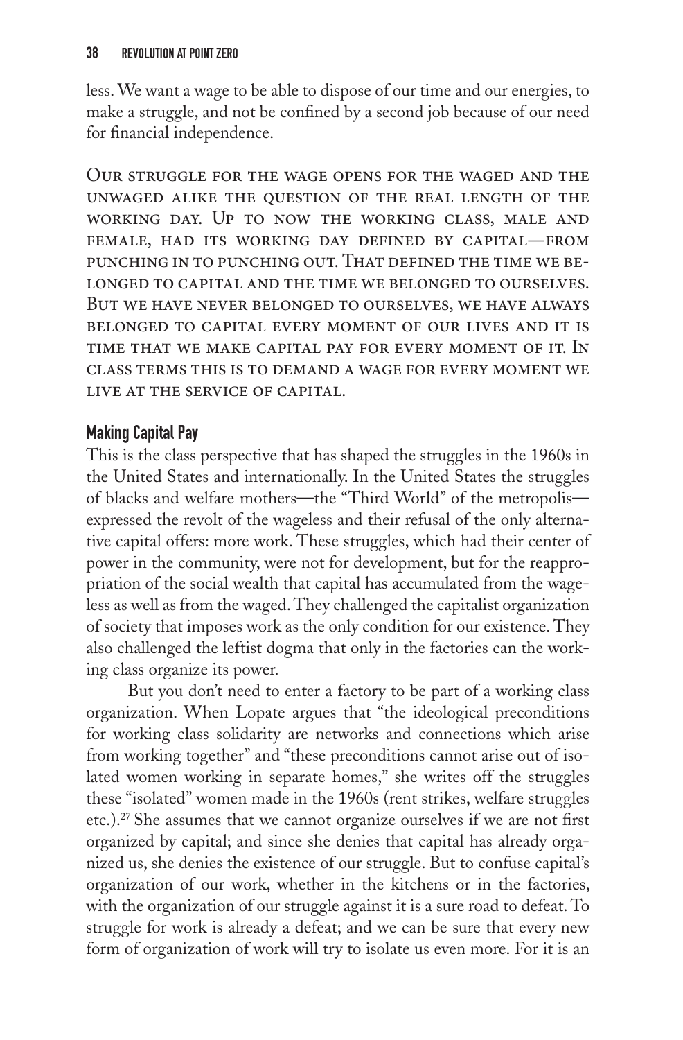less. We want a wage to be able to dispose of our time and our energies, to make a struggle, and not be confined by a second job because of our need for financial independence.

Our struggle for the wage opens for the waged and the unwaged alike the question of the real length of the working day. Up to now the working class, male and female, had its working day defined by capital—from punching in to punching out. That defined the time we belonged to capital and the time we belonged to ourselves. But we have never belonged to ourselves, we have always belonged to capital every moment of our lives and it is time that we make capital pay for every moment of it. In class terms this is to demand a wage for every moment we live at the service of capital.

## Making Capital Pay

This is the class perspective that has shaped the struggles in the 1960s in the United States and internationally. In the United States the struggles of blacks and welfare mothers—the "Third World" of the metropolis—expressed the revolt of the wageless and their refusal of the only alternative capital offers: more work. These struggles, which had their center of power in the community, were not for development, but for the reappropriation of the social wealth that capital has accumulated from the wageless as well as from the waged. They challenged the capitalist organization of society that imposes work as the only condition for our existence. They also challenged the leftist dogma that only in the factories can the working class organize its power.

But you don't need to enter a factory to be part of a working class organization. When Lopate argues that "the ideological preconditions for working class solidarity are networks and connections which arise from working together" and "these preconditions cannot arise out of isolated women working in separate homes," she writes off the struggles these "isolated" women made in the 1960s (rent strikes, welfare struggles etc.).[27] She assumes that we cannot organize ourselves if we are not first organized by capital; and since she denies that capital has already organized us, she denies the existence of our struggle. But to confuse capital's organization of our work, whether in the kitchens or in the factories, with the organization of our struggle against it is a sure road to defeat. To struggle for work is already a defeat; and we can be sure that every new form of organization of work will try to isolate us even more. For it is an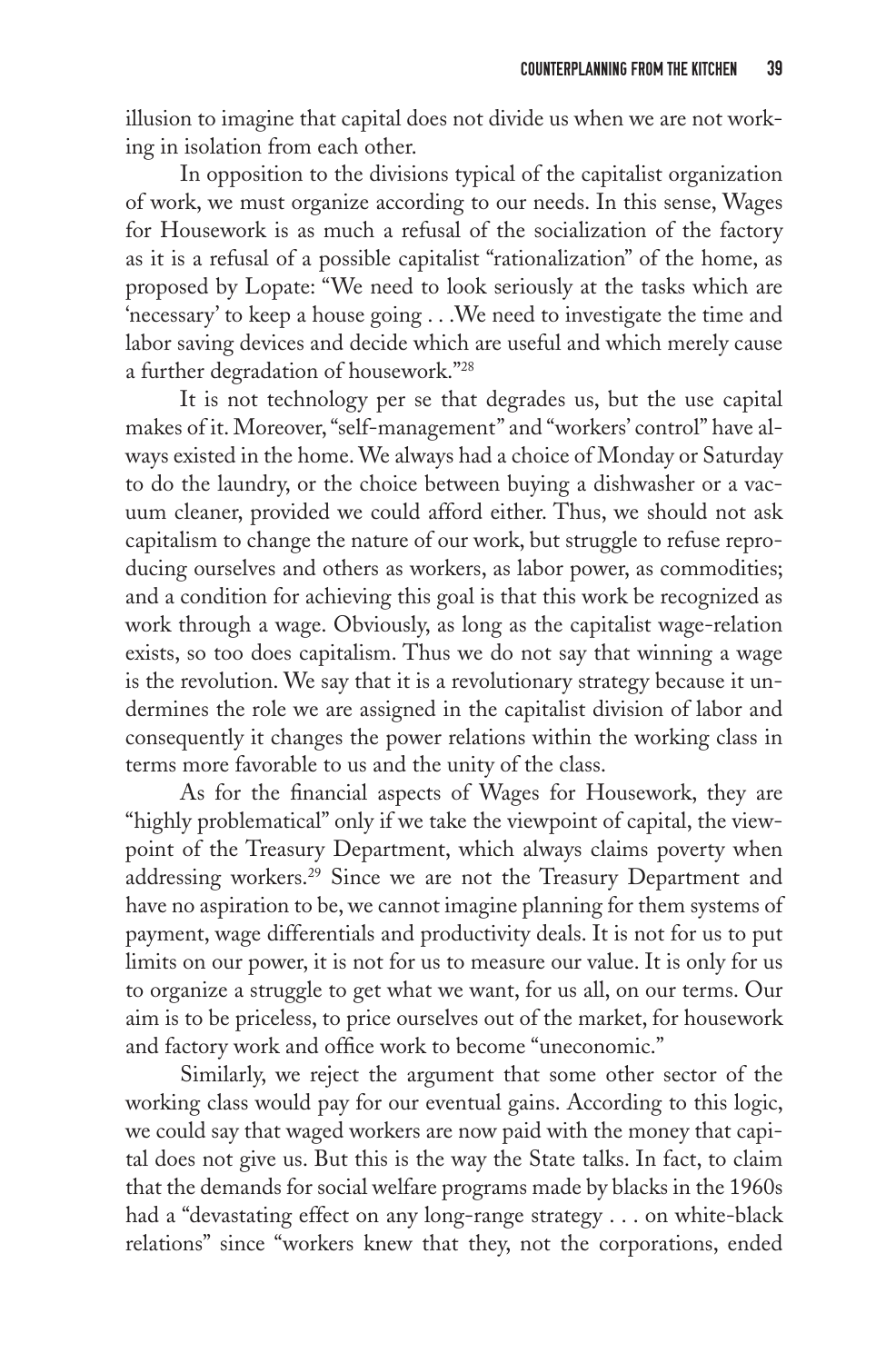illusion to imagine that capital does not divide us when we are not working in isolation from each other.

In opposition to the divisions typical of the capitalist organization of work, we must organize according to our needs. In this sense, Wages for Housework is as much a refusal of the socialization of the factory as it is a refusal of a possible capitalist "rationalization" of the home, as proposed by Lopate: "We need to look seriously at the tasks which are 'necessary' to keep a house going . . . We need to investigate the time and labor saving devices and decide which are useful and which merely cause a further degradation of housework."[28]

It is not technology per se that degrades us, but the use capital makes of it. Moreover, "self-management" and "workers' control" have always existed in the home. We always had a choice of Monday or Saturday to do the laundry, or the choice between buying a dishwasher or a vacuum cleaner, provided we could afford either. Thus, we should not ask capitalism to change the nature of our work, but struggle to refuse reproducing ourselves and others as workers, as labor power, as commodities; and a condition for achieving this goal is that this work be recognized as work through a wage. Obviously, as long as the capitalist wage-relation exists, so too does capitalism. Thus we do not say that winning a wage is the revolution. We say that it is a revolutionary strategy because it undermines the role we are assigned in the capitalist division of labor and consequently it changes the power relations within the working class in terms more favorable to us and the unity of the class.

As for the financial aspects of Wages for Housework, they are "highly problematical" only if we take the viewpoint of capital, the viewpoint of the Treasury Department, which always claims poverty when addressing workers.[29] Since we are not the Treasury Department and have no aspiration to be, we cannot imagine planning for them systems of payment, wage differentials and productivity deals. It is not for us to put limits on our power, it is not for us to measure our value. It is only for us to organize a struggle to get what we want, for us all, on our terms. Our aim is to be priceless, to price ourselves out of the market, for housework and factory work and office work to become "uneconomic."

Similarly, we reject the argument that some other sector of the working class would pay for our eventual gains. According to this logic, we could say that waged workers are now paid with the money that capital does not give us. But this is the way the State talks. In fact, to claim that the demands for social welfare programs made by blacks in the 1960s had a "devastating effect on any long-range strategy . . . on white-black relations" since "workers knew that they, not the corporations, ended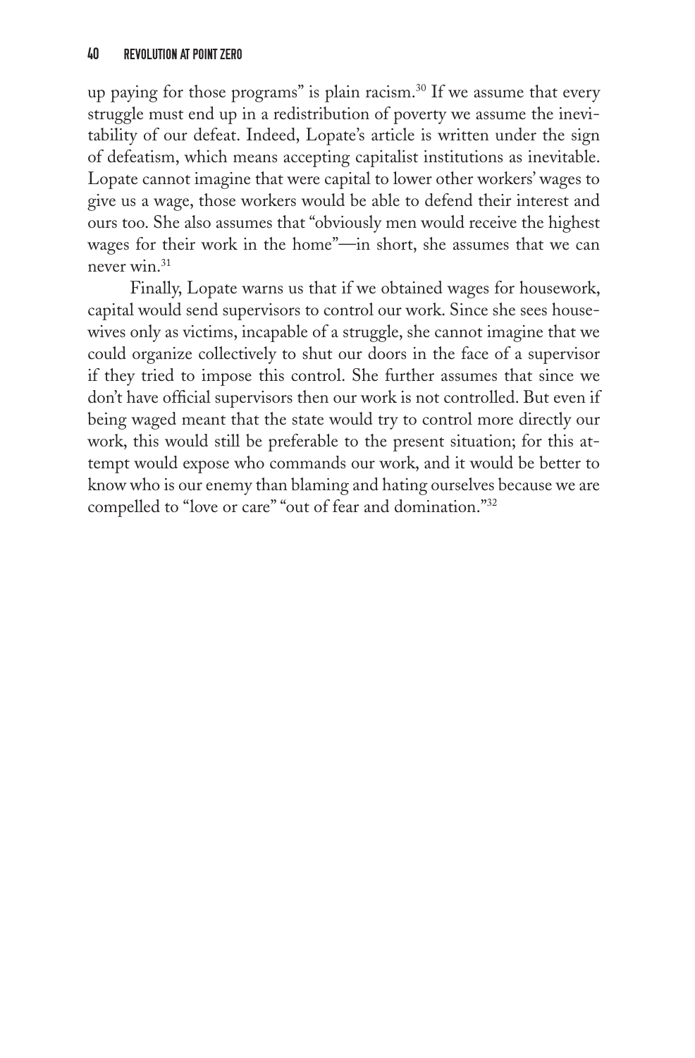up paying for those programs" is plain racism.[30] If we assume that every struggle must end up in a redistribution of poverty we assume the inevitability of our defeat. Indeed, Lopate's article is written under the sign of defeatism, which means accepting capitalist institutions as inevitable. Lopate cannot imagine that were capital to lower other workers' wages to give us a wage, those workers would be able to defend their interest and ours too. She also assumes that "obviously men would receive the highest wages for their work in the home"—in short, she assumes that we can never win.[31]

Finally, Lopate warns us that if we obtained wages for housework, capital would send supervisors to control our work. Since she sees housewives only as victims, incapable of a struggle, she cannot imagine that we could organize collectively to shut our doors in the face of a supervisor if they tried to impose this control. She further assumes that since we don't have official supervisors then our work is not controlled. But even if being waged meant that the state would try to control more directly our work, this would still be preferable to the present situation; for this attempt would expose who commands our work, and it would be better to know who is our enemy than blaming and hating ourselves because we are compelled to "love or care" "out of fear and domination."[32]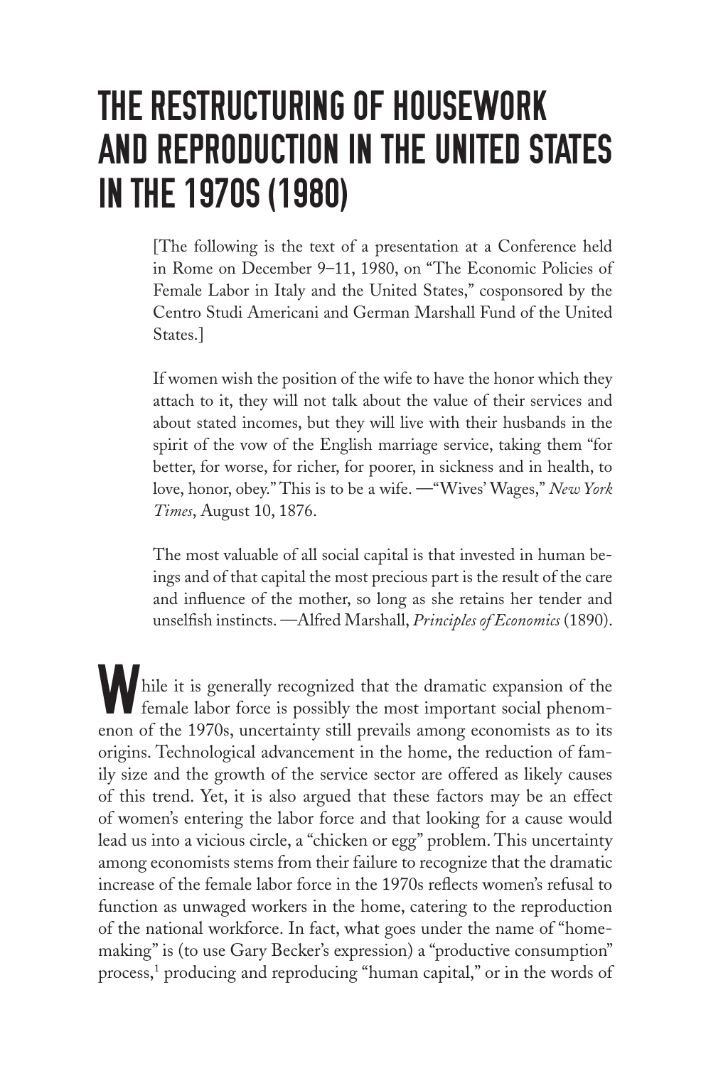# THE RESTRUCTURING OF HOUSEWORK AND REPRODUCTION IN THE UNITED STATES IN THE 1970S (1980)

[The following is the text of a presentation at a Conference held in Rome on December 9–11, 1980, on "The Economic Policies of Female Labor in Italy and the United States," cosponsored by the Centro Studi Americani and German Marshall Fund of the United States.]

If women wish the position of the wife to have the honor which they attach to it, they will not talk about the value of their services and about stated incomes, but they will live with their husbands in the spirit of the vow of the English marriage service, taking them "for better, for worse, for richer, for poorer, in sickness and in health, to love, honor, obey." This is to be a wife. —"Wives' Wages," *New York Times*, August 10, 1876.

The most valuable of all social capital is that invested in human beings and of that capital the most precious part is the result of the care and influence of the mother, so long as she retains her tender and unselfish instincts. —Alfred Marshall, *Principles of Economics* (1890).

While it is generally recognized that the dramatic expansion of the female labor force is possibly the most important social phenomenon of the 1970s, uncertainty still prevails among economists as to its origins. Technological advancement in the home, the reduction of family size and the growth of the service sector are offered as likely causes of this trend. Yet, it is also argued that these factors may be an effect of women's entering the labor force and that looking for a cause would lead us into a vicious circle, a "chicken or egg" problem. This uncertainty among economists stems from their failure to recognize that the dramatic increase of the female labor force in the 1970s reflects women's refusal to function as unwaged workers in the home, catering to the reproduction of the national workforce. In fact, what goes under the name of "homemaking" is (to use Gary Becker's expression) a "productive consumption" process,[1] producing and reproducing "human capital," or in the words of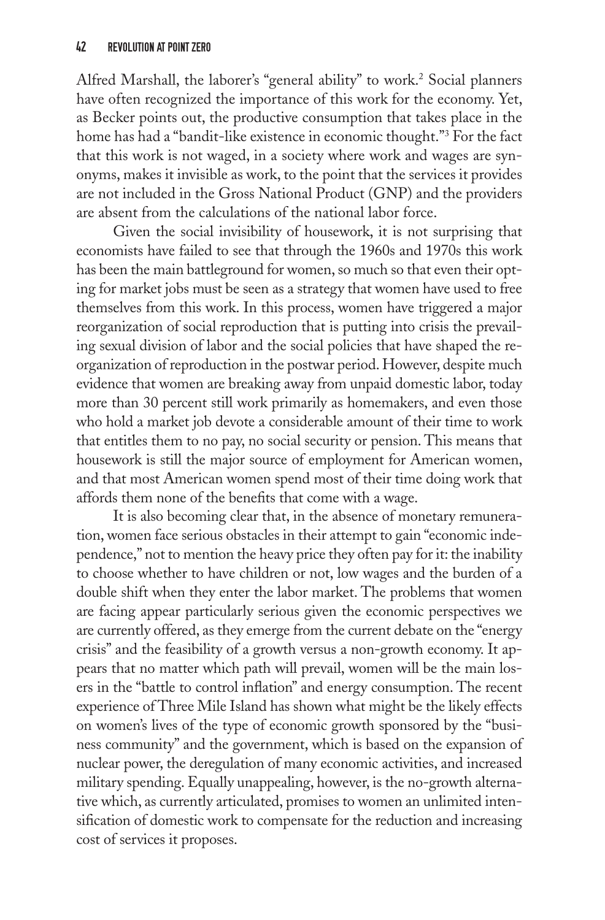Alfred Marshall, the laborer's "general ability" to work.[2] Social planners have often recognized the importance of this work for the economy. Yet, as Becker points out, the productive consumption that takes place in the home has had a "bandit-like existence in economic thought."[3] For the fact that this work is not waged, in a society where work and wages are synonyms, makes it invisible as work, to the point that the services it provides are not included in the Gross National Product (GNP) and the providers are absent from the calculations of the national labor force.

Given the social invisibility of housework, it is not surprising that economists have failed to see that through the 1960s and 1970s this work has been the main battleground for women, so much so that even their opting for market jobs must be seen as a strategy that women have used to free themselves from this work. In this process, women have triggered a major reorganization of social reproduction that is putting into crisis the prevailing sexual division of labor and the social policies that have shaped the reorganization of reproduction in the postwar period. However, despite much evidence that women are breaking away from unpaid domestic labor, today more than 30 percent still work primarily as homemakers, and even those who hold a market job devote a considerable amount of their time to work that entitles them to no pay, no social security or pension. This means that housework is still the major source of employment for American women, and that most American women spend most of their time doing work that affords them none of the benefits that come with a wage.

It is also becoming clear that, in the absence of monetary remuneration, women face serious obstacles in their attempt to gain "economic independence," not to mention the heavy price they often pay for it: the inability to choose whether to have children or not, low wages and the burden of a double shift when they enter the labor market. The problems that women are facing appear particularly serious given the economic perspectives we are currently offered, as they emerge from the current debate on the "energy crisis" and the feasibility of a growth versus a non-growth economy. It appears that no matter which path will prevail, women will be the main losers in the "battle to control inflation" and energy consumption. The recent experience of Three Mile Island has shown what might be the likely effects on women's lives of the type of economic growth sponsored by the "business community" and the government, which is based on the expansion of nuclear power, the deregulation of many economic activities, and increased military spending. Equally unappealing, however, is the no-growth alternative which, as currently articulated, promises to women an unlimited intensification of domestic work to compensate for the reduction and increasing cost of services it proposes.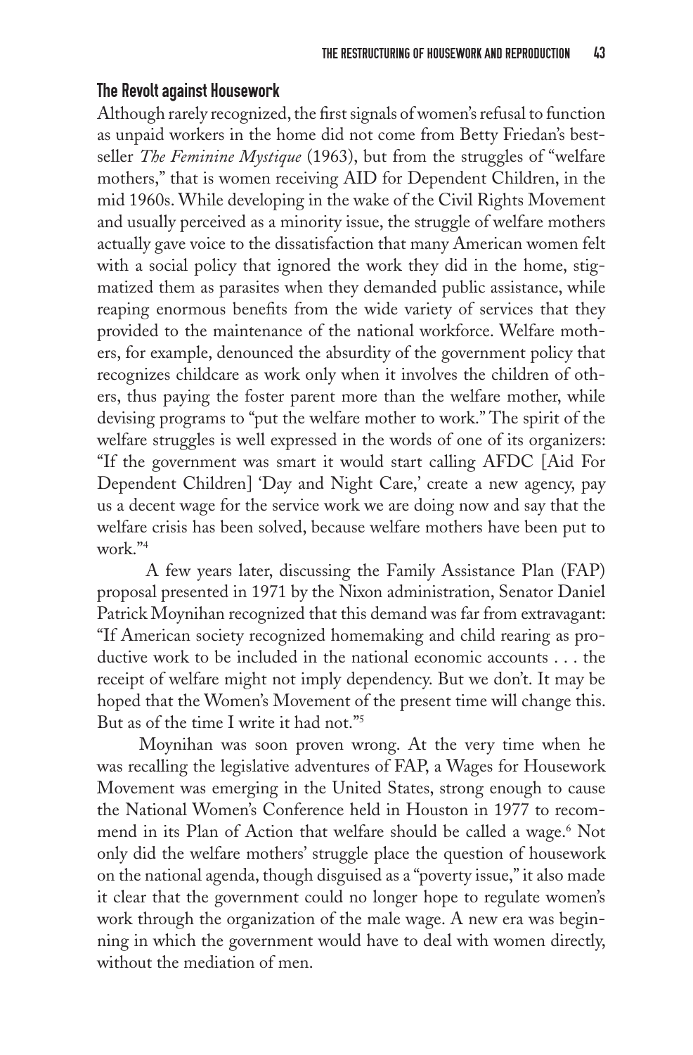## The Revolt against Housework

Although rarely recognized, the first signals of women's refusal to function as unpaid workers in the home did not come from Betty Friedan's best-seller *The Feminine Mystique* (1963), but from the struggles of "welfare mothers," that is women receiving AID for Dependent Children, in the mid 1960s. While developing in the wake of the Civil Rights Movement and usually perceived as a minority issue, the struggle of welfare mothers actually gave voice to the dissatisfaction that many American women felt with a social policy that ignored the work they did in the home, stigmatized them as parasites when they demanded public assistance, while reaping enormous benefits from the wide variety of services that they provided to the maintenance of the national workforce. Welfare mothers, for example, denounced the absurdity of the government policy that recognizes childcare as work only when it involves the children of others, thus paying the foster parent more than the welfare mother, while devising programs to "put the welfare mother to work." The spirit of the welfare struggles is well expressed in the words of one of its organizers: "If the government was smart it would start calling AFDC [Aid For Dependent Children] 'Day and Night Care,' create a new agency, pay us a decent wage for the service work we are doing now and say that the welfare crisis has been solved, because welfare mothers have been put to work."[4]

A few years later, discussing the Family Assistance Plan (FAP) proposal presented in 1971 by the Nixon administration, Senator Daniel Patrick Moynihan recognized that this demand was far from extravagant: "If American society recognized homemaking and child rearing as productive work to be included in the national economic accounts . . . the receipt of welfare might not imply dependency. But we don't. It may be hoped that the Women's Movement of the present time will change this. But as of the time I write it had not."[5]

Moynihan was soon proven wrong. At the very time when he was recalling the legislative adventures of FAP, a Wages for Housework Movement was emerging in the United States, strong enough to cause the National Women's Conference held in Houston in 1977 to recommend in its Plan of Action that welfare should be called a wage.[6] Not only did the welfare mothers' struggle place the question of housework on the national agenda, though disguised as a "poverty issue," it also made it clear that the government could no longer hope to regulate women's work through the organization of the male wage. A new era was beginning in which the government would have to deal with women directly, without the mediation of men.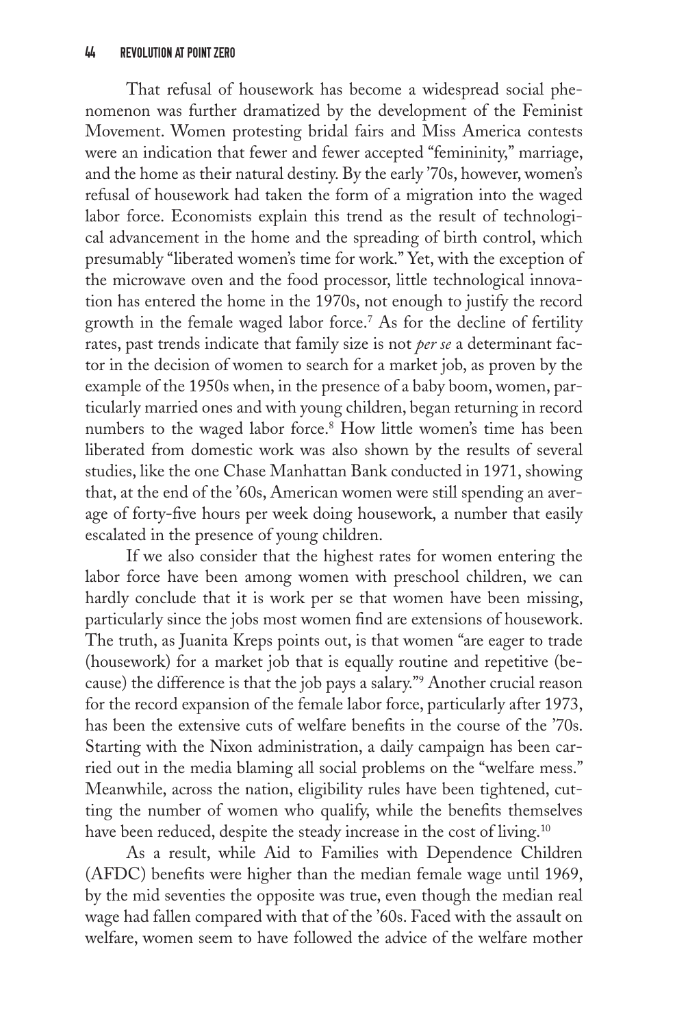That refusal of housework has become a widespread social phenomenon was further dramatized by the development of the Feminist Movement. Women protesting bridal fairs and Miss America contests were an indication that fewer and fewer accepted "femininity," marriage, and the home as their natural destiny. By the early '70s, however, women's refusal of housework had taken the form of a migration into the waged labor force. Economists explain this trend as the result of technological advancement in the home and the spreading of birth control, which presumably "liberated women's time for work." Yet, with the exception of the microwave oven and the food processor, little technological innovation has entered the home in the 1970s, not enough to justify the record growth in the female waged labor force.[7] As for the decline of fertility rates, past trends indicate that family size is not *per se* a determinant factor in the decision of women to search for a market job, as proven by the example of the 1950s when, in the presence of a baby boom, women, particularly married ones and with young children, began returning in record numbers to the waged labor force.[8] How little women's time has been liberated from domestic work was also shown by the results of several studies, like the one Chase Manhattan Bank conducted in 1971, showing that, at the end of the '60s, American women were still spending an average of forty-five hours per week doing housework, a number that easily escalated in the presence of young children.

If we also consider that the highest rates for women entering the labor force have been among women with preschool children, we can hardly conclude that it is work per se that women have been missing, particularly since the jobs most women find are extensions of housework. The truth, as Juanita Kreps points out, is that women "are eager to trade (housework) for a market job that is equally routine and repetitive (because) the difference is that the job pays a salary."[9] Another crucial reason for the record expansion of the female labor force, particularly after 1973, has been the extensive cuts of welfare benefits in the course of the '70s. Starting with the Nixon administration, a daily campaign has been carried out in the media blaming all social problems on the "welfare mess." Meanwhile, across the nation, eligibility rules have been tightened, cutting the number of women who qualify, while the benefits themselves have been reduced, despite the steady increase in the cost of living.[10]

As a result, while Aid to Families with Dependence Children (AFDC) benefits were higher than the median female wage until 1969, by the mid seventies the opposite was true, even though the median real wage had fallen compared with that of the '60s. Faced with the assault on welfare, women seem to have followed the advice of the welfare mother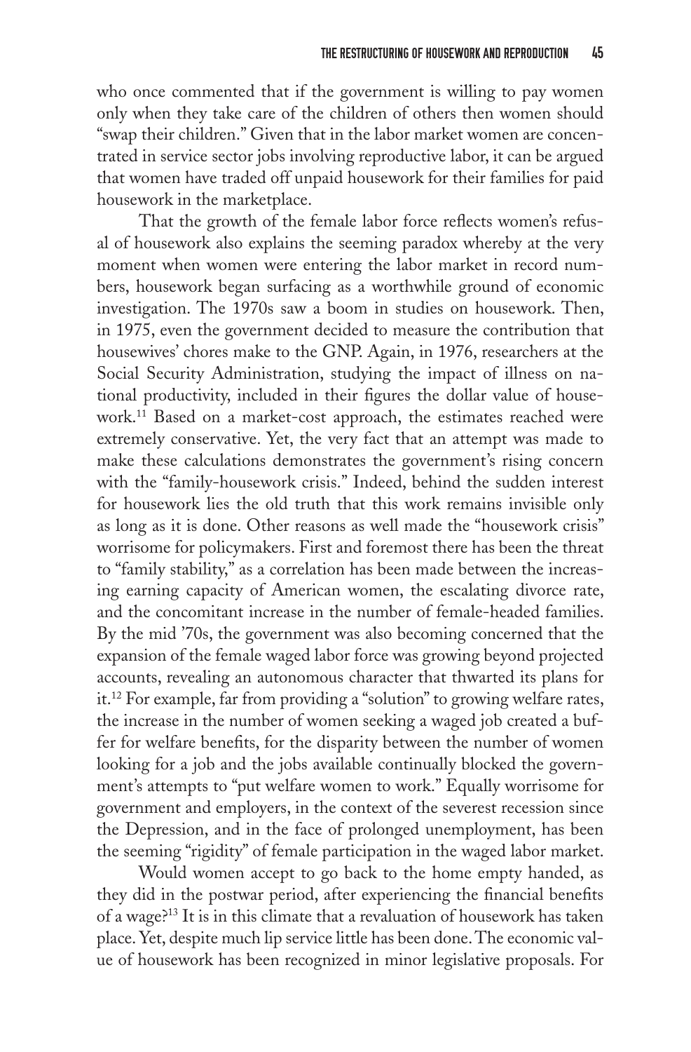who once commented that if the government is willing to pay women only when they take care of the children of others then women should "swap their children." Given that in the labor market women are concentrated in service sector jobs involving reproductive labor, it can be argued that women have traded off unpaid housework for their families for paid housework in the marketplace.

That the growth of the female labor force reflects women's refusal of housework also explains the seeming paradox whereby at the very moment when women were entering the labor market in record numbers, housework began surfacing as a worthwhile ground of economic investigation. The 1970s saw a boom in studies on housework. Then, in 1975, even the government decided to measure the contribution that housewives' chores make to the GNP. Again, in 1976, researchers at the Social Security Administration, studying the impact of illness on national productivity, included in their figures the dollar value of housework.[11] Based on a market-cost approach, the estimates reached were extremely conservative. Yet, the very fact that an attempt was made to make these calculations demonstrates the government's rising concern with the "family-housework crisis." Indeed, behind the sudden interest for housework lies the old truth that this work remains invisible only as long as it is done. Other reasons as well made the "housework crisis" worrisome for policymakers. First and foremost there has been the threat to "family stability," as a correlation has been made between the increasing earning capacity of American women, the escalating divorce rate, and the concomitant increase in the number of female-headed families. By the mid '70s, the government was also becoming concerned that the expansion of the female waged labor force was growing beyond projected accounts, revealing an autonomous character that thwarted its plans for it.[12] For example, far from providing a "solution" to growing welfare rates, the increase in the number of women seeking a waged job created a buffer for welfare benefits, for the disparity between the number of women looking for a job and the jobs available continually blocked the government's attempts to "put welfare women to work." Equally worrisome for government and employers, in the context of the severest recession since the Depression, and in the face of prolonged unemployment, has been the seeming "rigidity" of female participation in the waged labor market.

Would women accept to go back to the home empty handed, as they did in the postwar period, after experiencing the financial benefits of a wage?[13] It is in this climate that a revaluation of housework has taken place. Yet, despite much lip service little has been done. The economic value of housework has been recognized in minor legislative proposals. For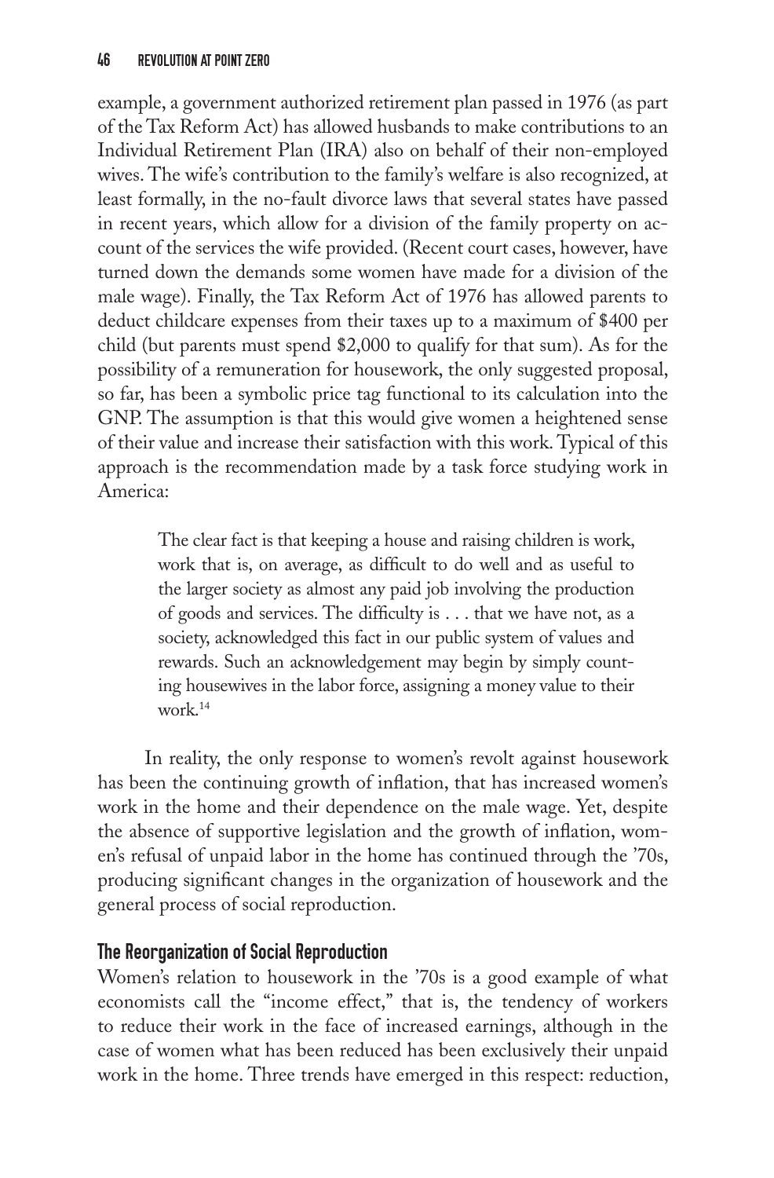example, a government authorized retirement plan passed in 1976 (as part of the Tax Reform Act) has allowed husbands to make contributions to an Individual Retirement Plan (IRA) also on behalf of their non-employed wives. The wife's contribution to the family's welfare is also recognized, at least formally, in the no-fault divorce laws that several states have passed in recent years, which allow for a division of the family property on account of the services the wife provided. (Recent court cases, however, have turned down the demands some women have made for a division of the male wage). Finally, the Tax Reform Act of 1976 has allowed parents to deduct childcare expenses from their taxes up to a maximum of $400 per child (but parents must spend $2,000 to qualify for that sum). As for the possibility of a remuneration for housework, the only suggested proposal, so far, has been a symbolic price tag functional to its calculation into the GNP. The assumption is that this would give women a heightened sense of their value and increase their satisfaction with this work. Typical of this approach is the recommendation made by a task force studying work in America:

> The clear fact is that keeping a house and raising children is work, work that is, on average, as difficult to do well and as useful to the larger society as almost any paid job involving the production of goods and services. The difficulty is . . . that we have not, as a society, acknowledged this fact in our public system of values and rewards. Such an acknowledgement may begin by simply counting housewives in the labor force, assigning a money value to their work.[14]

In reality, the only response to women's revolt against housework has been the continuing growth of inflation, that has increased women's work in the home and their dependence on the male wage. Yet, despite the absence of supportive legislation and the growth of inflation, women's refusal of unpaid labor in the home has continued through the '70s, producing significant changes in the organization of housework and the general process of social reproduction.

### The Reorganization of Social Reproduction

Women's relation to housework in the '70s is a good example of what economists call the "income effect," that is, the tendency of workers to reduce their work in the face of increased earnings, although in the case of women what has been reduced has been exclusively their unpaid work in the home. Three trends have emerged in this respect: reduction,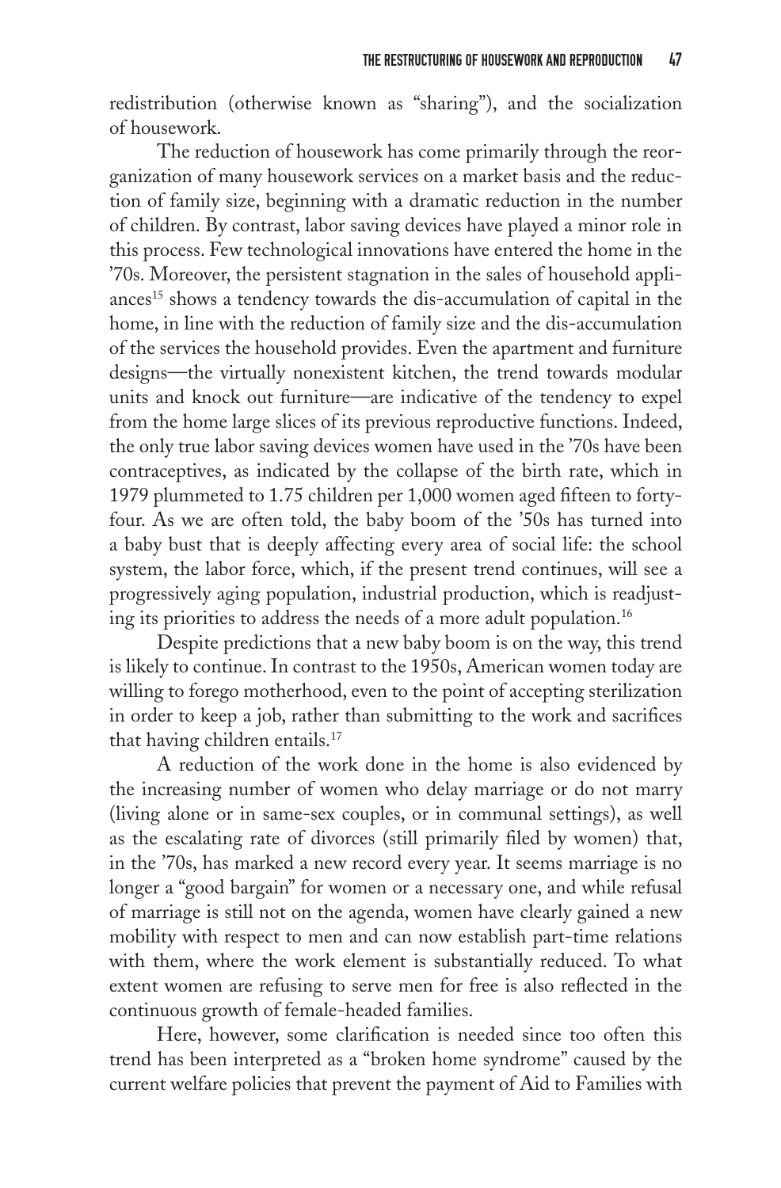redistribution (otherwise known as "sharing"), and the socialization of housework.

The reduction of housework has come primarily through the reorganization of many housework services on a market basis and the reduction of family size, beginning with a dramatic reduction in the number of children. By contrast, labor saving devices have played a minor role in this process. Few technological innovations have entered the home in the '70s. Moreover, the persistent stagnation in the sales of household appliances[15] shows a tendency towards the dis-accumulation of capital in the home, in line with the reduction of family size and the dis-accumulation of the services the household provides. Even the apartment and furniture designs—the virtually nonexistent kitchen, the trend towards modular units and knock out furniture—are indicative of the tendency to expel from the home large slices of its previous reproductive functions. Indeed, the only true labor saving devices women have used in the '70s have been contraceptives, as indicated by the collapse of the birth rate, which in 1979 plummeted to 1.75 children per 1,000 women aged fifteen to forty-four. As we are often told, the baby boom of the '50s has turned into a baby bust that is deeply affecting every area of social life: the school system, the labor force, which, if the present trend continues, will see a progressively aging population, industrial production, which is readjusting its priorities to address the needs of a more adult population.[16]

Despite predictions that a new baby boom is on the way, this trend is likely to continue. In contrast to the 1950s, American women today are willing to forego motherhood, even to the point of accepting sterilization in order to keep a job, rather than submitting to the work and sacrifices that having children entails.[17]

A reduction of the work done in the home is also evidenced by the increasing number of women who delay marriage or do not marry (living alone or in same-sex couples, or in communal settings), as well as the escalating rate of divorces (still primarily filed by women) that, in the '70s, has marked a new record every year. It seems marriage is no longer a "good bargain" for women or a necessary one, and while refusal of marriage is still not on the agenda, women have clearly gained a new mobility with respect to men and can now establish part-time relations with them, where the work element is substantially reduced. To what extent women are refusing to serve men for free is also reflected in the continuous growth of female-headed families.

Here, however, some clarification is needed since too often this trend has been interpreted as a "broken home syndrome" caused by the current welfare policies that prevent the payment of Aid to Families with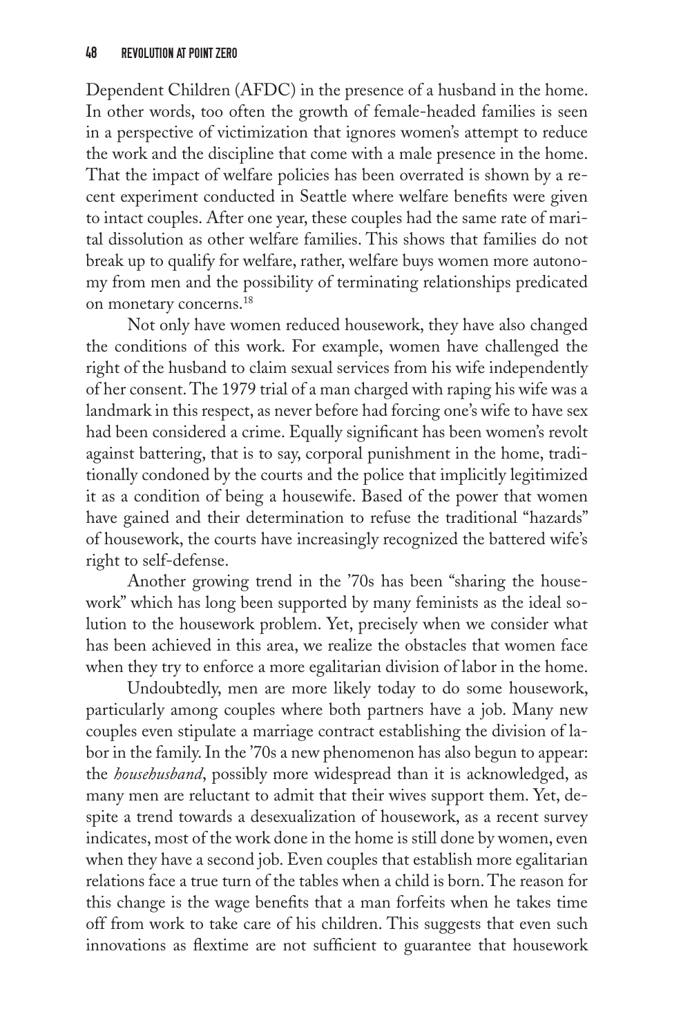Dependent Children (AFDC) in the presence of a husband in the home. In other words, too often the growth of female-headed families is seen in a perspective of victimization that ignores women's attempt to reduce the work and the discipline that come with a male presence in the home. That the impact of welfare policies has been overrated is shown by a recent experiment conducted in Seattle where welfare benefits were given to intact couples. After one year, these couples had the same rate of marital dissolution as other welfare families. This shows that families do not break up to qualify for welfare, rather, welfare buys women more autonomy from men and the possibility of terminating relationships predicated on monetary concerns.[18]

Not only have women reduced housework, they have also changed the conditions of this work. For example, women have challenged the right of the husband to claim sexual services from his wife independently of her consent. The 1979 trial of a man charged with raping his wife was a landmark in this respect, as never before had forcing one's wife to have sex had been considered a crime. Equally significant has been women's revolt against battering, that is to say, corporal punishment in the home, traditionally condoned by the courts and the police that implicitly legitimized it as a condition of being a housewife. Based of the power that women have gained and their determination to refuse the traditional "hazards" of housework, the courts have increasingly recognized the battered wife's right to self-defense.

Another growing trend in the '70s has been "sharing the housework" which has long been supported by many feminists as the ideal solution to the housework problem. Yet, precisely when we consider what has been achieved in this area, we realize the obstacles that women face when they try to enforce a more egalitarian division of labor in the home.

Undoubtedly, men are more likely today to do some housework, particularly among couples where both partners have a job. Many new couples even stipulate a marriage contract establishing the division of labor in the family. In the '70s a new phenomenon has also begun to appear: the *househusband*, possibly more widespread than it is acknowledged, as many men are reluctant to admit that their wives support them. Yet, despite a trend towards a desexualization of housework, as a recent survey indicates, most of the work done in the home is still done by women, even when they have a second job. Even couples that establish more egalitarian relations face a true turn of the tables when a child is born. The reason for this change is the wage benefits that a man forfeits when he takes time off from work to take care of his children. This suggests that even such innovations as flextime are not sufficient to guarantee that housework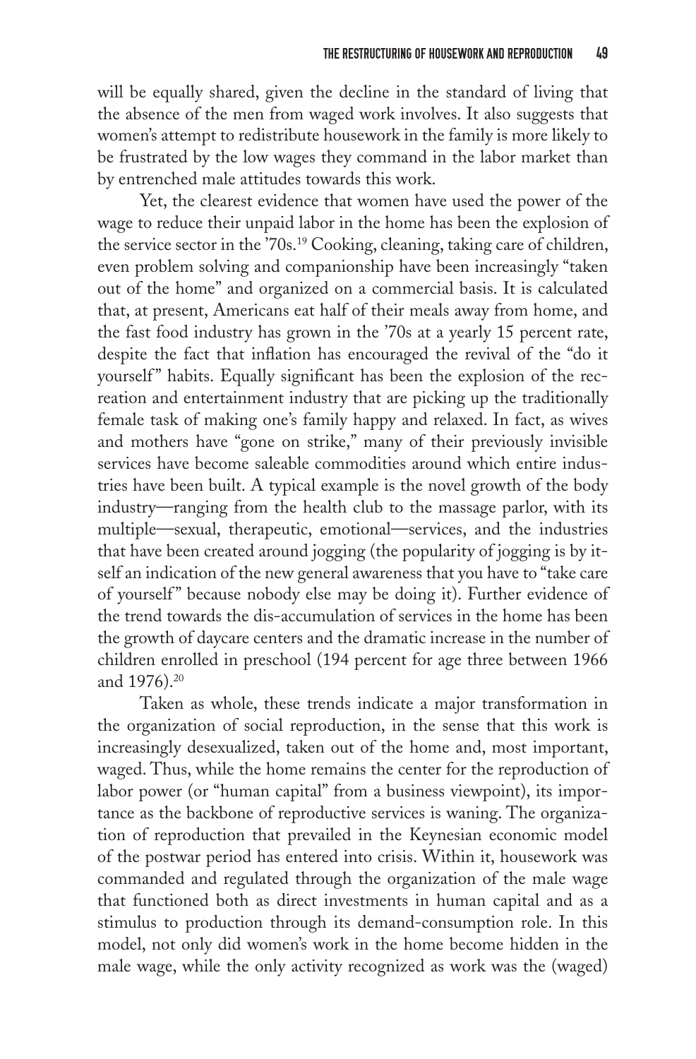will be equally shared, given the decline in the standard of living that the absence of the men from waged work involves. It also suggests that women's attempt to redistribute housework in the family is more likely to be frustrated by the low wages they command in the labor market than by entrenched male attitudes towards this work.

Yet, the clearest evidence that women have used the power of the wage to reduce their unpaid labor in the home has been the explosion of the service sector in the '70s.[19] Cooking, cleaning, taking care of children, even problem solving and companionship have been increasingly "taken out of the home" and organized on a commercial basis. It is calculated that, at present, Americans eat half of their meals away from home, and the fast food industry has grown in the '70s at a yearly 15 percent rate, despite the fact that inflation has encouraged the revival of the "do it yourself" habits. Equally significant has been the explosion of the recreation and entertainment industry that are picking up the traditionally female task of making one's family happy and relaxed. In fact, as wives and mothers have "gone on strike," many of their previously invisible services have become saleable commodities around which entire industries have been built. A typical example is the novel growth of the body industry—ranging from the health club to the massage parlor, with its multiple—sexual, therapeutic, emotional—services, and the industries that have been created around jogging (the popularity of jogging is by itself an indication of the new general awareness that you have to "take care of yourself" because nobody else may be doing it). Further evidence of the trend towards the dis-accumulation of services in the home has been the growth of daycare centers and the dramatic increase in the number of children enrolled in preschool (194 percent for age three between 1966 and 1976).[20]

Taken as whole, these trends indicate a major transformation in the organization of social reproduction, in the sense that this work is increasingly desexualized, taken out of the home and, most important, waged. Thus, while the home remains the center for the reproduction of labor power (or "human capital" from a business viewpoint), its importance as the backbone of reproductive services is waning. The organization of reproduction that prevailed in the Keynesian economic model of the postwar period has entered into crisis. Within it, housework was commanded and regulated through the organization of the male wage that functioned both as direct investments in human capital and as a stimulus to production through its demand-consumption role. In this model, not only did women's work in the home become hidden in the male wage, while the only activity recognized as work was the (waged)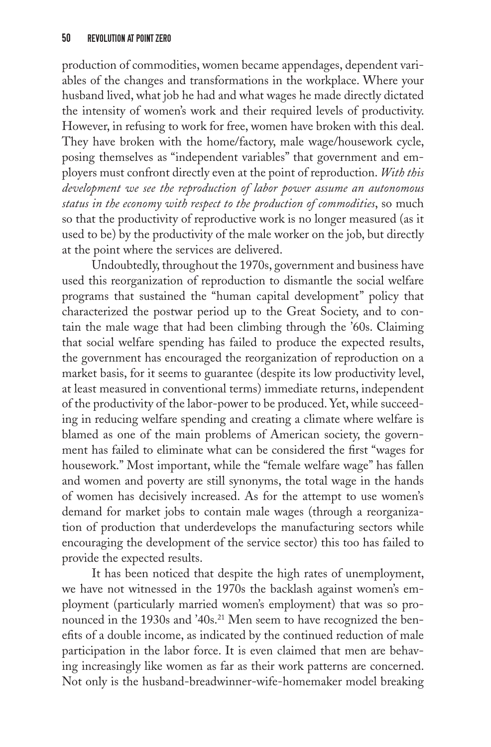production of commodities, women became appendages, dependent variables of the changes and transformations in the workplace. Where your husband lived, what job he had and what wages he made directly dictated the intensity of women's work and their required levels of productivity. However, in refusing to work for free, women have broken with this deal. They have broken with the home/factory, male wage/housework cycle, posing themselves as "independent variables" that government and employers must confront directly even at the point of reproduction. *With this development we see the reproduction of labor power assume an autonomous status in the economy with respect to the production of commodities*, so much so that the productivity of reproductive work is no longer measured (as it used to be) by the productivity of the male worker on the job, but directly at the point where the services are delivered.

Undoubtedly, throughout the 1970s, government and business have used this reorganization of reproduction to dismantle the social welfare programs that sustained the "human capital development" policy that characterized the postwar period up to the Great Society, and to contain the male wage that had been climbing through the '60s. Claiming that social welfare spending has failed to produce the expected results, the government has encouraged the reorganization of reproduction on a market basis, for it seems to guarantee (despite its low productivity level, at least measured in conventional terms) immediate returns, independent of the productivity of the labor-power to be produced. Yet, while succeeding in reducing welfare spending and creating a climate where welfare is blamed as one of the main problems of American society, the government has failed to eliminate what can be considered the first "wages for housework." Most important, while the "female welfare wage" has fallen and women and poverty are still synonyms, the total wage in the hands of women has decisively increased. As for the attempt to use women's demand for market jobs to contain male wages (through a reorganization of production that underdevelops the manufacturing sectors while encouraging the development of the service sector) this too has failed to provide the expected results.

It has been noticed that despite the high rates of unemployment, we have not witnessed in the 1970s the backlash against women's employment (particularly married women's employment) that was so pronounced in the 1930s and '40s.[21] Men seem to have recognized the benefits of a double income, as indicated by the continued reduction of male participation in the labor force. It is even claimed that men are behaving increasingly like women as far as their work patterns are concerned. Not only is the husband-breadwinner-wife-homemaker model breaking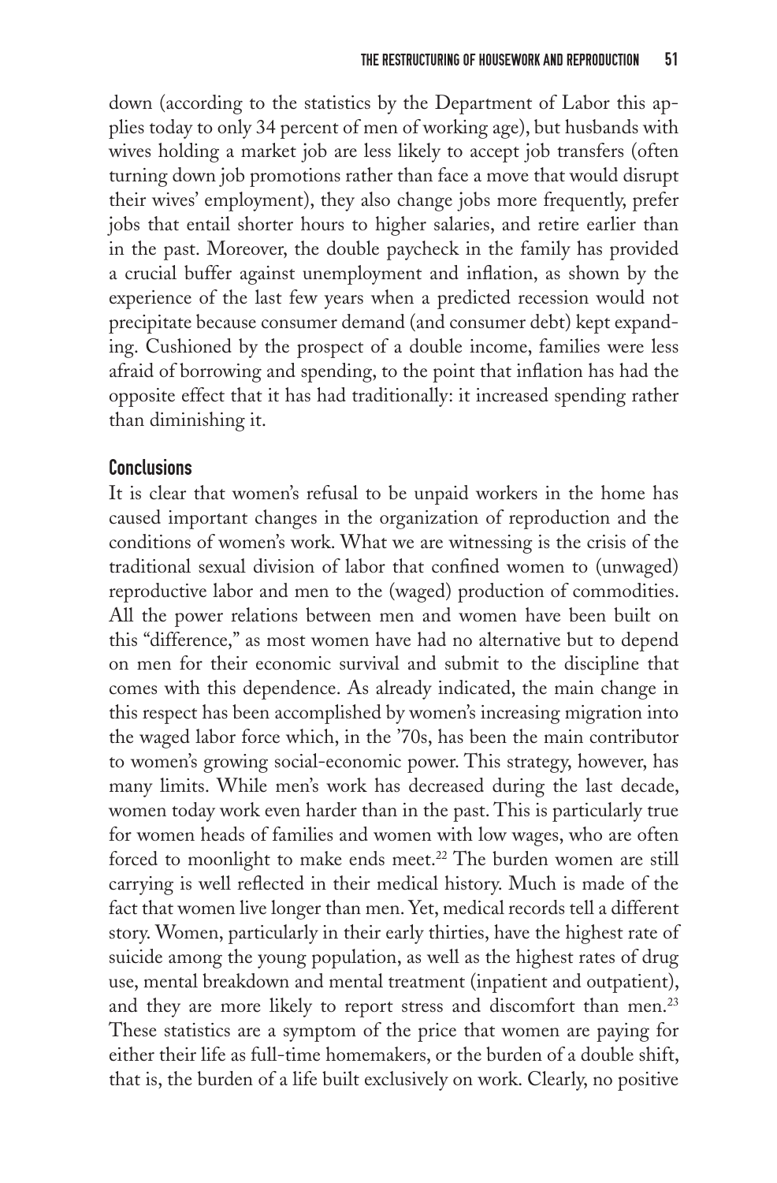down (according to the statistics by the Department of Labor this applies today to only 34 percent of men of working age), but husbands with wives holding a market job are less likely to accept job transfers (often turning down job promotions rather than face a move that would disrupt their wives' employment), they also change jobs more frequently, prefer jobs that entail shorter hours to higher salaries, and retire earlier than in the past. Moreover, the double paycheck in the family has provided a crucial buffer against unemployment and inflation, as shown by the experience of the last few years when a predicted recession would not precipitate because consumer demand (and consumer debt) kept expanding. Cushioned by the prospect of a double income, families were less afraid of borrowing and spending, to the point that inflation has had the opposite effect that it has had traditionally: it increased spending rather than diminishing it.

## Conclusions

It is clear that women's refusal to be unpaid workers in the home has caused important changes in the organization of reproduction and the conditions of women's work. What we are witnessing is the crisis of the traditional sexual division of labor that confined women to (unwaged) reproductive labor and men to the (waged) production of commodities. All the power relations between men and women have been built on this "difference," as most women have had no alternative but to depend on men for their economic survival and submit to the discipline that comes with this dependence. As already indicated, the main change in this respect has been accomplished by women's increasing migration into the waged labor force which, in the '70s, has been the main contributor to women's growing social-economic power. This strategy, however, has many limits. While men's work has decreased during the last decade, women today work even harder than in the past. This is particularly true for women heads of families and women with low wages, who are often forced to moonlight to make ends meet.[22] The burden women are still carrying is well reflected in their medical history. Much is made of the fact that women live longer than men. Yet, medical records tell a different story. Women, particularly in their early thirties, have the highest rate of suicide among the young population, as well as the highest rates of drug use, mental breakdown and mental treatment (inpatient and outpatient), and they are more likely to report stress and discomfort than men.[23] These statistics are a symptom of the price that women are paying for either their life as full-time homemakers, or the burden of a double shift, that is, the burden of a life built exclusively on work. Clearly, no positive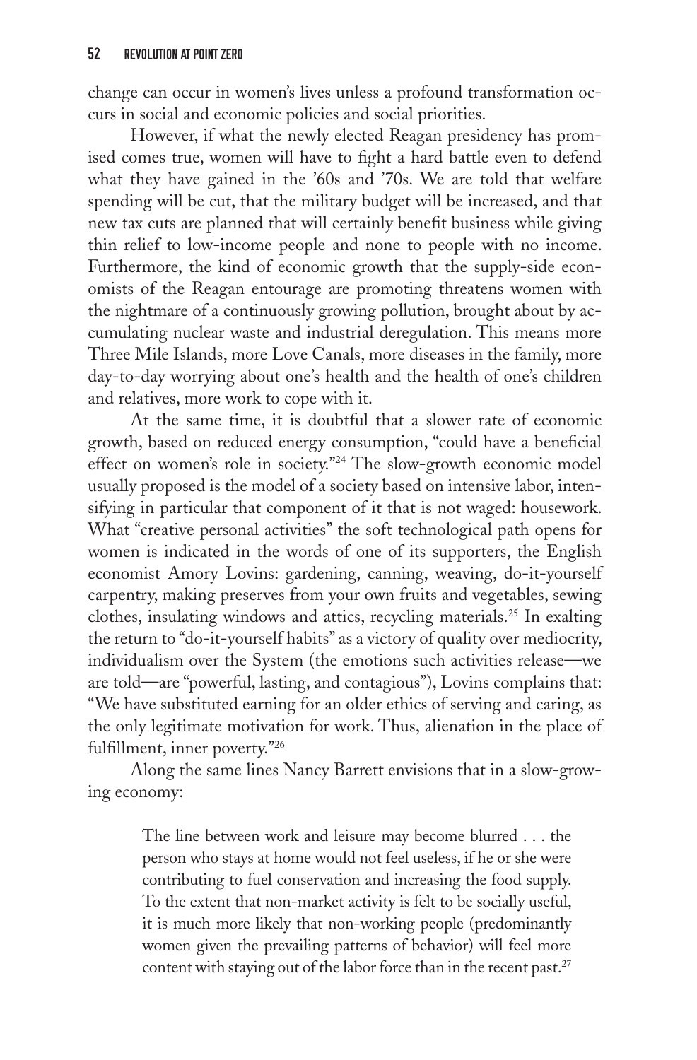change can occur in women's lives unless a profound transformation occurs in social and economic policies and social priorities.

However, if what the newly elected Reagan presidency has promised comes true, women will have to fight a hard battle even to defend what they have gained in the '60s and '70s. We are told that welfare spending will be cut, that the military budget will be increased, and that new tax cuts are planned that will certainly benefit business while giving thin relief to low-income people and none to people with no income. Furthermore, the kind of economic growth that the supply-side economists of the Reagan entourage are promoting threatens women with the nightmare of a continuously growing pollution, brought about by accumulating nuclear waste and industrial deregulation. This means more Three Mile Islands, more Love Canals, more diseases in the family, more day-to-day worrying about one's health and the health of one's children and relatives, more work to cope with it.

At the same time, it is doubtful that a slower rate of economic growth, based on reduced energy consumption, "could have a beneficial effect on women's role in society."[24] The slow-growth economic model usually proposed is the model of a society based on intensive labor, intensifying in particular that component of it that is not waged: housework. What "creative personal activities" the soft technological path opens for women is indicated in the words of one of its supporters, the English economist Amory Lovins: gardening, canning, weaving, do-it-yourself carpentry, making preserves from your own fruits and vegetables, sewing clothes, insulating windows and attics, recycling materials.[25] In exalting the return to "do-it-yourself habits" as a victory of quality over mediocrity, individualism over the System (the emotions such activities release—we are told—are "powerful, lasting, and contagious"), Lovins complains that: "We have substituted earning for an older ethics of serving and caring, as the only legitimate motivation for work. Thus, alienation in the place of fulfillment, inner poverty."[26]

Along the same lines Nancy Barrett envisions that in a slow-growing economy:

> The line between work and leisure may become blurred . . . the person who stays at home would not feel useless, if he or she were contributing to fuel conservation and increasing the food supply. To the extent that non-market activity is felt to be socially useful, it is much more likely that non-working people (predominantly women given the prevailing patterns of behavior) will feel more content with staying out of the labor force than in the recent past.[27]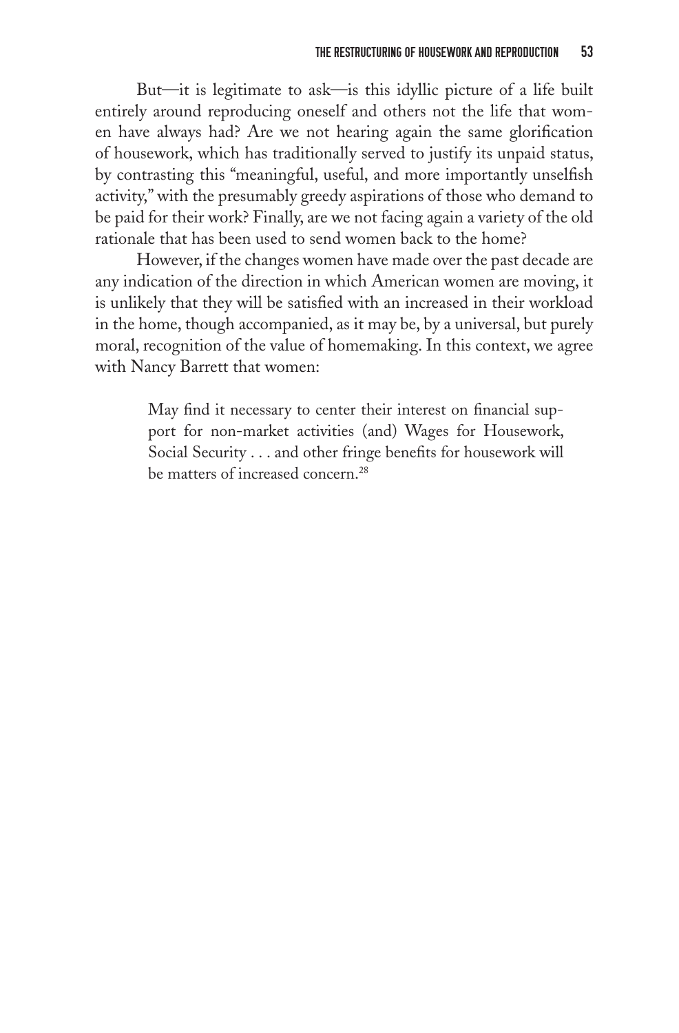But—it is legitimate to ask—is this idyllic picture of a life built entirely around reproducing oneself and others not the life that women have always had? Are we not hearing again the same glorification of housework, which has traditionally served to justify its unpaid status, by contrasting this "meaningful, useful, and more importantly unselfish activity," with the presumably greedy aspirations of those who demand to be paid for their work? Finally, are we not facing again a variety of the old rationale that has been used to send women back to the home?

However, if the changes women have made over the past decade are any indication of the direction in which American women are moving, it is unlikely that they will be satisfied with an increased in their workload in the home, though accompanied, as it may be, by a universal, but purely moral, recognition of the value of homemaking. In this context, we agree with Nancy Barrett that women:

> May find it necessary to center their interest on financial support for non-market activities (and) Wages for Housework, Social Security . . . and other fringe benefits for housework will be matters of increased concern.[28]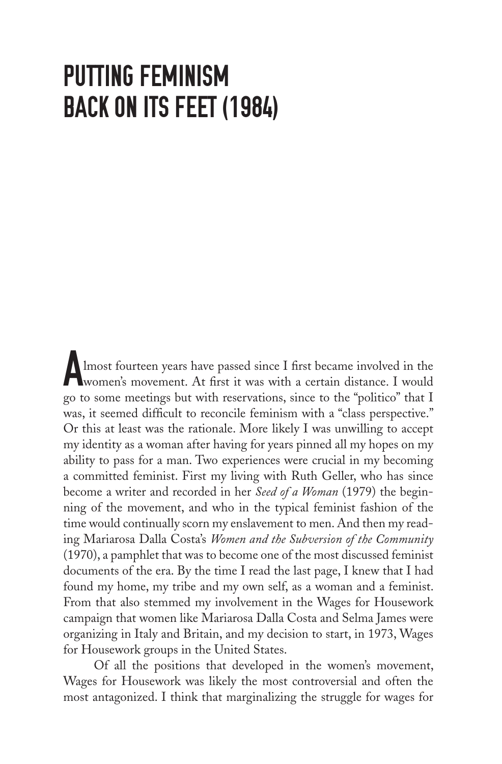# PUTTING FEMINISM BACK ON ITS FEET (1984)

Almost fourteen years have passed since I first became involved in the women's movement. At first it was with a certain distance. I would go to some meetings but with reservations, since to the "politico" that I was, it seemed difficult to reconcile feminism with a "class perspective." Or this at least was the rationale. More likely I was unwilling to accept my identity as a woman after having for years pinned all my hopes on my ability to pass for a man. Two experiences were crucial in my becoming a committed feminist. First my living with Ruth Geller, who has since become a writer and recorded in her *Seed of a Woman* (1979) the beginning of the movement, and who in the typical feminist fashion of the time would continually scorn my enslavement to men. And then my reading Mariarosa Dalla Costa's *Women and the Subversion of the Community* (1970), a pamphlet that was to become one of the most discussed feminist documents of the era. By the time I read the last page, I knew that I had found my home, my tribe and my own self, as a woman and a feminist. From that also stemmed my involvement in the Wages for Housework campaign that women like Mariarosa Dalla Costa and Selma James were organizing in Italy and Britain, and my decision to start, in 1973, Wages for Housework groups in the United States.

Of all the positions that developed in the women's movement, Wages for Housework was likely the most controversial and often the most antagonized. I think that marginalizing the struggle for wages for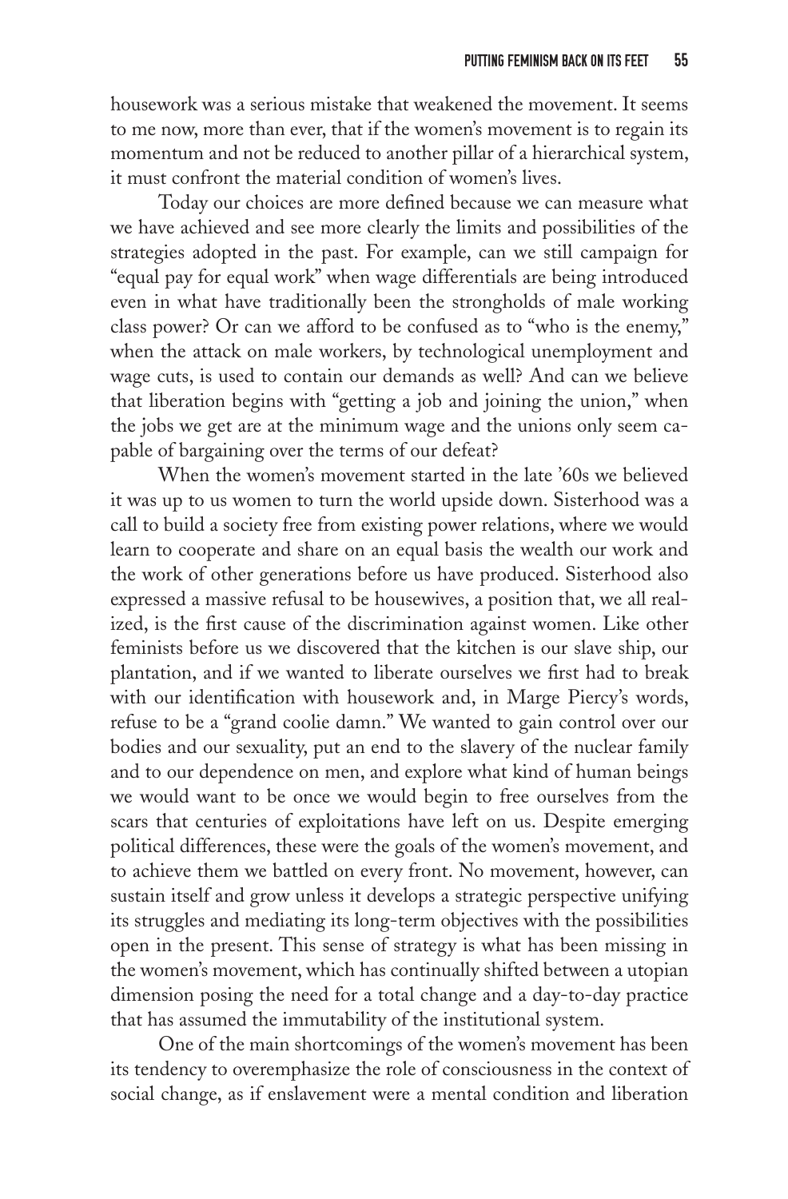housework was a serious mistake that weakened the movement. It seems to me now, more than ever, that if the women's movement is to regain its momentum and not be reduced to another pillar of a hierarchical system, it must confront the material condition of women's lives.

Today our choices are more defined because we can measure what we have achieved and see more clearly the limits and possibilities of the strategies adopted in the past. For example, can we still campaign for "equal pay for equal work" when wage differentials are being introduced even in what have traditionally been the strongholds of male working class power? Or can we afford to be confused as to "who is the enemy," when the attack on male workers, by technological unemployment and wage cuts, is used to contain our demands as well? And can we believe that liberation begins with "getting a job and joining the union," when the jobs we get are at the minimum wage and the unions only seem capable of bargaining over the terms of our defeat?

When the women's movement started in the late '60s we believed it was up to us women to turn the world upside down. Sisterhood was a call to build a society free from existing power relations, where we would learn to cooperate and share on an equal basis the wealth our work and the work of other generations before us have produced. Sisterhood also expressed a massive refusal to be housewives, a position that, we all realized, is the first cause of the discrimination against women. Like other feminists before us we discovered that the kitchen is our slave ship, our plantation, and if we wanted to liberate ourselves we first had to break with our identification with housework and, in Marge Piercy's words, refuse to be a "grand coolie damn." We wanted to gain control over our bodies and our sexuality, put an end to the slavery of the nuclear family and to our dependence on men, and explore what kind of human beings we would want to be once we would begin to free ourselves from the scars that centuries of exploitations have left on us. Despite emerging political differences, these were the goals of the women's movement, and to achieve them we battled on every front. No movement, however, can sustain itself and grow unless it develops a strategic perspective unifying its struggles and mediating its long-term objectives with the possibilities open in the present. This sense of strategy is what has been missing in the women's movement, which has continually shifted between a utopian dimension posing the need for a total change and a day-to-day practice that has assumed the immutability of the institutional system.

One of the main shortcomings of the women's movement has been its tendency to overemphasize the role of consciousness in the context of social change, as if enslavement were a mental condition and liberation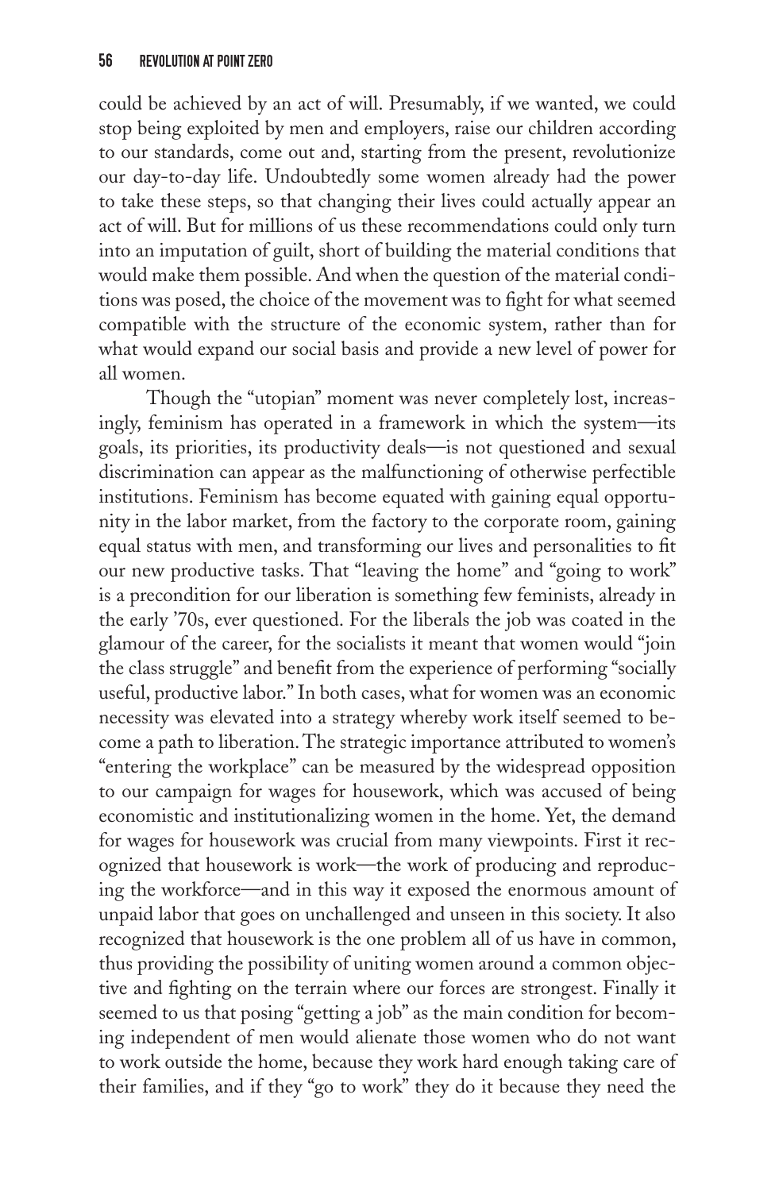could be achieved by an act of will. Presumably, if we wanted, we could stop being exploited by men and employers, raise our children according to our standards, come out and, starting from the present, revolutionize our day-to-day life. Undoubtedly some women already had the power to take these steps, so that changing their lives could actually appear an act of will. But for millions of us these recommendations could only turn into an imputation of guilt, short of building the material conditions that would make them possible. And when the question of the material conditions was posed, the choice of the movement was to fight for what seemed compatible with the structure of the economic system, rather than for what would expand our social basis and provide a new level of power for all women.

Though the "utopian" moment was never completely lost, increasingly, feminism has operated in a framework in which the system—its goals, its priorities, its productivity deals—is not questioned and sexual discrimination can appear as the malfunctioning of otherwise perfectible institutions. Feminism has become equated with gaining equal opportunity in the labor market, from the factory to the corporate room, gaining equal status with men, and transforming our lives and personalities to fit our new productive tasks. That "leaving the home" and "going to work" is a precondition for our liberation is something few feminists, already in the early '70s, ever questioned. For the liberals the job was coated in the glamour of the career, for the socialists it meant that women would "join the class struggle" and benefit from the experience of performing "socially useful, productive labor." In both cases, what for women was an economic necessity was elevated into a strategy whereby work itself seemed to become a path to liberation. The strategic importance attributed to women's "entering the workplace" can be measured by the widespread opposition to our campaign for wages for housework, which was accused of being economistic and institutionalizing women in the home. Yet, the demand for wages for housework was crucial from many viewpoints. First it recognized that housework is work—the work of producing and reproducing the workforce—and in this way it exposed the enormous amount of unpaid labor that goes on unchallenged and unseen in this society. It also recognized that housework is the one problem all of us have in common, thus providing the possibility of uniting women around a common objective and fighting on the terrain where our forces are strongest. Finally it seemed to us that posing "getting a job" as the main condition for becoming independent of men would alienate those women who do not want to work outside the home, because they work hard enough taking care of their families, and if they "go to work" they do it because they need the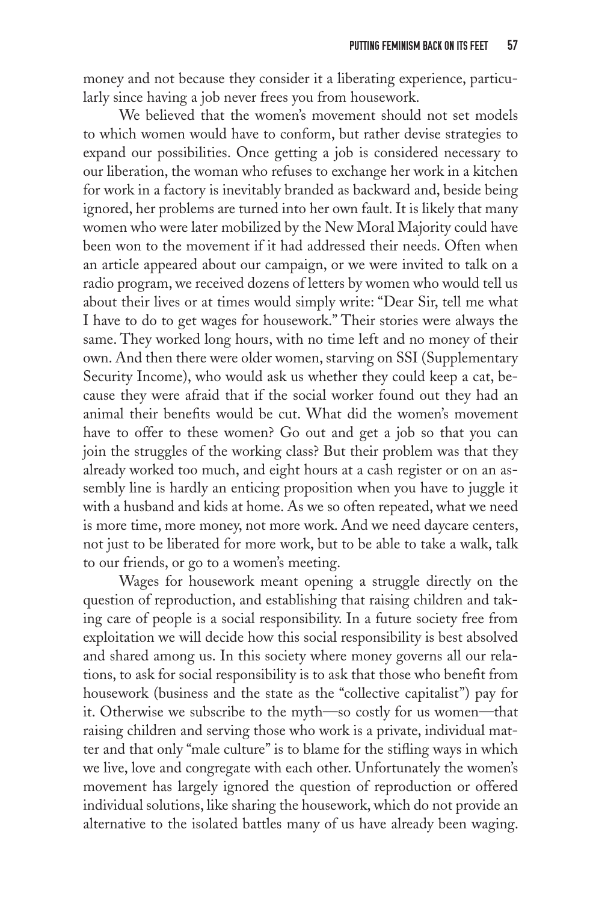money and not because they consider it a liberating experience, particularly since having a job never frees you from housework.

We believed that the women's movement should not set models to which women would have to conform, but rather devise strategies to expand our possibilities. Once getting a job is considered necessary to our liberation, the woman who refuses to exchange her work in a kitchen for work in a factory is inevitably branded as backward and, beside being ignored, her problems are turned into her own fault. It is likely that many women who were later mobilized by the New Moral Majority could have been won to the movement if it had addressed their needs. Often when an article appeared about our campaign, or we were invited to talk on a radio program, we received dozens of letters by women who would tell us about their lives or at times would simply write: "Dear Sir, tell me what I have to do to get wages for housework." Their stories were always the same. They worked long hours, with no time left and no money of their own. And then there were older women, starving on SSI (Supplementary Security Income), who would ask us whether they could keep a cat, because they were afraid that if the social worker found out they had an animal their benefits would be cut. What did the women's movement have to offer to these women? Go out and get a job so that you can join the struggles of the working class? But their problem was that they already worked too much, and eight hours at a cash register or on an assembly line is hardly an enticing proposition when you have to juggle it with a husband and kids at home. As we so often repeated, what we need is more time, more money, not more work. And we need daycare centers, not just to be liberated for more work, but to be able to take a walk, talk to our friends, or go to a women's meeting.

Wages for housework meant opening a struggle directly on the question of reproduction, and establishing that raising children and taking care of people is a social responsibility. In a future society free from exploitation we will decide how this social responsibility is best absolved and shared among us. In this society where money governs all our relations, to ask for social responsibility is to ask that those who benefit from housework (business and the state as the "collective capitalist") pay for it. Otherwise we subscribe to the myth—so costly for us women—that raising children and serving those who work is a private, individual matter and that only "male culture" is to blame for the stifling ways in which we live, love and congregate with each other. Unfortunately the women's movement has largely ignored the question of reproduction or offered individual solutions, like sharing the housework, which do not provide an alternative to the isolated battles many of us have already been waging.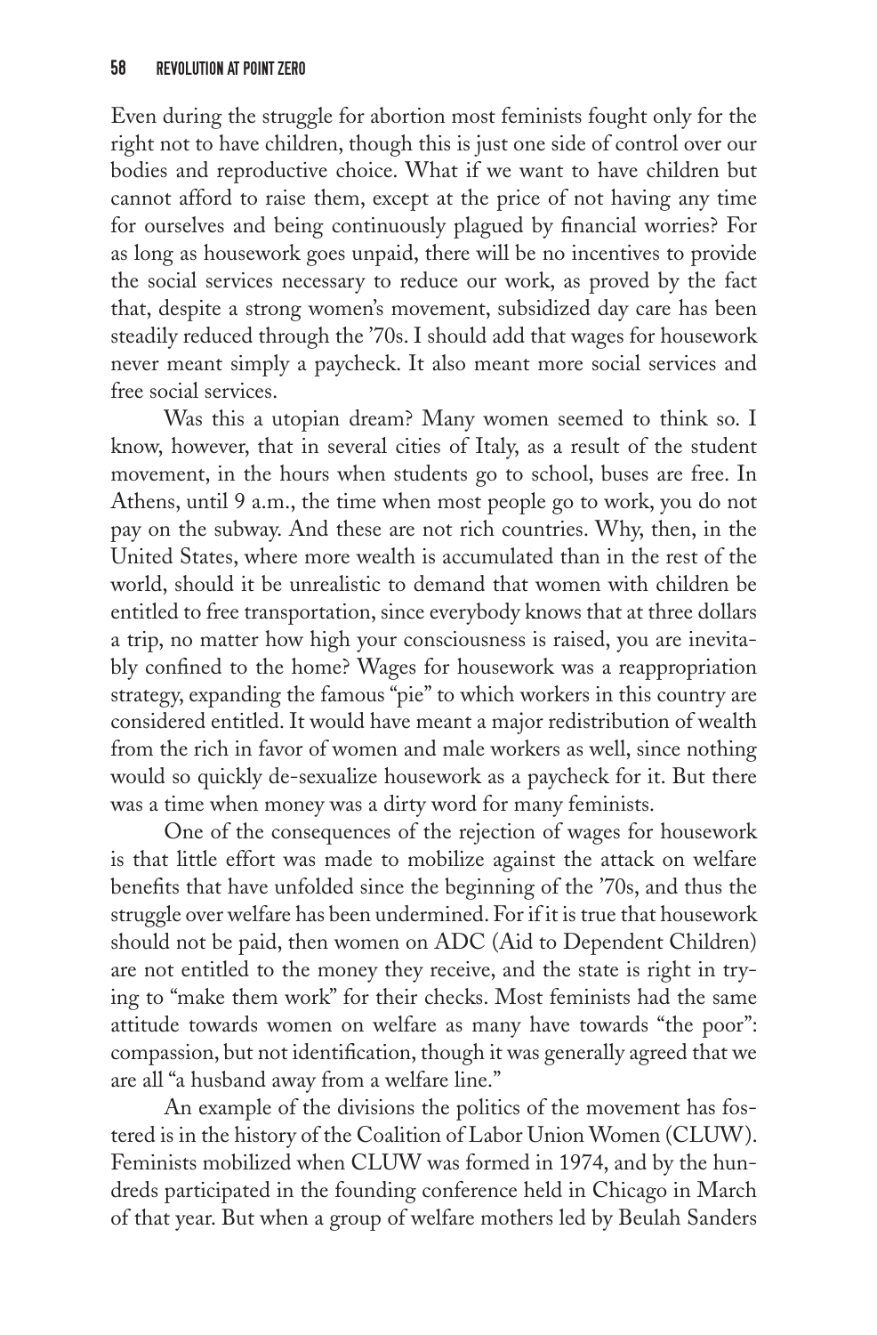Even during the struggle for abortion most feminists fought only for the right not to have children, though this is just one side of control over our bodies and reproductive choice. What if we want to have children but cannot afford to raise them, except at the price of not having any time for ourselves and being continuously plagued by financial worries? For as long as housework goes unpaid, there will be no incentives to provide the social services necessary to reduce our work, as proved by the fact that, despite a strong women's movement, subsidized day care has been steadily reduced through the '70s. I should add that wages for housework never meant simply a paycheck. It also meant more social services and free social services.

Was this a utopian dream? Many women seemed to think so. I know, however, that in several cities of Italy, as a result of the student movement, in the hours when students go to school, buses are free. In Athens, until 9 a.m., the time when most people go to work, you do not pay on the subway. And these are not rich countries. Why, then, in the United States, where more wealth is accumulated than in the rest of the world, should it be unrealistic to demand that women with children be entitled to free transportation, since everybody knows that at three dollars a trip, no matter how high your consciousness is raised, you are inevitably confined to the home? Wages for housework was a reappropriation strategy, expanding the famous "pie" to which workers in this country are considered entitled. It would have meant a major redistribution of wealth from the rich in favor of women and male workers as well, since nothing would so quickly de-sexualize housework as a paycheck for it. But there was a time when money was a dirty word for many feminists.

One of the consequences of the rejection of wages for housework is that little effort was made to mobilize against the attack on welfare benefits that have unfolded since the beginning of the '70s, and thus the struggle over welfare has been undermined. For if it is true that housework should not be paid, then women on ADC (Aid to Dependent Children) are not entitled to the money they receive, and the state is right in trying to "make them work" for their checks. Most feminists had the same attitude towards women on welfare as many have towards "the poor": compassion, but not identification, though it was generally agreed that we are all "a husband away from a welfare line."

An example of the divisions the politics of the movement has fostered is in the history of the Coalition of Labor Union Women (CLUW). Feminists mobilized when CLUW was formed in 1974, and by the hundreds participated in the founding conference held in Chicago in March of that year. But when a group of welfare mothers led by Beulah Sanders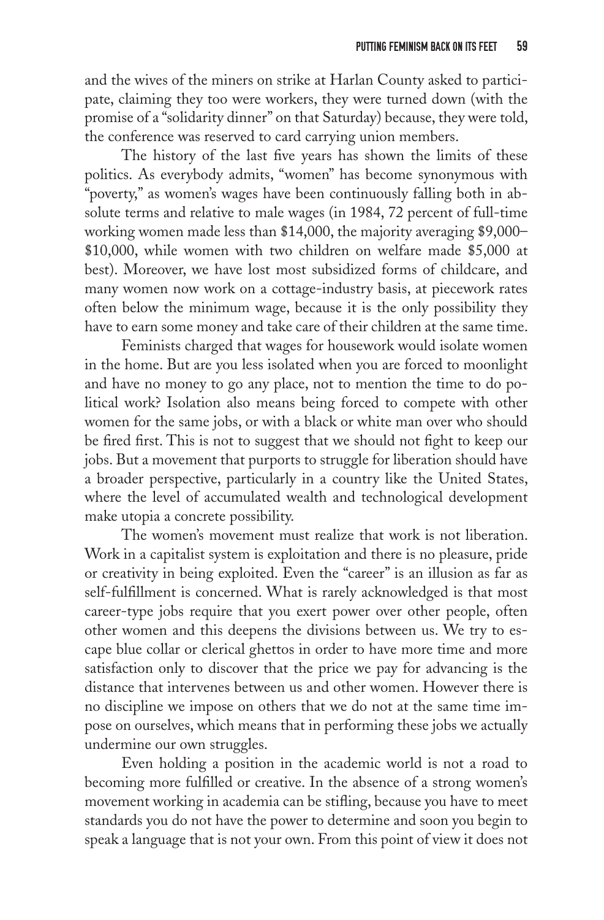and the wives of the miners on strike at Harlan County asked to participate, claiming they too were workers, they were turned down (with the promise of a "solidarity dinner" on that Saturday) because, they were told, the conference was reserved to card carrying union members.

The history of the last five years has shown the limits of these politics. As everybody admits, "women" has become synonymous with "poverty," as women's wages have been continuously falling both in absolute terms and relative to male wages (in 1984, 72 percent of full-time working women made less than $14,000, the majority averaging $9,000–$10,000, while women with two children on welfare made $5,000 at best). Moreover, we have lost most subsidized forms of childcare, and many women now work on a cottage-industry basis, at piecework rates often below the minimum wage, because it is the only possibility they have to earn some money and take care of their children at the same time.

Feminists charged that wages for housework would isolate women in the home. But are you less isolated when you are forced to moonlight and have no money to go any place, not to mention the time to do political work? Isolation also means being forced to compete with other women for the same jobs, or with a black or white man over who should be fired first. This is not to suggest that we should not fight to keep our jobs. But a movement that purports to struggle for liberation should have a broader perspective, particularly in a country like the United States, where the level of accumulated wealth and technological development make utopia a concrete possibility.

The women's movement must realize that work is not liberation. Work in a capitalist system is exploitation and there is no pleasure, pride or creativity in being exploited. Even the "career" is an illusion as far as self-fulfillment is concerned. What is rarely acknowledged is that most career-type jobs require that you exert power over other people, often other women and this deepens the divisions between us. We try to escape blue collar or clerical ghettos in order to have more time and more satisfaction only to discover that the price we pay for advancing is the distance that intervenes between us and other women. However there is no discipline we impose on others that we do not at the same time impose on ourselves, which means that in performing these jobs we actually undermine our own struggles.

Even holding a position in the academic world is not a road to becoming more fulfilled or creative. In the absence of a strong women's movement working in academia can be stifling, because you have to meet standards you do not have the power to determine and soon you begin to speak a language that is not your own. From this point of view it does not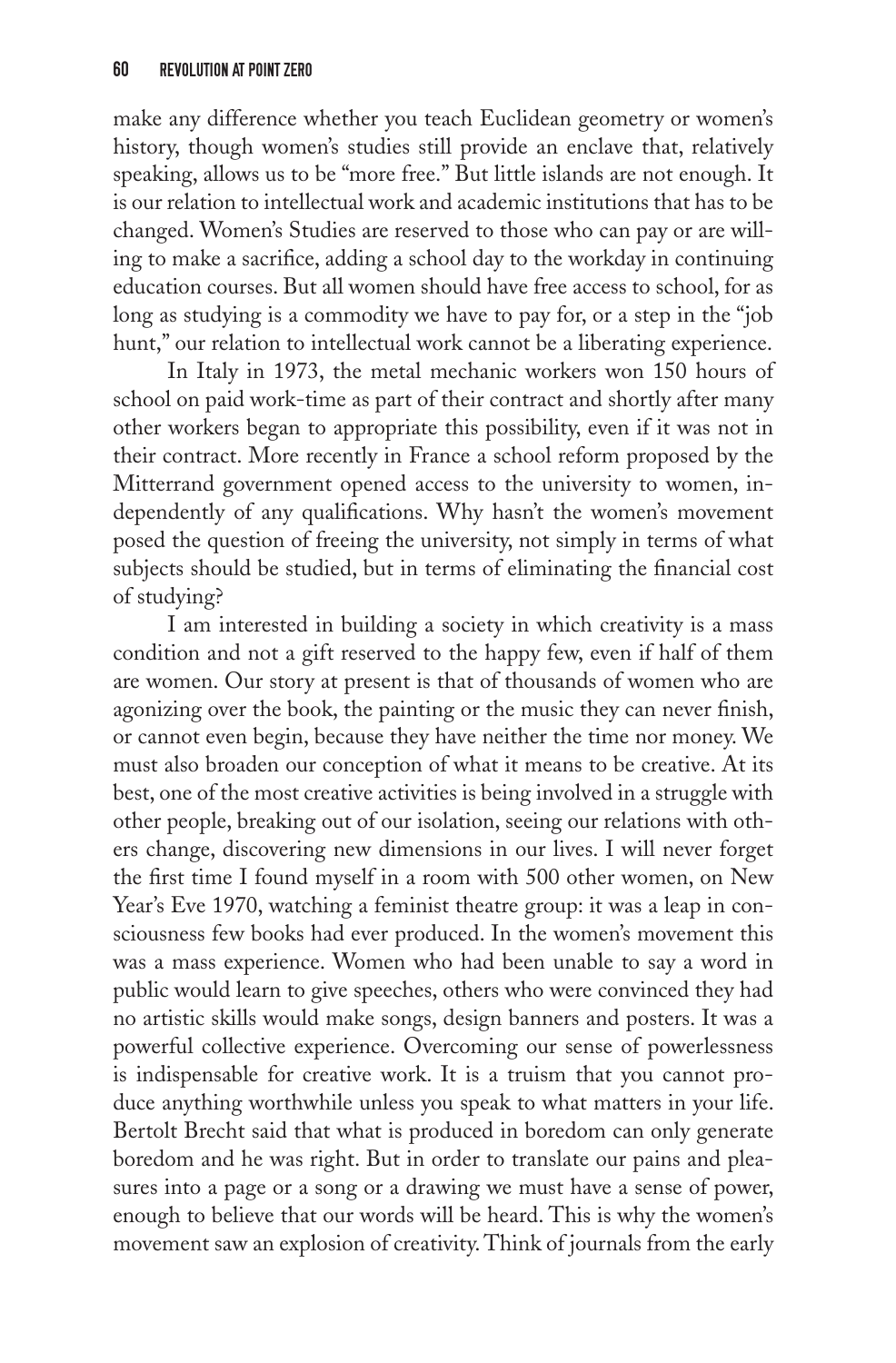make any difference whether you teach Euclidean geometry or women's history, though women's studies still provide an enclave that, relatively speaking, allows us to be "more free." But little islands are not enough. It is our relation to intellectual work and academic institutions that has to be changed. Women's Studies are reserved to those who can pay or are willing to make a sacrifice, adding a school day to the workday in continuing education courses. But all women should have free access to school, for as long as studying is a commodity we have to pay for, or a step in the "job hunt," our relation to intellectual work cannot be a liberating experience.

In Italy in 1973, the metal mechanic workers won 150 hours of school on paid work-time as part of their contract and shortly after many other workers began to appropriate this possibility, even if it was not in their contract. More recently in France a school reform proposed by the Mitterrand government opened access to the university to women, independently of any qualifications. Why hasn't the women's movement posed the question of freeing the university, not simply in terms of what subjects should be studied, but in terms of eliminating the financial cost of studying?

I am interested in building a society in which creativity is a mass condition and not a gift reserved to the happy few, even if half of them are women. Our story at present is that of thousands of women who are agonizing over the book, the painting or the music they can never finish, or cannot even begin, because they have neither the time nor money. We must also broaden our conception of what it means to be creative. At its best, one of the most creative activities is being involved in a struggle with other people, breaking out of our isolation, seeing our relations with others change, discovering new dimensions in our lives. I will never forget the first time I found myself in a room with 500 other women, on New Year's Eve 1970, watching a feminist theatre group: it was a leap in consciousness few books had ever produced. In the women's movement this was a mass experience. Women who had been unable to say a word in public would learn to give speeches, others who were convinced they had no artistic skills would make songs, design banners and posters. It was a powerful collective experience. Overcoming our sense of powerlessness is indispensable for creative work. It is a truism that you cannot produce anything worthwhile unless you speak to what matters in your life. Bertolt Brecht said that what is produced in boredom can only generate boredom and he was right. But in order to translate our pains and pleasures into a page or a song or a drawing we must have a sense of power, enough to believe that our words will be heard. This is why the women's movement saw an explosion of creativity. Think of journals from the early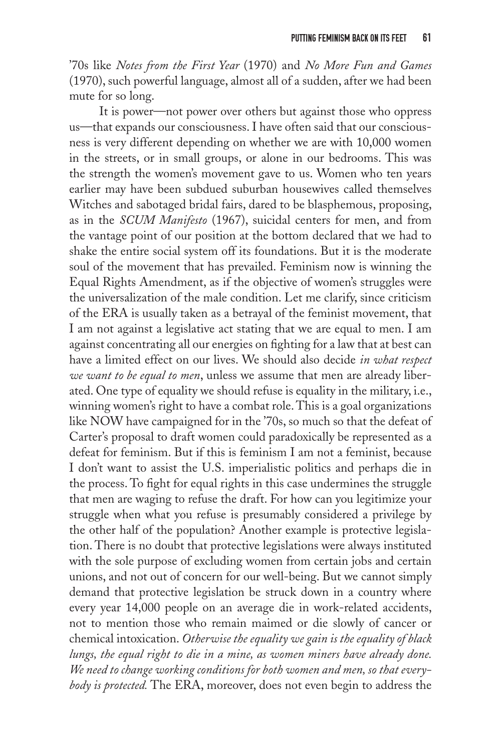’70s like *Notes from the First Year* (1970) and *No More Fun and Games* (1970), such powerful language, almost all of a sudden, after we had been mute for so long.

It is power—not power over others but against those who oppress us—that expands our consciousness. I have often said that our consciousness is very different depending on whether we are with 10,000 women in the streets, or in small groups, or alone in our bedrooms. This was the strength the women’s movement gave to us. Women who ten years earlier may have been subdued suburban housewives called themselves Witches and sabotaged bridal fairs, dared to be blasphemous, proposing, as in the *SCUM Manifesto* (1967), suicidal centers for men, and from the vantage point of our position at the bottom declared that we had to shake the entire social system off its foundations. But it is the moderate soul of the movement that has prevailed. Feminism now is winning the Equal Rights Amendment, as if the objective of women’s struggles were the universalization of the male condition. Let me clarify, since criticism of the ERA is usually taken as a betrayal of the feminist movement, that I am not against a legislative act stating that we are equal to men. I am against concentrating all our energies on fighting for a law that at best can have a limited effect on our lives. We should also decide *in what respect we want to be equal to men*, unless we assume that men are already liberated. One type of equality we should refuse is equality in the military, i.e., winning women’s right to have a combat role. This is a goal organizations like NOW have campaigned for in the ’70s, so much so that the defeat of Carter’s proposal to draft women could paradoxically be represented as a defeat for feminism. But if this is feminism I am not a feminist, because I don’t want to assist the U.S. imperialistic politics and perhaps die in the process. To fight for equal rights in this case undermines the struggle that men are waging to refuse the draft. For how can you legitimize your struggle when what you refuse is presumably considered a privilege by the other half of the population? Another example is protective legislation. There is no doubt that protective legislations were always instituted with the sole purpose of excluding women from certain jobs and certain unions, and not out of concern for our well-being. But we cannot simply demand that protective legislation be struck down in a country where every year 14,000 people on an average die in work-related accidents, not to mention those who remain maimed or die slowly of cancer or chemical intoxication. *Otherwise the equality we gain is the equality of black lungs, the equal right to die in a mine, as women miners have already done. We need to change working conditions for both women and men, so that everybody is protected.* The ERA, moreover, does not even begin to address the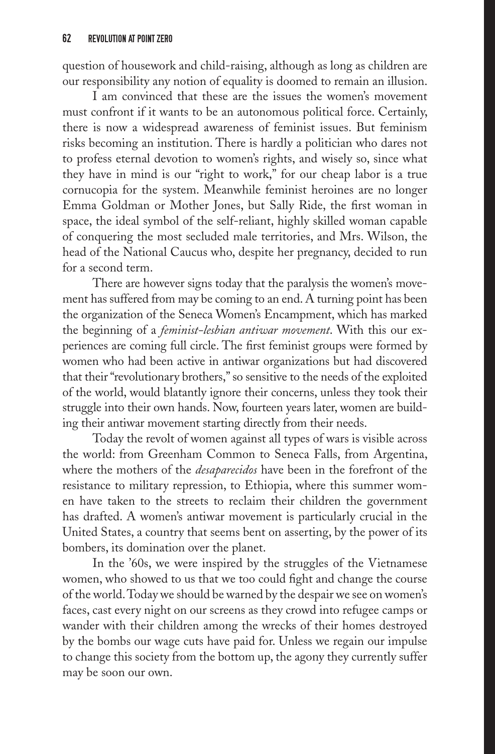question of housework and child-raising, although as long as children are our responsibility any notion of equality is doomed to remain an illusion.

I am convinced that these are the issues the women's movement must confront if it wants to be an autonomous political force. Certainly, there is now a widespread awareness of feminist issues. But feminism risks becoming an institution. There is hardly a politician who dares not to profess eternal devotion to women's rights, and wisely so, since what they have in mind is our "right to work," for our cheap labor is a true cornucopia for the system. Meanwhile feminist heroines are no longer Emma Goldman or Mother Jones, but Sally Ride, the first woman in space, the ideal symbol of the self-reliant, highly skilled woman capable of conquering the most secluded male territories, and Mrs. Wilson, the head of the National Caucus who, despite her pregnancy, decided to run for a second term.

There are however signs today that the paralysis the women's movement has suffered from may be coming to an end. A turning point has been the organization of the Seneca Women's Encampment, which has marked the beginning of a *feminist-lesbian antiwar movement*. With this our experiences are coming full circle. The first feminist groups were formed by women who had been active in antiwar organizations but had discovered that their "revolutionary brothers," so sensitive to the needs of the exploited of the world, would blatantly ignore their concerns, unless they took their struggle into their own hands. Now, fourteen years later, women are building their antiwar movement starting directly from their needs.

Today the revolt of women against all types of wars is visible across the world: from Greenham Common to Seneca Falls, from Argentina, where the mothers of the *desaparecidos* have been in the forefront of the resistance to military repression, to Ethiopia, where this summer women have taken to the streets to reclaim their children the government has drafted. A women's antiwar movement is particularly crucial in the United States, a country that seems bent on asserting, by the power of its bombers, its domination over the planet.

In the '60s, we were inspired by the struggles of the Vietnamese women, who showed to us that we too could fight and change the course of the world. Today we should be warned by the despair we see on women's faces, cast every night on our screens as they crowd into refugee camps or wander with their children among the wrecks of their homes destroyed by the bombs our wage cuts have paid for. Unless we regain our impulse to change this society from the bottom up, the agony they currently suffer may be soon our own.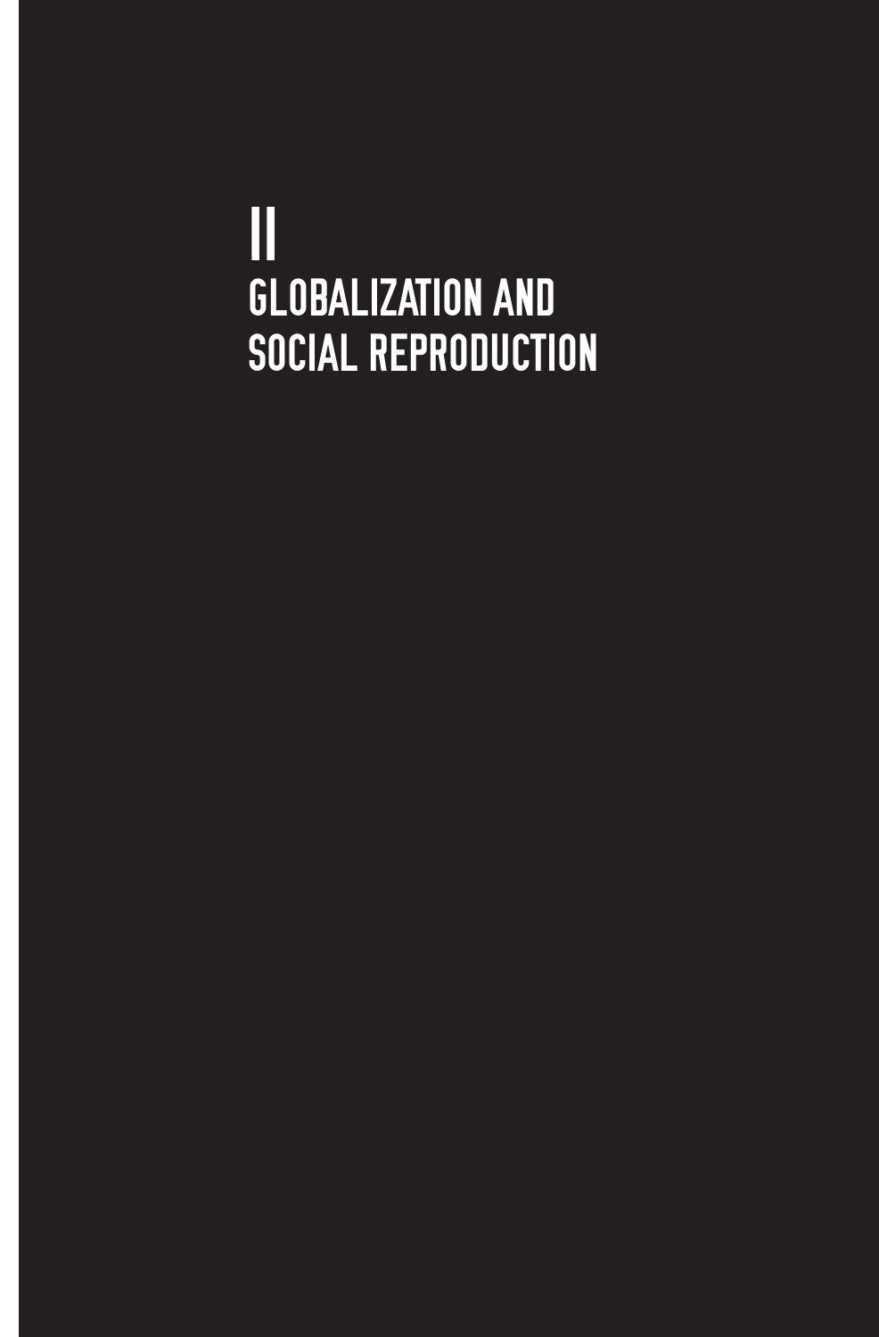# II
# GLOBALIZATION AND SOCIAL REPRODUCTION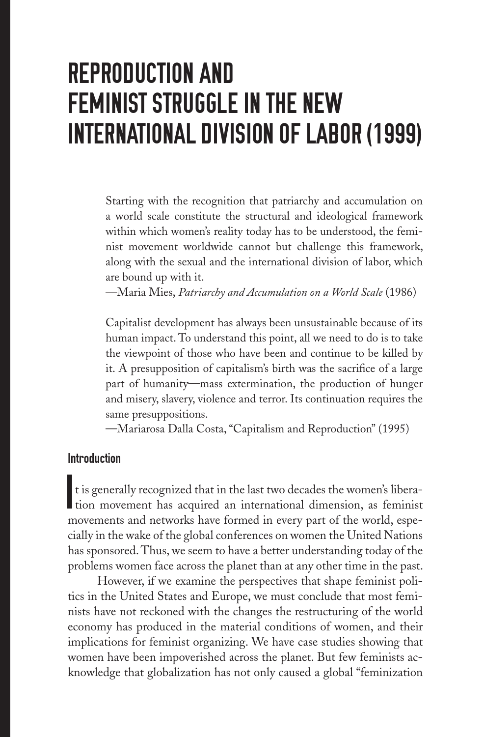# REPRODUCTION AND FEMINIST STRUGGLE IN THE NEW INTERNATIONAL DIVISION OF LABOR (1999)

> Starting with the recognition that patriarchy and accumulation on a world scale constitute the structural and ideological framework within which women's reality today has to be understood, the feminist movement worldwide cannot but challenge this framework, along with the sexual and the international division of labor, which are bound up with it.
>
> —Maria Mies, *Patriarchy and Accumulation on a World Scale* (1986)

> Capitalist development has always been unsustainable because of its human impact. To understand this point, all we need to do is to take the viewpoint of those who have been and continue to be killed by it. A presupposition of capitalism's birth was the sacrifice of a large part of humanity—mass extermination, the production of hunger and misery, slavery, violence and terror. Its continuation requires the same presuppositions.
>
> —Mariarosa Dalla Costa, "Capitalism and Reproduction" (1995)

## Introduction

It is generally recognized that in the last two decades the women's liberation movement has acquired an international dimension, as feminist movements and networks have formed in every part of the world, especially in the wake of the global conferences on women the United Nations has sponsored. Thus, we seem to have a better understanding today of the problems women face across the planet than at any other time in the past.

However, if we examine the perspectives that shape feminist politics in the United States and Europe, we must conclude that most feminists have not reckoned with the changes the restructuring of the world economy has produced in the material conditions of women, and their implications for feminist organizing. We have case studies showing that women have been impoverished across the planet. But few feminists acknowledge that globalization has not only caused a global "feminization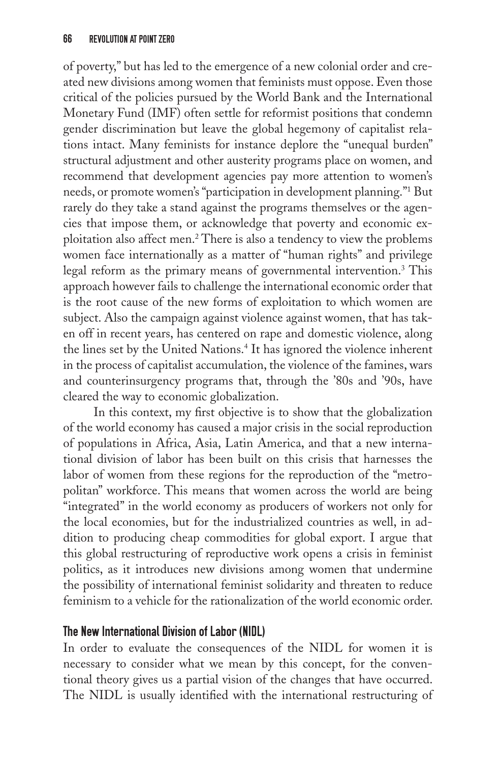of poverty," but has led to the emergence of a new colonial order and created new divisions among women that feminists must oppose. Even those critical of the policies pursued by the World Bank and the International Monetary Fund (IMF) often settle for reformist positions that condemn gender discrimination but leave the global hegemony of capitalist relations intact. Many feminists for instance deplore the "unequal burden" structural adjustment and other austerity programs place on women, and recommend that development agencies pay more attention to women's needs, or promote women's "participation in development planning."[1] But rarely do they take a stand against the programs themselves or the agencies that impose them, or acknowledge that poverty and economic exploitation also affect men.[2] There is also a tendency to view the problems women face internationally as a matter of "human rights" and privilege legal reform as the primary means of governmental intervention.[3] This approach however fails to challenge the international economic order that is the root cause of the new forms of exploitation to which women are subject. Also the campaign against violence against women, that has taken off in recent years, has centered on rape and domestic violence, along the lines set by the United Nations.[4] It has ignored the violence inherent in the process of capitalist accumulation, the violence of the famines, wars and counterinsurgency programs that, through the '80s and '90s, have cleared the way to economic globalization.

In this context, my first objective is to show that the globalization of the world economy has caused a major crisis in the social reproduction of populations in Africa, Asia, Latin America, and that a new international division of labor has been built on this crisis that harnesses the labor of women from these regions for the reproduction of the "metropolitan" workforce. This means that women across the world are being "integrated" in the world economy as producers of workers not only for the local economies, but for the industrialized countries as well, in addition to producing cheap commodities for global export. I argue that this global restructuring of reproductive work opens a crisis in feminist politics, as it introduces new divisions among women that undermine the possibility of international feminist solidarity and threaten to reduce feminism to a vehicle for the rationalization of the world economic order.

## The New International Division of Labor (NIDL)

In order to evaluate the consequences of the NIDL for women it is necessary to consider what we mean by this concept, for the conventional theory gives us a partial vision of the changes that have occurred. The NIDL is usually identified with the international restructuring of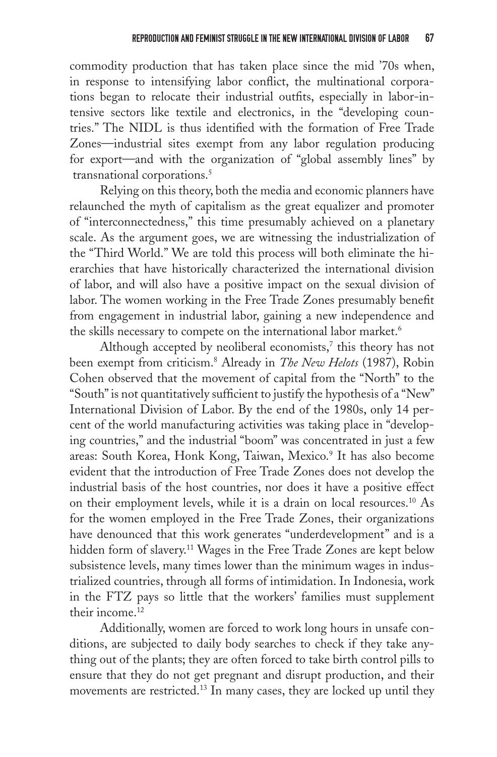commodity production that has taken place since the mid '70s when, in response to intensifying labor conflict, the multinational corporations began to relocate their industrial outfits, especially in labor-intensive sectors like textile and electronics, in the "developing countries." The NIDL is thus identified with the formation of Free Trade Zones—industrial sites exempt from any labor regulation producing for export—and with the organization of "global assembly lines" by transnational corporations.[5]

Relying on this theory, both the media and economic planners have relaunched the myth of capitalism as the great equalizer and promoter of "interconnectedness," this time presumably achieved on a planetary scale. As the argument goes, we are witnessing the industrialization of the "Third World." We are told this process will both eliminate the hierarchies that have historically characterized the international division of labor, and will also have a positive impact on the sexual division of labor. The women working in the Free Trade Zones presumably benefit from engagement in industrial labor, gaining a new independence and the skills necessary to compete on the international labor market.[6]

Although accepted by neoliberal economists,[7] this theory has not been exempt from criticism.[8] Already in *The New Helots* (1987), Robin Cohen observed that the movement of capital from the "North" to the "South" is not quantitatively sufficient to justify the hypothesis of a "New" International Division of Labor. By the end of the 1980s, only 14 percent of the world manufacturing activities was taking place in "developing countries," and the industrial "boom" was concentrated in just a few areas: South Korea, Honk Kong, Taiwan, Mexico.[9] It has also become evident that the introduction of Free Trade Zones does not develop the industrial basis of the host countries, nor does it have a positive effect on their employment levels, while it is a drain on local resources.[10] As for the women employed in the Free Trade Zones, their organizations have denounced that this work generates "underdevelopment" and is a hidden form of slavery.[11] Wages in the Free Trade Zones are kept below subsistence levels, many times lower than the minimum wages in industrialized countries, through all forms of intimidation. In Indonesia, work in the FTZ pays so little that the workers' families must supplement their income.[12]

Additionally, women are forced to work long hours in unsafe conditions, are subjected to daily body searches to check if they take anything out of the plants; they are often forced to take birth control pills to ensure that they do not get pregnant and disrupt production, and their movements are restricted.[13] In many cases, they are locked up until they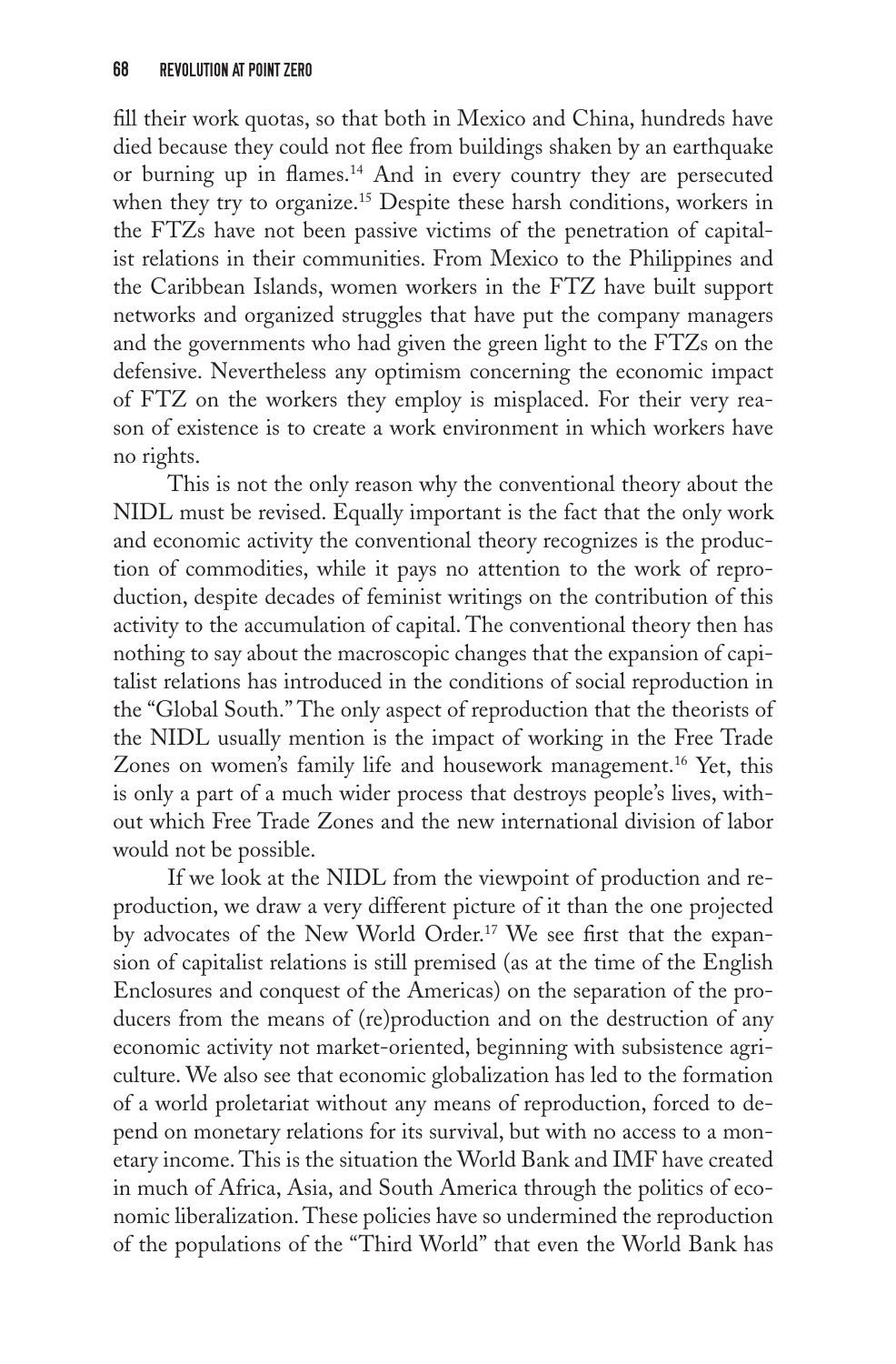fill their work quotas, so that both in Mexico and China, hundreds have died because they could not flee from buildings shaken by an earthquake or burning up in flames.[14] And in every country they are persecuted when they try to organize.[15] Despite these harsh conditions, workers in the FTZs have not been passive victims of the penetration of capitalist relations in their communities. From Mexico to the Philippines and the Caribbean Islands, women workers in the FTZ have built support networks and organized struggles that have put the company managers and the governments who had given the green light to the FTZs on the defensive. Nevertheless any optimism concerning the economic impact of FTZ on the workers they employ is misplaced. For their very reason of existence is to create a work environment in which workers have no rights.

This is not the only reason why the conventional theory about the NIDL must be revised. Equally important is the fact that the only work and economic activity the conventional theory recognizes is the production of commodities, while it pays no attention to the work of reproduction, despite decades of feminist writings on the contribution of this activity to the accumulation of capital. The conventional theory then has nothing to say about the macroscopic changes that the expansion of capitalist relations has introduced in the conditions of social reproduction in the "Global South." The only aspect of reproduction that the theorists of the NIDL usually mention is the impact of working in the Free Trade Zones on women's family life and housework management.[16] Yet, this is only a part of a much wider process that destroys people's lives, without which Free Trade Zones and the new international division of labor would not be possible.

If we look at the NIDL from the viewpoint of production and reproduction, we draw a very different picture of it than the one projected by advocates of the New World Order.[17] We see first that the expansion of capitalist relations is still premised (as at the time of the English Enclosures and conquest of the Americas) on the separation of the producers from the means of (re)production and on the destruction of any economic activity not market-oriented, beginning with subsistence agriculture. We also see that economic globalization has led to the formation of a world proletariat without any means of reproduction, forced to depend on monetary relations for its survival, but with no access to a monetary income. This is the situation the World Bank and IMF have created in much of Africa, Asia, and South America through the politics of economic liberalization. These policies have so undermined the reproduction of the populations of the "Third World" that even the World Bank has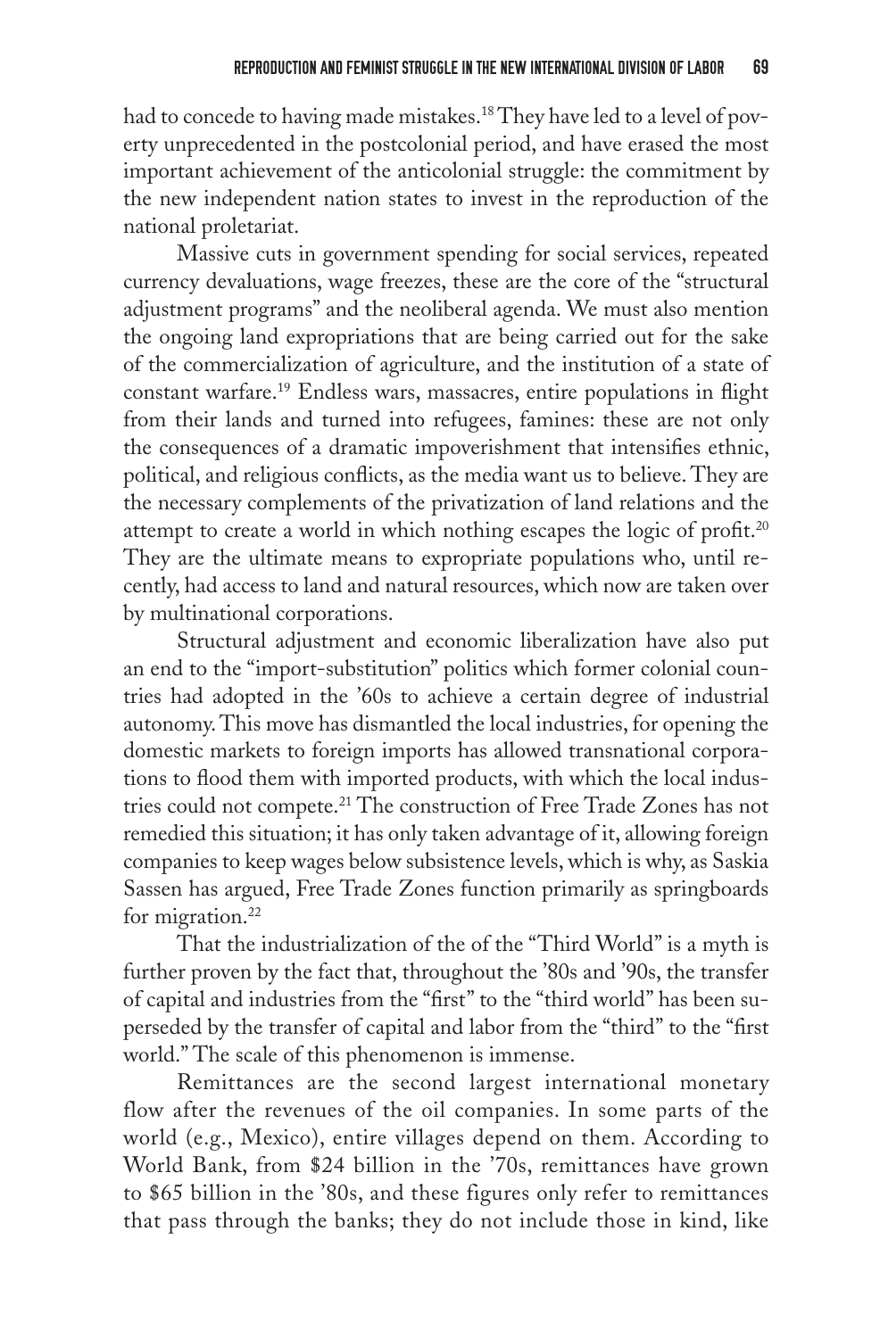had to concede to having made mistakes.[18] They have led to a level of poverty unprecedented in the postcolonial period, and have erased the most important achievement of the anticolonial struggle: the commitment by the new independent nation states to invest in the reproduction of the national proletariat.

Massive cuts in government spending for social services, repeated currency devaluations, wage freezes, these are the core of the "structural adjustment programs" and the neoliberal agenda. We must also mention the ongoing land expropriations that are being carried out for the sake of the commercialization of agriculture, and the institution of a state of constant warfare.[19] Endless wars, massacres, entire populations in flight from their lands and turned into refugees, famines: these are not only the consequences of a dramatic impoverishment that intensifies ethnic, political, and religious conflicts, as the media want us to believe. They are the necessary complements of the privatization of land relations and the attempt to create a world in which nothing escapes the logic of profit.[20] They are the ultimate means to expropriate populations who, until recently, had access to land and natural resources, which now are taken over by multinational corporations.

Structural adjustment and economic liberalization have also put an end to the "import-substitution" politics which former colonial countries had adopted in the '60s to achieve a certain degree of industrial autonomy. This move has dismantled the local industries, for opening the domestic markets to foreign imports has allowed transnational corporations to flood them with imported products, with which the local industries could not compete.[21] The construction of Free Trade Zones has not remedied this situation; it has only taken advantage of it, allowing foreign companies to keep wages below subsistence levels, which is why, as Saskia Sassen has argued, Free Trade Zones function primarily as springboards for migration.[22]

That the industrialization of the of the "Third World" is a myth is further proven by the fact that, throughout the '80s and '90s, the transfer of capital and industries from the "first" to the "third world" has been superseded by the transfer of capital and labor from the "third" to the "first world." The scale of this phenomenon is immense.

Remittances are the second largest international monetary flow after the revenues of the oil companies. In some parts of the world (e.g., Mexico), entire villages depend on them. According to World Bank, from \$24 billion in the '70s, remittances have grown to \$65 billion in the '80s, and these figures only refer to remittances that pass through the banks; they do not include those in kind, like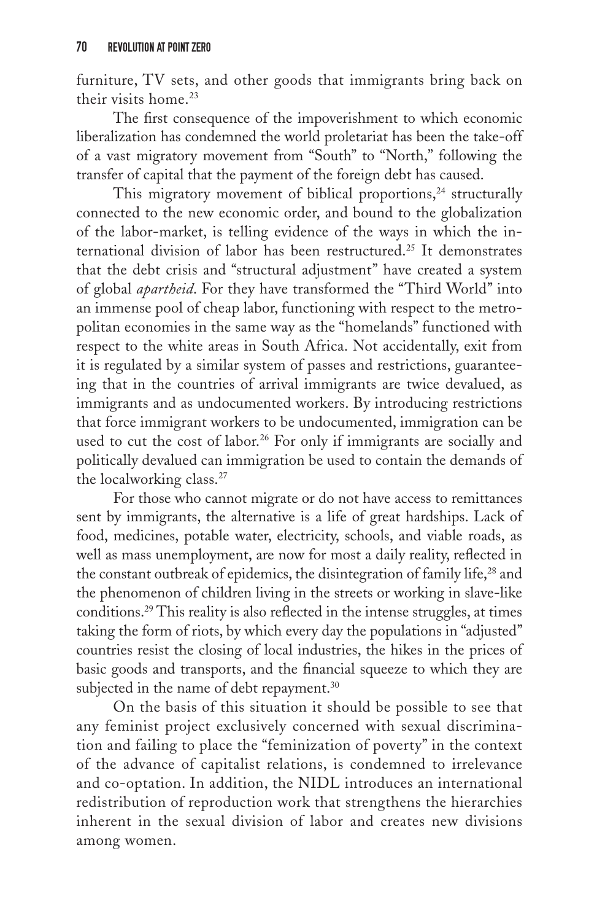furniture, TV sets, and other goods that immigrants bring back on their visits home.[23]

The first consequence of the impoverishment to which economic liberalization has condemned the world proletariat has been the take-off of a vast migratory movement from "South" to "North," following the transfer of capital that the payment of the foreign debt has caused.

This migratory movement of biblical proportions,[24] structurally connected to the new economic order, and bound to the globalization of the labor-market, is telling evidence of the ways in which the international division of labor has been restructured.[25] It demonstrates that the debt crisis and "structural adjustment" have created a system of global *apartheid*. For they have transformed the "Third World" into an immense pool of cheap labor, functioning with respect to the metropolitan economies in the same way as the "homelands" functioned with respect to the white areas in South Africa. Not accidentally, exit from it is regulated by a similar system of passes and restrictions, guaranteeing that in the countries of arrival immigrants are twice devalued, as immigrants and as undocumented workers. By introducing restrictions that force immigrant workers to be undocumented, immigration can be used to cut the cost of labor.[26] For only if immigrants are socially and politically devalued can immigration be used to contain the demands of the localworking class.[27]

For those who cannot migrate or do not have access to remittances sent by immigrants, the alternative is a life of great hardships. Lack of food, medicines, potable water, electricity, schools, and viable roads, as well as mass unemployment, are now for most a daily reality, reflected in the constant outbreak of epidemics, the disintegration of family life,[28] and the phenomenon of children living in the streets or working in slave-like conditions.[29] This reality is also reflected in the intense struggles, at times taking the form of riots, by which every day the populations in "adjusted" countries resist the closing of local industries, the hikes in the prices of basic goods and transports, and the financial squeeze to which they are subjected in the name of debt repayment.[30]

On the basis of this situation it should be possible to see that any feminist project exclusively concerned with sexual discrimination and failing to place the "feminization of poverty" in the context of the advance of capitalist relations, is condemned to irrelevance and co-optation. In addition, the NIDL introduces an international redistribution of reproduction work that strengthens the hierarchies inherent in the sexual division of labor and creates new divisions among women.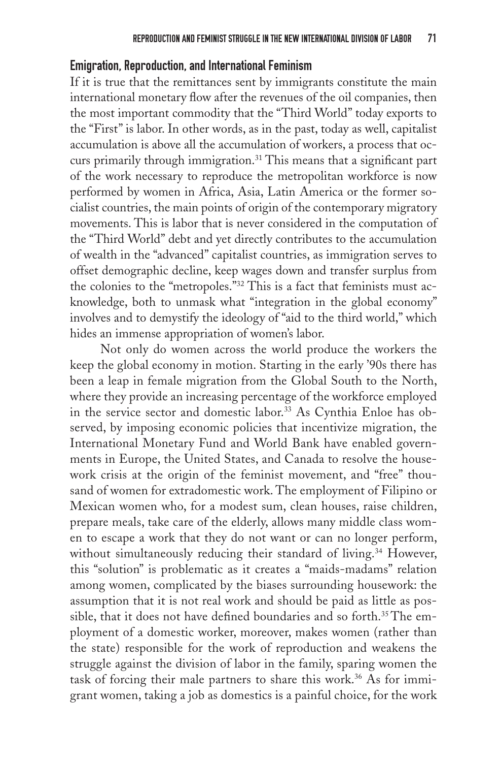## Emigration, Reproduction, and International Feminism

If it is true that the remittances sent by immigrants constitute the main international monetary flow after the revenues of the oil companies, then the most important commodity that the "Third World" today exports to the "First" is labor. In other words, as in the past, today as well, capitalist accumulation is above all the accumulation of workers, a process that occurs primarily through immigration.[31] This means that a significant part of the work necessary to reproduce the metropolitan workforce is now performed by women in Africa, Asia, Latin America or the former socialist countries, the main points of origin of the contemporary migratory movements. This is labor that is never considered in the computation of the "Third World" debt and yet directly contributes to the accumulation of wealth in the "advanced" capitalist countries, as immigration serves to offset demographic decline, keep wages down and transfer surplus from the colonies to the "metropoles."[32] This is a fact that feminists must acknowledge, both to unmask what "integration in the global economy" involves and to demystify the ideology of "aid to the third world," which hides an immense appropriation of women's labor.

Not only do women across the world produce the workers the keep the global economy in motion. Starting in the early '90s there has been a leap in female migration from the Global South to the North, where they provide an increasing percentage of the workforce employed in the service sector and domestic labor.[33] As Cynthia Enloe has observed, by imposing economic policies that incentivize migration, the International Monetary Fund and World Bank have enabled governments in Europe, the United States, and Canada to resolve the housework crisis at the origin of the feminist movement, and "free" thousand of women for extradomestic work. The employment of Filipino or Mexican women who, for a modest sum, clean houses, raise children, prepare meals, take care of the elderly, allows many middle class women to escape a work that they do not want or can no longer perform, without simultaneously reducing their standard of living.[34] However, this "solution" is problematic as it creates a "maids-madams" relation among women, complicated by the biases surrounding housework: the assumption that it is not real work and should be paid as little as possible, that it does not have defined boundaries and so forth.[35] The employment of a domestic worker, moreover, makes women (rather than the state) responsible for the work of reproduction and weakens the struggle against the division of labor in the family, sparing women the task of forcing their male partners to share this work.[36] As for immigrant women, taking a job as domestics is a painful choice, for the work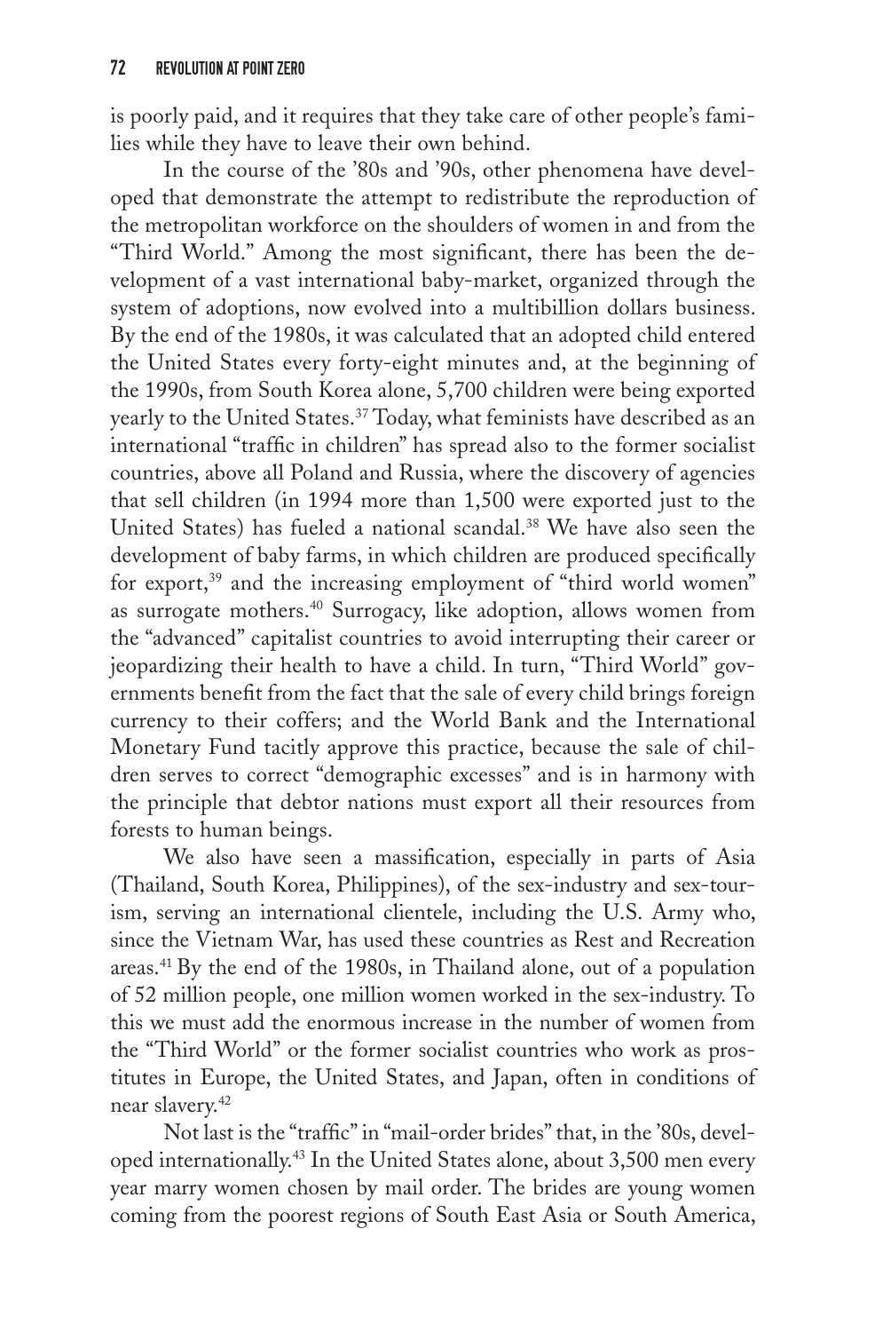is poorly paid, and it requires that they take care of other people's families while they have to leave their own behind.

In the course of the '80s and '90s, other phenomena have developed that demonstrate the attempt to redistribute the reproduction of the metropolitan workforce on the shoulders of women in and from the "Third World." Among the most significant, there has been the development of a vast international baby-market, organized through the system of adoptions, now evolved into a multibillion dollars business. By the end of the 1980s, it was calculated that an adopted child entered the United States every forty-eight minutes and, at the beginning of the 1990s, from South Korea alone, 5,700 children were being exported yearly to the United States.[37] Today, what feminists have described as an international "traffic in children" has spread also to the former socialist countries, above all Poland and Russia, where the discovery of agencies that sell children (in 1994 more than 1,500 were exported just to the United States) has fueled a national scandal.[38] We have also seen the development of baby farms, in which children are produced specifically for export,[39] and the increasing employment of "third world women" as surrogate mothers.[40] Surrogacy, like adoption, allows women from the "advanced" capitalist countries to avoid interrupting their career or jeopardizing their health to have a child. In turn, "Third World" governments benefit from the fact that the sale of every child brings foreign currency to their coffers; and the World Bank and the International Monetary Fund tacitly approve this practice, because the sale of children serves to correct "demographic excesses" and is in harmony with the principle that debtor nations must export all their resources from forests to human beings.

We also have seen a massification, especially in parts of Asia (Thailand, South Korea, Philippines), of the sex-industry and sex-tourism, serving an international clientele, including the U.S. Army who, since the Vietnam War, has used these countries as Rest and Recreation areas.[41] By the end of the 1980s, in Thailand alone, out of a population of 52 million people, one million women worked in the sex-industry. To this we must add the enormous increase in the number of women from the "Third World" or the former socialist countries who work as prostitutes in Europe, the United States, and Japan, often in conditions of near slavery.[42]

Not last is the "traffic" in "mail-order brides" that, in the '80s, developed internationally.[43] In the United States alone, about 3,500 men every year marry women chosen by mail order. The brides are young women coming from the poorest regions of South East Asia or South America,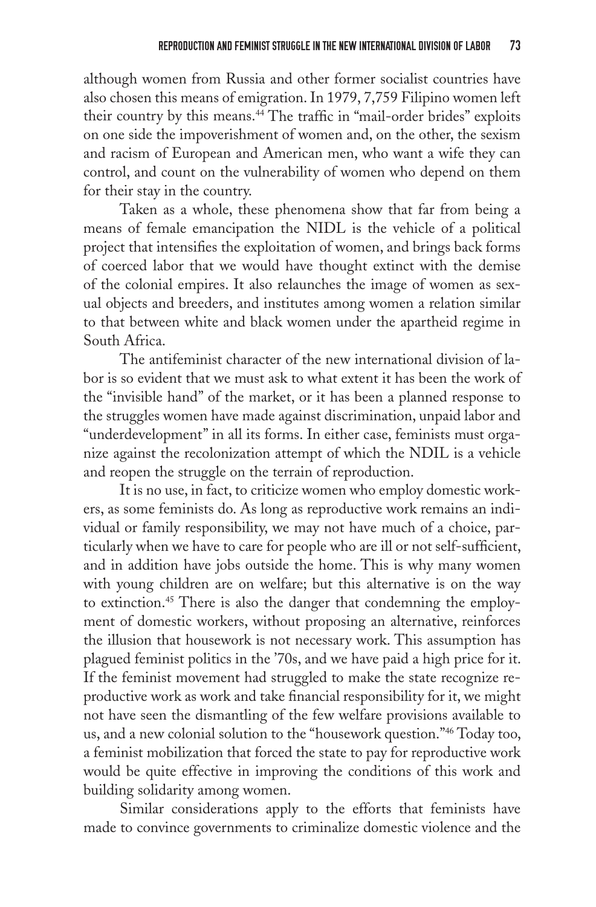although women from Russia and other former socialist countries have also chosen this means of emigration. In 1979, 7,759 Filipino women left their country by this means.[44] The traffic in "mail-order brides" exploits on one side the impoverishment of women and, on the other, the sexism and racism of European and American men, who want a wife they can control, and count on the vulnerability of women who depend on them for their stay in the country.

Taken as a whole, these phenomena show that far from being a means of female emancipation the NIDL is the vehicle of a political project that intensifies the exploitation of women, and brings back forms of coerced labor that we would have thought extinct with the demise of the colonial empires. It also relaunches the image of women as sexual objects and breeders, and institutes among women a relation similar to that between white and black women under the apartheid regime in South Africa.

The antifeminist character of the new international division of labor is so evident that we must ask to what extent it has been the work of the "invisible hand" of the market, or it has been a planned response to the struggles women have made against discrimination, unpaid labor and "underdevelopment" in all its forms. In either case, feminists must organize against the recolonization attempt of which the NDIL is a vehicle and reopen the struggle on the terrain of reproduction.

It is no use, in fact, to criticize women who employ domestic workers, as some feminists do. As long as reproductive work remains an individual or family responsibility, we may not have much of a choice, particularly when we have to care for people who are ill or not self-sufficient, and in addition have jobs outside the home. This is why many women with young children are on welfare; but this alternative is on the way to extinction.[45] There is also the danger that condemning the employment of domestic workers, without proposing an alternative, reinforces the illusion that housework is not necessary work. This assumption has plagued feminist politics in the '70s, and we have paid a high price for it. If the feminist movement had struggled to make the state recognize reproductive work as work and take financial responsibility for it, we might not have seen the dismantling of the few welfare provisions available to us, and a new colonial solution to the "housework question."[46] Today too, a feminist mobilization that forced the state to pay for reproductive work would be quite effective in improving the conditions of this work and building solidarity among women.

Similar considerations apply to the efforts that feminists have made to convince governments to criminalize domestic violence and the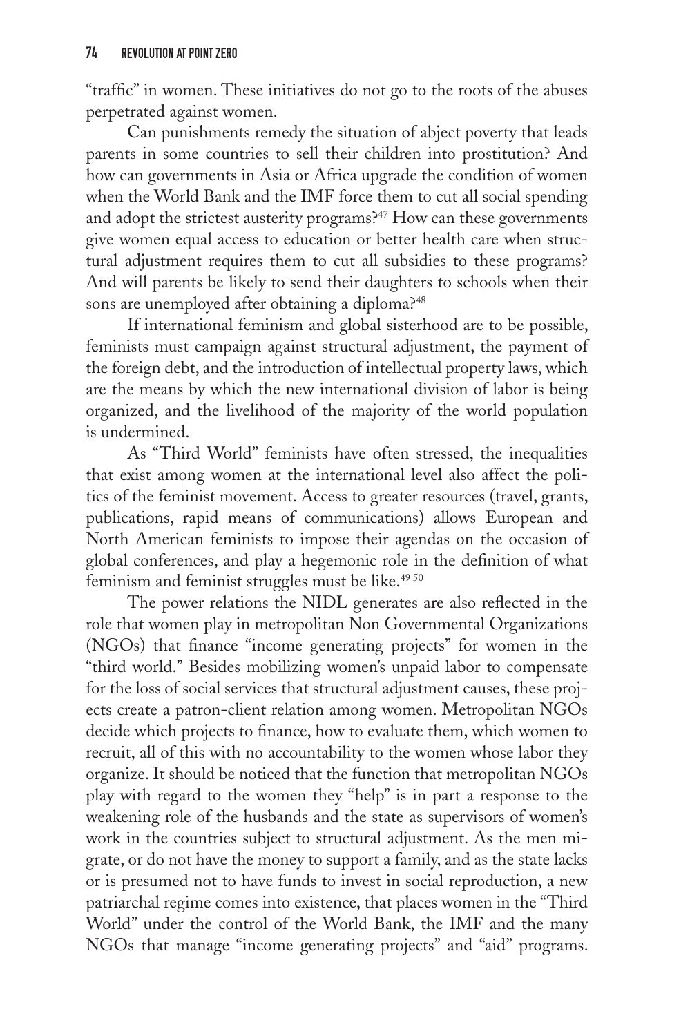"traffic" in women. These initiatives do not go to the roots of the abuses perpetrated against women.

Can punishments remedy the situation of abject poverty that leads parents in some countries to sell their children into prostitution? And how can governments in Asia or Africa upgrade the condition of women when the World Bank and the IMF force them to cut all social spending and adopt the strictest austerity programs?[47] How can these governments give women equal access to education or better health care when structural adjustment requires them to cut all subsidies to these programs? And will parents be likely to send their daughters to schools when their sons are unemployed after obtaining a diploma?[48]

If international feminism and global sisterhood are to be possible, feminists must campaign against structural adjustment, the payment of the foreign debt, and the introduction of intellectual property laws, which are the means by which the new international division of labor is being organized, and the livelihood of the majority of the world population is undermined.

As "Third World" feminists have often stressed, the inequalities that exist among women at the international level also affect the politics of the feminist movement. Access to greater resources (travel, grants, publications, rapid means of communications) allows European and North American feminists to impose their agendas on the occasion of global conferences, and play a hegemonic role in the definition of what feminism and feminist struggles must be like.[49] [50]

The power relations the NIDL generates are also reflected in the role that women play in metropolitan Non Governmental Organizations (NGOs) that finance "income generating projects" for women in the "third world." Besides mobilizing women's unpaid labor to compensate for the loss of social services that structural adjustment causes, these projects create a patron-client relation among women. Metropolitan NGOs decide which projects to finance, how to evaluate them, which women to recruit, all of this with no accountability to the women whose labor they organize. It should be noticed that the function that metropolitan NGOs play with regard to the women they "help" is in part a response to the weakening role of the husbands and the state as supervisors of women's work in the countries subject to structural adjustment. As the men migrate, or do not have the money to support a family, and as the state lacks or is presumed not to have funds to invest in social reproduction, a new patriarchal regime comes into existence, that places women in the "Third World" under the control of the World Bank, the IMF and the many NGOs that manage "income generating projects" and "aid" programs.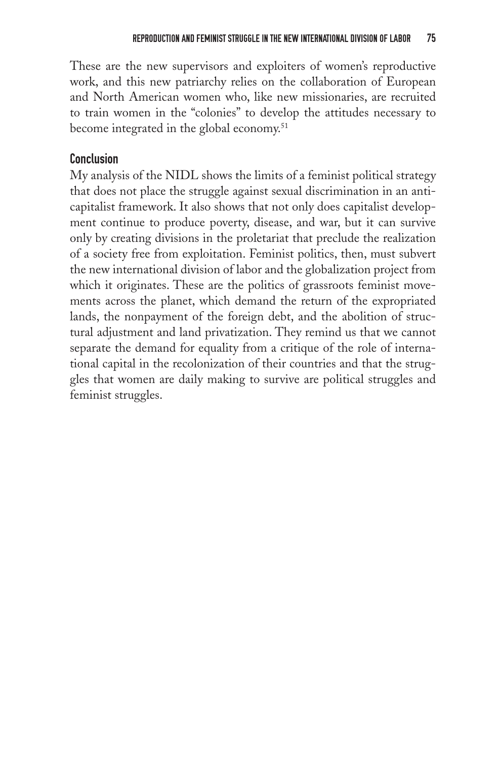These are the new supervisors and exploiters of women's reproductive work, and this new patriarchy relies on the collaboration of European and North American women who, like new missionaries, are recruited to train women in the "colonies" to develop the attitudes necessary to become integrated in the global economy.[51]

## Conclusion

My analysis of the NIDL shows the limits of a feminist political strategy that does not place the struggle against sexual discrimination in an anticapitalist framework. It also shows that not only does capitalist development continue to produce poverty, disease, and war, but it can survive only by creating divisions in the proletariat that preclude the realization of a society free from exploitation. Feminist politics, then, must subvert the new international division of labor and the globalization project from which it originates. These are the politics of grassroots feminist movements across the planet, which demand the return of the expropriated lands, the nonpayment of the foreign debt, and the abolition of structural adjustment and land privatization. They remind us that we cannot separate the demand for equality from a critique of the role of international capital in the recolonization of their countries and that the struggles that women are daily making to survive are political struggles and feminist struggles.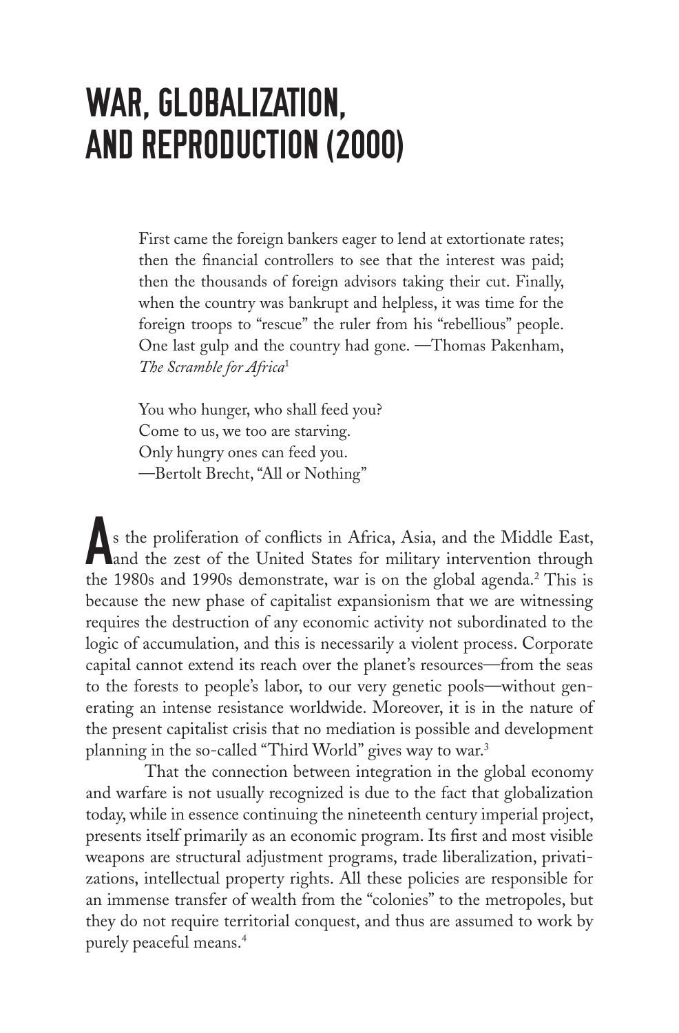# WAR, GLOBALIZATION, AND REPRODUCTION (2000)

> First came the foreign bankers eager to lend at extortionate rates; then the financial controllers to see that the interest was paid; then the thousands of foreign advisors taking their cut. Finally, when the country was bankrupt and helpless, it was time for the foreign troops to "rescue" the ruler from his "rebellious" people. One last gulp and the country had gone. —Thomas Pakenham, *The Scramble for Africa*[1]

> You who hunger, who shall feed you?
> Come to us, we too are starving.
> Only hungry ones can feed you.
> —Bertolt Brecht, "All or Nothing"

As the proliferation of conflicts in Africa, Asia, and the Middle East, and the zest of the United States for military intervention through the 1980s and 1990s demonstrate, war is on the global agenda.[2] This is because the new phase of capitalist expansionism that we are witnessing requires the destruction of any economic activity not subordinated to the logic of accumulation, and this is necessarily a violent process. Corporate capital cannot extend its reach over the planet's resources—from the seas to the forests to people's labor, to our very genetic pools—without generating an intense resistance worldwide. Moreover, it is in the nature of the present capitalist crisis that no mediation is possible and development planning in the so-called "Third World" gives way to war.[3]

That the connection between integration in the global economy and warfare is not usually recognized is due to the fact that globalization today, while in essence continuing the nineteenth century imperial project, presents itself primarily as an economic program. Its first and most visible weapons are structural adjustment programs, trade liberalization, privatizations, intellectual property rights. All these policies are responsible for an immense transfer of wealth from the "colonies" to the metropoles, but they do not require territorial conquest, and thus are assumed to work by purely peaceful means.[4]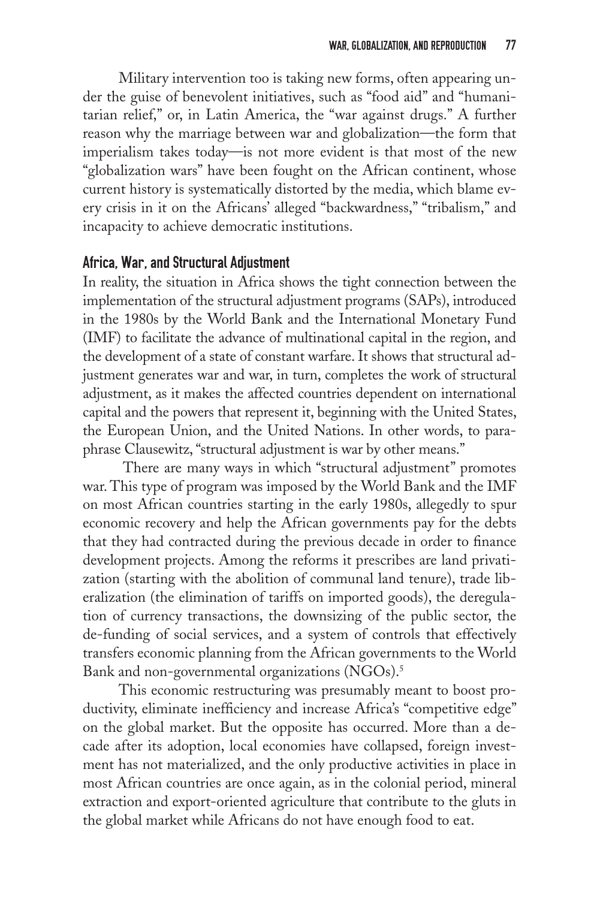Military intervention too is taking new forms, often appearing under the guise of benevolent initiatives, such as "food aid" and "humanitarian relief," or, in Latin America, the "war against drugs." A further reason why the marriage between war and globalization—the form that imperialism takes today—is not more evident is that most of the new "globalization wars" have been fought on the African continent, whose current history is systematically distorted by the media, which blame every crisis in it on the Africans' alleged "backwardness," "tribalism," and incapacity to achieve democratic institutions.

### Africa, War, and Structural Adjustment

In reality, the situation in Africa shows the tight connection between the implementation of the structural adjustment programs (SAPs), introduced in the 1980s by the World Bank and the International Monetary Fund (IMF) to facilitate the advance of multinational capital in the region, and the development of a state of constant warfare. It shows that structural adjustment generates war and war, in turn, completes the work of structural adjustment, as it makes the affected countries dependent on international capital and the powers that represent it, beginning with the United States, the European Union, and the United Nations. In other words, to paraphrase Clausewitz, "structural adjustment is war by other means."

There are many ways in which "structural adjustment" promotes war. This type of program was imposed by the World Bank and the IMF on most African countries starting in the early 1980s, allegedly to spur economic recovery and help the African governments pay for the debts that they had contracted during the previous decade in order to finance development projects. Among the reforms it prescribes are land privatization (starting with the abolition of communal land tenure), trade liberalization (the elimination of tariffs on imported goods), the deregulation of currency transactions, the downsizing of the public sector, the de-funding of social services, and a system of controls that effectively transfers economic planning from the African governments to the World Bank and non-governmental organizations (NGOs).[5]

This economic restructuring was presumably meant to boost productivity, eliminate inefficiency and increase Africa's "competitive edge" on the global market. But the opposite has occurred. More than a decade after its adoption, local economies have collapsed, foreign investment has not materialized, and the only productive activities in place in most African countries are once again, as in the colonial period, mineral extraction and export-oriented agriculture that contribute to the gluts in the global market while Africans do not have enough food to eat.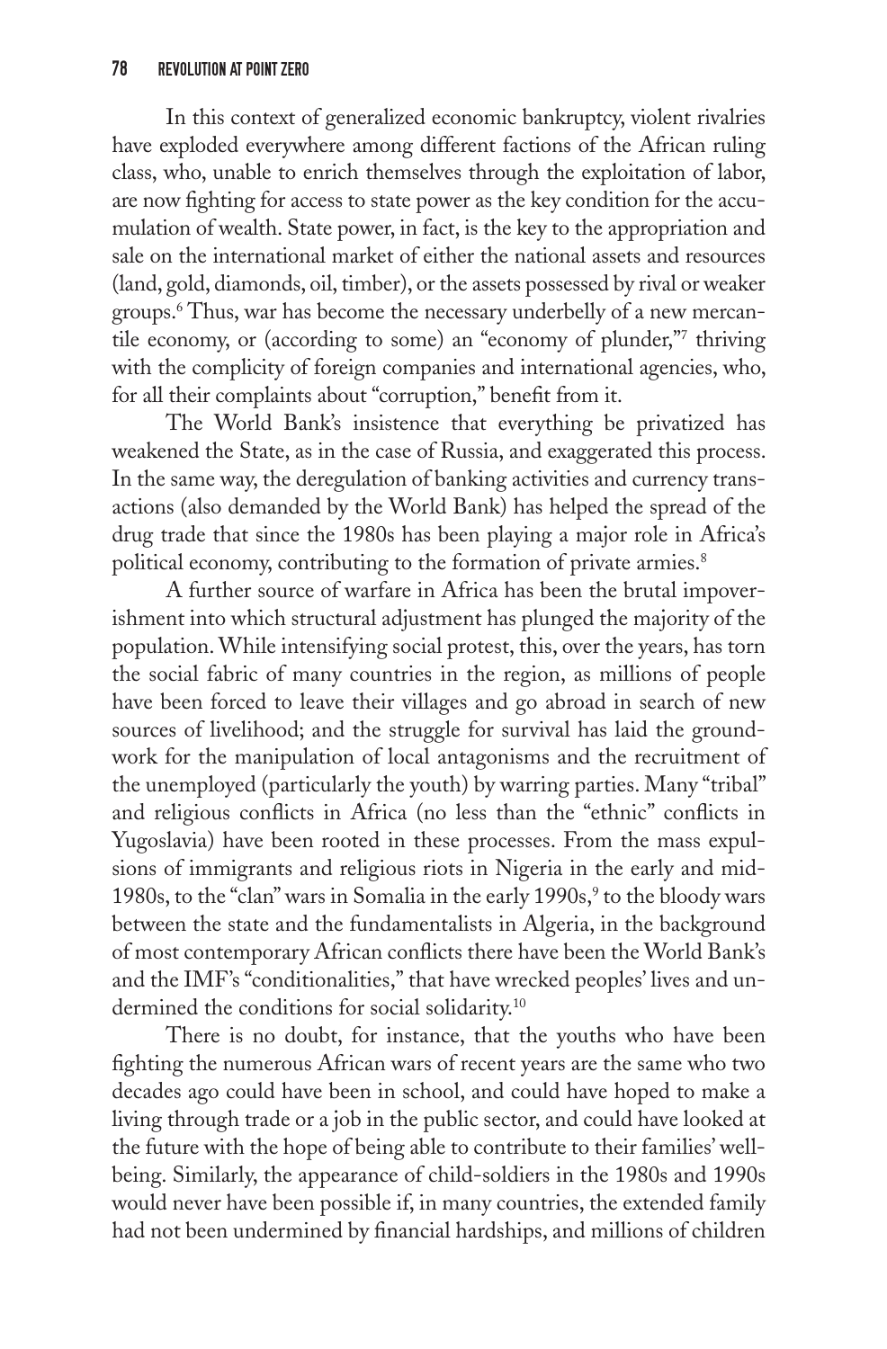In this context of generalized economic bankruptcy, violent rivalries have exploded everywhere among different factions of the African ruling class, who, unable to enrich themselves through the exploitation of labor, are now fighting for access to state power as the key condition for the accumulation of wealth. State power, in fact, is the key to the appropriation and sale on the international market of either the national assets and resources (land, gold, diamonds, oil, timber), or the assets possessed by rival or weaker groups.[6] Thus, war has become the necessary underbelly of a new mercantile economy, or (according to some) an "economy of plunder,"[7] thriving with the complicity of foreign companies and international agencies, who, for all their complaints about "corruption," benefit from it.

The World Bank's insistence that everything be privatized has weakened the State, as in the case of Russia, and exaggerated this process. In the same way, the deregulation of banking activities and currency transactions (also demanded by the World Bank) has helped the spread of the drug trade that since the 1980s has been playing a major role in Africa's political economy, contributing to the formation of private armies.[8]

A further source of warfare in Africa has been the brutal impoverishment into which structural adjustment has plunged the majority of the population. While intensifying social protest, this, over the years, has torn the social fabric of many countries in the region, as millions of people have been forced to leave their villages and go abroad in search of new sources of livelihood; and the struggle for survival has laid the groundwork for the manipulation of local antagonisms and the recruitment of the unemployed (particularly the youth) by warring parties. Many "tribal" and religious conflicts in Africa (no less than the "ethnic" conflicts in Yugoslavia) have been rooted in these processes. From the mass expulsions of immigrants and religious riots in Nigeria in the early and mid-1980s, to the "clan" wars in Somalia in the early 1990s,[9] to the bloody wars between the state and the fundamentalists in Algeria, in the background of most contemporary African conflicts there have been the World Bank's and the IMF's "conditionalities," that have wrecked peoples' lives and undermined the conditions for social solidarity.[10]

There is no doubt, for instance, that the youths who have been fighting the numerous African wars of recent years are the same who two decades ago could have been in school, and could have hoped to make a living through trade or a job in the public sector, and could have looked at the future with the hope of being able to contribute to their families' well-being. Similarly, the appearance of child-soldiers in the 1980s and 1990s would never have been possible if, in many countries, the extended family had not been undermined by financial hardships, and millions of children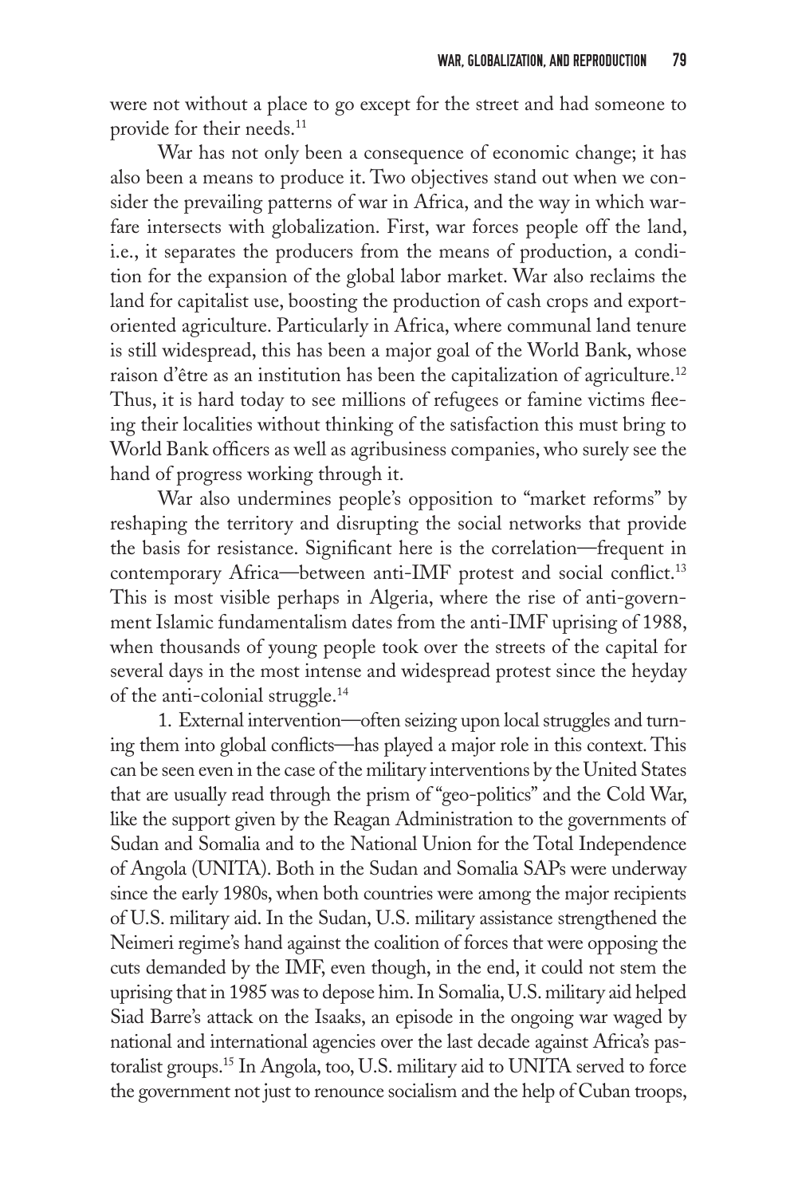were not without a place to go except for the street and had someone to provide for their needs.[11]

War has not only been a consequence of economic change; it has also been a means to produce it. Two objectives stand out when we consider the prevailing patterns of war in Africa, and the way in which warfare intersects with globalization. First, war forces people off the land, i.e., it separates the producers from the means of production, a condition for the expansion of the global labor market. War also reclaims the land for capitalist use, boosting the production of cash crops and export-oriented agriculture. Particularly in Africa, where communal land tenure is still widespread, this has been a major goal of the World Bank, whose raison d'être as an institution has been the capitalization of agriculture.[12] Thus, it is hard today to see millions of refugees or famine victims fleeing their localities without thinking of the satisfaction this must bring to World Bank officers as well as agribusiness companies, who surely see the hand of progress working through it.

War also undermines people's opposition to "market reforms" by reshaping the territory and disrupting the social networks that provide the basis for resistance. Significant here is the correlation—frequent in contemporary Africa—between anti-IMF protest and social conflict.[13] This is most visible perhaps in Algeria, where the rise of anti-government Islamic fundamentalism dates from the anti-IMF uprising of 1988, when thousands of young people took over the streets of the capital for several days in the most intense and widespread protest since the heyday of the anti-colonial struggle.[14]

1. External intervention—often seizing upon local struggles and turning them into global conflicts—has played a major role in this context. This can be seen even in the case of the military interventions by the United States that are usually read through the prism of "geo-politics" and the Cold War, like the support given by the Reagan Administration to the governments of Sudan and Somalia and to the National Union for the Total Independence of Angola (UNITA). Both in the Sudan and Somalia SAPs were underway since the early 1980s, when both countries were among the major recipients of U.S. military aid. In the Sudan, U.S. military assistance strengthened the Neimeri regime's hand against the coalition of forces that were opposing the cuts demanded by the IMF, even though, in the end, it could not stem the uprising that in 1985 was to depose him. In Somalia, U.S. military aid helped Siad Barre's attack on the Isaaks, an episode in the ongoing war waged by national and international agencies over the last decade against Africa's pastoralist groups.[15] In Angola, too, U.S. military aid to UNITA served to force the government not just to renounce socialism and the help of Cuban troops,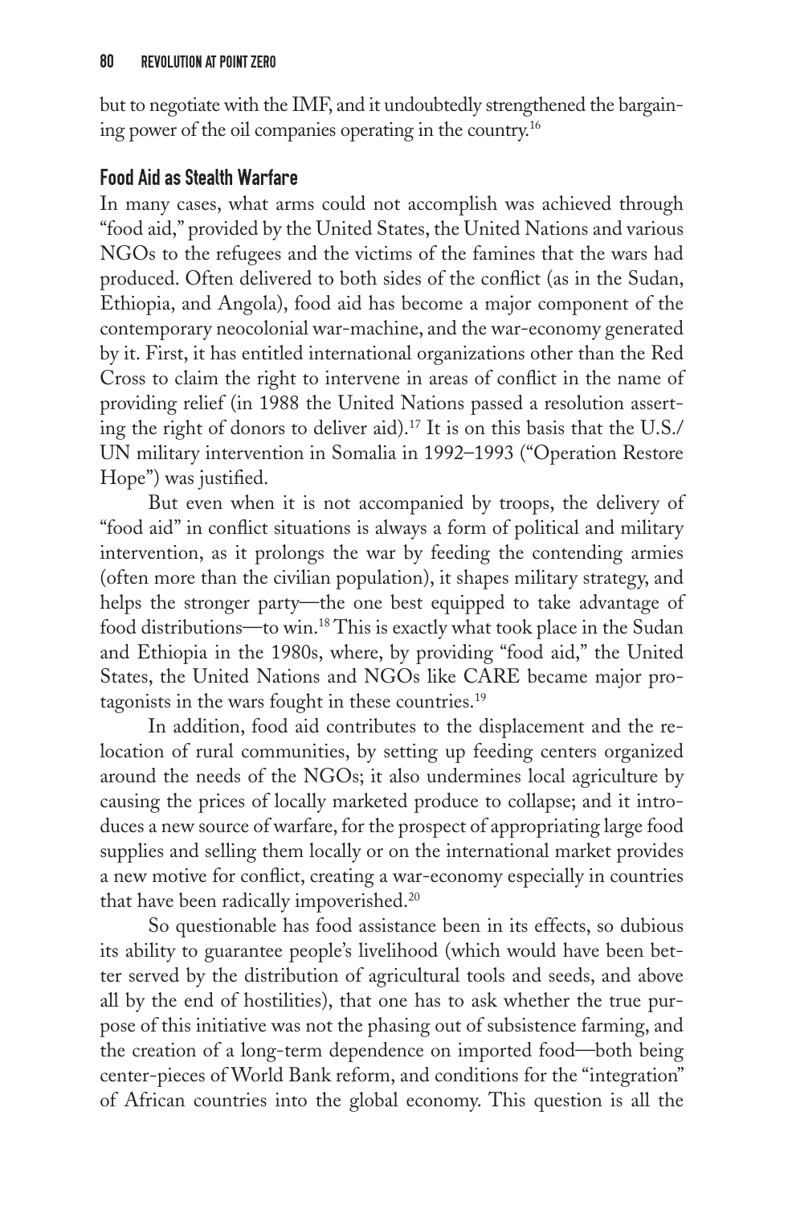but to negotiate with the IMF, and it undoubtedly strengthened the bargaining power of the oil companies operating in the country.[16]

### Food Aid as Stealth Warfare

In many cases, what arms could not accomplish was achieved through "food aid," provided by the United States, the United Nations and various NGOs to the refugees and the victims of the famines that the wars had produced. Often delivered to both sides of the conflict (as in the Sudan, Ethiopia, and Angola), food aid has become a major component of the contemporary neocolonial war-machine, and the war-economy generated by it. First, it has entitled international organizations other than the Red Cross to claim the right to intervene in areas of conflict in the name of providing relief (in 1988 the United Nations passed a resolution asserting the right of donors to deliver aid).[17] It is on this basis that the U.S./UN military intervention in Somalia in 1992–1993 ("Operation Restore Hope") was justified.

But even when it is not accompanied by troops, the delivery of "food aid" in conflict situations is always a form of political and military intervention, as it prolongs the war by feeding the contending armies (often more than the civilian population), it shapes military strategy, and helps the stronger party—the one best equipped to take advantage of food distributions—to win.[18] This is exactly what took place in the Sudan and Ethiopia in the 1980s, where, by providing "food aid," the United States, the United Nations and NGOs like CARE became major protagonists in the wars fought in these countries.[19]

In addition, food aid contributes to the displacement and the relocation of rural communities, by setting up feeding centers organized around the needs of the NGOs; it also undermines local agriculture by causing the prices of locally marketed produce to collapse; and it introduces a new source of warfare, for the prospect of appropriating large food supplies and selling them locally or on the international market provides a new motive for conflict, creating a war-economy especially in countries that have been radically impoverished.[20]

So questionable has food assistance been in its effects, so dubious its ability to guarantee people's livelihood (which would have been better served by the distribution of agricultural tools and seeds, and above all by the end of hostilities), that one has to ask whether the true purpose of this initiative was not the phasing out of subsistence farming, and the creation of a long-term dependence on imported food—both being center-pieces of World Bank reform, and conditions for the "integration" of African countries into the global economy. This question is all the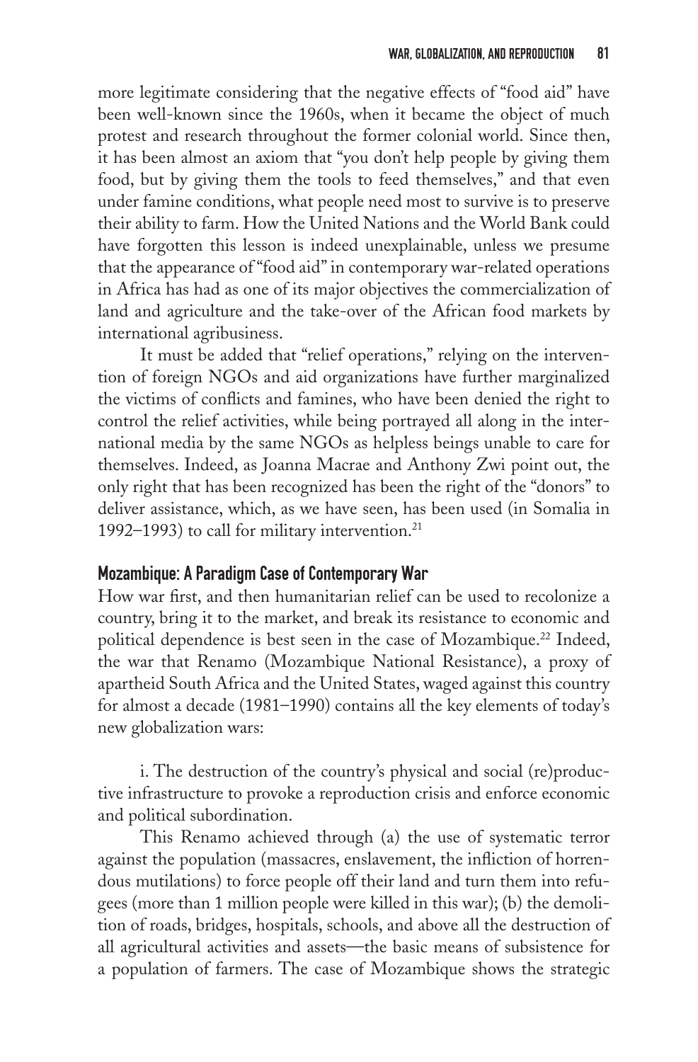more legitimate considering that the negative effects of "food aid" have been well-known since the 1960s, when it became the object of much protest and research throughout the former colonial world. Since then, it has been almost an axiom that "you don't help people by giving them food, but by giving them the tools to feed themselves," and that even under famine conditions, what people need most to survive is to preserve their ability to farm. How the United Nations and the World Bank could have forgotten this lesson is indeed unexplainable, unless we presume that the appearance of "food aid" in contemporary war-related operations in Africa has had as one of its major objectives the commercialization of land and agriculture and the take-over of the African food markets by international agribusiness.

It must be added that "relief operations," relying on the intervention of foreign NGOs and aid organizations have further marginalized the victims of conflicts and famines, who have been denied the right to control the relief activities, while being portrayed all along in the international media by the same NGOs as helpless beings unable to care for themselves. Indeed, as Joanna Macrae and Anthony Zwi point out, the only right that has been recognized has been the right of the "donors" to deliver assistance, which, as we have seen, has been used (in Somalia in 1992–1993) to call for military intervention.[21]

## Mozambique: A Paradigm Case of Contemporary War

How war first, and then humanitarian relief can be used to recolonize a country, bring it to the market, and break its resistance to economic and political dependence is best seen in the case of Mozambique.[22] Indeed, the war that Renamo (Mozambique National Resistance), a proxy of apartheid South Africa and the United States, waged against this country for almost a decade (1981–1990) contains all the key elements of today's new globalization wars:

i. The destruction of the country's physical and social (re)productive infrastructure to provoke a reproduction crisis and enforce economic and political subordination.

This Renamo achieved through (a) the use of systematic terror against the population (massacres, enslavement, the infliction of horrendous mutilations) to force people off their land and turn them into refugees (more than 1 million people were killed in this war); (b) the demolition of roads, bridges, hospitals, schools, and above all the destruction of all agricultural activities and assets—the basic means of subsistence for a population of farmers. The case of Mozambique shows the strategic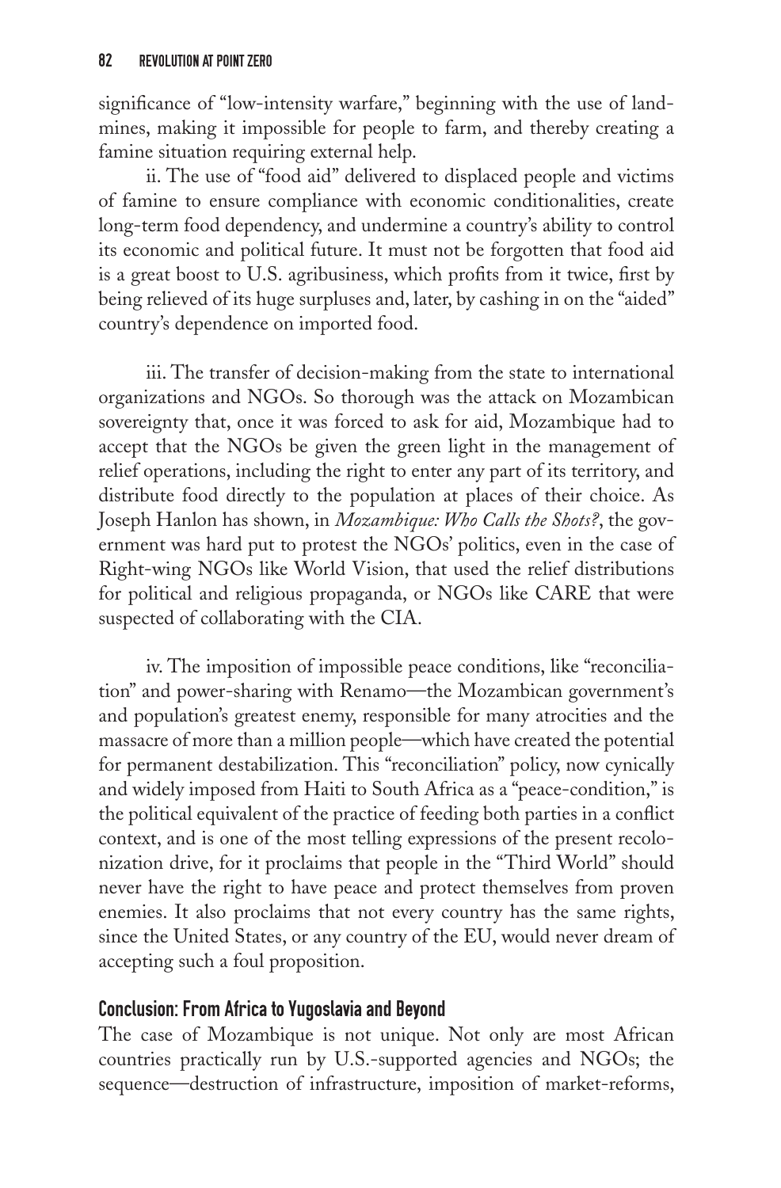significance of "low-intensity warfare," beginning with the use of landmines, making it impossible for people to farm, and thereby creating a famine situation requiring external help.

ii. The use of "food aid" delivered to displaced people and victims of famine to ensure compliance with economic conditionalities, create long-term food dependency, and undermine a country's ability to control its economic and political future. It must not be forgotten that food aid is a great boost to U.S. agribusiness, which profits from it twice, first by being relieved of its huge surpluses and, later, by cashing in on the "aided" country's dependence on imported food.

iii. The transfer of decision-making from the state to international organizations and NGOs. So thorough was the attack on Mozambican sovereignty that, once it was forced to ask for aid, Mozambique had to accept that the NGOs be given the green light in the management of relief operations, including the right to enter any part of its territory, and distribute food directly to the population at places of their choice. As Joseph Hanlon has shown, in *Mozambique: Who Calls the Shots?*, the government was hard put to protest the NGOs' politics, even in the case of Right-wing NGOs like World Vision, that used the relief distributions for political and religious propaganda, or NGOs like CARE that were suspected of collaborating with the CIA.

iv. The imposition of impossible peace conditions, like "reconciliation" and power-sharing with Renamo—the Mozambican government's and population's greatest enemy, responsible for many atrocities and the massacre of more than a million people—which have created the potential for permanent destabilization. This "reconciliation" policy, now cynically and widely imposed from Haiti to South Africa as a "peace-condition," is the political equivalent of the practice of feeding both parties in a conflict context, and is one of the most telling expressions of the present recolonization drive, for it proclaims that people in the "Third World" should never have the right to have peace and protect themselves from proven enemies. It also proclaims that not every country has the same rights, since the United States, or any country of the EU, would never dream of accepting such a foul proposition.

## Conclusion: From Africa to Yugoslavia and Beyond

The case of Mozambique is not unique. Not only are most African countries practically run by U.S.-supported agencies and NGOs; the sequence—destruction of infrastructure, imposition of market-reforms,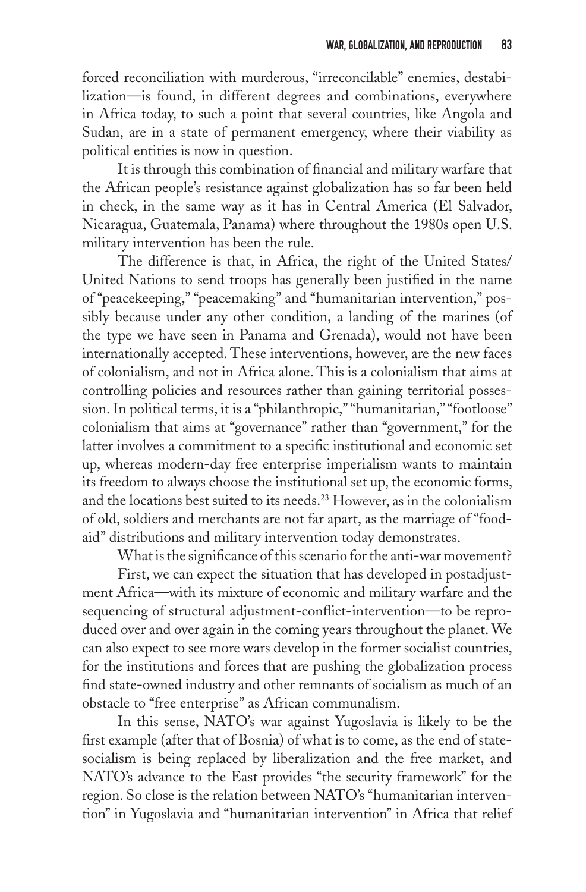forced reconciliation with murderous, "irreconcilable" enemies, destabilization—is found, in different degrees and combinations, everywhere in Africa today, to such a point that several countries, like Angola and Sudan, are in a state of permanent emergency, where their viability as political entities is now in question.

It is through this combination of financial and military warfare that the African people's resistance against globalization has so far been held in check, in the same way as it has in Central America (El Salvador, Nicaragua, Guatemala, Panama) where throughout the 1980s open U.S. military intervention has been the rule.

The difference is that, in Africa, the right of the United States/United Nations to send troops has generally been justified in the name of "peacekeeping," "peacemaking" and "humanitarian intervention," possibly because under any other condition, a landing of the marines (of the type we have seen in Panama and Grenada), would not have been internationally accepted. These interventions, however, are the new faces of colonialism, and not in Africa alone. This is a colonialism that aims at controlling policies and resources rather than gaining territorial possession. In political terms, it is a "philanthropic," "humanitarian," "footloose" colonialism that aims at "governance" rather than "government," for the latter involves a commitment to a specific institutional and economic set up, whereas modern-day free enterprise imperialism wants to maintain its freedom to always choose the institutional set up, the economic forms, and the locations best suited to its needs.[23] However, as in the colonialism of old, soldiers and merchants are not far apart, as the marriage of "food-aid" distributions and military intervention today demonstrates.

What is the significance of this scenario for the anti-war movement?

First, we can expect the situation that has developed in postadjustment Africa—with its mixture of economic and military warfare and the sequencing of structural adjustment-conflict-intervention—to be reproduced over and over again in the coming years throughout the planet. We can also expect to see more wars develop in the former socialist countries, for the institutions and forces that are pushing the globalization process find state-owned industry and other remnants of socialism as much of an obstacle to "free enterprise" as African communalism.

In this sense, NATO's war against Yugoslavia is likely to be the first example (after that of Bosnia) of what is to come, as the end of state-socialism is being replaced by liberalization and the free market, and NATO's advance to the East provides "the security framework" for the region. So close is the relation between NATO's "humanitarian intervention" in Yugoslavia and "humanitarian intervention" in Africa that relief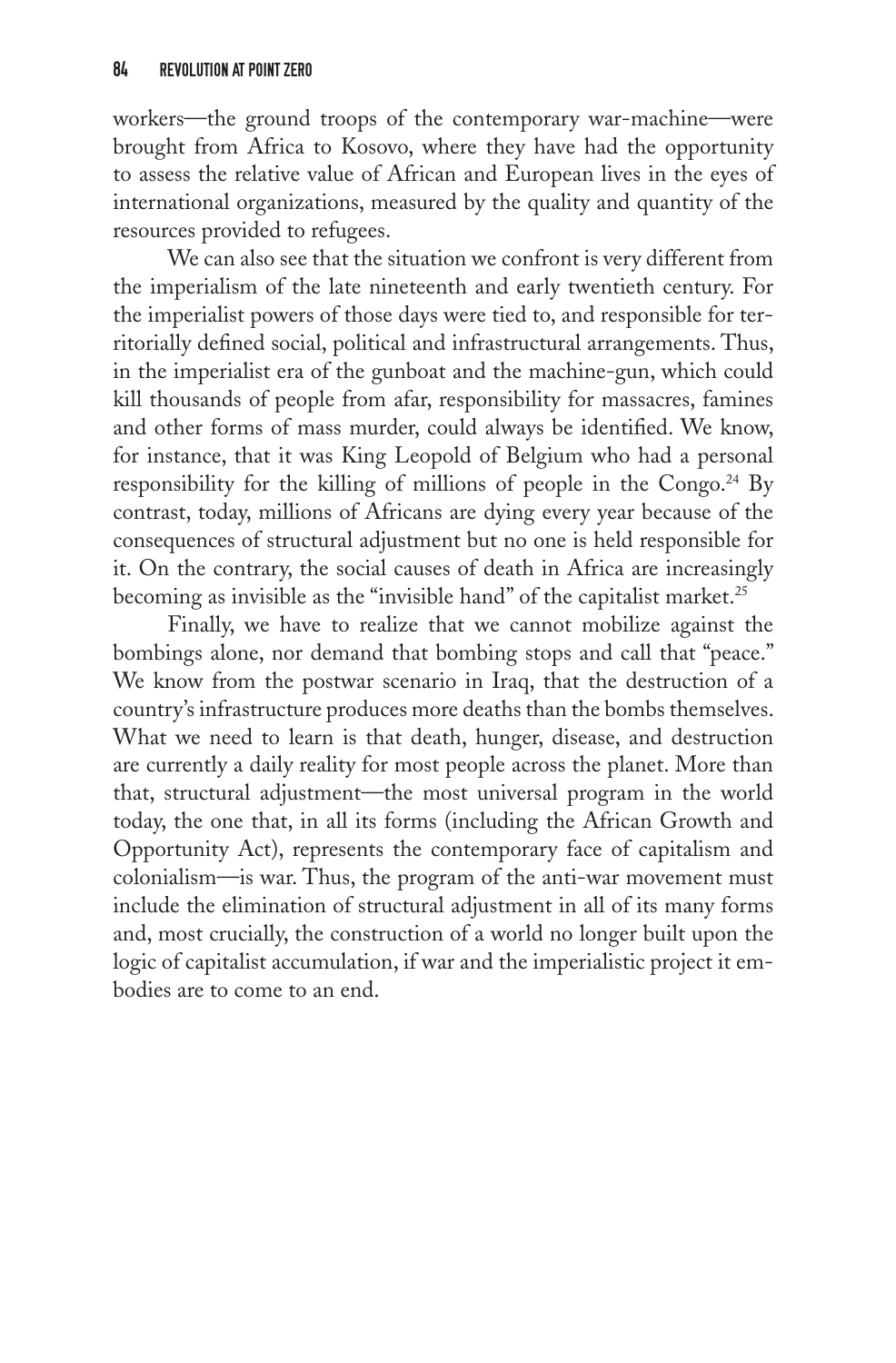workers—the ground troops of the contemporary war-machine—were brought from Africa to Kosovo, where they have had the opportunity to assess the relative value of African and European lives in the eyes of international organizations, measured by the quality and quantity of the resources provided to refugees.

We can also see that the situation we confront is very different from the imperialism of the late nineteenth and early twentieth century. For the imperialist powers of those days were tied to, and responsible for territorially defined social, political and infrastructural arrangements. Thus, in the imperialist era of the gunboat and the machine-gun, which could kill thousands of people from afar, responsibility for massacres, famines and other forms of mass murder, could always be identified. We know, for instance, that it was King Leopold of Belgium who had a personal responsibility for the killing of millions of people in the Congo.[24] By contrast, today, millions of Africans are dying every year because of the consequences of structural adjustment but no one is held responsible for it. On the contrary, the social causes of death in Africa are increasingly becoming as invisible as the "invisible hand" of the capitalist market.[25]

Finally, we have to realize that we cannot mobilize against the bombings alone, nor demand that bombing stops and call that "peace." We know from the postwar scenario in Iraq, that the destruction of a country's infrastructure produces more deaths than the bombs themselves. What we need to learn is that death, hunger, disease, and destruction are currently a daily reality for most people across the planet. More than that, structural adjustment—the most universal program in the world today, the one that, in all its forms (including the African Growth and Opportunity Act), represents the contemporary face of capitalism and colonialism—is war. Thus, the program of the anti-war movement must include the elimination of structural adjustment in all of its many forms and, most crucially, the construction of a world no longer built upon the logic of capitalist accumulation, if war and the imperialistic project it embodies are to come to an end.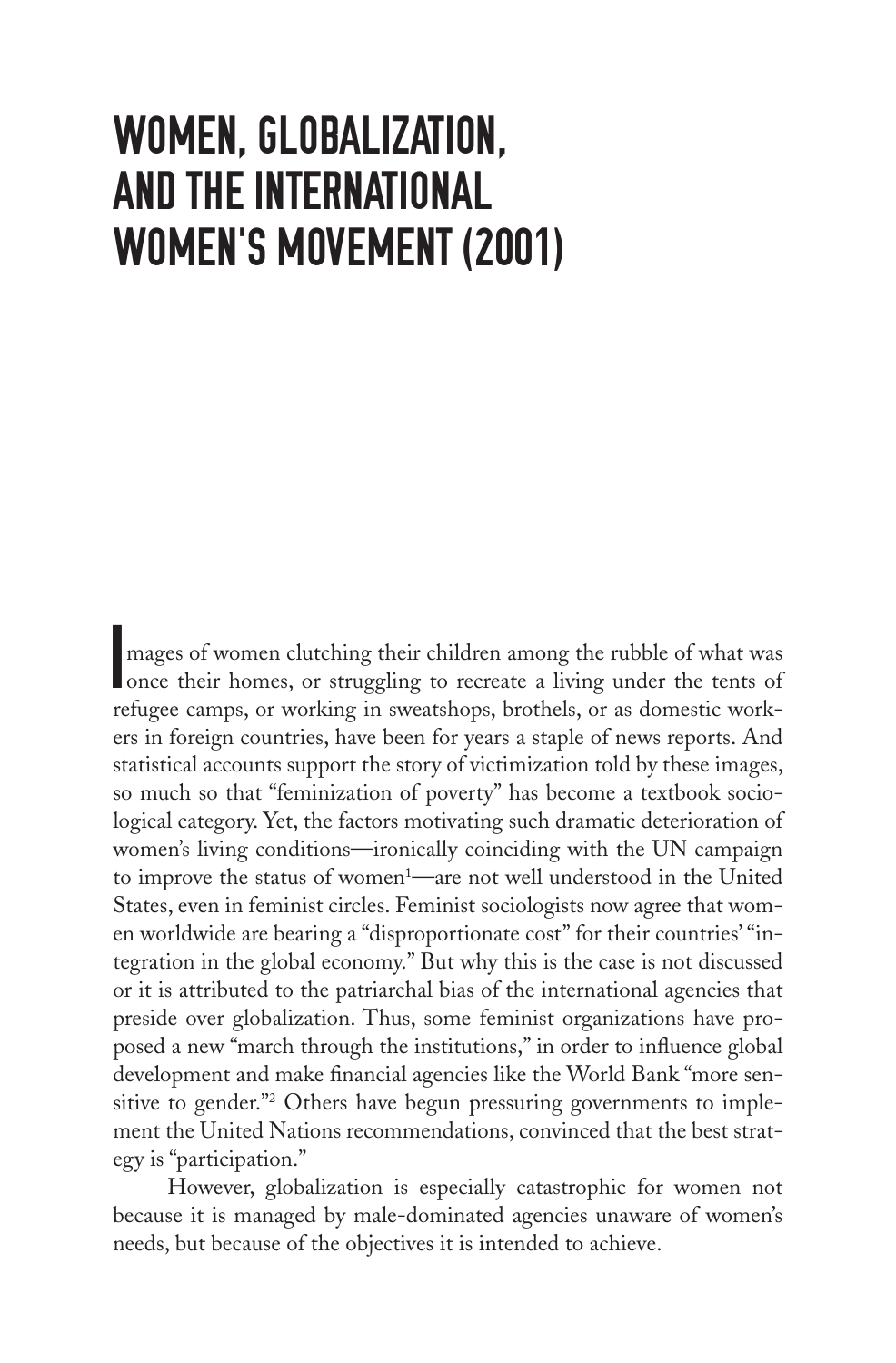# WOMEN, GLOBALIZATION, AND THE INTERNATIONAL WOMEN'S MOVEMENT (2001)

Images of women clutching their children among the rubble of what was once their homes, or struggling to recreate a living under the tents of refugee camps, or working in sweatshops, brothels, or as domestic workers in foreign countries, have been for years a staple of news reports. And statistical accounts support the story of victimization told by these images, so much so that "feminization of poverty" has become a textbook sociological category. Yet, the factors motivating such dramatic deterioration of women's living conditions—ironically coinciding with the UN campaign to improve the status of women[1]—are not well understood in the United States, even in feminist circles. Feminist sociologists now agree that women worldwide are bearing a "disproportionate cost" for their countries' "integration in the global economy." But why this is the case is not discussed or it is attributed to the patriarchal bias of the international agencies that preside over globalization. Thus, some feminist organizations have proposed a new "march through the institutions," in order to influence global development and make financial agencies like the World Bank "more sensitive to gender."[2] Others have begun pressuring governments to implement the United Nations recommendations, convinced that the best strategy is "participation."

However, globalization is especially catastrophic for women not because it is managed by male-dominated agencies unaware of women's needs, but because of the objectives it is intended to achieve.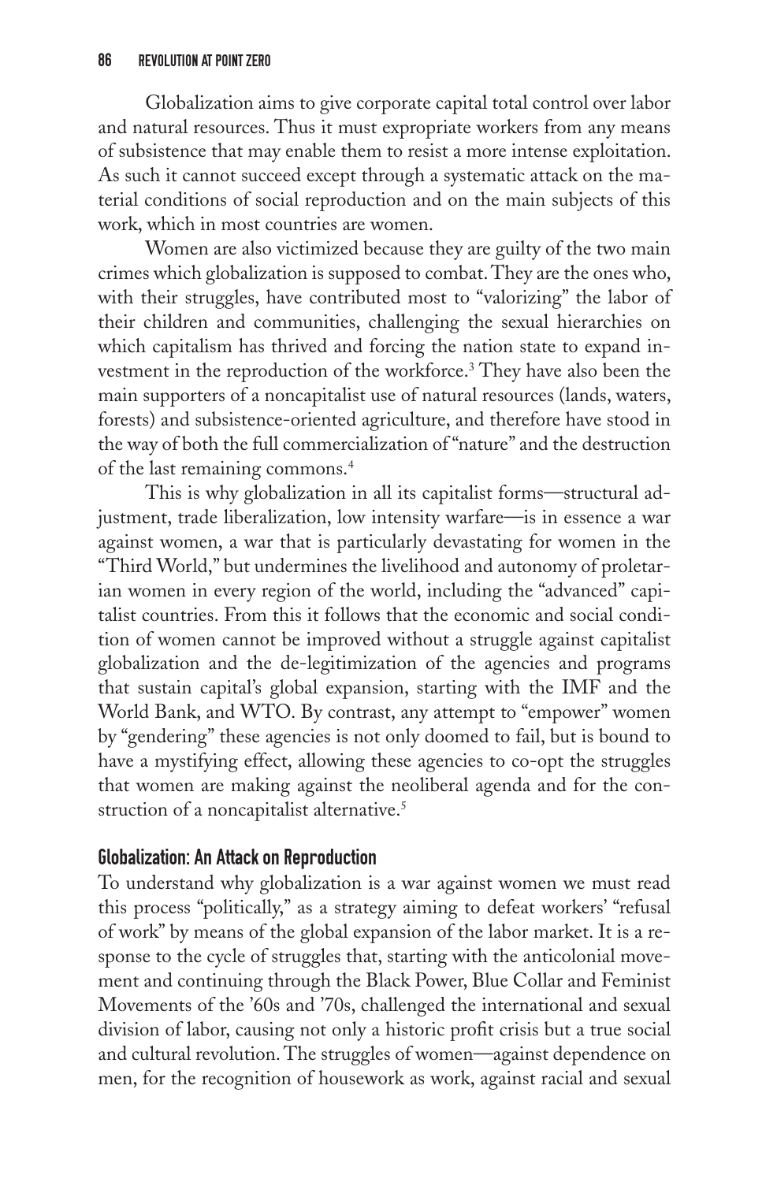Globalization aims to give corporate capital total control over labor and natural resources. Thus it must expropriate workers from any means of subsistence that may enable them to resist a more intense exploitation. As such it cannot succeed except through a systematic attack on the material conditions of social reproduction and on the main subjects of this work, which in most countries are women.

Women are also victimized because they are guilty of the two main crimes which globalization is supposed to combat. They are the ones who, with their struggles, have contributed most to "valorizing" the labor of their children and communities, challenging the sexual hierarchies on which capitalism has thrived and forcing the nation state to expand investment in the reproduction of the workforce.[3] They have also been the main supporters of a noncapitalist use of natural resources (lands, waters, forests) and subsistence-oriented agriculture, and therefore have stood in the way of both the full commercialization of "nature" and the destruction of the last remaining commons.[4]

This is why globalization in all its capitalist forms—structural adjustment, trade liberalization, low intensity warfare—is in essence a war against women, a war that is particularly devastating for women in the "Third World," but undermines the livelihood and autonomy of proletarian women in every region of the world, including the "advanced" capitalist countries. From this it follows that the economic and social condition of women cannot be improved without a struggle against capitalist globalization and the de-legitimization of the agencies and programs that sustain capital's global expansion, starting with the IMF and the World Bank, and WTO. By contrast, any attempt to "empower" women by "gendering" these agencies is not only doomed to fail, but is bound to have a mystifying effect, allowing these agencies to co-opt the struggles that women are making against the neoliberal agenda and for the construction of a noncapitalist alternative.[5]

## Globalization: An Attack on Reproduction

To understand why globalization is a war against women we must read this process "politically," as a strategy aiming to defeat workers' "refusal of work" by means of the global expansion of the labor market. It is a response to the cycle of struggles that, starting with the anticolonial movement and continuing through the Black Power, Blue Collar and Feminist Movements of the '60s and '70s, challenged the international and sexual division of labor, causing not only a historic profit crisis but a true social and cultural revolution. The struggles of women—against dependence on men, for the recognition of housework as work, against racial and sexual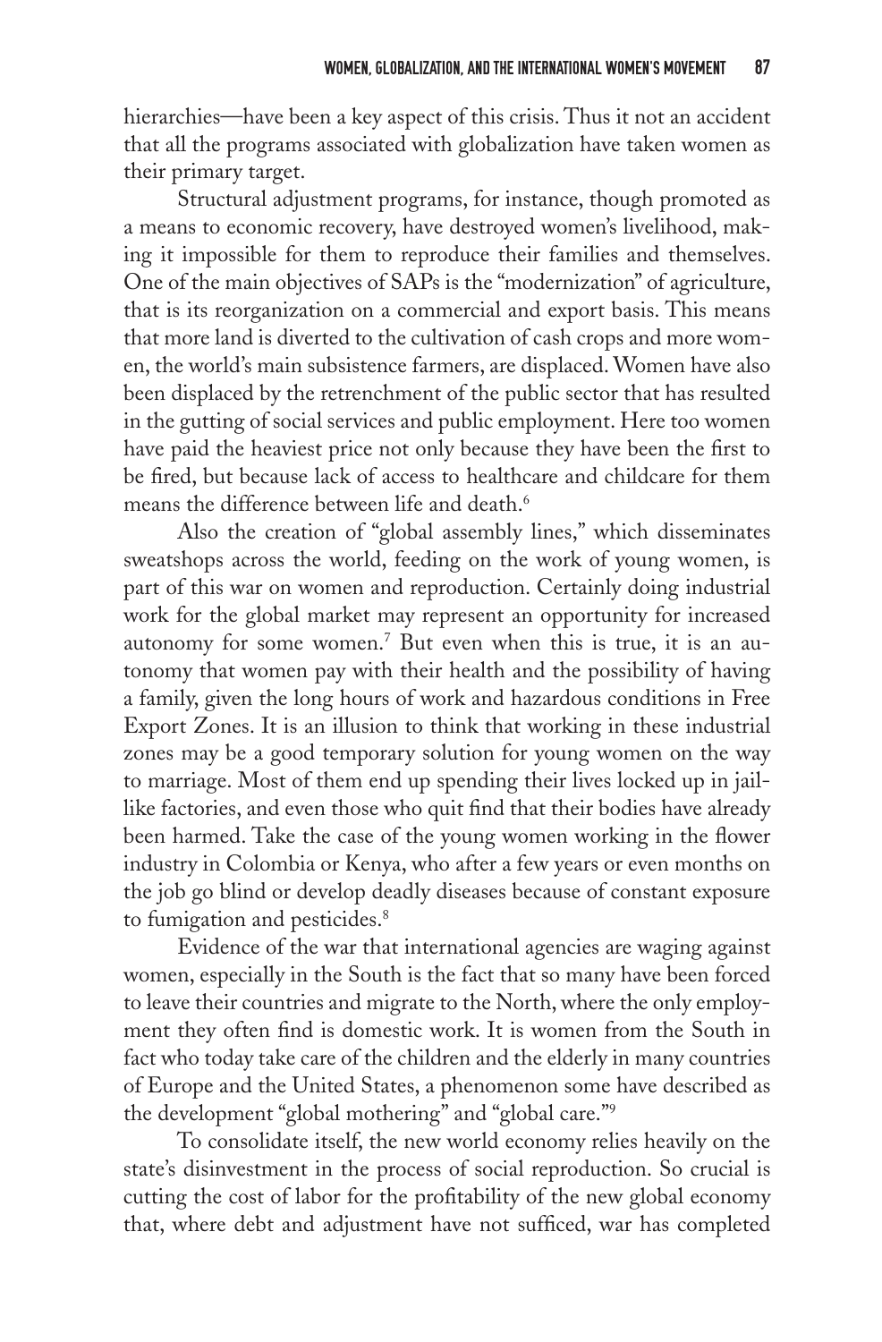hierarchies—have been a key aspect of this crisis. Thus it not an accident that all the programs associated with globalization have taken women as their primary target.

Structural adjustment programs, for instance, though promoted as a means to economic recovery, have destroyed women's livelihood, making it impossible for them to reproduce their families and themselves. One of the main objectives of SAPs is the "modernization" of agriculture, that is its reorganization on a commercial and export basis. This means that more land is diverted to the cultivation of cash crops and more women, the world's main subsistence farmers, are displaced. Women have also been displaced by the retrenchment of the public sector that has resulted in the gutting of social services and public employment. Here too women have paid the heaviest price not only because they have been the first to be fired, but because lack of access to healthcare and childcare for them means the difference between life and death.[6]

Also the creation of "global assembly lines," which disseminates sweatshops across the world, feeding on the work of young women, is part of this war on women and reproduction. Certainly doing industrial work for the global market may represent an opportunity for increased autonomy for some women.[7] But even when this is true, it is an autonomy that women pay with their health and the possibility of having a family, given the long hours of work and hazardous conditions in Free Export Zones. It is an illusion to think that working in these industrial zones may be a good temporary solution for young women on the way to marriage. Most of them end up spending their lives locked up in jail-like factories, and even those who quit find that their bodies have already been harmed. Take the case of the young women working in the flower industry in Colombia or Kenya, who after a few years or even months on the job go blind or develop deadly diseases because of constant exposure to fumigation and pesticides.[8]

Evidence of the war that international agencies are waging against women, especially in the South is the fact that so many have been forced to leave their countries and migrate to the North, where the only employment they often find is domestic work. It is women from the South in fact who today take care of the children and the elderly in many countries of Europe and the United States, a phenomenon some have described as the development "global mothering" and "global care."[9]

To consolidate itself, the new world economy relies heavily on the state's disinvestment in the process of social reproduction. So crucial is cutting the cost of labor for the profitability of the new global economy that, where debt and adjustment have not sufficed, war has completed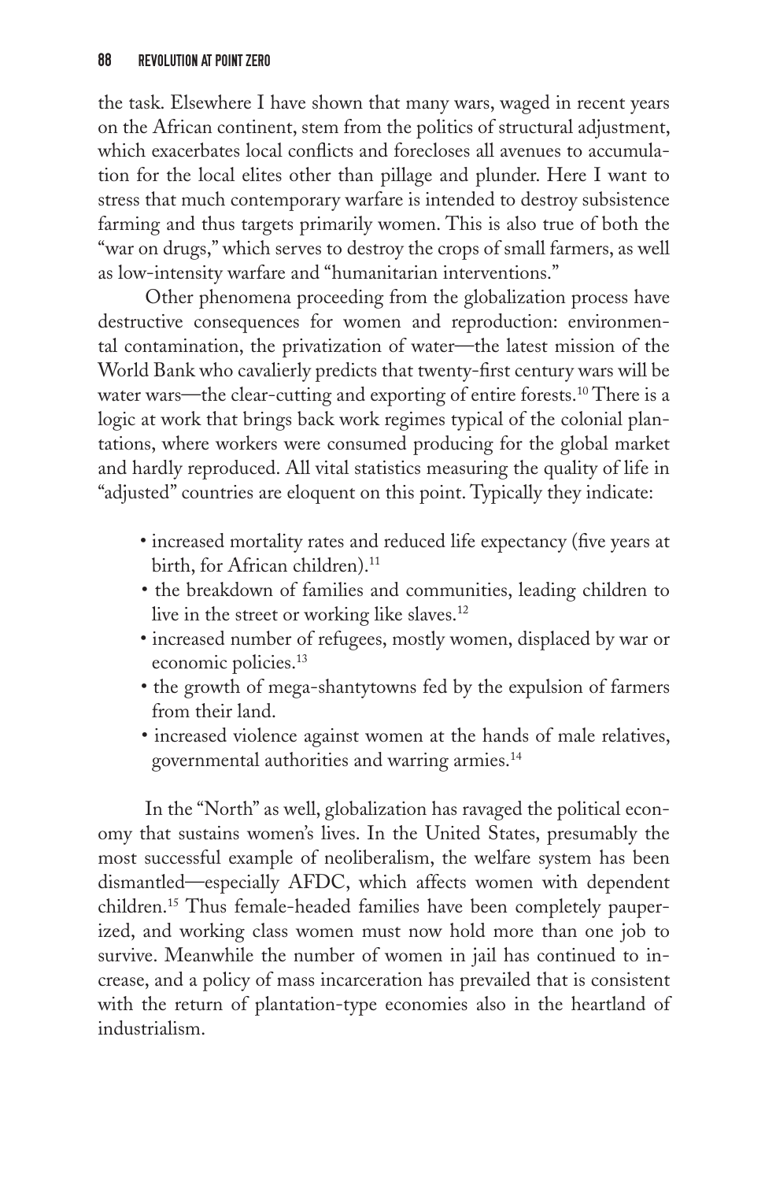the task. Elsewhere I have shown that many wars, waged in recent years on the African continent, stem from the politics of structural adjustment, which exacerbates local conflicts and forecloses all avenues to accumulation for the local elites other than pillage and plunder. Here I want to stress that much contemporary warfare is intended to destroy subsistence farming and thus targets primarily women. This is also true of both the "war on drugs," which serves to destroy the crops of small farmers, as well as low-intensity warfare and "humanitarian interventions."

Other phenomena proceeding from the globalization process have destructive consequences for women and reproduction: environmental contamination, the privatization of water—the latest mission of the World Bank who cavalierly predicts that twenty-first century wars will be water wars—the clear-cutting and exporting of entire forests.[10] There is a logic at work that brings back work regimes typical of the colonial plantations, where workers were consumed producing for the global market and hardly reproduced. All vital statistics measuring the quality of life in "adjusted" countries are eloquent on this point. Typically they indicate:

- increased mortality rates and reduced life expectancy (five years at birth, for African children).[11]
- the breakdown of families and communities, leading children to live in the street or working like slaves.[12]
- increased number of refugees, mostly women, displaced by war or economic policies.[13]
- the growth of mega-shantytowns fed by the expulsion of farmers from their land.
- increased violence against women at the hands of male relatives, governmental authorities and warring armies.[14]

In the "North" as well, globalization has ravaged the political economy that sustains women's lives. In the United States, presumably the most successful example of neoliberalism, the welfare system has been dismantled—especially AFDC, which affects women with dependent children.[15] Thus female-headed families have been completely pauperized, and working class women must now hold more than one job to survive. Meanwhile the number of women in jail has continued to increase, and a policy of mass incarceration has prevailed that is consistent with the return of plantation-type economies also in the heartland of industrialism.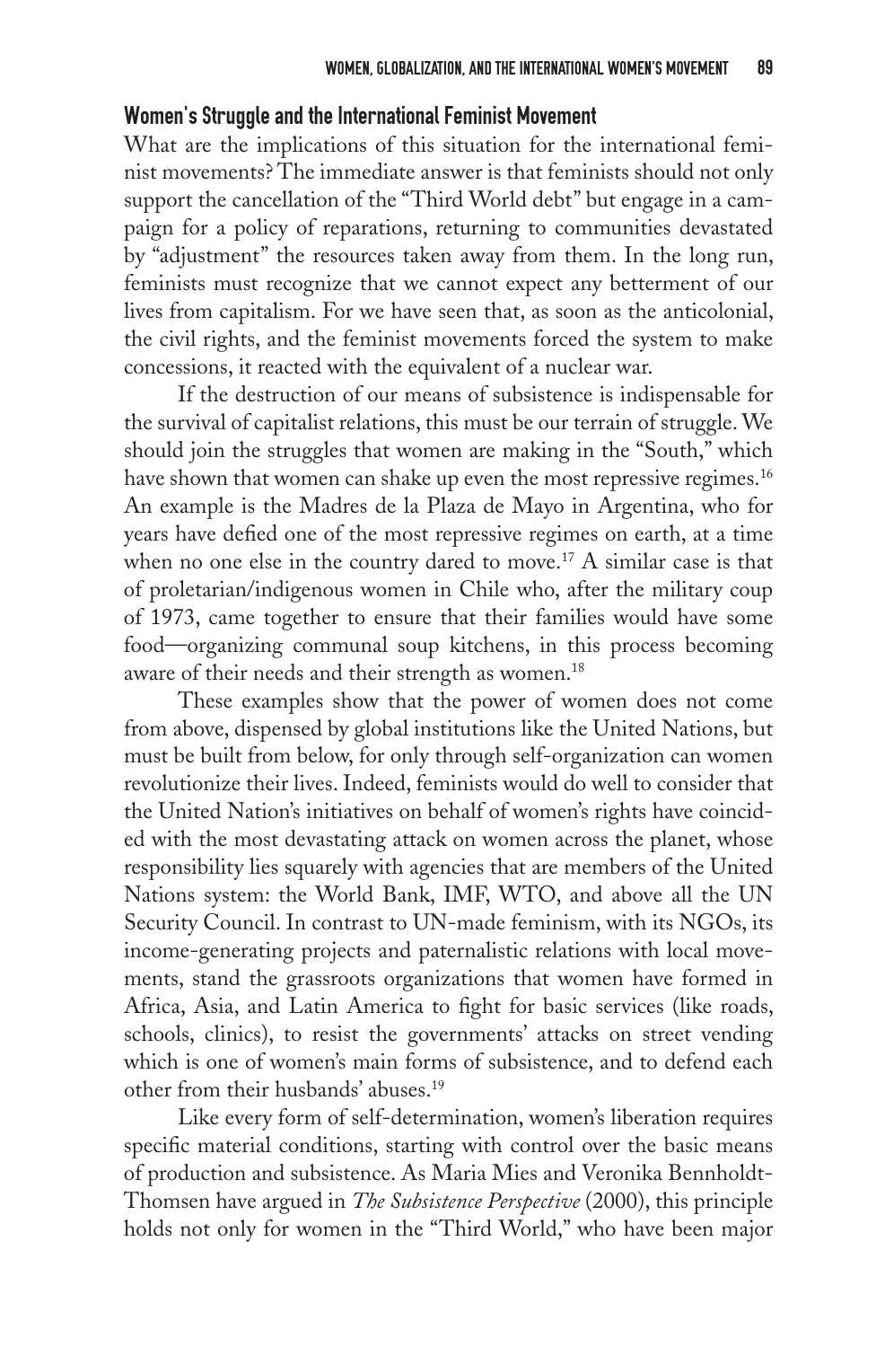## Women's Struggle and the International Feminist Movement

What are the implications of this situation for the international feminist movements? The immediate answer is that feminists should not only support the cancellation of the "Third World debt" but engage in a campaign for a policy of reparations, returning to communities devastated by "adjustment" the resources taken away from them. In the long run, feminists must recognize that we cannot expect any betterment of our lives from capitalism. For we have seen that, as soon as the anticolonial, the civil rights, and the feminist movements forced the system to make concessions, it reacted with the equivalent of a nuclear war.

If the destruction of our means of subsistence is indispensable for the survival of capitalist relations, this must be our terrain of struggle. We should join the struggles that women are making in the "South," which have shown that women can shake up even the most repressive regimes.[16] An example is the Madres de la Plaza de Mayo in Argentina, who for years have defied one of the most repressive regimes on earth, at a time when no one else in the country dared to move.[17] A similar case is that of proletarian/indigenous women in Chile who, after the military coup of 1973, came together to ensure that their families would have some food—organizing communal soup kitchens, in this process becoming aware of their needs and their strength as women.[18]

These examples show that the power of women does not come from above, dispensed by global institutions like the United Nations, but must be built from below, for only through self-organization can women revolutionize their lives. Indeed, feminists would do well to consider that the United Nation's initiatives on behalf of women's rights have coincided with the most devastating attack on women across the planet, whose responsibility lies squarely with agencies that are members of the United Nations system: the World Bank, IMF, WTO, and above all the UN Security Council. In contrast to UN-made feminism, with its NGOs, its income-generating projects and paternalistic relations with local movements, stand the grassroots organizations that women have formed in Africa, Asia, and Latin America to fight for basic services (like roads, schools, clinics), to resist the governments' attacks on street vending which is one of women's main forms of subsistence, and to defend each other from their husbands' abuses.[19]

Like every form of self-determination, women's liberation requires specific material conditions, starting with control over the basic means of production and subsistence. As Maria Mies and Veronika Bennholdt-Thomsen have argued in *The Subsistence Perspective* (2000), this principle holds not only for women in the "Third World," who have been major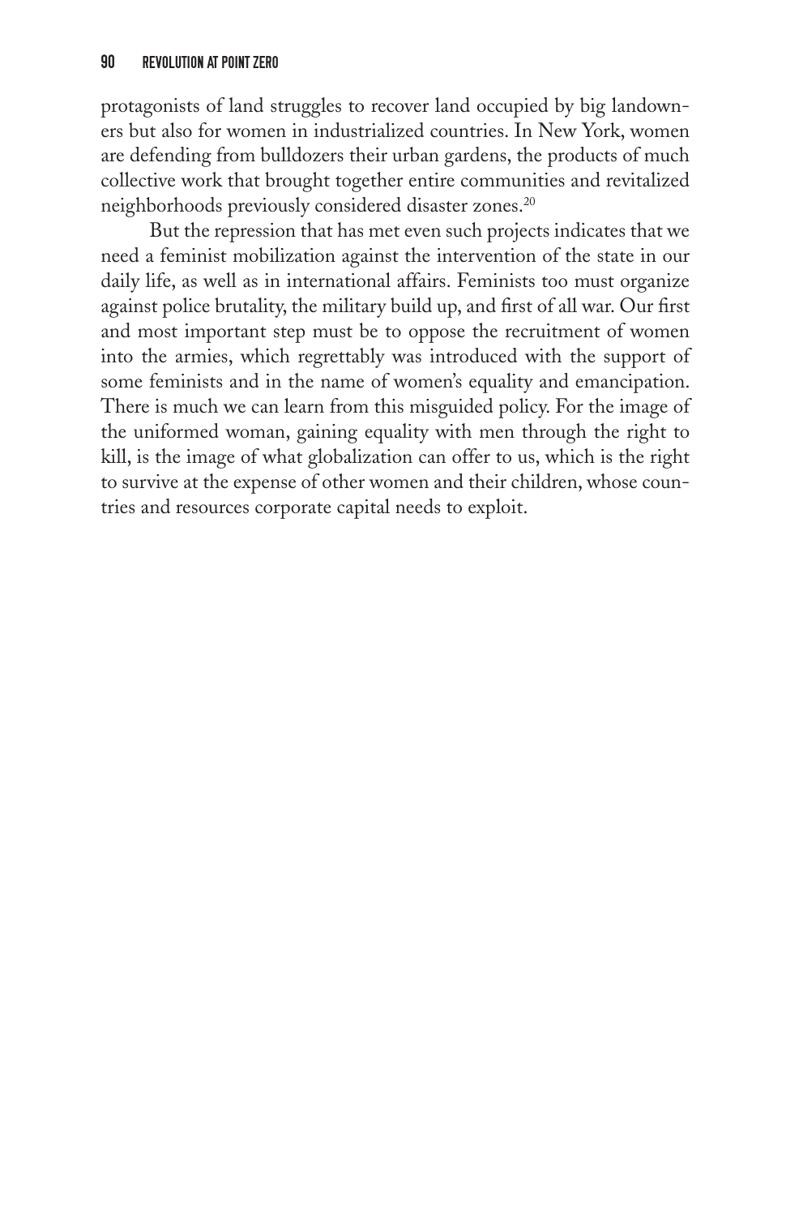protagonists of land struggles to recover land occupied by big landowners but also for women in industrialized countries. In New York, women are defending from bulldozers their urban gardens, the products of much collective work that brought together entire communities and revitalized neighborhoods previously considered disaster zones.[20]

But the repression that has met even such projects indicates that we need a feminist mobilization against the intervention of the state in our daily life, as well as in international affairs. Feminists too must organize against police brutality, the military build up, and first of all war. Our first and most important step must be to oppose the recruitment of women into the armies, which regrettably was introduced with the support of some feminists and in the name of women's equality and emancipation. There is much we can learn from this misguided policy. For the image of the uniformed woman, gaining equality with men through the right to kill, is the image of what globalization can offer to us, which is the right to survive at the expense of other women and their children, whose countries and resources corporate capital needs to exploit.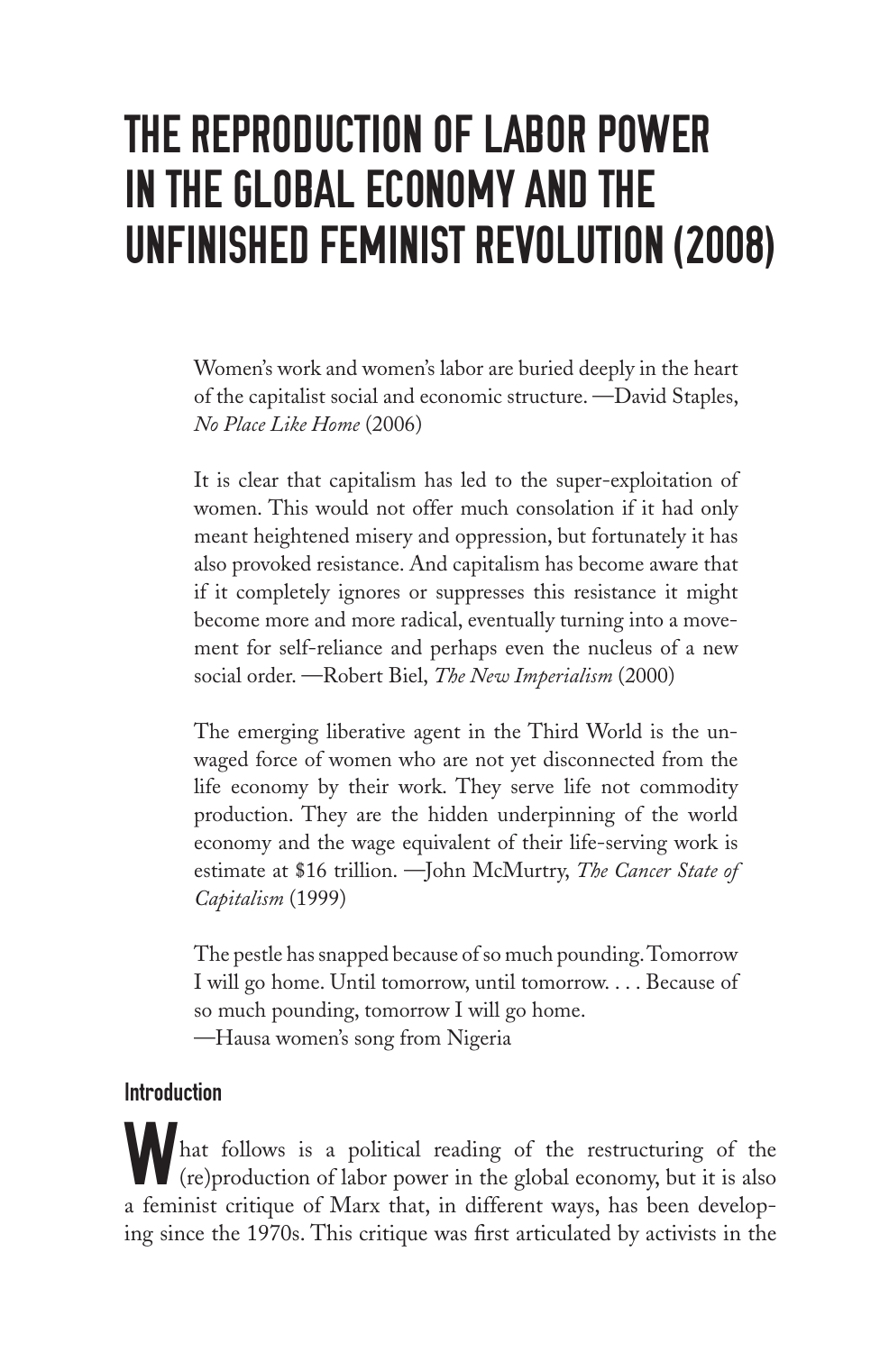# THE REPRODUCTION OF LABOR POWER IN THE GLOBAL ECONOMY AND THE UNFINISHED FEMINIST REVOLUTION (2008)

Women's work and women's labor are buried deeply in the heart of the capitalist social and economic structure. —David Staples, *No Place Like Home* (2006)

It is clear that capitalism has led to the super-exploitation of women. This would not offer much consolation if it had only meant heightened misery and oppression, but fortunately it has also provoked resistance. And capitalism has become aware that if it completely ignores or suppresses this resistance it might become more and more radical, eventually turning into a movement for self-reliance and perhaps even the nucleus of a new social order. —Robert Biel, *The New Imperialism* (2000)

The emerging liberative agent in the Third World is the unwaged force of women who are not yet disconnected from the life economy by their work. They serve life not commodity production. They are the hidden underpinning of the world economy and the wage equivalent of their life-serving work is estimate at $16 trillion. —John McMurtry, *The Cancer State of Capitalism* (1999)

The pestle has snapped because of so much pounding. Tomorrow I will go home. Until tomorrow, until tomorrow. . . . Because of so much pounding, tomorrow I will go home.
—Hausa women's song from Nigeria

## Introduction

What follows is a political reading of the restructuring of the (re)production of labor power in the global economy, but it is also a feminist critique of Marx that, in different ways, has been developing since the 1970s. This critique was first articulated by activists in the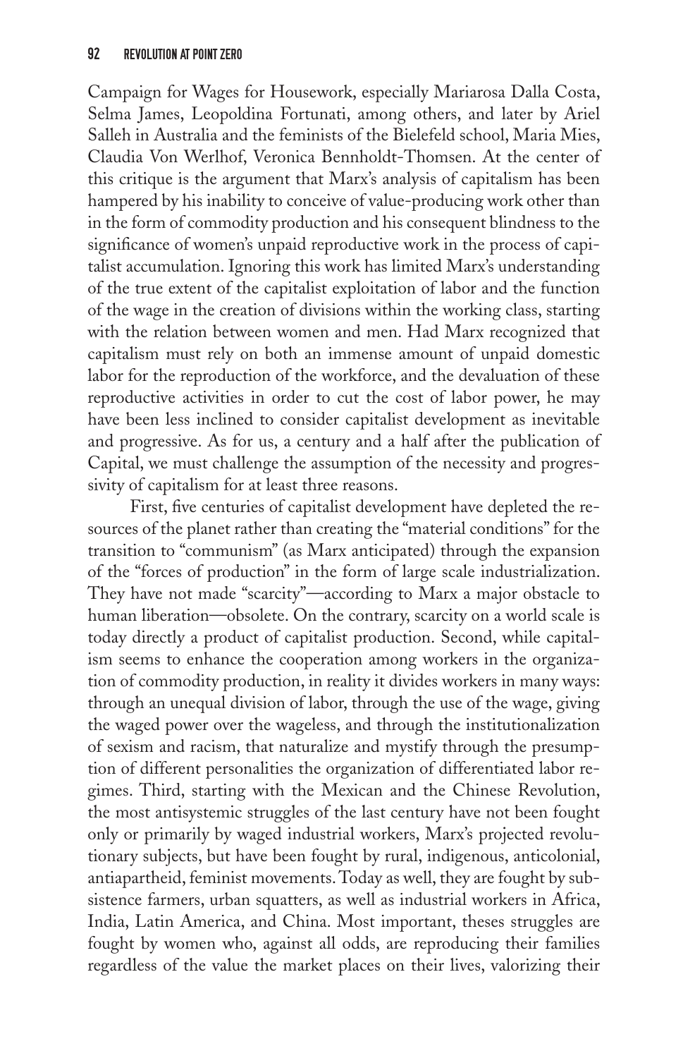Campaign for Wages for Housework, especially Mariarosa Dalla Costa, Selma James, Leopoldina Fortunati, among others, and later by Ariel Salleh in Australia and the feminists of the Bielefeld school, Maria Mies, Claudia Von Werlhof, Veronica Bennholdt-Thomsen. At the center of this critique is the argument that Marx's analysis of capitalism has been hampered by his inability to conceive of value-producing work other than in the form of commodity production and his consequent blindness to the significance of women's unpaid reproductive work in the process of capitalist accumulation. Ignoring this work has limited Marx's understanding of the true extent of the capitalist exploitation of labor and the function of the wage in the creation of divisions within the working class, starting with the relation between women and men. Had Marx recognized that capitalism must rely on both an immense amount of unpaid domestic labor for the reproduction of the workforce, and the devaluation of these reproductive activities in order to cut the cost of labor power, he may have been less inclined to consider capitalist development as inevitable and progressive. As for us, a century and a half after the publication of Capital, we must challenge the assumption of the necessity and progressivity of capitalism for at least three reasons.

First, five centuries of capitalist development have depleted the resources of the planet rather than creating the "material conditions" for the transition to "communism" (as Marx anticipated) through the expansion of the "forces of production" in the form of large scale industrialization. They have not made "scarcity"—according to Marx a major obstacle to human liberation—obsolete. On the contrary, scarcity on a world scale is today directly a product of capitalist production. Second, while capitalism seems to enhance the cooperation among workers in the organization of commodity production, in reality it divides workers in many ways: through an unequal division of labor, through the use of the wage, giving the waged power over the wageless, and through the institutionalization of sexism and racism, that naturalize and mystify through the presumption of different personalities the organization of differentiated labor regimes. Third, starting with the Mexican and the Chinese Revolution, the most antisystemic struggles of the last century have not been fought only or primarily by waged industrial workers, Marx's projected revolutionary subjects, but have been fought by rural, indigenous, anticolonial, antiapartheid, feminist movements. Today as well, they are fought by subsistence farmers, urban squatters, as well as industrial workers in Africa, India, Latin America, and China. Most important, theses struggles are fought by women who, against all odds, are reproducing their families regardless of the value the market places on their lives, valorizing their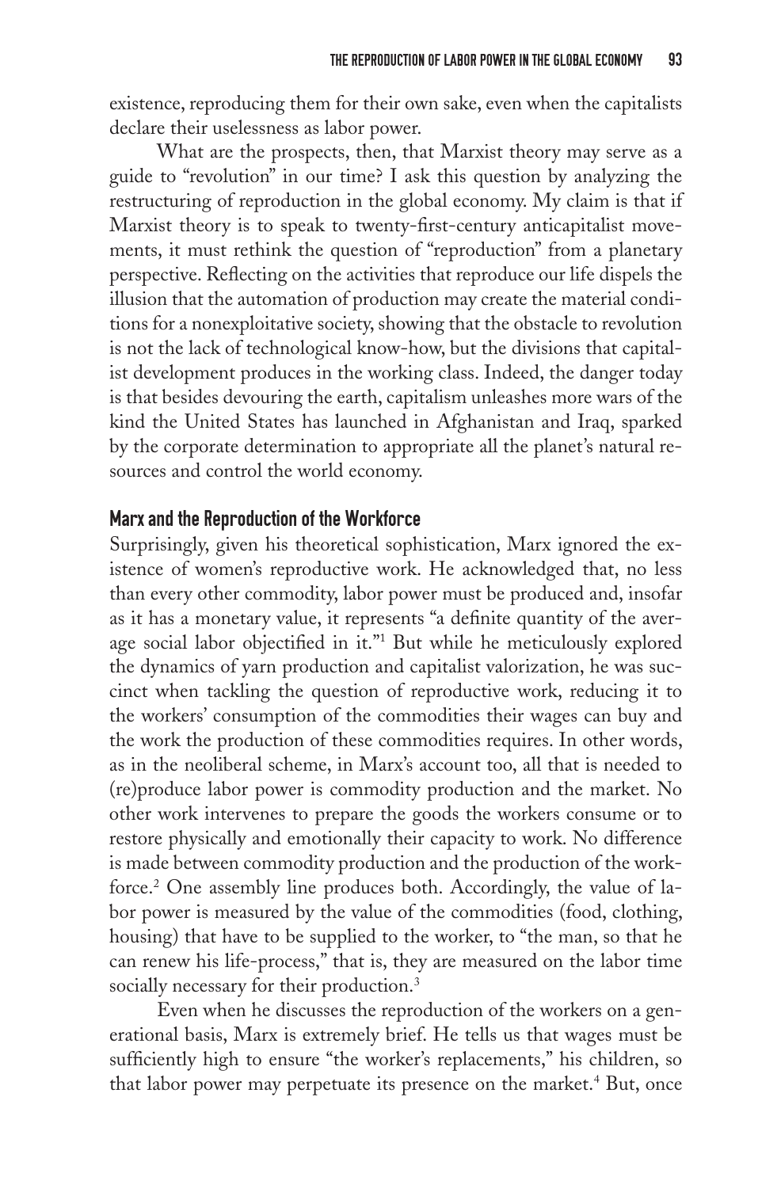existence, reproducing them for their own sake, even when the capitalists declare their uselessness as labor power.

What are the prospects, then, that Marxist theory may serve as a guide to "revolution" in our time? I ask this question by analyzing the restructuring of reproduction in the global economy. My claim is that if Marxist theory is to speak to twenty-first-century anticapitalist movements, it must rethink the question of "reproduction" from a planetary perspective. Reflecting on the activities that reproduce our life dispels the illusion that the automation of production may create the material conditions for a nonexploitative society, showing that the obstacle to revolution is not the lack of technological know-how, but the divisions that capitalist development produces in the working class. Indeed, the danger today is that besides devouring the earth, capitalism unleashes more wars of the kind the United States has launched in Afghanistan and Iraq, sparked by the corporate determination to appropriate all the planet's natural resources and control the world economy.

## Marx and the Reproduction of the Workforce

Surprisingly, given his theoretical sophistication, Marx ignored the existence of women's reproductive work. He acknowledged that, no less than every other commodity, labor power must be produced and, insofar as it has a monetary value, it represents "a definite quantity of the average social labor objectified in it."[1] But while he meticulously explored the dynamics of yarn production and capitalist valorization, he was succinct when tackling the question of reproductive work, reducing it to the workers' consumption of the commodities their wages can buy and the work the production of these commodities requires. In other words, as in the neoliberal scheme, in Marx's account too, all that is needed to (re)produce labor power is commodity production and the market. No other work intervenes to prepare the goods the workers consume or to restore physically and emotionally their capacity to work. No difference is made between commodity production and the production of the workforce.[2] One assembly line produces both. Accordingly, the value of labor power is measured by the value of the commodities (food, clothing, housing) that have to be supplied to the worker, to "the man, so that he can renew his life-process," that is, they are measured on the labor time socially necessary for their production.[3]

Even when he discusses the reproduction of the workers on a generational basis, Marx is extremely brief. He tells us that wages must be sufficiently high to ensure "the worker's replacements," his children, so that labor power may perpetuate its presence on the market.[4] But, once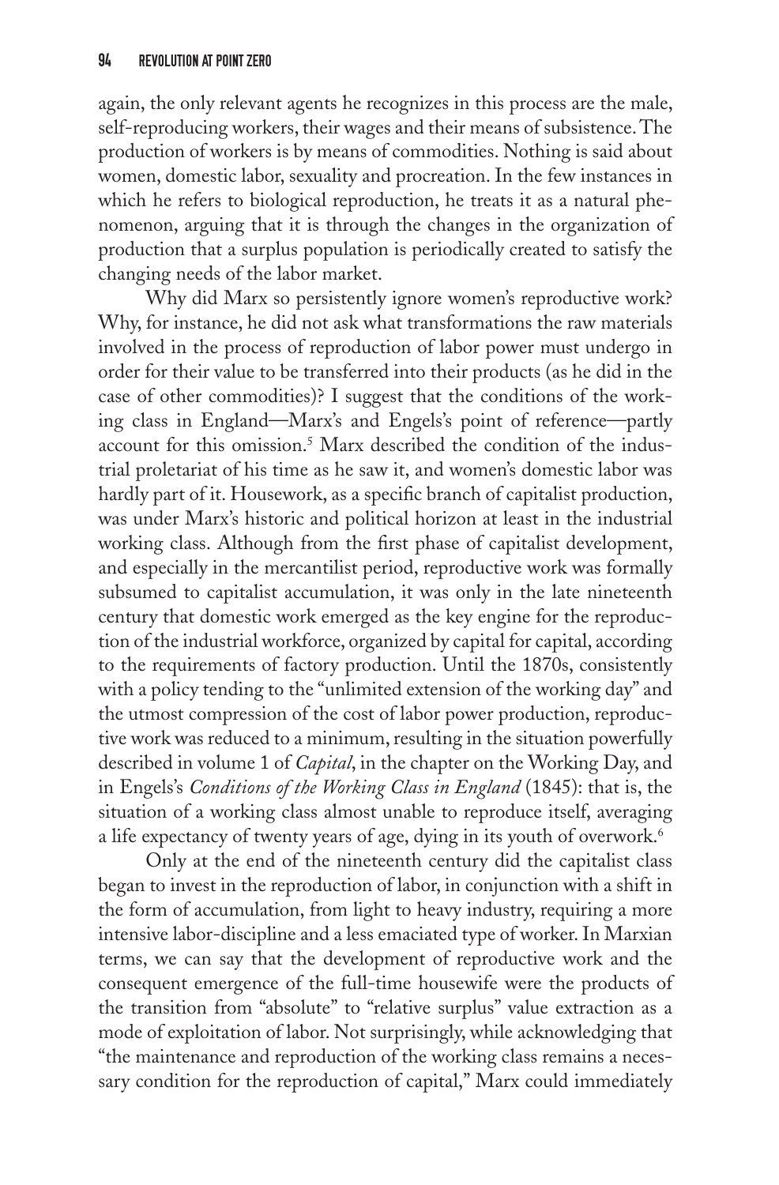again, the only relevant agents he recognizes in this process are the male, self-reproducing workers, their wages and their means of subsistence. The production of workers is by means of commodities. Nothing is said about women, domestic labor, sexuality and procreation. In the few instances in which he refers to biological reproduction, he treats it as a natural phenomenon, arguing that it is through the changes in the organization of production that a surplus population is periodically created to satisfy the changing needs of the labor market.

Why did Marx so persistently ignore women's reproductive work? Why, for instance, he did not ask what transformations the raw materials involved in the process of reproduction of labor power must undergo in order for their value to be transferred into their products (as he did in the case of other commodities)? I suggest that the conditions of the working class in England—Marx's and Engels's point of reference—partly account for this omission.[5] Marx described the condition of the industrial proletariat of his time as he saw it, and women's domestic labor was hardly part of it. Housework, as a specific branch of capitalist production, was under Marx's historic and political horizon at least in the industrial working class. Although from the first phase of capitalist development, and especially in the mercantilist period, reproductive work was formally subsumed to capitalist accumulation, it was only in the late nineteenth century that domestic work emerged as the key engine for the reproduction of the industrial workforce, organized by capital for capital, according to the requirements of factory production. Until the 1870s, consistently with a policy tending to the "unlimited extension of the working day" and the utmost compression of the cost of labor power production, reproductive work was reduced to a minimum, resulting in the situation powerfully described in volume 1 of *Capital*, in the chapter on the Working Day, and in Engels's *Conditions of the Working Class in England* (1845): that is, the situation of a working class almost unable to reproduce itself, averaging a life expectancy of twenty years of age, dying in its youth of overwork.[6]

Only at the end of the nineteenth century did the capitalist class began to invest in the reproduction of labor, in conjunction with a shift in the form of accumulation, from light to heavy industry, requiring a more intensive labor-discipline and a less emaciated type of worker. In Marxian terms, we can say that the development of reproductive work and the consequent emergence of the full-time housewife were the products of the transition from "absolute" to "relative surplus" value extraction as a mode of exploitation of labor. Not surprisingly, while acknowledging that "the maintenance and reproduction of the working class remains a necessary condition for the reproduction of capital," Marx could immediately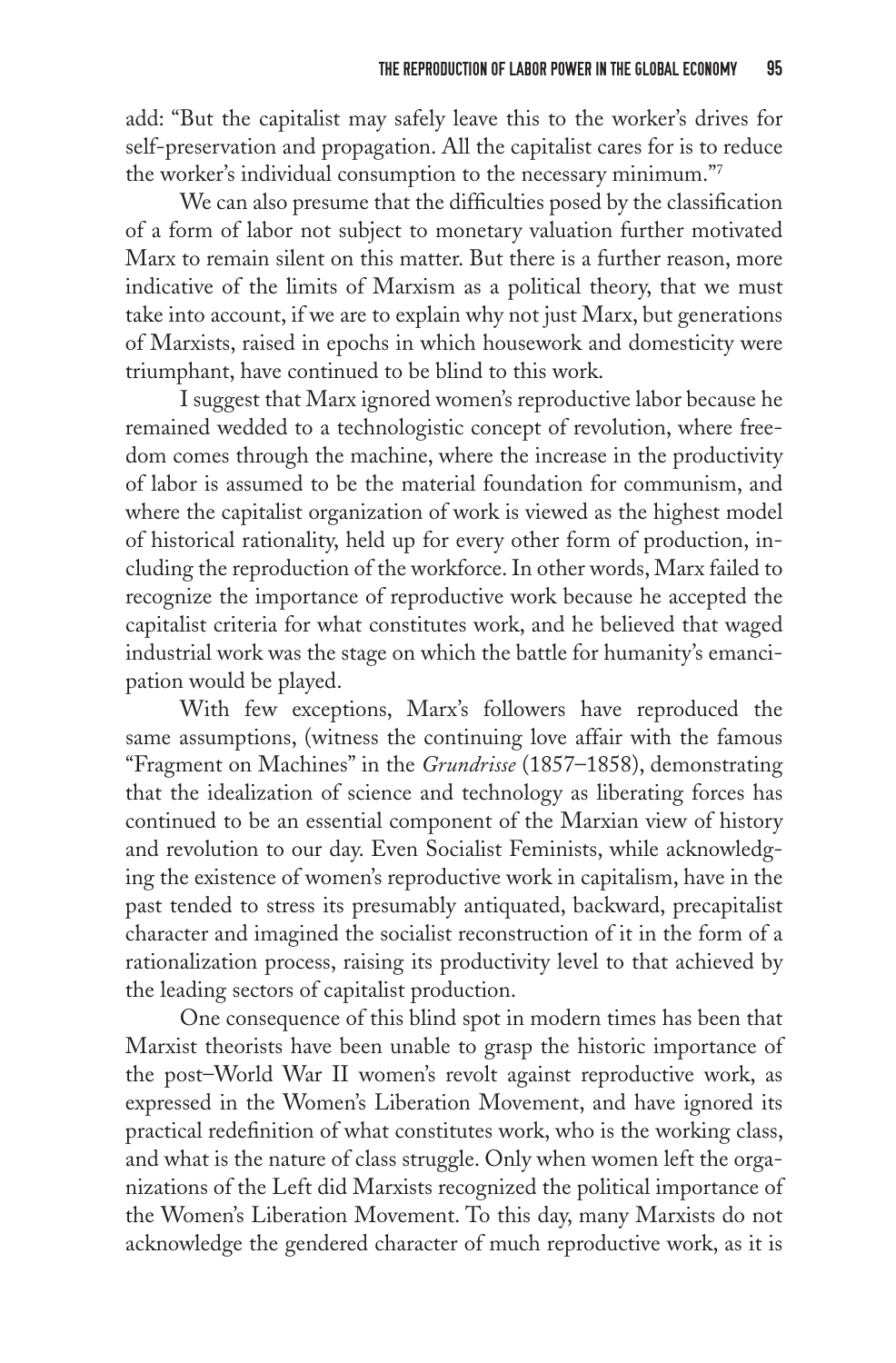add: "But the capitalist may safely leave this to the worker's drives for self-preservation and propagation. All the capitalist cares for is to reduce the worker's individual consumption to the necessary minimum."[7]

We can also presume that the difficulties posed by the classification of a form of labor not subject to monetary valuation further motivated Marx to remain silent on this matter. But there is a further reason, more indicative of the limits of Marxism as a political theory, that we must take into account, if we are to explain why not just Marx, but generations of Marxists, raised in epochs in which housework and domesticity were triumphant, have continued to be blind to this work.

I suggest that Marx ignored women's reproductive labor because he remained wedded to a technologistic concept of revolution, where freedom comes through the machine, where the increase in the productivity of labor is assumed to be the material foundation for communism, and where the capitalist organization of work is viewed as the highest model of historical rationality, held up for every other form of production, including the reproduction of the workforce. In other words, Marx failed to recognize the importance of reproductive work because he accepted the capitalist criteria for what constitutes work, and he believed that waged industrial work was the stage on which the battle for humanity's emancipation would be played.

With few exceptions, Marx's followers have reproduced the same assumptions, (witness the continuing love affair with the famous "Fragment on Machines" in the *Grundrisse* (1857–1858), demonstrating that the idealization of science and technology as liberating forces has continued to be an essential component of the Marxian view of history and revolution to our day. Even Socialist Feminists, while acknowledging the existence of women's reproductive work in capitalism, have in the past tended to stress its presumably antiquated, backward, precapitalist character and imagined the socialist reconstruction of it in the form of a rationalization process, raising its productivity level to that achieved by the leading sectors of capitalist production.

One consequence of this blind spot in modern times has been that Marxist theorists have been unable to grasp the historic importance of the post–World War II women's revolt against reproductive work, as expressed in the Women's Liberation Movement, and have ignored its practical redefinition of what constitutes work, who is the working class, and what is the nature of class struggle. Only when women left the organizations of the Left did Marxists recognized the political importance of the Women's Liberation Movement. To this day, many Marxists do not acknowledge the gendered character of much reproductive work, as it is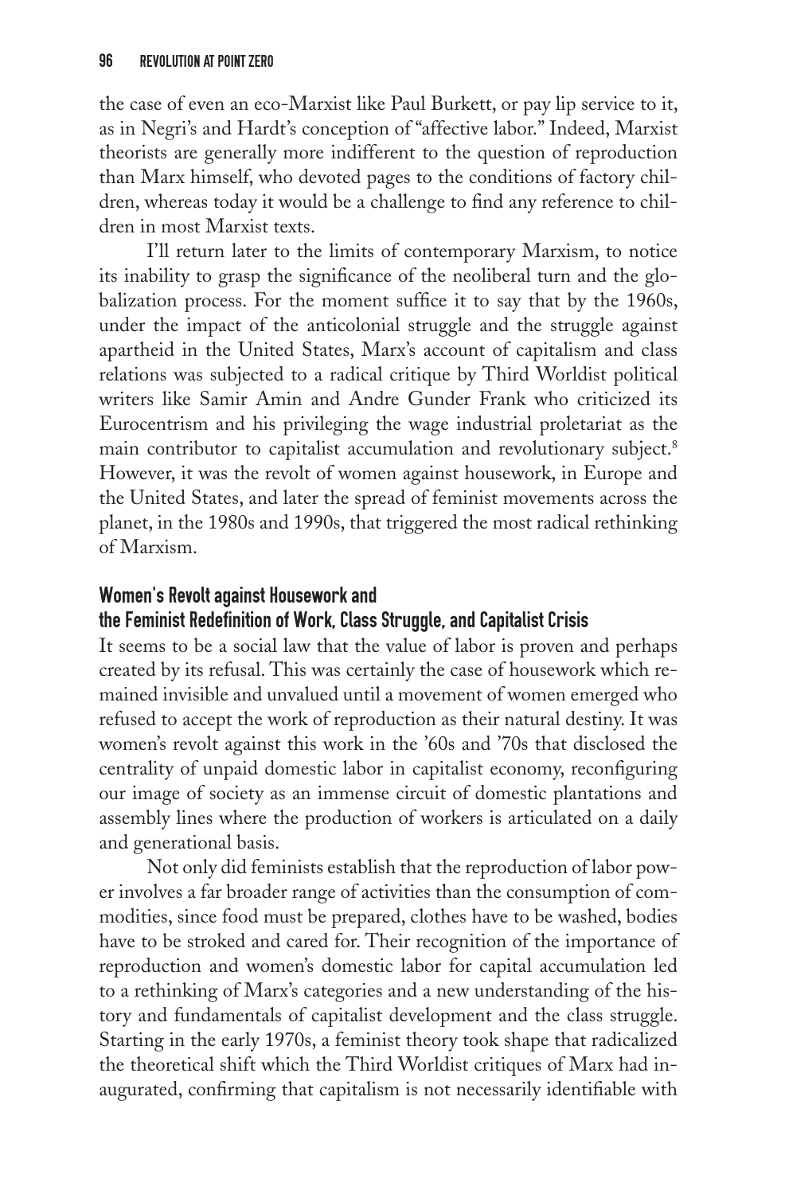the case of even an eco-Marxist like Paul Burkett, or pay lip service to it, as in Negri's and Hardt's conception of "affective labor." Indeed, Marxist theorists are generally more indifferent to the question of reproduction than Marx himself, who devoted pages to the conditions of factory children, whereas today it would be a challenge to find any reference to children in most Marxist texts.

I'll return later to the limits of contemporary Marxism, to notice its inability to grasp the significance of the neoliberal turn and the globalization process. For the moment suffice it to say that by the 1960s, under the impact of the anticolonial struggle and the struggle against apartheid in the United States, Marx's account of capitalism and class relations was subjected to a radical critique by Third Worldist political writers like Samir Amin and Andre Gunder Frank who criticized its Eurocentrism and his privileging the wage industrial proletariat as the main contributor to capitalist accumulation and revolutionary subject.[8] However, it was the revolt of women against housework, in Europe and the United States, and later the spread of feminist movements across the planet, in the 1980s and 1990s, that triggered the most radical rethinking of Marxism.

## Women's Revolt against Housework and the Feminist Redefinition of Work, Class Struggle, and Capitalist Crisis

It seems to be a social law that the value of labor is proven and perhaps created by its refusal. This was certainly the case of housework which remained invisible and unvalued until a movement of women emerged who refused to accept the work of reproduction as their natural destiny. It was women's revolt against this work in the '60s and '70s that disclosed the centrality of unpaid domestic labor in capitalist economy, reconfiguring our image of society as an immense circuit of domestic plantations and assembly lines where the production of workers is articulated on a daily and generational basis.

Not only did feminists establish that the reproduction of labor power involves a far broader range of activities than the consumption of commodities, since food must be prepared, clothes have to be washed, bodies have to be stroked and cared for. Their recognition of the importance of reproduction and women's domestic labor for capital accumulation led to a rethinking of Marx's categories and a new understanding of the history and fundamentals of capitalist development and the class struggle. Starting in the early 1970s, a feminist theory took shape that radicalized the theoretical shift which the Third Worldist critiques of Marx had inaugurated, confirming that capitalism is not necessarily identifiable with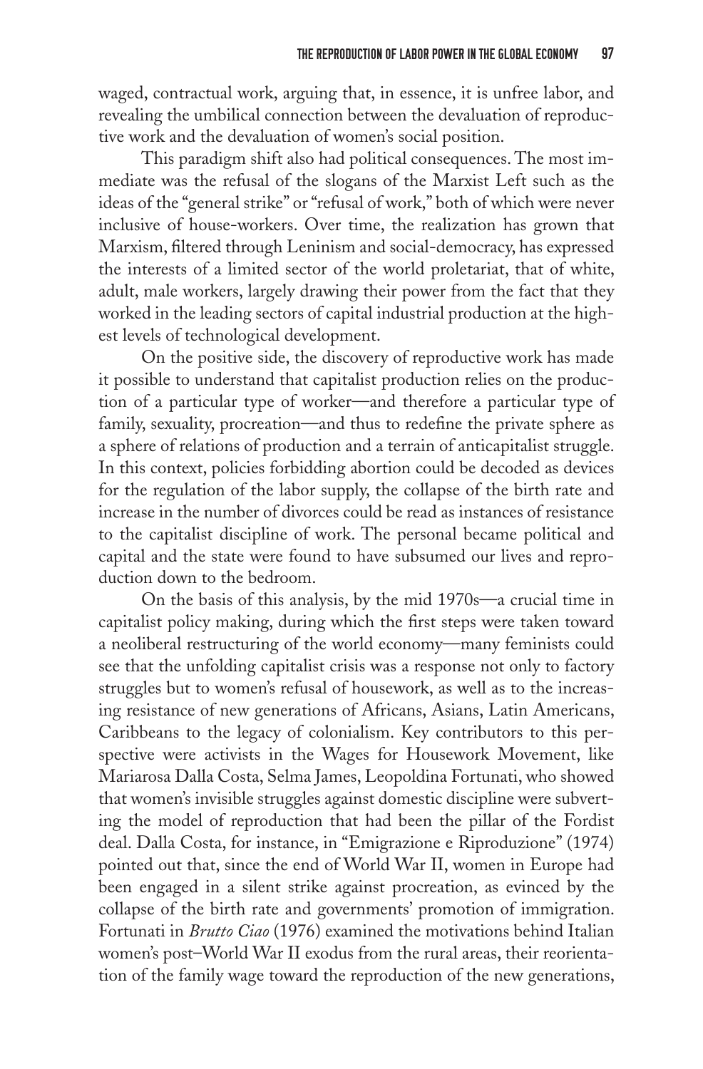waged, contractual work, arguing that, in essence, it is unfree labor, and revealing the umbilical connection between the devaluation of reproductive work and the devaluation of women's social position.

This paradigm shift also had political consequences. The most immediate was the refusal of the slogans of the Marxist Left such as the ideas of the "general strike" or "refusal of work," both of which were never inclusive of house-workers. Over time, the realization has grown that Marxism, filtered through Leninism and social-democracy, has expressed the interests of a limited sector of the world proletariat, that of white, adult, male workers, largely drawing their power from the fact that they worked in the leading sectors of capital industrial production at the highest levels of technological development.

On the positive side, the discovery of reproductive work has made it possible to understand that capitalist production relies on the production of a particular type of worker—and therefore a particular type of family, sexuality, procreation—and thus to redefine the private sphere as a sphere of relations of production and a terrain of anticapitalist struggle. In this context, policies forbidding abortion could be decoded as devices for the regulation of the labor supply, the collapse of the birth rate and increase in the number of divorces could be read as instances of resistance to the capitalist discipline of work. The personal became political and capital and the state were found to have subsumed our lives and reproduction down to the bedroom.

On the basis of this analysis, by the mid 1970s—a crucial time in capitalist policy making, during which the first steps were taken toward a neoliberal restructuring of the world economy—many feminists could see that the unfolding capitalist crisis was a response not only to factory struggles but to women's refusal of housework, as well as to the increasing resistance of new generations of Africans, Asians, Latin Americans, Caribbeans to the legacy of colonialism. Key contributors to this perspective were activists in the Wages for Housework Movement, like Mariarosa Dalla Costa, Selma James, Leopoldina Fortunati, who showed that women's invisible struggles against domestic discipline were subverting the model of reproduction that had been the pillar of the Fordist deal. Dalla Costa, for instance, in "Emigrazione e Riproduzione" (1974) pointed out that, since the end of World War II, women in Europe had been engaged in a silent strike against procreation, as evinced by the collapse of the birth rate and governments' promotion of immigration. Fortunati in *Brutto Ciao* (1976) examined the motivations behind Italian women's post–World War II exodus from the rural areas, their reorientation of the family wage toward the reproduction of the new generations,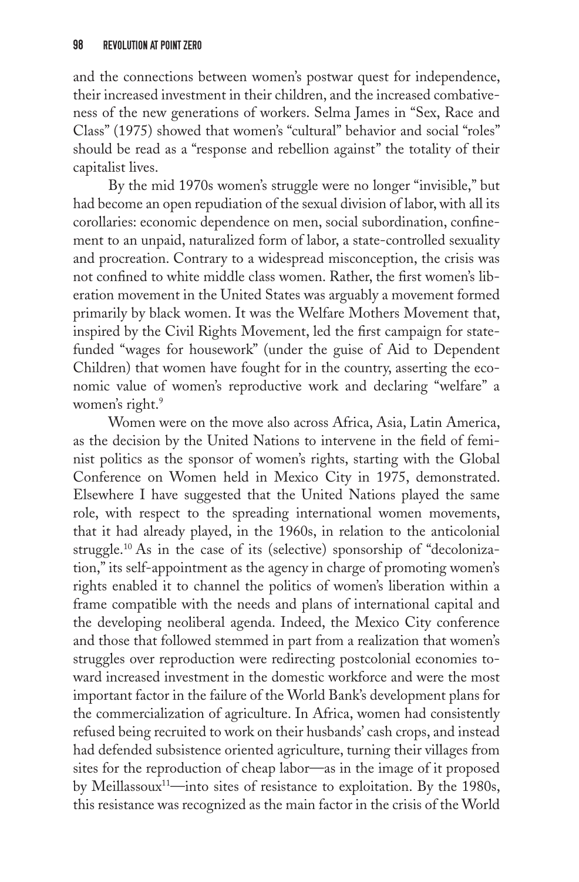and the connections between women's postwar quest for independence, their increased investment in their children, and the increased combativeness of the new generations of workers. Selma James in "Sex, Race and Class" (1975) showed that women's "cultural" behavior and social "roles" should be read as a "response and rebellion against" the totality of their capitalist lives.

By the mid 1970s women's struggle were no longer "invisible," but had become an open repudiation of the sexual division of labor, with all its corollaries: economic dependence on men, social subordination, confinement to an unpaid, naturalized form of labor, a state-controlled sexuality and procreation. Contrary to a widespread misconception, the crisis was not confined to white middle class women. Rather, the first women's liberation movement in the United States was arguably a movement formed primarily by black women. It was the Welfare Mothers Movement that, inspired by the Civil Rights Movement, led the first campaign for state-funded "wages for housework" (under the guise of Aid to Dependent Children) that women have fought for in the country, asserting the economic value of women's reproductive work and declaring "welfare" a women's right.[9]

Women were on the move also across Africa, Asia, Latin America, as the decision by the United Nations to intervene in the field of feminist politics as the sponsor of women's rights, starting with the Global Conference on Women held in Mexico City in 1975, demonstrated. Elsewhere I have suggested that the United Nations played the same role, with respect to the spreading international women movements, that it had already played, in the 1960s, in relation to the anticolonial struggle.[10] As in the case of its (selective) sponsorship of "decolonization," its self-appointment as the agency in charge of promoting women's rights enabled it to channel the politics of women's liberation within a frame compatible with the needs and plans of international capital and the developing neoliberal agenda. Indeed, the Mexico City conference and those that followed stemmed in part from a realization that women's struggles over reproduction were redirecting postcolonial economies toward increased investment in the domestic workforce and were the most important factor in the failure of the World Bank's development plans for the commercialization of agriculture. In Africa, women had consistently refused being recruited to work on their husbands' cash crops, and instead had defended subsistence oriented agriculture, turning their villages from sites for the reproduction of cheap labor—as in the image of it proposed by Meillassoux[11]—into sites of resistance to exploitation. By the 1980s, this resistance was recognized as the main factor in the crisis of the World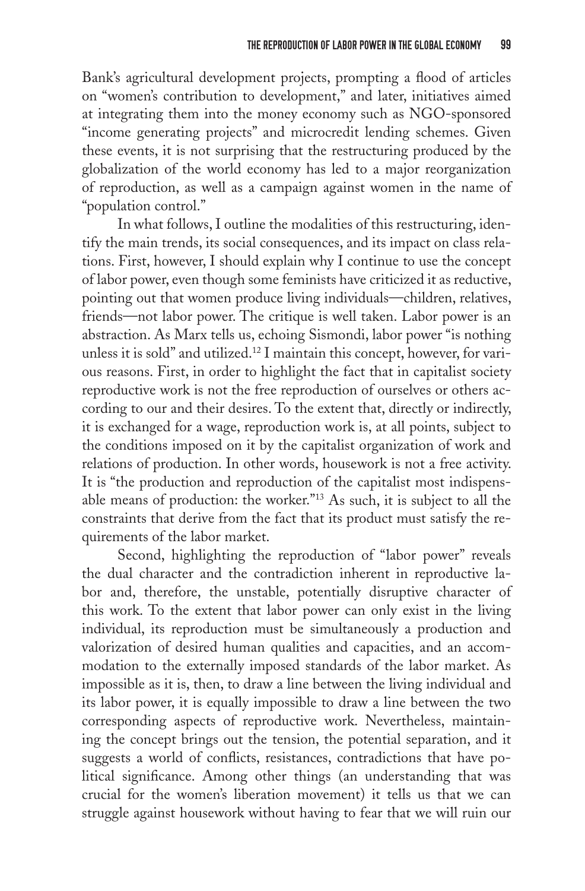Bank's agricultural development projects, prompting a flood of articles on "women's contribution to development," and later, initiatives aimed at integrating them into the money economy such as NGO-sponsored "income generating projects" and microcredit lending schemes. Given these events, it is not surprising that the restructuring produced by the globalization of the world economy has led to a major reorganization of reproduction, as well as a campaign against women in the name of "population control."

In what follows, I outline the modalities of this restructuring, identify the main trends, its social consequences, and its impact on class relations. First, however, I should explain why I continue to use the concept of labor power, even though some feminists have criticized it as reductive, pointing out that women produce living individuals—children, relatives, friends—not labor power. The critique is well taken. Labor power is an abstraction. As Marx tells us, echoing Sismondi, labor power "is nothing unless it is sold" and utilized.[12] I maintain this concept, however, for various reasons. First, in order to highlight the fact that in capitalist society reproductive work is not the free reproduction of ourselves or others according to our and their desires. To the extent that, directly or indirectly, it is exchanged for a wage, reproduction work is, at all points, subject to the conditions imposed on it by the capitalist organization of work and relations of production. In other words, housework is not a free activity. It is "the production and reproduction of the capitalist most indispensable means of production: the worker."[13] As such, it is subject to all the constraints that derive from the fact that its product must satisfy the requirements of the labor market.

Second, highlighting the reproduction of "labor power" reveals the dual character and the contradiction inherent in reproductive labor and, therefore, the unstable, potentially disruptive character of this work. To the extent that labor power can only exist in the living individual, its reproduction must be simultaneously a production and valorization of desired human qualities and capacities, and an accommodation to the externally imposed standards of the labor market. As impossible as it is, then, to draw a line between the living individual and its labor power, it is equally impossible to draw a line between the two corresponding aspects of reproductive work. Nevertheless, maintaining the concept brings out the tension, the potential separation, and it suggests a world of conflicts, resistances, contradictions that have political significance. Among other things (an understanding that was crucial for the women's liberation movement) it tells us that we can struggle against housework without having to fear that we will ruin our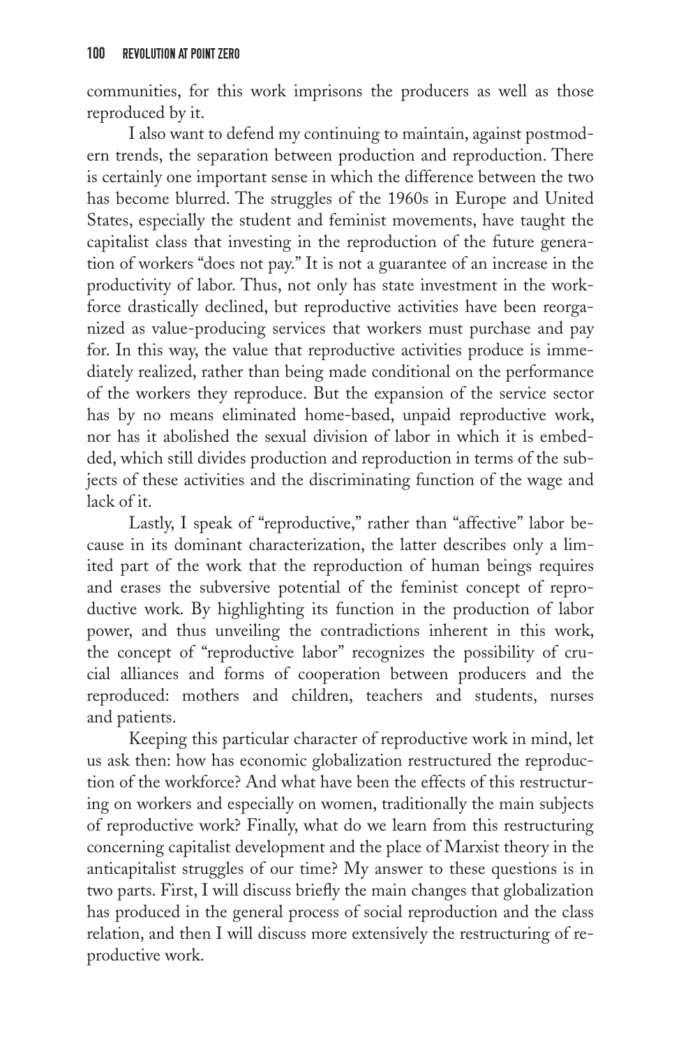communities, for this work imprisons the producers as well as those reproduced by it.

I also want to defend my continuing to maintain, against postmodern trends, the separation between production and reproduction. There is certainly one important sense in which the difference between the two has become blurred. The struggles of the 1960s in Europe and United States, especially the student and feminist movements, have taught the capitalist class that investing in the reproduction of the future generation of workers "does not pay." It is not a guarantee of an increase in the productivity of labor. Thus, not only has state investment in the workforce drastically declined, but reproductive activities have been reorganized as value-producing services that workers must purchase and pay for. In this way, the value that reproductive activities produce is immediately realized, rather than being made conditional on the performance of the workers they reproduce. But the expansion of the service sector has by no means eliminated home-based, unpaid reproductive work, nor has it abolished the sexual division of labor in which it is embedded, which still divides production and reproduction in terms of the subjects of these activities and the discriminating function of the wage and lack of it.

Lastly, I speak of "reproductive," rather than "affective" labor because in its dominant characterization, the latter describes only a limited part of the work that the reproduction of human beings requires and erases the subversive potential of the feminist concept of reproductive work. By highlighting its function in the production of labor power, and thus unveiling the contradictions inherent in this work, the concept of "reproductive labor" recognizes the possibility of crucial alliances and forms of cooperation between producers and the reproduced: mothers and children, teachers and students, nurses and patients.

Keeping this particular character of reproductive work in mind, let us ask then: how has economic globalization restructured the reproduction of the workforce? And what have been the effects of this restructuring on workers and especially on women, traditionally the main subjects of reproductive work? Finally, what do we learn from this restructuring concerning capitalist development and the place of Marxist theory in the anticapitalist struggles of our time? My answer to these questions is in two parts. First, I will discuss briefly the main changes that globalization has produced in the general process of social reproduction and the class relation, and then I will discuss more extensively the restructuring of reproductive work.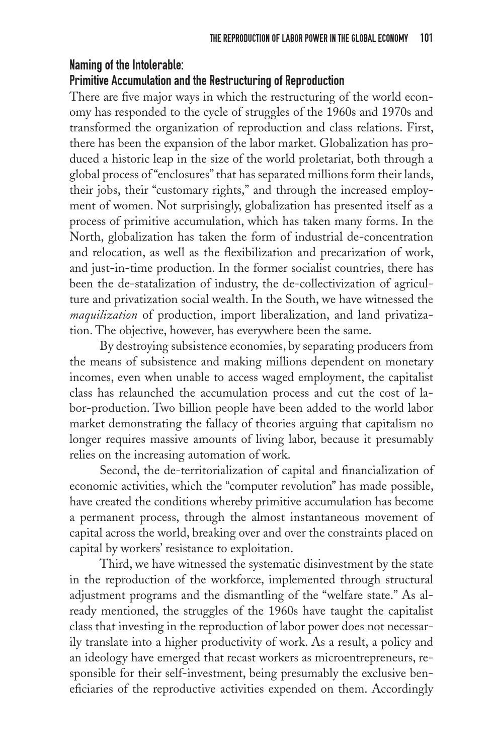## Naming of the Intolerable: Primitive Accumulation and the Restructuring of Reproduction

There are five major ways in which the restructuring of the world economy has responded to the cycle of struggles of the 1960s and 1970s and transformed the organization of reproduction and class relations. First, there has been the expansion of the labor market. Globalization has produced a historic leap in the size of the world proletariat, both through a global process of "enclosures" that has separated millions form their lands, their jobs, their "customary rights," and through the increased employment of women. Not surprisingly, globalization has presented itself as a process of primitive accumulation, which has taken many forms. In the North, globalization has taken the form of industrial de-concentration and relocation, as well as the flexibilization and precarization of work, and just-in-time production. In the former socialist countries, there has been the de-statalization of industry, the de-collectivization of agriculture and privatization social wealth. In the South, we have witnessed the *maquilization* of production, import liberalization, and land privatization. The objective, however, has everywhere been the same.

By destroying subsistence economies, by separating producers from the means of subsistence and making millions dependent on monetary incomes, even when unable to access waged employment, the capitalist class has relaunched the accumulation process and cut the cost of labor-production. Two billion people have been added to the world labor market demonstrating the fallacy of theories arguing that capitalism no longer requires massive amounts of living labor, because it presumably relies on the increasing automation of work.

Second, the de-territorialization of capital and financialization of economic activities, which the "computer revolution" has made possible, have created the conditions whereby primitive accumulation has become a permanent process, through the almost instantaneous movement of capital across the world, breaking over and over the constraints placed on capital by workers' resistance to exploitation.

Third, we have witnessed the systematic disinvestment by the state in the reproduction of the workforce, implemented through structural adjustment programs and the dismantling of the "welfare state." As already mentioned, the struggles of the 1960s have taught the capitalist class that investing in the reproduction of labor power does not necessarily translate into a higher productivity of work. As a result, a policy and an ideology have emerged that recast workers as microentrepreneurs, responsible for their self-investment, being presumably the exclusive beneficiaries of the reproductive activities expended on them. Accordingly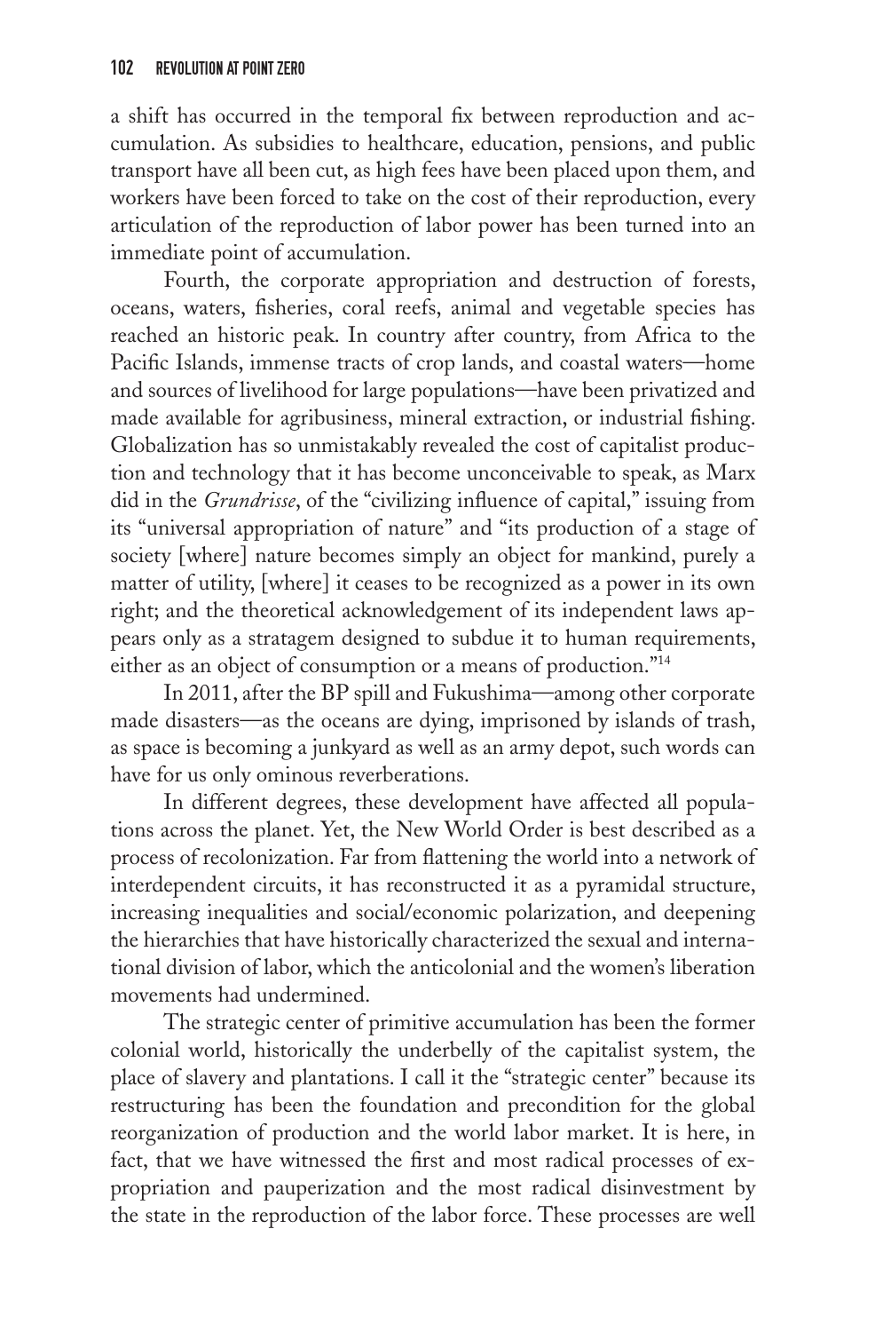a shift has occurred in the temporal fix between reproduction and accumulation. As subsidies to healthcare, education, pensions, and public transport have all been cut, as high fees have been placed upon them, and workers have been forced to take on the cost of their reproduction, every articulation of the reproduction of labor power has been turned into an immediate point of accumulation.

Fourth, the corporate appropriation and destruction of forests, oceans, waters, fisheries, coral reefs, animal and vegetable species has reached an historic peak. In country after country, from Africa to the Pacific Islands, immense tracts of crop lands, and coastal waters—home and sources of livelihood for large populations—have been privatized and made available for agribusiness, mineral extraction, or industrial fishing. Globalization has so unmistakably revealed the cost of capitalist production and technology that it has become unconceivable to speak, as Marx did in the *Grundrisse*, of the "civilizing influence of capital," issuing from its "universal appropriation of nature" and "its production of a stage of society [where] nature becomes simply an object for mankind, purely a matter of utility, [where] it ceases to be recognized as a power in its own right; and the theoretical acknowledgement of its independent laws appears only as a stratagem designed to subdue it to human requirements, either as an object of consumption or a means of production."[14]

In 2011, after the BP spill and Fukushima—among other corporate made disasters—as the oceans are dying, imprisoned by islands of trash, as space is becoming a junkyard as well as an army depot, such words can have for us only ominous reverberations.

In different degrees, these development have affected all populations across the planet. Yet, the New World Order is best described as a process of recolonization. Far from flattening the world into a network of interdependent circuits, it has reconstructed it as a pyramidal structure, increasing inequalities and social/economic polarization, and deepening the hierarchies that have historically characterized the sexual and international division of labor, which the anticolonial and the women's liberation movements had undermined.

The strategic center of primitive accumulation has been the former colonial world, historically the underbelly of the capitalist system, the place of slavery and plantations. I call it the "strategic center" because its restructuring has been the foundation and precondition for the global reorganization of production and the world labor market. It is here, in fact, that we have witnessed the first and most radical processes of expropriation and pauperization and the most radical disinvestment by the state in the reproduction of the labor force. These processes are well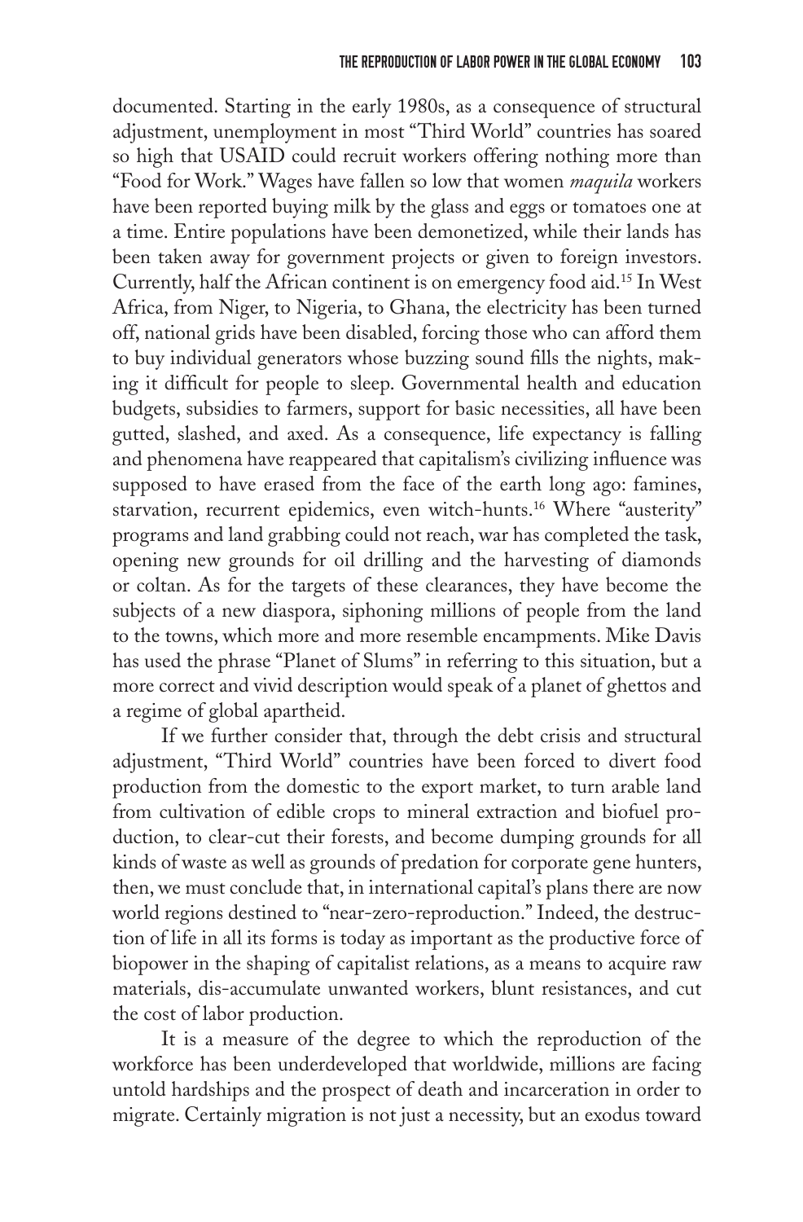documented. Starting in the early 1980s, as a consequence of structural adjustment, unemployment in most "Third World" countries has soared so high that USAID could recruit workers offering nothing more than "Food for Work." Wages have fallen so low that women *maquila* workers have been reported buying milk by the glass and eggs or tomatoes one at a time. Entire populations have been demonetized, while their lands has been taken away for government projects or given to foreign investors. Currently, half the African continent is on emergency food aid.[15] In West Africa, from Niger, to Nigeria, to Ghana, the electricity has been turned off, national grids have been disabled, forcing those who can afford them to buy individual generators whose buzzing sound fills the nights, making it difficult for people to sleep. Governmental health and education budgets, subsidies to farmers, support for basic necessities, all have been gutted, slashed, and axed. As a consequence, life expectancy is falling and phenomena have reappeared that capitalism's civilizing influence was supposed to have erased from the face of the earth long ago: famines, starvation, recurrent epidemics, even witch-hunts.[16] Where "austerity" programs and land grabbing could not reach, war has completed the task, opening new grounds for oil drilling and the harvesting of diamonds or coltan. As for the targets of these clearances, they have become the subjects of a new diaspora, siphoning millions of people from the land to the towns, which more and more resemble encampments. Mike Davis has used the phrase "Planet of Slums" in referring to this situation, but a more correct and vivid description would speak of a planet of ghettos and a regime of global apartheid.

If we further consider that, through the debt crisis and structural adjustment, "Third World" countries have been forced to divert food production from the domestic to the export market, to turn arable land from cultivation of edible crops to mineral extraction and biofuel production, to clear-cut their forests, and become dumping grounds for all kinds of waste as well as grounds of predation for corporate gene hunters, then, we must conclude that, in international capital's plans there are now world regions destined to "near-zero-reproduction." Indeed, the destruction of life in all its forms is today as important as the productive force of biopower in the shaping of capitalist relations, as a means to acquire raw materials, dis-accumulate unwanted workers, blunt resistances, and cut the cost of labor production.

It is a measure of the degree to which the reproduction of the workforce has been underdeveloped that worldwide, millions are facing untold hardships and the prospect of death and incarceration in order to migrate. Certainly migration is not just a necessity, but an exodus toward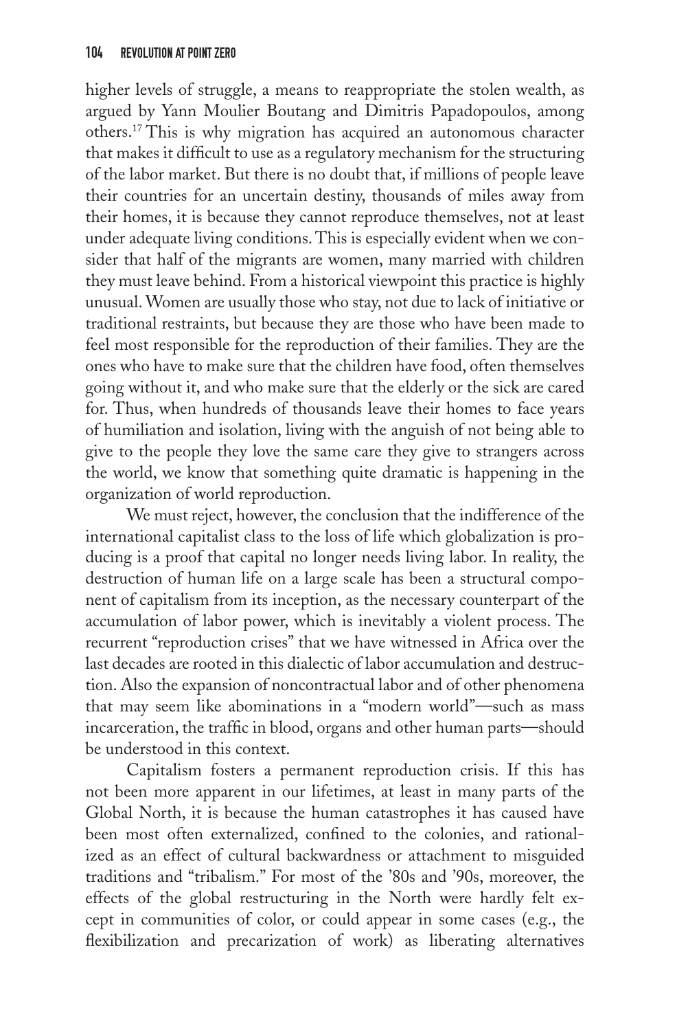higher levels of struggle, a means to reappropriate the stolen wealth, as argued by Yann Moulier Boutang and Dimitris Papadopoulos, among others.[17] This is why migration has acquired an autonomous character that makes it difficult to use as a regulatory mechanism for the structuring of the labor market. But there is no doubt that, if millions of people leave their countries for an uncertain destiny, thousands of miles away from their homes, it is because they cannot reproduce themselves, not at least under adequate living conditions. This is especially evident when we consider that half of the migrants are women, many married with children they must leave behind. From a historical viewpoint this practice is highly unusual. Women are usually those who stay, not due to lack of initiative or traditional restraints, but because they are those who have been made to feel most responsible for the reproduction of their families. They are the ones who have to make sure that the children have food, often themselves going without it, and who make sure that the elderly or the sick are cared for. Thus, when hundreds of thousands leave their homes to face years of humiliation and isolation, living with the anguish of not being able to give to the people they love the same care they give to strangers across the world, we know that something quite dramatic is happening in the organization of world reproduction.

We must reject, however, the conclusion that the indifference of the international capitalist class to the loss of life which globalization is producing is a proof that capital no longer needs living labor. In reality, the destruction of human life on a large scale has been a structural component of capitalism from its inception, as the necessary counterpart of the accumulation of labor power, which is inevitably a violent process. The recurrent "reproduction crises" that we have witnessed in Africa over the last decades are rooted in this dialectic of labor accumulation and destruction. Also the expansion of noncontractual labor and of other phenomena that may seem like abominations in a "modern world"—such as mass incarceration, the traffic in blood, organs and other human parts—should be understood in this context.

Capitalism fosters a permanent reproduction crisis. If this has not been more apparent in our lifetimes, at least in many parts of the Global North, it is because the human catastrophes it has caused have been most often externalized, confined to the colonies, and rationalized as an effect of cultural backwardness or attachment to misguided traditions and "tribalism." For most of the '80s and '90s, moreover, the effects of the global restructuring in the North were hardly felt except in communities of color, or could appear in some cases (e.g., the flexibilization and precarization of work) as liberating alternatives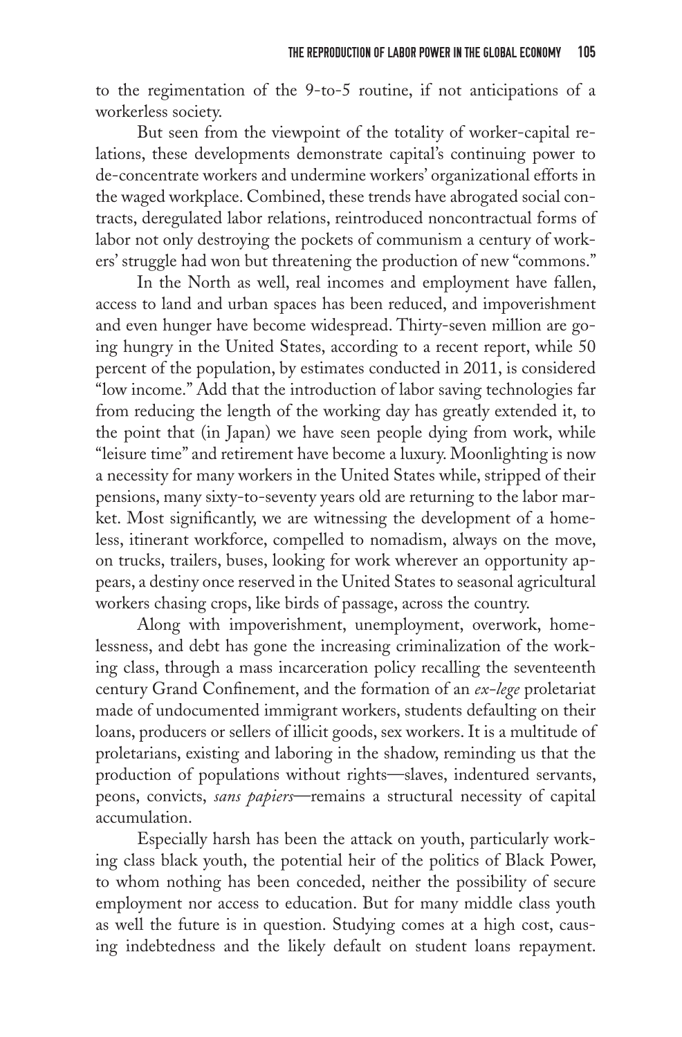to the regimentation of the 9-to-5 routine, if not anticipations of a workerless society.

But seen from the viewpoint of the totality of worker-capital relations, these developments demonstrate capital's continuing power to de-concentrate workers and undermine workers' organizational efforts in the waged workplace. Combined, these trends have abrogated social contracts, deregulated labor relations, reintroduced noncontractual forms of labor not only destroying the pockets of communism a century of workers' struggle had won but threatening the production of new "commons."

In the North as well, real incomes and employment have fallen, access to land and urban spaces has been reduced, and impoverishment and even hunger have become widespread. Thirty-seven million are going hungry in the United States, according to a recent report, while 50 percent of the population, by estimates conducted in 2011, is considered "low income." Add that the introduction of labor saving technologies far from reducing the length of the working day has greatly extended it, to the point that (in Japan) we have seen people dying from work, while "leisure time" and retirement have become a luxury. Moonlighting is now a necessity for many workers in the United States while, stripped of their pensions, many sixty-to-seventy years old are returning to the labor market. Most significantly, we are witnessing the development of a homeless, itinerant workforce, compelled to nomadism, always on the move, on trucks, trailers, buses, looking for work wherever an opportunity appears, a destiny once reserved in the United States to seasonal agricultural workers chasing crops, like birds of passage, across the country.

Along with impoverishment, unemployment, overwork, homelessness, and debt has gone the increasing criminalization of the working class, through a mass incarceration policy recalling the seventeenth century Grand Confinement, and the formation of an *ex-lege* proletariat made of undocumented immigrant workers, students defaulting on their loans, producers or sellers of illicit goods, sex workers. It is a multitude of proletarians, existing and laboring in the shadow, reminding us that the production of populations without rights—slaves, indentured servants, peons, convicts, *sans papiers*—remains a structural necessity of capital accumulation.

Especially harsh has been the attack on youth, particularly working class black youth, the potential heir of the politics of Black Power, to whom nothing has been conceded, neither the possibility of secure employment nor access to education. But for many middle class youth as well the future is in question. Studying comes at a high cost, causing indebtedness and the likely default on student loans repayment.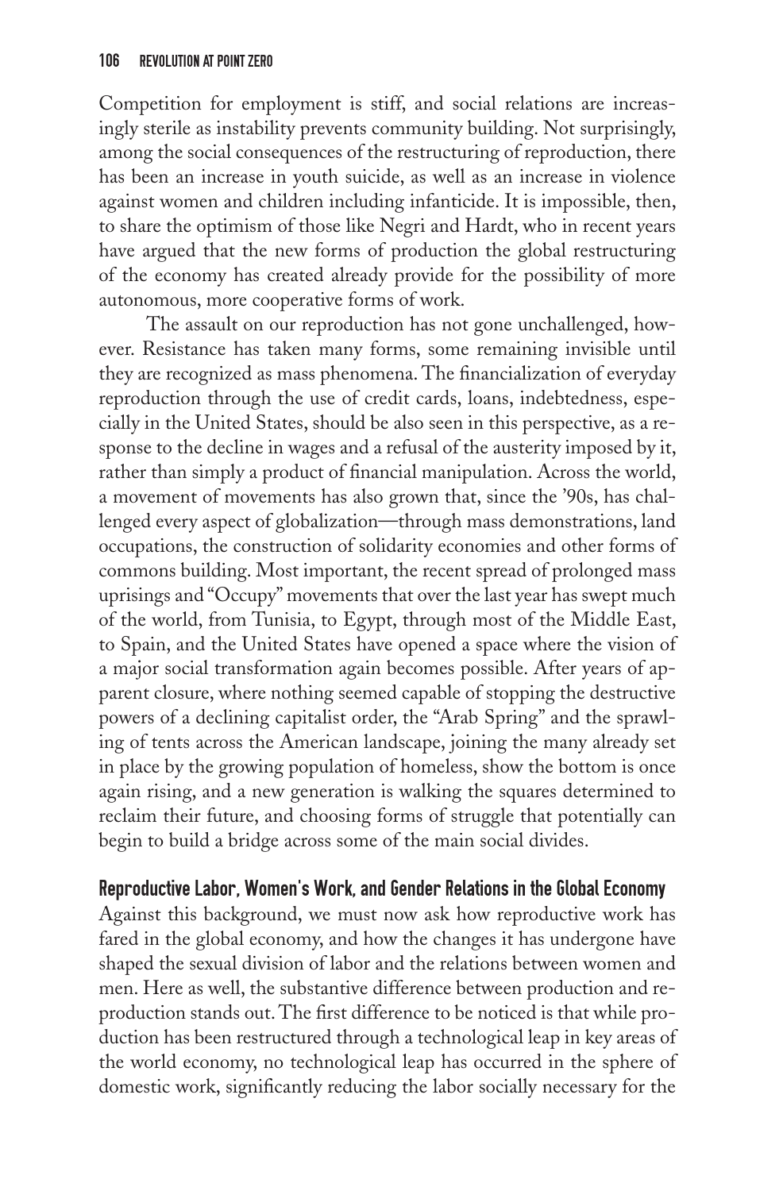Competition for employment is stiff, and social relations are increasingly sterile as instability prevents community building. Not surprisingly, among the social consequences of the restructuring of reproduction, there has been an increase in youth suicide, as well as an increase in violence against women and children including infanticide. It is impossible, then, to share the optimism of those like Negri and Hardt, who in recent years have argued that the new forms of production the global restructuring of the economy has created already provide for the possibility of more autonomous, more cooperative forms of work.

The assault on our reproduction has not gone unchallenged, however. Resistance has taken many forms, some remaining invisible until they are recognized as mass phenomena. The financialization of everyday reproduction through the use of credit cards, loans, indebtedness, especially in the United States, should be also seen in this perspective, as a response to the decline in wages and a refusal of the austerity imposed by it, rather than simply a product of financial manipulation. Across the world, a movement of movements has also grown that, since the '90s, has challenged every aspect of globalization—through mass demonstrations, land occupations, the construction of solidarity economies and other forms of commons building. Most important, the recent spread of prolonged mass uprisings and "Occupy" movements that over the last year has swept much of the world, from Tunisia, to Egypt, through most of the Middle East, to Spain, and the United States have opened a space where the vision of a major social transformation again becomes possible. After years of apparent closure, where nothing seemed capable of stopping the destructive powers of a declining capitalist order, the "Arab Spring" and the sprawling of tents across the American landscape, joining the many already set in place by the growing population of homeless, show the bottom is once again rising, and a new generation is walking the squares determined to reclaim their future, and choosing forms of struggle that potentially can begin to build a bridge across some of the main social divides.

## Reproductive Labor, Women's Work, and Gender Relations in the Global Economy

Against this background, we must now ask how reproductive work has fared in the global economy, and how the changes it has undergone have shaped the sexual division of labor and the relations between women and men. Here as well, the substantive difference between production and reproduction stands out. The first difference to be noticed is that while production has been restructured through a technological leap in key areas of the world economy, no technological leap has occurred in the sphere of domestic work, significantly reducing the labor socially necessary for the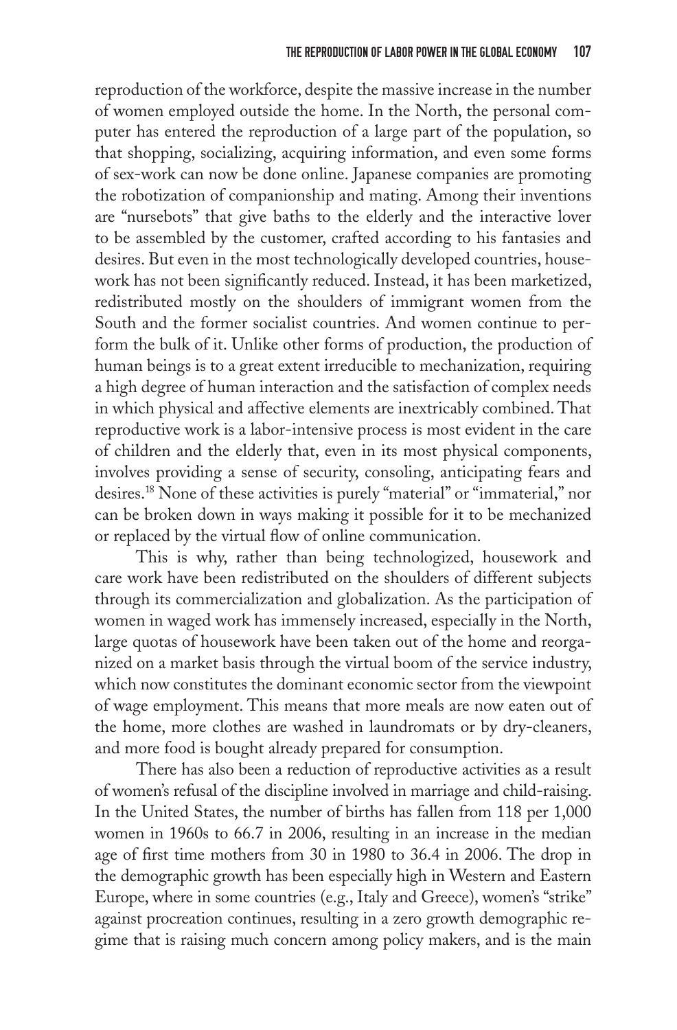reproduction of the workforce, despite the massive increase in the number of women employed outside the home. In the North, the personal computer has entered the reproduction of a large part of the population, so that shopping, socializing, acquiring information, and even some forms of sex-work can now be done online. Japanese companies are promoting the robotization of companionship and mating. Among their inventions are "nursebots" that give baths to the elderly and the interactive lover to be assembled by the customer, crafted according to his fantasies and desires. But even in the most technologically developed countries, housework has not been significantly reduced. Instead, it has been marketized, redistributed mostly on the shoulders of immigrant women from the South and the former socialist countries. And women continue to perform the bulk of it. Unlike other forms of production, the production of human beings is to a great extent irreducible to mechanization, requiring a high degree of human interaction and the satisfaction of complex needs in which physical and affective elements are inextricably combined. That reproductive work is a labor-intensive process is most evident in the care of children and the elderly that, even in its most physical components, involves providing a sense of security, consoling, anticipating fears and desires.[18] None of these activities is purely "material" or "immaterial," nor can be broken down in ways making it possible for it to be mechanized or replaced by the virtual flow of online communication.

This is why, rather than being technologized, housework and care work have been redistributed on the shoulders of different subjects through its commercialization and globalization. As the participation of women in waged work has immensely increased, especially in the North, large quotas of housework have been taken out of the home and reorganized on a market basis through the virtual boom of the service industry, which now constitutes the dominant economic sector from the viewpoint of wage employment. This means that more meals are now eaten out of the home, more clothes are washed in laundromats or by dry-cleaners, and more food is bought already prepared for consumption.

There has also been a reduction of reproductive activities as a result of women's refusal of the discipline involved in marriage and child-raising. In the United States, the number of births has fallen from 118 per 1,000 women in 1960s to 66.7 in 2006, resulting in an increase in the median age of first time mothers from 30 in 1980 to 36.4 in 2006. The drop in the demographic growth has been especially high in Western and Eastern Europe, where in some countries (e.g., Italy and Greece), women's "strike" against procreation continues, resulting in a zero growth demographic regime that is raising much concern among policy makers, and is the main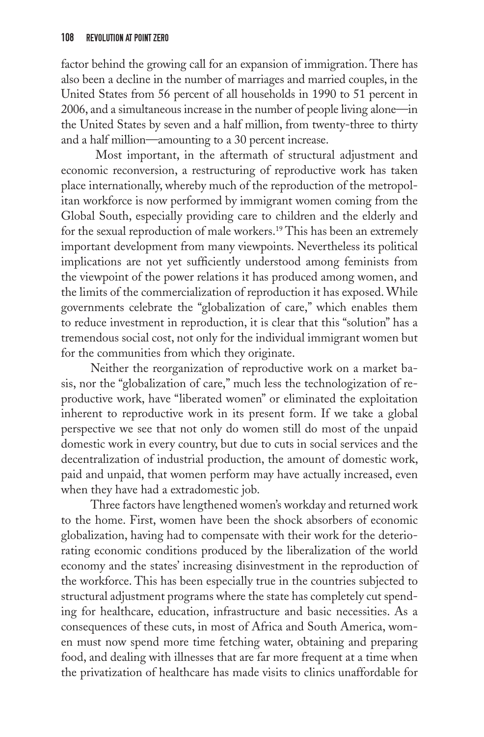factor behind the growing call for an expansion of immigration. There has also been a decline in the number of marriages and married couples, in the United States from 56 percent of all households in 1990 to 51 percent in 2006, and a simultaneous increase in the number of people living alone—in the United States by seven and a half million, from twenty-three to thirty and a half million—amounting to a 30 percent increase.

Most important, in the aftermath of structural adjustment and economic reconversion, a restructuring of reproductive work has taken place internationally, whereby much of the reproduction of the metropolitan workforce is now performed by immigrant women coming from the Global South, especially providing care to children and the elderly and for the sexual reproduction of male workers.[19] This has been an extremely important development from many viewpoints. Nevertheless its political implications are not yet sufficiently understood among feminists from the viewpoint of the power relations it has produced among women, and the limits of the commercialization of reproduction it has exposed. While governments celebrate the "globalization of care," which enables them to reduce investment in reproduction, it is clear that this "solution" has a tremendous social cost, not only for the individual immigrant women but for the communities from which they originate.

Neither the reorganization of reproductive work on a market basis, nor the "globalization of care," much less the technologization of reproductive work, have "liberated women" or eliminated the exploitation inherent to reproductive work in its present form. If we take a global perspective we see that not only do women still do most of the unpaid domestic work in every country, but due to cuts in social services and the decentralization of industrial production, the amount of domestic work, paid and unpaid, that women perform may have actually increased, even when they have had a extradomestic job.

Three factors have lengthened women's workday and returned work to the home. First, women have been the shock absorbers of economic globalization, having had to compensate with their work for the deteriorating economic conditions produced by the liberalization of the world economy and the states' increasing disinvestment in the reproduction of the workforce. This has been especially true in the countries subjected to structural adjustment programs where the state has completely cut spending for healthcare, education, infrastructure and basic necessities. As a consequences of these cuts, in most of Africa and South America, women must now spend more time fetching water, obtaining and preparing food, and dealing with illnesses that are far more frequent at a time when the privatization of healthcare has made visits to clinics unaffordable for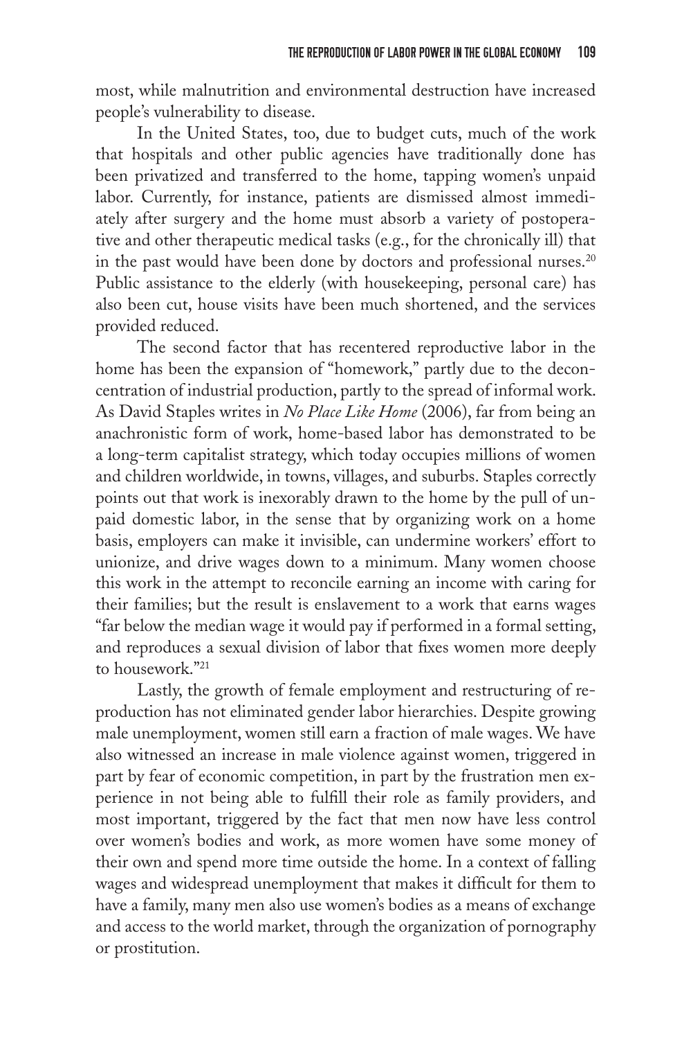most, while malnutrition and environmental destruction have increased people's vulnerability to disease.

In the United States, too, due to budget cuts, much of the work that hospitals and other public agencies have traditionally done has been privatized and transferred to the home, tapping women's unpaid labor. Currently, for instance, patients are dismissed almost immediately after surgery and the home must absorb a variety of postoperative and other therapeutic medical tasks (e.g., for the chronically ill) that in the past would have been done by doctors and professional nurses.[20] Public assistance to the elderly (with housekeeping, personal care) has also been cut, house visits have been much shortened, and the services provided reduced.

The second factor that has recentered reproductive labor in the home has been the expansion of "homework," partly due to the deconcentration of industrial production, partly to the spread of informal work. As David Staples writes in *No Place Like Home* (2006), far from being an anachronistic form of work, home-based labor has demonstrated to be a long-term capitalist strategy, which today occupies millions of women and children worldwide, in towns, villages, and suburbs. Staples correctly points out that work is inexorably drawn to the home by the pull of unpaid domestic labor, in the sense that by organizing work on a home basis, employers can make it invisible, can undermine workers' effort to unionize, and drive wages down to a minimum. Many women choose this work in the attempt to reconcile earning an income with caring for their families; but the result is enslavement to a work that earns wages "far below the median wage it would pay if performed in a formal setting, and reproduces a sexual division of labor that fixes women more deeply to housework."[21]

Lastly, the growth of female employment and restructuring of reproduction has not eliminated gender labor hierarchies. Despite growing male unemployment, women still earn a fraction of male wages. We have also witnessed an increase in male violence against women, triggered in part by fear of economic competition, in part by the frustration men experience in not being able to fulfill their role as family providers, and most important, triggered by the fact that men now have less control over women's bodies and work, as more women have some money of their own and spend more time outside the home. In a context of falling wages and widespread unemployment that makes it difficult for them to have a family, many men also use women's bodies as a means of exchange and access to the world market, through the organization of pornography or prostitution.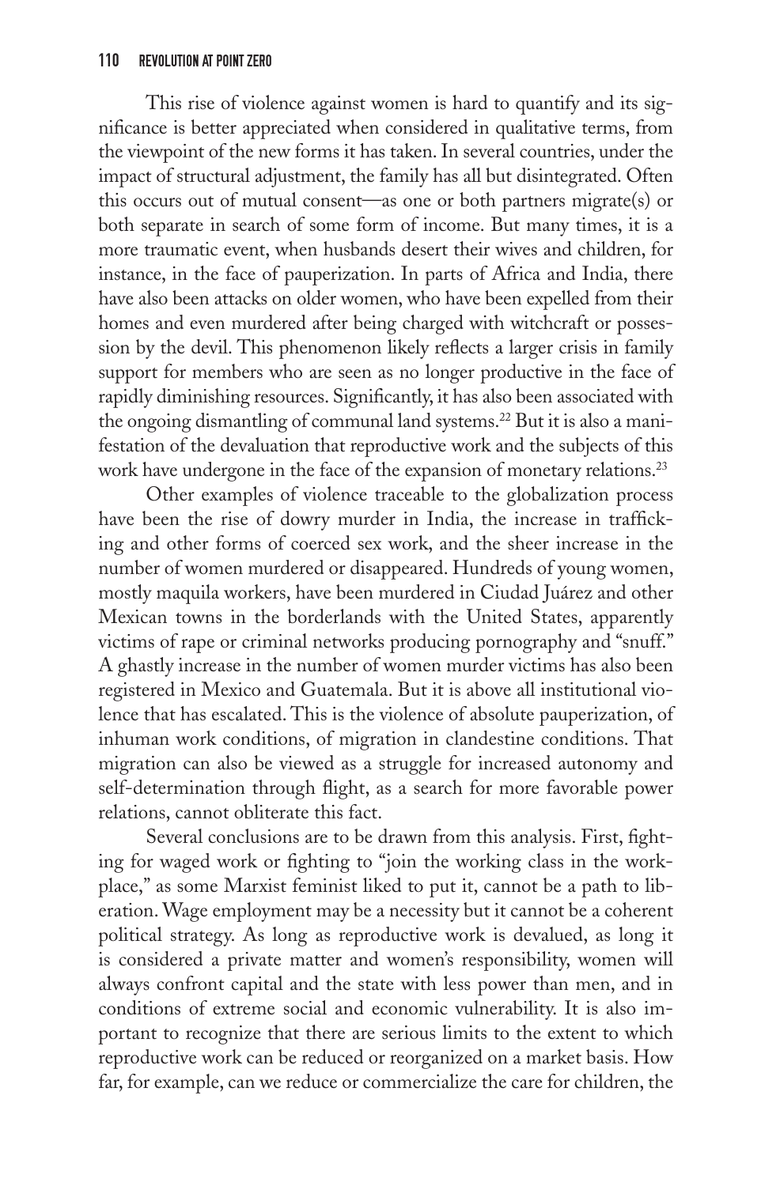This rise of violence against women is hard to quantify and its significance is better appreciated when considered in qualitative terms, from the viewpoint of the new forms it has taken. In several countries, under the impact of structural adjustment, the family has all but disintegrated. Often this occurs out of mutual consent—as one or both partners migrate(s) or both separate in search of some form of income. But many times, it is a more traumatic event, when husbands desert their wives and children, for instance, in the face of pauperization. In parts of Africa and India, there have also been attacks on older women, who have been expelled from their homes and even murdered after being charged with witchcraft or possession by the devil. This phenomenon likely reflects a larger crisis in family support for members who are seen as no longer productive in the face of rapidly diminishing resources. Significantly, it has also been associated with the ongoing dismantling of communal land systems.[22] But it is also a manifestation of the devaluation that reproductive work and the subjects of this work have undergone in the face of the expansion of monetary relations.[23]

Other examples of violence traceable to the globalization process have been the rise of dowry murder in India, the increase in trafficking and other forms of coerced sex work, and the sheer increase in the number of women murdered or disappeared. Hundreds of young women, mostly maquila workers, have been murdered in Ciudad Juárez and other Mexican towns in the borderlands with the United States, apparently victims of rape or criminal networks producing pornography and "snuff." A ghastly increase in the number of women murder victims has also been registered in Mexico and Guatemala. But it is above all institutional violence that has escalated. This is the violence of absolute pauperization, of inhuman work conditions, of migration in clandestine conditions. That migration can also be viewed as a struggle for increased autonomy and self-determination through flight, as a search for more favorable power relations, cannot obliterate this fact.

Several conclusions are to be drawn from this analysis. First, fighting for waged work or fighting to "join the working class in the workplace," as some Marxist feminist liked to put it, cannot be a path to liberation. Wage employment may be a necessity but it cannot be a coherent political strategy. As long as reproductive work is devalued, as long it is considered a private matter and women's responsibility, women will always confront capital and the state with less power than men, and in conditions of extreme social and economic vulnerability. It is also important to recognize that there are serious limits to the extent to which reproductive work can be reduced or reorganized on a market basis. How far, for example, can we reduce or commercialize the care for children, the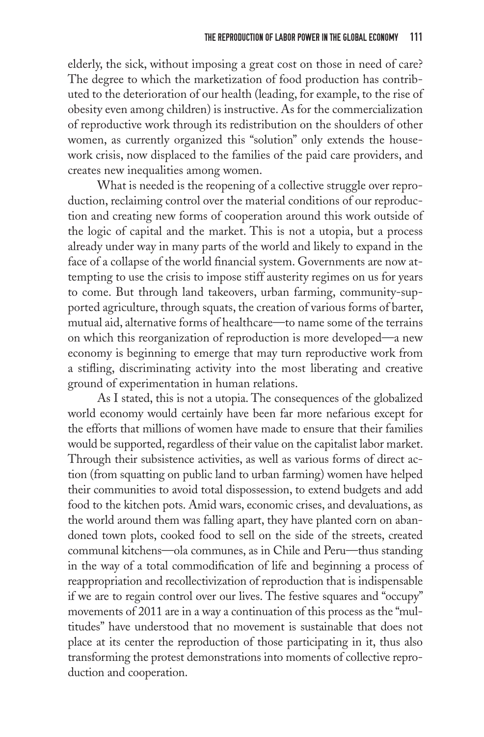elderly, the sick, without imposing a great cost on those in need of care? The degree to which the marketization of food production has contributed to the deterioration of our health (leading, for example, to the rise of obesity even among children) is instructive. As for the commercialization of reproductive work through its redistribution on the shoulders of other women, as currently organized this "solution" only extends the housework crisis, now displaced to the families of the paid care providers, and creates new inequalities among women.

What is needed is the reopening of a collective struggle over reproduction, reclaiming control over the material conditions of our reproduction and creating new forms of cooperation around this work outside of the logic of capital and the market. This is not a utopia, but a process already under way in many parts of the world and likely to expand in the face of a collapse of the world financial system. Governments are now attempting to use the crisis to impose stiff austerity regimes on us for years to come. But through land takeovers, urban farming, community-supported agriculture, through squats, the creation of various forms of barter, mutual aid, alternative forms of healthcare—to name some of the terrains on which this reorganization of reproduction is more developed—a new economy is beginning to emerge that may turn reproductive work from a stifling, discriminating activity into the most liberating and creative ground of experimentation in human relations.

As I stated, this is not a utopia. The consequences of the globalized world economy would certainly have been far more nefarious except for the efforts that millions of women have made to ensure that their families would be supported, regardless of their value on the capitalist labor market. Through their subsistence activities, as well as various forms of direct action (from squatting on public land to urban farming) women have helped their communities to avoid total dispossession, to extend budgets and add food to the kitchen pots. Amid wars, economic crises, and devaluations, as the world around them was falling apart, they have planted corn on abandoned town plots, cooked food to sell on the side of the streets, created communal kitchens—ola communes, as in Chile and Peru—thus standing in the way of a total commodification of life and beginning a process of reappropriation and recollectivization of reproduction that is indispensable if we are to regain control over our lives. The festive squares and "occupy" movements of 2011 are in a way a continuation of this process as the "multitudes" have understood that no movement is sustainable that does not place at its center the reproduction of those participating in it, thus also transforming the protest demonstrations into moments of collective reproduction and cooperation.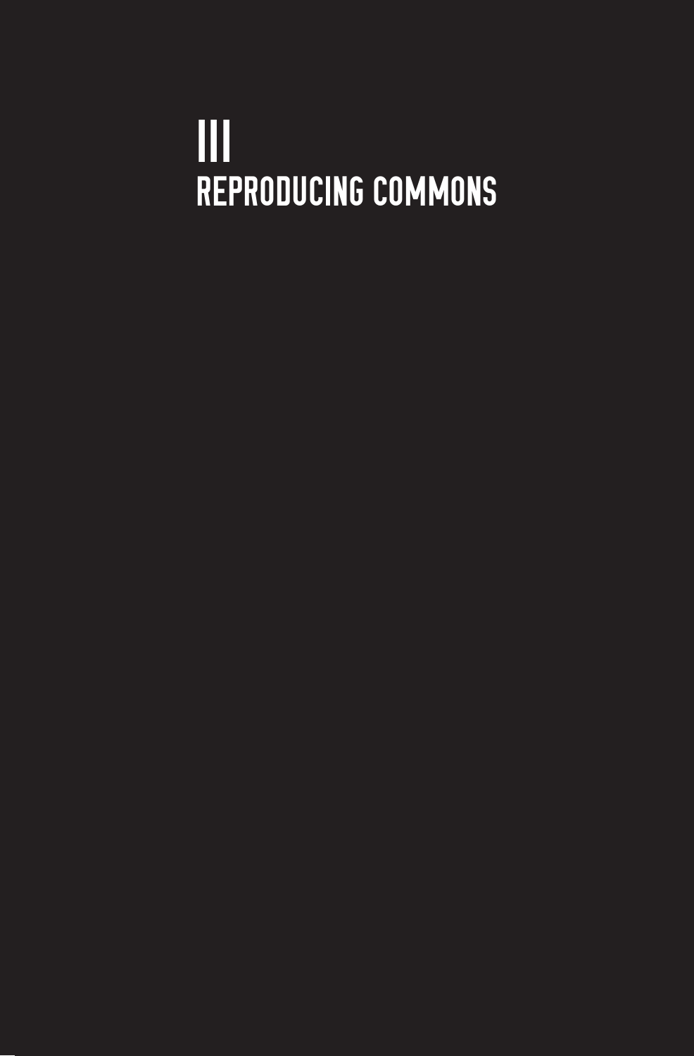# III
# REPRODUCING COMMONS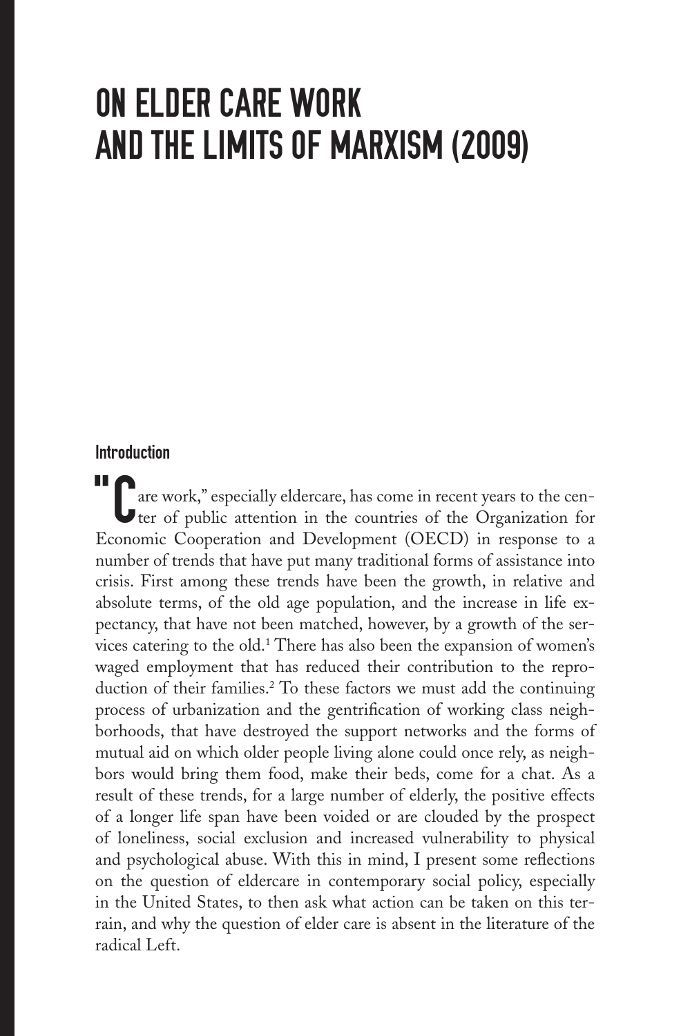# ON ELDER CARE WORK AND THE LIMITS OF MARXISM (2009)

## Introduction

"Care work," especially eldercare, has come in recent years to the center of public attention in the countries of the Organization for Economic Cooperation and Development (OECD) in response to a number of trends that have put many traditional forms of assistance into crisis. First among these trends have been the growth, in relative and absolute terms, of the old age population, and the increase in life expectancy, that have not been matched, however, by a growth of the services catering to the old.[1] There has also been the expansion of women's waged employment that has reduced their contribution to the reproduction of their families.[2] To these factors we must add the continuing process of urbanization and the gentrification of working class neighborhoods, that have destroyed the support networks and the forms of mutual aid on which older people living alone could once rely, as neighbors would bring them food, make their beds, come for a chat. As a result of these trends, for a large number of elderly, the positive effects of a longer life span have been voided or are clouded by the prospect of loneliness, social exclusion and increased vulnerability to physical and psychological abuse. With this in mind, I present some reflections on the question of eldercare in contemporary social policy, especially in the United States, to then ask what action can be taken on this terrain, and why the question of elder care is absent in the literature of the radical Left.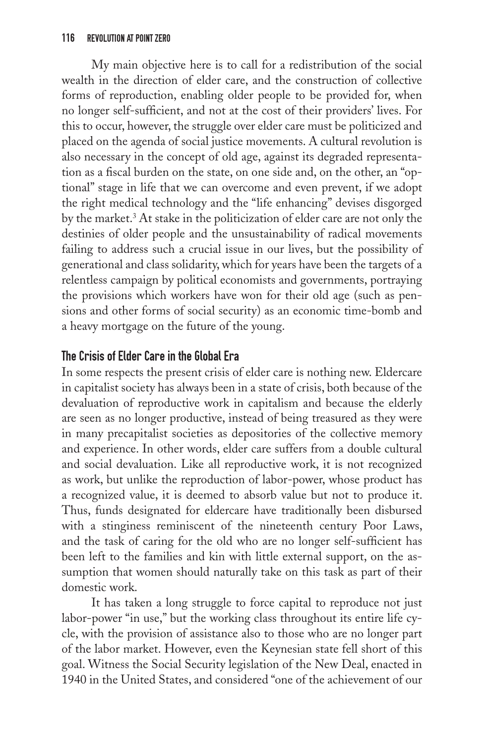My main objective here is to call for a redistribution of the social wealth in the direction of elder care, and the construction of collective forms of reproduction, enabling older people to be provided for, when no longer self-sufficient, and not at the cost of their providers' lives. For this to occur, however, the struggle over elder care must be politicized and placed on the agenda of social justice movements. A cultural revolution is also necessary in the concept of old age, against its degraded representation as a fiscal burden on the state, on one side and, on the other, an "optional" stage in life that we can overcome and even prevent, if we adopt the right medical technology and the "life enhancing" devises disgorged by the market.[3] At stake in the politicization of elder care are not only the destinies of older people and the unsustainability of radical movements failing to address such a crucial issue in our lives, but the possibility of generational and class solidarity, which for years have been the targets of a relentless campaign by political economists and governments, portraying the provisions which workers have won for their old age (such as pensions and other forms of social security) as an economic time-bomb and a heavy mortgage on the future of the young.

## The Crisis of Elder Care in the Global Era

In some respects the present crisis of elder care is nothing new. Eldercare in capitalist society has always been in a state of crisis, both because of the devaluation of reproductive work in capitalism and because the elderly are seen as no longer productive, instead of being treasured as they were in many precapitalist societies as depositories of the collective memory and experience. In other words, elder care suffers from a double cultural and social devaluation. Like all reproductive work, it is not recognized as work, but unlike the reproduction of labor-power, whose product has a recognized value, it is deemed to absorb value but not to produce it. Thus, funds designated for eldercare have traditionally been disbursed with a stinginess reminiscent of the nineteenth century Poor Laws, and the task of caring for the old who are no longer self-sufficient has been left to the families and kin with little external support, on the assumption that women should naturally take on this task as part of their domestic work.

It has taken a long struggle to force capital to reproduce not just labor-power "in use," but the working class throughout its entire life cycle, with the provision of assistance also to those who are no longer part of the labor market. However, even the Keynesian state fell short of this goal. Witness the Social Security legislation of the New Deal, enacted in 1940 in the United States, and considered "one of the achievement of our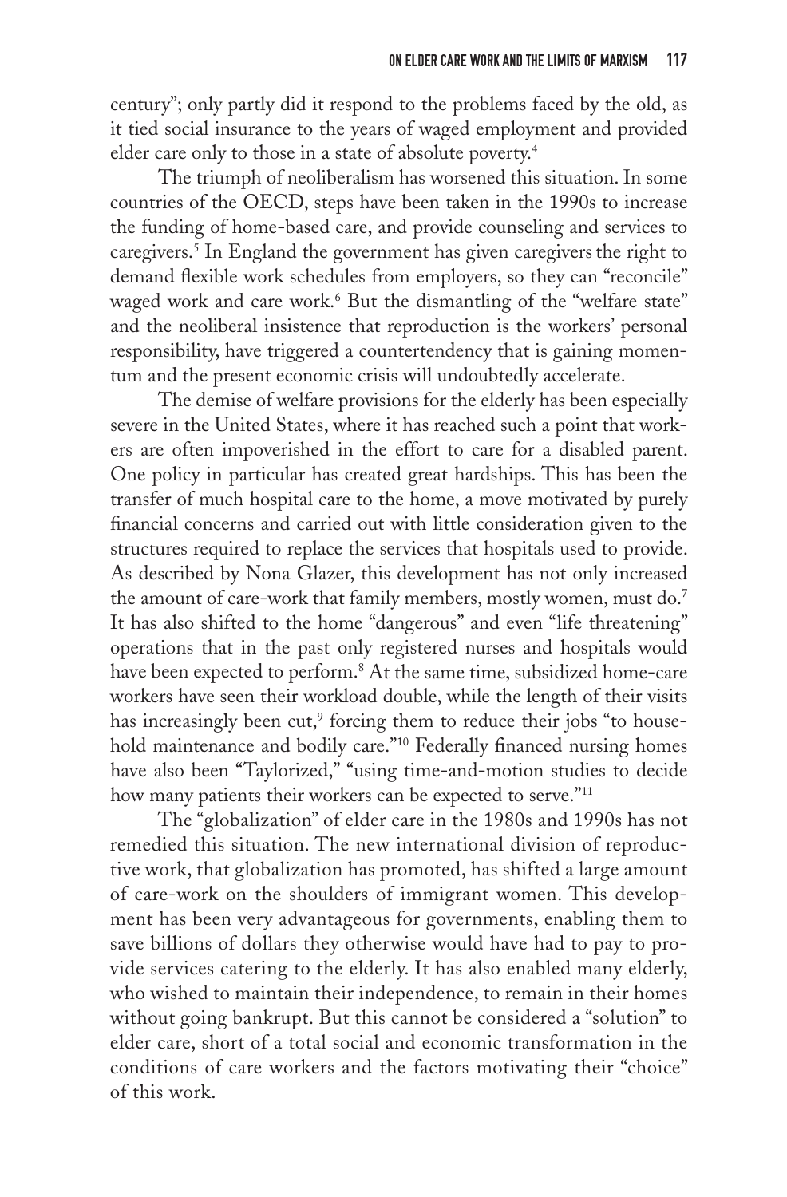century"; only partly did it respond to the problems faced by the old, as it tied social insurance to the years of waged employment and provided elder care only to those in a state of absolute poverty.[4]

The triumph of neoliberalism has worsened this situation. In some countries of the OECD, steps have been taken in the 1990s to increase the funding of home-based care, and provide counseling and services to caregivers.[5] In England the government has given caregivers the right to demand flexible work schedules from employers, so they can "reconcile" waged work and care work.[6] But the dismantling of the "welfare state" and the neoliberal insistence that reproduction is the workers' personal responsibility, have triggered a countertendency that is gaining momentum and the present economic crisis will undoubtedly accelerate.

The demise of welfare provisions for the elderly has been especially severe in the United States, where it has reached such a point that workers are often impoverished in the effort to care for a disabled parent. One policy in particular has created great hardships. This has been the transfer of much hospital care to the home, a move motivated by purely financial concerns and carried out with little consideration given to the structures required to replace the services that hospitals used to provide. As described by Nona Glazer, this development has not only increased the amount of care-work that family members, mostly women, must do.[7] It has also shifted to the home "dangerous" and even "life threatening" operations that in the past only registered nurses and hospitals would have been expected to perform.[8] At the same time, subsidized home-care workers have seen their workload double, while the length of their visits has increasingly been cut,[9] forcing them to reduce their jobs "to household maintenance and bodily care."[10] Federally financed nursing homes have also been "Taylorized," "using time-and-motion studies to decide how many patients their workers can be expected to serve."[11]

The "globalization" of elder care in the 1980s and 1990s has not remedied this situation. The new international division of reproductive work, that globalization has promoted, has shifted a large amount of care-work on the shoulders of immigrant women. This development has been very advantageous for governments, enabling them to save billions of dollars they otherwise would have had to pay to provide services catering to the elderly. It has also enabled many elderly, who wished to maintain their independence, to remain in their homes without going bankrupt. But this cannot be considered a "solution" to elder care, short of a total social and economic transformation in the conditions of care workers and the factors motivating their "choice" of this work.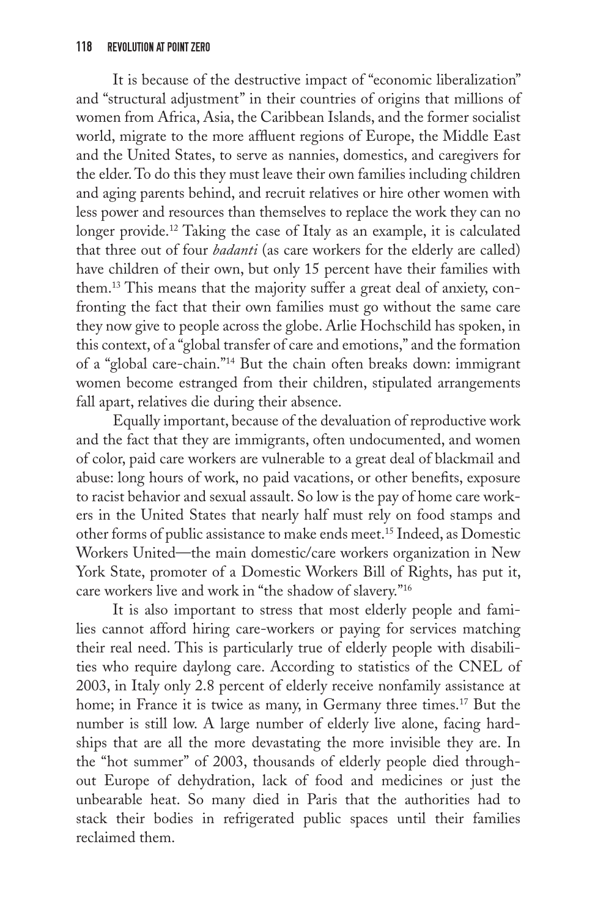It is because of the destructive impact of "economic liberalization" and "structural adjustment" in their countries of origins that millions of women from Africa, Asia, the Caribbean Islands, and the former socialist world, migrate to the more affluent regions of Europe, the Middle East and the United States, to serve as nannies, domestics, and caregivers for the elder. To do this they must leave their own families including children and aging parents behind, and recruit relatives or hire other women with less power and resources than themselves to replace the work they can no longer provide.[12] Taking the case of Italy as an example, it is calculated that three out of four *badanti* (as care workers for the elderly are called) have children of their own, but only 15 percent have their families with them.[13] This means that the majority suffer a great deal of anxiety, confronting the fact that their own families must go without the same care they now give to people across the globe. Arlie Hochschild has spoken, in this context, of a "global transfer of care and emotions," and the formation of a "global care-chain."[14] But the chain often breaks down: immigrant women become estranged from their children, stipulated arrangements fall apart, relatives die during their absence.

Equally important, because of the devaluation of reproductive work and the fact that they are immigrants, often undocumented, and women of color, paid care workers are vulnerable to a great deal of blackmail and abuse: long hours of work, no paid vacations, or other benefits, exposure to racist behavior and sexual assault. So low is the pay of home care workers in the United States that nearly half must rely on food stamps and other forms of public assistance to make ends meet.[15] Indeed, as Domestic Workers United—the main domestic/care workers organization in New York State, promoter of a Domestic Workers Bill of Rights, has put it, care workers live and work in "the shadow of slavery."[16]

It is also important to stress that most elderly people and families cannot afford hiring care-workers or paying for services matching their real need. This is particularly true of elderly people with disabilities who require daylong care. According to statistics of the CNEL of 2003, in Italy only 2.8 percent of elderly receive nonfamily assistance at home; in France it is twice as many, in Germany three times.[17] But the number is still low. A large number of elderly live alone, facing hardships that are all the more devastating the more invisible they are. In the "hot summer" of 2003, thousands of elderly people died throughout Europe of dehydration, lack of food and medicines or just the unbearable heat. So many died in Paris that the authorities had to stack their bodies in refrigerated public spaces until their families reclaimed them.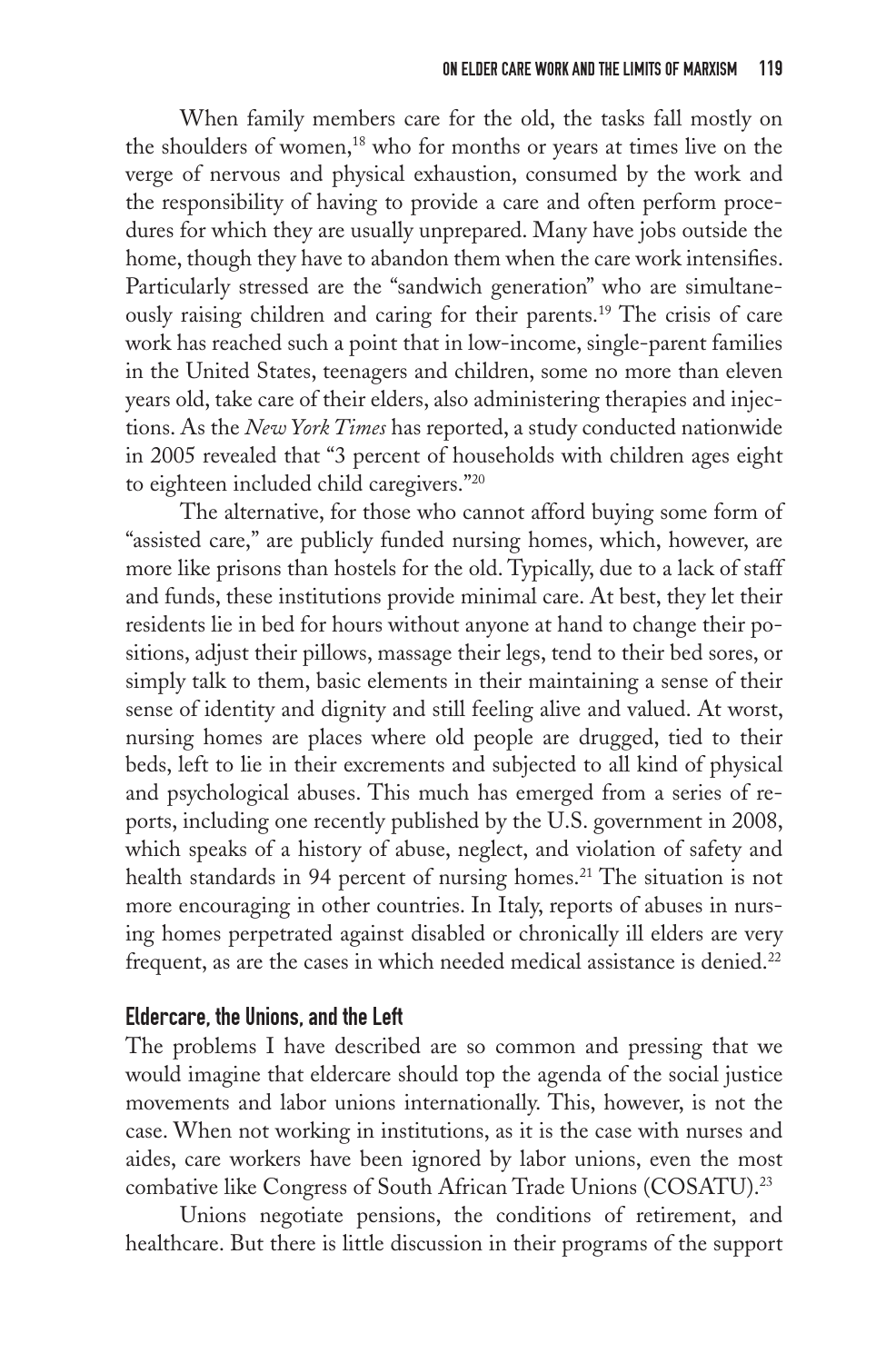When family members care for the old, the tasks fall mostly on the shoulders of women,[18] who for months or years at times live on the verge of nervous and physical exhaustion, consumed by the work and the responsibility of having to provide a care and often perform procedures for which they are usually unprepared. Many have jobs outside the home, though they have to abandon them when the care work intensifies. Particularly stressed are the "sandwich generation" who are simultaneously raising children and caring for their parents.[19] The crisis of care work has reached such a point that in low-income, single-parent families in the United States, teenagers and children, some no more than eleven years old, take care of their elders, also administering therapies and injections. As the *New York Times* has reported, a study conducted nationwide in 2005 revealed that "3 percent of households with children ages eight to eighteen included child caregivers."[20]

The alternative, for those who cannot afford buying some form of "assisted care," are publicly funded nursing homes, which, however, are more like prisons than hostels for the old. Typically, due to a lack of staff and funds, these institutions provide minimal care. At best, they let their residents lie in bed for hours without anyone at hand to change their positions, adjust their pillows, massage their legs, tend to their bed sores, or simply talk to them, basic elements in their maintaining a sense of their sense of identity and dignity and still feeling alive and valued. At worst, nursing homes are places where old people are drugged, tied to their beds, left to lie in their excrements and subjected to all kind of physical and psychological abuses. This much has emerged from a series of reports, including one recently published by the U.S. government in 2008, which speaks of a history of abuse, neglect, and violation of safety and health standards in 94 percent of nursing homes.[21] The situation is not more encouraging in other countries. In Italy, reports of abuses in nursing homes perpetrated against disabled or chronically ill elders are very frequent, as are the cases in which needed medical assistance is denied.[22]

## Eldercare, the Unions, and the Left

The problems I have described are so common and pressing that we would imagine that eldercare should top the agenda of the social justice movements and labor unions internationally. This, however, is not the case. When not working in institutions, as it is the case with nurses and aides, care workers have been ignored by labor unions, even the most combative like Congress of South African Trade Unions (COSATU).[23]

Unions negotiate pensions, the conditions of retirement, and healthcare. But there is little discussion in their programs of the support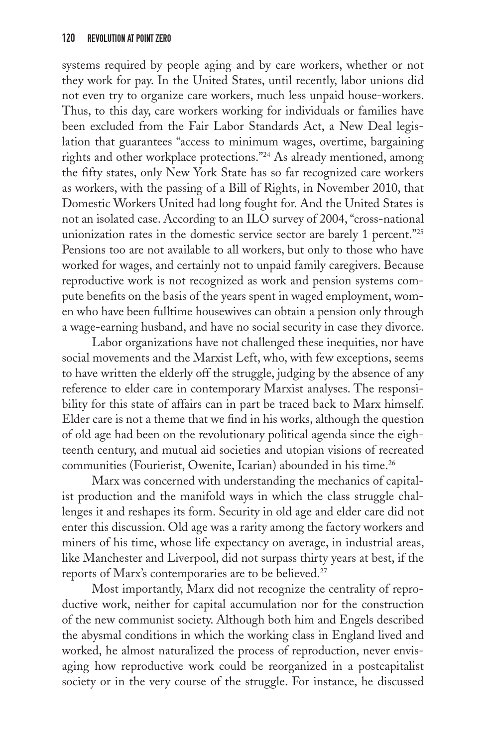systems required by people aging and by care workers, whether or not they work for pay. In the United States, until recently, labor unions did not even try to organize care workers, much less unpaid house-workers. Thus, to this day, care workers working for individuals or families have been excluded from the Fair Labor Standards Act, a New Deal legislation that guarantees "access to minimum wages, overtime, bargaining rights and other workplace protections."[24] As already mentioned, among the fifty states, only New York State has so far recognized care workers as workers, with the passing of a Bill of Rights, in November 2010, that Domestic Workers United had long fought for. And the United States is not an isolated case. According to an ILO survey of 2004, "cross-national unionization rates in the domestic service sector are barely 1 percent."[25] Pensions too are not available to all workers, but only to those who have worked for wages, and certainly not to unpaid family caregivers. Because reproductive work is not recognized as work and pension systems compute benefits on the basis of the years spent in waged employment, women who have been fulltime housewives can obtain a pension only through a wage-earning husband, and have no social security in case they divorce.

Labor organizations have not challenged these inequities, nor have social movements and the Marxist Left, who, with few exceptions, seems to have written the elderly off the struggle, judging by the absence of any reference to elder care in contemporary Marxist analyses. The responsibility for this state of affairs can in part be traced back to Marx himself. Elder care is not a theme that we find in his works, although the question of old age had been on the revolutionary political agenda since the eighteenth century, and mutual aid societies and utopian visions of recreated communities (Fourierist, Owenite, Icarian) abounded in his time.[26]

Marx was concerned with understanding the mechanics of capitalist production and the manifold ways in which the class struggle challenges it and reshapes its form. Security in old age and elder care did not enter this discussion. Old age was a rarity among the factory workers and miners of his time, whose life expectancy on average, in industrial areas, like Manchester and Liverpool, did not surpass thirty years at best, if the reports of Marx's contemporaries are to be believed.[27]

Most importantly, Marx did not recognize the centrality of reproductive work, neither for capital accumulation nor for the construction of the new communist society. Although both him and Engels described the abysmal conditions in which the working class in England lived and worked, he almost naturalized the process of reproduction, never envisaging how reproductive work could be reorganized in a postcapitalist society or in the very course of the struggle. For instance, he discussed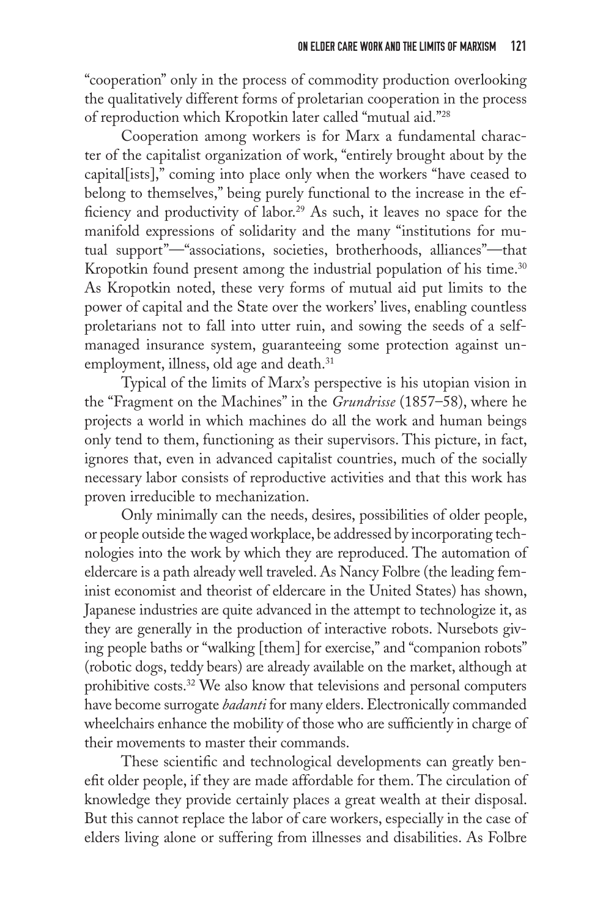"cooperation" only in the process of commodity production overlooking the qualitatively different forms of proletarian cooperation in the process of reproduction which Kropotkin later called "mutual aid."[28]

Cooperation among workers is for Marx a fundamental character of the capitalist organization of work, "entirely brought about by the capital[ists]," coming into place only when the workers "have ceased to belong to themselves," being purely functional to the increase in the efficiency and productivity of labor.[29] As such, it leaves no space for the manifold expressions of solidarity and the many "institutions for mutual support"—"associations, societies, brotherhoods, alliances"—that Kropotkin found present among the industrial population of his time.[30] As Kropotkin noted, these very forms of mutual aid put limits to the power of capital and the State over the workers' lives, enabling countless proletarians not to fall into utter ruin, and sowing the seeds of a self-managed insurance system, guaranteeing some protection against unemployment, illness, old age and death.[31]

Typical of the limits of Marx's perspective is his utopian vision in the "Fragment on the Machines" in the *Grundrisse* (1857–58), where he projects a world in which machines do all the work and human beings only tend to them, functioning as their supervisors. This picture, in fact, ignores that, even in advanced capitalist countries, much of the socially necessary labor consists of reproductive activities and that this work has proven irreducible to mechanization.

Only minimally can the needs, desires, possibilities of older people, or people outside the waged workplace, be addressed by incorporating technologies into the work by which they are reproduced. The automation of eldercare is a path already well traveled. As Nancy Folbre (the leading feminist economist and theorist of eldercare in the United States) has shown, Japanese industries are quite advanced in the attempt to technologize it, as they are generally in the production of interactive robots. Nursebots giving people baths or "walking [them] for exercise," and "companion robots" (robotic dogs, teddy bears) are already available on the market, although at prohibitive costs.[32] We also know that televisions and personal computers have become surrogate *badanti* for many elders. Electronically commanded wheelchairs enhance the mobility of those who are sufficiently in charge of their movements to master their commands.

These scientific and technological developments can greatly benefit older people, if they are made affordable for them. The circulation of knowledge they provide certainly places a great wealth at their disposal. But this cannot replace the labor of care workers, especially in the case of elders living alone or suffering from illnesses and disabilities. As Folbre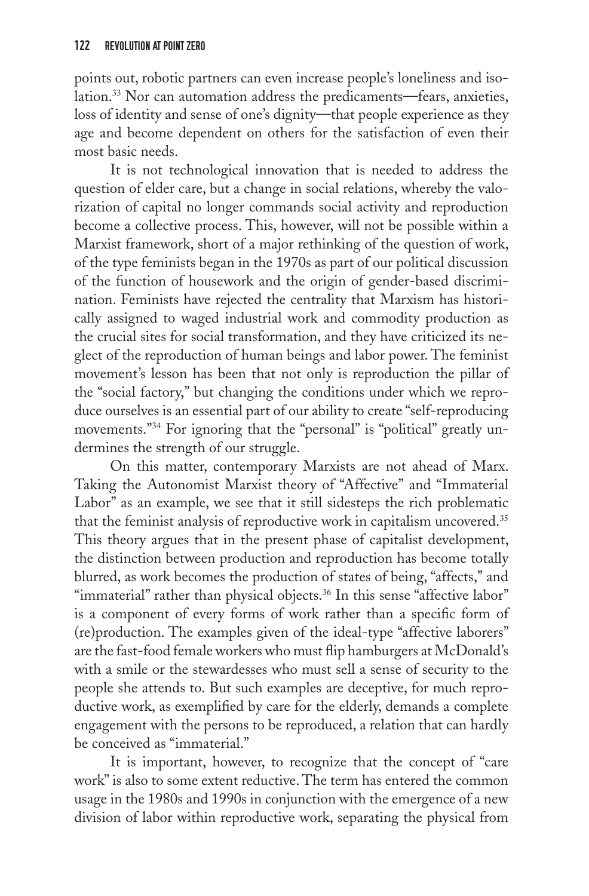points out, robotic partners can even increase people's loneliness and isolation.[33] Nor can automation address the predicaments—fears, anxieties, loss of identity and sense of one's dignity—that people experience as they age and become dependent on others for the satisfaction of even their most basic needs.

It is not technological innovation that is needed to address the question of elder care, but a change in social relations, whereby the valorization of capital no longer commands social activity and reproduction become a collective process. This, however, will not be possible within a Marxist framework, short of a major rethinking of the question of work, of the type feminists began in the 1970s as part of our political discussion of the function of housework and the origin of gender-based discrimination. Feminists have rejected the centrality that Marxism has historically assigned to waged industrial work and commodity production as the crucial sites for social transformation, and they have criticized its neglect of the reproduction of human beings and labor power. The feminist movement's lesson has been that not only is reproduction the pillar of the "social factory," but changing the conditions under which we reproduce ourselves is an essential part of our ability to create "self-reproducing movements."[34] For ignoring that the "personal" is "political" greatly undermines the strength of our struggle.

On this matter, contemporary Marxists are not ahead of Marx. Taking the Autonomist Marxist theory of "Affective" and "Immaterial Labor" as an example, we see that it still sidesteps the rich problematic that the feminist analysis of reproductive work in capitalism uncovered.[35] This theory argues that in the present phase of capitalist development, the distinction between production and reproduction has become totally blurred, as work becomes the production of states of being, "affects," and "immaterial" rather than physical objects.[36] In this sense "affective labor" is a component of every forms of work rather than a specific form of (re)production. The examples given of the ideal-type "affective laborers" are the fast-food female workers who must flip hamburgers at McDonald's with a smile or the stewardesses who must sell a sense of security to the people she attends to. But such examples are deceptive, for much reproductive work, as exemplified by care for the elderly, demands a complete engagement with the persons to be reproduced, a relation that can hardly be conceived as "immaterial."

It is important, however, to recognize that the concept of "care work" is also to some extent reductive. The term has entered the common usage in the 1980s and 1990s in conjunction with the emergence of a new division of labor within reproductive work, separating the physical from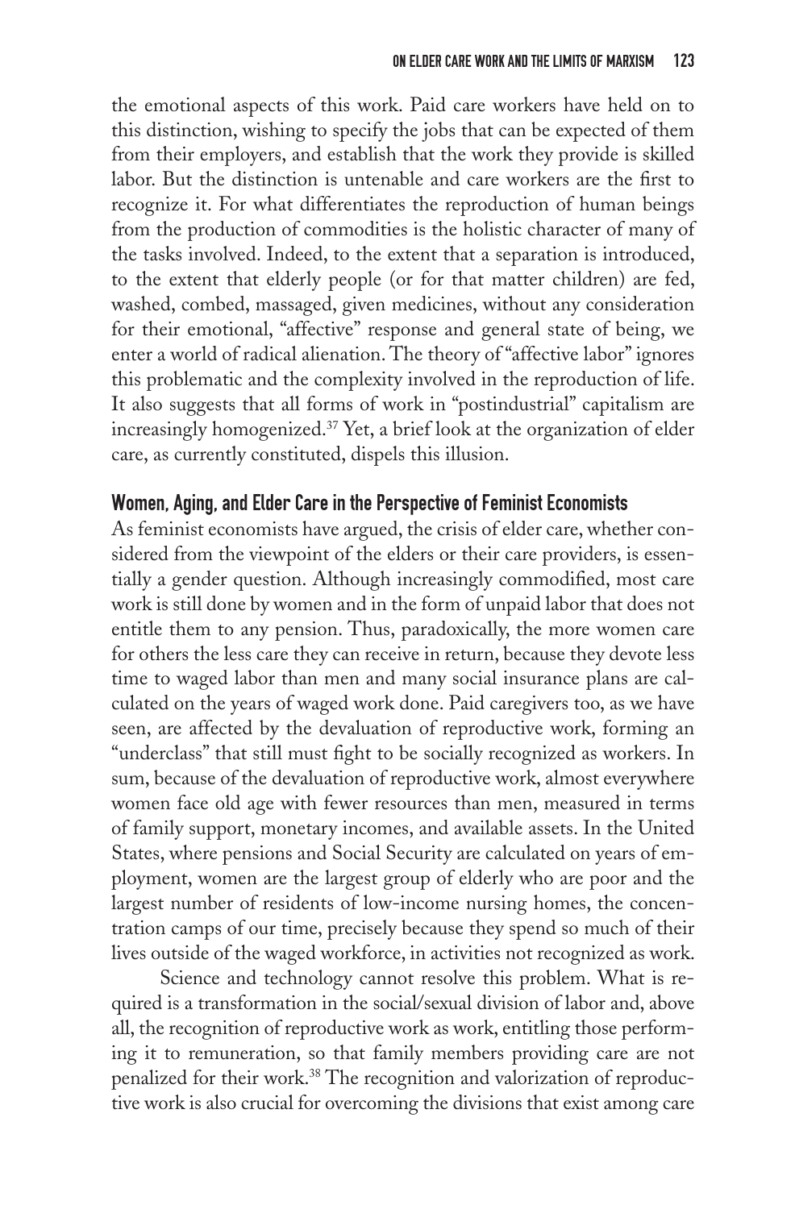the emotional aspects of this work. Paid care workers have held on to this distinction, wishing to specify the jobs that can be expected of them from their employers, and establish that the work they provide is skilled labor. But the distinction is untenable and care workers are the first to recognize it. For what differentiates the reproduction of human beings from the production of commodities is the holistic character of many of the tasks involved. Indeed, to the extent that a separation is introduced, to the extent that elderly people (or for that matter children) are fed, washed, combed, massaged, given medicines, without any consideration for their emotional, "affective" response and general state of being, we enter a world of radical alienation. The theory of "affective labor" ignores this problematic and the complexity involved in the reproduction of life. It also suggests that all forms of work in "postindustrial" capitalism are increasingly homogenized.[37] Yet, a brief look at the organization of elder care, as currently constituted, dispels this illusion.

## Women, Aging, and Elder Care in the Perspective of Feminist Economists

As feminist economists have argued, the crisis of elder care, whether considered from the viewpoint of the elders or their care providers, is essentially a gender question. Although increasingly commodified, most care work is still done by women and in the form of unpaid labor that does not entitle them to any pension. Thus, paradoxically, the more women care for others the less care they can receive in return, because they devote less time to waged labor than men and many social insurance plans are calculated on the years of waged work done. Paid caregivers too, as we have seen, are affected by the devaluation of reproductive work, forming an "underclass" that still must fight to be socially recognized as workers. In sum, because of the devaluation of reproductive work, almost everywhere women face old age with fewer resources than men, measured in terms of family support, monetary incomes, and available assets. In the United States, where pensions and Social Security are calculated on years of employment, women are the largest group of elderly who are poor and the largest number of residents of low-income nursing homes, the concentration camps of our time, precisely because they spend so much of their lives outside of the waged workforce, in activities not recognized as work.

Science and technology cannot resolve this problem. What is required is a transformation in the social/sexual division of labor and, above all, the recognition of reproductive work as work, entitling those performing it to remuneration, so that family members providing care are not penalized for their work.[38] The recognition and valorization of reproductive work is also crucial for overcoming the divisions that exist among care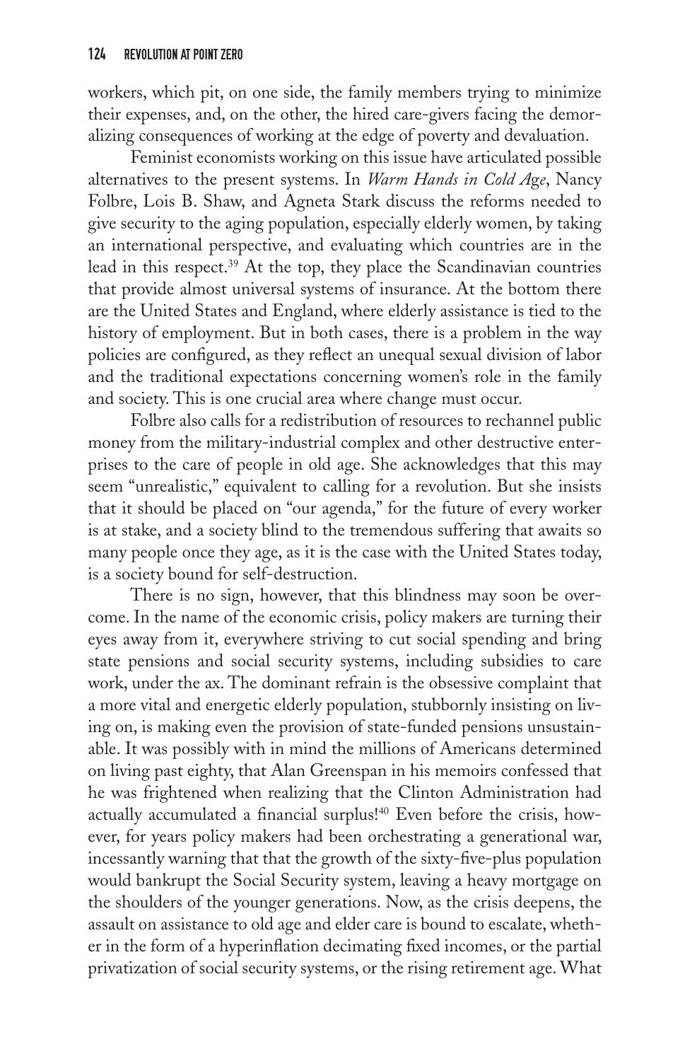workers, which pit, on one side, the family members trying to minimize their expenses, and, on the other, the hired care-givers facing the demoralizing consequences of working at the edge of poverty and devaluation.

Feminist economists working on this issue have articulated possible alternatives to the present systems. In *Warm Hands in Cold Age*, Nancy Folbre, Lois B. Shaw, and Agneta Stark discuss the reforms needed to give security to the aging population, especially elderly women, by taking an international perspective, and evaluating which countries are in the lead in this respect.[39] At the top, they place the Scandinavian countries that provide almost universal systems of insurance. At the bottom there are the United States and England, where elderly assistance is tied to the history of employment. But in both cases, there is a problem in the way policies are configured, as they reflect an unequal sexual division of labor and the traditional expectations concerning women's role in the family and society. This is one crucial area where change must occur.

Folbre also calls for a redistribution of resources to rechannel public money from the military-industrial complex and other destructive enterprises to the care of people in old age. She acknowledges that this may seem "unrealistic," equivalent to calling for a revolution. But she insists that it should be placed on "our agenda," for the future of every worker is at stake, and a society blind to the tremendous suffering that awaits so many people once they age, as it is the case with the United States today, is a society bound for self-destruction.

There is no sign, however, that this blindness may soon be overcome. In the name of the economic crisis, policy makers are turning their eyes away from it, everywhere striving to cut social spending and bring state pensions and social security systems, including subsidies to care work, under the ax. The dominant refrain is the obsessive complaint that a more vital and energetic elderly population, stubbornly insisting on living on, is making even the provision of state-funded pensions unsustainable. It was possibly with in mind the millions of Americans determined on living past eighty, that Alan Greenspan in his memoirs confessed that he was frightened when realizing that the Clinton Administration had actually accumulated a financial surplus![40] Even before the crisis, however, for years policy makers had been orchestrating a generational war, incessantly warning that that the growth of the sixty-five-plus population would bankrupt the Social Security system, leaving a heavy mortgage on the shoulders of the younger generations. Now, as the crisis deepens, the assault on assistance to old age and elder care is bound to escalate, whether in the form of a hyperinflation decimating fixed incomes, or the partial privatization of social security systems, or the rising retirement age. What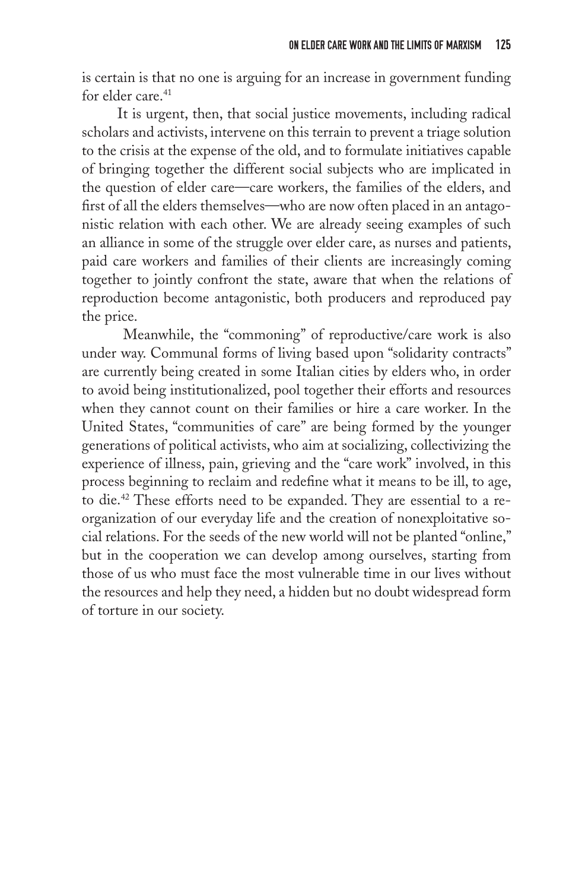is certain is that no one is arguing for an increase in government funding for elder care.[41]

It is urgent, then, that social justice movements, including radical scholars and activists, intervene on this terrain to prevent a triage solution to the crisis at the expense of the old, and to formulate initiatives capable of bringing together the different social subjects who are implicated in the question of elder care—care workers, the families of the elders, and first of all the elders themselves—who are now often placed in an antagonistic relation with each other. We are already seeing examples of such an alliance in some of the struggle over elder care, as nurses and patients, paid care workers and families of their clients are increasingly coming together to jointly confront the state, aware that when the relations of reproduction become antagonistic, both producers and reproduced pay the price.

Meanwhile, the "commoning" of reproductive/care work is also under way. Communal forms of living based upon "solidarity contracts" are currently being created in some Italian cities by elders who, in order to avoid being institutionalized, pool together their efforts and resources when they cannot count on their families or hire a care worker. In the United States, "communities of care" are being formed by the younger generations of political activists, who aim at socializing, collectivizing the experience of illness, pain, grieving and the "care work" involved, in this process beginning to reclaim and redefine what it means to be ill, to age, to die.[42] These efforts need to be expanded. They are essential to a reorganization of our everyday life and the creation of nonexploitative social relations. For the seeds of the new world will not be planted "online," but in the cooperation we can develop among ourselves, starting from those of us who must face the most vulnerable time in our lives without the resources and help they need, a hidden but no doubt widespread form of torture in our society.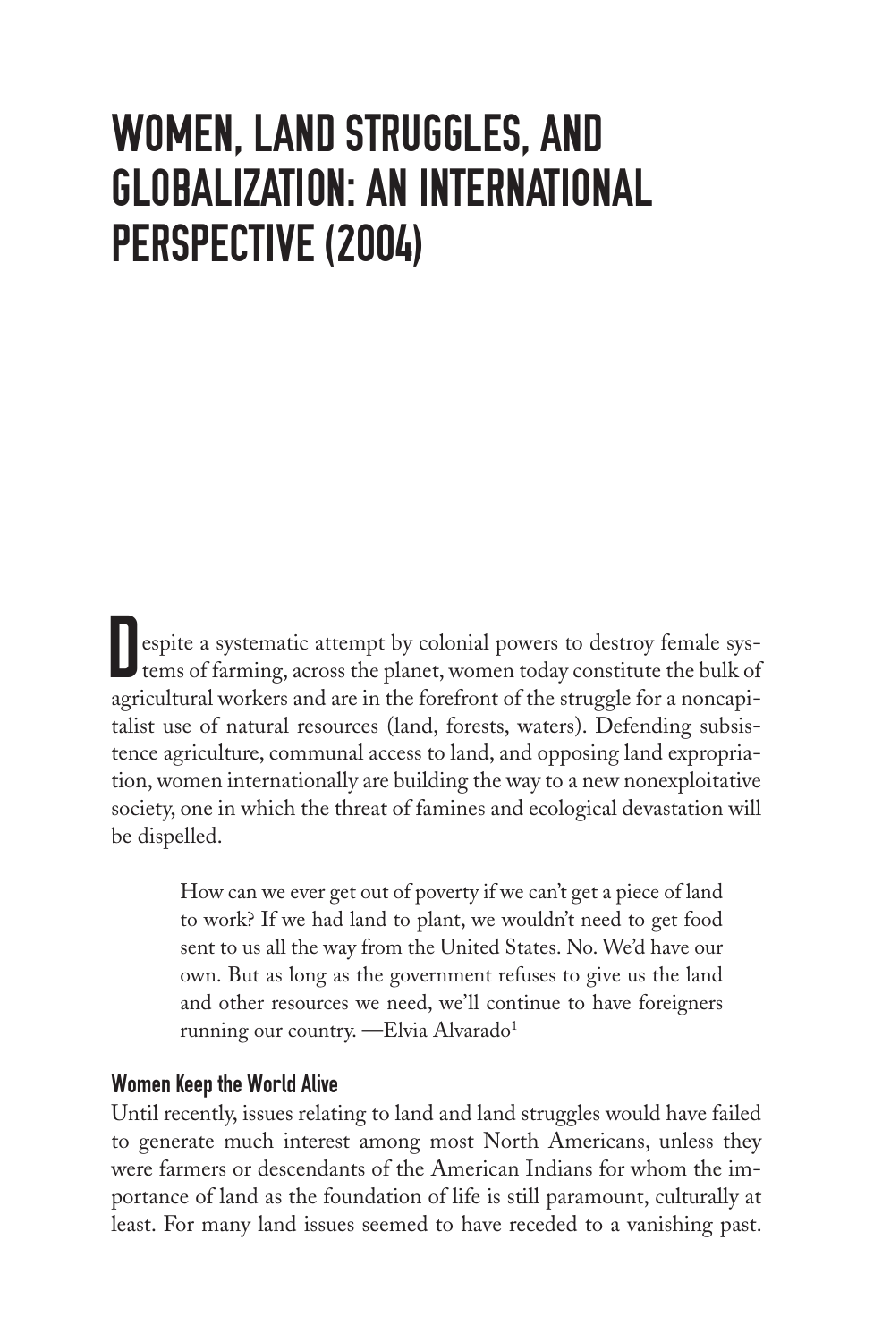# WOMEN, LAND STRUGGLES, AND GLOBALIZATION: AN INTERNATIONAL PERSPECTIVE (2004)

Despite a systematic attempt by colonial powers to destroy female systems of farming, across the planet, women today constitute the bulk of agricultural workers and are in the forefront of the struggle for a noncapitalist use of natural resources (land, forests, waters). Defending subsistence agriculture, communal access to land, and opposing land expropriation, women internationally are building the way to a new nonexploitative society, one in which the threat of famines and ecological devastation will be dispelled.

> How can we ever get out of poverty if we can't get a piece of land to work? If we had land to plant, we wouldn't need to get food sent to us all the way from the United States. No. We'd have our own. But as long as the government refuses to give us the land and other resources we need, we'll continue to have foreigners running our country. —Elvia Alvarado[1]

### Women Keep the World Alive

Until recently, issues relating to land and land struggles would have failed to generate much interest among most North Americans, unless they were farmers or descendants of the American Indians for whom the importance of land as the foundation of life is still paramount, culturally at least. For many land issues seemed to have receded to a vanishing past.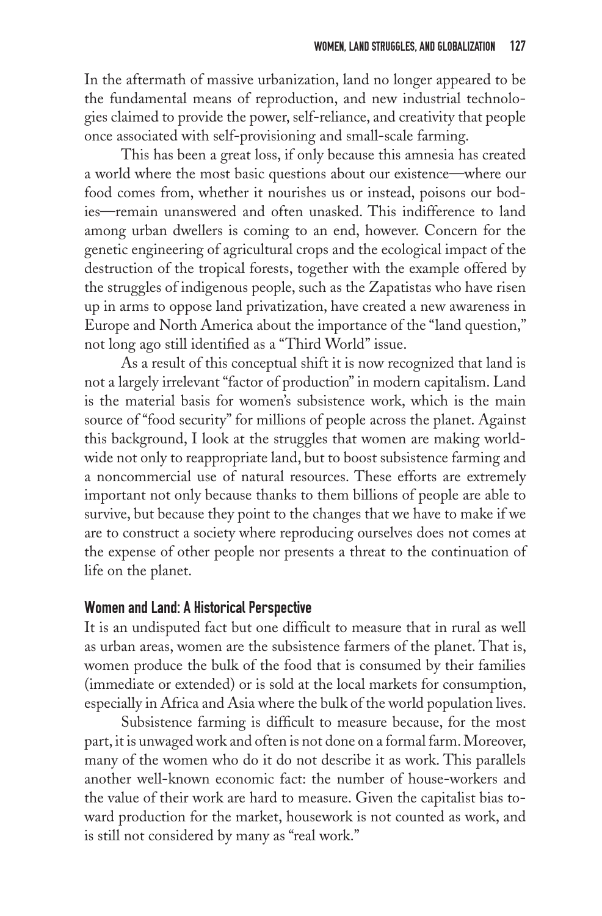In the aftermath of massive urbanization, land no longer appeared to be the fundamental means of reproduction, and new industrial technologies claimed to provide the power, self-reliance, and creativity that people once associated with self-provisioning and small-scale farming.

This has been a great loss, if only because this amnesia has created a world where the most basic questions about our existence—where our food comes from, whether it nourishes us or instead, poisons our bodies—remain unanswered and often unasked. This indifference to land among urban dwellers is coming to an end, however. Concern for the genetic engineering of agricultural crops and the ecological impact of the destruction of the tropical forests, together with the example offered by the struggles of indigenous people, such as the Zapatistas who have risen up in arms to oppose land privatization, have created a new awareness in Europe and North America about the importance of the "land question," not long ago still identified as a "Third World" issue.

As a result of this conceptual shift it is now recognized that land is not a largely irrelevant "factor of production" in modern capitalism. Land is the material basis for women's subsistence work, which is the main source of "food security" for millions of people across the planet. Against this background, I look at the struggles that women are making worldwide not only to reappropriate land, but to boost subsistence farming and a noncommercial use of natural resources. These efforts are extremely important not only because thanks to them billions of people are able to survive, but because they point to the changes that we have to make if we are to construct a society where reproducing ourselves does not comes at the expense of other people nor presents a threat to the continuation of life on the planet.

## Women and Land: A Historical Perspective

It is an undisputed fact but one difficult to measure that in rural as well as urban areas, women are the subsistence farmers of the planet. That is, women produce the bulk of the food that is consumed by their families (immediate or extended) or is sold at the local markets for consumption, especially in Africa and Asia where the bulk of the world population lives.

Subsistence farming is difficult to measure because, for the most part, it is unwaged work and often is not done on a formal farm. Moreover, many of the women who do it do not describe it as work. This parallels another well-known economic fact: the number of house-workers and the value of their work are hard to measure. Given the capitalist bias toward production for the market, housework is not counted as work, and is still not considered by many as "real work."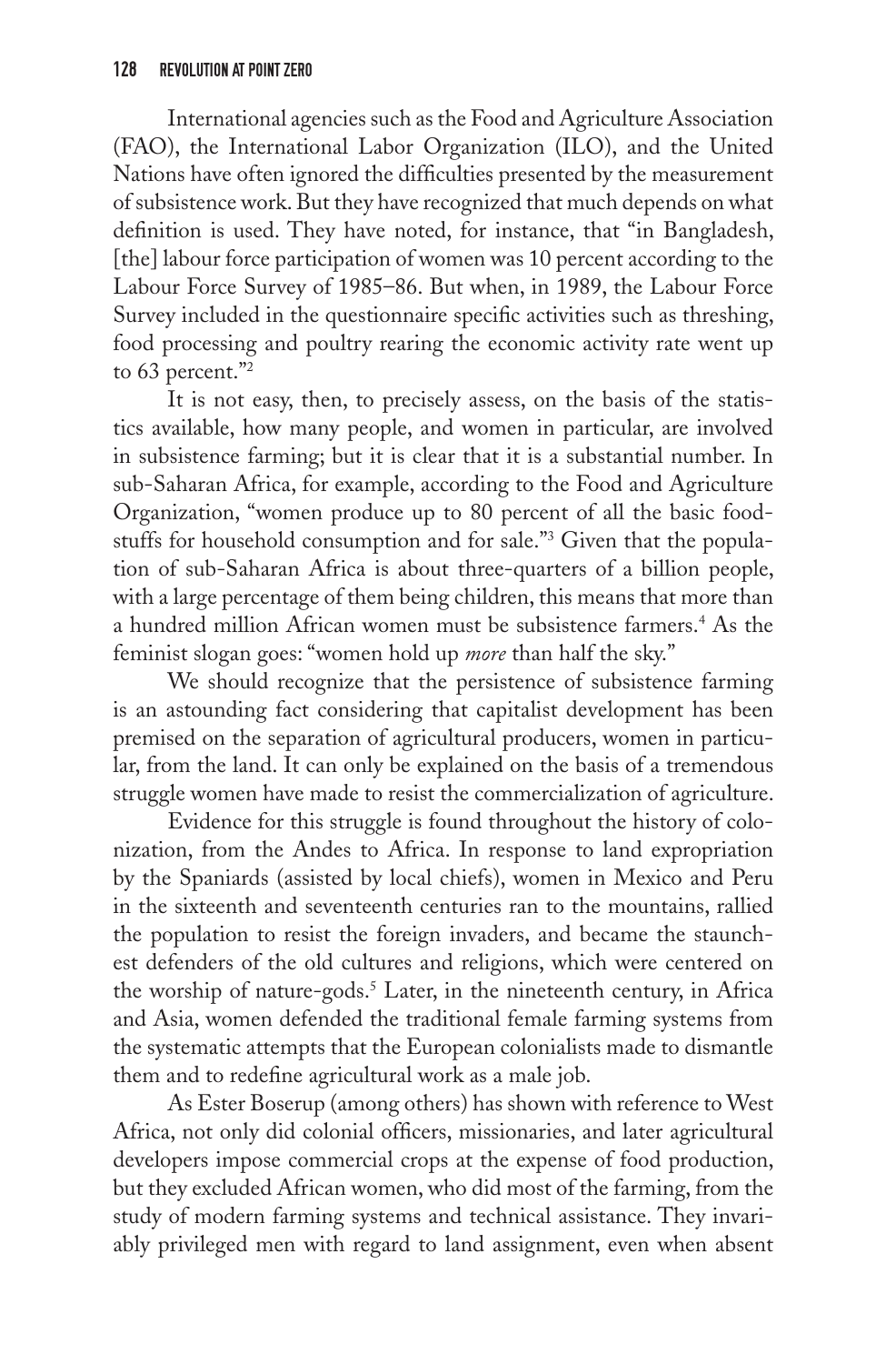International agencies such as the Food and Agriculture Association (FAO), the International Labor Organization (ILO), and the United Nations have often ignored the difficulties presented by the measurement of subsistence work. But they have recognized that much depends on what definition is used. They have noted, for instance, that "in Bangladesh, [the] labour force participation of women was 10 percent according to the Labour Force Survey of 1985–86. But when, in 1989, the Labour Force Survey included in the questionnaire specific activities such as threshing, food processing and poultry rearing the economic activity rate went up to 63 percent."[2]

It is not easy, then, to precisely assess, on the basis of the statistics available, how many people, and women in particular, are involved in subsistence farming; but it is clear that it is a substantial number. In sub-Saharan Africa, for example, according to the Food and Agriculture Organization, "women produce up to 80 percent of all the basic foodstuffs for household consumption and for sale."[3] Given that the population of sub-Saharan Africa is about three-quarters of a billion people, with a large percentage of them being children, this means that more than a hundred million African women must be subsistence farmers.[4] As the feminist slogan goes: "women hold up *more* than half the sky."

We should recognize that the persistence of subsistence farming is an astounding fact considering that capitalist development has been premised on the separation of agricultural producers, women in particular, from the land. It can only be explained on the basis of a tremendous struggle women have made to resist the commercialization of agriculture.

Evidence for this struggle is found throughout the history of colonization, from the Andes to Africa. In response to land expropriation by the Spaniards (assisted by local chiefs), women in Mexico and Peru in the sixteenth and seventeenth centuries ran to the mountains, rallied the population to resist the foreign invaders, and became the staunchest defenders of the old cultures and religions, which were centered on the worship of nature-gods.[5] Later, in the nineteenth century, in Africa and Asia, women defended the traditional female farming systems from the systematic attempts that the European colonialists made to dismantle them and to redefine agricultural work as a male job.

As Ester Boserup (among others) has shown with reference to West Africa, not only did colonial officers, missionaries, and later agricultural developers impose commercial crops at the expense of food production, but they excluded African women, who did most of the farming, from the study of modern farming systems and technical assistance. They invariably privileged men with regard to land assignment, even when absent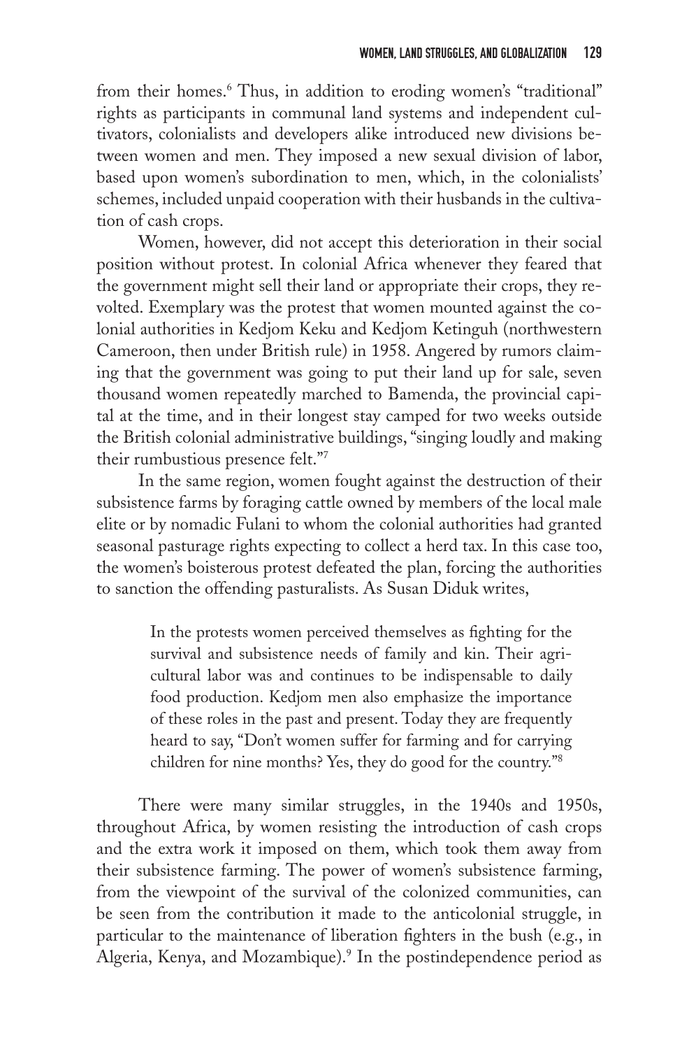from their homes.[6] Thus, in addition to eroding women's "traditional" rights as participants in communal land systems and independent cultivators, colonialists and developers alike introduced new divisions between women and men. They imposed a new sexual division of labor, based upon women's subordination to men, which, in the colonialists' schemes, included unpaid cooperation with their husbands in the cultivation of cash crops.

Women, however, did not accept this deterioration in their social position without protest. In colonial Africa whenever they feared that the government might sell their land or appropriate their crops, they revolted. Exemplary was the protest that women mounted against the colonial authorities in Kedjom Keku and Kedjom Ketinguh (northwestern Cameroon, then under British rule) in 1958. Angered by rumors claiming that the government was going to put their land up for sale, seven thousand women repeatedly marched to Bamenda, the provincial capital at the time, and in their longest stay camped for two weeks outside the British colonial administrative buildings, "singing loudly and making their rumbustious presence felt."[7]

In the same region, women fought against the destruction of their subsistence farms by foraging cattle owned by members of the local male elite or by nomadic Fulani to whom the colonial authorities had granted seasonal pasturage rights expecting to collect a herd tax. In this case too, the women's boisterous protest defeated the plan, forcing the authorities to sanction the offending pasturalists. As Susan Diduk writes,

> In the protests women perceived themselves as fighting for the survival and subsistence needs of family and kin. Their agricultural labor was and continues to be indispensable to daily food production. Kedjom men also emphasize the importance of these roles in the past and present. Today they are frequently heard to say, "Don't women suffer for farming and for carrying children for nine months? Yes, they do good for the country."[8]

There were many similar struggles, in the 1940s and 1950s, throughout Africa, by women resisting the introduction of cash crops and the extra work it imposed on them, which took them away from their subsistence farming. The power of women's subsistence farming, from the viewpoint of the survival of the colonized communities, can be seen from the contribution it made to the anticolonial struggle, in particular to the maintenance of liberation fighters in the bush (e.g., in Algeria, Kenya, and Mozambique).[9] In the postindependence period as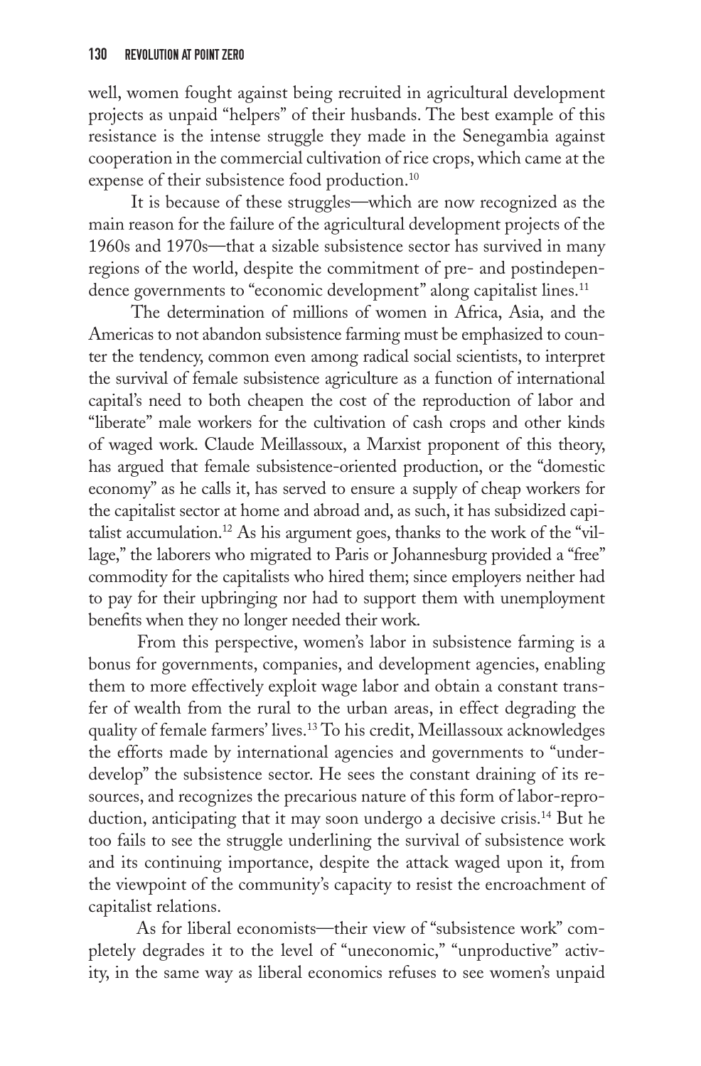well, women fought against being recruited in agricultural development projects as unpaid "helpers" of their husbands. The best example of this resistance is the intense struggle they made in the Senegambia against cooperation in the commercial cultivation of rice crops, which came at the expense of their subsistence food production.[10]

It is because of these struggles—which are now recognized as the main reason for the failure of the agricultural development projects of the 1960s and 1970s—that a sizable subsistence sector has survived in many regions of the world, despite the commitment of pre- and postindependence governments to "economic development" along capitalist lines.[11]

The determination of millions of women in Africa, Asia, and the Americas to not abandon subsistence farming must be emphasized to counter the tendency, common even among radical social scientists, to interpret the survival of female subsistence agriculture as a function of international capital's need to both cheapen the cost of the reproduction of labor and "liberate" male workers for the cultivation of cash crops and other kinds of waged work. Claude Meillassoux, a Marxist proponent of this theory, has argued that female subsistence-oriented production, or the "domestic economy" as he calls it, has served to ensure a supply of cheap workers for the capitalist sector at home and abroad and, as such, it has subsidized capitalist accumulation.[12] As his argument goes, thanks to the work of the "village," the laborers who migrated to Paris or Johannesburg provided a "free" commodity for the capitalists who hired them; since employers neither had to pay for their upbringing nor had to support them with unemployment benefits when they no longer needed their work.

From this perspective, women's labor in subsistence farming is a bonus for governments, companies, and development agencies, enabling them to more effectively exploit wage labor and obtain a constant transfer of wealth from the rural to the urban areas, in effect degrading the quality of female farmers' lives.[13] To his credit, Meillassoux acknowledges the efforts made by international agencies and governments to "underdevelop" the subsistence sector. He sees the constant draining of its resources, and recognizes the precarious nature of this form of labor-reproduction, anticipating that it may soon undergo a decisive crisis.[14] But he too fails to see the struggle underlining the survival of subsistence work and its continuing importance, despite the attack waged upon it, from the viewpoint of the community's capacity to resist the encroachment of capitalist relations.

As for liberal economists—their view of "subsistence work" completely degrades it to the level of "uneconomic," "unproductive" activity, in the same way as liberal economics refuses to see women's unpaid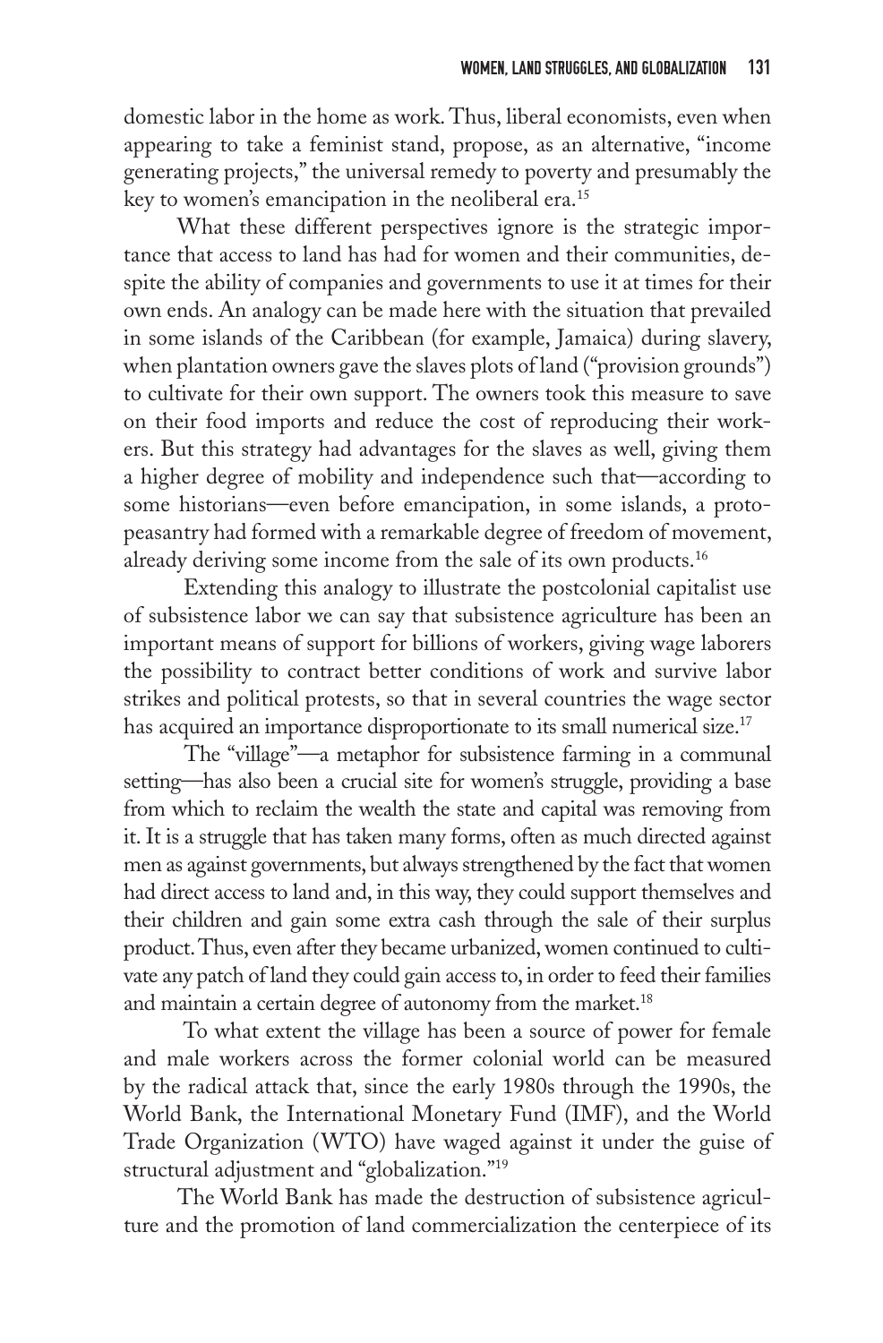domestic labor in the home as work. Thus, liberal economists, even when appearing to take a feminist stand, propose, as an alternative, "income generating projects," the universal remedy to poverty and presumably the key to women's emancipation in the neoliberal era.[15]

What these different perspectives ignore is the strategic importance that access to land has had for women and their communities, despite the ability of companies and governments to use it at times for their own ends. An analogy can be made here with the situation that prevailed in some islands of the Caribbean (for example, Jamaica) during slavery, when plantation owners gave the slaves plots of land ("provision grounds") to cultivate for their own support. The owners took this measure to save on their food imports and reduce the cost of reproducing their workers. But this strategy had advantages for the slaves as well, giving them a higher degree of mobility and independence such that—according to some historians—even before emancipation, in some islands, a proto-peasantry had formed with a remarkable degree of freedom of movement, already deriving some income from the sale of its own products.[16]

Extending this analogy to illustrate the postcolonial capitalist use of subsistence labor we can say that subsistence agriculture has been an important means of support for billions of workers, giving wage laborers the possibility to contract better conditions of work and survive labor strikes and political protests, so that in several countries the wage sector has acquired an importance disproportionate to its small numerical size.[17]

The "village"—a metaphor for subsistence farming in a communal setting—has also been a crucial site for women's struggle, providing a base from which to reclaim the wealth the state and capital was removing from it. It is a struggle that has taken many forms, often as much directed against men as against governments, but always strengthened by the fact that women had direct access to land and, in this way, they could support themselves and their children and gain some extra cash through the sale of their surplus product. Thus, even after they became urbanized, women continued to cultivate any patch of land they could gain access to, in order to feed their families and maintain a certain degree of autonomy from the market.[18]

To what extent the village has been a source of power for female and male workers across the former colonial world can be measured by the radical attack that, since the early 1980s through the 1990s, the World Bank, the International Monetary Fund (IMF), and the World Trade Organization (WTO) have waged against it under the guise of structural adjustment and "globalization."[19]

The World Bank has made the destruction of subsistence agriculture and the promotion of land commercialization the centerpiece of its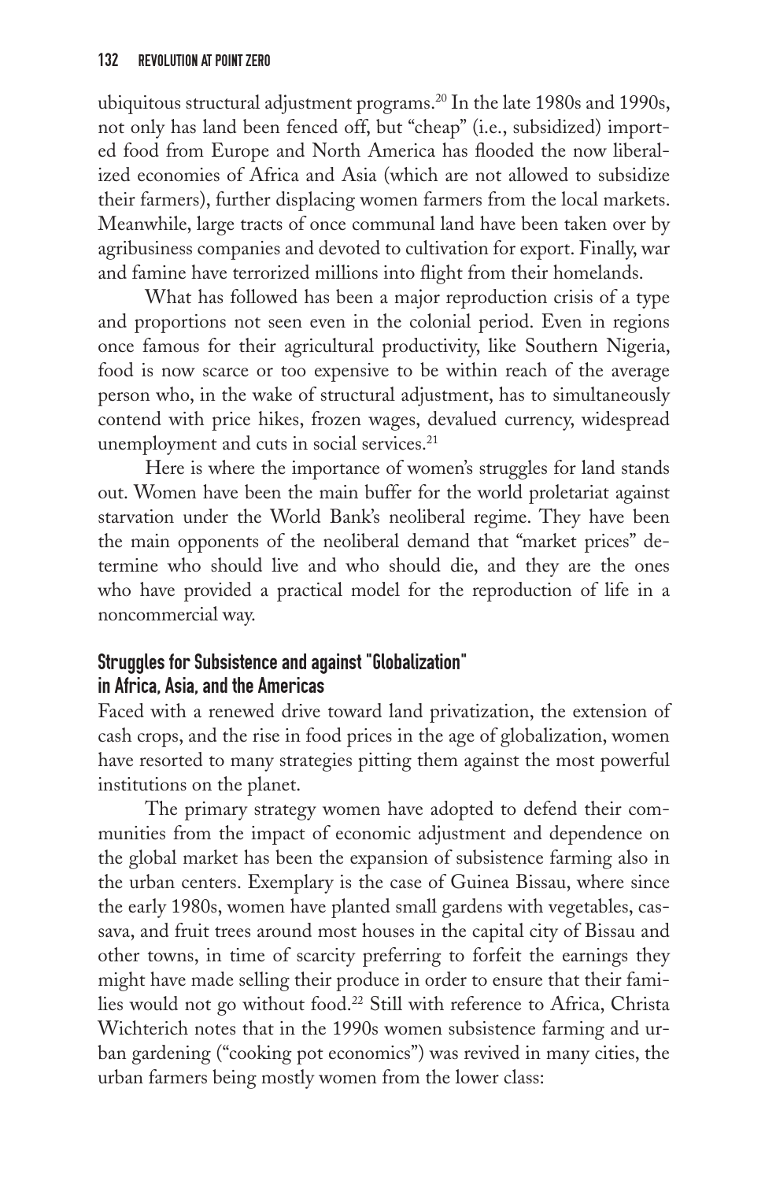ubiquitous structural adjustment programs.[20] In the late 1980s and 1990s, not only has land been fenced off, but "cheap" (i.e., subsidized) imported food from Europe and North America has flooded the now liberalized economies of Africa and Asia (which are not allowed to subsidize their farmers), further displacing women farmers from the local markets. Meanwhile, large tracts of once communal land have been taken over by agribusiness companies and devoted to cultivation for export. Finally, war and famine have terrorized millions into flight from their homelands.

What has followed has been a major reproduction crisis of a type and proportions not seen even in the colonial period. Even in regions once famous for their agricultural productivity, like Southern Nigeria, food is now scarce or too expensive to be within reach of the average person who, in the wake of structural adjustment, has to simultaneously contend with price hikes, frozen wages, devalued currency, widespread unemployment and cuts in social services.[21]

Here is where the importance of women's struggles for land stands out. Women have been the main buffer for the world proletariat against starvation under the World Bank's neoliberal regime. They have been the main opponents of the neoliberal demand that "market prices" determine who should live and who should die, and they are the ones who have provided a practical model for the reproduction of life in a noncommercial way.

## Struggles for Subsistence and against "Globalization" in Africa, Asia, and the Americas

Faced with a renewed drive toward land privatization, the extension of cash crops, and the rise in food prices in the age of globalization, women have resorted to many strategies pitting them against the most powerful institutions on the planet.

The primary strategy women have adopted to defend their communities from the impact of economic adjustment and dependence on the global market has been the expansion of subsistence farming also in the urban centers. Exemplary is the case of Guinea Bissau, where since the early 1980s, women have planted small gardens with vegetables, cassava, and fruit trees around most houses in the capital city of Bissau and other towns, in time of scarcity preferring to forfeit the earnings they might have made selling their produce in order to ensure that their families would not go without food.[22] Still with reference to Africa, Christa Wichterich notes that in the 1990s women subsistence farming and urban gardening ("cooking pot economics") was revived in many cities, the urban farmers being mostly women from the lower class: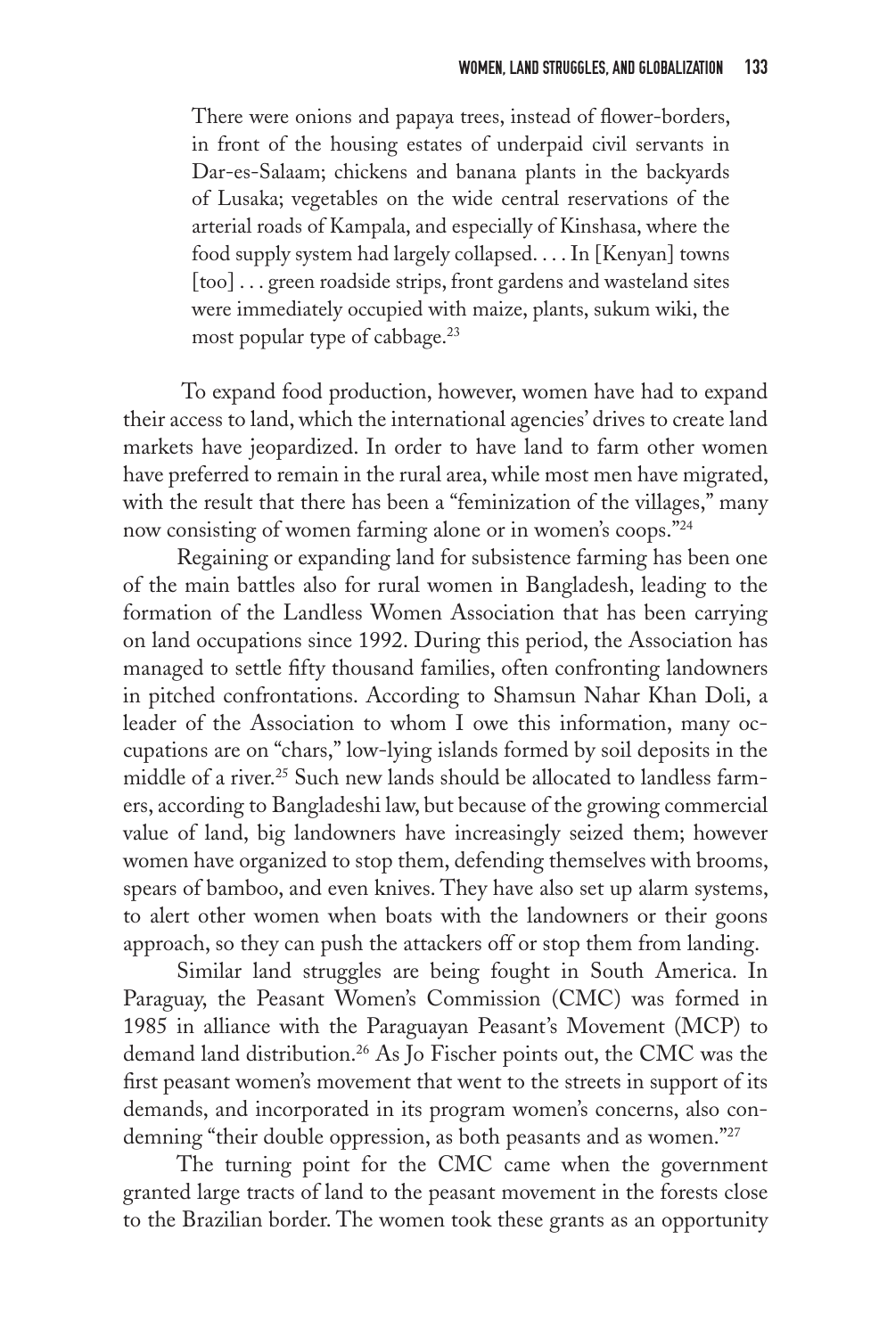> There were onions and papaya trees, instead of flower-borders, in front of the housing estates of underpaid civil servants in Dar-es-Salaam; chickens and banana plants in the backyards of Lusaka; vegetables on the wide central reservations of the arterial roads of Kampala, and especially of Kinshasa, where the food supply system had largely collapsed. . . . In [Kenyan] towns [too] . . . green roadside strips, front gardens and wasteland sites were immediately occupied with maize, plants, sukum wiki, the most popular type of cabbage.[23]

To expand food production, however, women have had to expand their access to land, which the international agencies' drives to create land markets have jeopardized. In order to have land to farm other women have preferred to remain in the rural area, while most men have migrated, with the result that there has been a "feminization of the villages," many now consisting of women farming alone or in women's coops."[24]

Regaining or expanding land for subsistence farming has been one of the main battles also for rural women in Bangladesh, leading to the formation of the Landless Women Association that has been carrying on land occupations since 1992. During this period, the Association has managed to settle fifty thousand families, often confronting landowners in pitched confrontations. According to Shamsun Nahar Khan Doli, a leader of the Association to whom I owe this information, many occupations are on "chars," low-lying islands formed by soil deposits in the middle of a river.[25] Such new lands should be allocated to landless farmers, according to Bangladeshi law, but because of the growing commercial value of land, big landowners have increasingly seized them; however women have organized to stop them, defending themselves with brooms, spears of bamboo, and even knives. They have also set up alarm systems, to alert other women when boats with the landowners or their goons approach, so they can push the attackers off or stop them from landing.

Similar land struggles are being fought in South America. In Paraguay, the Peasant Women's Commission (CMC) was formed in 1985 in alliance with the Paraguayan Peasant's Movement (MCP) to demand land distribution.[26] As Jo Fischer points out, the CMC was the first peasant women's movement that went to the streets in support of its demands, and incorporated in its program women's concerns, also condemning "their double oppression, as both peasants and as women."[27]

The turning point for the CMC came when the government granted large tracts of land to the peasant movement in the forests close to the Brazilian border. The women took these grants as an opportunity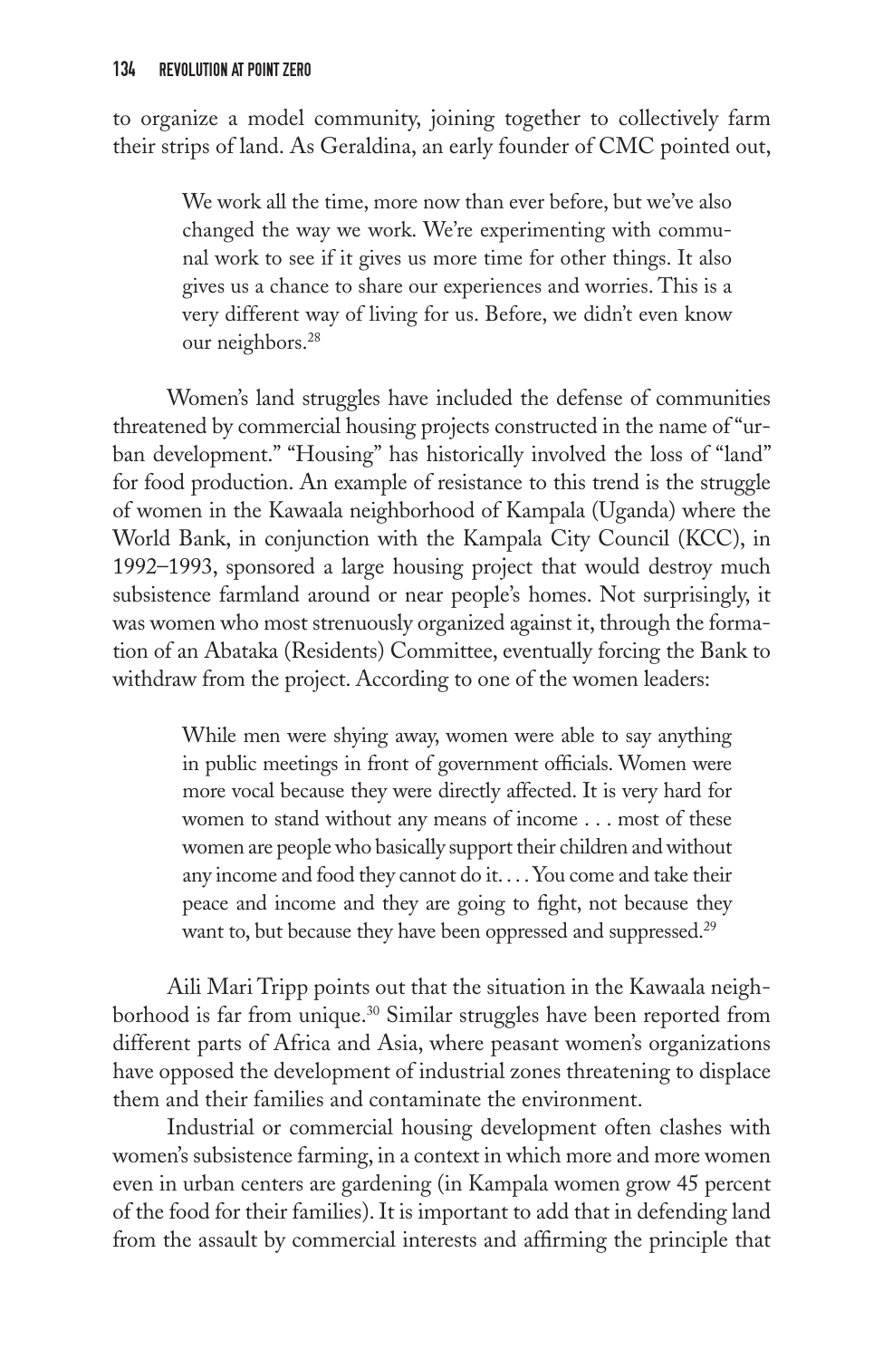to organize a model community, joining together to collectively farm their strips of land. As Geraldina, an early founder of CMC pointed out,

> We work all the time, more now than ever before, but we've also changed the way we work. We're experimenting with communal work to see if it gives us more time for other things. It also gives us a chance to share our experiences and worries. This is a very different way of living for us. Before, we didn't even know our neighbors.[28]

Women's land struggles have included the defense of communities threatened by commercial housing projects constructed in the name of "urban development." "Housing" has historically involved the loss of "land" for food production. An example of resistance to this trend is the struggle of women in the Kawaala neighborhood of Kampala (Uganda) where the World Bank, in conjunction with the Kampala City Council (KCC), in 1992–1993, sponsored a large housing project that would destroy much subsistence farmland around or near people's homes. Not surprisingly, it was women who most strenuously organized against it, through the formation of an Abataka (Residents) Committee, eventually forcing the Bank to withdraw from the project. According to one of the women leaders:

> While men were shying away, women were able to say anything in public meetings in front of government officials. Women were more vocal because they were directly affected. It is very hard for women to stand without any means of income . . . most of these women are people who basically support their children and without any income and food they cannot do it. . . . You come and take their peace and income and they are going to fight, not because they want to, but because they have been oppressed and suppressed.[29]

Aili Mari Tripp points out that the situation in the Kawaala neighborhood is far from unique.[30] Similar struggles have been reported from different parts of Africa and Asia, where peasant women's organizations have opposed the development of industrial zones threatening to displace them and their families and contaminate the environment.

Industrial or commercial housing development often clashes with women's subsistence farming, in a context in which more and more women even in urban centers are gardening (in Kampala women grow 45 percent of the food for their families). It is important to add that in defending land from the assault by commercial interests and affirming the principle that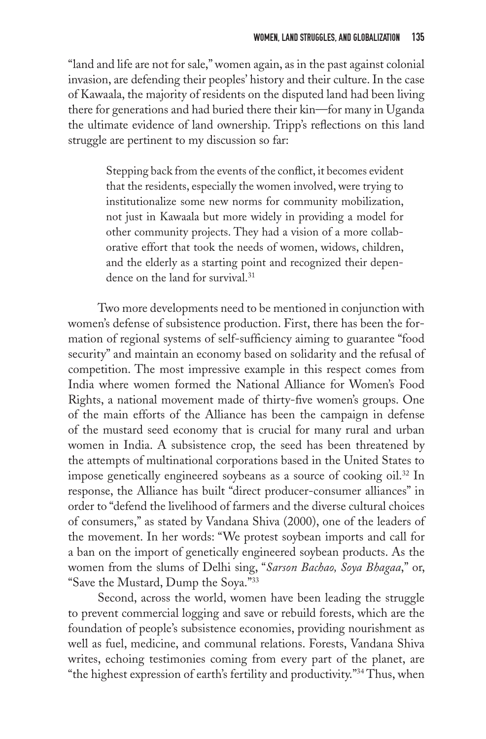"land and life are not for sale," women again, as in the past against colonial invasion, are defending their peoples' history and their culture. In the case of Kawaala, the majority of residents on the disputed land had been living there for generations and had buried there their kin—for many in Uganda the ultimate evidence of land ownership. Tripp's reflections on this land struggle are pertinent to my discussion so far:

> Stepping back from the events of the conflict, it becomes evident that the residents, especially the women involved, were trying to institutionalize some new norms for community mobilization, not just in Kawaala but more widely in providing a model for other community projects. They had a vision of a more collaborative effort that took the needs of women, widows, children, and the elderly as a starting point and recognized their dependence on the land for survival.[31]

Two more developments need to be mentioned in conjunction with women's defense of subsistence production. First, there has been the formation of regional systems of self-sufficiency aiming to guarantee "food security" and maintain an economy based on solidarity and the refusal of competition. The most impressive example in this respect comes from India where women formed the National Alliance for Women's Food Rights, a national movement made of thirty-five women's groups. One of the main efforts of the Alliance has been the campaign in defense of the mustard seed economy that is crucial for many rural and urban women in India. A subsistence crop, the seed has been threatened by the attempts of multinational corporations based in the United States to impose genetically engineered soybeans as a source of cooking oil.[32] In response, the Alliance has built "direct producer-consumer alliances" in order to "defend the livelihood of farmers and the diverse cultural choices of consumers," as stated by Vandana Shiva (2000), one of the leaders of the movement. In her words: "We protest soybean imports and call for a ban on the import of genetically engineered soybean products. As the women from the slums of Delhi sing, "*Sarson Bachao, Soya Bhagaa*," or, "Save the Mustard, Dump the Soya."[33]

Second, across the world, women have been leading the struggle to prevent commercial logging and save or rebuild forests, which are the foundation of people's subsistence economies, providing nourishment as well as fuel, medicine, and communal relations. Forests, Vandana Shiva writes, echoing testimonies coming from every part of the planet, are "the highest expression of earth's fertility and productivity."[34] Thus, when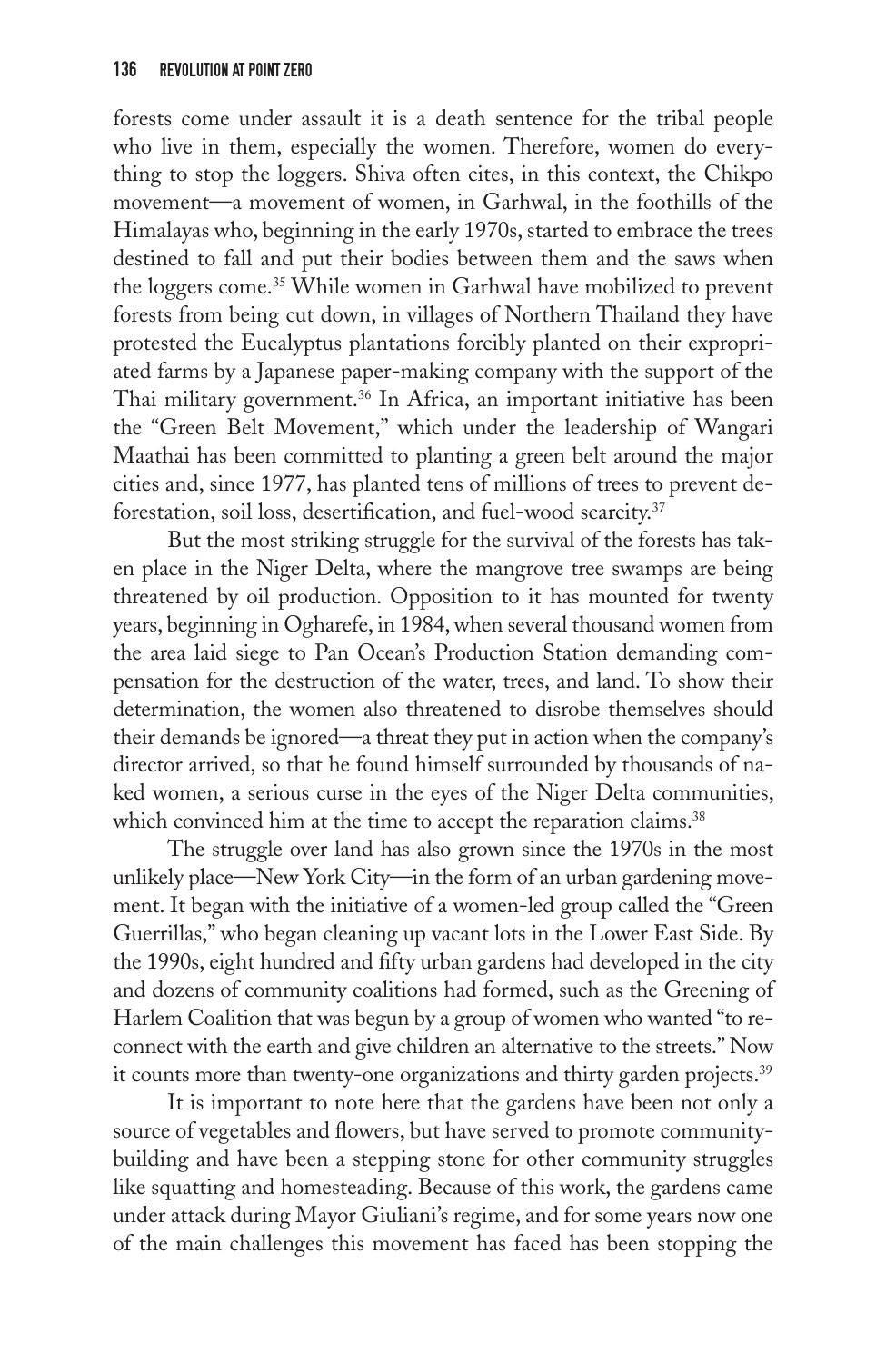forests come under assault it is a death sentence for the tribal people who live in them, especially the women. Therefore, women do everything to stop the loggers. Shiva often cites, in this context, the Chikpo movement—a movement of women, in Garhwal, in the foothills of the Himalayas who, beginning in the early 1970s, started to embrace the trees destined to fall and put their bodies between them and the saws when the loggers come.[35] While women in Garhwal have mobilized to prevent forests from being cut down, in villages of Northern Thailand they have protested the Eucalyptus plantations forcibly planted on their expropriated farms by a Japanese paper-making company with the support of the Thai military government.[36] In Africa, an important initiative has been the "Green Belt Movement," which under the leadership of Wangari Maathai has been committed to planting a green belt around the major cities and, since 1977, has planted tens of millions of trees to prevent deforestation, soil loss, desertification, and fuel-wood scarcity.[37]

But the most striking struggle for the survival of the forests has taken place in the Niger Delta, where the mangrove tree swamps are being threatened by oil production. Opposition to it has mounted for twenty years, beginning in Ogharefe, in 1984, when several thousand women from the area laid siege to Pan Ocean's Production Station demanding compensation for the destruction of the water, trees, and land. To show their determination, the women also threatened to disrobe themselves should their demands be ignored—a threat they put in action when the company's director arrived, so that he found himself surrounded by thousands of naked women, a serious curse in the eyes of the Niger Delta communities, which convinced him at the time to accept the reparation claims.[38]

The struggle over land has also grown since the 1970s in the most unlikely place—New York City—in the form of an urban gardening movement. It began with the initiative of a women-led group called the "Green Guerrillas," who began cleaning up vacant lots in the Lower East Side. By the 1990s, eight hundred and fifty urban gardens had developed in the city and dozens of community coalitions had formed, such as the Greening of Harlem Coalition that was begun by a group of women who wanted "to reconnect with the earth and give children an alternative to the streets." Now it counts more than twenty-one organizations and thirty garden projects.[39]

It is important to note here that the gardens have been not only a source of vegetables and flowers, but have served to promote community-building and have been a stepping stone for other community struggles like squatting and homesteading. Because of this work, the gardens came under attack during Mayor Giuliani's regime, and for some years now one of the main challenges this movement has faced has been stopping the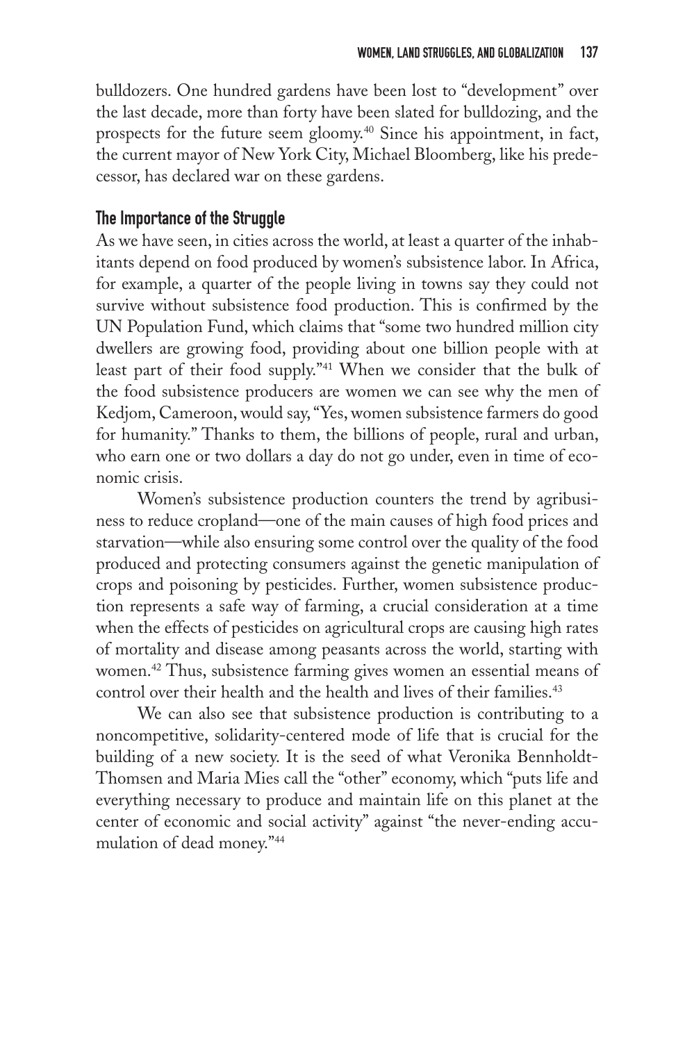bulldozers. One hundred gardens have been lost to "development" over the last decade, more than forty have been slated for bulldozing, and the prospects for the future seem gloomy.[40] Since his appointment, in fact, the current mayor of New York City, Michael Bloomberg, like his predecessor, has declared war on these gardens.

## The Importance of the Struggle

As we have seen, in cities across the world, at least a quarter of the inhabitants depend on food produced by women's subsistence labor. In Africa, for example, a quarter of the people living in towns say they could not survive without subsistence food production. This is confirmed by the UN Population Fund, which claims that "some two hundred million city dwellers are growing food, providing about one billion people with at least part of their food supply."[41] When we consider that the bulk of the food subsistence producers are women we can see why the men of Kedjom, Cameroon, would say, "Yes, women subsistence farmers do good for humanity." Thanks to them, the billions of people, rural and urban, who earn one or two dollars a day do not go under, even in time of economic crisis.

Women's subsistence production counters the trend by agribusiness to reduce cropland—one of the main causes of high food prices and starvation—while also ensuring some control over the quality of the food produced and protecting consumers against the genetic manipulation of crops and poisoning by pesticides. Further, women subsistence production represents a safe way of farming, a crucial consideration at a time when the effects of pesticides on agricultural crops are causing high rates of mortality and disease among peasants across the world, starting with women.[42] Thus, subsistence farming gives women an essential means of control over their health and the health and lives of their families.[43]

We can also see that subsistence production is contributing to a noncompetitive, solidarity-centered mode of life that is crucial for the building of a new society. It is the seed of what Veronika Bennholdt-Thomsen and Maria Mies call the "other" economy, which "puts life and everything necessary to produce and maintain life on this planet at the center of economic and social activity" against "the never-ending accumulation of dead money."[44]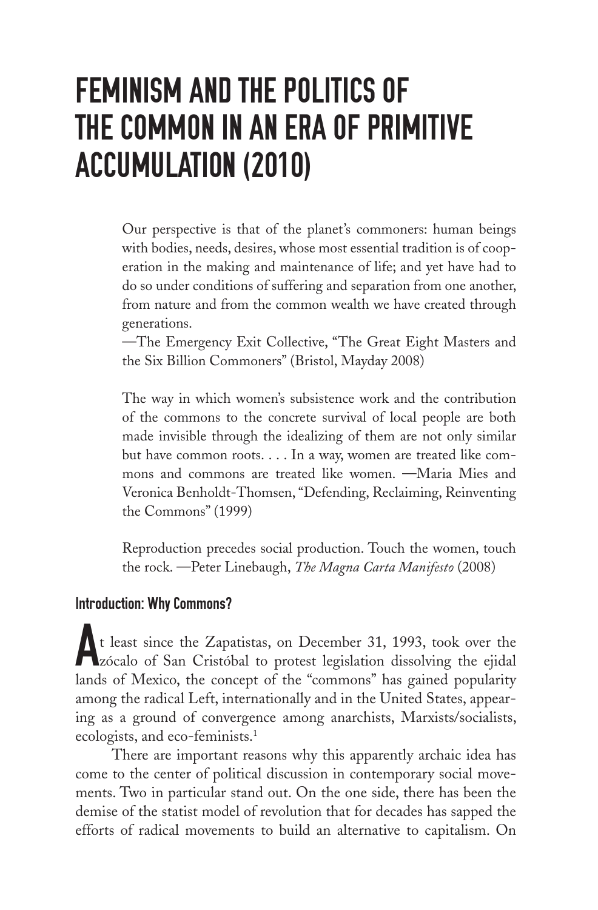# FEMINISM AND THE POLITICS OF THE COMMON IN AN ERA OF PRIMITIVE ACCUMULATION (2010)

> Our perspective is that of the planet's commoners: human beings with bodies, needs, desires, whose most essential tradition is of cooperation in the making and maintenance of life; and yet have had to do so under conditions of suffering and separation from one another, from nature and from the common wealth we have created through generations.
> —The Emergency Exit Collective, "The Great Eight Masters and the Six Billion Commoners" (Bristol, Mayday 2008)

> The way in which women's subsistence work and the contribution of the commons to the concrete survival of local people are both made invisible through the idealizing of them are not only similar but have common roots. . . . In a way, women are treated like commons and commons are treated like women. —Maria Mies and Veronica Benholdt-Thomsen, "Defending, Reclaiming, Reinventing the Commons" (1999)

> Reproduction precedes social production. Touch the women, touch the rock. —Peter Linebaugh, *The Magna Carta Manifesto* (2008)

### Introduction: Why Commons?

At least since the Zapatistas, on December 31, 1993, took over the zócalo of San Cristóbal to protest legislation dissolving the ejidal lands of Mexico, the concept of the "commons" has gained popularity among the radical Left, internationally and in the United States, appearing as a ground of convergence among anarchists, Marxists/socialists, ecologists, and eco-feminists.[1]

There are important reasons why this apparently archaic idea has come to the center of political discussion in contemporary social movements. Two in particular stand out. On the one side, there has been the demise of the statist model of revolution that for decades has sapped the efforts of radical movements to build an alternative to capitalism. On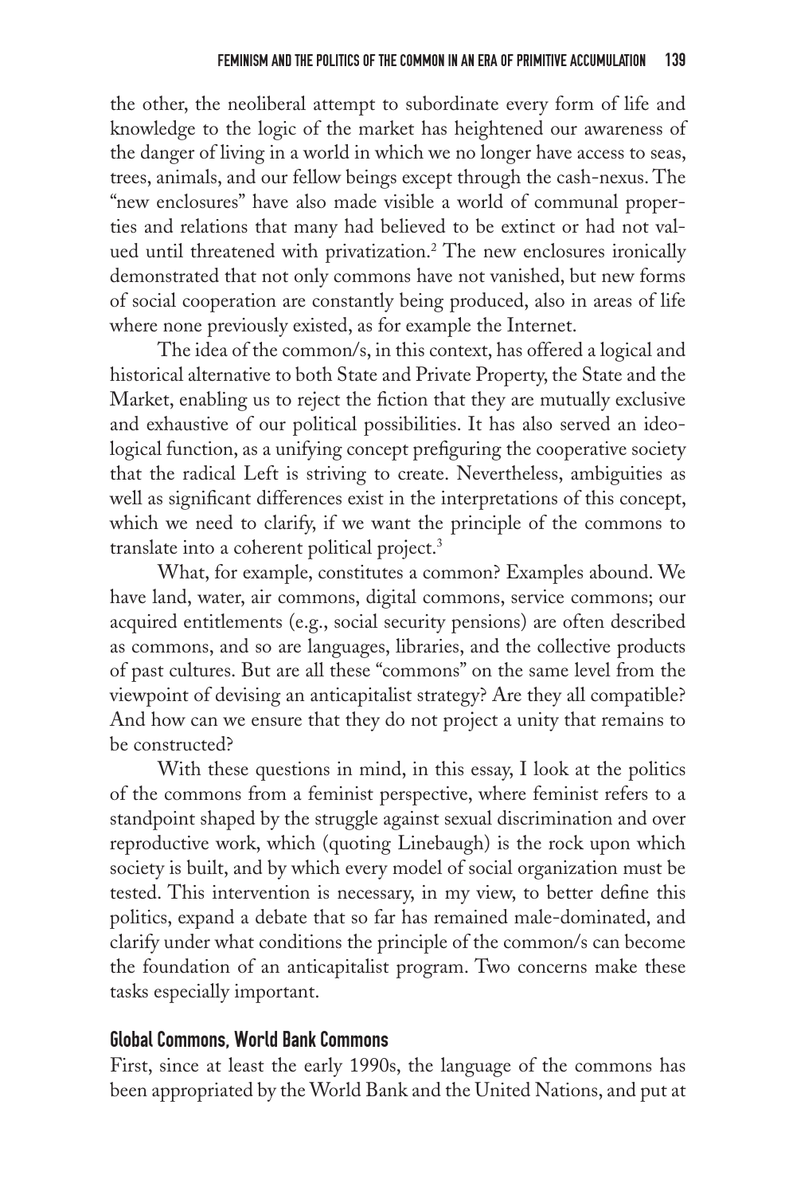the other, the neoliberal attempt to subordinate every form of life and knowledge to the logic of the market has heightened our awareness of the danger of living in a world in which we no longer have access to seas, trees, animals, and our fellow beings except through the cash-nexus. The "new enclosures" have also made visible a world of communal properties and relations that many had believed to be extinct or had not valued until threatened with privatization.[2] The new enclosures ironically demonstrated that not only commons have not vanished, but new forms of social cooperation are constantly being produced, also in areas of life where none previously existed, as for example the Internet.

The idea of the common/s, in this context, has offered a logical and historical alternative to both State and Private Property, the State and the Market, enabling us to reject the fiction that they are mutually exclusive and exhaustive of our political possibilities. It has also served an ideological function, as a unifying concept prefiguring the cooperative society that the radical Left is striving to create. Nevertheless, ambiguities as well as significant differences exist in the interpretations of this concept, which we need to clarify, if we want the principle of the commons to translate into a coherent political project.[3]

What, for example, constitutes a common? Examples abound. We have land, water, air commons, digital commons, service commons; our acquired entitlements (e.g., social security pensions) are often described as commons, and so are languages, libraries, and the collective products of past cultures. But are all these "commons" on the same level from the viewpoint of devising an anticapitalist strategy? Are they all compatible? And how can we ensure that they do not project a unity that remains to be constructed?

With these questions in mind, in this essay, I look at the politics of the commons from a feminist perspective, where feminist refers to a standpoint shaped by the struggle against sexual discrimination and over reproductive work, which (quoting Linebaugh) is the rock upon which society is built, and by which every model of social organization must be tested. This intervention is necessary, in my view, to better define this politics, expand a debate that so far has remained male-dominated, and clarify under what conditions the principle of the common/s can become the foundation of an anticapitalist program. Two concerns make these tasks especially important.

## Global Commons, World Bank Commons

First, since at least the early 1990s, the language of the commons has been appropriated by the World Bank and the United Nations, and put at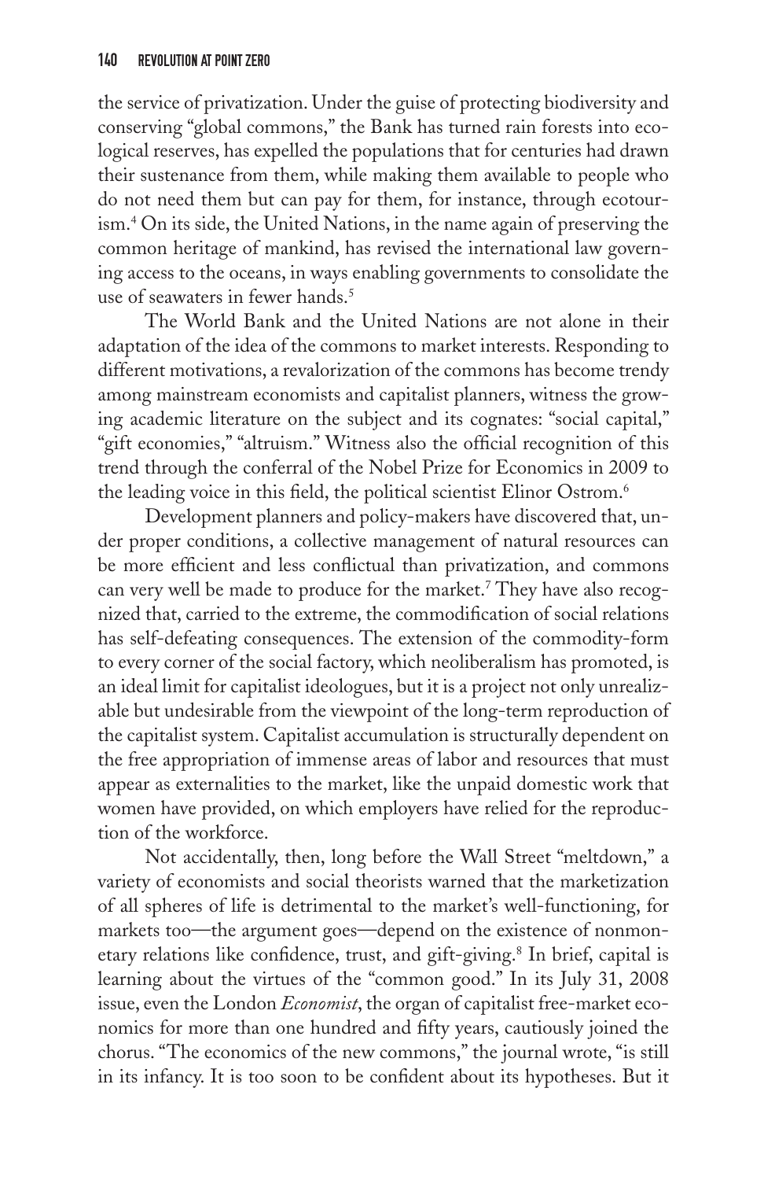the service of privatization. Under the guise of protecting biodiversity and conserving "global commons," the Bank has turned rain forests into ecological reserves, has expelled the populations that for centuries had drawn their sustenance from them, while making them available to people who do not need them but can pay for them, for instance, through ecotourism.[4] On its side, the United Nations, in the name again of preserving the common heritage of mankind, has revised the international law governing access to the oceans, in ways enabling governments to consolidate the use of seawaters in fewer hands.[5]

The World Bank and the United Nations are not alone in their adaptation of the idea of the commons to market interests. Responding to different motivations, a revalorization of the commons has become trendy among mainstream economists and capitalist planners, witness the growing academic literature on the subject and its cognates: "social capital," "gift economies," "altruism." Witness also the official recognition of this trend through the conferral of the Nobel Prize for Economics in 2009 to the leading voice in this field, the political scientist Elinor Ostrom.[6]

Development planners and policy-makers have discovered that, under proper conditions, a collective management of natural resources can be more efficient and less conflictual than privatization, and commons can very well be made to produce for the market.[7] They have also recognized that, carried to the extreme, the commodification of social relations has self-defeating consequences. The extension of the commodity-form to every corner of the social factory, which neoliberalism has promoted, is an ideal limit for capitalist ideologues, but it is a project not only unrealizable but undesirable from the viewpoint of the long-term reproduction of the capitalist system. Capitalist accumulation is structurally dependent on the free appropriation of immense areas of labor and resources that must appear as externalities to the market, like the unpaid domestic work that women have provided, on which employers have relied for the reproduction of the workforce.

Not accidentally, then, long before the Wall Street "meltdown," a variety of economists and social theorists warned that the marketization of all spheres of life is detrimental to the market's well-functioning, for markets too—the argument goes—depend on the existence of nonmonetary relations like confidence, trust, and gift-giving.[8] In brief, capital is learning about the virtues of the "common good." In its July 31, 2008 issue, even the London *Economist*, the organ of capitalist free-market economics for more than one hundred and fifty years, cautiously joined the chorus. "The economics of the new commons," the journal wrote, "is still in its infancy. It is too soon to be confident about its hypotheses. But it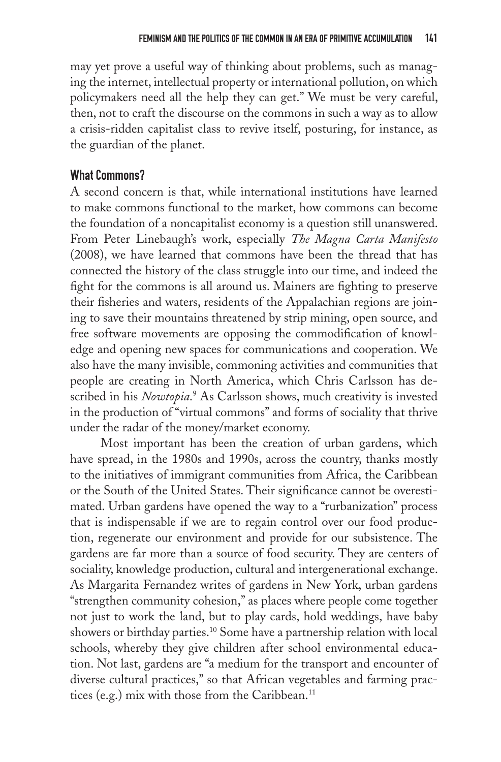may yet prove a useful way of thinking about problems, such as managing the internet, intellectual property or international pollution, on which policymakers need all the help they can get." We must be very careful, then, not to craft the discourse on the commons in such a way as to allow a crisis-ridden capitalist class to revive itself, posturing, for instance, as the guardian of the planet.

## What Commons?

A second concern is that, while international institutions have learned to make commons functional to the market, how commons can become the foundation of a noncapitalist economy is a question still unanswered. From Peter Linebaugh's work, especially *The Magna Carta Manifesto* (2008), we have learned that commons have been the thread that has connected the history of the class struggle into our time, and indeed the fight for the commons is all around us. Mainers are fighting to preserve their fisheries and waters, residents of the Appalachian regions are joining to save their mountains threatened by strip mining, open source, and free software movements are opposing the commodification of knowledge and opening new spaces for communications and cooperation. We also have the many invisible, commoning activities and communities that people are creating in North America, which Chris Carlsson has described in his *Nowtopia*.[9] As Carlsson shows, much creativity is invested in the production of "virtual commons" and forms of sociality that thrive under the radar of the money/market economy.

Most important has been the creation of urban gardens, which have spread, in the 1980s and 1990s, across the country, thanks mostly to the initiatives of immigrant communities from Africa, the Caribbean or the South of the United States. Their significance cannot be overestimated. Urban gardens have opened the way to a "rurbanization" process that is indispensable if we are to regain control over our food production, regenerate our environment and provide for our subsistence. The gardens are far more than a source of food security. They are centers of sociality, knowledge production, cultural and intergenerational exchange. As Margarita Fernandez writes of gardens in New York, urban gardens "strengthen community cohesion," as places where people come together not just to work the land, but to play cards, hold weddings, have baby showers or birthday parties.[10] Some have a partnership relation with local schools, whereby they give children after school environmental education. Not last, gardens are "a medium for the transport and encounter of diverse cultural practices," so that African vegetables and farming practices (e.g.) mix with those from the Caribbean.[11]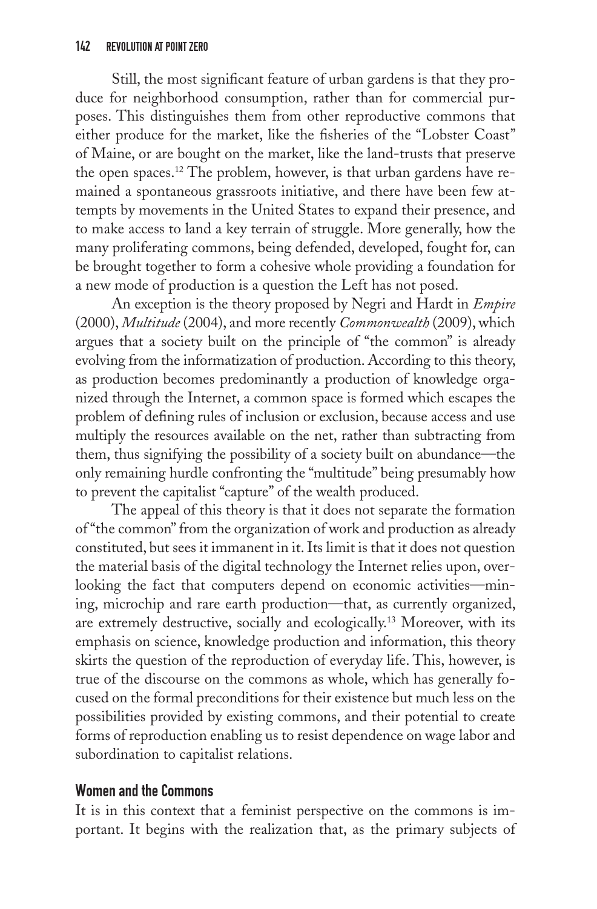Still, the most significant feature of urban gardens is that they produce for neighborhood consumption, rather than for commercial purposes. This distinguishes them from other reproductive commons that either produce for the market, like the fisheries of the "Lobster Coast" of Maine, or are bought on the market, like the land-trusts that preserve the open spaces.[12] The problem, however, is that urban gardens have remained a spontaneous grassroots initiative, and there have been few attempts by movements in the United States to expand their presence, and to make access to land a key terrain of struggle. More generally, how the many proliferating commons, being defended, developed, fought for, can be brought together to form a cohesive whole providing a foundation for a new mode of production is a question the Left has not posed.

An exception is the theory proposed by Negri and Hardt in *Empire* (2000), *Multitude* (2004), and more recently *Commonwealth* (2009), which argues that a society built on the principle of "the common" is already evolving from the informatization of production. According to this theory, as production becomes predominantly a production of knowledge organized through the Internet, a common space is formed which escapes the problem of defining rules of inclusion or exclusion, because access and use multiply the resources available on the net, rather than subtracting from them, thus signifying the possibility of a society built on abundance—the only remaining hurdle confronting the "multitude" being presumably how to prevent the capitalist "capture" of the wealth produced.

The appeal of this theory is that it does not separate the formation of "the common" from the organization of work and production as already constituted, but sees it immanent in it. Its limit is that it does not question the material basis of the digital technology the Internet relies upon, overlooking the fact that computers depend on economic activities—mining, microchip and rare earth production—that, as currently organized, are extremely destructive, socially and ecologically.[13] Moreover, with its emphasis on science, knowledge production and information, this theory skirts the question of the reproduction of everyday life. This, however, is true of the discourse on the commons as whole, which has generally focused on the formal preconditions for their existence but much less on the possibilities provided by existing commons, and their potential to create forms of reproduction enabling us to resist dependence on wage labor and subordination to capitalist relations.

## Women and the Commons

It is in this context that a feminist perspective on the commons is important. It begins with the realization that, as the primary subjects of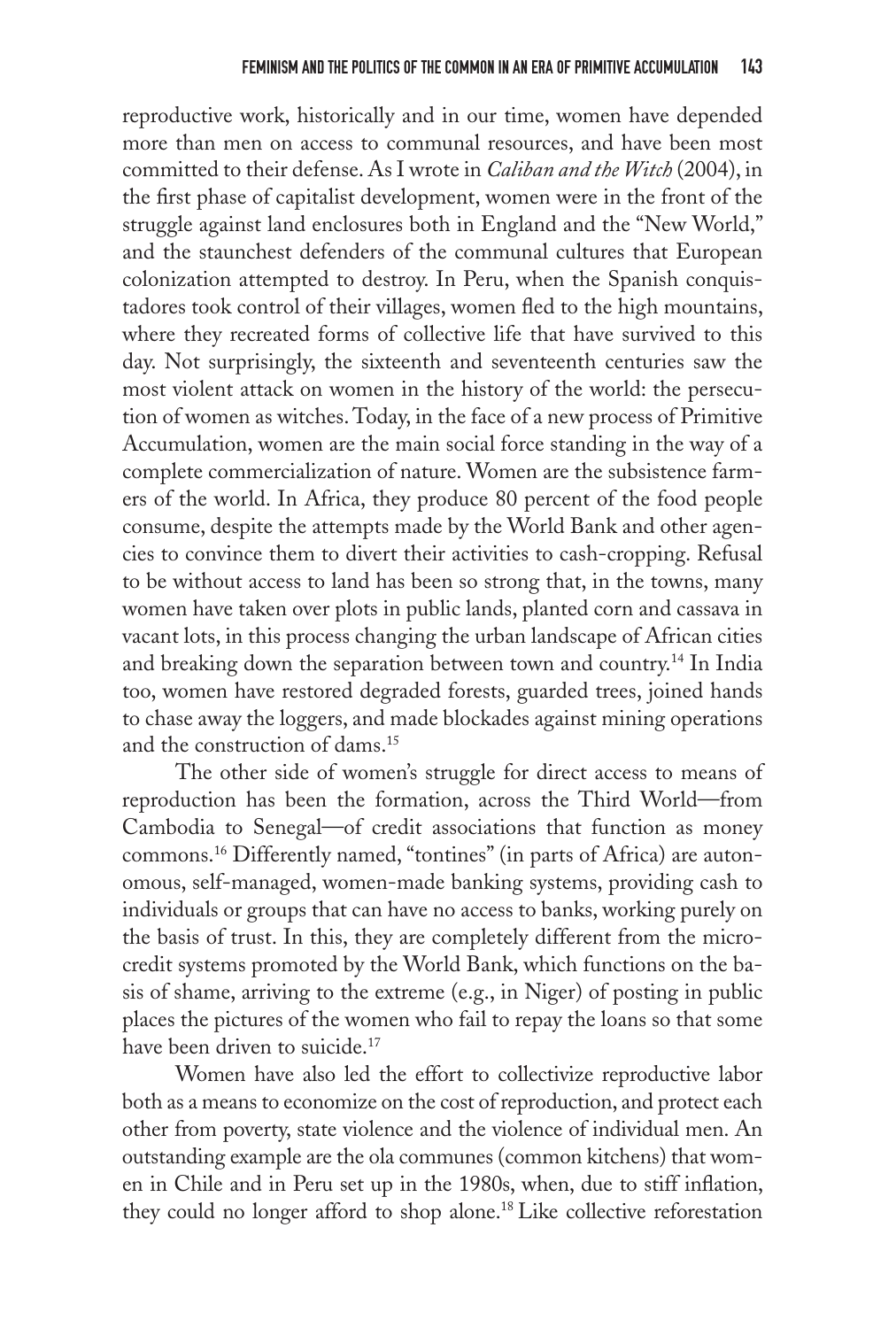reproductive work, historically and in our time, women have depended more than men on access to communal resources, and have been most committed to their defense. As I wrote in *Caliban and the Witch* (2004), in the first phase of capitalist development, women were in the front of the struggle against land enclosures both in England and the "New World," and the staunchest defenders of the communal cultures that European colonization attempted to destroy. In Peru, when the Spanish conquistadores took control of their villages, women fled to the high mountains, where they recreated forms of collective life that have survived to this day. Not surprisingly, the sixteenth and seventeenth centuries saw the most violent attack on women in the history of the world: the persecution of women as witches. Today, in the face of a new process of Primitive Accumulation, women are the main social force standing in the way of a complete commercialization of nature. Women are the subsistence farmers of the world. In Africa, they produce 80 percent of the food people consume, despite the attempts made by the World Bank and other agencies to convince them to divert their activities to cash-cropping. Refusal to be without access to land has been so strong that, in the towns, many women have taken over plots in public lands, planted corn and cassava in vacant lots, in this process changing the urban landscape of African cities and breaking down the separation between town and country.[14] In India too, women have restored degraded forests, guarded trees, joined hands to chase away the loggers, and made blockades against mining operations and the construction of dams.[15]

The other side of women's struggle for direct access to means of reproduction has been the formation, across the Third World—from Cambodia to Senegal—of credit associations that function as money commons.[16] Differently named, "tontines" (in parts of Africa) are autonomous, self-managed, women-made banking systems, providing cash to individuals or groups that can have no access to banks, working purely on the basis of trust. In this, they are completely different from the microcredit systems promoted by the World Bank, which functions on the basis of shame, arriving to the extreme (e.g., in Niger) of posting in public places the pictures of the women who fail to repay the loans so that some have been driven to suicide.[17]

Women have also led the effort to collectivize reproductive labor both as a means to economize on the cost of reproduction, and protect each other from poverty, state violence and the violence of individual men. An outstanding example are the ola communes (common kitchens) that women in Chile and in Peru set up in the 1980s, when, due to stiff inflation, they could no longer afford to shop alone.[18] Like collective reforestation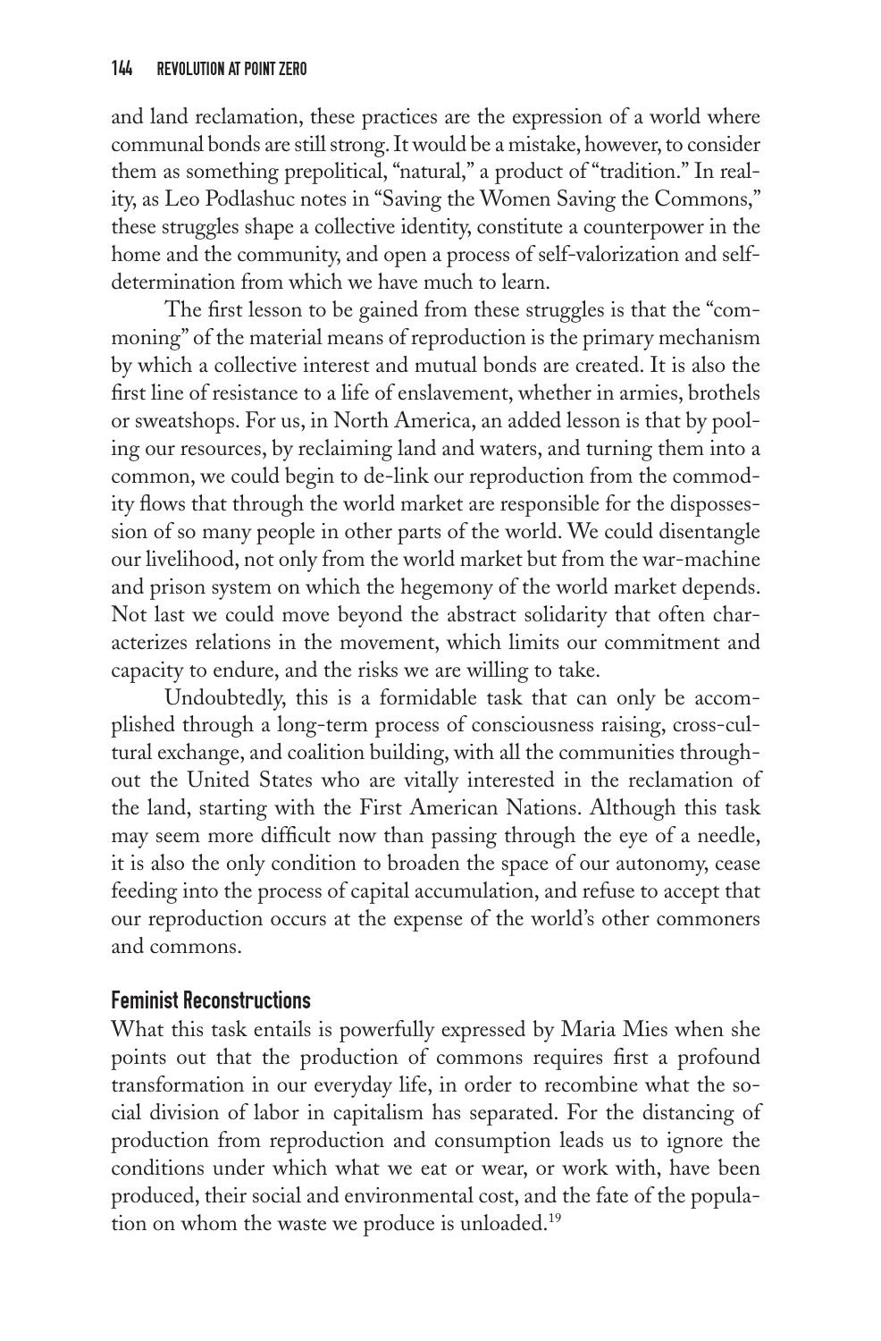and land reclamation, these practices are the expression of a world where communal bonds are still strong. It would be a mistake, however, to consider them as something prepolitical, "natural," a product of "tradition." In reality, as Leo Podlashuc notes in "Saving the Women Saving the Commons," these struggles shape a collective identity, constitute a counterpower in the home and the community, and open a process of self-valorization and self-determination from which we have much to learn.

The first lesson to be gained from these struggles is that the "commoning" of the material means of reproduction is the primary mechanism by which a collective interest and mutual bonds are created. It is also the first line of resistance to a life of enslavement, whether in armies, brothels or sweatshops. For us, in North America, an added lesson is that by pooling our resources, by reclaiming land and waters, and turning them into a common, we could begin to de-link our reproduction from the commodity flows that through the world market are responsible for the dispossession of so many people in other parts of the world. We could disentangle our livelihood, not only from the world market but from the war-machine and prison system on which the hegemony of the world market depends. Not last we could move beyond the abstract solidarity that often characterizes relations in the movement, which limits our commitment and capacity to endure, and the risks we are willing to take.

Undoubtedly, this is a formidable task that can only be accomplished through a long-term process of consciousness raising, cross-cultural exchange, and coalition building, with all the communities throughout the United States who are vitally interested in the reclamation of the land, starting with the First American Nations. Although this task may seem more difficult now than passing through the eye of a needle, it is also the only condition to broaden the space of our autonomy, cease feeding into the process of capital accumulation, and refuse to accept that our reproduction occurs at the expense of the world's other commoners and commons.

## Feminist Reconstructions

What this task entails is powerfully expressed by Maria Mies when she points out that the production of commons requires first a profound transformation in our everyday life, in order to recombine what the social division of labor in capitalism has separated. For the distancing of production from reproduction and consumption leads us to ignore the conditions under which what we eat or wear, or work with, have been produced, their social and environmental cost, and the fate of the population on whom the waste we produce is unloaded.[19]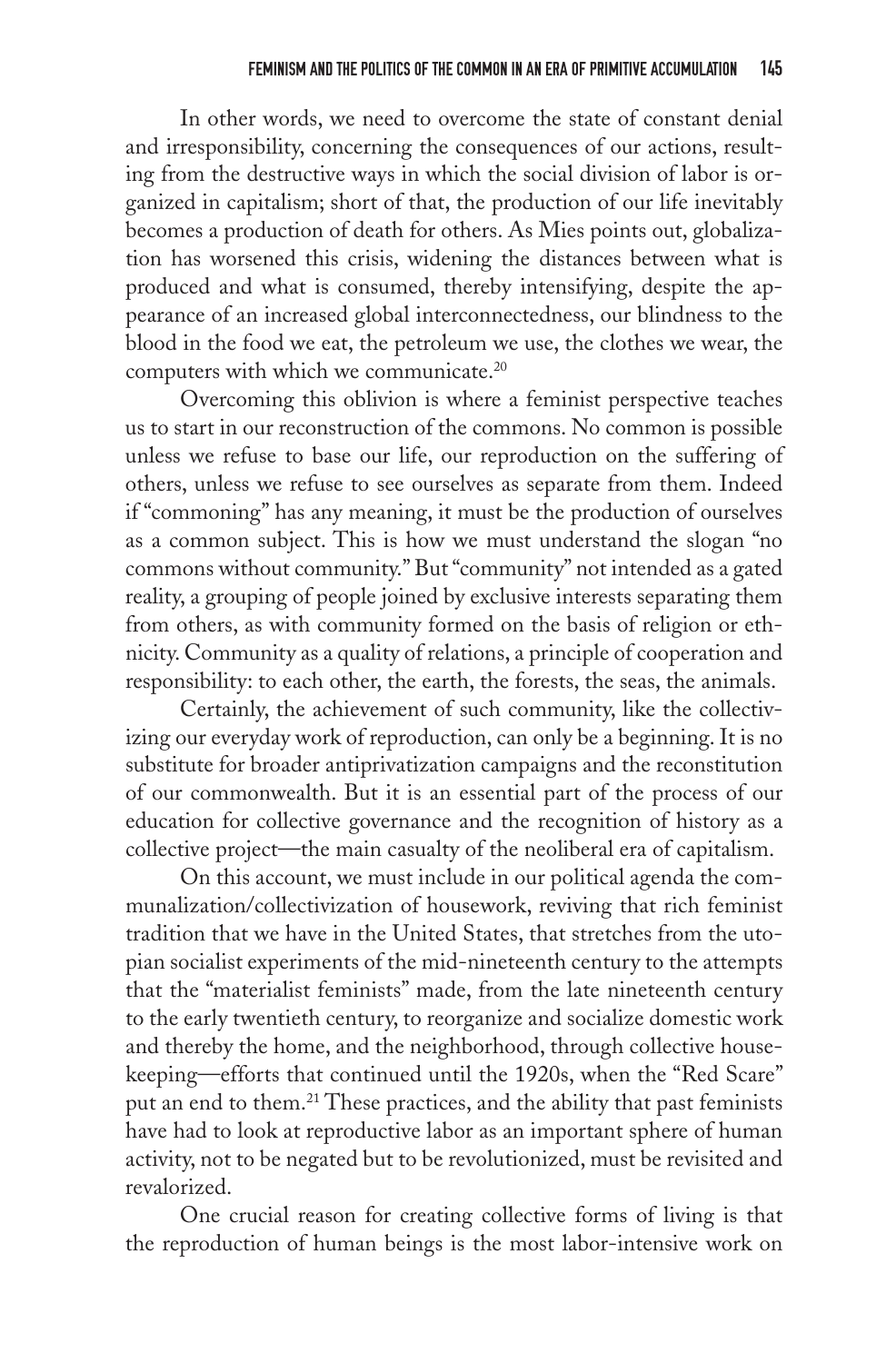In other words, we need to overcome the state of constant denial and irresponsibility, concerning the consequences of our actions, resulting from the destructive ways in which the social division of labor is organized in capitalism; short of that, the production of our life inevitably becomes a production of death for others. As Mies points out, globalization has worsened this crisis, widening the distances between what is produced and what is consumed, thereby intensifying, despite the appearance of an increased global interconnectedness, our blindness to the blood in the food we eat, the petroleum we use, the clothes we wear, the computers with which we communicate.[20]

Overcoming this oblivion is where a feminist perspective teaches us to start in our reconstruction of the commons. No common is possible unless we refuse to base our life, our reproduction on the suffering of others, unless we refuse to see ourselves as separate from them. Indeed if "commoning" has any meaning, it must be the production of ourselves as a common subject. This is how we must understand the slogan "no commons without community." But "community" not intended as a gated reality, a grouping of people joined by exclusive interests separating them from others, as with community formed on the basis of religion or ethnicity. Community as a quality of relations, a principle of cooperation and responsibility: to each other, the earth, the forests, the seas, the animals.

Certainly, the achievement of such community, like the collectivizing our everyday work of reproduction, can only be a beginning. It is no substitute for broader antiprivatization campaigns and the reconstitution of our commonwealth. But it is an essential part of the process of our education for collective governance and the recognition of history as a collective project—the main casualty of the neoliberal era of capitalism.

On this account, we must include in our political agenda the communalization/collectivization of housework, reviving that rich feminist tradition that we have in the United States, that stretches from the utopian socialist experiments of the mid-nineteenth century to the attempts that the "materialist feminists" made, from the late nineteenth century to the early twentieth century, to reorganize and socialize domestic work and thereby the home, and the neighborhood, through collective housekeeping—efforts that continued until the 1920s, when the "Red Scare" put an end to them.[21] These practices, and the ability that past feminists have had to look at reproductive labor as an important sphere of human activity, not to be negated but to be revolutionized, must be revisited and revalorized.

One crucial reason for creating collective forms of living is that the reproduction of human beings is the most labor-intensive work on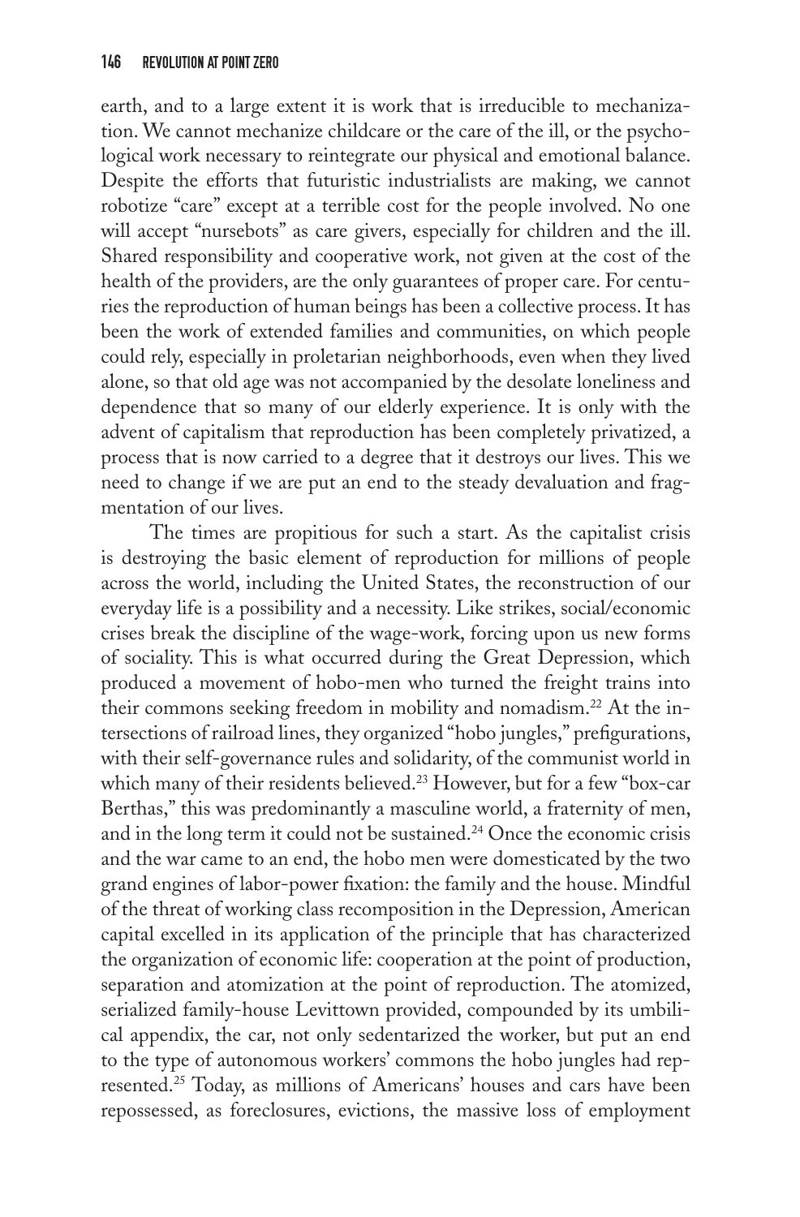earth, and to a large extent it is work that is irreducible to mechanization. We cannot mechanize childcare or the care of the ill, or the psychological work necessary to reintegrate our physical and emotional balance. Despite the efforts that futuristic industrialists are making, we cannot robotize "care" except at a terrible cost for the people involved. No one will accept "nursebots" as care givers, especially for children and the ill. Shared responsibility and cooperative work, not given at the cost of the health of the providers, are the only guarantees of proper care. For centuries the reproduction of human beings has been a collective process. It has been the work of extended families and communities, on which people could rely, especially in proletarian neighborhoods, even when they lived alone, so that old age was not accompanied by the desolate loneliness and dependence that so many of our elderly experience. It is only with the advent of capitalism that reproduction has been completely privatized, a process that is now carried to a degree that it destroys our lives. This we need to change if we are put an end to the steady devaluation and fragmentation of our lives.

The times are propitious for such a start. As the capitalist crisis is destroying the basic element of reproduction for millions of people across the world, including the United States, the reconstruction of our everyday life is a possibility and a necessity. Like strikes, social/economic crises break the discipline of the wage-work, forcing upon us new forms of sociality. This is what occurred during the Great Depression, which produced a movement of hobo-men who turned the freight trains into their commons seeking freedom in mobility and nomadism.[22] At the intersections of railroad lines, they organized "hobo jungles," prefigurations, with their self-governance rules and solidarity, of the communist world in which many of their residents believed.[23] However, but for a few "box-car Berthas," this was predominantly a masculine world, a fraternity of men, and in the long term it could not be sustained.[24] Once the economic crisis and the war came to an end, the hobo men were domesticated by the two grand engines of labor-power fixation: the family and the house. Mindful of the threat of working class recomposition in the Depression, American capital excelled in its application of the principle that has characterized the organization of economic life: cooperation at the point of production, separation and atomization at the point of reproduction. The atomized, serialized family-house Levittown provided, compounded by its umbilical appendix, the car, not only sedentarized the worker, but put an end to the type of autonomous workers' commons the hobo jungles had represented.[25] Today, as millions of Americans' houses and cars have been repossessed, as foreclosures, evictions, the massive loss of employment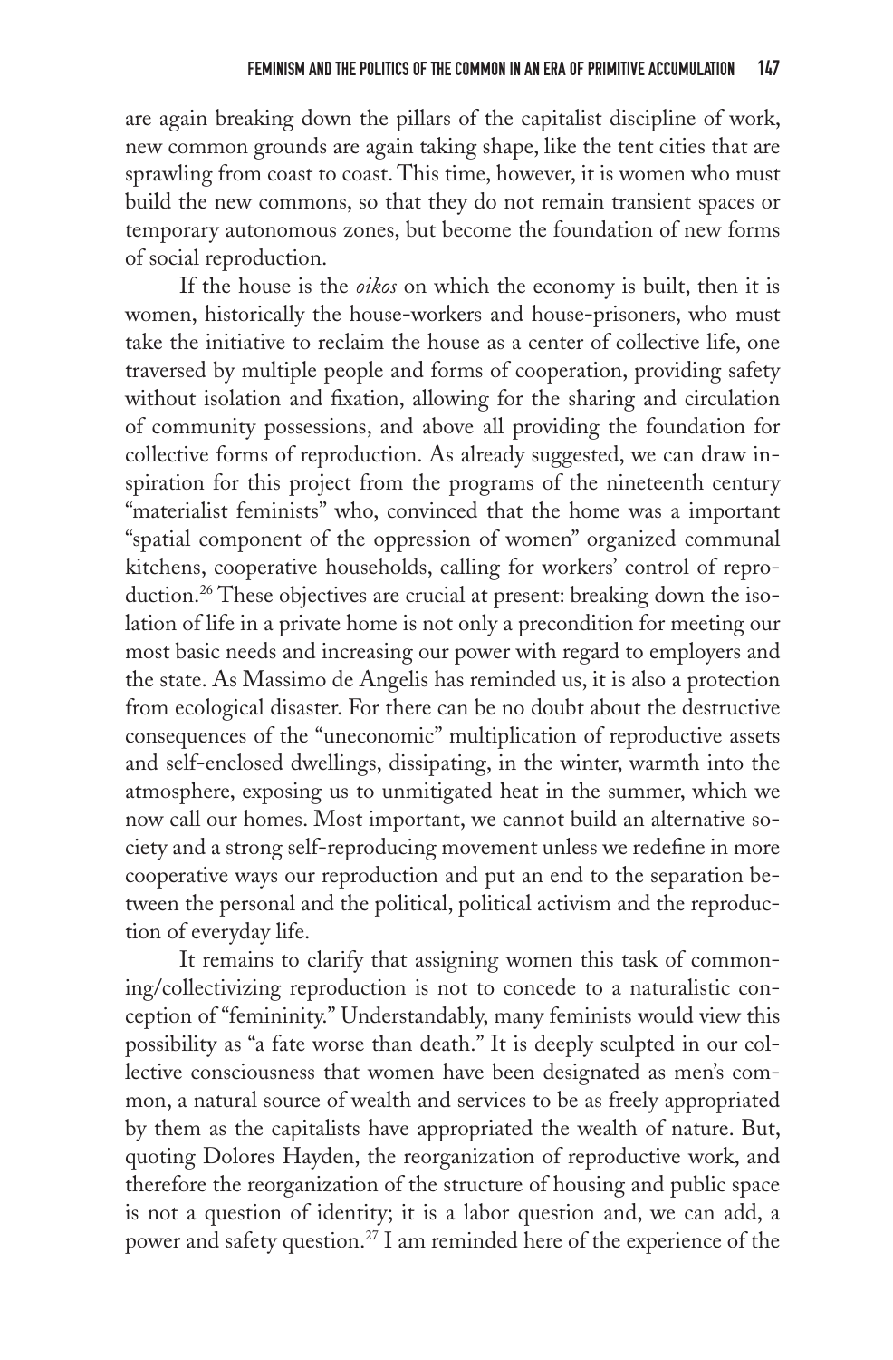are again breaking down the pillars of the capitalist discipline of work, new common grounds are again taking shape, like the tent cities that are sprawling from coast to coast. This time, however, it is women who must build the new commons, so that they do not remain transient spaces or temporary autonomous zones, but become the foundation of new forms of social reproduction.

If the house is the *oikos* on which the economy is built, then it is women, historically the house-workers and house-prisoners, who must take the initiative to reclaim the house as a center of collective life, one traversed by multiple people and forms of cooperation, providing safety without isolation and fixation, allowing for the sharing and circulation of community possessions, and above all providing the foundation for collective forms of reproduction. As already suggested, we can draw inspiration for this project from the programs of the nineteenth century "materialist feminists" who, convinced that the home was a important "spatial component of the oppression of women" organized communal kitchens, cooperative households, calling for workers' control of reproduction.[26] These objectives are crucial at present: breaking down the isolation of life in a private home is not only a precondition for meeting our most basic needs and increasing our power with regard to employers and the state. As Massimo de Angelis has reminded us, it is also a protection from ecological disaster. For there can be no doubt about the destructive consequences of the "uneconomic" multiplication of reproductive assets and self-enclosed dwellings, dissipating, in the winter, warmth into the atmosphere, exposing us to unmitigated heat in the summer, which we now call our homes. Most important, we cannot build an alternative society and a strong self-reproducing movement unless we redefine in more cooperative ways our reproduction and put an end to the separation between the personal and the political, political activism and the reproduction of everyday life.

It remains to clarify that assigning women this task of commoning/collectivizing reproduction is not to concede to a naturalistic conception of "femininity." Understandably, many feminists would view this possibility as "a fate worse than death." It is deeply sculpted in our collective consciousness that women have been designated as men's common, a natural source of wealth and services to be as freely appropriated by them as the capitalists have appropriated the wealth of nature. But, quoting Dolores Hayden, the reorganization of reproductive work, and therefore the reorganization of the structure of housing and public space is not a question of identity; it is a labor question and, we can add, a power and safety question.[27] I am reminded here of the experience of the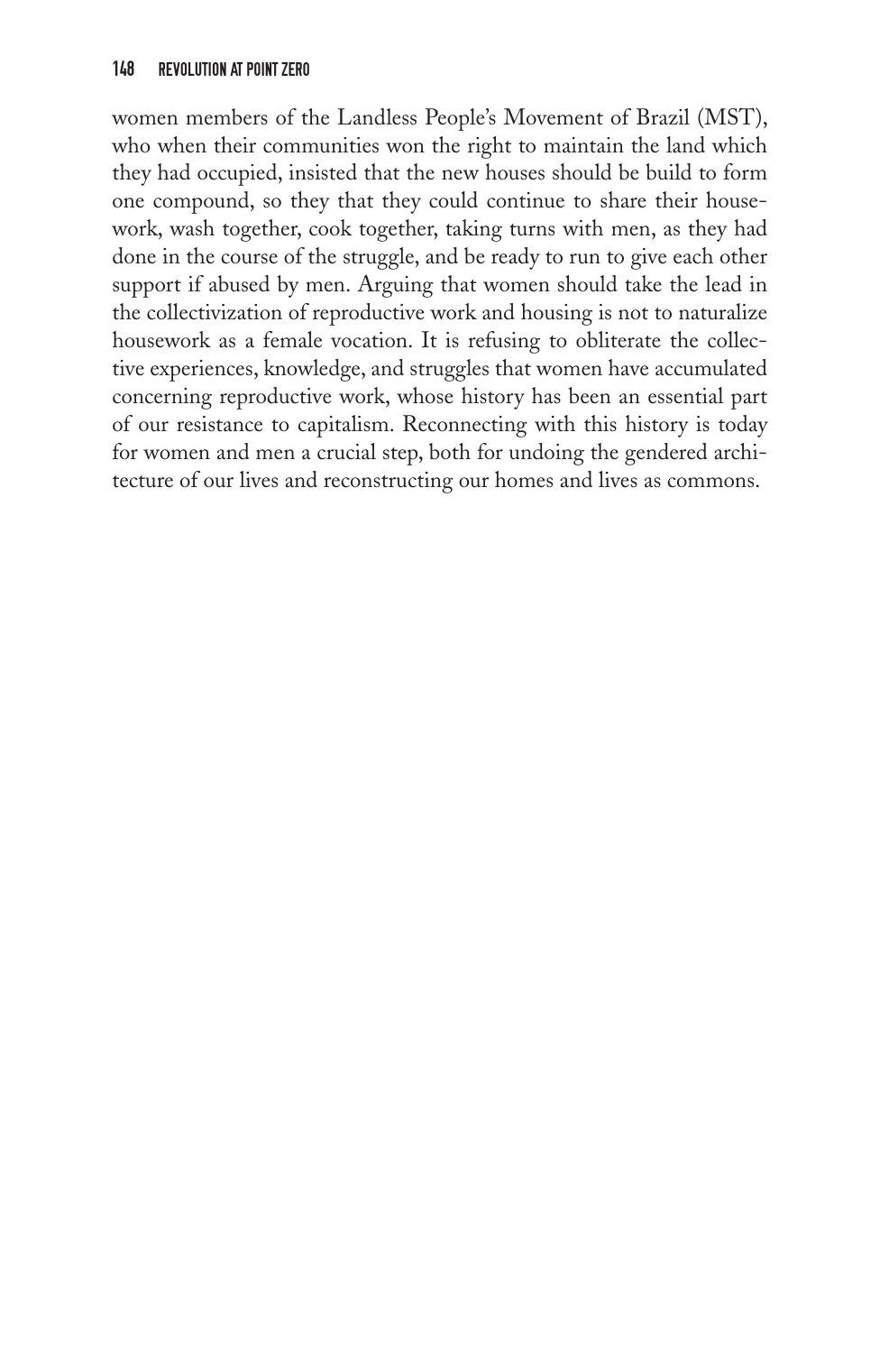women members of the Landless People's Movement of Brazil (MST), who when their communities won the right to maintain the land which they had occupied, insisted that the new houses should be build to form one compound, so they that they could continue to share their housework, wash together, cook together, taking turns with men, as they had done in the course of the struggle, and be ready to run to give each other support if abused by men. Arguing that women should take the lead in the collectivization of reproductive work and housing is not to naturalize housework as a female vocation. It is refusing to obliterate the collective experiences, knowledge, and struggles that women have accumulated concerning reproductive work, whose history has been an essential part of our resistance to capitalism. Reconnecting with this history is today for women and men a crucial step, both for undoing the gendered architecture of our lives and reconstructing our homes and lives as commons.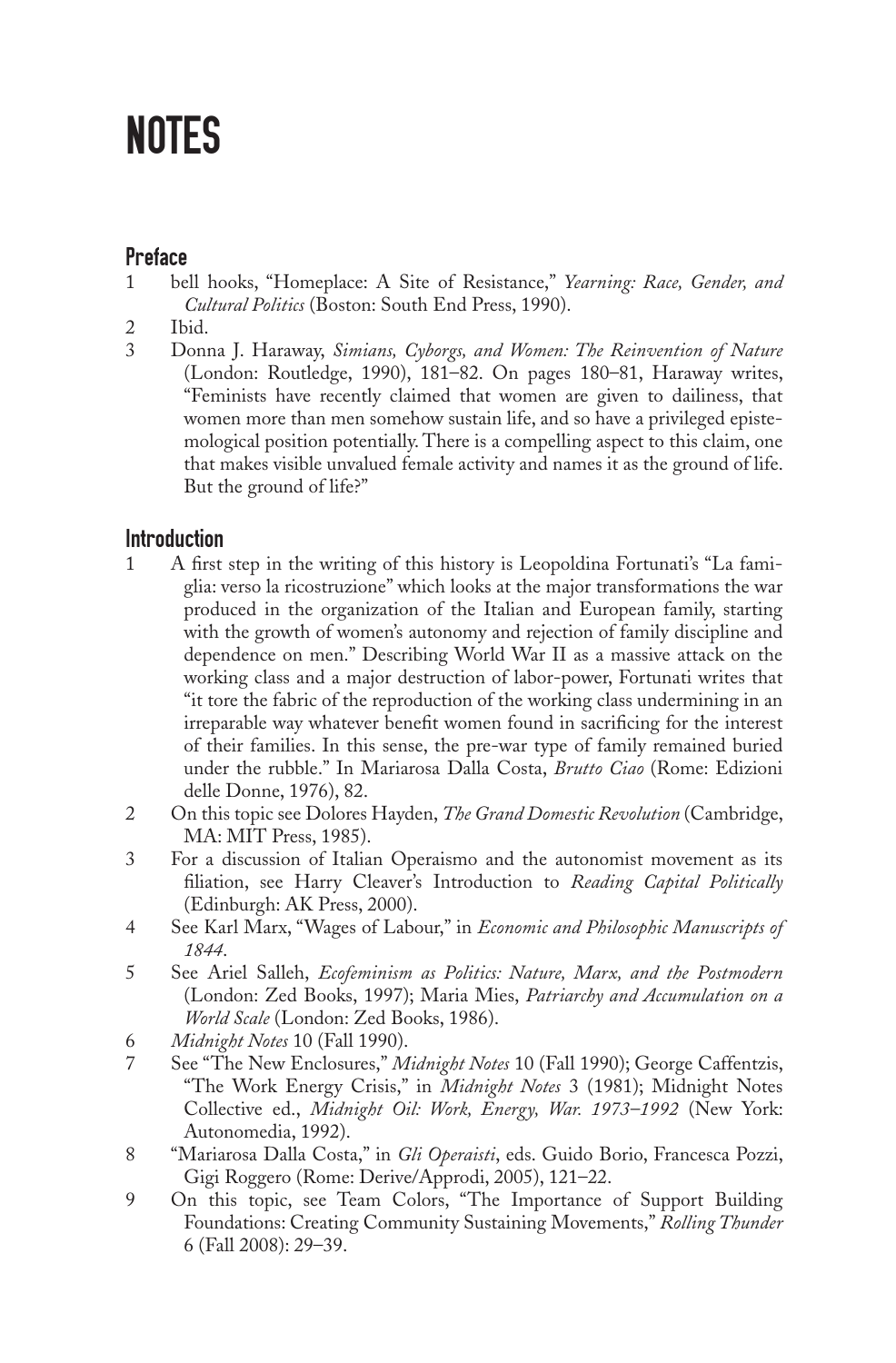# NOTES

## Preface

1. bell hooks, "Homeplace: A Site of Resistance," *Yearning: Race, Gender, and Cultural Politics* (Boston: South End Press, 1990).
2. Ibid.
3. Donna J. Haraway, *Simians, Cyborgs, and Women: The Reinvention of Nature* (London: Routledge, 1990), 181–82. On pages 180–81, Haraway writes, "Feminists have recently claimed that women are given to dailiness, that women more than men somehow sustain life, and so have a privileged epistemological position potentially. There is a compelling aspect to this claim, one that makes visible unvalued female activity and names it as the ground of life. But the ground of life?"

## Introduction

1. A first step in the writing of this history is Leopoldina Fortunati's "La famiglia: verso la ricostruzione" which looks at the major transformations the war produced in the organization of the Italian and European family, starting with the growth of women's autonomy and rejection of family discipline and dependence on men." Describing World War II as a massive attack on the working class and a major destruction of labor-power, Fortunati writes that "it tore the fabric of the reproduction of the working class undermining in an irreparable way whatever benefit women found in sacrificing for the interest of their families. In this sense, the pre-war type of family remained buried under the rubble." In Mariarosa Dalla Costa, *Brutto Ciao* (Rome: Edizioni delle Donne, 1976), 82.
2. On this topic see Dolores Hayden, *The Grand Domestic Revolution* (Cambridge, MA: MIT Press, 1985).
3. For a discussion of Italian Operaismo and the autonomist movement as its filiation, see Harry Cleaver's Introduction to *Reading Capital Politically* (Edinburgh: AK Press, 2000).
4. See Karl Marx, "Wages of Labour," in *Economic and Philosophic Manuscripts of 1844*.
5. See Ariel Salleh, *Ecofeminism as Politics: Nature, Marx, and the Postmodern* (London: Zed Books, 1997); Maria Mies, *Patriarchy and Accumulation on a World Scale* (London: Zed Books, 1986).
6. *Midnight Notes* 10 (Fall 1990).
7. See "The New Enclosures," *Midnight Notes* 10 (Fall 1990); George Caffentzis, "The Work Energy Crisis," in *Midnight Notes* 3 (1981); Midnight Notes Collective ed., *Midnight Oil: Work, Energy, War. 1973–1992* (New York: Autonomedia, 1992).
8. "Mariarosa Dalla Costa," in *Gli Operaisti*, eds. Guido Borio, Francesca Pozzi, Gigi Roggero (Rome: Derive/Approdi, 2005), 121–22.
9. On this topic, see Team Colors, "The Importance of Support Building Foundations: Creating Community Sustaining Movements," *Rolling Thunder* 6 (Fall 2008): 29–39.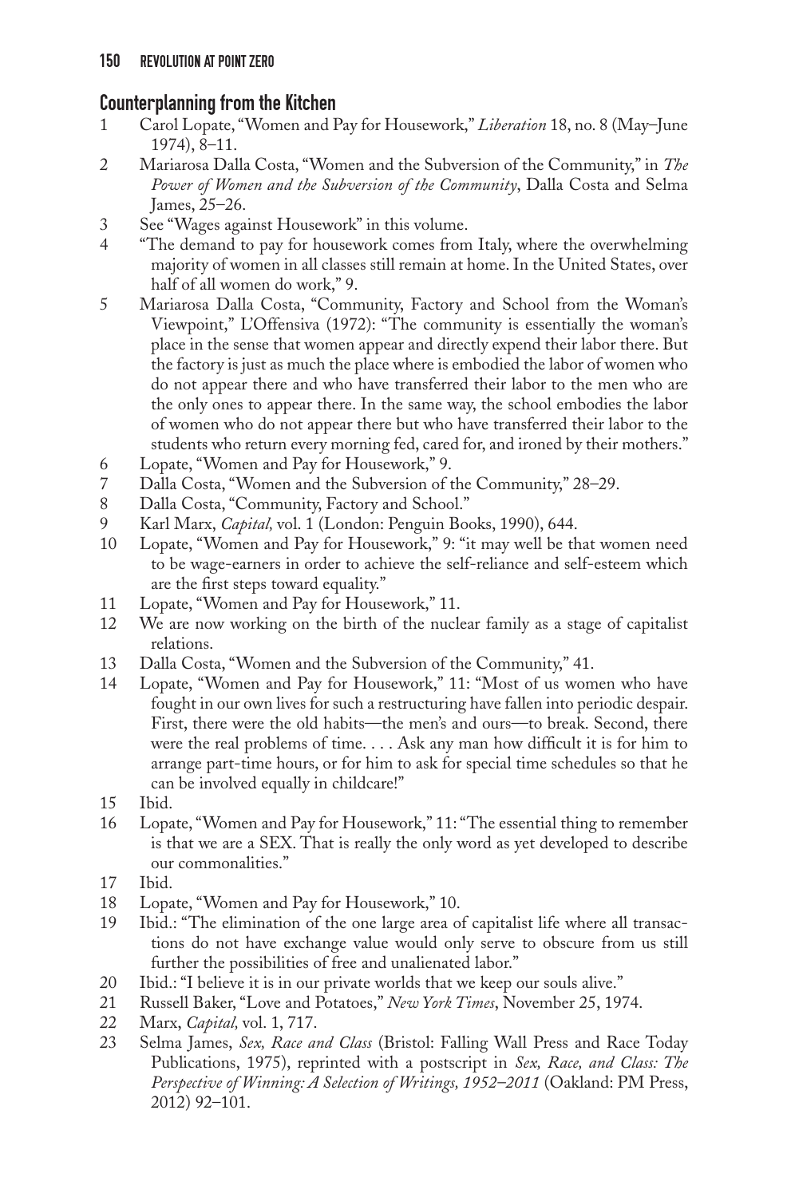## Counterplanning from the Kitchen

1. Carol Lopate, "Women and Pay for Housework," *Liberation* 18, no. 8 (May–June 1974), 8–11.
2. Mariarosa Dalla Costa, "Women and the Subversion of the Community," in *The Power of Women and the Subversion of the Community*, Dalla Costa and Selma James, 25–26.
3. See "Wages against Housework" in this volume.
4. "The demand to pay for housework comes from Italy, where the overwhelming majority of women in all classes still remain at home. In the United States, over half of all women do work," 9.
5. Mariarosa Dalla Costa, "Community, Factory and School from the Woman's Viewpoint," L'Offensiva (1972): "The community is essentially the woman's place in the sense that women appear and directly expend their labor there. But the factory is just as much the place where is embodied the labor of women who do not appear there and who have transferred their labor to the men who are the only ones to appear there. In the same way, the school embodies the labor of women who do not appear there but who have transferred their labor to the students who return every morning fed, cared for, and ironed by their mothers."
6. Lopate, "Women and Pay for Housework," 9.
7. Dalla Costa, "Women and the Subversion of the Community," 28–29.
8. Dalla Costa, "Community, Factory and School."
9. Karl Marx, *Capital,* vol. 1 (London: Penguin Books, 1990), 644.
10. Lopate, "Women and Pay for Housework," 9: "it may well be that women need to be wage-earners in order to achieve the self-reliance and self-esteem which are the first steps toward equality."
11. Lopate, "Women and Pay for Housework," 11.
12. We are now working on the birth of the nuclear family as a stage of capitalist relations.
13. Dalla Costa, "Women and the Subversion of the Community," 41.
14. Lopate, "Women and Pay for Housework," 11: "Most of us women who have fought in our own lives for such a restructuring have fallen into periodic despair. First, there were the old habits—the men's and ours—to break. Second, there were the real problems of time. . . . Ask any man how difficult it is for him to arrange part-time hours, or for him to ask for special time schedules so that he can be involved equally in childcare!"
15. Ibid.
16. Lopate, "Women and Pay for Housework," 11: "The essential thing to remember is that we are a SEX. That is really the only word as yet developed to describe our commonalities."
17. Ibid.
18. Lopate, "Women and Pay for Housework," 10.
19. Ibid.: "The elimination of the one large area of capitalist life where all transactions do not have exchange value would only serve to obscure from us still further the possibilities of free and unalienated labor."
20. Ibid.: "I believe it is in our private worlds that we keep our souls alive."
21. Russell Baker, "Love and Potatoes," *New York Times*, November 25, 1974.
22. Marx, *Capital,* vol. 1, 717.
23. Selma James, *Sex, Race and Class* (Bristol: Falling Wall Press and Race Today Publications, 1975), reprinted with a postscript in *Sex, Race, and Class: The Perspective of Winning: A Selection of Writings, 1952–2011* (Oakland: PM Press, 2012) 92–101.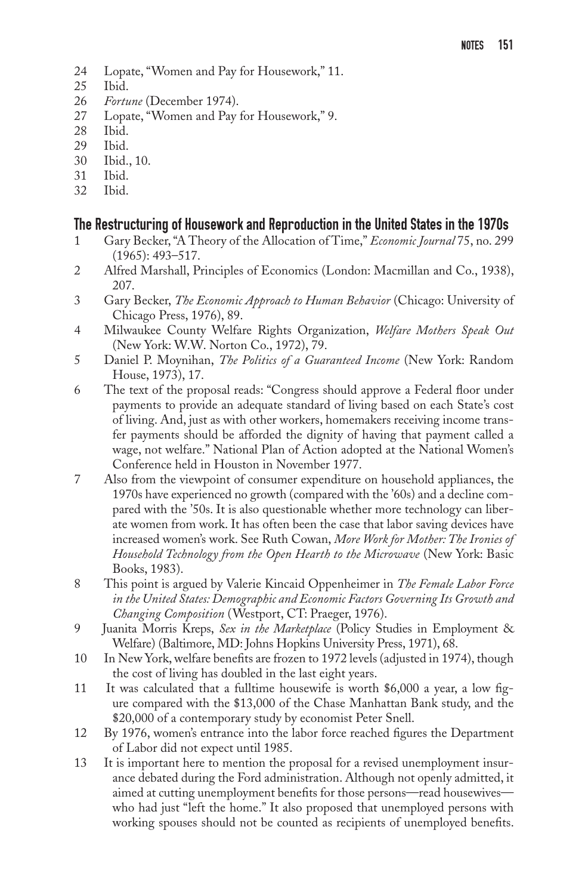24 Lopate, "Women and Pay for Housework," 11.
25 Ibid.
26 *Fortune* (December 1974).
27 Lopate, "Women and Pay for Housework," 9.
28 Ibid.
29 Ibid.
30 Ibid., 10.
31 Ibid.
32 Ibid.

## The Restructuring of Housework and Reproduction in the United States in the 1970s

1 Gary Becker, "A Theory of the Allocation of Time," *Economic Journal* 75, no. 299 (1965): 493–517.

2 Alfred Marshall, Principles of Economics (London: Macmillan and Co., 1938), 207.

3 Gary Becker, *The Economic Approach to Human Behavior* (Chicago: University of Chicago Press, 1976), 89.

4 Milwaukee County Welfare Rights Organization, *Welfare Mothers Speak Out* (New York: W.W. Norton Co., 1972), 79.

5 Daniel P. Moynihan, *The Politics of a Guaranteed Income* (New York: Random House, 1973), 17.

6 The text of the proposal reads: "Congress should approve a Federal floor under payments to provide an adequate standard of living based on each State's cost of living. And, just as with other workers, homemakers receiving income transfer payments should be afforded the dignity of having that payment called a wage, not welfare." National Plan of Action adopted at the National Women's Conference held in Houston in November 1977.

7 Also from the viewpoint of consumer expenditure on household appliances, the 1970s have experienced no growth (compared with the '60s) and a decline compared with the '50s. It is also questionable whether more technology can liberate women from work. It has often been the case that labor saving devices have increased women's work. See Ruth Cowan, *More Work for Mother: The Ironies of Household Technology from the Open Hearth to the Microwave* (New York: Basic Books, 1983).

8 This point is argued by Valerie Kincaid Oppenheimer in *The Female Labor Force in the United States: Demographic and Economic Factors Governing Its Growth and Changing Composition* (Westport, CT: Praeger, 1976).

9 Juanita Morris Kreps, *Sex in the Marketplace* (Policy Studies in Employment & Welfare) (Baltimore, MD: Johns Hopkins University Press, 1971), 68.

10 In New York, welfare benefits are frozen to 1972 levels (adjusted in 1974), though the cost of living has doubled in the last eight years.

11 It was calculated that a fulltime housewife is worth \$6,000 a year, a low figure compared with the \$13,000 of the Chase Manhattan Bank study, and the \$20,000 of a contemporary study by economist Peter Snell.

12 By 1976, women's entrance into the labor force reached figures the Department of Labor did not expect until 1985.

13 It is important here to mention the proposal for a revised unemployment insurance debated during the Ford administration. Although not openly admitted, it aimed at cutting unemployment benefits for those persons—read housewives—who had just "left the home." It also proposed that unemployed persons with working spouses should not be counted as recipients of unemployed benefits.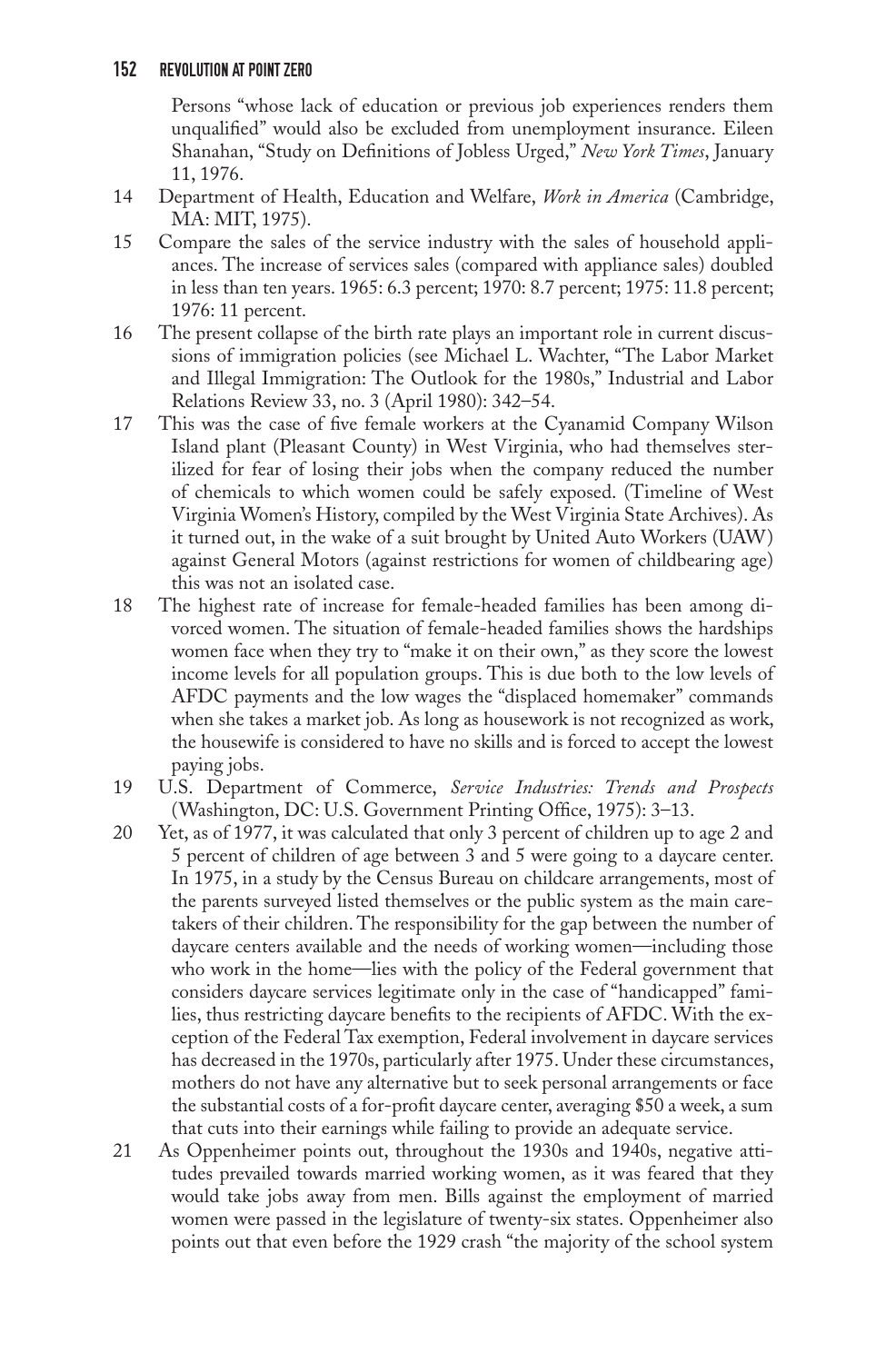Persons "whose lack of education or previous job experiences renders them unqualified" would also be excluded from unemployment insurance. Eileen Shanahan, "Study on Definitions of Jobless Urged," *New York Times*, January 11, 1976.

14 Department of Health, Education and Welfare, *Work in America* (Cambridge, MA: MIT, 1975).

15 Compare the sales of the service industry with the sales of household appliances. The increase of services sales (compared with appliance sales) doubled in less than ten years. 1965: 6.3 percent; 1970: 8.7 percent; 1975: 11.8 percent; 1976: 11 percent.

16 The present collapse of the birth rate plays an important role in current discussions of immigration policies (see Michael L. Wachter, "The Labor Market and Illegal Immigration: The Outlook for the 1980s," Industrial and Labor Relations Review 33, no. 3 (April 1980): 342–54.

17 This was the case of five female workers at the Cyanamid Company Wilson Island plant (Pleasant County) in West Virginia, who had themselves sterilized for fear of losing their jobs when the company reduced the number of chemicals to which women could be safely exposed. (Timeline of West Virginia Women's History, compiled by the West Virginia State Archives). As it turned out, in the wake of a suit brought by United Auto Workers (UAW) against General Motors (against restrictions for women of childbearing age) this was not an isolated case.

18 The highest rate of increase for female-headed families has been among divorced women. The situation of female-headed families shows the hardships women face when they try to "make it on their own," as they score the lowest income levels for all population groups. This is due both to the low levels of AFDC payments and the low wages the "displaced homemaker" commands when she takes a market job. As long as housework is not recognized as work, the housewife is considered to have no skills and is forced to accept the lowest paying jobs.

19 U.S. Department of Commerce, *Service Industries: Trends and Prospects* (Washington, DC: U.S. Government Printing Office, 1975): 3–13.

20 Yet, as of 1977, it was calculated that only 3 percent of children up to age 2 and 5 percent of children of age between 3 and 5 were going to a daycare center. In 1975, in a study by the Census Bureau on childcare arrangements, most of the parents surveyed listed themselves or the public system as the main caretakers of their children. The responsibility for the gap between the number of daycare centers available and the needs of working women—including those who work in the home—lies with the policy of the Federal government that considers daycare services legitimate only in the case of "handicapped" families, thus restricting daycare benefits to the recipients of AFDC. With the exception of the Federal Tax exemption, Federal involvement in daycare services has decreased in the 1970s, particularly after 1975. Under these circumstances, mothers do not have any alternative but to seek personal arrangements or face the substantial costs of a for-profit daycare center, averaging $50 a week, a sum that cuts into their earnings while failing to provide an adequate service.

21 As Oppenheimer points out, throughout the 1930s and 1940s, negative attitudes prevailed towards married working women, as it was feared that they would take jobs away from men. Bills against the employment of married women were passed in the legislature of twenty-six states. Oppenheimer also points out that even before the 1929 crash "the majority of the school system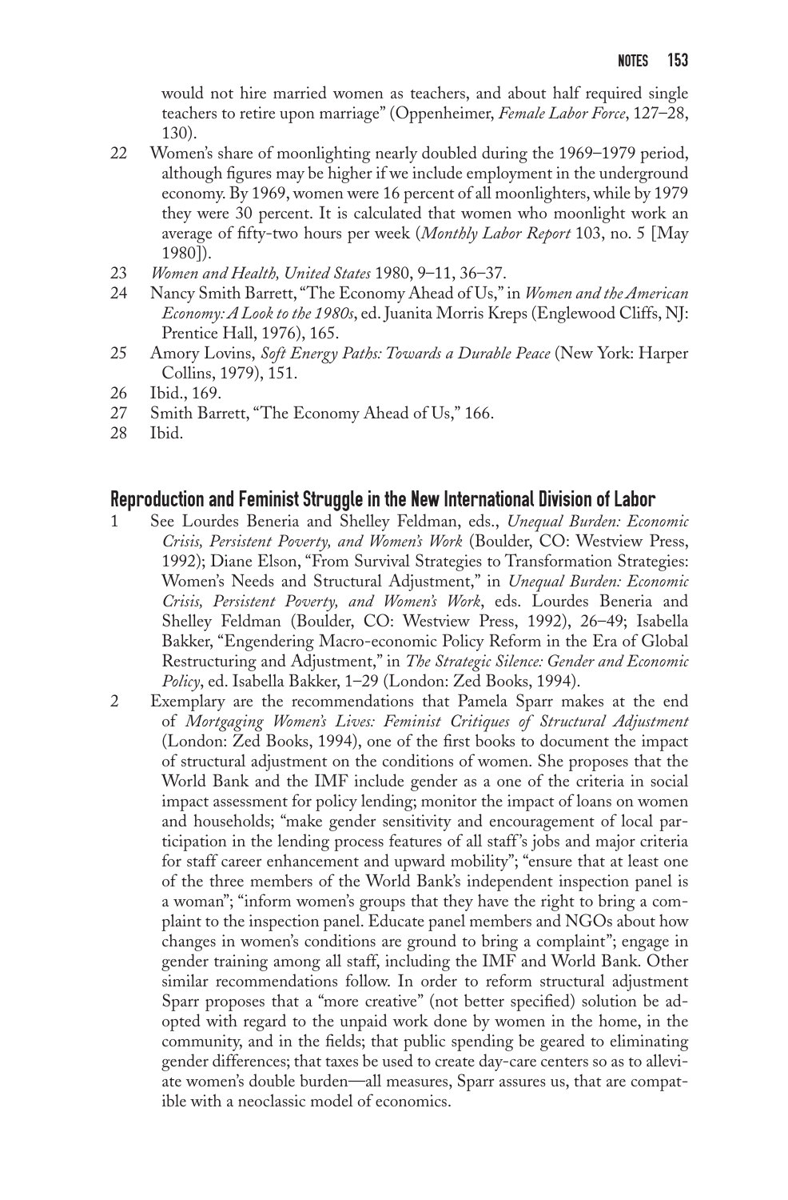would not hire married women as teachers, and about half required single teachers to retire upon marriage" (Oppenheimer, *Female Labor Force*, 127–28, 130).

22 Women's share of moonlighting nearly doubled during the 1969–1979 period, although figures may be higher if we include employment in the underground economy. By 1969, women were 16 percent of all moonlighters, while by 1979 they were 30 percent. It is calculated that women who moonlight work an average of fifty-two hours per week (*Monthly Labor Report* 103, no. 5 [May 1980]).

23 *Women and Health, United States* 1980, 9–11, 36–37.

24 Nancy Smith Barrett, "The Economy Ahead of Us," in *Women and the American Economy: A Look to the 1980s*, ed. Juanita Morris Kreps (Englewood Cliffs, NJ: Prentice Hall, 1976), 165.

25 Amory Lovins, *Soft Energy Paths: Towards a Durable Peace* (New York: Harper Collins, 1979), 151.

26 Ibid., 169.

27 Smith Barrett, "The Economy Ahead of Us," 166.

28 Ibid.

## Reproduction and Feminist Struggle in the New International Division of Labor

1 See Lourdes Beneria and Shelley Feldman, eds., *Unequal Burden: Economic Crisis, Persistent Poverty, and Women's Work* (Boulder, CO: Westview Press, 1992); Diane Elson, "From Survival Strategies to Transformation Strategies: Women's Needs and Structural Adjustment," in *Unequal Burden: Economic Crisis, Persistent Poverty, and Women's Work*, eds. Lourdes Beneria and Shelley Feldman (Boulder, CO: Westview Press, 1992), 26–49; Isabella Bakker, "Engendering Macro-economic Policy Reform in the Era of Global Restructuring and Adjustment," in *The Strategic Silence: Gender and Economic Policy*, ed. Isabella Bakker, 1–29 (London: Zed Books, 1994).

2 Exemplary are the recommendations that Pamela Sparr makes at the end of *Mortgaging Women's Lives: Feminist Critiques of Structural Adjustment* (London: Zed Books, 1994), one of the first books to document the impact of structural adjustment on the conditions of women. She proposes that the World Bank and the IMF include gender as a one of the criteria in social impact assessment for policy lending; monitor the impact of loans on women and households; "make gender sensitivity and encouragement of local participation in the lending process features of all staff's jobs and major criteria for staff career enhancement and upward mobility"; "ensure that at least one of the three members of the World Bank's independent inspection panel is a woman"; "inform women's groups that they have the right to bring a complaint to the inspection panel. Educate panel members and NGOs about how changes in women's conditions are ground to bring a complaint"; engage in gender training among all staff, including the IMF and World Bank. Other similar recommendations follow. In order to reform structural adjustment Sparr proposes that a "more creative" (not better specified) solution be adopted with regard to the unpaid work done by women in the home, in the community, and in the fields; that public spending be geared to eliminating gender differences; that taxes be used to create day-care centers so as to alleviate women's double burden—all measures, Sparr assures us, that are compatible with a neoclassic model of economics.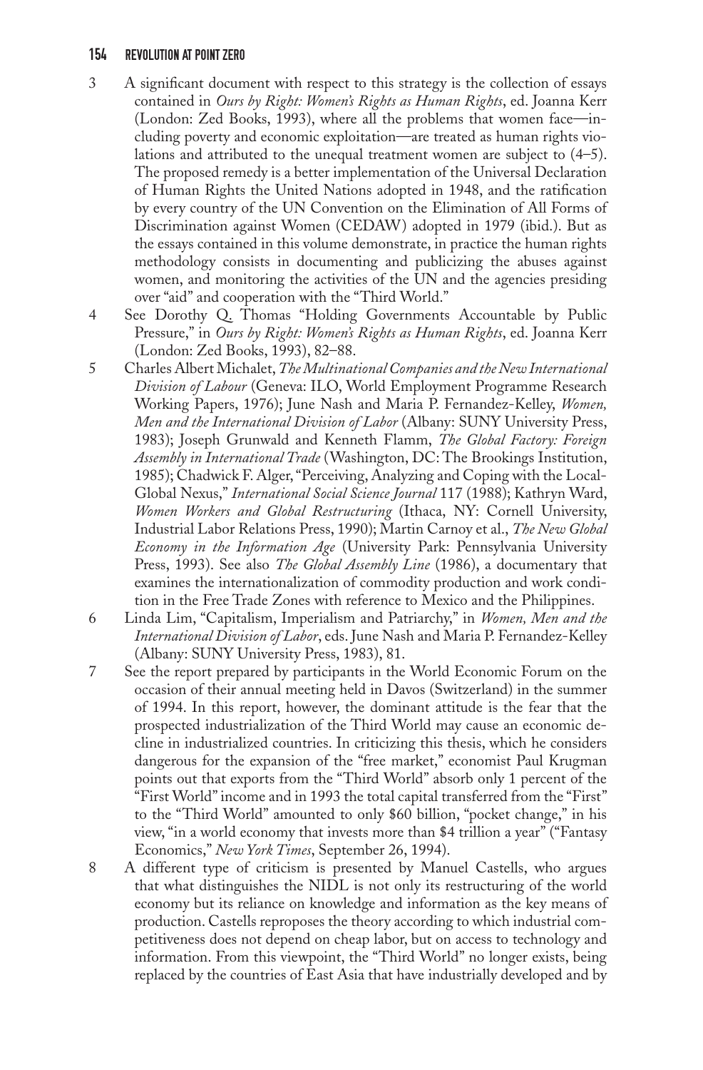3 A significant document with respect to this strategy is the collection of essays contained in *Ours by Right: Women's Rights as Human Rights*, ed. Joanna Kerr (London: Zed Books, 1993), where all the problems that women face—including poverty and economic exploitation—are treated as human rights violations and attributed to the unequal treatment women are subject to (4–5). The proposed remedy is a better implementation of the Universal Declaration of Human Rights the United Nations adopted in 1948, and the ratification by every country of the UN Convention on the Elimination of All Forms of Discrimination against Women (CEDAW) adopted in 1979 (ibid.). But as the essays contained in this volume demonstrate, in practice the human rights methodology consists in documenting and publicizing the abuses against women, and monitoring the activities of the UN and the agencies presiding over "aid" and cooperation with the "Third World."

4 See Dorothy Q. Thomas "Holding Governments Accountable by Public Pressure," in *Ours by Right: Women's Rights as Human Rights*, ed. Joanna Kerr (London: Zed Books, 1993), 82–88.

5 Charles Albert Michalet, *The Multinational Companies and the New International Division of Labour* (Geneva: ILO, World Employment Programme Research Working Papers, 1976); June Nash and Maria P. Fernandez-Kelley, *Women, Men and the International Division of Labor* (Albany: SUNY University Press, 1983); Joseph Grunwald and Kenneth Flamm, *The Global Factory: Foreign Assembly in International Trade* (Washington, DC: The Brookings Institution, 1985); Chadwick F. Alger, "Perceiving, Analyzing and Coping with the Local-Global Nexus," *International Social Science Journal* 117 (1988); Kathryn Ward, *Women Workers and Global Restructuring* (Ithaca, NY: Cornell University, Industrial Labor Relations Press, 1990); Martin Carnoy et al., *The New Global Economy in the Information Age* (University Park: Pennsylvania University Press, 1993). See also *The Global Assembly Line* (1986), a documentary that examines the internationalization of commodity production and work condition in the Free Trade Zones with reference to Mexico and the Philippines.

6 Linda Lim, "Capitalism, Imperialism and Patriarchy," in *Women, Men and the International Division of Labor*, eds. June Nash and Maria P. Fernandez-Kelley (Albany: SUNY University Press, 1983), 81.

7 See the report prepared by participants in the World Economic Forum on the occasion of their annual meeting held in Davos (Switzerland) in the summer of 1994. In this report, however, the dominant attitude is the fear that the prospected industrialization of the Third World may cause an economic decline in industrialized countries. In criticizing this thesis, which he considers dangerous for the expansion of the "free market," economist Paul Krugman points out that exports from the "Third World" absorb only 1 percent of the "First World" income and in 1993 the total capital transferred from the "First" to the "Third World" amounted to only $60 billion, "pocket change," in his view, "in a world economy that invests more than $4 trillion a year" ("Fantasy Economics," *New York Times*, September 26, 1994).

8 A different type of criticism is presented by Manuel Castells, who argues that what distinguishes the NIDL is not only its restructuring of the world economy but its reliance on knowledge and information as the key means of production. Castells reproposes the theory according to which industrial competitiveness does not depend on cheap labor, but on access to technology and information. From this viewpoint, the "Third World" no longer exists, being replaced by the countries of East Asia that have industrially developed and by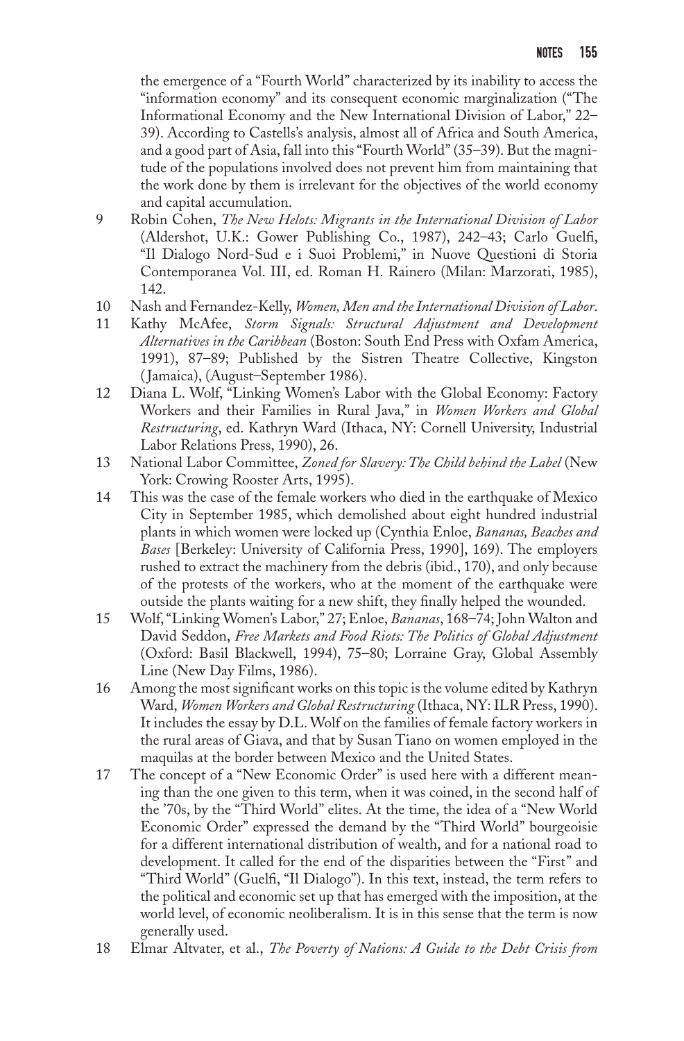the emergence of a "Fourth World" characterized by its inability to access the "information economy" and its consequent economic marginalization ("The Informational Economy and the New International Division of Labor," 22–39). According to Castells's analysis, almost all of Africa and South America, and a good part of Asia, fall into this "Fourth World" (35–39). But the magnitude of the populations involved does not prevent him from maintaining that the work done by them is irrelevant for the objectives of the world economy and capital accumulation.

9 Robin Cohen, *The New Helots: Migrants in the International Division of Labor* (Aldershot, U.K.: Gower Publishing Co., 1987), 242–43; Carlo Guelfi, "Il Dialogo Nord-Sud e i Suoi Problemi," in Nuove Questioni di Storia Contemporanea Vol. III, ed. Roman H. Rainero (Milan: Marzorati, 1985), 142.

10 Nash and Fernandez-Kelly, *Women, Men and the International Division of Labor*.

11 Kathy McAfee, *Storm Signals: Structural Adjustment and Development Alternatives in the Caribbean* (Boston: South End Press with Oxfam America, 1991), 87–89; Published by the Sistren Theatre Collective, Kingston (Jamaica), (August–September 1986).

12 Diana L. Wolf, "Linking Women's Labor with the Global Economy: Factory Workers and their Families in Rural Java," in *Women Workers and Global Restructuring*, ed. Kathryn Ward (Ithaca, NY: Cornell University, Industrial Labor Relations Press, 1990), 26.

13 National Labor Committee, *Zoned for Slavery: The Child behind the Label* (New York: Crowing Rooster Arts, 1995).

14 This was the case of the female workers who died in the earthquake of Mexico City in September 1985, which demolished about eight hundred industrial plants in which women were locked up (Cynthia Enloe, *Bananas, Beaches and Bases* [Berkeley: University of California Press, 1990], 169). The employers rushed to extract the machinery from the debris (ibid., 170), and only because of the protests of the workers, who at the moment of the earthquake were outside the plants waiting for a new shift, they finally helped the wounded.

15 Wolf, "Linking Women's Labor," 27; Enloe, *Bananas*, 168–74; John Walton and David Seddon, *Free Markets and Food Riots: The Politics of Global Adjustment* (Oxford: Basil Blackwell, 1994), 75–80; Lorraine Gray, Global Assembly Line (New Day Films, 1986).

16 Among the most significant works on this topic is the volume edited by Kathryn Ward, *Women Workers and Global Restructuring* (Ithaca, NY: ILR Press, 1990). It includes the essay by D.L. Wolf on the families of female factory workers in the rural areas of Giava, and that by Susan Tiano on women employed in the maquilas at the border between Mexico and the United States.

17 The concept of a "New Economic Order" is used here with a different meaning than the one given to this term, when it was coined, in the second half of the '70s, by the "Third World" elites. At the time, the idea of a "New World Economic Order" expressed the demand by the "Third World" bourgeoisie for a different international distribution of wealth, and for a national road to development. It called for the end of the disparities between the "First" and "Third World" (Guelfi, "Il Dialogo"). In this text, instead, the term refers to the political and economic set up that has emerged with the imposition, at the world level, of economic neoliberalism. It is in this sense that the term is now generally used.

18 Elmar Altvater, et al., *The Poverty of Nations: A Guide to the Debt Crisis from*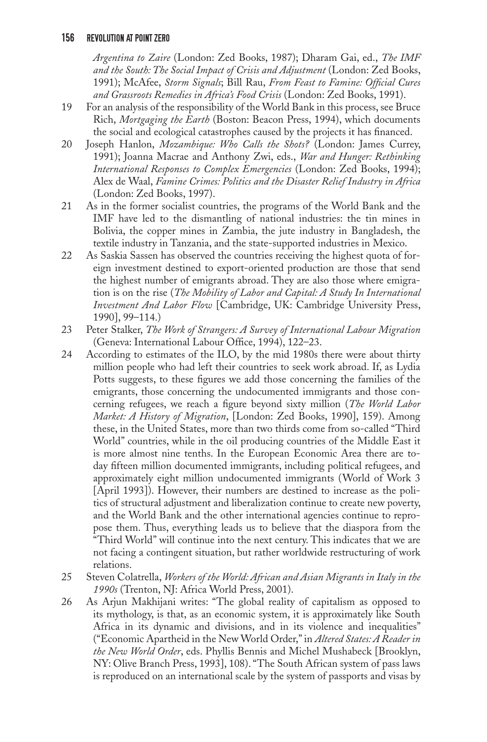*Argentina to Zaire* (London: Zed Books, 1987); Dharam Gai, ed., *The IMF and the South: The Social Impact of Crisis and Adjustment* (London: Zed Books, 1991); McAfee, *Storm Signals*; Bill Rau, *From Feast to Famine: Official Cures and Grassroots Remedies in Africa's Food Crisis* (London: Zed Books, 1991).

19 For an analysis of the responsibility of the World Bank in this process, see Bruce Rich, *Mortgaging the Earth* (Boston: Beacon Press, 1994), which documents the social and ecological catastrophes caused by the projects it has financed.

20 Joseph Hanlon, *Mozambique: Who Calls the Shots?* (London: James Currey, 1991); Joanna Macrae and Anthony Zwi, eds., *War and Hunger: Rethinking International Responses to Complex Emergencies* (London: Zed Books, 1994); Alex de Waal, *Famine Crimes: Politics and the Disaster Relief Industry in Africa* (London: Zed Books, 1997).

21 As in the former socialist countries, the programs of the World Bank and the IMF have led to the dismantling of national industries: the tin mines in Bolivia, the copper mines in Zambia, the jute industry in Bangladesh, the textile industry in Tanzania, and the state-supported industries in Mexico.

22 As Saskia Sassen has observed the countries receiving the highest quota of foreign investment destined to export-oriented production are those that send the highest number of emigrants abroad. They are also those where emigration is on the rise (*The Mobility of Labor and Capital: A Study In International Investment And Labor Flow* [Cambridge, UK: Cambridge University Press, 1990], 99–114.)

23 Peter Stalker, *The Work of Strangers: A Survey of International Labour Migration* (Geneva: International Labour Office, 1994), 122–23.

24 According to estimates of the ILO, by the mid 1980s there were about thirty million people who had left their countries to seek work abroad. If, as Lydia Potts suggests, to these figures we add those concerning the families of the emigrants, those concerning the undocumented immigrants and those concerning refugees, we reach a figure beyond sixty million (*The World Labor Market: A History of Migration*, [London: Zed Books, 1990], 159). Among these, in the United States, more than two thirds come from so-called "Third World" countries, while in the oil producing countries of the Middle East it is more almost nine tenths. In the European Economic Area there are today fifteen million documented immigrants, including political refugees, and approximately eight million undocumented immigrants (World of Work 3 [April 1993]). However, their numbers are destined to increase as the politics of structural adjustment and liberalization continue to create new poverty, and the World Bank and the other international agencies continue to repropose them. Thus, everything leads us to believe that the diaspora from the "Third World" will continue into the next century. This indicates that we are not facing a contingent situation, but rather worldwide restructuring of work relations.

25 Steven Colatrella, *Workers of the World: African and Asian Migrants in Italy in the 1990s* (Trenton, NJ: Africa World Press, 2001).

26 As Arjun Makhijani writes: "The global reality of capitalism as opposed to its mythology, is that, as an economic system, it is approximately like South Africa in its dynamic and divisions, and in its violence and inequalities" ("Economic Apartheid in the New World Order," in *Altered States: A Reader in the New World Order*, eds. Phyllis Bennis and Michel Mushabeck [Brooklyn, NY: Olive Branch Press, 1993], 108). "The South African system of pass laws is reproduced on an international scale by the system of passports and visas by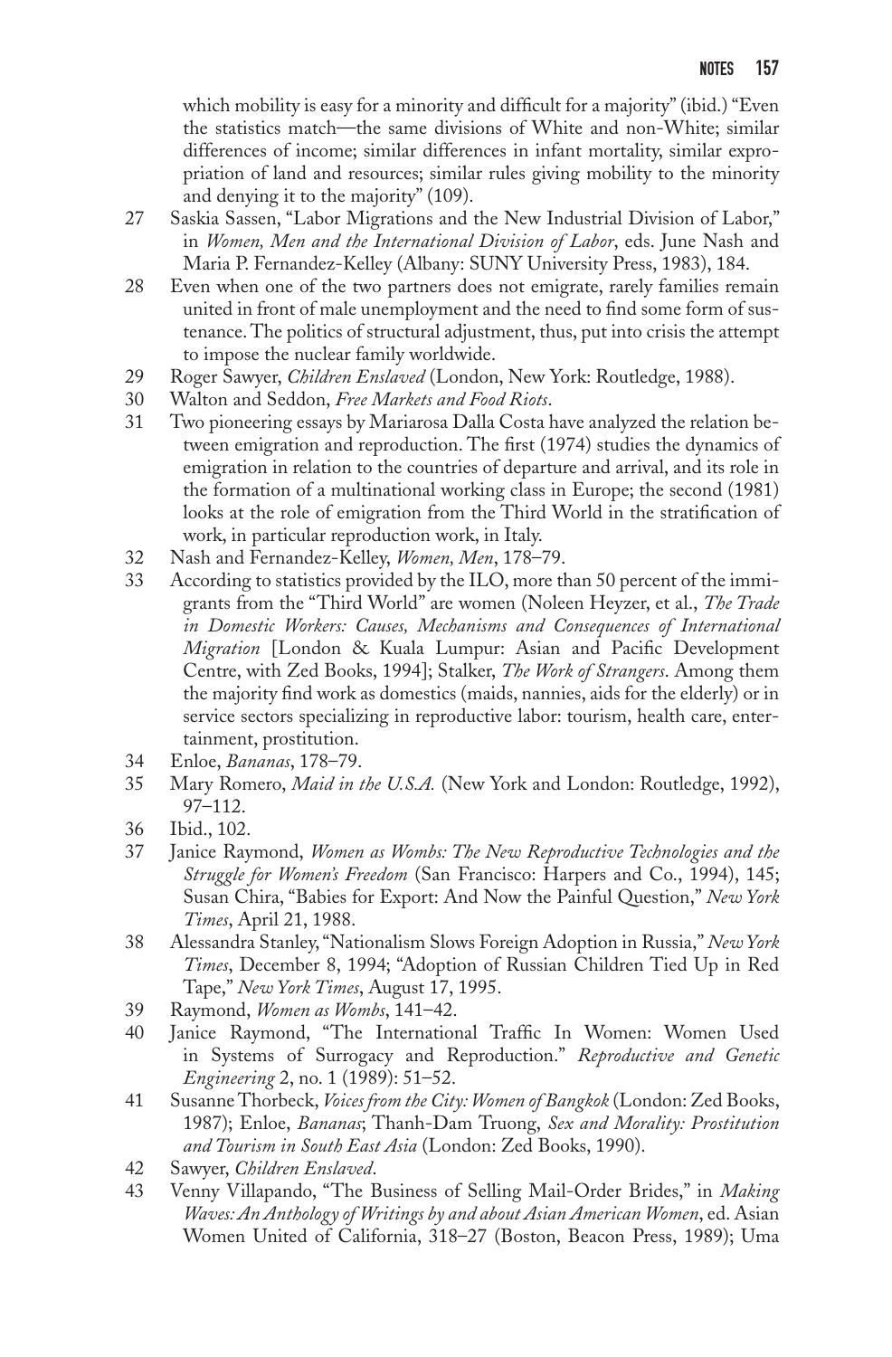which mobility is easy for a minority and difficult for a majority" (ibid.) "Even the statistics match—the same divisions of White and non-White; similar differences of income; similar differences in infant mortality, similar expropriation of land and resources; similar rules giving mobility to the minority and denying it to the majority" (109).

27 Saskia Sassen, "Labor Migrations and the New Industrial Division of Labor," in *Women, Men and the International Division of Labor*, eds. June Nash and Maria P. Fernandez-Kelley (Albany: SUNY University Press, 1983), 184.

28 Even when one of the two partners does not emigrate, rarely families remain united in front of male unemployment and the need to find some form of sustenance. The politics of structural adjustment, thus, put into crisis the attempt to impose the nuclear family worldwide.

29 Roger Sawyer, *Children Enslaved* (London, New York: Routledge, 1988).

30 Walton and Seddon, *Free Markets and Food Riots*.

31 Two pioneering essays by Mariarosa Dalla Costa have analyzed the relation between emigration and reproduction. The first (1974) studies the dynamics of emigration in relation to the countries of departure and arrival, and its role in the formation of a multinational working class in Europe; the second (1981) looks at the role of emigration from the Third World in the stratification of work, in particular reproduction work, in Italy.

32 Nash and Fernandez-Kelley, *Women, Men*, 178–79.

33 According to statistics provided by the ILO, more than 50 percent of the immigrants from the "Third World" are women (Noleen Heyzer, et al., *The Trade in Domestic Workers: Causes, Mechanisms and Consequences of International Migration* [London & Kuala Lumpur: Asian and Pacific Development Centre, with Zed Books, 1994]; Stalker, *The Work of Strangers*. Among them the majority find work as domestics (maids, nannies, aids for the elderly) or in service sectors specializing in reproductive labor: tourism, health care, entertainment, prostitution.

34 Enloe, *Bananas*, 178–79.

35 Mary Romero, *Maid in the U.S.A.* (New York and London: Routledge, 1992), 97–112.

36 Ibid., 102.

37 Janice Raymond, *Women as Wombs: The New Reproductive Technologies and the Struggle for Women's Freedom* (San Francisco: Harpers and Co., 1994), 145; Susan Chira, "Babies for Export: And Now the Painful Question," *New York Times*, April 21, 1988.

38 Alessandra Stanley, "Nationalism Slows Foreign Adoption in Russia," *New York Times*, December 8, 1994; "Adoption of Russian Children Tied Up in Red Tape," *New York Times*, August 17, 1995.

39 Raymond, *Women as Wombs*, 141–42.

40 Janice Raymond, "The International Traffic In Women: Women Used in Systems of Surrogacy and Reproduction." *Reproductive and Genetic Engineering* 2, no. 1 (1989): 51–52.

41 Susanne Thorbeck, *Voices from the City: Women of Bangkok* (London: Zed Books, 1987); Enloe, *Bananas*; Thanh-Dam Truong, *Sex and Morality: Prostitution and Tourism in South East Asia* (London: Zed Books, 1990).

42 Sawyer, *Children Enslaved*.

43 Venny Villapando, "The Business of Selling Mail-Order Brides," in *Making Waves: An Anthology of Writings by and about Asian American Women*, ed. Asian Women United of California, 318–27 (Boston, Beacon Press, 1989); Uma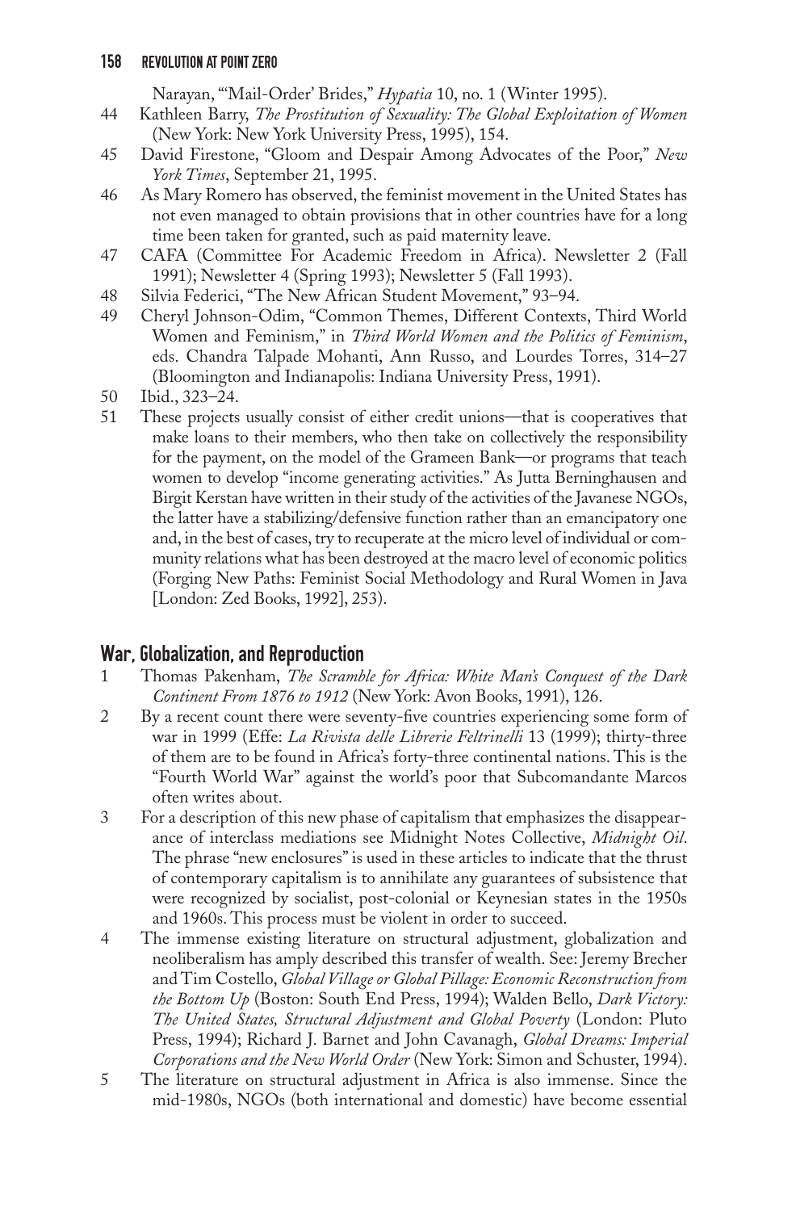Narayan, "'Mail-Order' Brides," *Hypatia* 10, no. 1 (Winter 1995).

44 Kathleen Barry, *The Prostitution of Sexuality: The Global Exploitation of Women* (New York: New York University Press, 1995), 154.

45 David Firestone, "Gloom and Despair Among Advocates of the Poor," *New York Times*, September 21, 1995.

46 As Mary Romero has observed, the feminist movement in the United States has not even managed to obtain provisions that in other countries have for a long time been taken for granted, such as paid maternity leave.

47 CAFA (Committee For Academic Freedom in Africa). Newsletter 2 (Fall 1991); Newsletter 4 (Spring 1993); Newsletter 5 (Fall 1993).

48 Silvia Federici, "The New African Student Movement," 93–94.

49 Cheryl Johnson-Odim, "Common Themes, Different Contexts, Third World Women and Feminism," in *Third World Women and the Politics of Feminism*, eds. Chandra Talpade Mohanti, Ann Russo, and Lourdes Torres, 314–27 (Bloomington and Indianapolis: Indiana University Press, 1991).

50 Ibid., 323–24.

51 These projects usually consist of either credit unions—that is cooperatives that make loans to their members, who then take on collectively the responsibility for the payment, on the model of the Grameen Bank—or programs that teach women to develop "income generating activities." As Jutta Berninghausen and Birgit Kerstan have written in their study of the activities of the Javanese NGOs, the latter have a stabilizing/defensive function rather than an emancipatory one and, in the best of cases, try to recuperate at the micro level of individual or community relations what has been destroyed at the macro level of economic politics (Forging New Paths: Feminist Social Methodology and Rural Women in Java [London: Zed Books, 1992], 253).

## War, Globalization, and Reproduction

1 Thomas Pakenham, *The Scramble for Africa: White Man's Conquest of the Dark Continent From 1876 to 1912* (New York: Avon Books, 1991), 126.

2 By a recent count there were seventy-five countries experiencing some form of war in 1999 (Effe: *La Rivista delle Librerie Feltrinelli* 13 (1999); thirty-three of them are to be found in Africa's forty-three continental nations. This is the "Fourth World War" against the world's poor that Subcomandante Marcos often writes about.

3 For a description of this new phase of capitalism that emphasizes the disappearance of interclass mediations see Midnight Notes Collective, *Midnight Oil*. The phrase "new enclosures" is used in these articles to indicate that the thrust of contemporary capitalism is to annihilate any guarantees of subsistence that were recognized by socialist, post-colonial or Keynesian states in the 1950s and 1960s. This process must be violent in order to succeed.

4 The immense existing literature on structural adjustment, globalization and neoliberalism has amply described this transfer of wealth. See: Jeremy Brecher and Tim Costello, *Global Village or Global Pillage: Economic Reconstruction from the Bottom Up* (Boston: South End Press, 1994); Walden Bello, *Dark Victory: The United States, Structural Adjustment and Global Poverty* (London: Pluto Press, 1994); Richard J. Barnet and John Cavanagh, *Global Dreams: Imperial Corporations and the New World Order* (New York: Simon and Schuster, 1994).

5 The literature on structural adjustment in Africa is also immense. Since the mid-1980s, NGOs (both international and domestic) have become essential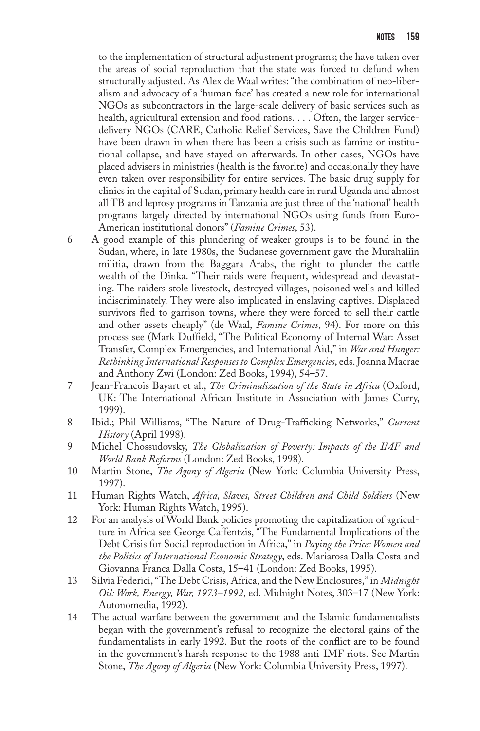to the implementation of structural adjustment programs; the have taken over the areas of social reproduction that the state was forced to defund when structurally adjusted. As Alex de Waal writes: "the combination of neo-liberalism and advocacy of a 'human face' has created a new role for international NGOs as subcontractors in the large-scale delivery of basic services such as health, agricultural extension and food rations. . . . Often, the larger service-delivery NGOs (CARE, Catholic Relief Services, Save the Children Fund) have been drawn in when there has been a crisis such as famine or institutional collapse, and have stayed on afterwards. In other cases, NGOs have placed advisers in ministries (health is the favorite) and occasionally they have even taken over responsibility for entire services. The basic drug supply for clinics in the capital of Sudan, primary health care in rural Uganda and almost all TB and leprosy programs in Tanzania are just three of the 'national' health programs largely directed by international NGOs using funds from Euro-American institutional donors" (*Famine Crimes*, 53).

6 A good example of this plundering of weaker groups is to be found in the Sudan, where, in late 1980s, the Sudanese government gave the Murahaliin militia, drawn from the Baggara Arabs, the right to plunder the cattle wealth of the Dinka. "Their raids were frequent, widespread and devastating. The raiders stole livestock, destroyed villages, poisoned wells and killed indiscriminately. They were also implicated in enslaving captives. Displaced survivors fled to garrison towns, where they were forced to sell their cattle and other assets cheaply" (de Waal, *Famine Crimes*, 94). For more on this process see (Mark Duffield, "The Political Economy of Internal War: Asset Transfer, Complex Emergencies, and International Aid," in *War and Hunger: Rethinking International Responses to Complex Emergencies*, eds. Joanna Macrae and Anthony Zwi (London: Zed Books, 1994), 54–57.

7 Jean-Francois Bayart et al., *The Criminalization of the State in Africa* (Oxford, UK: The International African Institute in Association with James Curry, 1999).

8 Ibid.; Phil Williams, "The Nature of Drug-Trafficking Networks," *Current History* (April 1998).

9 Michel Chossudovsky, *The Globalization of Poverty: Impacts of the IMF and World Bank Reforms* (London: Zed Books, 1998).

10 Martin Stone, *The Agony of Algeria* (New York: Columbia University Press, 1997).

11 Human Rights Watch, *Africa, Slaves, Street Children and Child Soldiers* (New York: Human Rights Watch, 1995).

12 For an analysis of World Bank policies promoting the capitalization of agriculture in Africa see George Caffentzis, "The Fundamental Implications of the Debt Crisis for Social reproduction in Africa," in *Paying the Price: Women and the Politics of International Economic Strategy*, eds. Mariarosa Dalla Costa and Giovanna Franca Dalla Costa, 15–41 (London: Zed Books, 1995).

13 Silvia Federici, "The Debt Crisis, Africa, and the New Enclosures," in *Midnight Oil: Work, Energy, War, 1973–1992*, ed. Midnight Notes, 303–17 (New York: Autonomedia, 1992).

14 The actual warfare between the government and the Islamic fundamentalists began with the government's refusal to recognize the electoral gains of the fundamentalists in early 1992. But the roots of the conflict are to be found in the government's harsh response to the 1988 anti-IMF riots. See Martin Stone, *The Agony of Algeria* (New York: Columbia University Press, 1997).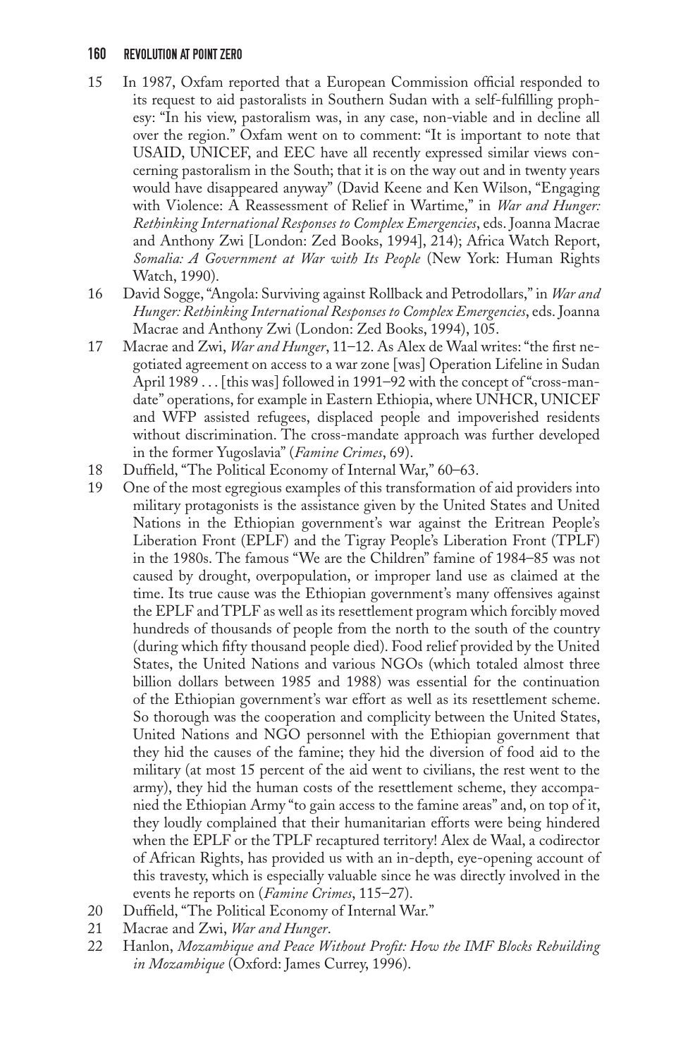15 In 1987, Oxfam reported that a European Commission official responded to its request to aid pastoralists in Southern Sudan with a self-fulfilling prophesy: "In his view, pastoralism was, in any case, non-viable and in decline all over the region." Oxfam went on to comment: "It is important to note that USAID, UNICEF, and EEC have all recently expressed similar views concerning pastoralism in the South; that it is on the way out and in twenty years would have disappeared anyway" (David Keene and Ken Wilson, "Engaging with Violence: A Reassessment of Relief in Wartime," in *War and Hunger: Rethinking International Responses to Complex Emergencies*, eds. Joanna Macrae and Anthony Zwi [London: Zed Books, 1994], 214); Africa Watch Report, *Somalia: A Government at War with Its People* (New York: Human Rights Watch, 1990).

16 David Sogge, "Angola: Surviving against Rollback and Petrodollars," in *War and Hunger: Rethinking International Responses to Complex Emergencies*, eds. Joanna Macrae and Anthony Zwi (London: Zed Books, 1994), 105.

17 Macrae and Zwi, *War and Hunger*, 11–12. As Alex de Waal writes: "the first negotiated agreement on access to a war zone [was] Operation Lifeline in Sudan April 1989 . . . [this was] followed in 1991–92 with the concept of "cross-mandate" operations, for example in Eastern Ethiopia, where UNHCR, UNICEF and WFP assisted refugees, displaced people and impoverished residents without discrimination. The cross-mandate approach was further developed in the former Yugoslavia" (*Famine Crimes*, 69).

18 Duffield, "The Political Economy of Internal War," 60–63.

19 One of the most egregious examples of this transformation of aid providers into military protagonists is the assistance given by the United States and United Nations in the Ethiopian government's war against the Eritrean People's Liberation Front (EPLF) and the Tigray People's Liberation Front (TPLF) in the 1980s. The famous "We are the Children" famine of 1984–85 was not caused by drought, overpopulation, or improper land use as claimed at the time. Its true cause was the Ethiopian government's many offensives against the EPLF and TPLF as well as its resettlement program which forcibly moved hundreds of thousands of people from the north to the south of the country (during which fifty thousand people died). Food relief provided by the United States, the United Nations and various NGOs (which totaled almost three billion dollars between 1985 and 1988) was essential for the continuation of the Ethiopian government's war effort as well as its resettlement scheme. So thorough was the cooperation and complicity between the United States, United Nations and NGO personnel with the Ethiopian government that they hid the causes of the famine; they hid the diversion of food aid to the military (at most 15 percent of the aid went to civilians, the rest went to the army), they hid the human costs of the resettlement scheme, they accompanied the Ethiopian Army "to gain access to the famine areas" and, on top of it, they loudly complained that their humanitarian efforts were being hindered when the EPLF or the TPLF recaptured territory! Alex de Waal, a codirector of African Rights, has provided us with an in-depth, eye-opening account of this travesty, which is especially valuable since he was directly involved in the events he reports on (*Famine Crimes*, 115–27).

20 Duffield, "The Political Economy of Internal War."

21 Macrae and Zwi, *War and Hunger*.

22 Hanlon, *Mozambique and Peace Without Profit: How the IMF Blocks Rebuilding in Mozambique* (Oxford: James Currey, 1996).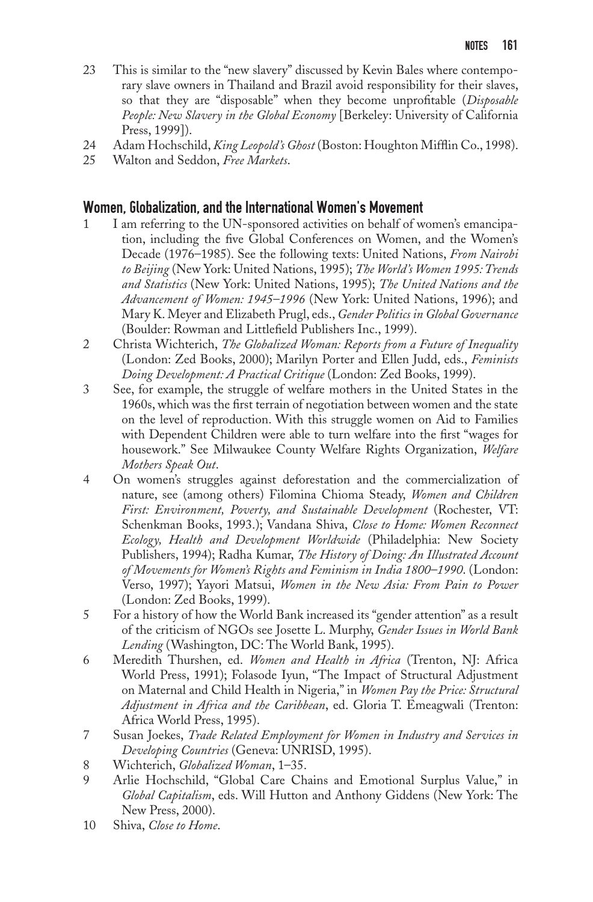23 This is similar to the "new slavery" discussed by Kevin Bales where contemporary slave owners in Thailand and Brazil avoid responsibility for their slaves, so that they are "disposable" when they become unprofitable (*Disposable People: New Slavery in the Global Economy* [Berkeley: University of California Press, 1999]).

24 Adam Hochschild, *King Leopold's Ghost* (Boston: Houghton Mifflin Co., 1998).

25 Walton and Seddon, *Free Markets*.

## Women, Globalization, and the International Women's Movement

1 I am referring to the UN-sponsored activities on behalf of women's emancipation, including the five Global Conferences on Women, and the Women's Decade (1976–1985). See the following texts: United Nations, *From Nairobi to Beijing* (New York: United Nations, 1995); *The World's Women 1995: Trends and Statistics* (New York: United Nations, 1995); *The United Nations and the Advancement of Women: 1945–1996* (New York: United Nations, 1996); and Mary K. Meyer and Elizabeth Prugl, eds., *Gender Politics in Global Governance* (Boulder: Rowman and Littlefield Publishers Inc., 1999).

2 Christa Wichterich, *The Globalized Woman: Reports from a Future of Inequality* (London: Zed Books, 2000); Marilyn Porter and Ellen Judd, eds., *Feminists Doing Development: A Practical Critique* (London: Zed Books, 1999).

3 See, for example, the struggle of welfare mothers in the United States in the 1960s, which was the first terrain of negotiation between women and the state on the level of reproduction. With this struggle women on Aid to Families with Dependent Children were able to turn welfare into the first "wages for housework." See Milwaukee County Welfare Rights Organization, *Welfare Mothers Speak Out*.

4 On women's struggles against deforestation and the commercialization of nature, see (among others) Filomina Chioma Steady, *Women and Children First: Environment, Poverty, and Sustainable Development* (Rochester, VT: Schenkman Books, 1993.); Vandana Shiva, *Close to Home: Women Reconnect Ecology, Health and Development Worldwide* (Philadelphia: New Society Publishers, 1994); Radha Kumar, *The History of Doing: An Illustrated Account of Movements for Women's Rights and Feminism in India 1800–1990*. (London: Verso, 1997); Yayori Matsui, *Women in the New Asia: From Pain to Power* (London: Zed Books, 1999).

5 For a history of how the World Bank increased its "gender attention" as a result of the criticism of NGOs see Josette L. Murphy, *Gender Issues in World Bank Lending* (Washington, DC: The World Bank, 1995).

6 Meredith Thurshen, ed. *Women and Health in Africa* (Trenton, NJ: Africa World Press, 1991); Folasode Iyun, "The Impact of Structural Adjustment on Maternal and Child Health in Nigeria," in *Women Pay the Price: Structural Adjustment in Africa and the Caribbean*, ed. Gloria T. Emeagwali (Trenton: Africa World Press, 1995).

7 Susan Joekes, *Trade Related Employment for Women in Industry and Services in Developing Countries* (Geneva: UNRISD, 1995).

8 Wichterich, *Globalized Woman*, 1–35.

9 Arlie Hochschild, "Global Care Chains and Emotional Surplus Value," in *Global Capitalism*, eds. Will Hutton and Anthony Giddens (New York: The New Press, 2000).

10 Shiva, *Close to Home*.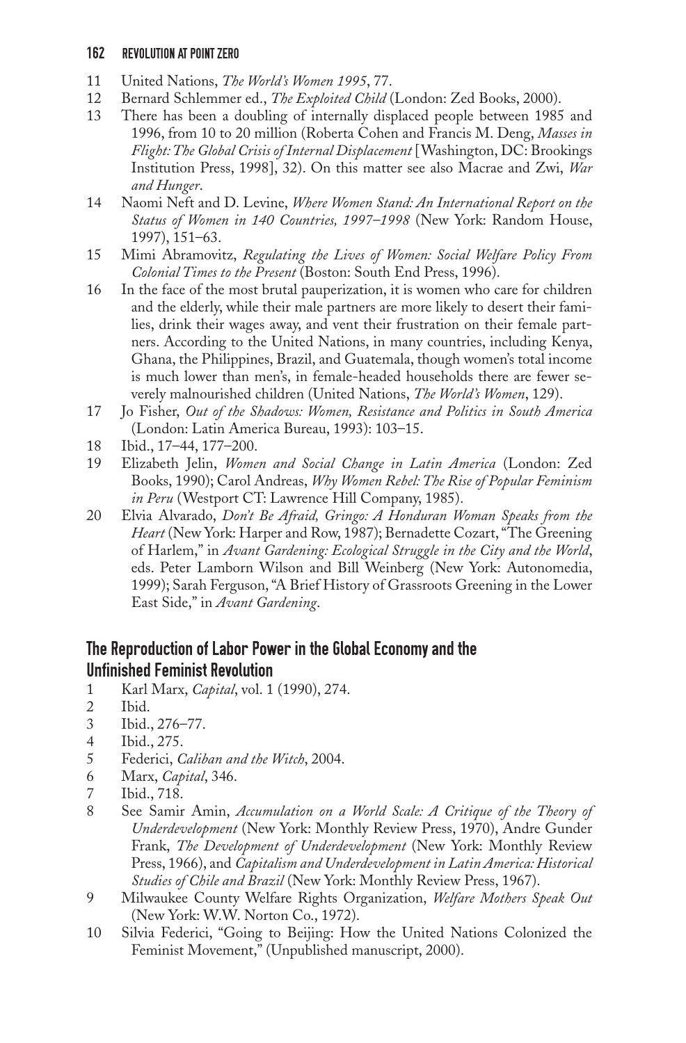11 United Nations, *The World's Women 1995*, 77.
12 Bernard Schlemmer ed., *The Exploited Child* (London: Zed Books, 2000).
13 There has been a doubling of internally displaced people between 1985 and 1996, from 10 to 20 million (Roberta Cohen and Francis M. Deng, *Masses in Flight: The Global Crisis of Internal Displacement* [Washington, DC: Brookings Institution Press, 1998], 32). On this matter see also Macrae and Zwi, *War and Hunger*.
14 Naomi Neft and D. Levine, *Where Women Stand: An International Report on the Status of Women in 140 Countries, 1997–1998* (New York: Random House, 1997), 151–63.
15 Mimi Abramovitz, *Regulating the Lives of Women: Social Welfare Policy From Colonial Times to the Present* (Boston: South End Press, 1996).
16 In the face of the most brutal pauperization, it is women who care for children and the elderly, while their male partners are more likely to desert their families, drink their wages away, and vent their frustration on their female partners. According to the United Nations, in many countries, including Kenya, Ghana, the Philippines, Brazil, and Guatemala, though women's total income is much lower than men's, in female-headed households there are fewer severely malnourished children (United Nations, *The World's Women*, 129).
17 Jo Fisher, *Out of the Shadows: Women, Resistance and Politics in South America* (London: Latin America Bureau, 1993): 103–15.
18 Ibid., 17–44, 177–200.
19 Elizabeth Jelin, *Women and Social Change in Latin America* (London: Zed Books, 1990); Carol Andreas, *Why Women Rebel: The Rise of Popular Feminism in Peru* (Westport CT: Lawrence Hill Company, 1985).
20 Elvia Alvarado, *Don't Be Afraid, Gringo: A Honduran Woman Speaks from the Heart* (New York: Harper and Row, 1987); Bernadette Cozart, "The Greening of Harlem," in *Avant Gardening: Ecological Struggle in the City and the World*, eds. Peter Lamborn Wilson and Bill Weinberg (New York: Autonomedia, 1999); Sarah Ferguson, "A Brief History of Grassroots Greening in the Lower East Side," in *Avant Gardening*.

## The Reproduction of Labor Power in the Global Economy and the Unfinished Feminist Revolution

1 Karl Marx, *Capital*, vol. 1 (1990), 274.
2 Ibid.
3 Ibid., 276–77.
4 Ibid., 275.
5 Federici, *Caliban and the Witch*, 2004.
6 Marx, *Capital*, 346.
7 Ibid., 718.
8 See Samir Amin, *Accumulation on a World Scale: A Critique of the Theory of Underdevelopment* (New York: Monthly Review Press, 1970), Andre Gunder Frank, *The Development of Underdevelopment* (New York: Monthly Review Press, 1966), and *Capitalism and Underdevelopment in Latin America: Historical Studies of Chile and Brazil* (New York: Monthly Review Press, 1967).
9 Milwaukee County Welfare Rights Organization, *Welfare Mothers Speak Out* (New York: W.W. Norton Co., 1972).
10 Silvia Federici, "Going to Beijing: How the United Nations Colonized the Feminist Movement," (Unpublished manuscript, 2000).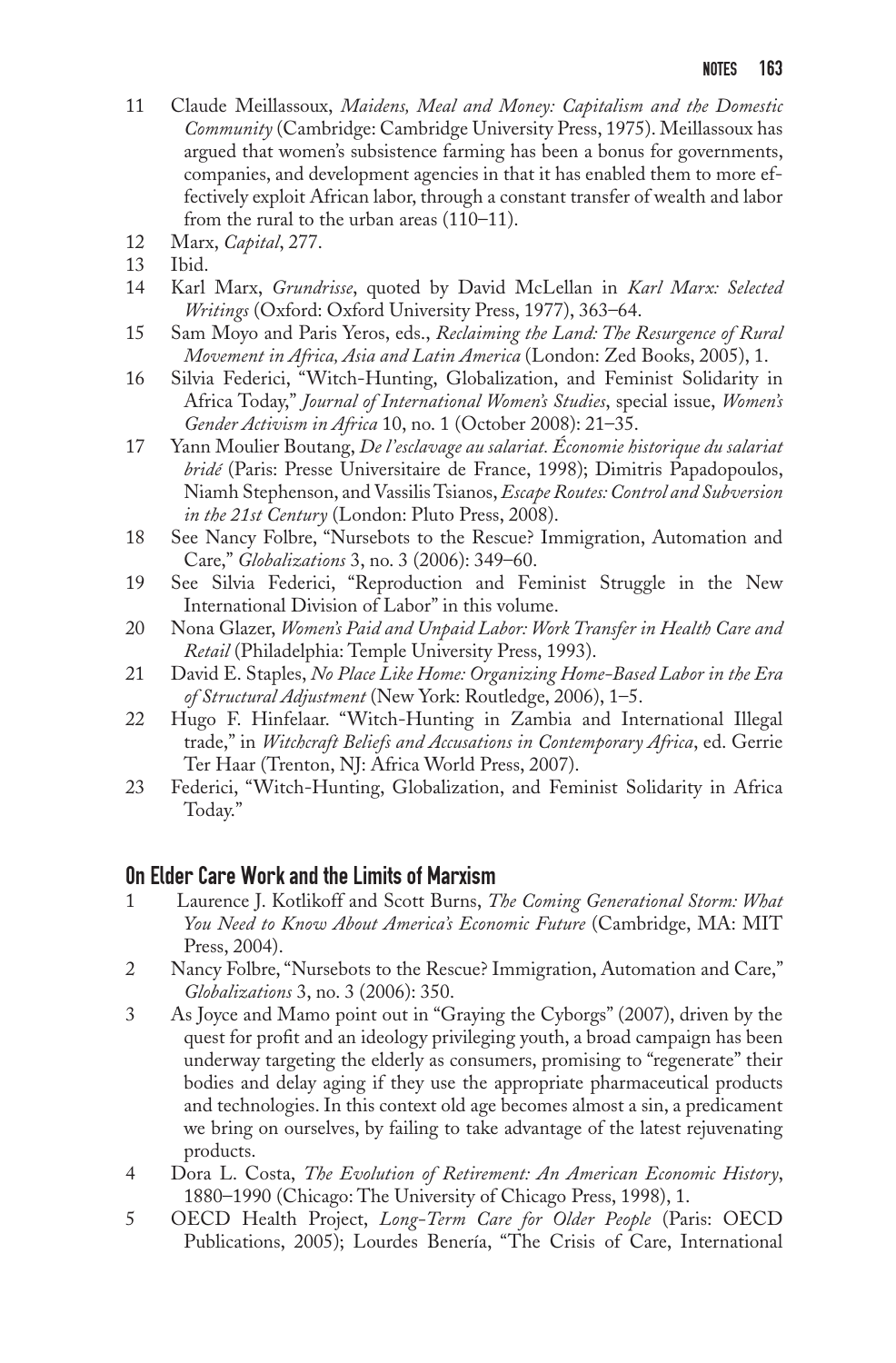11 Claude Meillassoux, *Maidens, Meal and Money: Capitalism and the Domestic Community* (Cambridge: Cambridge University Press, 1975). Meillassoux has argued that women's subsistence farming has been a bonus for governments, companies, and development agencies in that it has enabled them to more effectively exploit African labor, through a constant transfer of wealth and labor from the rural to the urban areas (110–11).

12 Marx, *Capital*, 277.

13 Ibid.

14 Karl Marx, *Grundrisse*, quoted by David McLellan in *Karl Marx: Selected Writings* (Oxford: Oxford University Press, 1977), 363–64.

15 Sam Moyo and Paris Yeros, eds., *Reclaiming the Land: The Resurgence of Rural Movement in Africa, Asia and Latin America* (London: Zed Books, 2005), 1.

16 Silvia Federici, "Witch-Hunting, Globalization, and Feminist Solidarity in Africa Today," *Journal of International Women's Studies*, special issue, *Women's Gender Activism in Africa* 10, no. 1 (October 2008): 21–35.

17 Yann Moulier Boutang, *De l'esclavage au salariat. Économie historique du salariat bridé* (Paris: Presse Universitaire de France, 1998); Dimitris Papadopoulos, Niamh Stephenson, and Vassilis Tsianos, *Escape Routes: Control and Subversion in the 21st Century* (London: Pluto Press, 2008).

18 See Nancy Folbre, "Nursebots to the Rescue? Immigration, Automation and Care," *Globalizations* 3, no. 3 (2006): 349–60.

19 See Silvia Federici, "Reproduction and Feminist Struggle in the New International Division of Labor" in this volume.

20 Nona Glazer, *Women's Paid and Unpaid Labor: Work Transfer in Health Care and Retail* (Philadelphia: Temple University Press, 1993).

21 David E. Staples, *No Place Like Home: Organizing Home-Based Labor in the Era of Structural Adjustment* (New York: Routledge, 2006), 1–5.

22 Hugo F. Hinfelaar. "Witch-Hunting in Zambia and International Illegal trade," in *Witchcraft Beliefs and Accusations in Contemporary Africa*, ed. Gerrie Ter Haar (Trenton, NJ: Africa World Press, 2007).

23 Federici, "Witch-Hunting, Globalization, and Feminist Solidarity in Africa Today."

## On Elder Care Work and the Limits of Marxism

1 Laurence J. Kotlikoff and Scott Burns, *The Coming Generational Storm: What You Need to Know About America's Economic Future* (Cambridge, MA: MIT Press, 2004).

2 Nancy Folbre, "Nursebots to the Rescue? Immigration, Automation and Care," *Globalizations* 3, no. 3 (2006): 350.

3 As Joyce and Mamo point out in "Graying the Cyborgs" (2007), driven by the quest for profit and an ideology privileging youth, a broad campaign has been underway targeting the elderly as consumers, promising to "regenerate" their bodies and delay aging if they use the appropriate pharmaceutical products and technologies. In this context old age becomes almost a sin, a predicament we bring on ourselves, by failing to take advantage of the latest rejuvenating products.

4 Dora L. Costa, *The Evolution of Retirement: An American Economic History*, 1880–1990 (Chicago: The University of Chicago Press, 1998), 1.

5 OECD Health Project, *Long-Term Care for Older People* (Paris: OECD Publications, 2005); Lourdes Benería, "The Crisis of Care, International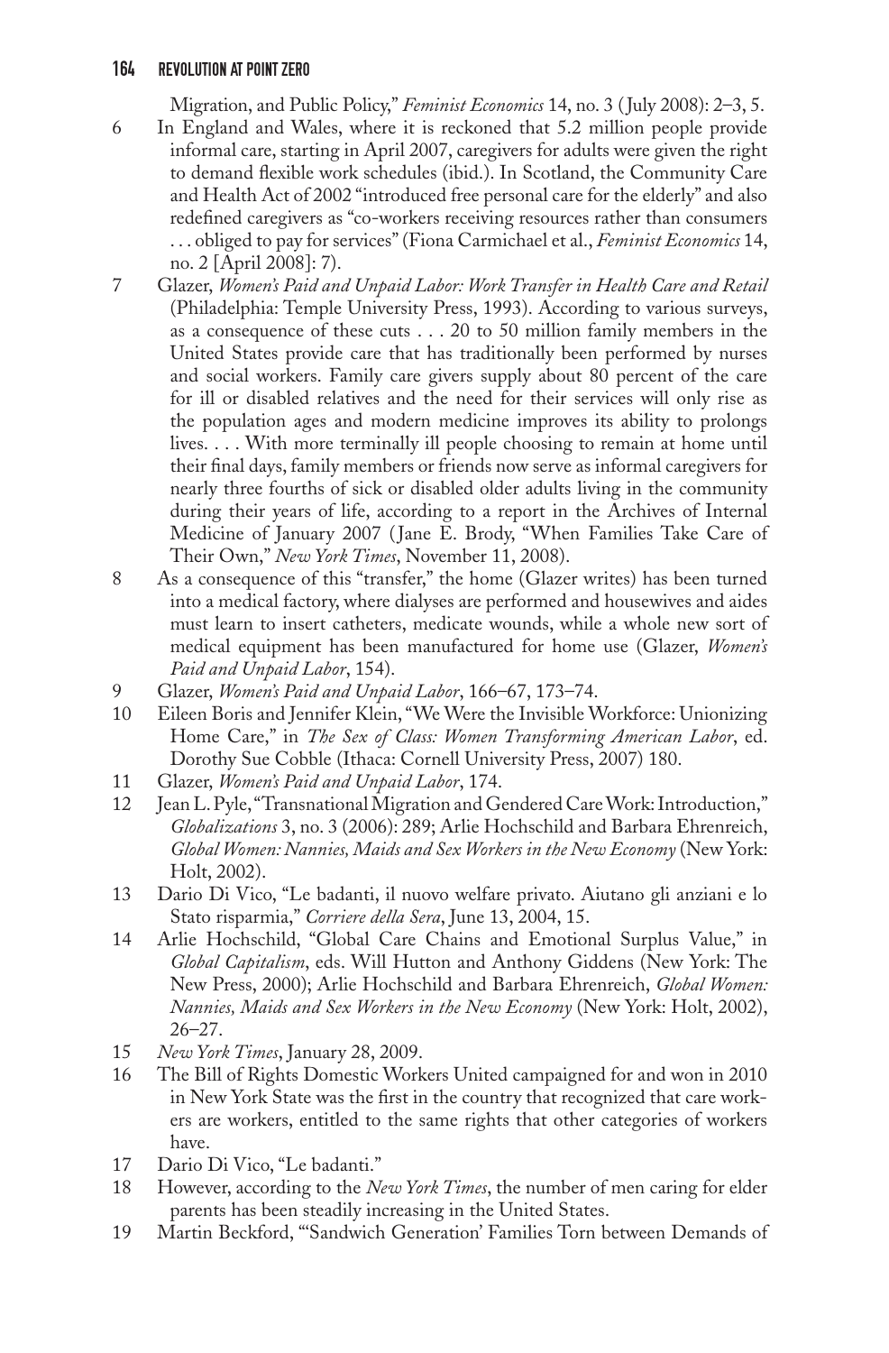Migration, and Public Policy," *Feminist Economics* 14, no. 3 (July 2008): 2–3, 5.

6 In England and Wales, where it is reckoned that 5.2 million people provide informal care, starting in April 2007, caregivers for adults were given the right to demand flexible work schedules (ibid.). In Scotland, the Community Care and Health Act of 2002 "introduced free personal care for the elderly" and also redefined caregivers as "co-workers receiving resources rather than consumers . . . obliged to pay for services" (Fiona Carmichael et al., *Feminist Economics* 14, no. 2 [April 2008]: 7).

7 Glazer, *Women's Paid and Unpaid Labor: Work Transfer in Health Care and Retail* (Philadelphia: Temple University Press, 1993). According to various surveys, as a consequence of these cuts . . . 20 to 50 million family members in the United States provide care that has traditionally been performed by nurses and social workers. Family care givers supply about 80 percent of the care for ill or disabled relatives and the need for their services will only rise as the population ages and modern medicine improves its ability to prolongs lives. . . . With more terminally ill people choosing to remain at home until their final days, family members or friends now serve as informal caregivers for nearly three fourths of sick or disabled older adults living in the community during their years of life, according to a report in the Archives of Internal Medicine of January 2007 (Jane E. Brody, "When Families Take Care of Their Own," *New York Times*, November 11, 2008).

8 As a consequence of this "transfer," the home (Glazer writes) has been turned into a medical factory, where dialyses are performed and housewives and aides must learn to insert catheters, medicate wounds, while a whole new sort of medical equipment has been manufactured for home use (Glazer, *Women's Paid and Unpaid Labor*, 154).

9 Glazer, *Women's Paid and Unpaid Labor*, 166–67, 173–74.

10 Eileen Boris and Jennifer Klein, "We Were the Invisible Workforce: Unionizing Home Care," in *The Sex of Class: Women Transforming American Labor*, ed. Dorothy Sue Cobble (Ithaca: Cornell University Press, 2007) 180.

11 Glazer, *Women's Paid and Unpaid Labor*, 174.

12 Jean L. Pyle, "Transnational Migration and Gendered Care Work: Introduction," *Globalizations* 3, no. 3 (2006): 289; Arlie Hochschild and Barbara Ehrenreich, *Global Women: Nannies, Maids and Sex Workers in the New Economy* (New York: Holt, 2002).

13 Dario Di Vico, "Le badanti, il nuovo welfare privato. Aiutano gli anziani e lo Stato risparmia," *Corriere della Sera*, June 13, 2004, 15.

14 Arlie Hochschild, "Global Care Chains and Emotional Surplus Value," in *Global Capitalism*, eds. Will Hutton and Anthony Giddens (New York: The New Press, 2000); Arlie Hochschild and Barbara Ehrenreich, *Global Women: Nannies, Maids and Sex Workers in the New Economy* (New York: Holt, 2002), 26–27.

15 *New York Times*, January 28, 2009.

16 The Bill of Rights Domestic Workers United campaigned for and won in 2010 in New York State was the first in the country that recognized that care workers are workers, entitled to the same rights that other categories of workers have.

17 Dario Di Vico, "Le badanti."

18 However, according to the *New York Times*, the number of men caring for elder parents has been steadily increasing in the United States.

19 Martin Beckford, "'Sandwich Generation' Families Torn between Demands of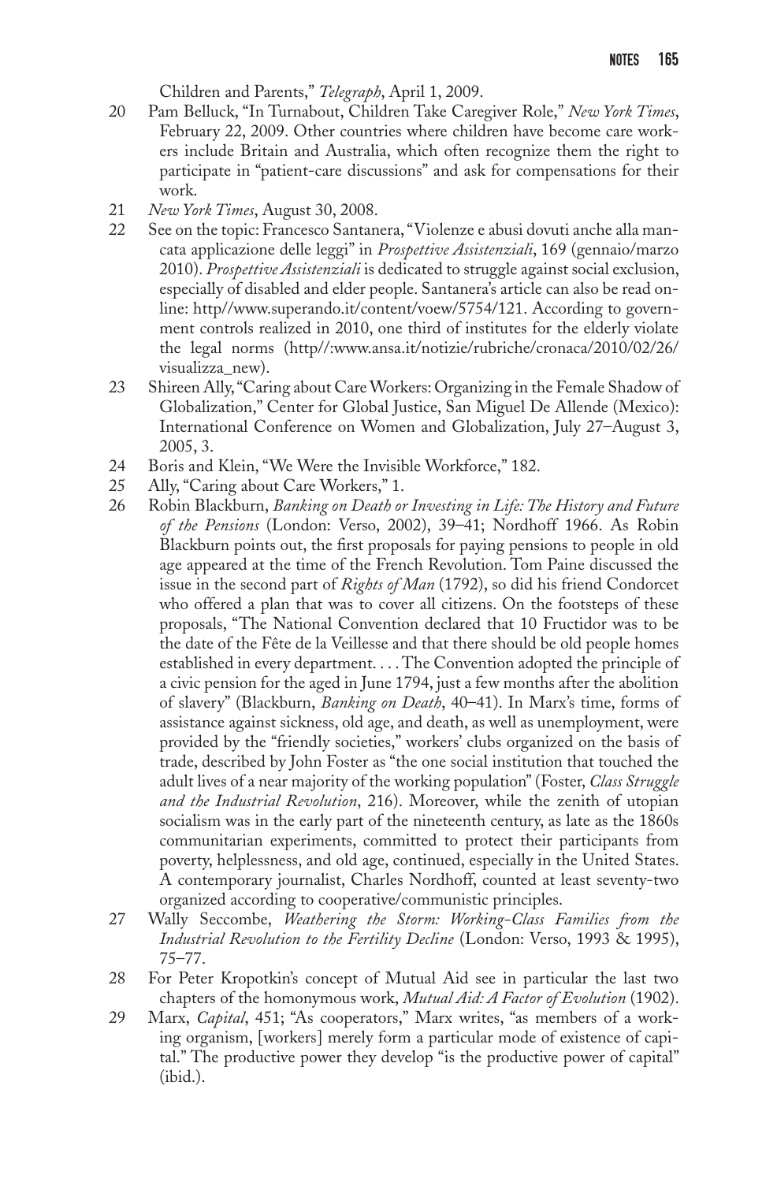Children and Parents," *Telegraph*, April 1, 2009.

20 Pam Belluck, "In Turnabout, Children Take Caregiver Role," *New York Times*, February 22, 2009. Other countries where children have become care workers include Britain and Australia, which often recognize them the right to participate in "patient-care discussions" and ask for compensations for their work.

21 *New York Times*, August 30, 2008.

22 See on the topic: Francesco Santanera, "Violenze e abusi dovuti anche alla mancata applicazione delle leggi" in *Prospettive Assistenziali*, 169 (gennaio/marzo 2010). *Prospettive Assistenziali* is dedicated to struggle against social exclusion, especially of disabled and elder people. Santanera's article can also be read online: http//www.superando.it/content/voew/5754/121. According to government controls realized in 2010, one third of institutes for the elderly violate the legal norms (http//:www.ansa.it/notizie/rubriche/cronaca/2010/02/26/visualizza_new).

23 Shireen Ally, "Caring about Care Workers: Organizing in the Female Shadow of Globalization," Center for Global Justice, San Miguel De Allende (Mexico): International Conference on Women and Globalization, July 27–August 3, 2005, 3.

24 Boris and Klein, "We Were the Invisible Workforce," 182.

25 Ally, "Caring about Care Workers," 1.

26 Robin Blackburn, *Banking on Death or Investing in Life: The History and Future of the Pensions* (London: Verso, 2002), 39–41; Nordhoff 1966. As Robin Blackburn points out, the first proposals for paying pensions to people in old age appeared at the time of the French Revolution. Tom Paine discussed the issue in the second part of *Rights of Man* (1792), so did his friend Condorcet who offered a plan that was to cover all citizens. On the footsteps of these proposals, "The National Convention declared that 10 Fructidor was to be the date of the Fête de la Veillesse and that there should be old people homes established in every department. . . . The Convention adopted the principle of a civic pension for the aged in June 1794, just a few months after the abolition of slavery" (Blackburn, *Banking on Death*, 40–41). In Marx's time, forms of assistance against sickness, old age, and death, as well as unemployment, were provided by the "friendly societies," workers' clubs organized on the basis of trade, described by John Foster as "the one social institution that touched the adult lives of a near majority of the working population" (Foster, *Class Struggle and the Industrial Revolution*, 216). Moreover, while the zenith of utopian socialism was in the early part of the nineteenth century, as late as the 1860s communitarian experiments, committed to protect their participants from poverty, helplessness, and old age, continued, especially in the United States. A contemporary journalist, Charles Nordhoff, counted at least seventy-two organized according to cooperative/communistic principles.

27 Wally Seccombe, *Weathering the Storm: Working-Class Families from the Industrial Revolution to the Fertility Decline* (London: Verso, 1993 & 1995), 75–77.

28 For Peter Kropotkin's concept of Mutual Aid see in particular the last two chapters of the homonymous work, *Mutual Aid: A Factor of Evolution* (1902).

29 Marx, *Capital*, 451; "As cooperators," Marx writes, "as members of a working organism, [workers] merely form a particular mode of existence of capital." The productive power they develop "is the productive power of capital" (ibid.).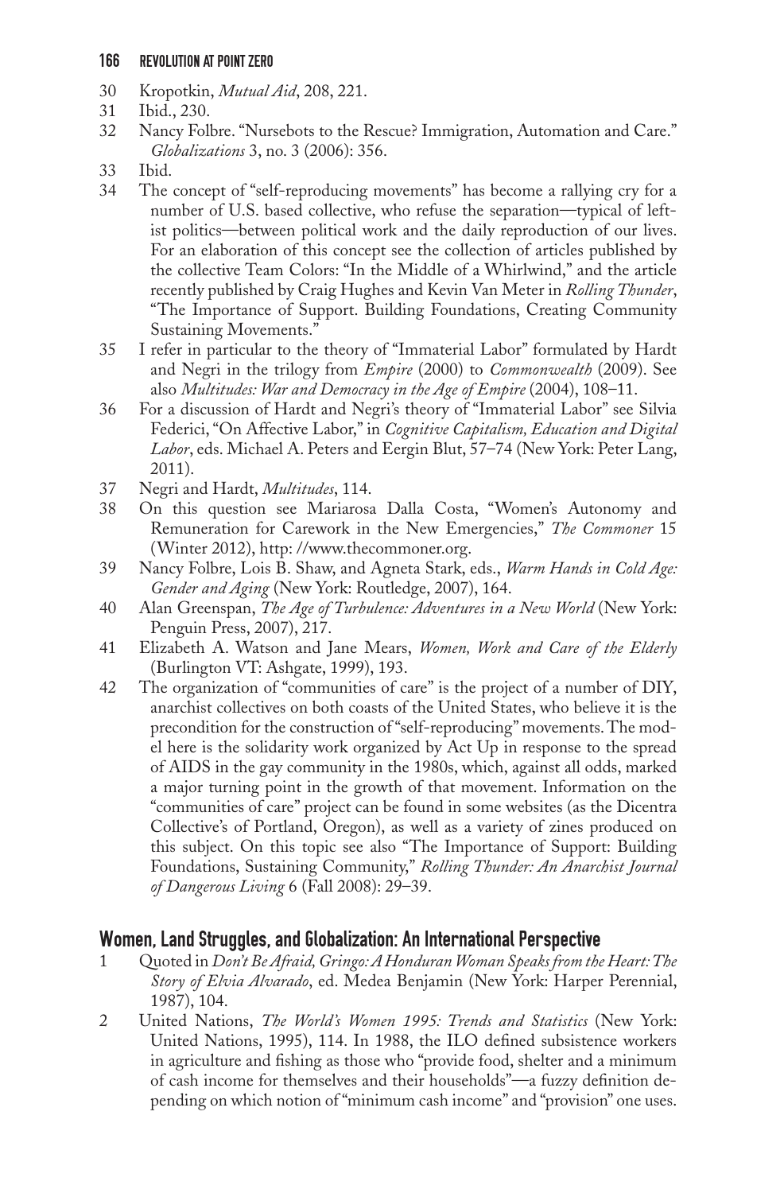30 Kropotkin, *Mutual Aid*, 208, 221.

31 Ibid., 230.

32 Nancy Folbre. "Nursebots to the Rescue? Immigration, Automation and Care." *Globalizations* 3, no. 3 (2006): 356.

33 Ibid.

34 The concept of "self-reproducing movements" has become a rallying cry for a number of U.S. based collective, who refuse the separation—typical of leftist politics—between political work and the daily reproduction of our lives. For an elaboration of this concept see the collection of articles published by the collective Team Colors: "In the Middle of a Whirlwind," and the article recently published by Craig Hughes and Kevin Van Meter in *Rolling Thunder*, "The Importance of Support. Building Foundations, Creating Community Sustaining Movements."

35 I refer in particular to the theory of "Immaterial Labor" formulated by Hardt and Negri in the trilogy from *Empire* (2000) to *Commonwealth* (2009). See also *Multitudes: War and Democracy in the Age of Empire* (2004), 108–11.

36 For a discussion of Hardt and Negri's theory of "Immaterial Labor" see Silvia Federici, "On Affective Labor," in *Cognitive Capitalism, Education and Digital Labor*, eds. Michael A. Peters and Eergin Blut, 57–74 (New York: Peter Lang, 2011).

37 Negri and Hardt, *Multitudes*, 114.

38 On this question see Mariarosa Dalla Costa, "Women's Autonomy and Remuneration for Carework in the New Emergencies," *The Commoner* 15 (Winter 2012), http: //www.thecommoner.org.

39 Nancy Folbre, Lois B. Shaw, and Agneta Stark, eds., *Warm Hands in Cold Age: Gender and Aging* (New York: Routledge, 2007), 164.

40 Alan Greenspan, *The Age of Turbulence: Adventures in a New World* (New York: Penguin Press, 2007), 217.

41 Elizabeth A. Watson and Jane Mears, *Women, Work and Care of the Elderly* (Burlington VT: Ashgate, 1999), 193.

42 The organization of "communities of care" is the project of a number of DIY, anarchist collectives on both coasts of the United States, who believe it is the precondition for the construction of "self-reproducing" movements. The model here is the solidarity work organized by Act Up in response to the spread of AIDS in the gay community in the 1980s, which, against all odds, marked a major turning point in the growth of that movement. Information on the "communities of care" project can be found in some websites (as the Dicentra Collective's of Portland, Oregon), as well as a variety of zines produced on this subject. On this topic see also "The Importance of Support: Building Foundations, Sustaining Community," *Rolling Thunder: An Anarchist Journal of Dangerous Living* 6 (Fall 2008): 29–39.

## Women, Land Struggles, and Globalization: An International Perspective

1 Quoted in *Don't Be Afraid, Gringo: A Honduran Woman Speaks from the Heart: The Story of Elvia Alvarado*, ed. Medea Benjamin (New York: Harper Perennial, 1987), 104.

2 United Nations, *The World's Women 1995: Trends and Statistics* (New York: United Nations, 1995), 114. In 1988, the ILO defined subsistence workers in agriculture and fishing as those who "provide food, shelter and a minimum of cash income for themselves and their households"—a fuzzy definition depending on which notion of "minimum cash income" and "provision" one uses.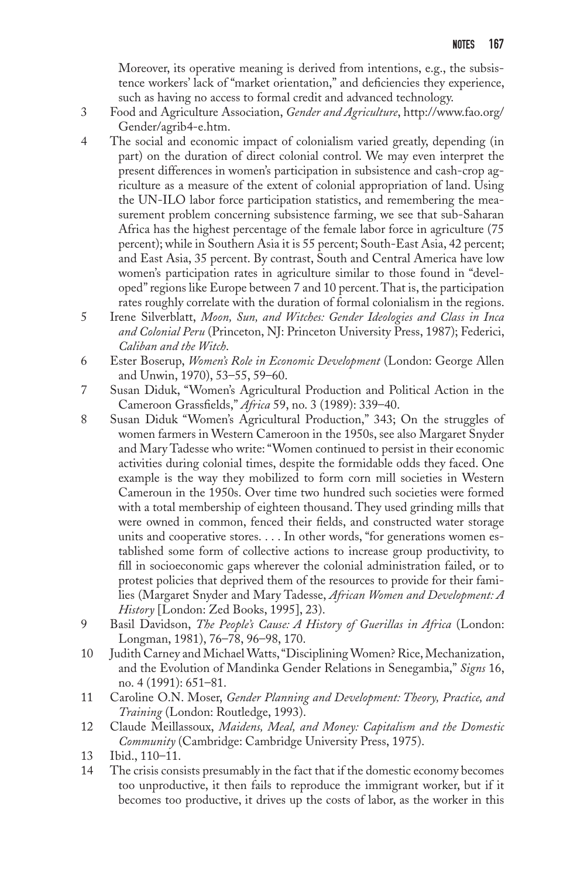Moreover, its operative meaning is derived from intentions, e.g., the subsistence workers' lack of "market orientation," and deficiencies they experience, such as having no access to formal credit and advanced technology.

3 Food and Agriculture Association, *Gender and Agriculture*, http://www.fao.org/Gender/agrib4-e.htm.

4 The social and economic impact of colonialism varied greatly, depending (in part) on the duration of direct colonial control. We may even interpret the present differences in women's participation in subsistence and cash-crop agriculture as a measure of the extent of colonial appropriation of land. Using the UN-ILO labor force participation statistics, and remembering the measurement problem concerning subsistence farming, we see that sub-Saharan Africa has the highest percentage of the female labor force in agriculture (75 percent); while in Southern Asia it is 55 percent; South-East Asia, 42 percent; and East Asia, 35 percent. By contrast, South and Central America have low women's participation rates in agriculture similar to those found in "developed" regions like Europe between 7 and 10 percent. That is, the participation rates roughly correlate with the duration of formal colonialism in the regions.

5 Irene Silverblatt, *Moon, Sun, and Witches: Gender Ideologies and Class in Inca and Colonial Peru* (Princeton, NJ: Princeton University Press, 1987); Federici, *Caliban and the Witch*.

6 Ester Boserup, *Women's Role in Economic Development* (London: George Allen and Unwin, 1970), 53–55, 59–60.

7 Susan Diduk, "Women's Agricultural Production and Political Action in the Cameroon Grassfields," *Africa* 59, no. 3 (1989): 339–40.

8 Susan Diduk "Women's Agricultural Production," 343; On the struggles of women farmers in Western Cameroon in the 1950s, see also Margaret Snyder and Mary Tadesse who write: "Women continued to persist in their economic activities during colonial times, despite the formidable odds they faced. One example is the way they mobilized to form corn mill societies in Western Cameroun in the 1950s. Over time two hundred such societies were formed with a total membership of eighteen thousand. They used grinding mills that were owned in common, fenced their fields, and constructed water storage units and cooperative stores. . . . In other words, "for generations women established some form of collective actions to increase group productivity, to fill in socioeconomic gaps wherever the colonial administration failed, or to protest policies that deprived them of the resources to provide for their families (Margaret Snyder and Mary Tadesse, *African Women and Development: A History* [London: Zed Books, 1995], 23).

9 Basil Davidson, *The People's Cause: A History of Guerillas in Africa* (London: Longman, 1981), 76–78, 96–98, 170.

10 Judith Carney and Michael Watts, "Disciplining Women? Rice, Mechanization, and the Evolution of Mandinka Gender Relations in Senegambia," *Signs* 16, no. 4 (1991): 651–81.

11 Caroline O.N. Moser, *Gender Planning and Development: Theory, Practice, and Training* (London: Routledge, 1993).

12 Claude Meillassoux, *Maidens, Meal, and Money: Capitalism and the Domestic Community* (Cambridge: Cambridge University Press, 1975).

13 Ibid., 110–11.

14 The crisis consists presumably in the fact that if the domestic economy becomes too unproductive, it then fails to reproduce the immigrant worker, but if it becomes too productive, it drives up the costs of labor, as the worker in this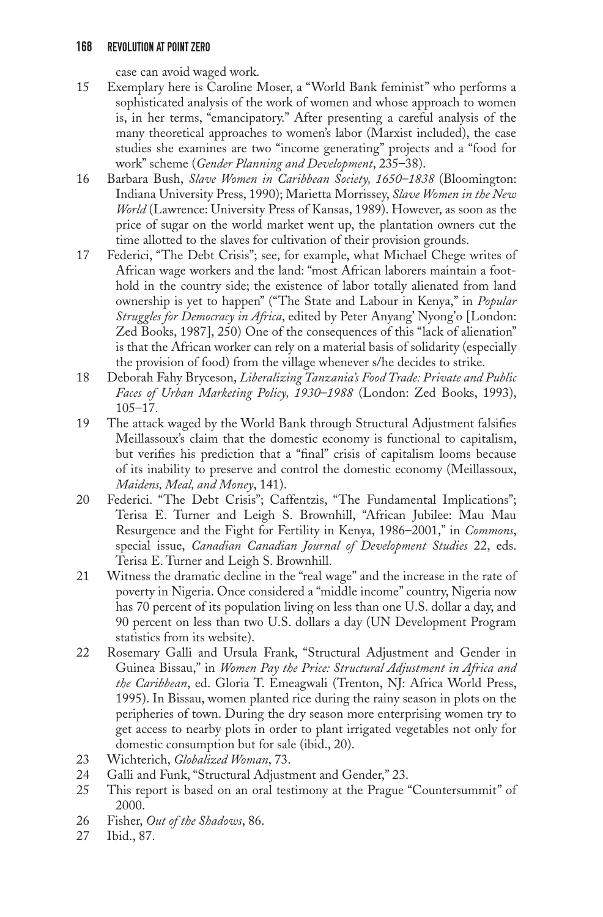case can avoid waged work.

15 Exemplary here is Caroline Moser, a "World Bank feminist" who performs a sophisticated analysis of the work of women and whose approach to women is, in her terms, "emancipatory." After presenting a careful analysis of the many theoretical approaches to women's labor (Marxist included), the case studies she examines are two "income generating" projects and a "food for work" scheme (*Gender Planning and Development*, 235–38).

16 Barbara Bush, *Slave Women in Caribbean Society, 1650–1838* (Bloomington: Indiana University Press, 1990); Marietta Morrissey, *Slave Women in the New World* (Lawrence: University Press of Kansas, 1989). However, as soon as the price of sugar on the world market went up, the plantation owners cut the time allotted to the slaves for cultivation of their provision grounds.

17 Federici, "The Debt Crisis"; see, for example, what Michael Chege writes of African wage workers and the land: "most African laborers maintain a foothold in the country side; the existence of labor totally alienated from land ownership is yet to happen" ("The State and Labour in Kenya," in *Popular Struggles for Democracy in Africa*, edited by Peter Anyang' Nyong'o [London: Zed Books, 1987], 250) One of the consequences of this "lack of alienation" is that the African worker can rely on a material basis of solidarity (especially the provision of food) from the village whenever s/he decides to strike.

18 Deborah Fahy Bryceson, *Liberalizing Tanzania's Food Trade: Private and Public Faces of Urban Marketing Policy, 1930–1988* (London: Zed Books, 1993), 105–17.

19 The attack waged by the World Bank through Structural Adjustment falsifies Meillassoux's claim that the domestic economy is functional to capitalism, but verifies his prediction that a "final" crisis of capitalism looms because of its inability to preserve and control the domestic economy (Meillassoux, *Maidens, Meal, and Money*, 141).

20 Federici. "The Debt Crisis"; Caffentzis, "The Fundamental Implications"; Terisa E. Turner and Leigh S. Brownhill, "African Jubilee: Mau Mau Resurgence and the Fight for Fertility in Kenya, 1986–2001," in *Commons*, special issue, *Canadian Canadian Journal of Development Studies* 22, eds. Terisa E. Turner and Leigh S. Brownhill.

21 Witness the dramatic decline in the "real wage" and the increase in the rate of poverty in Nigeria. Once considered a "middle income" country, Nigeria now has 70 percent of its population living on less than one U.S. dollar a day, and 90 percent on less than two U.S. dollars a day (UN Development Program statistics from its website).

22 Rosemary Galli and Ursula Frank, "Structural Adjustment and Gender in Guinea Bissau," in *Women Pay the Price: Structural Adjustment in Africa and the Caribbean*, ed. Gloria T. Emeagwali (Trenton, NJ: Africa World Press, 1995). In Bissau, women planted rice during the rainy season in plots on the peripheries of town. During the dry season more enterprising women try to get access to nearby plots in order to plant irrigated vegetables not only for domestic consumption but for sale (ibid., 20).

23 Wichterich, *Globalized Woman*, 73.

24 Galli and Funk, "Structural Adjustment and Gender," 23.

25 This report is based on an oral testimony at the Prague "Countersummit" of 2000.

26 Fisher, *Out of the Shadows*, 86.

27 Ibid., 87.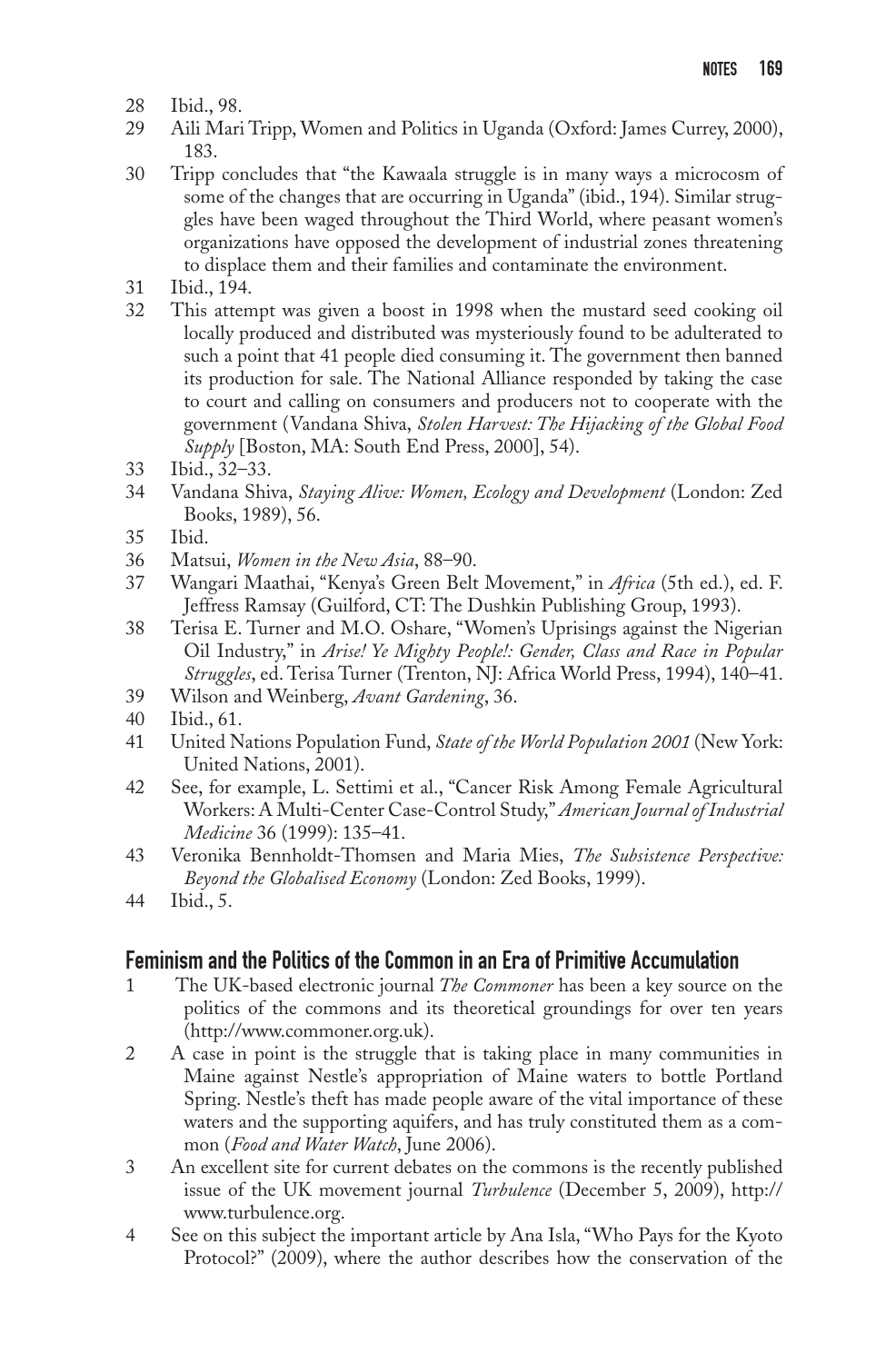28 Ibid., 98.

29 Aili Mari Tripp, Women and Politics in Uganda (Oxford: James Currey, 2000), 183.

30 Tripp concludes that "the Kawaala struggle is in many ways a microcosm of some of the changes that are occurring in Uganda" (ibid., 194). Similar struggles have been waged throughout the Third World, where peasant women's organizations have opposed the development of industrial zones threatening to displace them and their families and contaminate the environment.

31 Ibid., 194.

32 This attempt was given a boost in 1998 when the mustard seed cooking oil locally produced and distributed was mysteriously found to be adulterated to such a point that 41 people died consuming it. The government then banned its production for sale. The National Alliance responded by taking the case to court and calling on consumers and producers not to cooperate with the government (Vandana Shiva, *Stolen Harvest: The Hijacking of the Global Food Supply* [Boston, MA: South End Press, 2000], 54).

33 Ibid., 32–33.

34 Vandana Shiva, *Staying Alive: Women, Ecology and Development* (London: Zed Books, 1989), 56.

35 Ibid.

36 Matsui, *Women in the New Asia*, 88–90.

37 Wangari Maathai, "Kenya's Green Belt Movement," in *Africa* (5th ed.), ed. F. Jeffress Ramsay (Guilford, CT: The Dushkin Publishing Group, 1993).

38 Terisa E. Turner and M.O. Oshare, "Women's Uprisings against the Nigerian Oil Industry," in *Arise! Ye Mighty People!: Gender, Class and Race in Popular Struggles*, ed. Terisa Turner (Trenton, NJ: Africa World Press, 1994), 140–41.

39 Wilson and Weinberg, *Avant Gardening*, 36.

40 Ibid., 61.

41 United Nations Population Fund, *State of the World Population 2001* (New York: United Nations, 2001).

42 See, for example, L. Settimi et al., "Cancer Risk Among Female Agricultural Workers: A Multi-Center Case-Control Study," *American Journal of Industrial Medicine* 36 (1999): 135–41.

43 Veronika Bennholdt-Thomsen and Maria Mies, *The Subsistence Perspective: Beyond the Globalised Economy* (London: Zed Books, 1999).

44 Ibid., 5.

## Feminism and the Politics of the Common in an Era of Primitive Accumulation

1 The UK-based electronic journal *The Commoner* has been a key source on the politics of the commons and its theoretical groundings for over ten years (http://www.commoner.org.uk).

2 A case in point is the struggle that is taking place in many communities in Maine against Nestle's appropriation of Maine waters to bottle Portland Spring. Nestle's theft has made people aware of the vital importance of these waters and the supporting aquifers, and has truly constituted them as a common (*Food and Water Watch*, June 2006).

3 An excellent site for current debates on the commons is the recently published issue of the UK movement journal *Turbulence* (December 5, 2009), http://www.turbulence.org.

4 See on this subject the important article by Ana Isla, "Who Pays for the Kyoto Protocol?" (2009), where the author describes how the conservation of the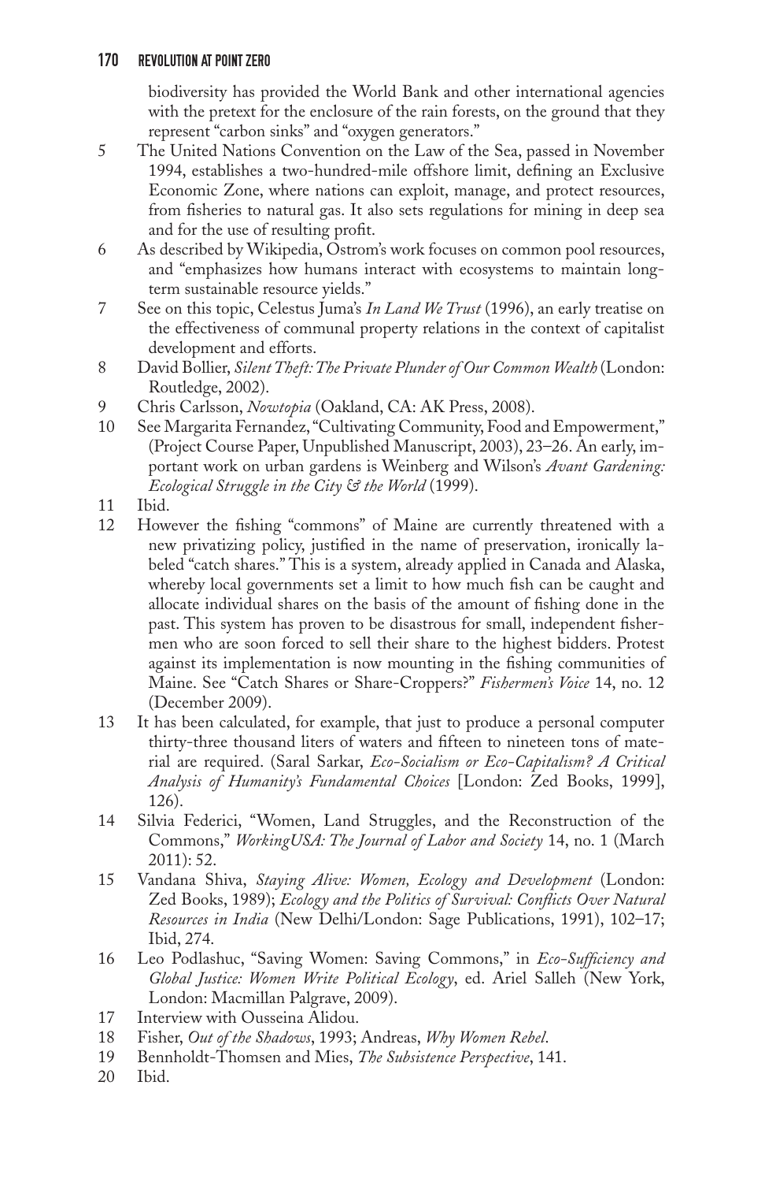biodiversity has provided the World Bank and other international agencies with the pretext for the enclosure of the rain forests, on the ground that they represent "carbon sinks" and "oxygen generators."

5 The United Nations Convention on the Law of the Sea, passed in November 1994, establishes a two-hundred-mile offshore limit, defining an Exclusive Economic Zone, where nations can exploit, manage, and protect resources, from fisheries to natural gas. It also sets regulations for mining in deep sea and for the use of resulting profit.

6 As described by Wikipedia, Ostrom's work focuses on common pool resources, and "emphasizes how humans interact with ecosystems to maintain long-term sustainable resource yields."

7 See on this topic, Celestus Juma's *In Land We Trust* (1996), an early treatise on the effectiveness of communal property relations in the context of capitalist development and efforts.

8 David Bollier, *Silent Theft: The Private Plunder of Our Common Wealth* (London: Routledge, 2002).

9 Chris Carlsson, *Nowtopia* (Oakland, CA: AK Press, 2008).

10 See Margarita Fernandez, "Cultivating Community, Food and Empowerment," (Project Course Paper, Unpublished Manuscript, 2003), 23–26. An early, important work on urban gardens is Weinberg and Wilson's *Avant Gardening: Ecological Struggle in the City & the World* (1999).

11 Ibid.

12 However the fishing "commons" of Maine are currently threatened with a new privatizing policy, justified in the name of preservation, ironically labeled "catch shares." This is a system, already applied in Canada and Alaska, whereby local governments set a limit to how much fish can be caught and allocate individual shares on the basis of the amount of fishing done in the past. This system has proven to be disastrous for small, independent fishermen who are soon forced to sell their share to the highest bidders. Protest against its implementation is now mounting in the fishing communities of Maine. See "Catch Shares or Share-Croppers?" *Fishermen's Voice* 14, no. 12 (December 2009).

13 It has been calculated, for example, that just to produce a personal computer thirty-three thousand liters of waters and fifteen to nineteen tons of material are required. (Saral Sarkar, *Eco-Socialism or Eco-Capitalism? A Critical Analysis of Humanity's Fundamental Choices* [London: Zed Books, 1999], 126).

14 Silvia Federici, "Women, Land Struggles, and the Reconstruction of the Commons," *WorkingUSA: The Journal of Labor and Society* 14, no. 1 (March 2011): 52.

15 Vandana Shiva, *Staying Alive: Women, Ecology and Development* (London: Zed Books, 1989); *Ecology and the Politics of Survival: Conflicts Over Natural Resources in India* (New Delhi/London: Sage Publications, 1991), 102–17; Ibid, 274.

16 Leo Podlashuc, "Saving Women: Saving Commons," in *Eco-Sufficiency and Global Justice: Women Write Political Ecology*, ed. Ariel Salleh (New York, London: Macmillan Palgrave, 2009).

17 Interview with Ousseina Alidou.

18 Fisher, *Out of the Shadows*, 1993; Andreas, *Why Women Rebel*.

19 Bennholdt-Thomsen and Mies, *The Subsistence Perspective*, 141.

20 Ibid.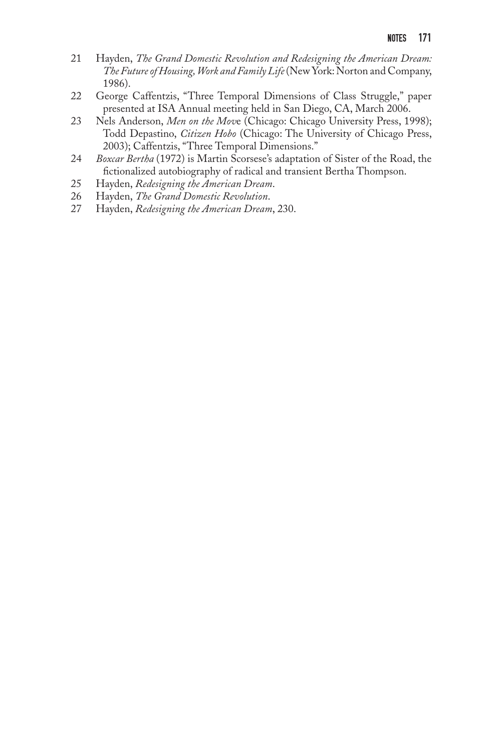21 Hayden, *The Grand Domestic Revolution and Redesigning the American Dream: The Future of Housing, Work and Family Life* (New York: Norton and Company, 1986).

22 George Caffentzis, "Three Temporal Dimensions of Class Struggle," paper presented at ISA Annual meeting held in San Diego, CA, March 2006.

23 Nels Anderson, *Men on the Move* (Chicago: Chicago University Press, 1998); Todd Depastino, *Citizen Hobo* (Chicago: The University of Chicago Press, 2003); Caffentzis, "Three Temporal Dimensions."

24 *Boxcar Bertha* (1972) is Martin Scorsese's adaptation of Sister of the Road, the fictionalized autobiography of radical and transient Bertha Thompson.

25 Hayden, *Redesigning the American Dream*.

26 Hayden, *The Grand Domestic Revolution*.

27 Hayden, *Redesigning the American Dream*, 230.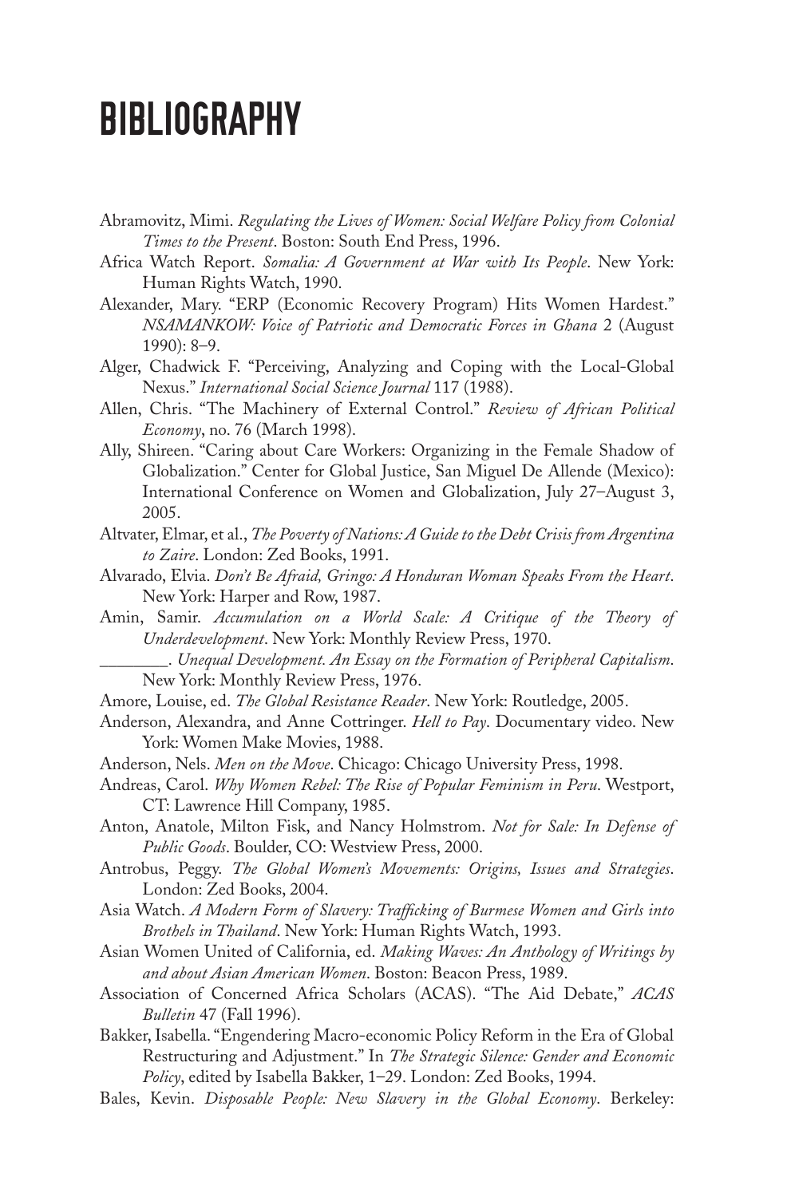# BIBLIOGRAPHY

Abramovitz, Mimi. *Regulating the Lives of Women: Social Welfare Policy from Colonial Times to the Present*. Boston: South End Press, 1996.

Africa Watch Report. *Somalia: A Government at War with Its People*. New York: Human Rights Watch, 1990.

Alexander, Mary. "ERP (Economic Recovery Program) Hits Women Hardest." *NSAMANKOW: Voice of Patriotic and Democratic Forces in Ghana* 2 (August 1990): 8–9.

Alger, Chadwick F. "Perceiving, Analyzing and Coping with the Local-Global Nexus." *International Social Science Journal* 117 (1988).

Allen, Chris. "The Machinery of External Control." *Review of African Political Economy*, no. 76 (March 1998).

Ally, Shireen. "Caring about Care Workers: Organizing in the Female Shadow of Globalization." Center for Global Justice, San Miguel De Allende (Mexico): International Conference on Women and Globalization, July 27–August 3, 2005.

Altvater, Elmar, et al., *The Poverty of Nations: A Guide to the Debt Crisis from Argentina to Zaire*. London: Zed Books, 1991.

Alvarado, Elvia. *Don't Be Afraid, Gringo: A Honduran Woman Speaks From the Heart*. New York: Harper and Row, 1987.

Amin, Samir. *Accumulation on a World Scale: A Critique of the Theory of Underdevelopment*. New York: Monthly Review Press, 1970.

________. *Unequal Development. An Essay on the Formation of Peripheral Capitalism*. New York: Monthly Review Press, 1976.

Amore, Louise, ed. *The Global Resistance Reader*. New York: Routledge, 2005.

Anderson, Alexandra, and Anne Cottringer. *Hell to Pay*. Documentary video. New York: Women Make Movies, 1988.

Anderson, Nels. *Men on the Move*. Chicago: Chicago University Press, 1998.

Andreas, Carol. *Why Women Rebel: The Rise of Popular Feminism in Peru*. Westport, CT: Lawrence Hill Company, 1985.

Anton, Anatole, Milton Fisk, and Nancy Holmstrom. *Not for Sale: In Defense of Public Goods*. Boulder, CO: Westview Press, 2000.

Antrobus, Peggy. *The Global Women's Movements: Origins, Issues and Strategies*. London: Zed Books, 2004.

Asia Watch. *A Modern Form of Slavery: Trafficking of Burmese Women and Girls into Brothels in Thailand*. New York: Human Rights Watch, 1993.

Asian Women United of California, ed. *Making Waves: An Anthology of Writings by and about Asian American Women*. Boston: Beacon Press, 1989.

Association of Concerned Africa Scholars (ACAS). "The Aid Debate," *ACAS Bulletin* 47 (Fall 1996).

Bakker, Isabella. "Engendering Macro-economic Policy Reform in the Era of Global Restructuring and Adjustment." In *The Strategic Silence: Gender and Economic Policy*, edited by Isabella Bakker, 1–29. London: Zed Books, 1994.

Bales, Kevin. *Disposable People: New Slavery in the Global Economy*. Berkeley: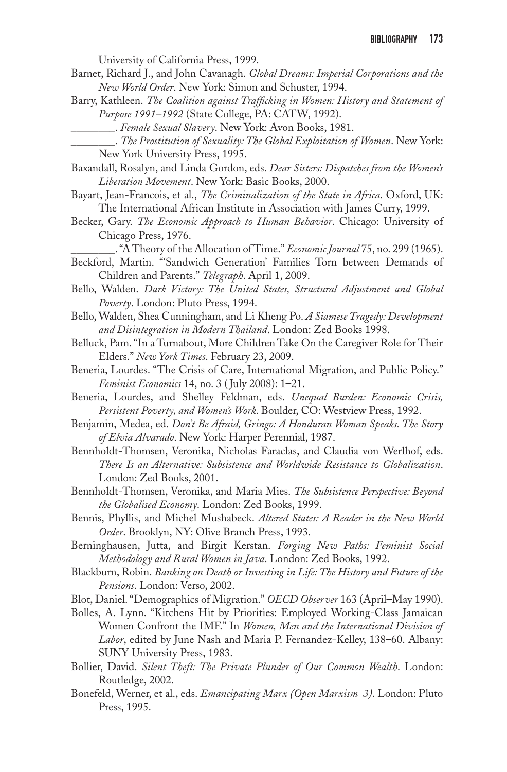University of California Press, 1999.

Barnet, Richard J., and John Cavanagh. *Global Dreams: Imperial Corporations and the New World Order*. New York: Simon and Schuster, 1994.

Barry, Kathleen. *The Coalition against Trafficking in Women: History and Statement of Purpose 1991–1992* (State College, PA: CATW, 1992).

________. *Female Sexual Slavery*. New York: Avon Books, 1981.

________. *The Prostitution of Sexuality: The Global Exploitation of Women*. New York: New York University Press, 1995.

Baxandall, Rosalyn, and Linda Gordon, eds. *Dear Sisters: Dispatches from the Women's Liberation Movement*. New York: Basic Books, 2000.

Bayart, Jean-Francois, et al., *The Criminalization of the State in Africa*. Oxford, UK: The International African Institute in Association with James Curry, 1999.

Becker, Gary. *The Economic Approach to Human Behavior*. Chicago: University of Chicago Press, 1976.

________. "A Theory of the Allocation of Time." *Economic Journal* 75, no. 299 (1965).

Beckford, Martin. "'Sandwich Generation' Families Torn between Demands of Children and Parents." *Telegraph*. April 1, 2009.

Bello, Walden. *Dark Victory: The United States, Structural Adjustment and Global Poverty*. London: Pluto Press, 1994.

Bello, Walden, Shea Cunningham, and Li Kheng Po. *A Siamese Tragedy: Development and Disintegration in Modern Thailand*. London: Zed Books 1998.

Belluck, Pam. "In a Turnabout, More Children Take On the Caregiver Role for Their Elders." *New York Times*. February 23, 2009.

Beneria, Lourdes. "The Crisis of Care, International Migration, and Public Policy." *Feminist Economics* 14, no. 3 (July 2008): 1–21.

Beneria, Lourdes, and Shelley Feldman, eds. *Unequal Burden: Economic Crisis, Persistent Poverty, and Women's Work*. Boulder, CO: Westview Press, 1992.

Benjamin, Medea, ed. *Don't Be Afraid, Gringo: A Honduran Woman Speaks. The Story of Elvia Alvarado*. New York: Harper Perennial, 1987.

Bennholdt-Thomsen, Veronika, Nicholas Faraclas, and Claudia von Werlhof, eds. *There Is an Alternative: Subsistence and Worldwide Resistance to Globalization*. London: Zed Books, 2001.

Bennholdt-Thomsen, Veronika, and Maria Mies. *The Subsistence Perspective: Beyond the Globalised Economy*. London: Zed Books, 1999.

Bennis, Phyllis, and Michel Mushabeck. *Altered States: A Reader in the New World Order*. Brooklyn, NY: Olive Branch Press, 1993.

Berninghausen, Jutta, and Birgit Kerstan. *Forging New Paths: Feminist Social Methodology and Rural Women in Java*. London: Zed Books, 1992.

Blackburn, Robin. *Banking on Death or Investing in Life: The History and Future of the Pensions*. London: Verso, 2002.

Blot, Daniel. "Demographics of Migration." *OECD Observer* 163 (April–May 1990).

Bolles, A. Lynn. "Kitchens Hit by Priorities: Employed Working-Class Jamaican Women Confront the IMF." In *Women, Men and the International Division of Labor*, edited by June Nash and Maria P. Fernandez-Kelley, 138–60. Albany: SUNY University Press, 1983.

Bollier, David. *Silent Theft: The Private Plunder of Our Common Wealth*. London: Routledge, 2002.

Bonefeld, Werner, et al., eds. *Emancipating Marx (Open Marxism 3)*. London: Pluto Press, 1995.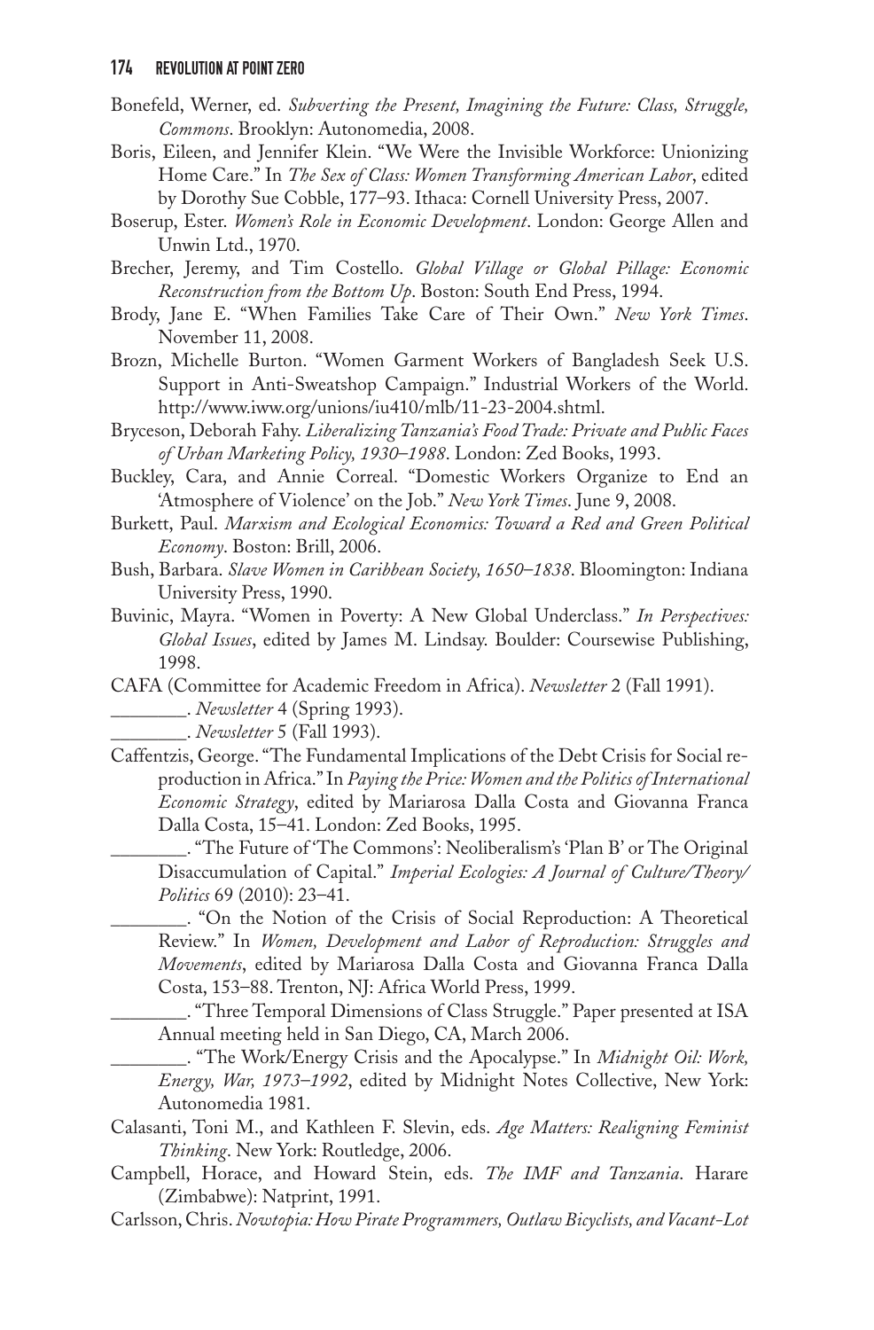Bonefeld, Werner, ed. *Subverting the Present, Imagining the Future: Class, Struggle, Commons*. Brooklyn: Autonomedia, 2008.

Boris, Eileen, and Jennifer Klein. "We Were the Invisible Workforce: Unionizing Home Care." In *The Sex of Class: Women Transforming American Labor*, edited by Dorothy Sue Cobble, 177–93. Ithaca: Cornell University Press, 2007.

Boserup, Ester. *Women's Role in Economic Development*. London: George Allen and Unwin Ltd., 1970.

Brecher, Jeremy, and Tim Costello. *Global Village or Global Pillage: Economic Reconstruction from the Bottom Up*. Boston: South End Press, 1994.

Brody, Jane E. "When Families Take Care of Their Own." *New York Times*. November 11, 2008.

Brozn, Michelle Burton. "Women Garment Workers of Bangladesh Seek U.S. Support in Anti-Sweatshop Campaign." Industrial Workers of the World. http://www.iww.org/unions/iu410/mlb/11-23-2004.shtml.

Bryceson, Deborah Fahy. *Liberalizing Tanzania's Food Trade: Private and Public Faces of Urban Marketing Policy, 1930–1988*. London: Zed Books, 1993.

Buckley, Cara, and Annie Correal. "Domestic Workers Organize to End an 'Atmosphere of Violence' on the Job." *New York Times*. June 9, 2008.

Burkett, Paul. *Marxism and Ecological Economics: Toward a Red and Green Political Economy*. Boston: Brill, 2006.

Bush, Barbara. *Slave Women in Caribbean Society, 1650–1838*. Bloomington: Indiana University Press, 1990.

Buvinic, Mayra. "Women in Poverty: A New Global Underclass." *In Perspectives: Global Issues*, edited by James M. Lindsay. Boulder: Coursewise Publishing, 1998.

CAFA (Committee for Academic Freedom in Africa). *Newsletter* 2 (Fall 1991).

________. *Newsletter* 4 (Spring 1993).

________. *Newsletter* 5 (Fall 1993).

Caffentzis, George. "The Fundamental Implications of the Debt Crisis for Social reproduction in Africa." In *Paying the Price: Women and the Politics of International Economic Strategy*, edited by Mariarosa Dalla Costa and Giovanna Franca Dalla Costa, 15–41. London: Zed Books, 1995.

________. "The Future of 'The Commons': Neoliberalism's 'Plan B' or The Original Disaccumulation of Capital." *Imperial Ecologies: A Journal of Culture/Theory/Politics* 69 (2010): 23–41.

________. "On the Notion of the Crisis of Social Reproduction: A Theoretical Review." In *Women, Development and Labor of Reproduction: Struggles and Movements*, edited by Mariarosa Dalla Costa and Giovanna Franca Dalla Costa, 153–88. Trenton, NJ: Africa World Press, 1999.

________. "Three Temporal Dimensions of Class Struggle." Paper presented at ISA Annual meeting held in San Diego, CA, March 2006.

________. "The Work/Energy Crisis and the Apocalypse." In *Midnight Oil: Work, Energy, War, 1973–1992*, edited by Midnight Notes Collective, New York: Autonomedia 1981.

Calasanti, Toni M., and Kathleen F. Slevin, eds. *Age Matters: Realigning Feminist Thinking*. New York: Routledge, 2006.

Campbell, Horace, and Howard Stein, eds. *The IMF and Tanzania*. Harare (Zimbabwe): Natprint, 1991.

Carlsson, Chris. *Nowtopia: How Pirate Programmers, Outlaw Bicyclists, and Vacant-Lot*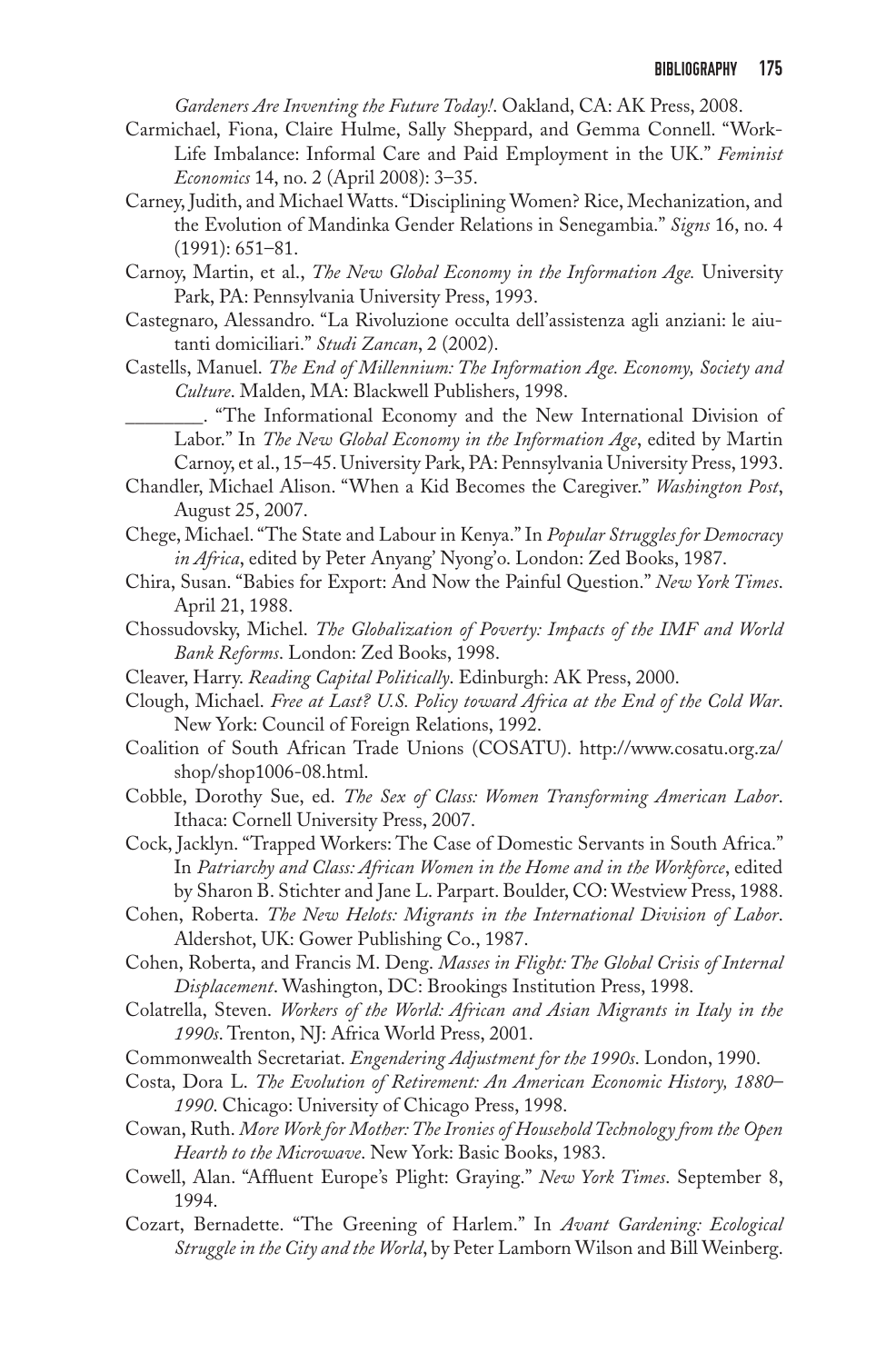*Gardeners Are Inventing the Future Today!*. Oakland, CA: AK Press, 2008.

Carmichael, Fiona, Claire Hulme, Sally Sheppard, and Gemma Connell. "Work-Life Imbalance: Informal Care and Paid Employment in the UK." *Feminist Economics* 14, no. 2 (April 2008): 3–35.

Carney, Judith, and Michael Watts. "Disciplining Women? Rice, Mechanization, and the Evolution of Mandinka Gender Relations in Senegambia." *Signs* 16, no. 4 (1991): 651–81.

Carnoy, Martin, et al., *The New Global Economy in the Information Age.* University Park, PA: Pennsylvania University Press, 1993.

Castegnaro, Alessandro. "La Rivoluzione occulta dell'assistenza agli anziani: le aiutanti domiciliari." *Studi Zancan*, 2 (2002).

Castells, Manuel. *The End of Millennium: The Information Age. Economy, Society and Culture*. Malden, MA: Blackwell Publishers, 1998.

________. "The Informational Economy and the New International Division of Labor." In *The New Global Economy in the Information Age*, edited by Martin Carnoy, et al., 15–45. University Park, PA: Pennsylvania University Press, 1993.

Chandler, Michael Alison. "When a Kid Becomes the Caregiver." *Washington Post*, August 25, 2007.

Chege, Michael. "The State and Labour in Kenya." In *Popular Struggles for Democracy in Africa*, edited by Peter Anyang' Nyong'o. London: Zed Books, 1987.

Chira, Susan. "Babies for Export: And Now the Painful Question." *New York Times*. April 21, 1988.

Chossudovsky, Michel. *The Globalization of Poverty: Impacts of the IMF and World Bank Reforms*. London: Zed Books, 1998.

Cleaver, Harry. *Reading Capital Politically*. Edinburgh: AK Press, 2000.

Clough, Michael. *Free at Last? U.S. Policy toward Africa at the End of the Cold War*. New York: Council of Foreign Relations, 1992.

Coalition of South African Trade Unions (COSATU). http://www.cosatu.org.za/shop/shop1006-08.html.

Cobble, Dorothy Sue, ed. *The Sex of Class: Women Transforming American Labor*. Ithaca: Cornell University Press, 2007.

Cock, Jacklyn. "Trapped Workers: The Case of Domestic Servants in South Africa." In *Patriarchy and Class: African Women in the Home and in the Workforce*, edited by Sharon B. Stichter and Jane L. Parpart. Boulder, CO: Westview Press, 1988.

Cohen, Roberta. *The New Helots: Migrants in the International Division of Labor*. Aldershot, UK: Gower Publishing Co., 1987.

Cohen, Roberta, and Francis M. Deng. *Masses in Flight: The Global Crisis of Internal Displacement*. Washington, DC: Brookings Institution Press, 1998.

Colatrella, Steven. *Workers of the World: African and Asian Migrants in Italy in the 1990s*. Trenton, NJ: Africa World Press, 2001.

Commonwealth Secretariat. *Engendering Adjustment for the 1990s*. London, 1990.

Costa, Dora L. *The Evolution of Retirement: An American Economic History, 1880–1990*. Chicago: University of Chicago Press, 1998.

Cowan, Ruth. *More Work for Mother: The Ironies of Household Technology from the Open Hearth to the Microwave*. New York: Basic Books, 1983.

Cowell, Alan. "Affluent Europe's Plight: Graying." *New York Times*. September 8, 1994.

Cozart, Bernadette. "The Greening of Harlem." In *Avant Gardening: Ecological Struggle in the City and the World*, by Peter Lamborn Wilson and Bill Weinberg.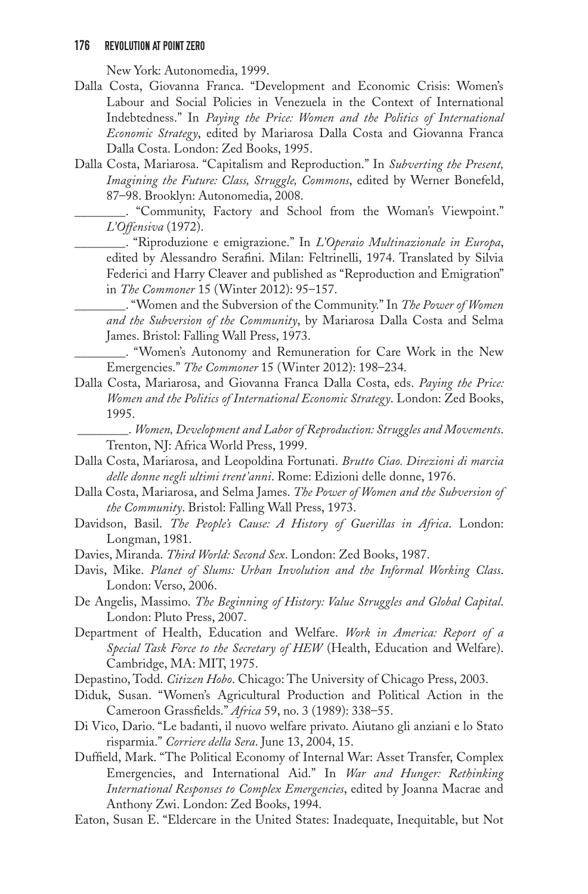New York: Autonomedia, 1999.

Dalla Costa, Giovanna Franca. "Development and Economic Crisis: Women's Labour and Social Policies in Venezuela in the Context of International Indebtedness." In *Paying the Price: Women and the Politics of International Economic Strategy*, edited by Mariarosa Dalla Costa and Giovanna Franca Dalla Costa. London: Zed Books, 1995.

Dalla Costa, Mariarosa. "Capitalism and Reproduction." In *Subverting the Present, Imagining the Future: Class, Struggle, Commons*, edited by Werner Bonefeld, 87–98. Brooklyn: Autonomedia, 2008.

________. "Community, Factory and School from the Woman's Viewpoint." *L'Offensiva* (1972).

________. "Riproduzione e emigrazione." In *L'Operaio Multinazionale in Europa*, edited by Alessandro Serafini. Milan: Feltrinelli, 1974. Translated by Silvia Federici and Harry Cleaver and published as "Reproduction and Emigration" in *The Commoner* 15 (Winter 2012): 95–157.

________. "Women and the Subversion of the Community." In *The Power of Women and the Subversion of the Community*, by Mariarosa Dalla Costa and Selma James. Bristol: Falling Wall Press, 1973.

________. "Women's Autonomy and Remuneration for Care Work in the New Emergencies." *The Commoner* 15 (Winter 2012): 198–234.

Dalla Costa, Mariarosa, and Giovanna Franca Dalla Costa, eds. *Paying the Price: Women and the Politics of International Economic Strategy*. London: Zed Books, 1995.

________. *Women, Development and Labor of Reproduction: Struggles and Movements*. Trenton, NJ: Africa World Press, 1999.

Dalla Costa, Mariarosa, and Leopoldina Fortunati. *Brutto Ciao. Direzioni di marcia delle donne negli ultimi trent'anni*. Rome: Edizioni delle donne, 1976.

Dalla Costa, Mariarosa, and Selma James. *The Power of Women and the Subversion of the Community*. Bristol: Falling Wall Press, 1973.

Davidson, Basil. *The People's Cause: A History of Guerillas in Africa*. London: Longman, 1981.

Davies, Miranda. *Third World: Second Sex*. London: Zed Books, 1987.

Davis, Mike. *Planet of Slums: Urban Involution and the Informal Working Class*. London: Verso, 2006.

De Angelis, Massimo. *The Beginning of History: Value Struggles and Global Capital*. London: Pluto Press, 2007.

Department of Health, Education and Welfare. *Work in America: Report of a Special Task Force to the Secretary of HEW* (Health, Education and Welfare). Cambridge, MA: MIT, 1975.

Depastino, Todd. *Citizen Hobo*. Chicago: The University of Chicago Press, 2003.

Diduk, Susan. "Women's Agricultural Production and Political Action in the Cameroon Grassfields." *Africa* 59, no. 3 (1989): 338–55.

Di Vico, Dario. "Le badanti, il nuovo welfare privato. Aiutano gli anziani e lo Stato risparmia." *Corriere della Sera*. June 13, 2004, 15.

Duffield, Mark. "The Political Economy of Internal War: Asset Transfer, Complex Emergencies, and International Aid." In *War and Hunger: Rethinking International Responses to Complex Emergencies*, edited by Joanna Macrae and Anthony Zwi. London: Zed Books, 1994.

Eaton, Susan E. "Eldercare in the United States: Inadequate, Inequitable, but Not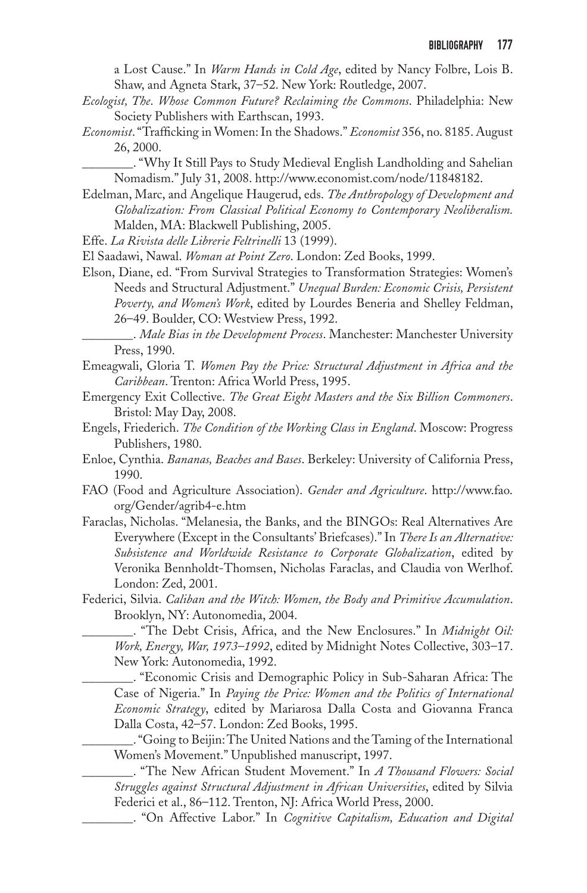a Lost Cause." In *Warm Hands in Cold Age*, edited by Nancy Folbre, Lois B. Shaw, and Agneta Stark, 37–52. New York: Routledge, 2007.

*Ecologist, The*. *Whose Common Future? Reclaiming the Commons*. Philadelphia: New Society Publishers with Earthscan, 1993.

*Economist*. "Trafficking in Women: In the Shadows." *Economist* 356, no. 8185. August 26, 2000.

________. "Why It Still Pays to Study Medieval English Landholding and Sahelian Nomadism." July 31, 2008. http://www.economist.com/node/11848182.

Edelman, Marc, and Angelique Haugerud, eds. *The Anthropology of Development and Globalization: From Classical Political Economy to Contemporary Neoliberalism.* Malden, MA: Blackwell Publishing, 2005.

Effe. *La Rivista delle Librerie Feltrinelli* 13 (1999).

El Saadawi, Nawal. *Woman at Point Zero*. London: Zed Books, 1999.

Elson, Diane, ed. "From Survival Strategies to Transformation Strategies: Women's Needs and Structural Adjustment." *Unequal Burden: Economic Crisis, Persistent Poverty, and Women's Work*, edited by Lourdes Beneria and Shelley Feldman, 26–49. Boulder, CO: Westview Press, 1992.

________. *Male Bias in the Development Process*. Manchester: Manchester University Press, 1990.

Emeagwali, Gloria T. *Women Pay the Price: Structural Adjustment in Africa and the Caribbean*. Trenton: Africa World Press, 1995.

Emergency Exit Collective. *The Great Eight Masters and the Six Billion Commoners*. Bristol: May Day, 2008.

Engels, Friederich. *The Condition of the Working Class in England*. Moscow: Progress Publishers, 1980.

Enloe, Cynthia. *Bananas, Beaches and Bases*. Berkeley: University of California Press, 1990.

FAO (Food and Agriculture Association). *Gender and Agriculture*. http://www.fao.org/Gender/agrib4-e.htm

Faraclas, Nicholas. "Melanesia, the Banks, and the BINGOs: Real Alternatives Are Everywhere (Except in the Consultants' Briefcases)." In *There Is an Alternative: Subsistence and Worldwide Resistance to Corporate Globalization*, edited by Veronika Bennholdt-Thomsen, Nicholas Faraclas, and Claudia von Werlhof. London: Zed, 2001.

Federici, Silvia. *Caliban and the Witch: Women, the Body and Primitive Accumulation*. Brooklyn, NY: Autonomedia, 2004.

________. "The Debt Crisis, Africa, and the New Enclosures." In *Midnight Oil: Work, Energy, War, 1973–1992*, edited by Midnight Notes Collective, 303–17. New York: Autonomedia, 1992.

________. "Economic Crisis and Demographic Policy in Sub-Saharan Africa: The Case of Nigeria." In *Paying the Price: Women and the Politics of International Economic Strategy*, edited by Mariarosa Dalla Costa and Giovanna Franca Dalla Costa, 42–57. London: Zed Books, 1995.

________. "Going to Beijin: The United Nations and the Taming of the International Women's Movement." Unpublished manuscript, 1997.

________. "The New African Student Movement." In *A Thousand Flowers: Social Struggles against Structural Adjustment in African Universities*, edited by Silvia Federici et al., 86–112. Trenton, NJ: Africa World Press, 2000.

________. "On Affective Labor." In *Cognitive Capitalism, Education and Digital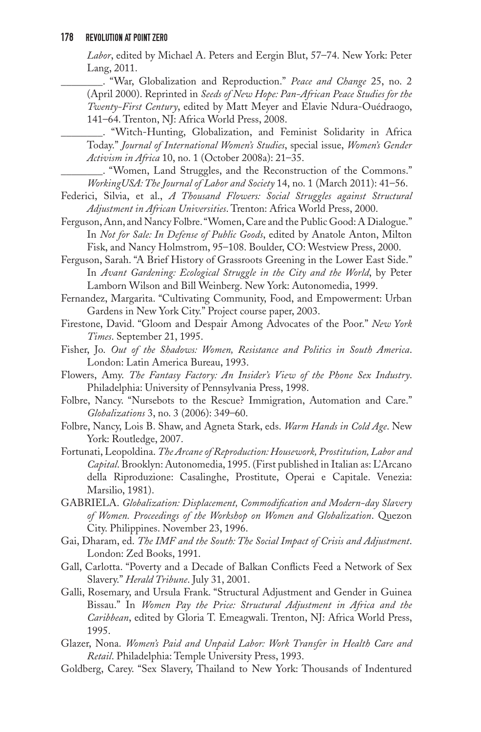*Labor*, edited by Michael A. Peters and Eergin Blut, 57–74. New York: Peter Lang, 2011.

________. "War, Globalization and Reproduction." *Peace and Change* 25, no. 2 (April 2000). Reprinted in *Seeds of New Hope: Pan-African Peace Studies for the Twenty-First Century*, edited by Matt Meyer and Elavie Ndura-Ouédraogo, 141–64. Trenton, NJ: Africa World Press, 2008.

________. "Witch-Hunting, Globalization, and Feminist Solidarity in Africa Today." *Journal of International Women's Studies*, special issue, *Women's Gender Activism in Africa* 10, no. 1 (October 2008a): 21–35.

________. "Women, Land Struggles, and the Reconstruction of the Commons." *WorkingUSA: The Journal of Labor and Society* 14, no. 1 (March 2011): 41–56.

Federici, Silvia, et al., *A Thousand Flowers: Social Struggles against Structural Adjustment in African Universities*. Trenton: Africa World Press, 2000.

Ferguson, Ann, and Nancy Folbre. "Women, Care and the Public Good: A Dialogue." In *Not for Sale: In Defense of Public Goods*, edited by Anatole Anton, Milton Fisk, and Nancy Holmstrom, 95–108. Boulder, CO: Westview Press, 2000.

Ferguson, Sarah. "A Brief History of Grassroots Greening in the Lower East Side." In *Avant Gardening: Ecological Struggle in the City and the World*, by Peter Lamborn Wilson and Bill Weinberg. New York: Autonomedia, 1999.

Fernandez, Margarita. "Cultivating Community, Food, and Empowerment: Urban Gardens in New York City." Project course paper, 2003.

Firestone, David. "Gloom and Despair Among Advocates of the Poor." *New York Times*. September 21, 1995.

Fisher, Jo. *Out of the Shadows: Women, Resistance and Politics in South America*. London: Latin America Bureau, 1993.

Flowers, Amy. *The Fantasy Factory: An Insider's View of the Phone Sex Industry*. Philadelphia: University of Pennsylvania Press, 1998.

Folbre, Nancy. "Nursebots to the Rescue? Immigration, Automation and Care." *Globalizations* 3, no. 3 (2006): 349–60.

Folbre, Nancy, Lois B. Shaw, and Agneta Stark, eds. *Warm Hands in Cold Age*. New York: Routledge, 2007.

Fortunati, Leopoldina. *The Arcane of Reproduction: Housework, Prostitution, Labor and Capital*. Brooklyn: Autonomedia, 1995. (First published in Italian as: L'Arcano della Riproduzione: Casalinghe, Prostitute, Operai e Capitale. Venezia: Marsilio, 1981).

GABRIELA. *Globalization: Displacement, Commodification and Modern-day Slavery of Women. Proceedings of the Workshop on Women and Globalization*. Quezon City. Philippines. November 23, 1996.

Gai, Dharam, ed. *The IMF and the South: The Social Impact of Crisis and Adjustment*. London: Zed Books, 1991.

Gall, Carlotta. "Poverty and a Decade of Balkan Conflicts Feed a Network of Sex Slavery." *Herald Tribune*. July 31, 2001.

Galli, Rosemary, and Ursula Frank. "Structural Adjustment and Gender in Guinea Bissau." In *Women Pay the Price: Structural Adjustment in Africa and the Caribbean*, edited by Gloria T. Emeagwali. Trenton, NJ: Africa World Press, 1995.

Glazer, Nona. *Women's Paid and Unpaid Labor: Work Transfer in Health Care and Retail*. Philadelphia: Temple University Press, 1993.

Goldberg, Carey. "Sex Slavery, Thailand to New York: Thousands of Indentured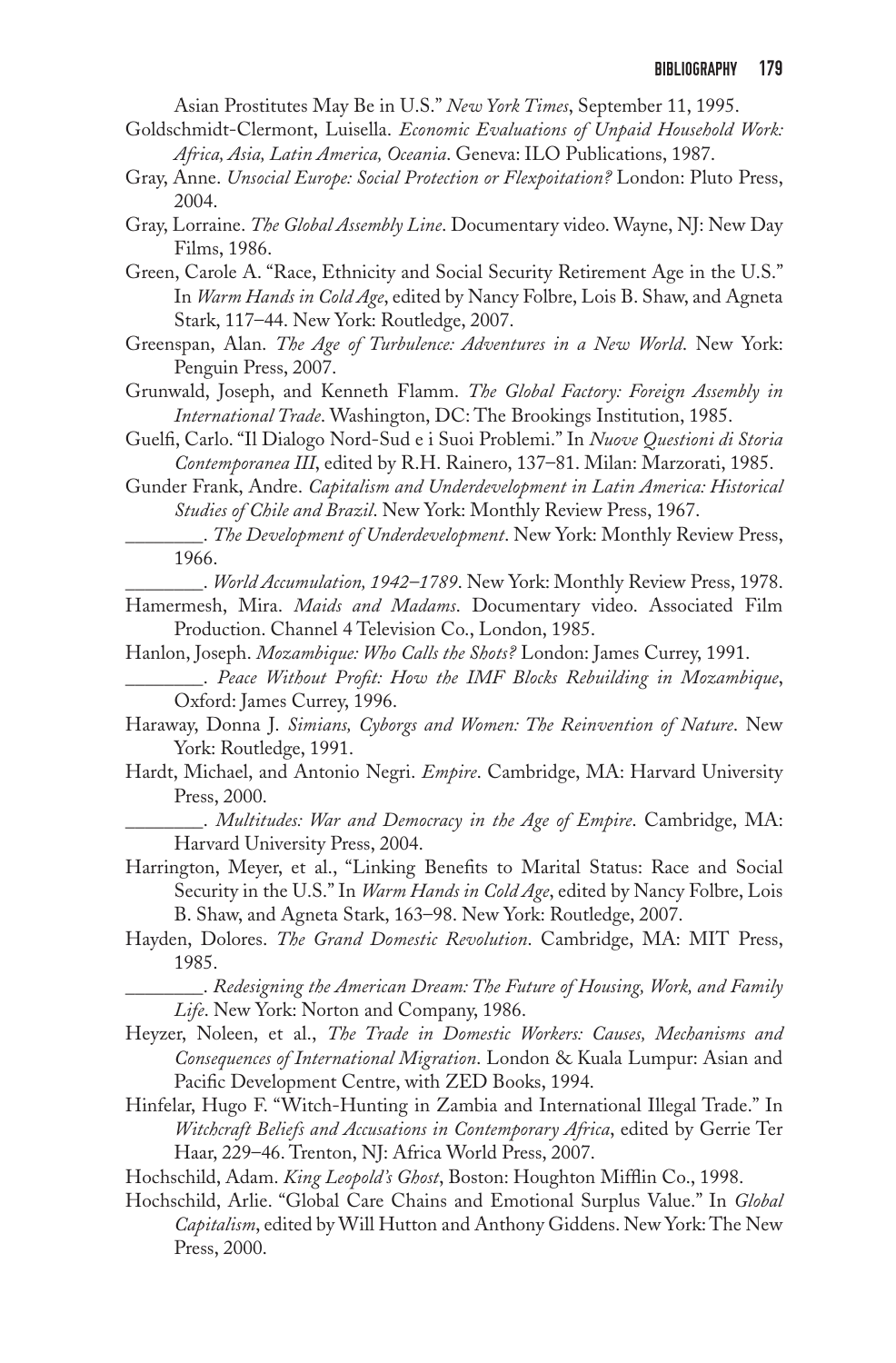Asian Prostitutes May Be in U.S." *New York Times*, September 11, 1995.

Goldschmidt-Clermont, Luisella. *Economic Evaluations of Unpaid Household Work: Africa, Asia, Latin America, Oceania*. Geneva: ILO Publications, 1987.

Gray, Anne. *Unsocial Europe: Social Protection or Flexpoitation?* London: Pluto Press, 2004.

Gray, Lorraine. *The Global Assembly Line*. Documentary video. Wayne, NJ: New Day Films, 1986.

Green, Carole A. "Race, Ethnicity and Social Security Retirement Age in the U.S." In *Warm Hands in Cold Age*, edited by Nancy Folbre, Lois B. Shaw, and Agneta Stark, 117–44. New York: Routledge, 2007.

Greenspan, Alan. *The Age of Turbulence: Adventures in a New World*. New York: Penguin Press, 2007.

Grunwald, Joseph, and Kenneth Flamm. *The Global Factory: Foreign Assembly in International Trade*. Washington, DC: The Brookings Institution, 1985.

Guelfi, Carlo. "Il Dialogo Nord-Sud e i Suoi Problemi." In *Nuove Questioni di Storia Contemporanea III*, edited by R.H. Rainero, 137–81. Milan: Marzorati, 1985.

Gunder Frank, Andre. *Capitalism and Underdevelopment in Latin America: Historical Studies of Chile and Brazil*. New York: Monthly Review Press, 1967.

________. *The Development of Underdevelopment*. New York: Monthly Review Press, 1966.

________. *World Accumulation, 1942–1789*. New York: Monthly Review Press, 1978.

Hamermesh, Mira. *Maids and Madams*. Documentary video. Associated Film Production. Channel 4 Television Co., London, 1985.

Hanlon, Joseph. *Mozambique: Who Calls the Shots?* London: James Currey, 1991.

________. *Peace Without Profit: How the IMF Blocks Rebuilding in Mozambique*, Oxford: James Currey, 1996.

Haraway, Donna J. *Simians, Cyborgs and Women: The Reinvention of Nature*. New York: Routledge, 1991.

Hardt, Michael, and Antonio Negri. *Empire*. Cambridge, MA: Harvard University Press, 2000.

________. *Multitudes: War and Democracy in the Age of Empire*. Cambridge, MA: Harvard University Press, 2004.

Harrington, Meyer, et al., "Linking Benefits to Marital Status: Race and Social Security in the U.S." In *Warm Hands in Cold Age*, edited by Nancy Folbre, Lois B. Shaw, and Agneta Stark, 163–98. New York: Routledge, 2007.

Hayden, Dolores. *The Grand Domestic Revolution*. Cambridge, MA: MIT Press, 1985.

________. *Redesigning the American Dream: The Future of Housing, Work, and Family Life*. New York: Norton and Company, 1986.

Heyzer, Noleen, et al., *The Trade in Domestic Workers: Causes, Mechanisms and Consequences of International Migration*. London & Kuala Lumpur: Asian and Pacific Development Centre, with ZED Books, 1994.

Hinfelar, Hugo F. "Witch-Hunting in Zambia and International Illegal Trade." In *Witchcraft Beliefs and Accusations in Contemporary Africa*, edited by Gerrie Ter Haar, 229–46. Trenton, NJ: Africa World Press, 2007.

Hochschild, Adam. *King Leopold's Ghost*, Boston: Houghton Mifflin Co., 1998.

Hochschild, Arlie. "Global Care Chains and Emotional Surplus Value." In *Global Capitalism*, edited by Will Hutton and Anthony Giddens. New York: The New Press, 2000.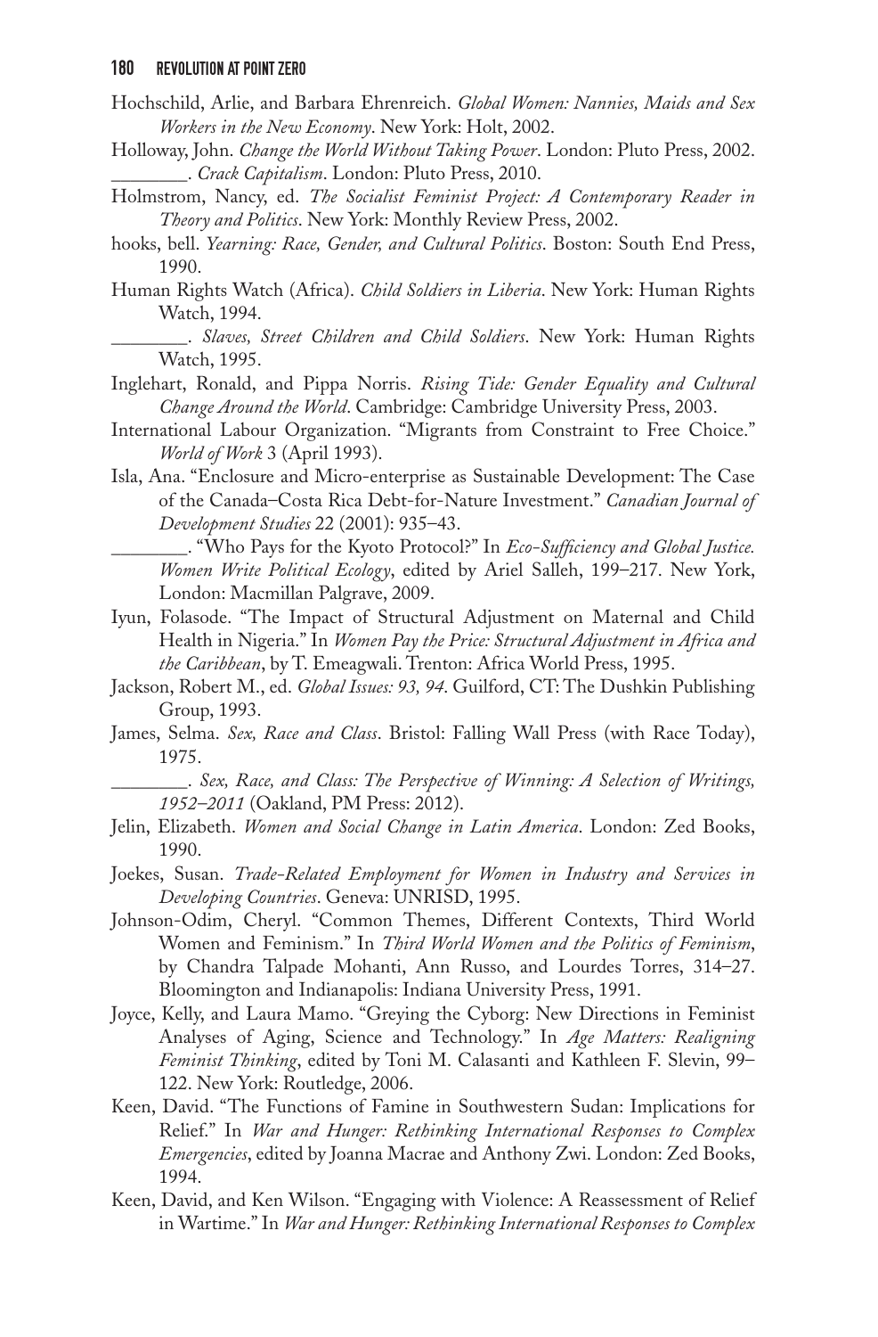Hochschild, Arlie, and Barbara Ehrenreich. *Global Women: Nannies, Maids and Sex Workers in the New Economy*. New York: Holt, 2002.

Holloway, John. *Change the World Without Taking Power*. London: Pluto Press, 2002.

________. *Crack Capitalism*. London: Pluto Press, 2010.

Holmstrom, Nancy, ed. *The Socialist Feminist Project: A Contemporary Reader in Theory and Politics*. New York: Monthly Review Press, 2002.

hooks, bell. *Yearning: Race, Gender, and Cultural Politics*. Boston: South End Press, 1990.

Human Rights Watch (Africa). *Child Soldiers in Liberia*. New York: Human Rights Watch, 1994.

________. *Slaves, Street Children and Child Soldiers*. New York: Human Rights Watch, 1995.

Inglehart, Ronald, and Pippa Norris. *Rising Tide: Gender Equality and Cultural Change Around the World*. Cambridge: Cambridge University Press, 2003.

International Labour Organization. "Migrants from Constraint to Free Choice." *World of Work* 3 (April 1993).

Isla, Ana. "Enclosure and Micro-enterprise as Sustainable Development: The Case of the Canada–Costa Rica Debt-for-Nature Investment." *Canadian Journal of Development Studies* 22 (2001): 935–43.

________. "Who Pays for the Kyoto Protocol?" In *Eco-Sufficiency and Global Justice. Women Write Political Ecology*, edited by Ariel Salleh, 199–217. New York, London: Macmillan Palgrave, 2009.

Iyun, Folasode. "The Impact of Structural Adjustment on Maternal and Child Health in Nigeria." In *Women Pay the Price: Structural Adjustment in Africa and the Caribbean*, by T. Emeagwali. Trenton: Africa World Press, 1995.

Jackson, Robert M., ed. *Global Issues: 93, 94*. Guilford, CT: The Dushkin Publishing Group, 1993.

James, Selma. *Sex, Race and Class*. Bristol: Falling Wall Press (with Race Today), 1975.

________. *Sex, Race, and Class: The Perspective of Winning: A Selection of Writings, 1952–2011* (Oakland, PM Press: 2012).

Jelin, Elizabeth. *Women and Social Change in Latin America*. London: Zed Books, 1990.

Joekes, Susan. *Trade-Related Employment for Women in Industry and Services in Developing Countries*. Geneva: UNRISD, 1995.

Johnson-Odim, Cheryl. "Common Themes, Different Contexts, Third World Women and Feminism." In *Third World Women and the Politics of Feminism*, by Chandra Talpade Mohanti, Ann Russo, and Lourdes Torres, 314–27. Bloomington and Indianapolis: Indiana University Press, 1991.

Joyce, Kelly, and Laura Mamo. "Greying the Cyborg: New Directions in Feminist Analyses of Aging, Science and Technology." In *Age Matters: Realigning Feminist Thinking*, edited by Toni M. Calasanti and Kathleen F. Slevin, 99–122. New York: Routledge, 2006.

Keen, David. "The Functions of Famine in Southwestern Sudan: Implications for Relief." In *War and Hunger: Rethinking International Responses to Complex Emergencies*, edited by Joanna Macrae and Anthony Zwi. London: Zed Books, 1994.

Keen, David, and Ken Wilson. "Engaging with Violence: A Reassessment of Relief in Wartime." In *War and Hunger: Rethinking International Responses to Complex*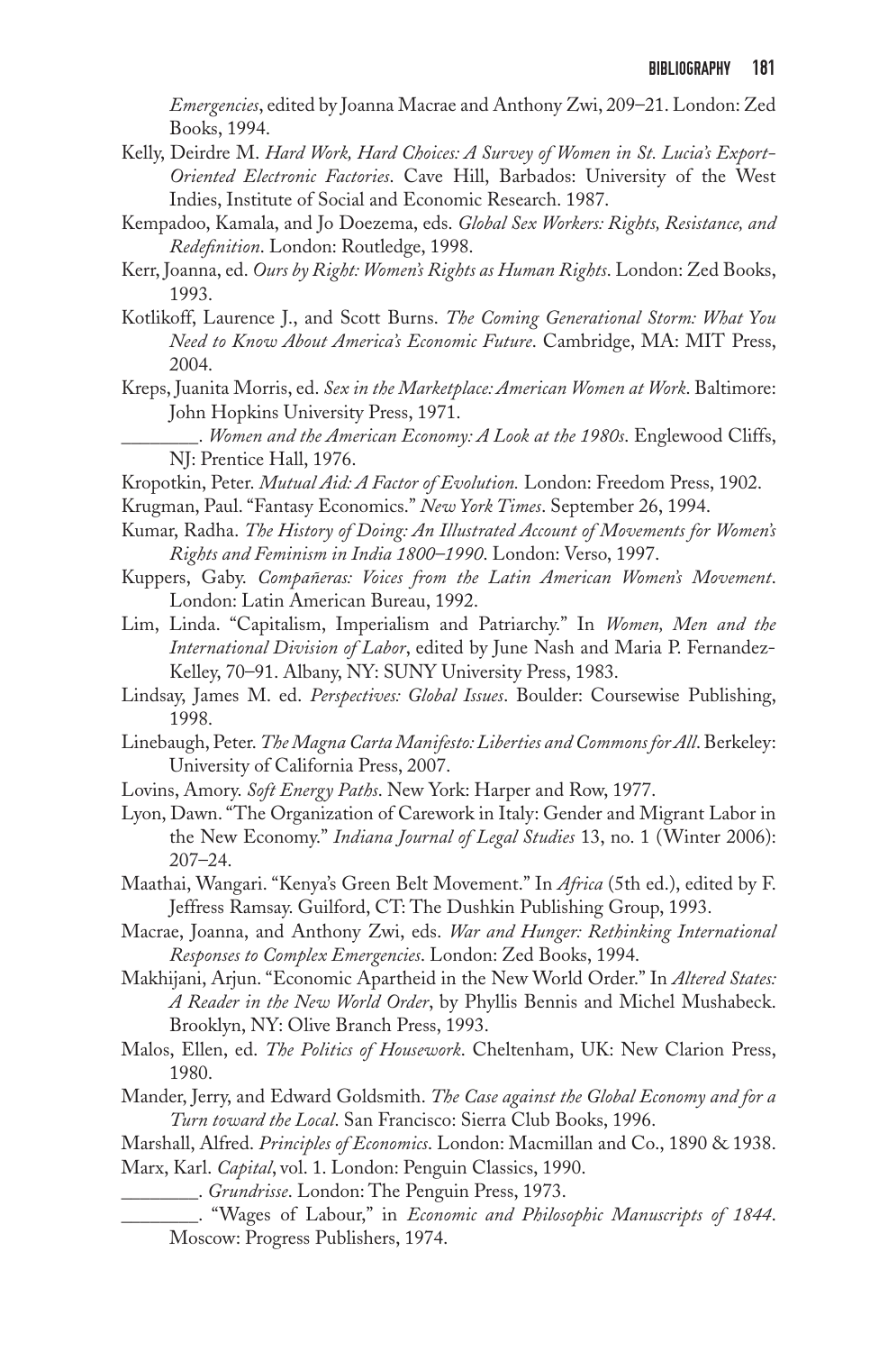*Emergencies*, edited by Joanna Macrae and Anthony Zwi, 209–21. London: Zed Books, 1994.

Kelly, Deirdre M. *Hard Work, Hard Choices: A Survey of Women in St. Lucia's Export-Oriented Electronic Factories*. Cave Hill, Barbados: University of the West Indies, Institute of Social and Economic Research. 1987.

Kempadoo, Kamala, and Jo Doezema, eds. *Global Sex Workers: Rights, Resistance, and Redefinition*. London: Routledge, 1998.

Kerr, Joanna, ed. *Ours by Right: Women's Rights as Human Rights*. London: Zed Books, 1993.

Kotlikoff, Laurence J., and Scott Burns. *The Coming Generational Storm: What You Need to Know About America's Economic Future*. Cambridge, MA: MIT Press, 2004.

Kreps, Juanita Morris, ed. *Sex in the Marketplace: American Women at Work*. Baltimore: John Hopkins University Press, 1971.

________. *Women and the American Economy: A Look at the 1980s*. Englewood Cliffs, NJ: Prentice Hall, 1976.

Kropotkin, Peter. *Mutual Aid: A Factor of Evolution.* London: Freedom Press, 1902.

Krugman, Paul. "Fantasy Economics." *New York Times*. September 26, 1994.

Kumar, Radha. *The History of Doing: An Illustrated Account of Movements for Women's Rights and Feminism in India 1800–1990*. London: Verso, 1997.

Kuppers, Gaby. *Compañeras: Voices from the Latin American Women's Movement*. London: Latin American Bureau, 1992.

Lim, Linda. "Capitalism, Imperialism and Patriarchy." In *Women, Men and the International Division of Labor*, edited by June Nash and Maria P. Fernandez-Kelley, 70–91. Albany, NY: SUNY University Press, 1983.

Lindsay, James M. ed. *Perspectives: Global Issues*. Boulder: Coursewise Publishing, 1998.

Linebaugh, Peter. *The Magna Carta Manifesto: Liberties and Commons for All*. Berkeley: University of California Press, 2007.

Lovins, Amory. *Soft Energy Paths*. New York: Harper and Row, 1977.

Lyon, Dawn. "The Organization of Carework in Italy: Gender and Migrant Labor in the New Economy." *Indiana Journal of Legal Studies* 13, no. 1 (Winter 2006): 207–24.

Maathai, Wangari. "Kenya's Green Belt Movement." In *Africa* (5th ed.), edited by F. Jeffress Ramsay. Guilford, CT: The Dushkin Publishing Group, 1993.

Macrae, Joanna, and Anthony Zwi, eds. *War and Hunger: Rethinking International Responses to Complex Emergencies*. London: Zed Books, 1994.

Makhijani, Arjun. "Economic Apartheid in the New World Order." In *Altered States: A Reader in the New World Order*, by Phyllis Bennis and Michel Mushabeck. Brooklyn, NY: Olive Branch Press, 1993.

Malos, Ellen, ed. *The Politics of Housework*. Cheltenham, UK: New Clarion Press, 1980.

Mander, Jerry, and Edward Goldsmith. *The Case against the Global Economy and for a Turn toward the Local*. San Francisco: Sierra Club Books, 1996.

Marshall, Alfred. *Principles of Economics*. London: Macmillan and Co., 1890 & 1938.

Marx, Karl. *Capital*, vol. 1. London: Penguin Classics, 1990.

________. *Grundrisse*. London: The Penguin Press, 1973.

________. "Wages of Labour," in *Economic and Philosophic Manuscripts of 1844*. Moscow: Progress Publishers, 1974.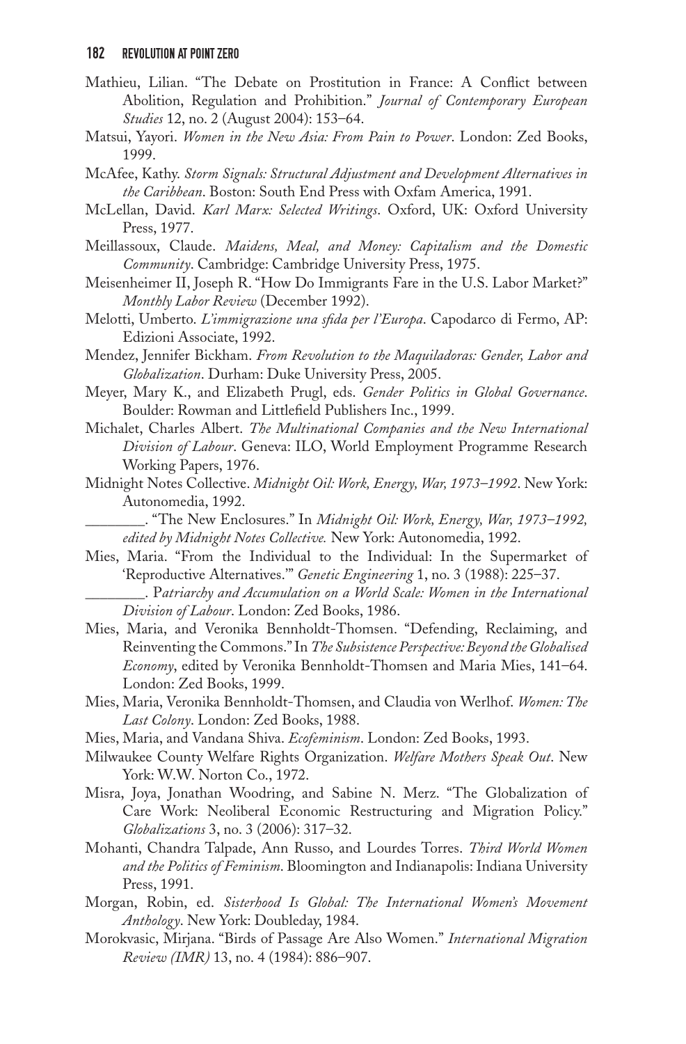Mathieu, Lilian. "The Debate on Prostitution in France: A Conflict between Abolition, Regulation and Prohibition." *Journal of Contemporary European Studies* 12, no. 2 (August 2004): 153–64.

Matsui, Yayori. *Women in the New Asia: From Pain to Power*. London: Zed Books, 1999.

McAfee, Kathy. *Storm Signals: Structural Adjustment and Development Alternatives in the Caribbean*. Boston: South End Press with Oxfam America, 1991.

McLellan, David. *Karl Marx: Selected Writings*. Oxford, UK: Oxford University Press, 1977.

Meillassoux, Claude. *Maidens, Meal, and Money: Capitalism and the Domestic Community*. Cambridge: Cambridge University Press, 1975.

Meisenheimer II, Joseph R. "How Do Immigrants Fare in the U.S. Labor Market?" *Monthly Labor Review* (December 1992).

Melotti, Umberto. *L'immigrazione una sfida per l'Europa*. Capodarco di Fermo, AP: Edizioni Associate, 1992.

Mendez, Jennifer Bickham. *From Revolution to the Maquiladoras: Gender, Labor and Globalization*. Durham: Duke University Press, 2005.

Meyer, Mary K., and Elizabeth Prugl, eds. *Gender Politics in Global Governance*. Boulder: Rowman and Littlefield Publishers Inc., 1999.

Michalet, Charles Albert. *The Multinational Companies and the New International Division of Labour*. Geneva: ILO, World Employment Programme Research Working Papers, 1976.

Midnight Notes Collective. *Midnight Oil: Work, Energy, War, 1973–1992*. New York: Autonomedia, 1992.

________. "The New Enclosures." In *Midnight Oil: Work, Energy, War, 1973–1992, edited by Midnight Notes Collective.* New York: Autonomedia, 1992.

Mies, Maria. "From the Individual to the Individual: In the Supermarket of 'Reproductive Alternatives.'" *Genetic Engineering* 1, no. 3 (1988): 225–37.

________. P*atriarchy and Accumulation on a World Scale: Women in the International Division of Labour*. London: Zed Books, 1986.

Mies, Maria, and Veronika Bennholdt-Thomsen. "Defending, Reclaiming, and Reinventing the Commons." In *The Subsistence Perspective: Beyond the Globalised Economy*, edited by Veronika Bennholdt-Thomsen and Maria Mies, 141–64. London: Zed Books, 1999.

Mies, Maria, Veronika Bennholdt-Thomsen, and Claudia von Werlhof. *Women: The Last Colony*. London: Zed Books, 1988.

Mies, Maria, and Vandana Shiva. *Ecofeminism*. London: Zed Books, 1993.

Milwaukee County Welfare Rights Organization. *Welfare Mothers Speak Out*. New York: W.W. Norton Co., 1972.

Misra, Joya, Jonathan Woodring, and Sabine N. Merz. "The Globalization of Care Work: Neoliberal Economic Restructuring and Migration Policy." *Globalizations* 3, no. 3 (2006): 317–32.

Mohanti, Chandra Talpade, Ann Russo, and Lourdes Torres. *Third World Women and the Politics of Feminism*. Bloomington and Indianapolis: Indiana University Press, 1991.

Morgan, Robin, ed. *Sisterhood Is Global: The International Women's Movement Anthology*. New York: Doubleday, 1984.

Morokvasic, Mirjana. "Birds of Passage Are Also Women." *International Migration Review (IMR)* 13, no. 4 (1984): 886–907.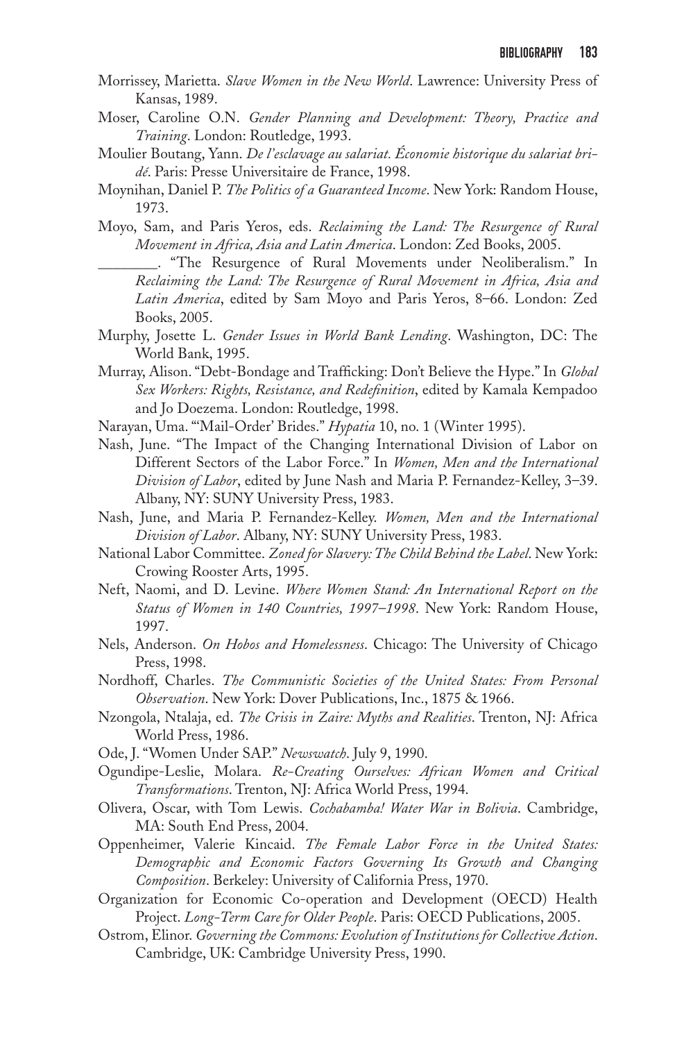Morrissey, Marietta. *Slave Women in the New World*. Lawrence: University Press of Kansas, 1989.

Moser, Caroline O.N. *Gender Planning and Development: Theory, Practice and Training*. London: Routledge, 1993.

Moulier Boutang, Yann. *De l'esclavage au salariat. Économie historique du salariat bridé*. Paris: Presse Universitaire de France, 1998.

Moynihan, Daniel P. *The Politics of a Guaranteed Income*. New York: Random House, 1973.

Moyo, Sam, and Paris Yeros, eds. *Reclaiming the Land: The Resurgence of Rural Movement in Africa, Asia and Latin America*. London: Zed Books, 2005.

________. "The Resurgence of Rural Movements under Neoliberalism." In *Reclaiming the Land: The Resurgence of Rural Movement in Africa, Asia and Latin America*, edited by Sam Moyo and Paris Yeros, 8–66. London: Zed Books, 2005.

Murphy, Josette L. *Gender Issues in World Bank Lending*. Washington, DC: The World Bank, 1995.

Murray, Alison. "Debt-Bondage and Trafficking: Don't Believe the Hype." In *Global Sex Workers: Rights, Resistance, and Redefinition*, edited by Kamala Kempadoo and Jo Doezema. London: Routledge, 1998.

Narayan, Uma. "'Mail-Order' Brides." *Hypatia* 10, no. 1 (Winter 1995).

Nash, June. "The Impact of the Changing International Division of Labor on Different Sectors of the Labor Force." In *Women, Men and the International Division of Labor*, edited by June Nash and Maria P. Fernandez-Kelley, 3–39. Albany, NY: SUNY University Press, 1983.

Nash, June, and Maria P. Fernandez-Kelley. *Women, Men and the International Division of Labor*. Albany, NY: SUNY University Press, 1983.

National Labor Committee. *Zoned for Slavery: The Child Behind the Label*. New York: Crowing Rooster Arts, 1995.

Neft, Naomi, and D. Levine. *Where Women Stand: An International Report on the Status of Women in 140 Countries, 1997–1998*. New York: Random House, 1997.

Nels, Anderson. *On Hobos and Homelessness*. Chicago: The University of Chicago Press, 1998.

Nordhoff, Charles. *The Communistic Societies of the United States: From Personal Observation*. New York: Dover Publications, Inc., 1875 & 1966.

Nzongola, Ntalaja, ed. *The Crisis in Zaire: Myths and Realities*. Trenton, NJ: Africa World Press, 1986.

Ode, J. "Women Under SAP." *Newswatch*. July 9, 1990.

Ogundipe-Leslie, Molara. *Re-Creating Ourselves: African Women and Critical Transformations*. Trenton, NJ: Africa World Press, 1994.

Olivera, Oscar, with Tom Lewis. *Cochabamba! Water War in Bolivia*. Cambridge, MA: South End Press, 2004.

Oppenheimer, Valerie Kincaid. *The Female Labor Force in the United States: Demographic and Economic Factors Governing Its Growth and Changing Composition*. Berkeley: University of California Press, 1970.

Organization for Economic Co-operation and Development (OECD) Health Project. *Long-Term Care for Older People*. Paris: OECD Publications, 2005.

Ostrom, Elinor. *Governing the Commons: Evolution of Institutions for Collective Action*. Cambridge, UK: Cambridge University Press, 1990.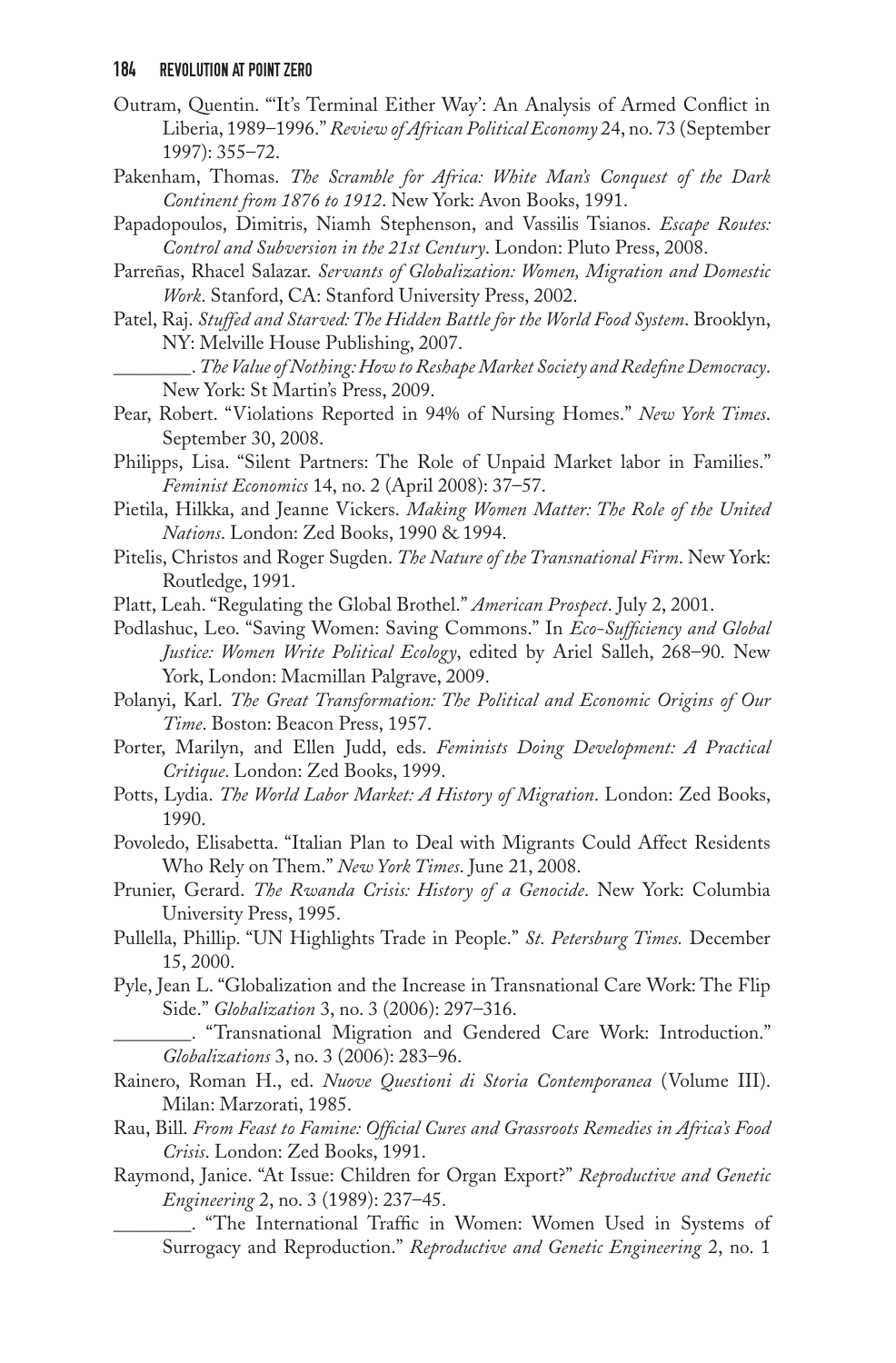Outram, Quentin. "'It's Terminal Either Way': An Analysis of Armed Conflict in Liberia, 1989–1996." *Review of African Political Economy* 24, no. 73 (September 1997): 355–72.

Pakenham, Thomas. *The Scramble for Africa: White Man's Conquest of the Dark Continent from 1876 to 1912*. New York: Avon Books, 1991.

Papadopoulos, Dimitris, Niamh Stephenson, and Vassilis Tsianos. *Escape Routes: Control and Subversion in the 21st Century*. London: Pluto Press, 2008.

Parreñas, Rhacel Salazar. *Servants of Globalization: Women, Migration and Domestic Work*. Stanford, CA: Stanford University Press, 2002.

Patel, Raj. *Stuffed and Starved: The Hidden Battle for the World Food System*. Brooklyn, NY: Melville House Publishing, 2007.

________. *The Value of Nothing: How to Reshape Market Society and Redefine Democracy*. New York: St Martin's Press, 2009.

Pear, Robert. "Violations Reported in 94% of Nursing Homes." *New York Times*. September 30, 2008.

Philipps, Lisa. "Silent Partners: The Role of Unpaid Market labor in Families." *Feminist Economics* 14, no. 2 (April 2008): 37–57.

Pietila, Hilkka, and Jeanne Vickers. *Making Women Matter: The Role of the United Nations*. London: Zed Books, 1990 & 1994.

Pitelis, Christos and Roger Sugden. *The Nature of the Transnational Firm*. New York: Routledge, 1991.

Platt, Leah. "Regulating the Global Brothel." *American Prospect*. July 2, 2001.

Podlashuc, Leo. "Saving Women: Saving Commons." In *Eco-Sufficiency and Global Justice: Women Write Political Ecology*, edited by Ariel Salleh, 268–90. New York, London: Macmillan Palgrave, 2009.

Polanyi, Karl. *The Great Transformation: The Political and Economic Origins of Our Time*. Boston: Beacon Press, 1957.

Porter, Marilyn, and Ellen Judd, eds. *Feminists Doing Development: A Practical Critique*. London: Zed Books, 1999.

Potts, Lydia. *The World Labor Market: A History of Migration*. London: Zed Books, 1990.

Povoledo, Elisabetta. "Italian Plan to Deal with Migrants Could Affect Residents Who Rely on Them." *New York Times*. June 21, 2008.

Prunier, Gerard. *The Rwanda Crisis: History of a Genocide*. New York: Columbia University Press, 1995.

Pullella, Phillip. "UN Highlights Trade in People." *St. Petersburg Times.* December 15, 2000.

Pyle, Jean L. "Globalization and the Increase in Transnational Care Work: The Flip Side." *Globalization* 3, no. 3 (2006): 297–316.

________. "Transnational Migration and Gendered Care Work: Introduction." *Globalizations* 3, no. 3 (2006): 283–96.

Rainero, Roman H., ed. *Nuove Questioni di Storia Contemporanea* (Volume III). Milan: Marzorati, 1985.

Rau, Bill. *From Feast to Famine: Official Cures and Grassroots Remedies in Africa's Food Crisis*. London: Zed Books, 1991.

Raymond, Janice. "At Issue: Children for Organ Export?" *Reproductive and Genetic Engineering* 2, no. 3 (1989): 237–45.

________. "The International Traffic in Women: Women Used in Systems of Surrogacy and Reproduction." *Reproductive and Genetic Engineering* 2, no. 1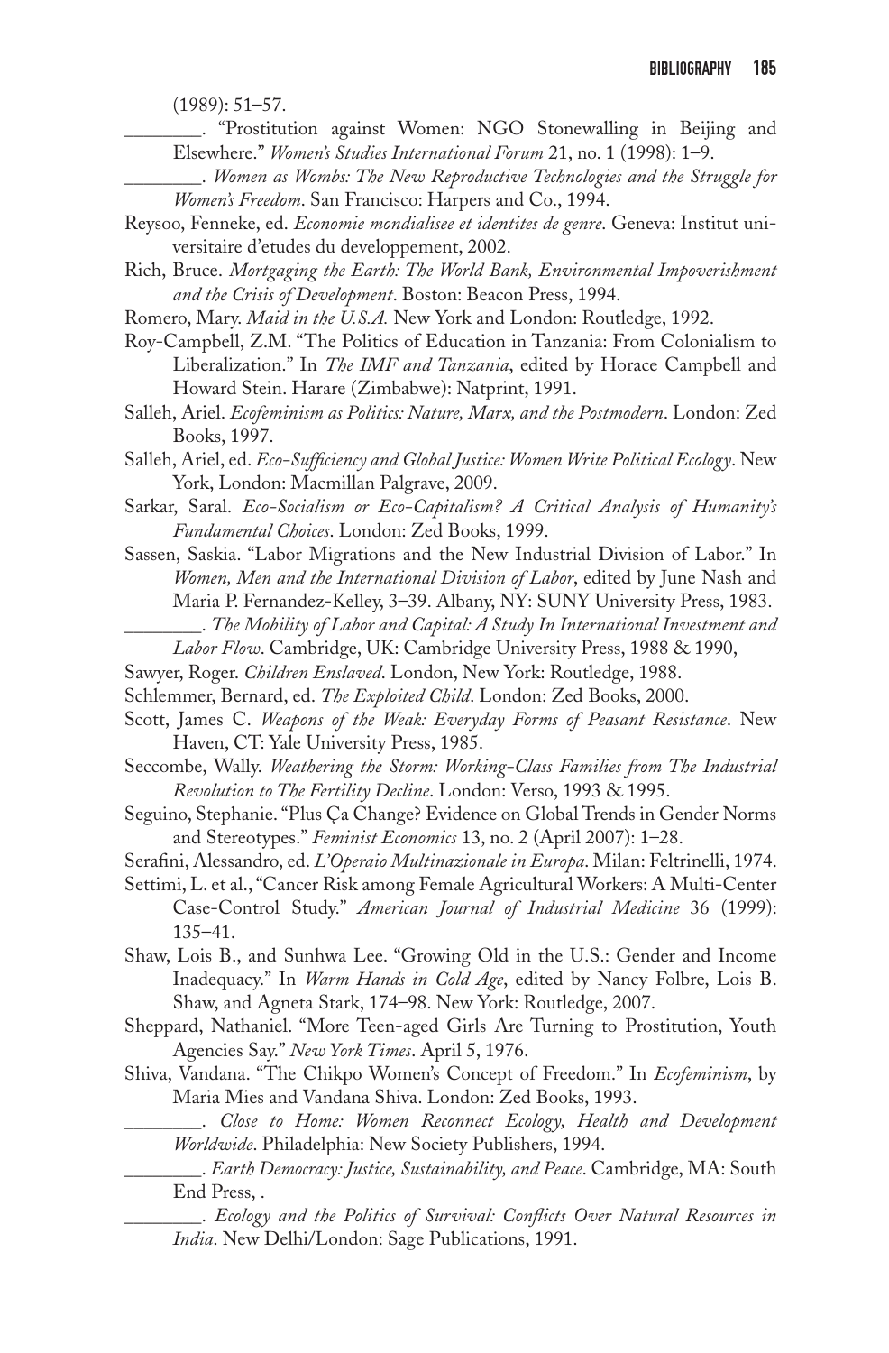(1989): 51–57.

________. "Prostitution against Women: NGO Stonewalling in Beijing and Elsewhere." *Women's Studies International Forum* 21, no. 1 (1998): 1–9.

________. *Women as Wombs: The New Reproductive Technologies and the Struggle for Women's Freedom*. San Francisco: Harpers and Co., 1994.

Reysoo, Fenneke, ed. *Economie mondialisee et identites de genre*. Geneva: Institut universitaire d'etudes du developpement, 2002.

Rich, Bruce. *Mortgaging the Earth: The World Bank, Environmental Impoverishment and the Crisis of Development*. Boston: Beacon Press, 1994.

Romero, Mary. *Maid in the U.S.A.* New York and London: Routledge, 1992.

Roy-Campbell, Z.M. "The Politics of Education in Tanzania: From Colonialism to Liberalization." In *The IMF and Tanzania*, edited by Horace Campbell and Howard Stein. Harare (Zimbabwe): Natprint, 1991.

Salleh, Ariel. *Ecofeminism as Politics: Nature, Marx, and the Postmodern*. London: Zed Books, 1997.

Salleh, Ariel, ed. *Eco-Sufficiency and Global Justice: Women Write Political Ecology*. New York, London: Macmillan Palgrave, 2009.

Sarkar, Saral. *Eco-Socialism or Eco-Capitalism? A Critical Analysis of Humanity's Fundamental Choices*. London: Zed Books, 1999.

Sassen, Saskia. "Labor Migrations and the New Industrial Division of Labor." In *Women, Men and the International Division of Labor*, edited by June Nash and Maria P. Fernandez-Kelley, 3–39. Albany, NY: SUNY University Press, 1983.

________. *The Mobility of Labor and Capital: A Study In International Investment and Labor Flow*. Cambridge, UK: Cambridge University Press, 1988 & 1990,

Sawyer, Roger. *Children Enslaved*. London, New York: Routledge, 1988.

Schlemmer, Bernard, ed. *The Exploited Child*. London: Zed Books, 2000.

Scott, James C. *Weapons of the Weak: Everyday Forms of Peasant Resistance*. New Haven, CT: Yale University Press, 1985.

Seccombe, Wally. *Weathering the Storm: Working-Class Families from The Industrial Revolution to The Fertility Decline*. London: Verso, 1993 & 1995.

Seguino, Stephanie. "Plus Ça Change? Evidence on Global Trends in Gender Norms and Stereotypes." *Feminist Economics* 13, no. 2 (April 2007): 1–28.

Serafini, Alessandro, ed. *L'Operaio Multinazionale in Europa*. Milan: Feltrinelli, 1974.

Settimi, L. et al., "Cancer Risk among Female Agricultural Workers: A Multi-Center Case-Control Study." *American Journal of Industrial Medicine* 36 (1999): 135–41.

Shaw, Lois B., and Sunhwa Lee. "Growing Old in the U.S.: Gender and Income Inadequacy." In *Warm Hands in Cold Age*, edited by Nancy Folbre, Lois B. Shaw, and Agneta Stark, 174–98. New York: Routledge, 2007.

Sheppard, Nathaniel. "More Teen-aged Girls Are Turning to Prostitution, Youth Agencies Say." *New York Times*. April 5, 1976.

Shiva, Vandana. "The Chikpo Women's Concept of Freedom." In *Ecofeminism*, by Maria Mies and Vandana Shiva. London: Zed Books, 1993.

________. *Close to Home: Women Reconnect Ecology, Health and Development Worldwide*. Philadelphia: New Society Publishers, 1994.

________. *Earth Democracy: Justice, Sustainability, and Peace*. Cambridge, MA: South End Press, .

________. *Ecology and the Politics of Survival: Conflicts Over Natural Resources in India*. New Delhi/London: Sage Publications, 1991.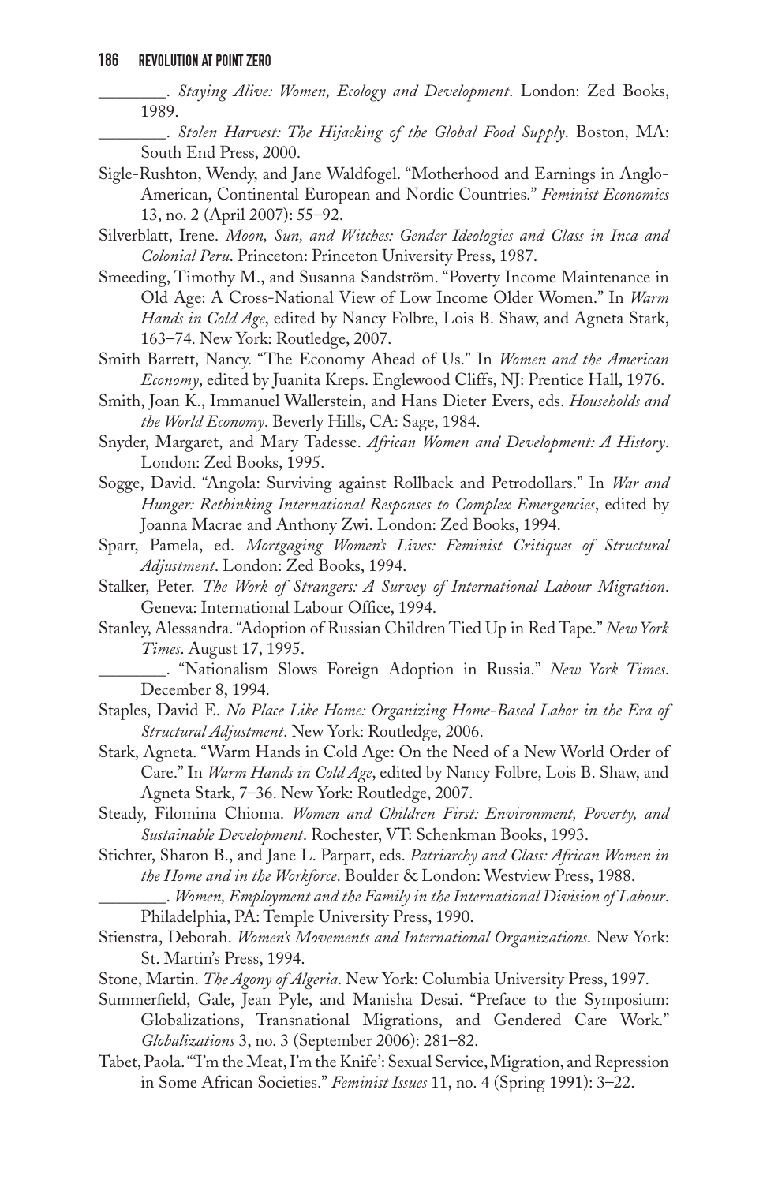\_\_\_\_\_\_\_\_. *Staying Alive: Women, Ecology and Development*. London: Zed Books, 1989.

\_\_\_\_\_\_\_\_. *Stolen Harvest: The Hijacking of the Global Food Supply*. Boston, MA: South End Press, 2000.

Sigle-Rushton, Wendy, and Jane Waldfogel. "Motherhood and Earnings in Anglo-American, Continental European and Nordic Countries." *Feminist Economics* 13, no. 2 (April 2007): 55–92.

Silverblatt, Irene. *Moon, Sun, and Witches: Gender Ideologies and Class in Inca and Colonial Peru*. Princeton: Princeton University Press, 1987.

Smeeding, Timothy M., and Susanna Sandström. "Poverty Income Maintenance in Old Age: A Cross-National View of Low Income Older Women." In *Warm Hands in Cold Age*, edited by Nancy Folbre, Lois B. Shaw, and Agneta Stark, 163–74. New York: Routledge, 2007.

Smith Barrett, Nancy. "The Economy Ahead of Us." In *Women and the American Economy*, edited by Juanita Kreps. Englewood Cliffs, NJ: Prentice Hall, 1976.

Smith, Joan K., Immanuel Wallerstein, and Hans Dieter Evers, eds. *Households and the World Economy*. Beverly Hills, CA: Sage, 1984.

Snyder, Margaret, and Mary Tadesse. *African Women and Development: A History*. London: Zed Books, 1995.

Sogge, David. "Angola: Surviving against Rollback and Petrodollars." In *War and Hunger: Rethinking International Responses to Complex Emergencies*, edited by Joanna Macrae and Anthony Zwi. London: Zed Books, 1994.

Sparr, Pamela, ed. *Mortgaging Women's Lives: Feminist Critiques of Structural Adjustment*. London: Zed Books, 1994.

Stalker, Peter. *The Work of Strangers: A Survey of International Labour Migration*. Geneva: International Labour Office, 1994.

Stanley, Alessandra. "Adoption of Russian Children Tied Up in Red Tape." *New York Times*. August 17, 1995.

\_\_\_\_\_\_\_\_. "Nationalism Slows Foreign Adoption in Russia." *New York Times*. December 8, 1994.

Staples, David E. *No Place Like Home: Organizing Home-Based Labor in the Era of Structural Adjustment*. New York: Routledge, 2006.

Stark, Agneta. "Warm Hands in Cold Age: On the Need of a New World Order of Care." In *Warm Hands in Cold Age*, edited by Nancy Folbre, Lois B. Shaw, and Agneta Stark, 7–36. New York: Routledge, 2007.

Steady, Filomina Chioma. *Women and Children First: Environment, Poverty, and Sustainable Development*. Rochester, VT: Schenkman Books, 1993.

Stichter, Sharon B., and Jane L. Parpart, eds. *Patriarchy and Class: African Women in the Home and in the Workforce*. Boulder & London: Westview Press, 1988.

\_\_\_\_\_\_\_\_. *Women, Employment and the Family in the International Division of Labour*. Philadelphia, PA: Temple University Press, 1990.

Stienstra, Deborah. *Women's Movements and International Organizations*. New York: St. Martin's Press, 1994.

Stone, Martin. *The Agony of Algeria*. New York: Columbia University Press, 1997.

Summerfield, Gale, Jean Pyle, and Manisha Desai. "Preface to the Symposium: Globalizations, Transnational Migrations, and Gendered Care Work." *Globalizations* 3, no. 3 (September 2006): 281–82.

Tabet, Paola. "'I'm the Meat, I'm the Knife': Sexual Service, Migration, and Repression in Some African Societies." *Feminist Issues* 11, no. 4 (Spring 1991): 3–22.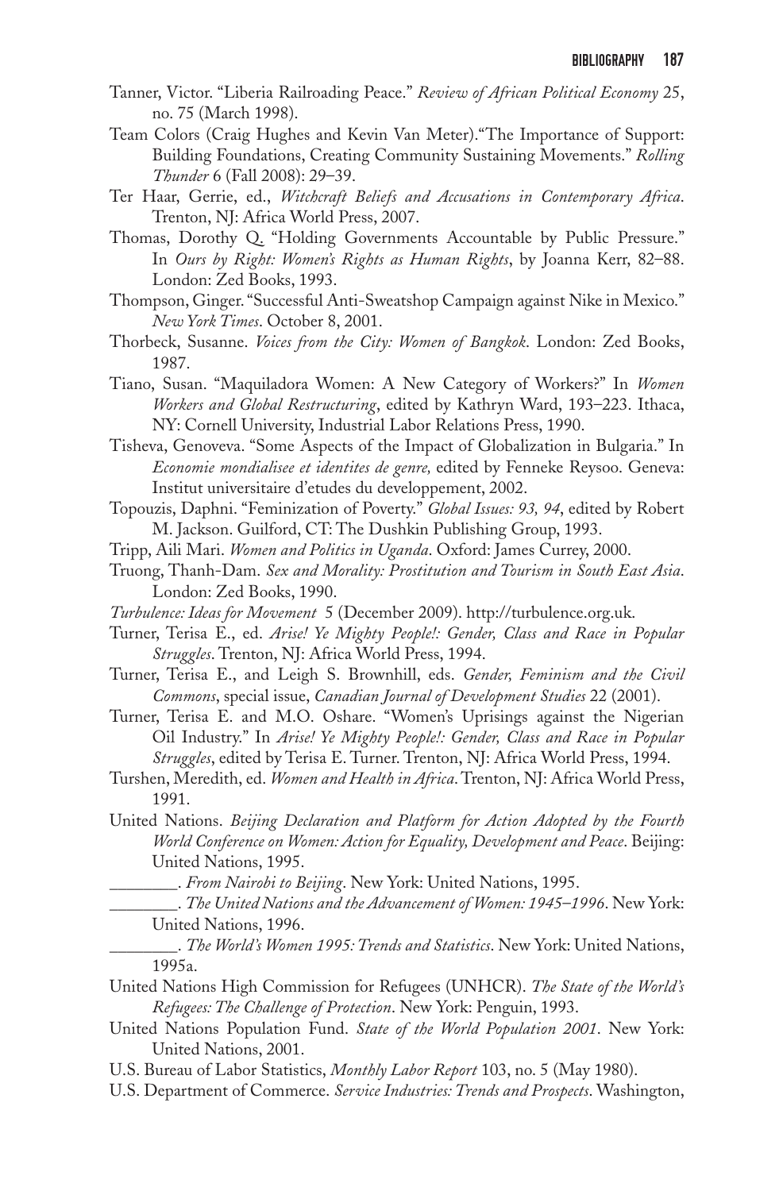Tanner, Victor. "Liberia Railroading Peace." *Review of African Political Economy* 25, no. 75 (March 1998).

Team Colors (Craig Hughes and Kevin Van Meter)."The Importance of Support: Building Foundations, Creating Community Sustaining Movements." *Rolling Thunder* 6 (Fall 2008): 29–39.

Ter Haar, Gerrie, ed., *Witchcraft Beliefs and Accusations in Contemporary Africa*. Trenton, NJ: Africa World Press, 2007.

Thomas, Dorothy Q. "Holding Governments Accountable by Public Pressure." In *Ours by Right: Women's Rights as Human Rights*, by Joanna Kerr, 82–88. London: Zed Books, 1993.

Thompson, Ginger. "Successful Anti-Sweatshop Campaign against Nike in Mexico." *New York Times*. October 8, 2001.

Thorbeck, Susanne. *Voices from the City: Women of Bangkok*. London: Zed Books, 1987.

Tiano, Susan. "Maquiladora Women: A New Category of Workers?" In *Women Workers and Global Restructuring*, edited by Kathryn Ward, 193–223. Ithaca, NY: Cornell University, Industrial Labor Relations Press, 1990.

Tisheva, Genoveva. "Some Aspects of the Impact of Globalization in Bulgaria." In *Economie mondialisee et identites de genre,* edited by Fenneke Reysoo. Geneva: Institut universitaire d'etudes du developpement, 2002.

Topouzis, Daphni. "Feminization of Poverty." *Global Issues: 93, 94*, edited by Robert M. Jackson. Guilford, CT: The Dushkin Publishing Group, 1993.

Tripp, Aili Mari. *Women and Politics in Uganda*. Oxford: James Currey, 2000.

Truong, Thanh-Dam. *Sex and Morality: Prostitution and Tourism in South East Asia*. London: Zed Books, 1990.

*Turbulence: Ideas for Movement* 5 (December 2009). http://turbulence.org.uk.

Turner, Terisa E., ed. *Arise! Ye Mighty People!: Gender, Class and Race in Popular Struggles*. Trenton, NJ: Africa World Press, 1994.

Turner, Terisa E., and Leigh S. Brownhill, eds. *Gender, Feminism and the Civil Commons*, special issue, *Canadian Journal of Development Studies* 22 (2001).

Turner, Terisa E. and M.O. Oshare. "Women's Uprisings against the Nigerian Oil Industry." In *Arise! Ye Mighty People!: Gender, Class and Race in Popular Struggles*, edited by Terisa E. Turner. Trenton, NJ: Africa World Press, 1994.

Turshen, Meredith, ed. *Women and Health in Africa*. Trenton, NJ: Africa World Press, 1991.

United Nations. *Beijing Declaration and Platform for Action Adopted by the Fourth World Conference on Women: Action for Equality, Development and Peace*. Beijing: United Nations, 1995.

________. *From Nairobi to Beijing*. New York: United Nations, 1995.

________. *The United Nations and the Advancement of Women: 1945–1996*. New York: United Nations, 1996.

________. *The World's Women 1995: Trends and Statistics*. New York: United Nations, 1995a.

United Nations High Commission for Refugees (UNHCR). *The State of the World's Refugees: The Challenge of Protection*. New York: Penguin, 1993.

United Nations Population Fund. *State of the World Population 2001*. New York: United Nations, 2001.

U.S. Bureau of Labor Statistics, *Monthly Labor Report* 103, no. 5 (May 1980).

U.S. Department of Commerce. *Service Industries: Trends and Prospects*. Washington,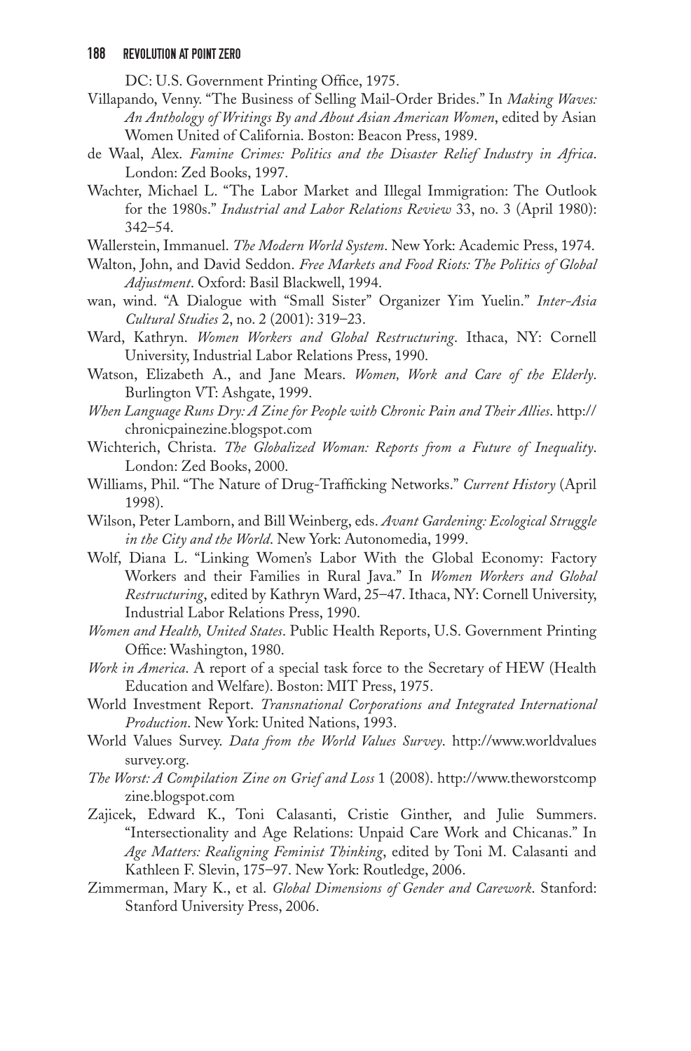DC: U.S. Government Printing Office, 1975.

Villapando, Venny. "The Business of Selling Mail-Order Brides." In *Making Waves: An Anthology of Writings By and About Asian American Women*, edited by Asian Women United of California. Boston: Beacon Press, 1989.

de Waal, Alex. *Famine Crimes: Politics and the Disaster Relief Industry in Africa*. London: Zed Books, 1997.

Wachter, Michael L. "The Labor Market and Illegal Immigration: The Outlook for the 1980s." *Industrial and Labor Relations Review* 33, no. 3 (April 1980): 342–54.

Wallerstein, Immanuel. *The Modern World System*. New York: Academic Press, 1974.

Walton, John, and David Seddon. *Free Markets and Food Riots: The Politics of Global Adjustment*. Oxford: Basil Blackwell, 1994.

wan, wind. "A Dialogue with "Small Sister" Organizer Yim Yuelin." *Inter-Asia Cultural Studies* 2, no. 2 (2001): 319–23.

Ward, Kathryn. *Women Workers and Global Restructuring*. Ithaca, NY: Cornell University, Industrial Labor Relations Press, 1990.

Watson, Elizabeth A., and Jane Mears. *Women, Work and Care of the Elderly*. Burlington VT: Ashgate, 1999.

*When Language Runs Dry: A Zine for People with Chronic Pain and Their Allies*. http://chronicpainezine.blogspot.com

Wichterich, Christa. *The Globalized Woman: Reports from a Future of Inequality*. London: Zed Books, 2000.

Williams, Phil. "The Nature of Drug-Trafficking Networks." *Current History* (April 1998).

Wilson, Peter Lamborn, and Bill Weinberg, eds. *Avant Gardening: Ecological Struggle in the City and the World*. New York: Autonomedia, 1999.

Wolf, Diana L. "Linking Women's Labor With the Global Economy: Factory Workers and their Families in Rural Java." In *Women Workers and Global Restructuring*, edited by Kathryn Ward, 25–47. Ithaca, NY: Cornell University, Industrial Labor Relations Press, 1990.

*Women and Health, United States*. Public Health Reports, U.S. Government Printing Office: Washington, 1980.

*Work in America*. A report of a special task force to the Secretary of HEW (Health Education and Welfare). Boston: MIT Press, 1975.

World Investment Report. *Transnational Corporations and Integrated International Production*. New York: United Nations, 1993.

World Values Survey. *Data from the World Values Survey*. http://www.worldvaluessurvey.org.

*The Worst: A Compilation Zine on Grief and Loss* 1 (2008). http://www.theworstcompzine.blogspot.com

Zajicek, Edward K., Toni Calasanti, Cristie Ginther, and Julie Summers. "Intersectionality and Age Relations: Unpaid Care Work and Chicanas." In *Age Matters: Realigning Feminist Thinking*, edited by Toni M. Calasanti and Kathleen F. Slevin, 175–97. New York: Routledge, 2006.

Zimmerman, Mary K., et al. *Global Dimensions of Gender and Carework*. Stanford: Stanford University Press, 2006.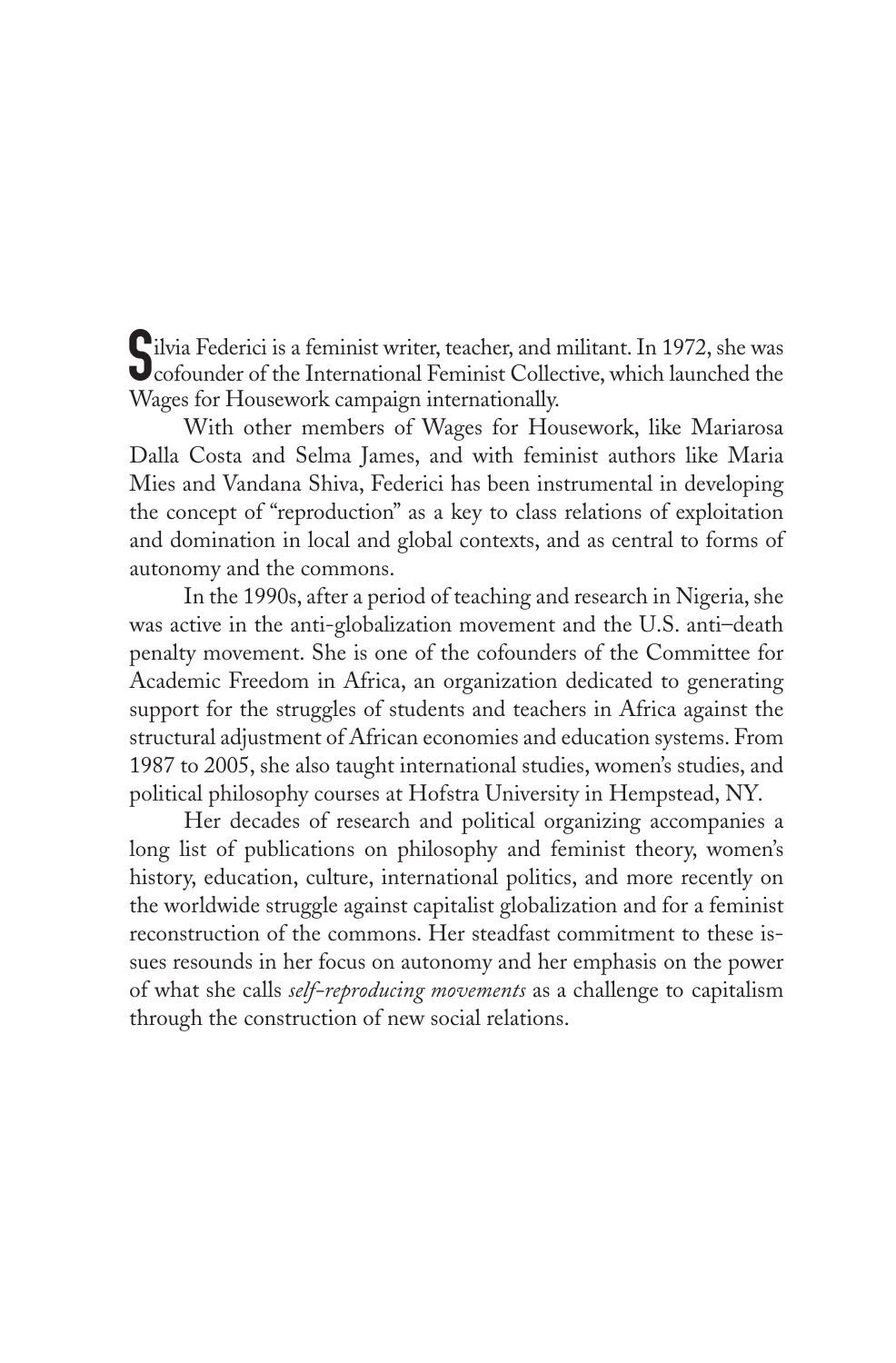Silvia Federici is a feminist writer, teacher, and militant. In 1972, she was cofounder of the International Feminist Collective, which launched the Wages for Housework campaign internationally.

With other members of Wages for Housework, like Mariarosa Dalla Costa and Selma James, and with feminist authors like Maria Mies and Vandana Shiva, Federici has been instrumental in developing the concept of "reproduction" as a key to class relations of exploitation and domination in local and global contexts, and as central to forms of autonomy and the commons.

In the 1990s, after a period of teaching and research in Nigeria, she was active in the anti-globalization movement and the U.S. anti–death penalty movement. She is one of the cofounders of the Committee for Academic Freedom in Africa, an organization dedicated to generating support for the struggles of students and teachers in Africa against the structural adjustment of African economies and education systems. From 1987 to 2005, she also taught international studies, women's studies, and political philosophy courses at Hofstra University in Hempstead, NY.

Her decades of research and political organizing accompanies a long list of publications on philosophy and feminist theory, women's history, education, culture, international politics, and more recently on the worldwide struggle against capitalist globalization and for a feminist reconstruction of the commons. Her steadfast commitment to these issues resounds in her focus on autonomy and her emphasis on the power of what she calls *self-reproducing movements* as a challenge to capitalism through the construction of new social relations.